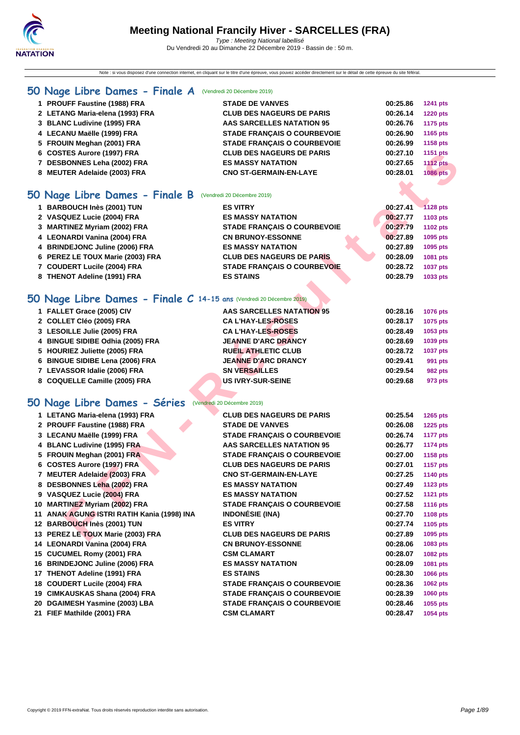# Meeting National Francily Hiver - SARCELLES (FRA)

*Type : Meeting National labellisé*

Du Vendredi 20 au Dimanche 22 Décembre 2019 - Bassin de : 50 m.

Note : si vous disposez d'une connection internet, en cliquant sur le titre d'une épreuve, vous pouvez accéder directement sur le détail de cette épreuve du site féféral.

## 50 Nage Libre Dames - Finale A (Vendredi 20 Décembre 2019)

| | | | | |
|---|---|---|---|---|
| 1 | PROUFF Faustine (1988) FRA | STADE DE VANVES | 00:25.86 | 1241 pts |
| 2 | LETANG Maria-elena (1993) FRA | CLUB DES NAGEURS DE PARIS | 00:26.14 | 1220 pts |
| 3 | BLANC Ludivine (1995) FRA | AAS SARCELLES NATATION 95 | 00:26.76 | 1175 pts |
| 4 | LECANU Maëlle (1999) FRA | STADE FRANÇAIS O COURBEVOIE | 00:26.90 | 1165 pts |
| 5 | FROUIN Meghan (2001) FRA | STADE FRANÇAIS O COURBEVOIE | 00:26.99 | 1158 pts |
| 6 | COSTES Aurore (1997) FRA | CLUB DES NAGEURS DE PARIS | 00:27.10 | 1151 pts |
| 7 | DESBONNES Leha (2002) FRA | ES MASSY NATATION | 00:27.65 | 1112 pts |
| 8 | MEUTER Adelaide (2003) FRA | CNO ST-GERMAIN-EN-LAYE | 00:28.01 | 1086 pts |

## 50 Nage Libre Dames - Finale B (Vendredi 20 Décembre 2019)

| | | | | |
|---|---|---|---|---|
| 1 | BARBOUCH Inès (2001) TUN | ES VITRY | 00:27.41 | 1128 pts |
| 2 | VASQUEZ Lucie (2004) FRA | ES MASSY NATATION | 00:27.77 | 1103 pts |
| 3 | MARTINEZ Myriam (2002) FRA | STADE FRANÇAIS O COURBEVOIE | 00:27.79 | 1102 pts |
| 4 | LEONARDI Vanina (2004) FRA | CN BRUNOY-ESSONNE | 00:27.89 | 1095 pts |
| 4 | BRINDEJONC Juline (2006) FRA | ES MASSY NATATION | 00:27.89 | 1095 pts |
| 6 | PEREZ LE TOUX Marie (2003) FRA | CLUB DES NAGEURS DE PARIS | 00:28.09 | 1081 pts |
| 7 | COUDERT Lucile (2004) FRA | STADE FRANÇAIS O COURBEVOIE | 00:28.72 | 1037 pts |
| 8 | THENOT Adeline (1991) FRA | ES STAINS | 00:28.79 | 1033 pts |

## 50 Nage Libre Dames - Finale C 14-15 ans (Vendredi 20 Décembre 2019)

| | | | | |
|---|---|---|---|---|
| 1 | FALLET Grace (2005) CIV | AAS SARCELLES NATATION 95 | 00:28.16 | 1076 pts |
| 2 | COLLET Cléo (2005) FRA | CA L'HAY-LES-ROSES | 00:28.17 | 1075 pts |
| 3 | LESOILLE Julie (2005) FRA | CA L'HAY-LES-ROSES | 00:28.49 | 1053 pts |
| 4 | BINGUE SIDIBE Odhia (2005) FRA | JEANNE D'ARC DRANCY | 00:28.69 | 1039 pts |
| 5 | HOURIEZ Juliette (2005) FRA | RUEIL ATHLETIC CLUB | 00:28.72 | 1037 pts |
| 6 | BINGUE SIDIBE Lena (2006) FRA | JEANNE D'ARC DRANCY | 00:29.41 | 991 pts |
| 7 | LEVASSOR Idalie (2006) FRA | SN VERSAILLES | 00:29.54 | 982 pts |
| 8 | COQUELLE Camille (2005) FRA | US IVRY-SUR-SEINE | 00:29.68 | 973 pts |

## 50 Nage Libre Dames - Séries (Vendredi 20 Décembre 2019)

| | | | | |
|---|---|---|---|---|
| 1 | LETANG Maria-elena (1993) FRA | CLUB DES NAGEURS DE PARIS | 00:25.54 | 1265 pts |
| 2 | PROUFF Faustine (1988) FRA | STADE DE VANVES | 00:26.08 | 1225 pts |
| 3 | LECANU Maëlle (1999) FRA | STADE FRANÇAIS O COURBEVOIE | 00:26.74 | 1177 pts |
| 4 | BLANC Ludivine (1995) FRA | AAS SARCELLES NATATION 95 | 00:26.77 | 1174 pts |
| 5 | FROUIN Meghan (2001) FRA | STADE FRANÇAIS O COURBEVOIE | 00:27.00 | 1158 pts |
| 6 | COSTES Aurore (1997) FRA | CLUB DES NAGEURS DE PARIS | 00:27.01 | 1157 pts |
| 7 | MEUTER Adelaide (2003) FRA | CNO ST-GERMAIN-EN-LAYE | 00:27.25 | 1140 pts |
| 8 | DESBONNES Leha (2002) FRA | ES MASSY NATATION | 00:27.49 | 1123 pts |
| 9 | VASQUEZ Lucie (2004) FRA | ES MASSY NATATION | 00:27.52 | 1121 pts |
| 10 | MARTINEZ Myriam (2002) FRA | STADE FRANÇAIS O COURBEVOIE | 00:27.58 | 1116 pts |
| 11 | ANAK AGUNG ISTRI RATIH Kania (1998) INA | INDONÉSIE (INA) | 00:27.70 | 1108 pts |
| 12 | BARBOUCH Inès (2001) TUN | ES VITRY | 00:27.74 | 1105 pts |
| 13 | PEREZ LE TOUX Marie (2003) FRA | CLUB DES NAGEURS DE PARIS | 00:27.89 | 1095 pts |
| 14 | LEONARDI Vanina (2004) FRA | CN BRUNOY-ESSONNE | 00:28.06 | 1083 pts |
| 15 | CUCUMEL Romy (2001) FRA | CSM CLAMART | 00:28.07 | 1082 pts |
| 16 | BRINDEJONC Juline (2006) FRA | ES MASSY NATATION | 00:28.09 | 1081 pts |
| 17 | THENOT Adeline (1991) FRA | ES STAINS | 00:28.30 | 1066 pts |
| 18 | COUDERT Lucile (2004) FRA | STADE FRANÇAIS O COURBEVOIE | 00:28.36 | 1062 pts |
| 19 | CIMKAUSKAS Shana (2004) FRA | STADE FRANÇAIS O COURBEVOIE | 00:28.39 | 1060 pts |
| 20 | DGAIMESH Yasmine (2003) LBA | STADE FRANÇAIS O COURBEVOIE | 00:28.46 | 1055 pts |
| 21 | FIEF Mathilde (2001) FRA | CSM CLAMART | 00:28.47 | 1054 pts |

Copyright © 2019 FFN-extraNat. Tous droits réservés reproduction interdite sans autorisation.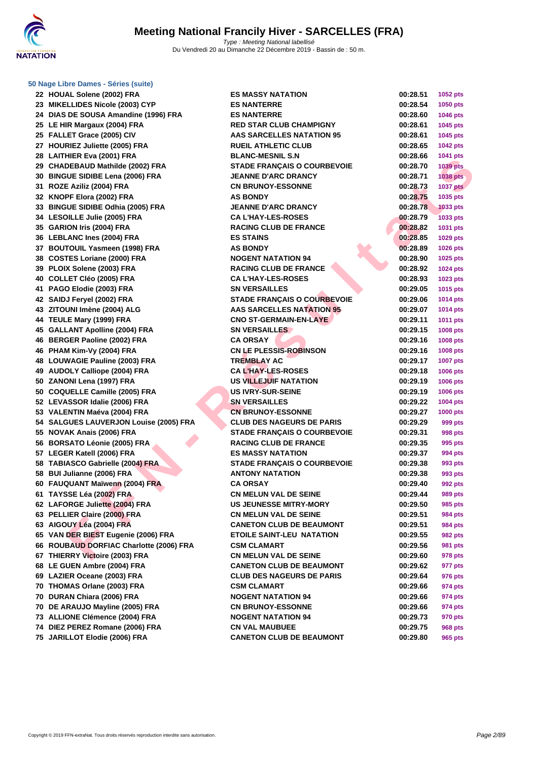# Meeting National Francily Hiver - SARCELLES (FRA)

*Type : Meeting National labellisé*
Du Vendredi 20 au Dimanche 22 Décembre 2019 - Bassin de : 50 m.

### 50 Nage Libre Dames - Séries (suite)

| | | | | |
|---|---|---|---|---|
| 22 | HOUAL Solene (2002) FRA | ES MASSY NATATION | 00:28.51 | 1052 pts |
| 23 | MIKELLIDES Nicole (2003) CYP | ES NANTERRE | 00:28.54 | 1050 pts |
| 24 | DIAS DE SOUSA Amandine (1996) FRA | ES NANTERRE | 00:28.60 | 1046 pts |
| 25 | LE HIR Margaux (2004) FRA | RED STAR CLUB CHAMPIGNY | 00:28.61 | 1045 pts |
| 25 | FALLET Grace (2005) CIV | AAS SARCELLES NATATION 95 | 00:28.61 | 1045 pts |
| 27 | HOURIEZ Juliette (2005) FRA | RUEIL ATHLETIC CLUB | 00:28.65 | 1042 pts |
| 28 | LAITHIER Eva (2001) FRA | BLANC-MESNIL S.N | 00:28.66 | 1041 pts |
| 29 | CHADEBAUD Mathilde (2002) FRA | STADE FRANÇAIS O COURBEVOIE | 00:28.70 | 1039 pts |
| 30 | BINGUE SIDIBE Lena (2006) FRA | JEANNE D'ARC DRANCY | 00:28.71 | 1038 pts |
| 31 | ROZE Aziliz (2004) FRA | CN BRUNOY-ESSONNE | 00:28.73 | 1037 pts |
| 32 | KNOPF Elora (2002) FRA | AS BONDY | 00:28.75 | 1035 pts |
| 33 | BINGUE SIDIBE Odhia (2005) FRA | JEANNE D'ARC DRANCY | 00:28.78 | 1033 pts |
| 34 | LESOILLE Julie (2005) FRA | CA L'HAY-LES-ROSES | 00:28.79 | 1033 pts |
| 35 | GARION Iris (2004) FRA | RACING CLUB DE FRANCE | 00:28.82 | 1031 pts |
| 36 | LEBLANC Ines (2004) FRA | ES STAINS | 00:28.85 | 1029 pts |
| 37 | BOUTOUIL Yasmeen (1998) FRA | AS BONDY | 00:28.89 | 1026 pts |
| 38 | COSTES Loriane (2000) FRA | NOGENT NATATION 94 | 00:28.90 | 1025 pts |
| 39 | PLOIX Solene (2003) FRA | RACING CLUB DE FRANCE | 00:28.92 | 1024 pts |
| 40 | COLLET Cléo (2005) FRA | CA L'HAY-LES-ROSES | 00:28.93 | 1023 pts |
| 41 | PAGO Elodie (2003) FRA | SN VERSAILLES | 00:29.05 | 1015 pts |
| 42 | SAIDJ Feryel (2002) FRA | STADE FRANÇAIS O COURBEVOIE | 00:29.06 | 1014 pts |
| 43 | ZITOUNI Imène (2004) ALG | AAS SARCELLES NATATION 95 | 00:29.07 | 1014 pts |
| 44 | TEULE Mary (1999) FRA | CNO ST-GERMAIN-EN-LAYE | 00:29.11 | 1011 pts |
| 45 | GALLANT Apolline (2004) FRA | SN VERSAILLES | 00:29.15 | 1008 pts |
| 46 | BERGER Paoline (2002) FRA | CA ORSAY | 00:29.16 | 1008 pts |
| 46 | PHAM Kim-Vy (2004) FRA | CN LE PLESSIS-ROBINSON | 00:29.16 | 1008 pts |
| 48 | LOUWAGIE Pauline (2003) FRA | TREMBLAY AC | 00:29.17 | 1007 pts |
| 49 | AUDOLY Calliope (2004) FRA | CA L'HAY-LES-ROSES | 00:29.18 | 1006 pts |
| 50 | ZANONI Lena (1997) FRA | US VILLEJUIF NATATION | 00:29.19 | 1006 pts |
| 50 | COQUELLE Camille (2005) FRA | US IVRY-SUR-SEINE | 00:29.19 | 1006 pts |
| 52 | LEVASSOR Idalie (2006) FRA | SN VERSAILLES | 00:29.22 | 1004 pts |
| 53 | VALENTIN Maéva (2004) FRA | CN BRUNOY-ESSONNE | 00:29.27 | 1000 pts |
| 54 | SALGUES LAUVERJON Louise (2005) FRA | CLUB DES NAGEURS DE PARIS | 00:29.29 | 999 pts |
| 55 | NOVAK Anais (2006) FRA | STADE FRANÇAIS O COURBEVOIE | 00:29.31 | 998 pts |
| 56 | BORSATO Léonie (2005) FRA | RACING CLUB DE FRANCE | 00:29.35 | 995 pts |
| 57 | LEGER Katell (2006) FRA | ES MASSY NATATION | 00:29.37 | 994 pts |
| 58 | TABIASCO Gabrielle (2004) FRA | STADE FRANÇAIS O COURBEVOIE | 00:29.38 | 993 pts |
| 58 | BUI Julianne (2006) FRA | ANTONY NATATION | 00:29.38 | 993 pts |
| 60 | FAUQUANT Maïwenn (2004) FRA | CA ORSAY | 00:29.40 | 992 pts |
| 61 | TAYSSE Léa (2002) FRA | CN MELUN VAL DE SEINE | 00:29.44 | 989 pts |
| 62 | LAFORGE Juliette (2004) FRA | US JEUNESSE MITRY-MORY | 00:29.50 | 985 pts |
| 63 | PELLIER Claire (2000) FRA | CN MELUN VAL DE SEINE | 00:29.51 | 984 pts |
| 63 | AIGOUY Léa (2004) FRA | CANETON CLUB DE BEAUMONT | 00:29.51 | 984 pts |
| 65 | VAN DER BIEST Eugenie (2006) FRA | ETOILE SAINT-LEU NATATION | 00:29.55 | 982 pts |
| 66 | ROUBAUD DORFIAC Charlotte (2006) FRA | CSM CLAMART | 00:29.56 | 981 pts |
| 67 | THIERRY Victoire (2003) FRA | CN MELUN VAL DE SEINE | 00:29.60 | 978 pts |
| 68 | LE GUEN Ambre (2004) FRA | CANETON CLUB DE BEAUMONT | 00:29.62 | 977 pts |
| 69 | LAZIER Oceane (2003) FRA | CLUB DES NAGEURS DE PARIS | 00:29.64 | 976 pts |
| 70 | THOMAS Orlane (2003) FRA | CSM CLAMART | 00:29.66 | 974 pts |
| 70 | DURAN Chiara (2006) FRA | NOGENT NATATION 94 | 00:29.66 | 974 pts |
| 70 | DE ARAUJO Mayline (2005) FRA | CN BRUNOY-ESSONNE | 00:29.66 | 974 pts |
| 73 | ALLIONE Clémence (2004) FRA | NOGENT NATATION 94 | 00:29.73 | 970 pts |
| 74 | DIEZ PEREZ Romane (2006) FRA | CN VAL MAUBUEE | 00:29.75 | 968 pts |
| 75 | JARILLOT Elodie (2006) FRA | CANETON CLUB DE BEAUMONT | 00:29.80 | 965 pts |

Copyright © 2019 FFN-extraNat. Tous droits réservés reproduction interdite sans autorisation.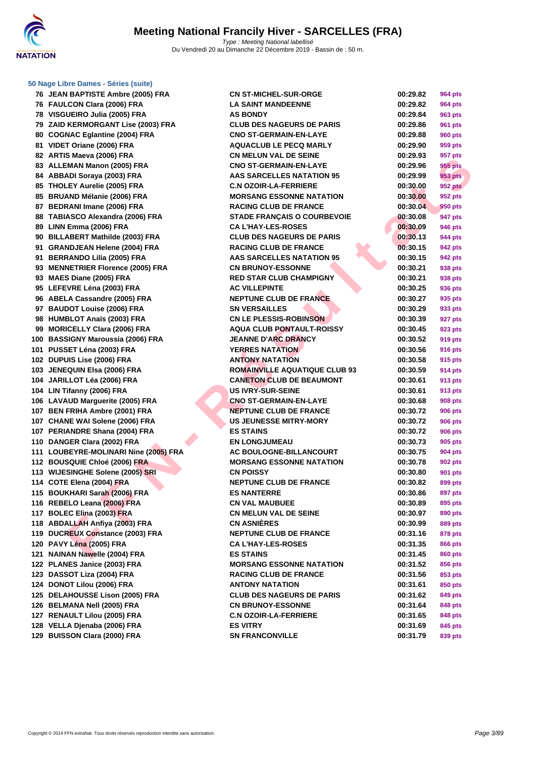# Meeting National Francily Hiver - SARCELLES (FRA)

Type : Meeting National labellisé
Du Vendredi 20 au Dimanche 22 Décembre 2019 - Bassin de : 50 m.

### 50 Nage Libre Dames - Séries (suite)

| | | | | |
|---|---|---|---|---|
| 76 | JEAN BAPTISTE Ambre (2005) FRA | CN ST-MICHEL-SUR-ORGE | 00:29.82 | 964 pts |
| 76 | FAULCON Clara (2006) FRA | LA SAINT MANDEENNE | 00:29.82 | 964 pts |
| 78 | VISGUEIRO Julia (2005) FRA | AS BONDY | 00:29.84 | 963 pts |
| 79 | ZAID KERMORGANT Lise (2003) FRA | CLUB DES NAGEURS DE PARIS | 00:29.86 | 961 pts |
| 80 | COGNAC Eglantine (2004) FRA | CNO ST-GERMAIN-EN-LAYE | 00:29.88 | 960 pts |
| 81 | VIDET Oriane (2006) FRA | AQUACLUB LE PECQ MARLY | 00:29.90 | 959 pts |
| 82 | ARTIS Maeva (2006) FRA | CN MELUN VAL DE SEINE | 00:29.93 | 957 pts |
| 83 | ALLEMAN Manon (2005) FRA | CNO ST-GERMAIN-EN-LAYE | 00:29.96 | 955 pts |
| 84 | ABBADI Soraya (2003) FRA | AAS SARCELLES NATATION 95 | 00:29.99 | 953 pts |
| 85 | THOLEY Aurelie (2005) FRA | C.N OZOIR-LA-FERRIERE | 00:30.00 | 952 pts |
| 85 | BRUAND Mélanie (2006) FRA | MORSANG ESSONNE NATATION | 00:30.00 | 952 pts |
| 87 | BEDRANI Imane (2006) FRA | RACING CLUB DE FRANCE | 00:30.04 | 950 pts |
| 88 | TABIASCO Alexandra (2006) FRA | STADE FRANÇAIS O COURBEVOIE | 00:30.08 | 947 pts |
| 89 | LINN Emma (2006) FRA | CA L'HAY-LES-ROSES | 00:30.09 | 946 pts |
| 90 | BILLABERT Mathilde (2003) FRA | CLUB DES NAGEURS DE PARIS | 00:30.13 | 944 pts |
| 91 | GRANDJEAN Helene (2004) FRA | RACING CLUB DE FRANCE | 00:30.15 | 942 pts |
| 91 | BERRANDO Lilia (2005) FRA | AAS SARCELLES NATATION 95 | 00:30.15 | 942 pts |
| 93 | MENNETRIER Florence (2005) FRA | CN BRUNOY-ESSONNE | 00:30.21 | 938 pts |
| 93 | MAES Diane (2005) FRA | RED STAR CLUB CHAMPIGNY | 00:30.21 | 938 pts |
| 95 | LEFEVRE Léna (2003) FRA | AC VILLEPINTE | 00:30.25 | 936 pts |
| 96 | ABELA Cassandre (2005) FRA | NEPTUNE CLUB DE FRANCE | 00:30.27 | 935 pts |
| 97 | BAUDOT Louise (2006) FRA | SN VERSAILLES | 00:30.29 | 933 pts |
| 98 | HUMBLOT Anaïs (2003) FRA | CN LE PLESSIS-ROBINSON | 00:30.39 | 927 pts |
| 99 | MORICELLY Clara (2006) FRA | AQUA CLUB PONTAULT-ROISSY | 00:30.45 | 923 pts |
| 100 | BASSIGNY Maroussia (2006) FRA | JEANNE D'ARC DRANCY | 00:30.52 | 919 pts |
| 101 | PUSSET Léna (2003) FRA | YERRES NATATION | 00:30.56 | 916 pts |
| 102 | DUPUIS Lise (2006) FRA | ANTONY NATATION | 00:30.58 | 915 pts |
| 103 | JENEQUIN Elsa (2006) FRA | ROMAINVILLE AQUATIQUE CLUB 93 | 00:30.59 | 914 pts |
| 104 | JARILLOT Léa (2006) FRA | CANETON CLUB DE BEAUMONT | 00:30.61 | 913 pts |
| 104 | LIN Tifanny (2006) FRA | US IVRY-SUR-SEINE | 00:30.61 | 913 pts |
| 106 | LAVAUD Marguerite (2005) FRA | CNO ST-GERMAIN-EN-LAYE | 00:30.68 | 908 pts |
| 107 | BEN FRIHA Ambre (2001) FRA | NEPTUNE CLUB DE FRANCE | 00:30.72 | 906 pts |
| 107 | CHANE WAI Solene (2006) FRA | US JEUNESSE MITRY-MORY | 00:30.72 | 906 pts |
| 107 | PERIANDRE Shana (2004) FRA | ES STAINS | 00:30.72 | 906 pts |
| 110 | DANGER Clara (2002) FRA | EN LONGJUMEAU | 00:30.73 | 905 pts |
| 111 | LOUBEYRE-MOLINARI Nine (2005) FRA | AC BOULOGNE-BILLANCOURT | 00:30.75 | 904 pts |
| 112 | BOUSQUIE Chloé (2006) FRA | MORSANG ESSONNE NATATION | 00:30.78 | 902 pts |
| 113 | WIJESINGHE Solene (2005) SRI | CN POISSY | 00:30.80 | 901 pts |
| 114 | COTE Elena (2004) FRA | NEPTUNE CLUB DE FRANCE | 00:30.82 | 899 pts |
| 115 | BOUKHARI Sarah (2006) FRA | ES NANTERRE | 00:30.86 | 897 pts |
| 116 | REBELO Leana (2006) FRA | CN VAL MAUBUEE | 00:30.89 | 895 pts |
| 117 | BOLEC Elina (2003) FRA | CN MELUN VAL DE SEINE | 00:30.97 | 890 pts |
| 118 | ABDALLAH Anfiya (2003) FRA | CN ASNIÈRES | 00:30.99 | 889 pts |
| 119 | DUCREUX Constance (2003) FRA | NEPTUNE CLUB DE FRANCE | 00:31.16 | 878 pts |
| 120 | PAVY Léna (2005) FRA | CA L'HAY-LES-ROSES | 00:31.35 | 866 pts |
| 121 | NAINAN Nawelle (2004) FRA | ES STAINS | 00:31.45 | 860 pts |
| 122 | PLANES Janice (2003) FRA | MORSANG ESSONNE NATATION | 00:31.52 | 856 pts |
| 123 | DASSOT Liza (2004) FRA | RACING CLUB DE FRANCE | 00:31.56 | 853 pts |
| 124 | DONOT Lilou (2006) FRA | ANTONY NATATION | 00:31.61 | 850 pts |
| 125 | DELAHOUSSE Lison (2005) FRA | CLUB DES NAGEURS DE PARIS | 00:31.62 | 849 pts |
| 126 | BELMANA Nell (2005) FRA | CN BRUNOY-ESSONNE | 00:31.64 | 848 pts |
| 127 | RENAULT Lilou (2005) FRA | C.N OZOIR-LA-FERRIERE | 00:31.65 | 848 pts |
| 128 | VELLA Djenaba (2006) FRA | ES VITRY | 00:31.69 | 845 pts |
| 129 | BUISSON Clara (2000) FRA | SN FRANCONVILLE | 00:31.79 | 839 pts |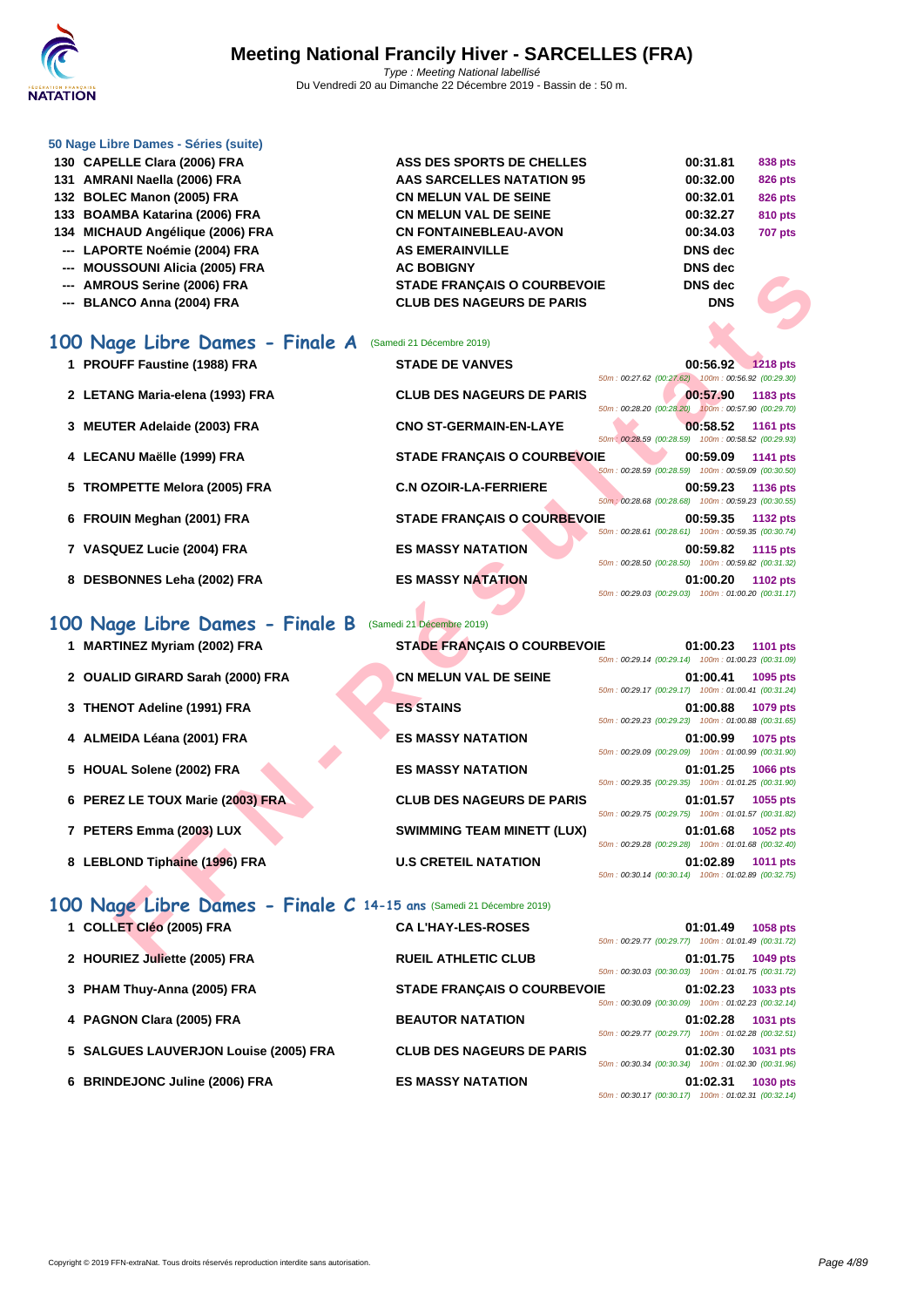### 50 Nage Libre Dames - Séries (suite)

| Rang | Nom | Club | Temps | Points |
|---|---|---|---|---|
| 130 | CAPELLE Clara (2006) FRA | ASS DES SPORTS DE CHELLES | 00:31.81 | 838 pts |
| 131 | AMRANI Naella (2006) FRA | AAS SARCELLES NATATION 95 | 00:32.00 | 826 pts |
| 132 | BOLEC Manon (2005) FRA | CN MELUN VAL DE SEINE | 00:32.01 | 826 pts |
| 133 | BOAMBA Katarina (2006) FRA | CN MELUN VAL DE SEINE | 00:32.27 | 810 pts |
| 134 | MICHAUD Angélique (2006) FRA | CN FONTAINEBLEAU-AVON | 00:34.03 | 707 pts |
| --- | LAPORTE Noémie (2004) FRA | AS EMERAINVILLE | DNS dec | |
| --- | MOUSSOUNI Alicia (2005) FRA | AC BOBIGNY | DNS dec | |
| --- | AMROUS Serine (2006) FRA | STADE FRANÇAIS O COURBEVOIE | DNS dec | |
| --- | BLANCO Anna (2004) FRA | CLUB DES NAGEURS DE PARIS | DNS | |

## 100 Nage Libre Dames - Finale A (Samedi 21 Décembre 2019)

| Rang | Nom | Club | Temps | Points | Intermédiaires |
|---|---|---|---|---|---|
| 1 | PROUFF Faustine (1988) FRA | STADE DE VANVES | 00:56.92 | 1218 pts | 50m : 00:27.62 (00:27.62) 100m : 00:56.92 (00:29.30) |
| 2 | LETANG Maria-elena (1993) FRA | CLUB DES NAGEURS DE PARIS | 00:57.90 | 1183 pts | 50m : 00:28.20 (00:28.20) 100m : 00:57.90 (00:29.70) |
| 3 | MEUTER Adelaide (2003) FRA | CNO ST-GERMAIN-EN-LAYE | 00:58.52 | 1161 pts | 50m : 00:28.59 (00:28.59) 100m : 00:58.52 (00:29.93) |
| 4 | LECANU Maëlle (1999) FRA | STADE FRANÇAIS O COURBEVOIE | 00:59.09 | 1141 pts | 50m : 00:28.59 (00:28.59) 100m : 00:59.09 (00:30.50) |
| 5 | TROMPETTE Melora (2005) FRA | C.N OZOIR-LA-FERRIERE | 00:59.23 | 1136 pts | 50m : 00:28.68 (00:28.68) 100m : 00:59.23 (00:30.55) |
| 6 | FROUIN Meghan (2001) FRA | STADE FRANÇAIS O COURBEVOIE | 00:59.35 | 1132 pts | 50m : 00:28.61 (00:28.61) 100m : 00:59.35 (00:30.74) |
| 7 | VASQUEZ Lucie (2004) FRA | ES MASSY NATATION | 00:59.82 | 1115 pts | 50m : 00:28.50 (00:28.50) 100m : 00:59.82 (00:31.32) |
| 8 | DESBONNES Leha (2002) FRA | ES MASSY NATATION | 01:00.20 | 1102 pts | 50m : 00:29.03 (00:29.03) 100m : 01:00.20 (00:31.17) |

## 100 Nage Libre Dames - Finale B (Samedi 21 Décembre 2019)

| Rang | Nom | Club | Temps | Points | Intermédiaires |
|---|---|---|---|---|---|
| 1 | MARTINEZ Myriam (2002) FRA | STADE FRANÇAIS O COURBEVOIE | 01:00.23 | 1101 pts | 50m : 00:29.14 (00:29.14) 100m : 01:00.23 (00:31.09) |
| 2 | OUALID GIRARD Sarah (2000) FRA | CN MELUN VAL DE SEINE | 01:00.41 | 1095 pts | 50m : 00:29.17 (00:29.17) 100m : 01:00.41 (00:31.24) |
| 3 | THENOT Adeline (1991) FRA | ES STAINS | 01:00.88 | 1079 pts | 50m : 00:29.23 (00:29.23) 100m : 01:00.88 (00:31.65) |
| 4 | ALMEIDA Léana (2001) FRA | ES MASSY NATATION | 01:00.99 | 1075 pts | 50m : 00:29.09 (00:29.09) 100m : 01:00.99 (00:31.90) |
| 5 | HOUAL Solene (2002) FRA | ES MASSY NATATION | 01:01.25 | 1066 pts | 50m : 00:29.35 (00:29.35) 100m : 01:01.25 (00:31.90) |
| 6 | PEREZ LE TOUX Marie (2003) FRA | CLUB DES NAGEURS DE PARIS | 01:01.57 | 1055 pts | 50m : 00:29.75 (00:29.75) 100m : 01:01.57 (00:31.82) |
| 7 | PETERS Emma (2003) LUX | SWIMMING TEAM MINETT (LUX) | 01:01.68 | 1052 pts | 50m : 00:29.28 (00:29.28) 100m : 01:01.68 (00:32.40) |
| 8 | LEBLOND Tiphaine (1996) FRA | U.S CRETEIL NATATION | 01:02.89 | 1011 pts | 50m : 00:30.14 (00:30.14) 100m : 01:02.89 (00:32.75) |

## 100 Nage Libre Dames - Finale C 14-15 ans (Samedi 21 Décembre 2019)

| Rang | Nom | Club | Temps | Points | Intermédiaires |
|---|---|---|---|---|---|
| 1 | COLLET Cléo (2005) FRA | CA L'HAY-LES-ROSES | 01:01.49 | 1058 pts | 50m : 00:29.77 (00:29.77) 100m : 01:01.49 (00:31.72) |
| 2 | HOURIEZ Juliette (2005) FRA | RUEIL ATHLETIC CLUB | 01:01.75 | 1049 pts | 50m : 00:30.03 (00:30.03) 100m : 01:01.75 (00:31.72) |
| 3 | PHAM Thuy-Anna (2005) FRA | STADE FRANÇAIS O COURBEVOIE | 01:02.23 | 1033 pts | 50m : 00:30.09 (00:30.09) 100m : 01:02.23 (00:32.14) |
| 4 | PAGNON Clara (2005) FRA | BEAUTOR NATATION | 01:02.28 | 1031 pts | 50m : 00:29.77 (00:29.77) 100m : 01:02.28 (00:32.51) |
| 5 | SALGUES LAUVERJON Louise (2005) FRA | CLUB DES NAGEURS DE PARIS | 01:02.30 | 1031 pts | 50m : 00:30.34 (00:30.34) 100m : 01:02.30 (00:31.96) |
| 6 | BRINDEJONC Juline (2006) FRA | ES MASSY NATATION | 01:02.31 | 1030 pts | 50m : 00:30.17 (00:30.17) 100m : 01:02.31 (00:32.14) |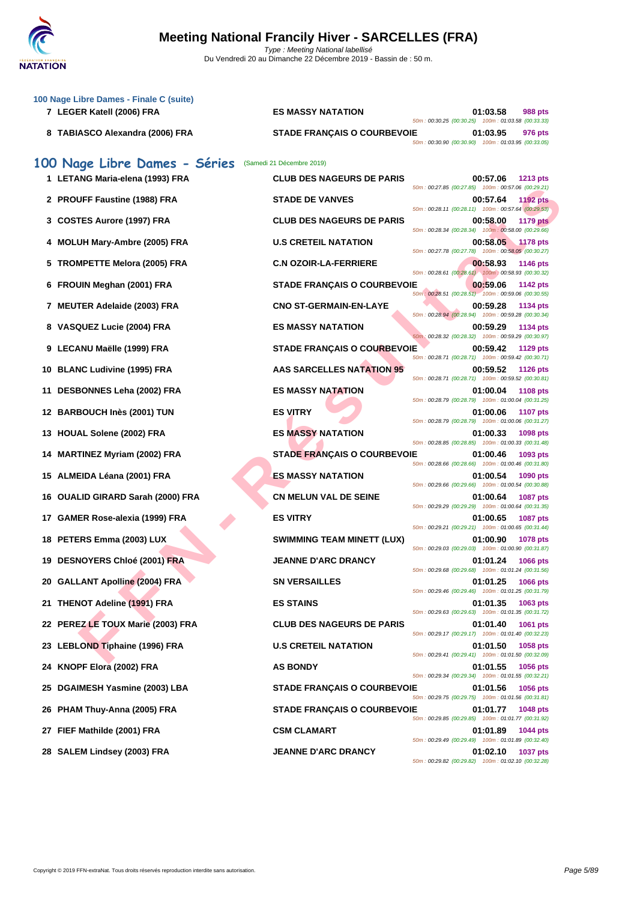### 100 Nage Libre Dames - Finale C (suite)

| Rang | Nom | Club | Temps | Points | Splits |
|---|---|---|---|---|---|
| 7 | LEGER Katell (2006) FRA | ES MASSY NATATION | 01:03.58 | 988 pts | 50m : 00:30.25 (00:30.25) 100m : 01:03.58 (00:33.33) |
| 8 | TABIASCO Alexandra (2006) FRA | STADE FRANÇAIS O COURBEVOIE | 01:03.95 | 976 pts | 50m : 00:30.90 (00:30.90) 100m : 01:03.95 (00:33.05) |

## 100 Nage Libre Dames - Séries (Samedi 21 Décembre 2019)

| Rang | Nom | Club | Temps | Points | Splits |
|---|---|---|---|---|---|
| 1 | LETANG Maria-elena (1993) FRA | CLUB DES NAGEURS DE PARIS | 00:57.06 | 1213 pts | 50m : 00:27.85 (00:27.85) 100m : 00:57.06 (00:29.21) |
| 2 | PROUFF Faustine (1988) FRA | STADE DE VANVES | 00:57.64 | 1192 pts | 50m : 00:28.11 (00:28.11) 100m : 00:57.64 (00:29.53) |
| 3 | COSTES Aurore (1997) FRA | CLUB DES NAGEURS DE PARIS | 00:58.00 | 1179 pts | 50m : 00:28.34 (00:28.34) 100m : 00:58.00 (00:29.66) |
| 4 | MOLUH Mary-Ambre (2005) FRA | U.S CRETEIL NATATION | 00:58.05 | 1178 pts | 50m : 00:27.78 (00:27.78) 100m : 00:58.05 (00:30.27) |
| 5 | TROMPETTE Melora (2005) FRA | C.N OZOIR-LA-FERRIERE | 00:58.93 | 1146 pts | 50m : 00:28.61 (00:28.61) 100m : 00:58.93 (00:30.32) |
| 6 | FROUIN Meghan (2001) FRA | STADE FRANÇAIS O COURBEVOIE | 00:59.06 | 1142 pts | 50m : 00:28.51 (00:28.51) 100m : 00:59.06 (00:30.55) |
| 7 | MEUTER Adelaide (2003) FRA | CNO ST-GERMAIN-EN-LAYE | 00:59.28 | 1134 pts | 50m : 00:28.94 (00:28.94) 100m : 00:59.28 (00:30.34) |
| 8 | VASQUEZ Lucie (2004) FRA | ES MASSY NATATION | 00:59.29 | 1134 pts | 50m : 00:28.32 (00:28.32) 100m : 00:59.29 (00:30.97) |
| 9 | LECANU Maëlle (1999) FRA | STADE FRANÇAIS O COURBEVOIE | 00:59.42 | 1129 pts | 50m : 00:28.71 (00:28.71) 100m : 00:59.42 (00:30.71) |
| 10 | BLANC Ludivine (1995) FRA | AAS SARCELLES NATATION 95 | 00:59.52 | 1126 pts | 50m : 00:28.71 (00:28.71) 100m : 00:59.52 (00:30.81) |
| 11 | DESBONNES Leha (2002) FRA | ES MASSY NATATION | 01:00.04 | 1108 pts | 50m : 00:28.79 (00:28.79) 100m : 01:00.04 (00:31.25) |
| 12 | BARBOUCH Inès (2001) TUN | ES VITRY | 01:00.06 | 1107 pts | 50m : 00:28.79 (00:28.79) 100m : 01:00.06 (00:31.27) |
| 13 | HOUAL Solene (2002) FRA | ES MASSY NATATION | 01:00.33 | 1098 pts | 50m : 00:28.85 (00:28.85) 100m : 01:00.33 (00:31.48) |
| 14 | MARTINEZ Myriam (2002) FRA | STADE FRANÇAIS O COURBEVOIE | 01:00.46 | 1093 pts | 50m : 00:28.66 (00:28.66) 100m : 01:00.46 (00:31.80) |
| 15 | ALMEIDA Léana (2001) FRA | ES MASSY NATATION | 01:00.54 | 1090 pts | 50m : 00:29.66 (00:29.66) 100m : 01:00.54 (00:30.88) |
| 16 | OUALID GIRARD Sarah (2000) FRA | CN MELUN VAL DE SEINE | 01:00.64 | 1087 pts | 50m : 00:29.29 (00:29.29) 100m : 01:00.64 (00:31.35) |
| 17 | GAMER Rose-alexia (1999) FRA | ES VITRY | 01:00.65 | 1087 pts | 50m : 00:29.21 (00:29.21) 100m : 01:00.65 (00:31.44) |
| 18 | PETERS Emma (2003) LUX | SWIMMING TEAM MINETT (LUX) | 01:00.90 | 1078 pts | 50m : 00:29.03 (00:29.03) 100m : 01:00.90 (00:31.87) |
| 19 | DESNOYERS Chloé (2001) FRA | JEANNE D'ARC DRANCY | 01:01.24 | 1066 pts | 50m : 00:29.68 (00:29.68) 100m : 01:01.24 (00:31.56) |
| 20 | GALLANT Apolline (2004) FRA | SN VERSAILLES | 01:01.25 | 1066 pts | 50m : 00:29.46 (00:29.46) 100m : 01:01.25 (00:31.79) |
| 21 | THENOT Adeline (1991) FRA | ES STAINS | 01:01.35 | 1063 pts | 50m : 00:29.63 (00:29.63) 100m : 01:01.35 (00:31.72) |
| 22 | PEREZ LE TOUX Marie (2003) FRA | CLUB DES NAGEURS DE PARIS | 01:01.40 | 1061 pts | 50m : 00:29.17 (00:29.17) 100m : 01:01.40 (00:32.23) |
| 23 | LEBLOND Tiphaine (1996) FRA | U.S CRETEIL NATATION | 01:01.50 | 1058 pts | 50m : 00:29.41 (00:29.41) 100m : 01:01.50 (00:32.09) |
| 24 | KNOPF Elora (2002) FRA | AS BONDY | 01:01.55 | 1056 pts | 50m : 00:29.34 (00:29.34) 100m : 01:01.55 (00:32.21) |
| 25 | DGAIMESH Yasmine (2003) LBA | STADE FRANÇAIS O COURBEVOIE | 01:01.56 | 1056 pts | 50m : 00:29.75 (00:29.75) 100m : 01:01.56 (00:31.81) |
| 26 | PHAM Thuy-Anna (2005) FRA | STADE FRANÇAIS O COURBEVOIE | 01:01.77 | 1048 pts | 50m : 00:29.85 (00:29.85) 100m : 01:01.77 (00:31.92) |
| 27 | FIEF Mathilde (2001) FRA | CSM CLAMART | 01:01.89 | 1044 pts | 50m : 00:29.49 (00:29.49) 100m : 01:01.89 (00:32.40) |
| 28 | SALEM Lindsey (2003) FRA | JEANNE D'ARC DRANCY | 01:02.10 | 1037 pts | 50m : 00:29.82 (00:29.82) 100m : 01:02.10 (00:32.28) |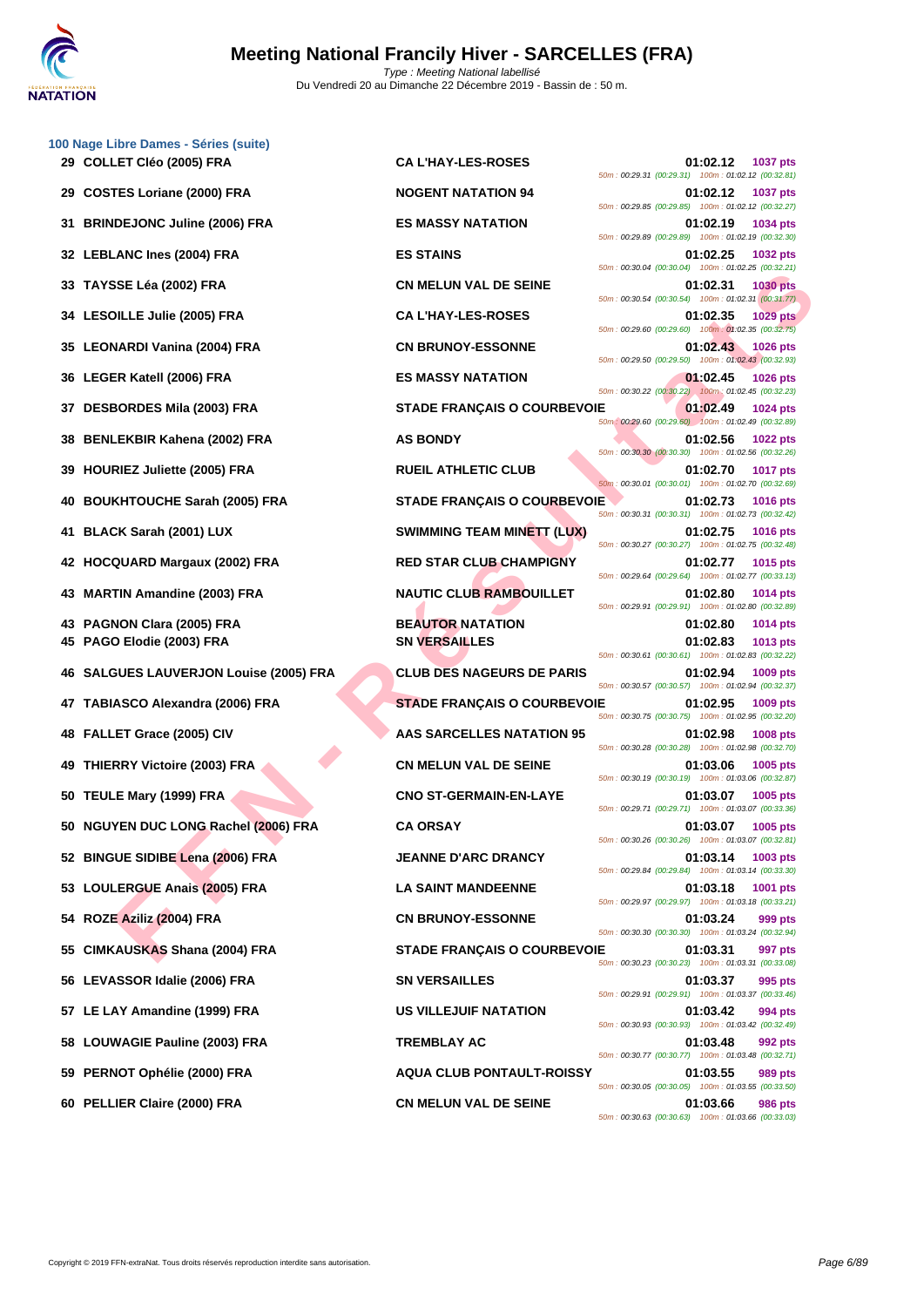### 100 Nage Libre Dames - Séries (suite)

| Rang | Nom | Club | Temps | Points | Splits |
|---|---|---|---|---|---|
| 29 | COLLET Cléo (2005) FRA | CA L'HAY-LES-ROSES | 01:02.12 | 1037 pts | 50m : 00:29.31 (00:29.31) 100m : 01:02.12 (00:32.81) |
| 29 | COSTES Loriane (2000) FRA | NOGENT NATATION 94 | 01:02.12 | 1037 pts | 50m : 00:29.85 (00:29.85) 100m : 01:02.12 (00:32.27) |
| 31 | BRINDEJONC Juline (2006) FRA | ES MASSY NATATION | 01:02.19 | 1034 pts | 50m : 00:29.89 (00:29.89) 100m : 01:02.19 (00:32.30) |
| 32 | LEBLANC Ines (2004) FRA | ES STAINS | 01:02.25 | 1032 pts | 50m : 00:30.04 (00:30.04) 100m : 01:02.25 (00:32.21) |
| 33 | TAYSSE Léa (2002) FRA | CN MELUN VAL DE SEINE | 01:02.31 | 1030 pts | 50m : 00:30.54 (00:30.54) 100m : 01:02.31 (00:31.77) |
| 34 | LESOILLE Julie (2005) FRA | CA L'HAY-LES-ROSES | 01:02.35 | 1029 pts | 50m : 00:29.60 (00:29.60) 100m : 01:02.35 (00:32.75) |
| 35 | LEONARDI Vanina (2004) FRA | CN BRUNOY-ESSONNE | 01:02.43 | 1026 pts | 50m : 00:29.50 (00:29.50) 100m : 01:02.43 (00:32.93) |
| 36 | LEGER Katell (2006) FRA | ES MASSY NATATION | 01:02.45 | 1026 pts | 50m : 00:30.22 (00:30.22) 100m : 01:02.45 (00:32.23) |
| 37 | DESBORDES Mila (2003) FRA | STADE FRANÇAIS O COURBEVOIE | 01:02.49 | 1024 pts | 50m : 00:29.60 (00:29.60) 100m : 01:02.49 (00:32.89) |
| 38 | BENLEKBIR Kahena (2002) FRA | AS BONDY | 01:02.56 | 1022 pts | 50m : 00:30.30 (00:30.30) 100m : 01:02.56 (00:32.26) |
| 39 | HOURIEZ Juliette (2005) FRA | RUEIL ATHLETIC CLUB | 01:02.70 | 1017 pts | 50m : 00:30.01 (00:30.01) 100m : 01:02.70 (00:32.69) |
| 40 | BOUKHTOUCHE Sarah (2005) FRA | STADE FRANÇAIS O COURBEVOIE | 01:02.73 | 1016 pts | 50m : 00:30.31 (00:30.31) 100m : 01:02.73 (00:32.42) |
| 41 | BLACK Sarah (2001) LUX | SWIMMING TEAM MINETT (LUX) | 01:02.75 | 1016 pts | 50m : 00:30.27 (00:30.27) 100m : 01:02.75 (00:32.48) |
| 42 | HOCQUARD Margaux (2002) FRA | RED STAR CLUB CHAMPIGNY | 01:02.77 | 1015 pts | 50m : 00:29.64 (00:29.64) 100m : 01:02.77 (00:33.13) |
| 43 | MARTIN Amandine (2003) FRA | NAUTIC CLUB RAMBOUILLET | 01:02.80 | 1014 pts | 50m : 00:29.91 (00:29.91) 100m : 01:02.80 (00:32.89) |
| 43 | PAGNON Clara (2005) FRA | BEAUTOR NATATION | 01:02.80 | 1014 pts | |
| 45 | PAGO Elodie (2003) FRA | SN VERSAILLES | 01:02.83 | 1013 pts | 50m : 00:30.61 (00:30.61) 100m : 01:02.83 (00:32.22) |
| 46 | SALGUES LAUVERJON Louise (2005) FRA | CLUB DES NAGEURS DE PARIS | 01:02.94 | 1009 pts | 50m : 00:30.57 (00:30.57) 100m : 01:02.94 (00:32.37) |
| 47 | TABIASCO Alexandra (2006) FRA | STADE FRANÇAIS O COURBEVOIE | 01:02.95 | 1009 pts | 50m : 00:30.75 (00:30.75) 100m : 01:02.95 (00:32.20) |
| 48 | FALLET Grace (2005) CIV | AAS SARCELLES NATATION 95 | 01:02.98 | 1008 pts | 50m : 00:30.28 (00:30.28) 100m : 01:02.98 (00:32.70) |
| 49 | THIERRY Victoire (2003) FRA | CN MELUN VAL DE SEINE | 01:03.06 | 1005 pts | 50m : 00:30.19 (00:30.19) 100m : 01:03.06 (00:32.87) |
| 50 | TEULE Mary (1999) FRA | CNO ST-GERMAIN-EN-LAYE | 01:03.07 | 1005 pts | 50m : 00:29.71 (00:29.71) 100m : 01:03.07 (00:33.36) |
| 50 | NGUYEN DUC LONG Rachel (2006) FRA | CA ORSAY | 01:03.07 | 1005 pts | 50m : 00:30.26 (00:30.26) 100m : 01:03.07 (00:32.81) |
| 52 | BINGUE SIDIBE Lena (2006) FRA | JEANNE D'ARC DRANCY | 01:03.14 | 1003 pts | 50m : 00:29.84 (00:29.84) 100m : 01:03.14 (00:33.30) |
| 53 | LOULERGUE Anais (2005) FRA | LA SAINT MANDEENNE | 01:03.18 | 1001 pts | 50m : 00:29.97 (00:29.97) 100m : 01:03.18 (00:33.21) |
| 54 | ROZE Aziliz (2004) FRA | CN BRUNOY-ESSONNE | 01:03.24 | 999 pts | 50m : 00:30.30 (00:30.30) 100m : 01:03.24 (00:32.94) |
| 55 | CIMKAUSKAS Shana (2004) FRA | STADE FRANÇAIS O COURBEVOIE | 01:03.31 | 997 pts | 50m : 00:30.23 (00:30.23) 100m : 01:03.31 (00:33.08) |
| 56 | LEVASSOR Idalie (2006) FRA | SN VERSAILLES | 01:03.37 | 995 pts | 50m : 00:29.91 (00:29.91) 100m : 01:03.37 (00:33.46) |
| 57 | LE LAY Amandine (1999) FRA | US VILLEJUIF NATATION | 01:03.42 | 994 pts | 50m : 00:30.93 (00:30.93) 100m : 01:03.42 (00:32.49) |
| 58 | LOUWAGIE Pauline (2003) FRA | TREMBLAY AC | 01:03.48 | 992 pts | 50m : 00:30.77 (00:30.77) 100m : 01:03.48 (00:32.71) |
| 59 | PERNOT Ophélie (2000) FRA | AQUA CLUB PONTAULT-ROISSY | 01:03.55 | 989 pts | 50m : 00:30.05 (00:30.05) 100m : 01:03.55 (00:33.50) |
| 60 | PELLIER Claire (2000) FRA | CN MELUN VAL DE SEINE | 01:03.66 | 986 pts | 50m : 00:30.63 (00:30.63) 100m : 01:03.66 (00:33.03) |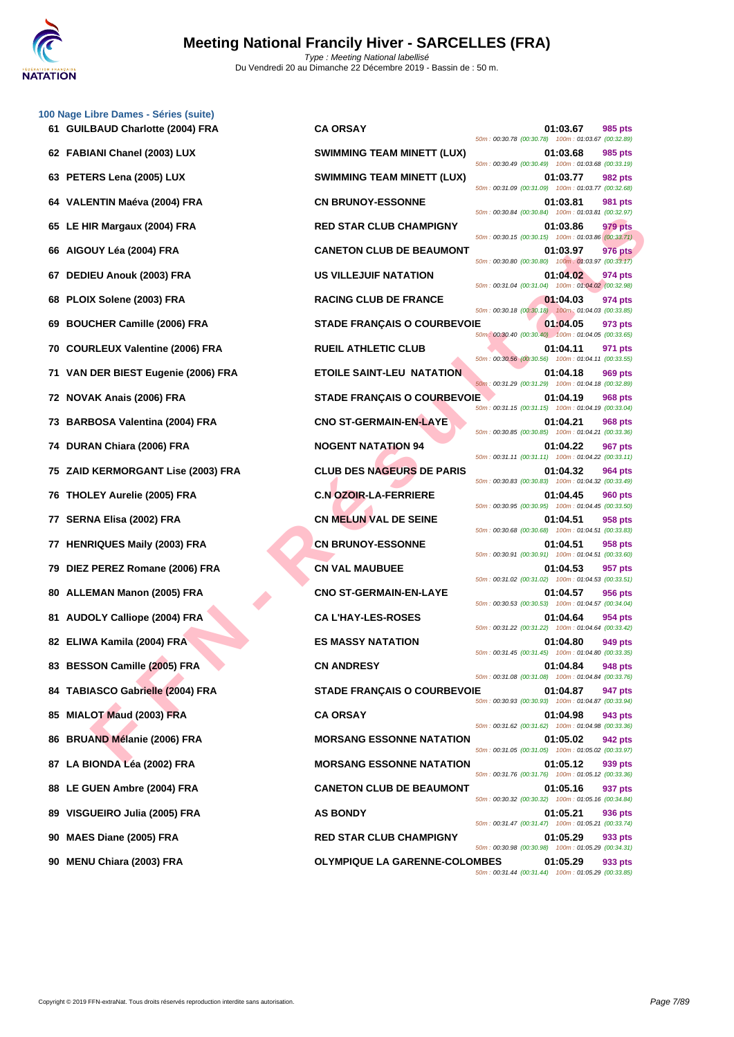# Meeting National Francily Hiver - SARCELLES (FRA)

Type : Meeting National labellisé
Du Vendredi 20 au Dimanche 22 Décembre 2019 - Bassin de : 50 m.

### 100 Nage Libre Dames - Séries (suite)

| Rang | Nom | Club | Temps | Points | Splits |
|---|---|---|---|---|---|
| 61 | GUILBAUD Charlotte (2004) FRA | CA ORSAY | 01:03.67 | 985 pts | 50m : 00:30.78 (00:30.78) 100m : 01:03.67 (00:32.89) |
| 62 | FABIANI Chanel (2003) LUX | SWIMMING TEAM MINETT (LUX) | 01:03.68 | 985 pts | 50m : 00:30.49 (00:30.49) 100m : 01:03.68 (00:33.19) |
| 63 | PETERS Lena (2005) LUX | SWIMMING TEAM MINETT (LUX) | 01:03.77 | 982 pts | 50m : 00:31.09 (00:31.09) 100m : 01:03.77 (00:32.68) |
| 64 | VALENTIN Maéva (2004) FRA | CN BRUNOY-ESSONNE | 01:03.81 | 981 pts | 50m : 00:30.84 (00:30.84) 100m : 01:03.81 (00:32.97) |
| 65 | LE HIR Margaux (2004) FRA | RED STAR CLUB CHAMPIGNY | 01:03.86 | 979 pts | 50m : 00:30.15 (00:30.15) 100m : 01:03.86 (00:33.71) |
| 66 | AIGOUY Léa (2004) FRA | CANETON CLUB DE BEAUMONT | 01:03.97 | 976 pts | 50m : 00:30.80 (00:30.80) 100m : 01:03.97 (00:33.17) |
| 67 | DEDIEU Anouk (2003) FRA | US VILLEJUIF NATATION | 01:04.02 | 974 pts | 50m : 00:31.04 (00:31.04) 100m : 01:04.02 (00:32.98) |
| 68 | PLOIX Solene (2003) FRA | RACING CLUB DE FRANCE | 01:04.03 | 974 pts | 50m : 00:30.18 (00:30.18) 100m : 01:04.03 (00:33.85) |
| 69 | BOUCHER Camille (2006) FRA | STADE FRANÇAIS O COURBEVOIE | 01:04.05 | 973 pts | 50m : 00:30.40 (00:30.40) 100m : 01:04.05 (00:33.65) |
| 70 | COURLEUX Valentine (2006) FRA | RUEIL ATHLETIC CLUB | 01:04.11 | 971 pts | 50m : 00:30.56 (00:30.56) 100m : 01:04.11 (00:33.55) |
| 71 | VAN DER BIEST Eugenie (2006) FRA | ETOILE SAINT-LEU NATATION | 01:04.18 | 969 pts | 50m : 00:31.29 (00:31.29) 100m : 01:04.18 (00:32.89) |
| 72 | NOVAK Anais (2006) FRA | STADE FRANÇAIS O COURBEVOIE | 01:04.19 | 968 pts | 50m : 00:31.15 (00:31.15) 100m : 01:04.19 (00:33.04) |
| 73 | BARBOSA Valentina (2004) FRA | CNO ST-GERMAIN-EN-LAYE | 01:04.21 | 968 pts | 50m : 00:30.85 (00:30.85) 100m : 01:04.21 (00:33.36) |
| 74 | DURAN Chiara (2006) FRA | NOGENT NATATION 94 | 01:04.22 | 967 pts | 50m : 00:31.11 (00:31.11) 100m : 01:04.22 (00:33.11) |
| 75 | ZAID KERMORGANT Lise (2003) FRA | CLUB DES NAGEURS DE PARIS | 01:04.32 | 964 pts | 50m : 00:30.83 (00:30.83) 100m : 01:04.32 (00:33.49) |
| 76 | THOLEY Aurelie (2005) FRA | C.N OZOIR-LA-FERRIERE | 01:04.45 | 960 pts | 50m : 00:30.95 (00:30.95) 100m : 01:04.45 (00:33.50) |
| 77 | SERNA Elisa (2002) FRA | CN MELUN VAL DE SEINE | 01:04.51 | 958 pts | 50m : 00:30.68 (00:30.68) 100m : 01:04.51 (00:33.83) |
| 77 | HENRIQUES Maily (2003) FRA | CN BRUNOY-ESSONNE | 01:04.51 | 958 pts | 50m : 00:30.91 (00:30.91) 100m : 01:04.51 (00:33.60) |
| 79 | DIEZ PEREZ Romane (2006) FRA | CN VAL MAUBUEE | 01:04.53 | 957 pts | 50m : 00:31.02 (00:31.02) 100m : 01:04.53 (00:33.51) |
| 80 | ALLEMAN Manon (2005) FRA | CNO ST-GERMAIN-EN-LAYE | 01:04.57 | 956 pts | 50m : 00:30.53 (00:30.53) 100m : 01:04.57 (00:34.04) |
| 81 | AUDOLY Calliope (2004) FRA | CA L'HAY-LES-ROSES | 01:04.64 | 954 pts | 50m : 00:31.22 (00:31.22) 100m : 01:04.64 (00:33.42) |
| 82 | ELIWA Kamila (2004) FRA | ES MASSY NATATION | 01:04.80 | 949 pts | 50m : 00:31.45 (00:31.45) 100m : 01:04.80 (00:33.35) |
| 83 | BESSON Camille (2005) FRA | CN ANDRESY | 01:04.84 | 948 pts | 50m : 00:31.08 (00:31.08) 100m : 01:04.84 (00:33.76) |
| 84 | TABIASCO Gabrielle (2004) FRA | STADE FRANÇAIS O COURBEVOIE | 01:04.87 | 947 pts | 50m : 00:30.93 (00:30.93) 100m : 01:04.87 (00:33.94) |
| 85 | MIALOT Maud (2003) FRA | CA ORSAY | 01:04.98 | 943 pts | 50m : 00:31.62 (00:31.62) 100m : 01:04.98 (00:33.36) |
| 86 | BRUAND Mélanie (2006) FRA | MORSANG ESSONNE NATATION | 01:05.02 | 942 pts | 50m : 00:31.05 (00:31.05) 100m : 01:05.02 (00:33.97) |
| 87 | LA BIONDA Léa (2002) FRA | MORSANG ESSONNE NATATION | 01:05.12 | 939 pts | 50m : 00:31.76 (00:31.76) 100m : 01:05.12 (00:33.36) |
| 88 | LE GUEN Ambre (2004) FRA | CANETON CLUB DE BEAUMONT | 01:05.16 | 937 pts | 50m : 00:30.32 (00:30.32) 100m : 01:05.16 (00:34.84) |
| 89 | VISGUEIRO Julia (2005) FRA | AS BONDY | 01:05.21 | 936 pts | 50m : 00:31.47 (00:31.47) 100m : 01:05.21 (00:33.74) |
| 90 | MAES Diane (2005) FRA | RED STAR CLUB CHAMPIGNY | 01:05.29 | 933 pts | 50m : 00:30.98 (00:30.98) 100m : 01:05.29 (00:34.31) |
| 90 | MENU Chiara (2003) FRA | OLYMPIQUE LA GARENNE-COLOMBES | 01:05.29 | 933 pts | 50m : 00:31.44 (00:31.44) 100m : 01:05.29 (00:33.85) |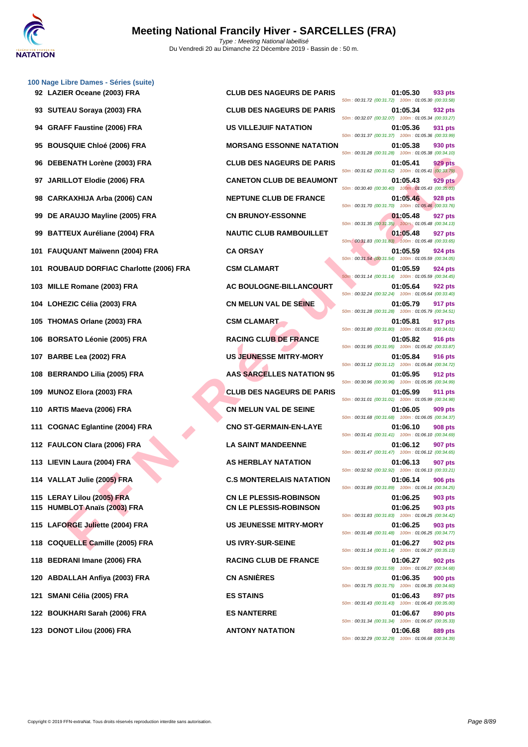# Meeting National Francily Hiver - SARCELLES (FRA)

*Type : Meeting National labellisé*
Du Vendredi 20 au Dimanche 22 Décembre 2019 - Bassin de : 50 m.

## 100 Nage Libre Dames - Séries (suite)

| Place | Nom | Club | Temps | Points | Splits |
|---|---|---|---|---|---|
| 92 | LAZIER Oceane (2003) FRA | CLUB DES NAGEURS DE PARIS | 01:05.30 | 933 pts | 50m : 00:31.72 (00:31.72) 100m : 01:05.30 (00:33.58) |
| 93 | SUTEAU Soraya (2003) FRA | CLUB DES NAGEURS DE PARIS | 01:05.34 | 932 pts | 50m : 00:32.07 (00:32.07) 100m : 01:05.34 (00:33.27) |
| 94 | GRAFF Faustine (2006) FRA | US VILLEJUIF NATATION | 01:05.36 | 931 pts | 50m : 00:31.37 (00:31.37) 100m : 01:05.36 (00:33.99) |
| 95 | BOUSQUIE Chloé (2006) FRA | MORSANG ESSONNE NATATION | 01:05.38 | 930 pts | 50m : 00:31.28 (00:31.28) 100m : 01:05.38 (00:34.10) |
| 96 | DEBENATH Lorène (2003) FRA | CLUB DES NAGEURS DE PARIS | 01:05.41 | 929 pts | 50m : 00:31.62 (00:31.62) 100m : 01:05.41 (00:33.79) |
| 97 | JARILLOT Elodie (2006) FRA | CANETON CLUB DE BEAUMONT | 01:05.43 | 929 pts | 50m : 00:30.40 (00:30.40) 100m : 01:05.43 (00:35.03) |
| 98 | CARKAXHIJA Arba (2006) CAN | NEPTUNE CLUB DE FRANCE | 01:05.46 | 928 pts | 50m : 00:31.70 (00:31.70) 100m : 01:05.46 (00:33.76) |
| 99 | DE ARAUJO Mayline (2005) FRA | CN BRUNOY-ESSONNE | 01:05.48 | 927 pts | 50m : 00:31.35 (00:31.35) 100m : 01:05.48 (00:34.13) |
| 99 | BATTEUX Auréliane (2004) FRA | NAUTIC CLUB RAMBOUILLET | 01:05.48 | 927 pts | 50m : 00:31.83 (00:31.83) 100m : 01:05.48 (00:33.65) |
| 101 | FAUQUANT Maïwenn (2004) FRA | CA ORSAY | 01:05.59 | 924 pts | 50m : 00:31.54 (00:31.54) 100m : 01:05.59 (00:34.05) |
| 101 | ROUBAUD DORFIAC Charlotte (2006) FRA | CSM CLAMART | 01:05.59 | 924 pts | 50m : 00:31.14 (00:31.14) 100m : 01:05.59 (00:34.45) |
| 103 | MILLE Romane (2003) FRA | AC BOULOGNE-BILLANCOURT | 01:05.64 | 922 pts | 50m : 00:32.24 (00:32.24) 100m : 01:05.64 (00:33.40) |
| 104 | LOHEZIC Célia (2003) FRA | CN MELUN VAL DE SEINE | 01:05.79 | 917 pts | 50m : 00:31.28 (00:31.28) 100m : 01:05.79 (00:34.51) |
| 105 | THOMAS Orlane (2003) FRA | CSM CLAMART | 01:05.81 | 917 pts | 50m : 00:31.80 (00:31.80) 100m : 01:05.81 (00:34.01) |
| 106 | BORSATO Léonie (2005) FRA | RACING CLUB DE FRANCE | 01:05.82 | 916 pts | 50m : 00:31.95 (00:31.95) 100m : 01:05.82 (00:33.87) |
| 107 | BARBE Lea (2002) FRA | US JEUNESSE MITRY-MORY | 01:05.84 | 916 pts | 50m : 00:31.12 (00:31.12) 100m : 01:05.84 (00:34.72) |
| 108 | BERRANDO Lilia (2005) FRA | AAS SARCELLES NATATION 95 | 01:05.95 | 912 pts | 50m : 00:30.96 (00:30.96) 100m : 01:05.95 (00:34.99) |
| 109 | MUNOZ Elora (2003) FRA | CLUB DES NAGEURS DE PARIS | 01:05.99 | 911 pts | 50m : 00:31.01 (00:31.01) 100m : 01:05.99 (00:34.98) |
| 110 | ARTIS Maeva (2006) FRA | CN MELUN VAL DE SEINE | 01:06.05 | 909 pts | 50m : 00:31.68 (00:31.68) 100m : 01:06.05 (00:34.37) |
| 111 | COGNAC Eglantine (2004) FRA | CNO ST-GERMAIN-EN-LAYE | 01:06.10 | 908 pts | 50m : 00:31.41 (00:31.41) 100m : 01:06.10 (00:34.69) |
| 112 | FAULCON Clara (2006) FRA | LA SAINT MANDEENNE | 01:06.12 | 907 pts | 50m : 00:31.47 (00:31.47) 100m : 01:06.12 (00:34.65) |
| 113 | LIEVIN Laura (2004) FRA | AS HERBLAY NATATION | 01:06.13 | 907 pts | 50m : 00:32.92 (00:32.92) 100m : 01:06.13 (00:33.21) |
| 114 | VALLAT Julie (2005) FRA | C.S MONTERELAIS NATATION | 01:06.14 | 906 pts | 50m : 00:31.89 (00:31.89) 100m : 01:06.14 (00:34.25) |
| 115 | LERAY Lilou (2005) FRA | CN LE PLESSIS-ROBINSON | 01:06.25 | 903 pts | |
| 115 | HUMBLOT Anaïs (2003) FRA | CN LE PLESSIS-ROBINSON | 01:06.25 | 903 pts | 50m : 00:31.83 (00:31.83) 100m : 01:06.25 (00:34.42) |
| 115 | LAFORGE Juliette (2004) FRA | US JEUNESSE MITRY-MORY | 01:06.25 | 903 pts | 50m : 00:31.48 (00:31.48) 100m : 01:06.25 (00:34.77) |
| 118 | COQUELLE Camille (2005) FRA | US IVRY-SUR-SEINE | 01:06.27 | 902 pts | 50m : 00:31.14 (00:31.14) 100m : 01:06.27 (00:35.13) |
| 118 | BEDRANI Imane (2006) FRA | RACING CLUB DE FRANCE | 01:06.27 | 902 pts | 50m : 00:31.59 (00:31.59) 100m : 01:06.27 (00:34.68) |
| 120 | ABDALLAH Anfiya (2003) FRA | CN ASNIÈRES | 01:06.35 | 900 pts | 50m : 00:31.75 (00:31.75) 100m : 01:06.35 (00:34.60) |
| 121 | SMANI Célia (2005) FRA | ES STAINS | 01:06.43 | 897 pts | 50m : 00:31.43 (00:31.43) 100m : 01:06.43 (00:35.00) |
| 122 | BOUKHARI Sarah (2006) FRA | ES NANTERRE | 01:06.67 | 890 pts | 50m : 00:31.34 (00:31.34) 100m : 01:06.67 (00:35.33) |
| 123 | DONOT Lilou (2006) FRA | ANTONY NATATION | 01:06.68 | 889 pts | 50m : 00:32.29 (00:32.29) 100m : 01:06.68 (00:34.39) |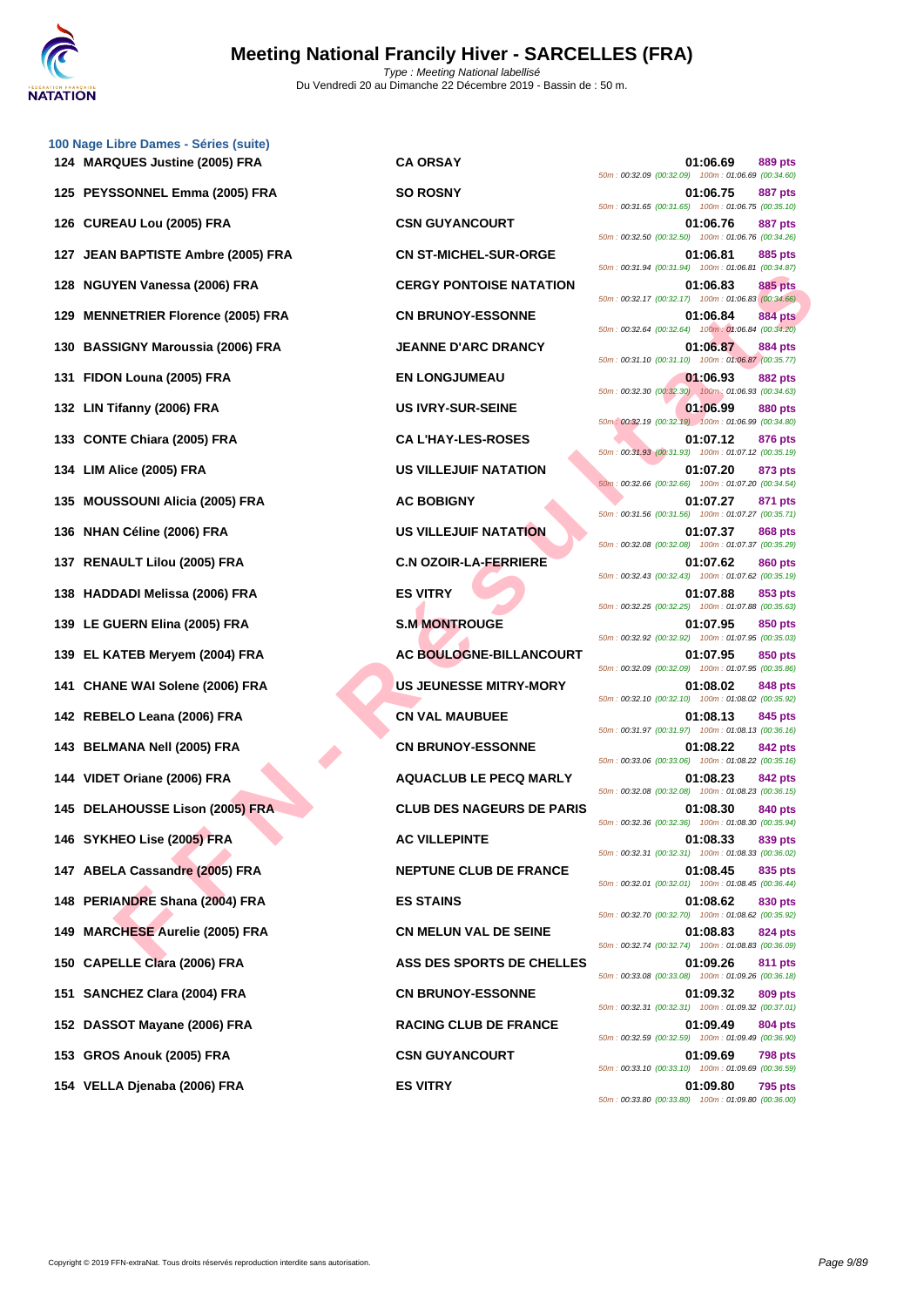# Meeting National Francily Hiver - SARCELLES (FRA)

*Type : Meeting National labellisé*
Du Vendredi 20 au Dimanche 22 Décembre 2019 - Bassin de : 50 m.

### 100 Nage Libre Dames - Séries (suite)

| Rang | Nom | Club | Temps | Points | Splits |
|---|---|---|---|---|---|
| 124 | MARQUES Justine (2005) FRA | CA ORSAY | 01:06.69 | 889 pts | 50m : 00:32.09 (00:32.09) 100m : 01:06.69 (00:34.60) |
| 125 | PEYSSONNEL Emma (2005) FRA | SO ROSNY | 01:06.75 | 887 pts | 50m : 00:31.65 (00:31.65) 100m : 01:06.75 (00:35.10) |
| 126 | CUREAU Lou (2005) FRA | CSN GUYANCOURT | 01:06.76 | 887 pts | 50m : 00:32.50 (00:32.50) 100m : 01:06.76 (00:34.26) |
| 127 | JEAN BAPTISTE Ambre (2005) FRA | CN ST-MICHEL-SUR-ORGE | 01:06.81 | 885 pts | 50m : 00:31.94 (00:31.94) 100m : 01:06.81 (00:34.87) |
| 128 | NGUYEN Vanessa (2006) FRA | CERGY PONTOISE NATATION | 01:06.83 | 885 pts | 50m : 00:32.17 (00:32.17) 100m : 01:06.83 (00:34.66) |
| 129 | MENNETRIER Florence (2005) FRA | CN BRUNOY-ESSONNE | 01:06.84 | 884 pts | 50m : 00:32.64 (00:32.64) 100m : 01:06.84 (00:34.20) |
| 130 | BASSIGNY Maroussia (2006) FRA | JEANNE D'ARC DRANCY | 01:06.87 | 884 pts | 50m : 00:31.10 (00:31.10) 100m : 01:06.87 (00:35.77) |
| 131 | FIDON Louna (2005) FRA | EN LONGJUMEAU | 01:06.93 | 882 pts | 50m : 00:32.30 (00:32.30) 100m : 01:06.93 (00:34.63) |
| 132 | LIN Tifanny (2006) FRA | US IVRY-SUR-SEINE | 01:06.99 | 880 pts | 50m : 00:32.19 (00:32.19) 100m : 01:06.99 (00:34.80) |
| 133 | CONTE Chiara (2005) FRA | CA L'HAY-LES-ROSES | 01:07.12 | 876 pts | 50m : 00:31.93 (00:31.93) 100m : 01:07.12 (00:35.19) |
| 134 | LIM Alice (2005) FRA | US VILLEJUIF NATATION | 01:07.20 | 873 pts | 50m : 00:32.66 (00:32.66) 100m : 01:07.20 (00:34.54) |
| 135 | MOUSSOUNI Alicia (2005) FRA | AC BOBIGNY | 01:07.27 | 871 pts | 50m : 00:31.56 (00:31.56) 100m : 01:07.27 (00:35.71) |
| 136 | NHAN Céline (2006) FRA | US VILLEJUIF NATATION | 01:07.37 | 868 pts | 50m : 00:32.08 (00:32.08) 100m : 01:07.37 (00:35.29) |
| 137 | RENAULT Lilou (2005) FRA | C.N OZOIR-LA-FERRIERE | 01:07.62 | 860 pts | 50m : 00:32.43 (00:32.43) 100m : 01:07.62 (00:35.19) |
| 138 | HADDADI Melissa (2006) FRA | ES VITRY | 01:07.88 | 853 pts | 50m : 00:32.25 (00:32.25) 100m : 01:07.88 (00:35.63) |
| 139 | LE GUERN Elina (2005) FRA | S.M MONTROUGE | 01:07.95 | 850 pts | 50m : 00:32.92 (00:32.92) 100m : 01:07.95 (00:35.03) |
| 139 | EL KATEB Meryem (2004) FRA | AC BOULOGNE-BILLANCOURT | 01:07.95 | 850 pts | 50m : 00:32.09 (00:32.09) 100m : 01:07.95 (00:35.86) |
| 141 | CHANE WAI Solene (2006) FRA | US JEUNESSE MITRY-MORY | 01:08.02 | 848 pts | 50m : 00:32.10 (00:32.10) 100m : 01:08.02 (00:35.92) |
| 142 | REBELO Leana (2006) FRA | CN VAL MAUBUEE | 01:08.13 | 845 pts | 50m : 00:31.97 (00:31.97) 100m : 01:08.13 (00:36.16) |
| 143 | BELMANA Nell (2005) FRA | CN BRUNOY-ESSONNE | 01:08.22 | 842 pts | 50m : 00:33.06 (00:33.06) 100m : 01:08.22 (00:35.16) |
| 144 | VIDET Oriane (2006) FRA | AQUACLUB LE PECQ MARLY | 01:08.23 | 842 pts | 50m : 00:32.08 (00:32.08) 100m : 01:08.23 (00:36.15) |
| 145 | DELAHOUSSE Lison (2005) FRA | CLUB DES NAGEURS DE PARIS | 01:08.30 | 840 pts | 50m : 00:32.36 (00:32.36) 100m : 01:08.30 (00:35.94) |
| 146 | SYKHEO Lise (2005) FRA | AC VILLEPINTE | 01:08.33 | 839 pts | 50m : 00:32.31 (00:32.31) 100m : 01:08.33 (00:36.02) |
| 147 | ABELA Cassandre (2005) FRA | NEPTUNE CLUB DE FRANCE | 01:08.45 | 835 pts | 50m : 00:32.01 (00:32.01) 100m : 01:08.45 (00:36.44) |
| 148 | PERIANDRE Shana (2004) FRA | ES STAINS | 01:08.62 | 830 pts | 50m : 00:32.70 (00:32.70) 100m : 01:08.62 (00:35.92) |
| 149 | MARCHESE Aurelie (2005) FRA | CN MELUN VAL DE SEINE | 01:08.83 | 824 pts | 50m : 00:32.74 (00:32.74) 100m : 01:08.83 (00:36.09) |
| 150 | CAPELLE Clara (2006) FRA | ASS DES SPORTS DE CHELLES | 01:09.26 | 811 pts | 50m : 00:33.08 (00:33.08) 100m : 01:09.26 (00:36.18) |
| 151 | SANCHEZ Clara (2004) FRA | CN BRUNOY-ESSONNE | 01:09.32 | 809 pts | 50m : 00:32.31 (00:32.31) 100m : 01:09.32 (00:37.01) |
| 152 | DASSOT Mayane (2006) FRA | RACING CLUB DE FRANCE | 01:09.49 | 804 pts | 50m : 00:32.59 (00:32.59) 100m : 01:09.49 (00:36.90) |
| 153 | GROS Anouk (2005) FRA | CSN GUYANCOURT | 01:09.69 | 798 pts | 50m : 00:33.10 (00:33.10) 100m : 01:09.69 (00:36.59) |
| 154 | VELLA Djenaba (2006) FRA | ES VITRY | 01:09.80 | 795 pts | 50m : 00:33.80 (00:33.80) 100m : 01:09.80 (00:36.00) |

Copyright © 2019 FFN-extraNat. Tous droits réservés reproduction interdite sans autorisation.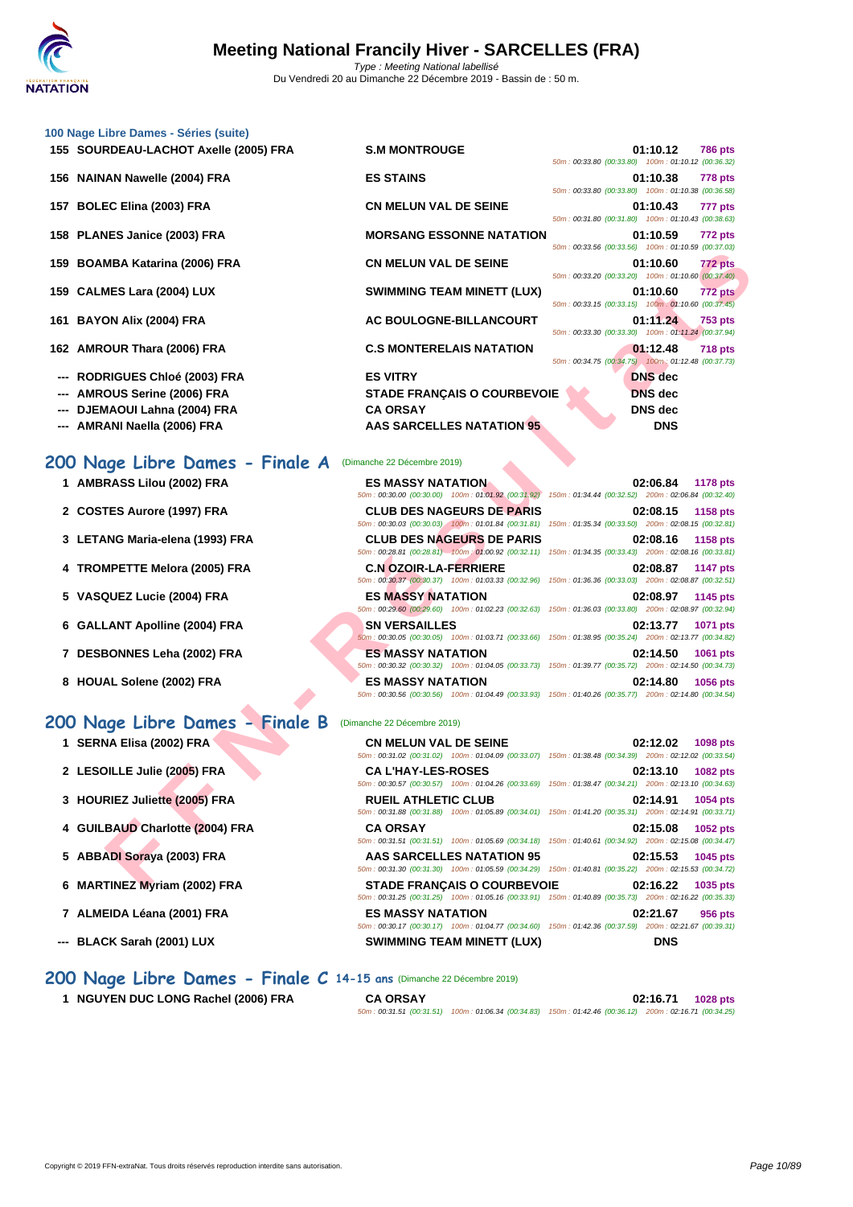### 100 Nage Libre Dames - Séries (suite)

| Rang | Nom | Club | Temps | Points |
|---|---|---|---|---|
| 155 | SOURDEAU-LACHOT Axelle (2005) FRA | S.M MONTROUGE | 01:10.12 | 786 pts |
| | | | 50m : 00:33.80 (00:33.80) 100m : 01:10.12 (00:36.32) | |
| 156 | NAINAN Nawelle (2004) FRA | ES STAINS | 01:10.38 | 778 pts |
| | | | 50m : 00:33.80 (00:33.80) 100m : 01:10.38 (00:36.58) | |
| 157 | BOLEC Elina (2003) FRA | CN MELUN VAL DE SEINE | 01:10.43 | 777 pts |
| | | | 50m : 00:31.80 (00:31.80) 100m : 01:10.43 (00:38.63) | |
| 158 | PLANES Janice (2003) FRA | MORSANG ESSONNE NATATION | 01:10.59 | 772 pts |
| | | | 50m : 00:33.56 (00:33.56) 100m : 01:10.59 (00:37.03) | |
| 159 | BOAMBA Katarina (2006) FRA | CN MELUN VAL DE SEINE | 01:10.60 | 772 pts |
| | | | 50m : 00:33.20 (00:33.20) 100m : 01:10.60 (00:37.40) | |
| 159 | CALMES Lara (2004) LUX | SWIMMING TEAM MINETT (LUX) | 01:10.60 | 772 pts |
| | | | 50m : 00:33.15 (00:33.15) 100m : 01:10.60 (00:37.45) | |
| 161 | BAYON Alix (2004) FRA | AC BOULOGNE-BILLANCOURT | 01:11.24 | 753 pts |
| | | | 50m : 00:33.30 (00:33.30) 100m : 01:11.24 (00:37.94) | |
| 162 | AMROUR Thara (2006) FRA | C.S MONTERELAIS NATATION | 01:12.48 | 718 pts |
| | | | 50m : 00:34.75 (00:34.75) 100m : 01:12.48 (00:37.73) | |
| --- | RODRIGUES Chloé (2003) FRA | ES VITRY | DNS dec | |
| --- | AMROUS Serine (2006) FRA | STADE FRANÇAIS O COURBEVOIE | DNS dec | |
| --- | DJEMAOUI Lahna (2004) FRA | CA ORSAY | DNS dec | |
| --- | AMRANI Naella (2006) FRA | AAS SARCELLES NATATION 95 | DNS | |

## 200 Nage Libre Dames - Finale A (Dimanche 22 Décembre 2019)

| Rang | Nom | Club | Temps | Points |
|---|---|---|---|---|
| 1 | AMBRASS Lilou (2002) FRA | ES MASSY NATATION | 02:06.84 | 1178 pts |
| | | | 50m : 00:30.00 (00:30.00) 100m : 01:01.92 (00:31.92) 150m : 01:34.44 (00:32.52) 200m : 02:06.84 (00:32.40) | |
| 2 | COSTES Aurore (1997) FRA | CLUB DES NAGEURS DE PARIS | 02:08.15 | 1158 pts |
| | | | 50m : 00:30.03 (00:30.03) 100m : 01:01.84 (00:31.81) 150m : 01:35.34 (00:33.50) 200m : 02:08.15 (00:32.81) | |
| 3 | LETANG Maria-elena (1993) FRA | CLUB DES NAGEURS DE PARIS | 02:08.16 | 1158 pts |
| | | | 50m : 00:28.81 (00:28.81) 100m : 01:00.92 (00:32.11) 150m : 01:34.35 (00:33.43) 200m : 02:08.16 (00:33.81) | |
| 4 | TROMPETTE Melora (2005) FRA | C.N OZOIR-LA-FERRIERE | 02:08.87 | 1147 pts |
| | | | 50m : 00:30.37 (00:30.37) 100m : 01:03.33 (00:32.96) 150m : 01:36.36 (00:33.03) 200m : 02:08.87 (00:32.51) | |
| 5 | VASQUEZ Lucie (2004) FRA | ES MASSY NATATION | 02:08.97 | 1145 pts |
| | | | 50m : 00:29.60 (00:29.60) 100m : 01:02.23 (00:32.63) 150m : 01:36.03 (00:33.80) 200m : 02:08.97 (00:32.94) | |
| 6 | GALLANT Apolline (2004) FRA | SN VERSAILLES | 02:13.77 | 1071 pts |
| | | | 50m : 00:30.05 (00:30.05) 100m : 01:03.71 (00:33.66) 150m : 01:38.95 (00:35.24) 200m : 02:13.77 (00:34.82) | |
| 7 | DESBONNES Leha (2002) FRA | ES MASSY NATATION | 02:14.50 | 1061 pts |
| | | | 50m : 00:30.32 (00:30.32) 100m : 01:04.05 (00:33.73) 150m : 01:39.77 (00:35.72) 200m : 02:14.50 (00:34.73) | |
| 8 | HOUAL Solene (2002) FRA | ES MASSY NATATION | 02:14.80 | 1056 pts |
| | | | 50m : 00:30.56 (00:30.56) 100m : 01:04.49 (00:33.93) 150m : 01:40.26 (00:35.77) 200m : 02:14.80 (00:34.54) | |

## 200 Nage Libre Dames - Finale B (Dimanche 22 Décembre 2019)

| Rang | Nom | Club | Temps | Points |
|---|---|---|---|---|
| 1 | SERNA Elisa (2002) FRA | CN MELUN VAL DE SEINE | 02:12.02 | 1098 pts |
| | | | 50m : 00:31.02 (00:31.02) 100m : 01:04.09 (00:33.07) 150m : 01:38.48 (00:34.39) 200m : 02:12.02 (00:33.54) | |
| 2 | LESOILLE Julie (2005) FRA | CA L'HAY-LES-ROSES | 02:13.10 | 1082 pts |
| | | | 50m : 00:30.57 (00:30.57) 100m : 01:04.26 (00:33.69) 150m : 01:38.47 (00:34.21) 200m : 02:13.10 (00:34.63) | |
| 3 | HOURIEZ Juliette (2005) FRA | RUEIL ATHLETIC CLUB | 02:14.91 | 1054 pts |
| | | | 50m : 00:31.88 (00:31.88) 100m : 01:05.89 (00:34.01) 150m : 01:41.20 (00:35.31) 200m : 02:14.91 (00:33.71) | |
| 4 | GUILBAUD Charlotte (2004) FRA | CA ORSAY | 02:15.08 | 1052 pts |
| | | | 50m : 00:31.51 (00:31.51) 100m : 01:05.69 (00:34.18) 150m : 01:40.61 (00:34.92) 200m : 02:15.08 (00:34.47) | |
| 5 | ABBADI Soraya (2003) FRA | AAS SARCELLES NATATION 95 | 02:15.53 | 1045 pts |
| | | | 50m : 00:31.30 (00:31.30) 100m : 01:05.59 (00:34.29) 150m : 01:40.81 (00:35.22) 200m : 02:15.53 (00:34.72) | |
| 6 | MARTINEZ Myriam (2002) FRA | STADE FRANÇAIS O COURBEVOIE | 02:16.22 | 1035 pts |
| | | | 50m : 00:31.25 (00:31.25) 100m : 01:05.16 (00:33.91) 150m : 01:40.89 (00:35.73) 200m : 02:16.22 (00:35.33) | |
| 7 | ALMEIDA Léana (2001) FRA | ES MASSY NATATION | 02:21.67 | 956 pts |
| | | | 50m : 00:30.17 (00:30.17) 100m : 01:04.77 (00:34.60) 150m : 01:42.36 (00:37.59) 200m : 02:21.67 (00:39.31) | |
| --- | BLACK Sarah (2001) LUX | SWIMMING TEAM MINETT (LUX) | DNS | |

## 200 Nage Libre Dames - Finale C 14-15 ans (Dimanche 22 Décembre 2019)

| Rang | Nom | Club | Temps | Points |
|---|---|---|---|---|
| 1 | NGUYEN DUC LONG Rachel (2006) FRA | CA ORSAY | 02:16.71 | 1028 pts |
| | | | 50m : 00:31.51 (00:31.51) 100m : 01:06.34 (00:34.83) 150m : 01:42.46 (00:36.12) 200m : 02:16.71 (00:34.25) | |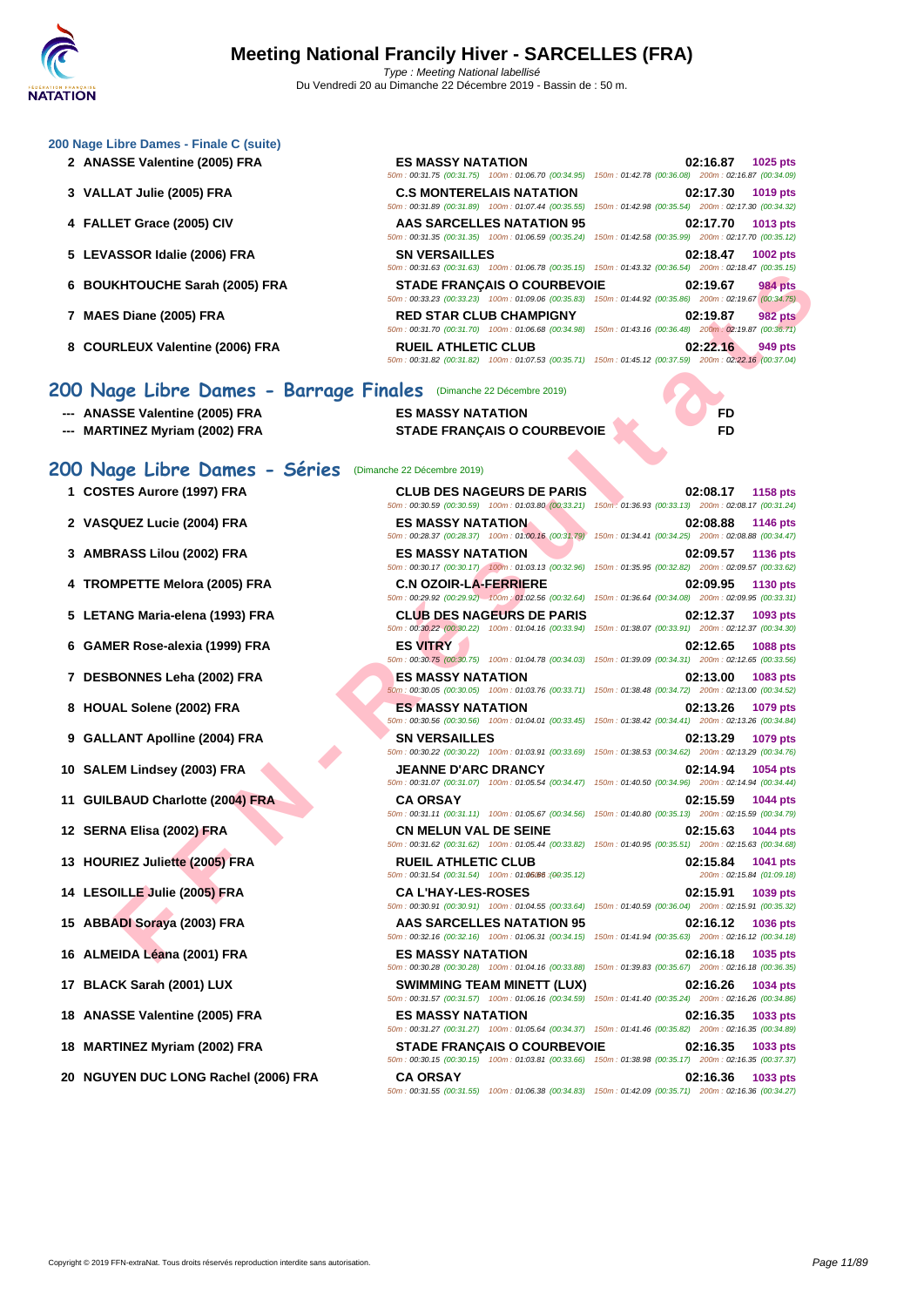### 200 Nage Libre Dames - Finale C (suite)

| Rang | Nom | Club | Temps | Points |
|---|---|---|---|---|
| 2 | ANASSE Valentine (2005) FRA | ES MASSY NATATION | 02:16.87 | 1025 pts |
| | | 50m : 00:31.75 (00:31.75) 100m : 01:06.70 (00:34.95) 150m : 01:42.78 (00:36.08) 200m : 02:16.87 (00:34.09) | | |
| 3 | VALLAT Julie (2005) FRA | C.S MONTERELAIS NATATION | 02:17.30 | 1019 pts |
| | | 50m : 00:31.89 (00:31.89) 100m : 01:07.44 (00:35.55) 150m : 01:42.98 (00:35.54) 200m : 02:17.30 (00:34.32) | | |
| 4 | FALLET Grace (2005) CIV | AAS SARCELLES NATATION 95 | 02:17.70 | 1013 pts |
| | | 50m : 00:31.35 (00:31.35) 100m : 01:06.59 (00:35.24) 150m : 01:42.58 (00:35.99) 200m : 02:17.70 (00:35.12) | | |
| 5 | LEVASSOR Idalie (2006) FRA | SN VERSAILLES | 02:18.47 | 1002 pts |
| | | 50m : 00:31.63 (00:31.63) 100m : 01:06.78 (00:35.15) 150m : 01:43.32 (00:36.54) 200m : 02:18.47 (00:35.15) | | |
| 6 | BOUKHTOUCHE Sarah (2005) FRA | STADE FRANÇAIS O COURBEVOIE | 02:19.67 | 984 pts |
| | | 50m : 00:33.23 (00:33.23) 100m : 01:09.06 (00:35.83) 150m : 01:44.92 (00:35.86) 200m : 02:19.67 (00:34.75) | | |
| 7 | MAES Diane (2005) FRA | RED STAR CLUB CHAMPIGNY | 02:19.87 | 982 pts |
| | | 50m : 00:31.70 (00:31.70) 100m : 01:06.68 (00:34.98) 150m : 01:43.16 (00:36.48) 200m : 02:19.87 (00:36.71) | | |
| 8 | COURLEUX Valentine (2006) FRA | RUEIL ATHLETIC CLUB | 02:22.16 | 949 pts |
| | | 50m : 00:31.82 (00:31.82) 100m : 01:07.53 (00:35.71) 150m : 01:45.12 (00:37.59) 200m : 02:22.16 (00:37.04) | | |

## 200 Nage Libre Dames - Barrage Finales (Dimanche 22 Décembre 2019)

| Rang | Nom | Club | Temps |
|---|---|---|---|
| --- | ANASSE Valentine (2005) FRA | ES MASSY NATATION | FD |
| --- | MARTINEZ Myriam (2002) FRA | STADE FRANÇAIS O COURBEVOIE | FD |

## 200 Nage Libre Dames - Séries (Dimanche 22 Décembre 2019)

| Rang | Nom | Club | Temps | Points |
|---|---|---|---|---|
| 1 | COSTES Aurore (1997) FRA | CLUB DES NAGEURS DE PARIS | 02:08.17 | 1158 pts |
| | | 50m : 00:30.59 (00:30.59) 100m : 01:03.80 (00:33.21) 150m : 01:36.93 (00:33.13) 200m : 02:08.17 (00:31.24) | | |
| 2 | VASQUEZ Lucie (2004) FRA | ES MASSY NATATION | 02:08.88 | 1146 pts |
| | | 50m : 00:28.37 (00:28.37) 100m : 01:00.16 (00:31.79) 150m : 01:34.41 (00:34.25) 200m : 02:08.88 (00:34.47) | | |
| 3 | AMBRASS Lilou (2002) FRA | ES MASSY NATATION | 02:09.57 | 1136 pts |
| | | 50m : 00:30.17 (00:30.17) 100m : 01:03.13 (00:32.96) 150m : 01:35.95 (00:32.82) 200m : 02:09.57 (00:33.62) | | |
| 4 | TROMPETTE Melora (2005) FRA | C.N OZOIR-LA-FERRIERE | 02:09.95 | 1130 pts |
| | | 50m : 00:29.92 (00:29.92) 100m : 01:02.56 (00:32.64) 150m : 01:36.64 (00:34.08) 200m : 02:09.95 (00:33.31) | | |
| 5 | LETANG Maria-elena (1993) FRA | CLUB DES NAGEURS DE PARIS | 02:12.37 | 1093 pts |
| | | 50m : 00:30.22 (00:30.22) 100m : 01:04.16 (00:33.94) 150m : 01:38.07 (00:33.91) 200m : 02:12.37 (00:34.30) | | |
| 6 | GAMER Rose-alexia (1999) FRA | ES VITRY | 02:12.65 | 1088 pts |
| | | 50m : 00:30.75 (00:30.75) 100m : 01:04.78 (00:34.03) 150m : 01:39.09 (00:34.31) 200m : 02:12.65 (00:33.56) | | |
| 7 | DESBONNES Leha (2002) FRA | ES MASSY NATATION | 02:13.00 | 1083 pts |
| | | 50m : 00:30.05 (00:30.05) 100m : 01:03.76 (00:33.71) 150m : 01:38.48 (00:34.72) 200m : 02:13.00 (00:34.52) | | |
| 8 | HOUAL Solene (2002) FRA | ES MASSY NATATION | 02:13.26 | 1079 pts |
| | | 50m : 00:30.56 (00:30.56) 100m : 01:04.01 (00:33.45) 150m : 01:38.42 (00:34.41) 200m : 02:13.26 (00:34.84) | | |
| 9 | GALLANT Apolline (2004) FRA | SN VERSAILLES | 02:13.29 | 1079 pts |
| | | 50m : 00:30.22 (00:30.22) 100m : 01:03.91 (00:33.69) 150m : 01:38.53 (00:34.62) 200m : 02:13.29 (00:34.76) | | |
| 10 | SALEM Lindsey (2003) FRA | JEANNE D'ARC DRANCY | 02:14.94 | 1054 pts |
| | | 50m : 00:31.07 (00:31.07) 100m : 01:05.54 (00:34.47) 150m : 01:40.50 (00:34.96) 200m : 02:14.94 (00:34.44) | | |
| 11 | GUILBAUD Charlotte (2004) FRA | CA ORSAY | 02:15.59 | 1044 pts |
| | | 50m : 00:31.11 (00:31.11) 100m : 01:05.67 (00:34.56) 150m : 01:40.80 (00:35.13) 200m : 02:15.59 (00:34.79) | | |
| 12 | SERNA Elisa (2002) FRA | CN MELUN VAL DE SEINE | 02:15.63 | 1044 pts |
| | | 50m : 00:31.62 (00:31.62) 100m : 01:05.44 (00:33.82) 150m : 01:40.95 (00:35.51) 200m : 02:15.63 (00:34.68) | | |
| 13 | HOURIEZ Juliette (2005) FRA | RUEIL ATHLETIC CLUB | 02:15.84 | 1041 pts |
| | | 50m : 00:31.54 (00:31.54) 100m : 01:06.66 (00:35.12) 200m : 02:15.84 (01:09.18) | | |
| 14 | LESOILLE Julie (2005) FRA | CA L'HAY-LES-ROSES | 02:15.91 | 1039 pts |
| | | 50m : 00:30.91 (00:30.91) 100m : 01:04.55 (00:33.64) 150m : 01:40.59 (00:36.04) 200m : 02:15.91 (00:35.32) | | |
| 15 | ABBADI Soraya (2003) FRA | AAS SARCELLES NATATION 95 | 02:16.12 | 1036 pts |
| | | 50m : 00:32.16 (00:32.16) 100m : 01:06.31 (00:34.15) 150m : 01:41.94 (00:35.63) 200m : 02:16.12 (00:34.18) | | |
| 16 | ALMEIDA Léana (2001) FRA | ES MASSY NATATION | 02:16.18 | 1035 pts |
| | | 50m : 00:30.28 (00:30.28) 100m : 01:04.16 (00:33.88) 150m : 01:39.83 (00:35.67) 200m : 02:16.18 (00:36.35) | | |
| 17 | BLACK Sarah (2001) LUX | SWIMMING TEAM MINETT (LUX) | 02:16.26 | 1034 pts |
| | | 50m : 00:31.57 (00:31.57) 100m : 01:06.16 (00:34.59) 150m : 01:41.40 (00:35.24) 200m : 02:16.26 (00:34.86) | | |
| 18 | ANASSE Valentine (2005) FRA | ES MASSY NATATION | 02:16.35 | 1033 pts |
| | | 50m : 00:31.27 (00:31.27) 100m : 01:05.64 (00:34.37) 150m : 01:41.46 (00:35.82) 200m : 02:16.35 (00:34.89) | | |
| 18 | MARTINEZ Myriam (2002) FRA | STADE FRANÇAIS O COURBEVOIE | 02:16.35 | 1033 pts |
| | | 50m : 00:30.15 (00:30.15) 100m : 01:03.81 (00:33.66) 150m : 01:38.98 (00:35.17) 200m : 02:16.35 (00:37.37) | | |
| 20 | NGUYEN DUC LONG Rachel (2006) FRA | CA ORSAY | 02:16.36 | 1033 pts |
| | | 50m : 00:31.55 (00:31.55) 100m : 01:06.38 (00:34.83) 150m : 01:42.09 (00:35.71) 200m : 02:16.36 (00:34.27) | | |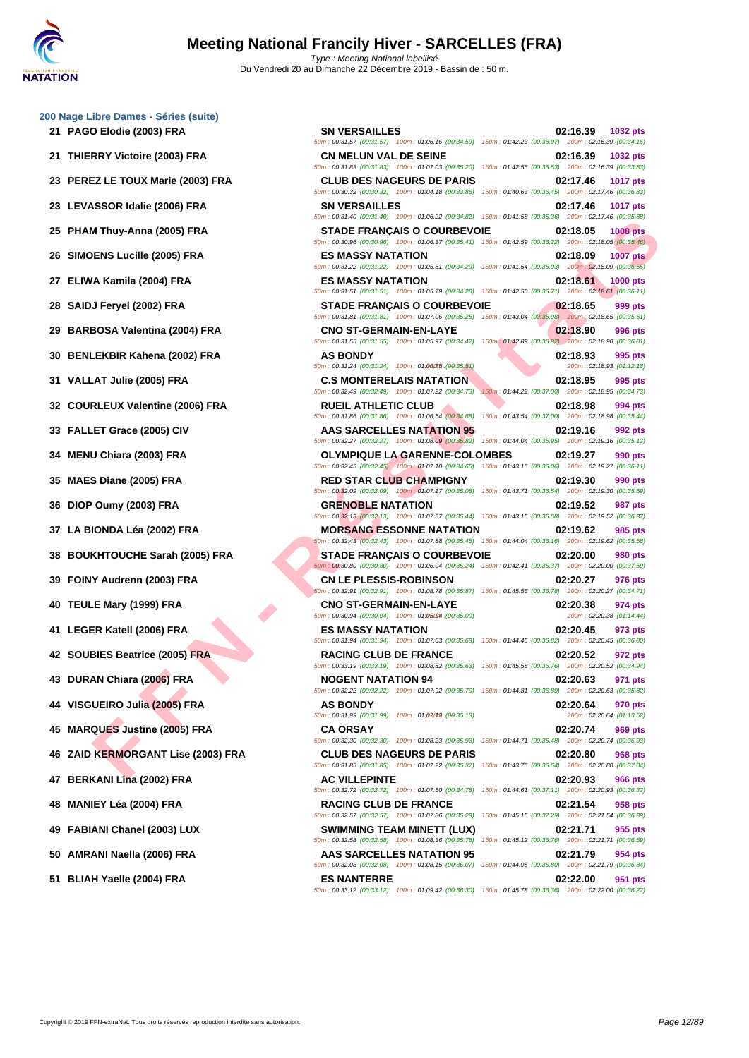# Meeting National Francily Hiver - SARCELLES (FRA)

*Type : Meeting National labellisé*

Du Vendredi 20 au Dimanche 22 Décembre 2019 - Bassin de : 50 m.

## 200 Nage Libre Dames - Séries (suite)

| Place | Nom | Club | Temps | Points |
|---|---|---|---|---|
| 21 | PAGO Elodie (2003) FRA | SN VERSAILLES | 02:16.39 | 1032 pts |
| | | 50m : 00:31.57 (00:31.57) 100m : 01:06.16 (00:34.59) 150m : 01:42.23 (00:36.07) 200m : 02:16.39 (00:34.16) | | |
| 21 | THIERRY Victoire (2003) FRA | CN MELUN VAL DE SEINE | 02:16.39 | 1032 pts |
| | | 50m : 00:31.83 (00:31.83) 100m : 01:07.03 (00:35.20) 150m : 01:42.56 (00:35.53) 200m : 02:16.39 (00:33.83) | | |
| 23 | PEREZ LE TOUX Marie (2003) FRA | CLUB DES NAGEURS DE PARIS | 02:17.46 | 1017 pts |
| | | 50m : 00:30.32 (00:30.32) 100m : 01:04.18 (00:33.86) 150m : 01:40.63 (00:36.45) 200m : 02:17.46 (00:36.83) | | |
| 23 | LEVASSOR Idalie (2006) FRA | SN VERSAILLES | 02:17.46 | 1017 pts |
| | | 50m : 00:31.40 (00:31.40) 100m : 01:06.22 (00:34.82) 150m : 01:41.58 (00:35.36) 200m : 02:17.46 (00:35.88) | | |
| 25 | PHAM Thuy-Anna (2005) FRA | STADE FRANÇAIS O COURBEVOIE | 02:18.05 | 1008 pts |
| | | 50m : 00:30.96 (00:30.96) 100m : 01:06.37 (00:35.41) 150m : 01:42.59 (00:36.22) 200m : 02:18.05 (00:35.46) | | |
| 26 | SIMOENS Lucille (2005) FRA | ES MASSY NATATION | 02:18.09 | 1007 pts |
| | | 50m : 00:31.22 (00:31.22) 100m : 01:05.51 (00:34.29) 150m : 01:41.54 (00:36.03) 200m : 02:18.09 (00:36.55) | | |
| 27 | ELIWA Kamila (2004) FRA | ES MASSY NATATION | 02:18.61 | 1000 pts |
| | | 50m : 00:31.51 (00:31.51) 100m : 01:05.79 (00:34.28) 150m : 01:42.50 (00:36.71) 200m : 02:18.61 (00:36.11) | | |
| 28 | SAIDJ Feryel (2002) FRA | STADE FRANÇAIS O COURBEVOIE | 02:18.65 | 999 pts |
| | | 50m : 00:31.81 (00:31.81) 100m : 01:07.06 (00:35.25) 150m : 01:43.04 (00:35.98) 200m : 02:18.65 (00:35.61) | | |
| 29 | BARBOSA Valentina (2004) FRA | CNO ST-GERMAIN-EN-LAYE | 02:18.90 | 996 pts |
| | | 50m : 00:31.55 (00:31.55) 100m : 01:05.97 (00:34.42) 150m : 01:42.89 (00:36.92) 200m : 02:18.90 (00:36.01) | | |
| 30 | BENLEKBIR Kahena (2002) FRA | AS BONDY | 02:18.93 | 995 pts |
| | | 50m : 00:31.24 (00:31.24) 100m : 01:06.75 (00:35.51) 200m : 02:18.93 (01:12.18) | | |
| 31 | VALLAT Julie (2005) FRA | C.S MONTERELAIS NATATION | 02:18.95 | 995 pts |
| | | 50m : 00:32.49 (00:32.49) 100m : 01:07.22 (00:34.73) 150m : 01:44.22 (00:37.00) 200m : 02:18.95 (00:34.73) | | |
| 32 | COURLEUX Valentine (2006) FRA | RUEIL ATHLETIC CLUB | 02:18.98 | 994 pts |
| | | 50m : 00:31.86 (00:31.86) 100m : 01:06.54 (00:34.68) 150m : 01:43.54 (00:37.00) 200m : 02:18.98 (00:35.44) | | |
| 33 | FALLET Grace (2005) CIV | AAS SARCELLES NATATION 95 | 02:19.16 | 992 pts |
| | | 50m : 00:32.27 (00:32.27) 100m : 01:08.09 (00:35.82) 150m : 01:44.04 (00:35.95) 200m : 02:19.16 (00:35.12) | | |
| 34 | MENU Chiara (2003) FRA | OLYMPIQUE LA GARENNE-COLOMBES | 02:19.27 | 990 pts |
| | | 50m : 00:32.45 (00:32.45) 100m : 01:07.10 (00:34.65) 150m : 01:43.16 (00:36.06) 200m : 02:19.27 (00:36.11) | | |
| 35 | MAES Diane (2005) FRA | RED STAR CLUB CHAMPIGNY | 02:19.30 | 990 pts |
| | | 50m : 00:32.09 (00:32.09) 100m : 01:07.17 (00:35.08) 150m : 01:43.71 (00:36.54) 200m : 02:19.30 (00:35.59) | | |
| 36 | DIOP Oumy (2003) FRA | GRENOBLE NATATION | 02:19.52 | 987 pts |
| | | 50m : 00:32.13 (00:32.13) 100m : 01:07.57 (00:35.44) 150m : 01:43.15 (00:35.58) 200m : 02:19.52 (00:36.37) | | |
| 37 | LA BIONDA Léa (2002) FRA | MORSANG ESSONNE NATATION | 02:19.62 | 985 pts |
| | | 50m : 00:32.43 (00:32.43) 100m : 01:07.88 (00:35.45) 150m : 01:44.04 (00:36.16) 200m : 02:19.62 (00:35.58) | | |
| 38 | BOUKHTOUCHE Sarah (2005) FRA | STADE FRANÇAIS O COURBEVOIE | 02:20.00 | 980 pts |
| | | 50m : 00:30.80 (00:30.80) 100m : 01:06.04 (00:35.24) 150m : 01:42.41 (00:36.37) 200m : 02:20.00 (00:37.59) | | |
| 39 | FOINY Audrenn (2003) FRA | CN LE PLESSIS-ROBINSON | 02:20.27 | 976 pts |
| | | 50m : 00:32.91 (00:32.91) 100m : 01:08.78 (00:35.87) 150m : 01:45.56 (00:36.78) 200m : 02:20.27 (00:34.71) | | |
| 40 | TEULE Mary (1999) FRA | CNO ST-GERMAIN-EN-LAYE | 02:20.38 | 974 pts |
| | | 50m : 00:30.94 (00:30.94) 100m : 01:05.94 (00:35.00) 200m : 02:20.38 (01:14.44) | | |
| 41 | LEGER Katell (2006) FRA | ES MASSY NATATION | 02:20.45 | 973 pts |
| | | 50m : 00:31.94 (00:31.94) 100m : 01:07.63 (00:35.69) 150m : 01:44.45 (00:36.82) 200m : 02:20.45 (00:36.00) | | |
| 42 | SOUBIES Beatrice (2005) FRA | RACING CLUB DE FRANCE | 02:20.52 | 972 pts |
| | | 50m : 00:33.19 (00:33.19) 100m : 01:08.82 (00:35.63) 150m : 01:45.58 (00:36.76) 200m : 02:20.52 (00:34.94) | | |
| 43 | DURAN Chiara (2006) FRA | NOGENT NATATION 94 | 02:20.63 | 971 pts |
| | | 50m : 00:32.22 (00:32.22) 100m : 01:07.92 (00:35.70) 150m : 01:44.81 (00:36.89) 200m : 02:20.63 (00:35.82) | | |
| 44 | VISGUEIRO Julia (2005) FRA | AS BONDY | 02:20.64 | 970 pts |
| | | 50m : 00:31.99 (00:31.99) 100m : 01:07.12 (00:35.13) 200m : 02:20.64 (01:13.52) | | |
| 45 | MARQUES Justine (2005) FRA | CA ORSAY | 02:20.74 | 969 pts |
| | | 50m : 00:32.30 (00:32.30) 100m : 01:08.23 (00:35.93) 150m : 01:44.71 (00:36.48) 200m : 02:20.74 (00:36.03) | | |
| 46 | ZAID KERMORGANT Lise (2003) FRA | CLUB DES NAGEURS DE PARIS | 02:20.80 | 968 pts |
| | | 50m : 00:31.85 (00:31.85) 100m : 01:07.22 (00:35.37) 150m : 01:43.76 (00:36.54) 200m : 02:20.80 (00:37.04) | | |
| 47 | BERKANI Lina (2002) FRA | AC VILLEPINTE | 02:20.93 | 966 pts |
| | | 50m : 00:32.72 (00:32.72) 100m : 01:07.50 (00:34.78) 150m : 01:44.61 (00:37.11) 200m : 02:20.93 (00:36.32) | | |
| 48 | MANIEY Léa (2004) FRA | RACING CLUB DE FRANCE | 02:21.54 | 958 pts |
| | | 50m : 00:32.57 (00:32.57) 100m : 01:07.86 (00:35.29) 150m : 01:45.15 (00:37.29) 200m : 02:21.54 (00:36.39) | | |
| 49 | FABIANI Chanel (2003) LUX | SWIMMING TEAM MINETT (LUX) | 02:21.71 | 955 pts |
| | | 50m : 00:32.58 (00:32.58) 100m : 01:08.36 (00:35.78) 150m : 01:45.12 (00:36.76) 200m : 02:21.71 (00:36.59) | | |
| 50 | AMRANI Naella (2006) FRA | AAS SARCELLES NATATION 95 | 02:21.79 | 954 pts |
| | | 50m : 00:32.08 (00:32.08) 100m : 01:08.15 (00:36.07) 150m : 01:44.95 (00:36.80) 200m : 02:21.79 (00:36.84) | | |
| 51 | BLIAH Yaelle (2004) FRA | ES NANTERRE | 02:22.00 | 951 pts |
| | | 50m : 00:33.12 (00:33.12) 100m : 01:09.42 (00:36.30) 150m : 01:45.78 (00:36.36) 200m : 02:22.00 (00:36.22) | | |

Copyright © 2019 FFN-extraNat. Tous droits réservés reproduction interdite sans autorisation.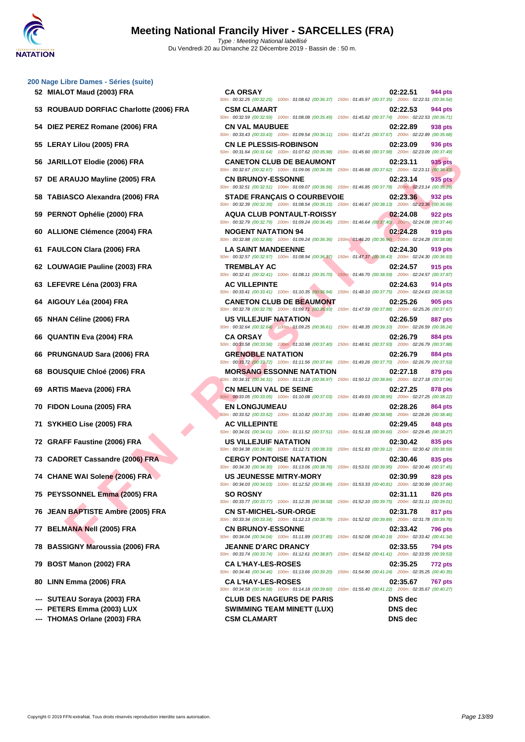# Meeting National Francily Hiver - SARCELLES (FRA)

*Type : Meeting National labellisé*

Du Vendredi 20 au Dimanche 22 Décembre 2019 - Bassin de : 50 m.

## 200 Nage Libre Dames - Séries (suite)

| Rang | Nom | Club | Temps | Points |
|---|---|---|---|---|
| 52 | MIALOT Maud (2003) FRA | CA ORSAY | 02:22.51 | 944 pts |
| | | 50m : 00:32.25 (00:32.25) 100m : 01:08.62 (00:36.37) 150m : 01:45.97 (00:37.35) 200m : 02:22.51 (00:36.54) | | |
| 53 | ROUBAUD DORFIAC Charlotte (2006) FRA | CSM CLAMART | 02:22.53 | 944 pts |
| | | 50m : 00:32.59 (00:32.59) 100m : 01:08.08 (00:35.49) 150m : 01:45.82 (00:37.74) 200m : 02:22.53 (00:36.71) | | |
| 54 | DIEZ PEREZ Romane (2006) FRA | CN VAL MAUBUEE | 02:22.89 | 938 pts |
| | | 50m : 00:33.43 (00:33.43) 100m : 01:09.54 (00:36.11) 150m : 01:47.21 (00:37.67) 200m : 02:22.89 (00:35.68) | | |
| 55 | LERAY Lilou (2005) FRA | CN LE PLESSIS-ROBINSON | 02:23.09 | 936 pts |
| | | 50m : 00:31.64 (00:31.64) 100m : 01:07.62 (00:35.98) 150m : 01:45.60 (00:37.98) 200m : 02:23.09 (00:37.49) | | |
| 56 | JARILLOT Elodie (2006) FRA | CANETON CLUB DE BEAUMONT | 02:23.11 | 935 pts |
| | | 50m : 00:32.67 (00:32.67) 100m : 01:09.06 (00:36.39) 150m : 01:46.68 (00:37.62) 200m : 02:23.11 (00:36.43) | | |
| 57 | DE ARAUJO Mayline (2005) FRA | CN BRUNOY-ESSONNE | 02:23.14 | 935 pts |
| | | 50m : 00:32.51 (00:32.51) 100m : 01:09.07 (00:36.56) 150m : 01:46.85 (00:37.78) 200m : 02:23.14 (00:36.29) | | |
| 58 | TABIASCO Alexandra (2006) FRA | STADE FRANÇAIS O COURBEVOIE | 02:23.36 | 932 pts |
| | | 50m : 00:32.39 (00:32.39) 100m : 01:08.54 (00:36.15) 150m : 01:46.67 (00:38.13) 200m : 02:23.36 (00:36.69) | | |
| 59 | PERNOT Ophélie (2000) FRA | AQUA CLUB PONTAULT-ROISSY | 02:24.08 | 922 pts |
| | | 50m : 00:32.79 (00:32.79) 100m : 01:09.24 (00:36.45) 150m : 01:46.64 (00:37.40) 200m : 02:24.08 (00:37.44) | | |
| 60 | ALLIONE Clémence (2004) FRA | NOGENT NATATION 94 | 02:24.28 | 919 pts |
| | | 50m : 00:32.88 (00:32.88) 100m : 01:09.24 (00:36.36) 150m : 01:46.20 (00:36.96) 200m : 02:24.28 (00:38.08) | | |
| 61 | FAULCON Clara (2006) FRA | LA SAINT MANDEENNE | 02:24.30 | 919 pts |
| | | 50m : 00:32.57 (00:32.57) 100m : 01:08.94 (00:36.37) 150m : 01:47.37 (00:38.43) 200m : 02:24.30 (00:36.93) | | |
| 62 | LOUWAGIE Pauline (2003) FRA | TREMBLAY AC | 02:24.57 | 915 pts |
| | | 50m : 00:32.41 (00:32.41) 100m : 01:08.11 (00:35.70) 150m : 01:46.70 (00:38.59) 200m : 02:24.57 (00:37.87) | | |
| 63 | LEFEVRE Léna (2003) FRA | AC VILLEPINTE | 02:24.63 | 914 pts |
| | | 50m : 00:33.41 (00:33.41) 100m : 01:10.35 (00:36.94) 150m : 01:48.10 (00:37.75) 200m : 02:24.63 (00:36.53) | | |
| 64 | AIGOUY Léa (2004) FRA | CANETON CLUB DE BEAUMONT | 02:25.26 | 905 pts |
| | | 50m : 00:32.78 (00:32.78) 100m : 01:09.71 (00:36.93) 150m : 01:47.59 (00:37.88) 200m : 02:25.26 (00:37.67) | | |
| 65 | NHAN Céline (2006) FRA | US VILLEJUIF NATATION | 02:26.59 | 887 pts |
| | | 50m : 00:32.64 (00:32.64) 100m : 01:09.25 (00:36.61) 150m : 01:48.35 (00:39.10) 200m : 02:26.59 (00:38.24) | | |
| 66 | QUANTIN Eva (2004) FRA | CA ORSAY | 02:26.79 | 884 pts |
| | | 50m : 00:33.58 (00:33.58) 100m : 01:10.98 (00:37.40) 150m : 01:48.91 (00:37.93) 200m : 02:26.79 (00:37.88) | | |
| 66 | PRUNGNAUD Sara (2006) FRA | GRENOBLE NATATION | 02:26.79 | 884 pts |
| | | 50m : 00:33.72 (00:33.72) 100m : 01:11.56 (00:37.84) 150m : 01:49.26 (00:37.70) 200m : 02:26.79 (00:37.53) | | |
| 68 | BOUSQUIE Chloé (2006) FRA | MORSANG ESSONNE NATATION | 02:27.18 | 879 pts |
| | | 50m : 00:34.31 (00:34.31) 100m : 01:11.28 (00:36.97) 150m : 01:50.12 (00:38.84) 200m : 02:27.18 (00:37.06) | | |
| 69 | ARTIS Maeva (2006) FRA | CN MELUN VAL DE SEINE | 02:27.25 | 878 pts |
| | | 50m : 00:33.05 (00:33.05) 100m : 01:10.08 (00:37.03) 150m : 01:49.03 (00:38.95) 200m : 02:27.25 (00:38.22) | | |
| 70 | FIDON Louna (2005) FRA | EN LONGJUMEAU | 02:28.26 | 864 pts |
| | | 50m : 00:33.52 (00:33.52) 100m : 01:10.82 (00:37.30) 150m : 01:49.80 (00:38.98) 200m : 02:28.26 (00:38.46) | | |
| 71 | SYKHEO Lise (2005) FRA | AC VILLEPINTE | 02:29.45 | 848 pts |
| | | 50m : 00:34.01 (00:34.01) 100m : 01:11.52 (00:37.51) 150m : 01:51.18 (00:39.66) 200m : 02:29.45 (00:38.27) | | |
| 72 | GRAFF Faustine (2006) FRA | US VILLEJUIF NATATION | 02:30.42 | 835 pts |
| | | 50m : 00:34.38 (00:34.38) 100m : 01:12.71 (00:38.33) 150m : 01:51.83 (00:39.12) 200m : 02:30.42 (00:38.59) | | |
| 73 | CADORET Cassandre (2006) FRA | CERGY PONTOISE NATATION | 02:30.46 | 835 pts |
| | | 50m : 00:34.30 (00:34.30) 100m : 01:13.06 (00:38.76) 150m : 01:53.01 (00:39.95) 200m : 02:30.46 (00:37.45) | | |
| 74 | CHANE WAI Solene (2006) FRA | US JEUNESSE MITRY-MORY | 02:30.99 | 828 pts |
| | | 50m : 00:34.03 (00:34.03) 100m : 01:12.52 (00:38.49) 150m : 01:53.33 (00:40.81) 200m : 02:30.99 (00:37.66) | | |
| 75 | PEYSSONNEL Emma (2005) FRA | SO ROSNY | 02:31.11 | 826 pts |
| | | 50m : 00:33.77 (00:33.77) 100m : 01:12.35 (00:38.58) 150m : 01:52.10 (00:39.75) 200m : 02:31.11 (00:39.01) | | |
| 76 | JEAN BAPTISTE Ambre (2005) FRA | CN ST-MICHEL-SUR-ORGE | 02:31.78 | 817 pts |
| | | 50m : 00:33.34 (00:33.34) 100m : 01:12.13 (00:38.79) 150m : 01:52.02 (00:39.89) 200m : 02:31.78 (00:39.76) | | |
| 77 | BELMANA Nell (2005) FRA | CN BRUNOY-ESSONNE | 02:33.42 | 796 pts |
| | | 50m : 00:34.04 (00:34.04) 100m : 01:11.89 (00:37.85) 150m : 01:52.08 (00:40.19) 200m : 02:33.42 (00:41.34) | | |
| 78 | BASSIGNY Maroussia (2006) FRA | JEANNE D'ARC DRANCY | 02:33.55 | 794 pts |
| | | 50m : 00:33.74 (00:33.74) 100m : 01:12.61 (00:38.87) 150m : 01:54.02 (00:41.41) 200m : 02:33.55 (00:39.53) | | |
| 79 | BOST Manon (2002) FRA | CA L'HAY-LES-ROSES | 02:35.25 | 772 pts |
| | | 50m : 00:34.46 (00:34.46) 100m : 01:13.66 (00:39.20) 150m : 01:54.90 (00:41.24) 200m : 02:35.25 (00:40.35) | | |
| 80 | LINN Emma (2006) FRA | CA L'HAY-LES-ROSES | 02:35.67 | 767 pts |
| | | 50m : 00:34.58 (00:34.58) 100m : 01:14.18 (00:39.60) 150m : 01:55.40 (00:41.22) 200m : 02:35.67 (00:40.27) | | |
| --- | SUTEAU Soraya (2003) FRA | CLUB DES NAGEURS DE PARIS | DNS dec | |
| --- | PETERS Emma (2003) LUX | SWIMMING TEAM MINETT (LUX) | DNS dec | |
| --- | THOMAS Orlane (2003) FRA | CSM CLAMART | DNS dec | |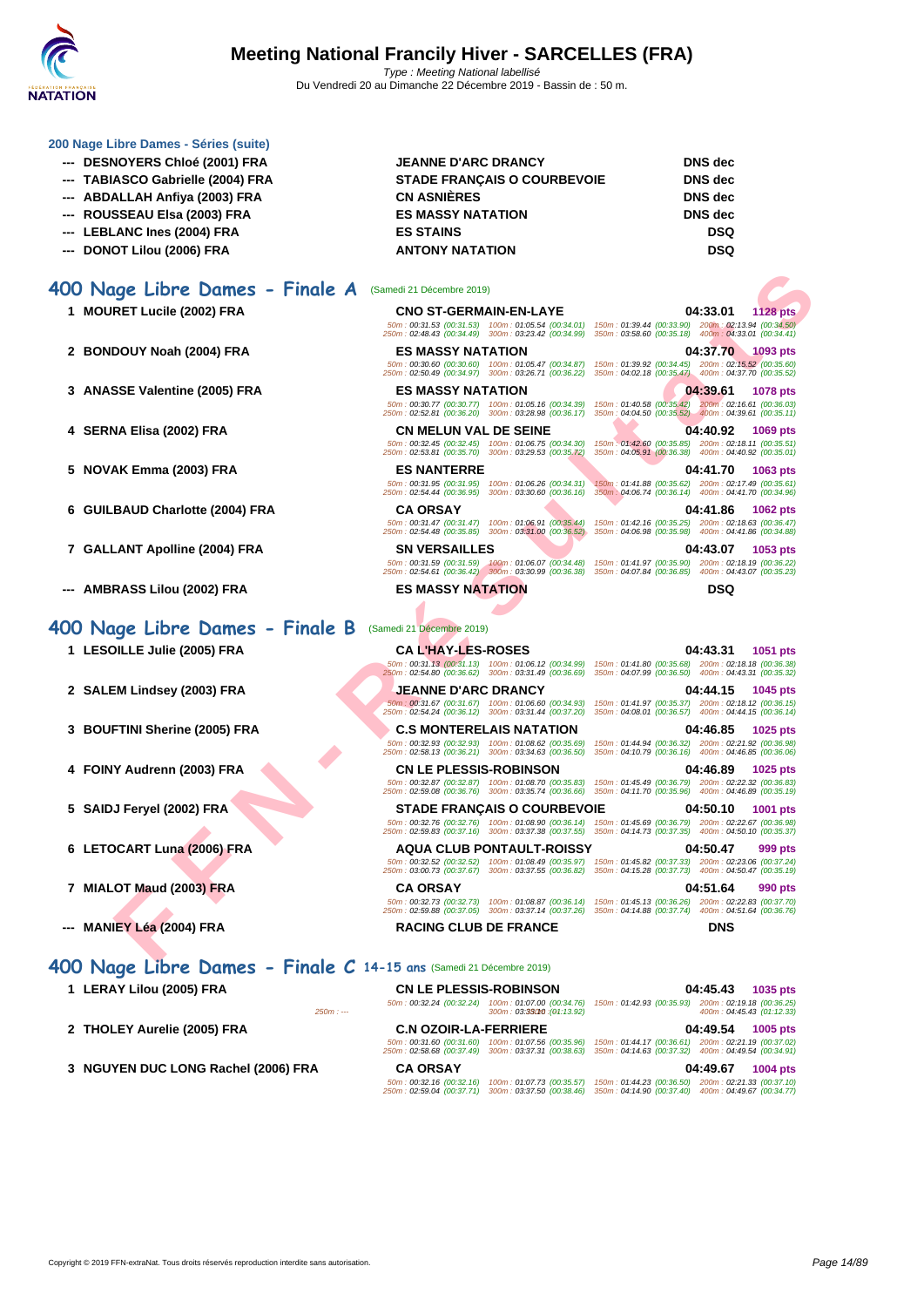### 200 Nage Libre Dames - Séries (suite)

| | | | |
|---|---|---|---|
| --- | DESNOYERS Chloé (2001) FRA | JEANNE D'ARC DRANCY | DNS dec |
| --- | TABIASCO Gabrielle (2004) FRA | STADE FRANÇAIS O COURBEVOIE | DNS dec |
| --- | ABDALLAH Anfiya (2003) FRA | CN ASNIÈRES | DNS dec |
| --- | ROUSSEAU Elsa (2003) FRA | ES MASSY NATATION | DNS dec |
| --- | LEBLANC Ines (2004) FRA | ES STAINS | DSQ |
| --- | DONOT Lilou (2006) FRA | ANTONY NATATION | DSQ |

## 400 Nage Libre Dames - Finale A (Samedi 21 Décembre 2019)

| | | | | |
|---|---|---|---|---|
| 1 | MOURET Lucile (2002) FRA | CNO ST-GERMAIN-EN-LAYE | 04:33.01 | 1128 pts |
| | 50m : 00:31.53 (00:31.53) 100m : 01:05.54 (00:34.01) 150m : 01:39.44 (00:33.90) 200m : 02:13.94 (00:34.50) 250m : 02:48.43 (00:34.49) 300m : 03:23.42 (00:34.99) 350m : 03:58.60 (00:35.18) 400m : 04:33.01 (00:34.41) | | | |
| 2 | BONDOUY Noah (2004) FRA | ES MASSY NATATION | 04:37.70 | 1093 pts |
| | 50m : 00:30.60 (00:30.60) 100m : 01:05.47 (00:34.87) 150m : 01:39.92 (00:34.45) 200m : 02:15.52 (00:35.60) 250m : 02:50.49 (00:34.97) 300m : 03:26.71 (00:36.22) 350m : 04:02.18 (00:35.47) 400m : 04:37.70 (00:35.52) | | | |
| 3 | ANASSE Valentine (2005) FRA | ES MASSY NATATION | 04:39.61 | 1078 pts |
| | 50m : 00:30.77 (00:30.77) 100m : 01:05.16 (00:34.39) 150m : 01:40.58 (00:35.42) 200m : 02:16.61 (00:36.03) 250m : 02:52.81 (00:36.20) 300m : 03:28.98 (00:36.17) 350m : 04:04.50 (00:35.52) 400m : 04:39.61 (00:35.11) | | | |
| 4 | SERNA Elisa (2002) FRA | CN MELUN VAL DE SEINE | 04:40.92 | 1069 pts |
| | 50m : 00:32.45 (00:32.45) 100m : 01:06.75 (00:34.30) 150m : 01:42.60 (00:35.85) 200m : 02:18.11 (00:35.51) 250m : 02:53.81 (00:35.70) 300m : 03:29.53 (00:35.72) 350m : 04:05.91 (00:36.38) 400m : 04:40.92 (00:35.01) | | | |
| 5 | NOVAK Emma (2003) FRA | ES NANTERRE | 04:41.70 | 1063 pts |
| | 50m : 00:31.95 (00:31.95) 100m : 01:06.26 (00:34.31) 150m : 01:41.88 (00:35.62) 200m : 02:17.49 (00:35.61) 250m : 02:54.44 (00:36.95) 300m : 03:30.60 (00:36.16) 350m : 04:06.74 (00:36.14) 400m : 04:41.70 (00:34.96) | | | |
| 6 | GUILBAUD Charlotte (2004) FRA | CA ORSAY | 04:41.86 | 1062 pts |
| | 50m : 00:31.47 (00:31.47) 100m : 01:06.91 (00:35.44) 150m : 01:42.16 (00:35.25) 200m : 02:18.63 (00:36.47) 250m : 02:54.48 (00:35.85) 300m : 03:31.00 (00:36.52) 350m : 04:06.98 (00:35.98) 400m : 04:41.86 (00:34.88) | | | |
| 7 | GALLANT Apolline (2004) FRA | SN VERSAILLES | 04:43.07 | 1053 pts |
| | 50m : 00:31.59 (00:31.59) 100m : 01:06.07 (00:34.48) 150m : 01:41.97 (00:35.90) 200m : 02:18.19 (00:36.22) 250m : 02:54.61 (00:36.42) 300m : 03:30.99 (00:36.38) 350m : 04:07.84 (00:36.85) 400m : 04:43.07 (00:35.23) | | | |
| --- | AMBRASS Lilou (2002) FRA | ES MASSY NATATION | DSQ | |

## 400 Nage Libre Dames - Finale B (Samedi 21 Décembre 2019)

| | | | | |
|---|---|---|---|---|
| 1 | LESOILLE Julie (2005) FRA | CA L'HAY-LES-ROSES | 04:43.31 | 1051 pts |
| | 50m : 00:31.13 (00:31.13) 100m : 01:06.12 (00:34.99) 150m : 01:41.80 (00:35.68) 200m : 02:18.18 (00:36.38) 250m : 02:54.80 (00:36.62) 300m : 03:31.49 (00:36.69) 350m : 04:07.99 (00:36.50) 400m : 04:43.31 (00:35.32) | | | |
| 2 | SALEM Lindsey (2003) FRA | JEANNE D'ARC DRANCY | 04:44.15 | 1045 pts |
| | 50m : 00:31.67 (00:31.67) 100m : 01:06.60 (00:34.93) 150m : 01:41.97 (00:35.37) 200m : 02:18.12 (00:36.15) 250m : 02:54.24 (00:36.12) 300m : 03:31.44 (00:37.20) 350m : 04:08.01 (00:36.57) 400m : 04:44.15 (00:36.14) | | | |
| 3 | BOUFTINI Sherine (2005) FRA | C.S MONTERELAIS NATATION | 04:46.85 | 1025 pts |
| | 50m : 00:32.93 (00:32.93) 100m : 01:08.62 (00:35.69) 150m : 01:44.94 (00:36.32) 200m : 02:21.92 (00:36.98) 250m : 02:58.13 (00:36.21) 300m : 03:34.63 (00:36.50) 350m : 04:10.79 (00:36.16) 400m : 04:46.85 (00:36.06) | | | |
| 4 | FOINY Audrenn (2003) FRA | CN LE PLESSIS-ROBINSON | 04:46.89 | 1025 pts |
| | 50m : 00:32.87 (00:32.87) 100m : 01:08.70 (00:35.83) 150m : 01:45.49 (00:36.79) 200m : 02:22.32 (00:36.83) 250m : 02:59.08 (00:36.76) 300m : 03:35.74 (00:36.66) 350m : 04:11.70 (00:35.96) 400m : 04:46.89 (00:35.19) | | | |
| 5 | SAIDJ Feryel (2002) FRA | STADE FRANÇAIS O COURBEVOIE | 04:50.10 | 1001 pts |
| | 50m : 00:32.76 (00:32.76) 100m : 01:08.90 (00:36.14) 150m : 01:45.69 (00:36.79) 200m : 02:22.67 (00:36.98) 250m : 02:59.83 (00:37.16) 300m : 03:37.38 (00:37.55) 350m : 04:14.73 (00:37.35) 400m : 04:50.10 (00:35.37) | | | |
| 6 | LETOCART Luna (2006) FRA | AQUA CLUB PONTAULT-ROISSY | 04:50.47 | 999 pts |
| | 50m : 00:32.52 (00:32.52) 100m : 01:08.49 (00:35.97) 150m : 01:45.82 (00:37.33) 200m : 02:23.06 (00:37.24) 250m : 03:00.73 (00:37.67) 300m : 03:37.55 (00:36.82) 350m : 04:15.28 (00:37.73) 400m : 04:50.47 (00:35.19) | | | |
| 7 | MIALOT Maud (2003) FRA | CA ORSAY | 04:51.64 | 990 pts |
| | 50m : 00:32.73 (00:32.73) 100m : 01:08.87 (00:36.14) 150m : 01:45.13 (00:36.26) 200m : 02:22.83 (00:37.70) 250m : 02:59.88 (00:37.05) 300m : 03:37.14 (00:37.26) 350m : 04:14.88 (00:37.74) 400m : 04:51.64 (00:36.76) | | | |
| --- | MANIEY Léa (2004) FRA | RACING CLUB DE FRANCE | DNS | |

## 400 Nage Libre Dames - Finale C 14-15 ans (Samedi 21 Décembre 2019)

| | | | | |
|---|---|---|---|---|
| 1 | LERAY Lilou (2005) FRA | CN LE PLESSIS-ROBINSON | 04:45.43 | 1035 pts |
| | 50m : 00:32.24 (00:32.24) 100m : 01:07.00 (00:34.76) 150m : 01:42.93 (00:35.93) 200m : 02:19.18 (00:36.25) 250m : --- 300m : 03:33.10 (01:13.92) 400m : 04:45.43 (01:12.33) | | | |
| 2 | THOLEY Aurelie (2005) FRA | C.N OZOIR-LA-FERRIERE | 04:49.54 | 1005 pts |
| | 50m : 00:31.60 (00:31.60) 100m : 01:07.56 (00:35.96) 150m : 01:44.17 (00:36.61) 200m : 02:21.19 (00:37.02) 250m : 02:58.68 (00:37.49) 300m : 03:37.31 (00:38.63) 350m : 04:14.63 (00:37.32) 400m : 04:49.54 (00:34.91) | | | |
| 3 | NGUYEN DUC LONG Rachel (2006) FRA | CA ORSAY | 04:49.67 | 1004 pts |
| | 50m : 00:32.16 (00:32.16) 100m : 01:07.73 (00:35.57) 150m : 01:44.23 (00:36.50) 200m : 02:21.33 (00:37.10) 250m : 02:59.04 (00:37.71) 300m : 03:37.50 (00:38.46) 350m : 04:14.90 (00:37.40) 400m : 04:49.67 (00:34.77) | | | |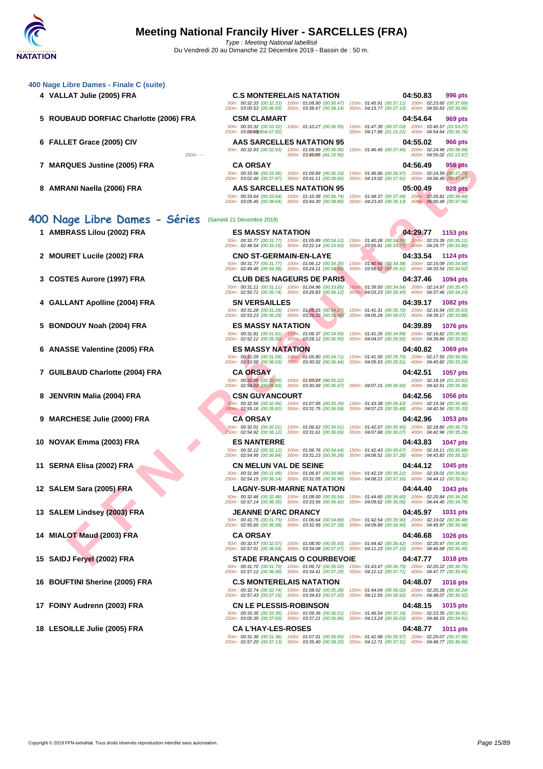## 400 Nage Libre Dames - Finale C (suite)

| Place | Nom | Club | Temps | Points |
|---|---|---|---|---|
| 4 | VALLAT Julie (2005) FRA | C.S MONTERELAIS NATATION | 04:50.83 | 996 pts |
| | | 50m : 00:32.33 (00:32.33) 100m : 01:08.80 (00:36.47) 150m : 01:45.91 (00:37.11) 200m : 02:23.60 (00:37.69) 250m : 03:00.53 (00:36.93) 300m : 03:38.67 (00:38.14) 350m : 04:15.77 (00:37.10) 400m : 04:50.83 (00:35.06) | | |
| 5 | ROUBAUD DORFIAC Charlotte (2006) FRA | CSM CLAMART | 04:54.64 | 969 pts |
| | | 50m : 00:33.32 (00:33.32) 100m : 01:10.27 (00:36.95) 150m : 01:47.30 (00:37.03) 200m : 03:40.57 (01:53.27) 250m : 03:02.65 300m : 37.92 350m : 04:17.86 (01:15.21) 400m : 04:54.64 (00:36.78) | | |
| 6 | FALLET Grace (2005) CIV | AAS SARCELLES NATATION 95 | 04:55.02 | 966 pts |
| | | 50m : 00:32.93 (00:32.93) 100m : 01:08.99 (00:36.06) 150m : 01:46.45 (00:37.46) 200m : 02:24.49 (00:38.04) 250m : --- 300m : 03:41.05 (01:16.56) 400m : 04:55.02 (01:13.97) | | |
| 7 | MARQUES Justine (2005) FRA | CA ORSAY | 04:56.49 | 956 pts |
| | | 50m : 00:33.56 (00:33.56) 100m : 01:09.89 (00:36.33) 150m : 01:46.86 (00:36.97) 200m : 02:24.59 (00:37.73) 250m : 03:02.46 (00:37.87) 300m : 03:41.11 (00:38.65) 350m : 04:19.02 (00:37.91) 400m : 04:56.49 (00:37.47) | | |
| 8 | AMRANI Naella (2006) FRA | AAS SARCELLES NATATION 95 | 05:00.49 | 928 pts |
| | | 50m : 00:33.64 (00:33.64) 100m : 01:10.38 (00:36.74) 150m : 01:48.37 (00:37.99) 200m : 02:26.81 (00:38.44) 250m : 03:05.45 (00:38.64) 300m : 03:44.30 (00:38.85) 350m : 04:23.43 (00:39.13) 400m : 05:00.49 (00:37.06) | | |

## 400 Nage Libre Dames - Séries (Samedi 21 Décembre 2019)

| Place | Nom | Club | Temps | Points |
|---|---|---|---|---|
| 1 | AMBRASS Lilou (2002) FRA | ES MASSY NATATION | 04:29.77 | 1153 pts |
| | | 50m : 00:31.77 (00:31.77) 100m : 01:05.89 (00:34.12) 150m : 01:40.28 (00:34.39) 200m : 02:15.39 (00:35.11) 250m : 02:48.54 (00:33.15) 300m : 03:22.14 (00:33.60) 350m : 03:55.91 (00:33.77) 400m : 04:29.77 (00:33.86) | | |
| 2 | MOURET Lucile (2002) FRA | CNO ST-GERMAIN-EN-LAYE | 04:33.54 | 1124 pts |
| | | 50m : 00:31.77 (00:31.77) 100m : 01:06.12 (00:34.35) 150m : 01:40.50 (00:34.38) 200m : 02:15.09 (00:34.59) 250m : 02:49.45 (00:34.36) 300m : 03:24.11 (00:34.66) 350m : 03:59.52 (00:35.41) 400m : 04:33.54 (00:34.02) | | |
| 3 | COSTES Aurore (1997) FRA | CLUB DES NAGEURS DE PARIS | 04:37.46 | 1094 pts |
| | | 50m : 00:31.11 (00:31.11) 100m : 01:04.96 (00:33.85) 150m : 01:39.50 (00:34.54) 200m : 02:14.97 (00:35.47) 250m : 02:50.71 (00:35.74) 300m : 03:26.83 (00:36.12) 350m : 04:03.23 (00:36.40) 400m : 04:37.46 (00:34.23) | | |
| 4 | GALLANT Apolline (2004) FRA | SN VERSAILLES | 04:39.17 | 1082 pts |
| | | 50m : 00:31.28 (00:31.28) 100m : 01:05.55 (00:34.27) 150m : 01:41.31 (00:35.76) 200m : 02:16.94 (00:35.63) 250m : 02:53.23 (00:36.29) 300m : 03:29.22 (00:35.99) 350m : 04:05.29 (00:36.07) 400m : 04:39.17 (00:33.88) | | |
| 5 | BONDOUY Noah (2004) FRA | ES MASSY NATATION | 04:39.89 | 1076 pts |
| | | 50m : 00:31.81 (00:31.81) 100m : 01:06.37 (00:34.56) 150m : 01:41.26 (00:34.89) 200m : 02:16.82 (00:35.56) 250m : 02:52.12 (00:35.30) 300m : 03:28.12 (00:36.00) 350m : 04:04.07 (00:35.95) 400m : 04:39.89 (00:35.82) | | |
| 6 | ANASSE Valentine (2005) FRA | ES MASSY NATATION | 04:40.82 | 1069 pts |
| | | 50m : 00:31.09 (00:31.09) 100m : 01:05.80 (00:34.71) 150m : 01:41.50 (00:35.70) 200m : 02:17.55 (00:36.05) 250m : 02:53.58 (00:36.03) 300m : 03:30.02 (00:36.44) 350m : 04:05.53 (00:35.51) 400m : 04:40.82 (00:35.29) | | |
| 7 | GUILBAUD Charlotte (2004) FRA | CA ORSAY | 04:42.51 | 1057 pts |
| | | 50m : 00:32.05 (00:32.05) 100m : 01:07.27 (00:35.22) 200m : 02:18.19 (01:10.92) 250m : 02:54.02 (00:35.83) 300m : 03:30.49 (00:36.47) 350m : 04:07.15 (00:36.66) 400m : 04:42.51 (00:35.36) | | |
| 8 | JENVRIN Malia (2004) FRA | CSN GUYANCOURT | 04:42.56 | 1056 pts |
| | | 50m : 00:32.56 (00:32.56) 100m : 01:07.95 (00:35.39) 150m : 01:43.38 (00:35.43) 200m : 02:19.34 (00:35.96) 250m : 02:55.16 (00:35.82) 300m : 03:31.75 (00:36.59) 350m : 04:07.23 (00:35.48) 400m : 04:42.56 (00:35.33) | | |
| 9 | MARCHESE Julie (2000) FRA | CA ORSAY | 04:42.96 | 1053 pts |
| | | 50m : 00:32.01 (00:32.01) 100m : 01:06.62 (00:34.61) 150m : 01:42.07 (00:35.45) 200m : 02:18.80 (00:36.73) 250m : 02:54.92 (00:36.12) 300m : 03:31.61 (00:36.69) 350m : 04:07.68 (00:36.07) 400m : 04:42.96 (00:35.28) | | |
| 10 | NOVAK Emma (2003) FRA | ES NANTERRE | 04:43.83 | 1047 pts |
| | | 50m : 00:32.12 (00:32.12) 100m : 01:06.76 (00:34.64) 150m : 01:42.43 (00:35.67) 200m : 02:18.11 (00:35.68) 250m : 02:54.95 (00:36.84) 300m : 03:31.23 (00:36.28) 350m : 04:08.51 (00:37.28) 400m : 04:43.83 (00:35.32) | | |
| 11 | SERNA Elisa (2002) FRA | CN MELUN VAL DE SEINE | 04:44.12 | 1045 pts |
| | | 50m : 00:31.99 (00:31.99) 100m : 01:06.97 (00:34.98) 150m : 01:42.19 (00:35.22) 200m : 02:18.01 (00:35.82) 250m : 02:54.15 (00:36.14) 300m : 03:31.05 (00:36.90) 350m : 04:08.21 (00:37.16) 400m : 04:44.12 (00:35.91) | | |
| 12 | SALEM Sara (2005) FRA | LAGNY-SUR-MARNE NATATION | 04:44.40 | 1043 pts |
| | | 50m : 00:32.46 (00:32.46) 100m : 01:08.00 (00:35.54) 150m : 01:44.60 (00:36.60) 200m : 02:20.84 (00:36.24) 250m : 02:57.14 (00:36.30) 300m : 03:33.56 (00:36.42) 350m : 04:09.62 (00:36.06) 400m : 04:44.40 (00:34.78) | | |
| 13 | SALEM Lindsey (2003) FRA | JEANNE D'ARC DRANCY | 04:45.97 | 1031 pts |
| | | 50m : 00:31.75 (00:31.75) 100m : 01:06.64 (00:34.89) 150m : 01:42.54 (00:35.90) 200m : 02:19.02 (00:36.48) 250m : 02:55.60 (00:36.58) 300m : 03:32.99 (00:37.39) 350m : 04:09.89 (00:36.90) 400m : 04:45.97 (00:36.08) | | |
| 14 | MIALOT Maud (2003) FRA | CA ORSAY | 04:46.68 | 1026 pts |
| | | 50m : 00:32.57 (00:32.57) 100m : 01:08.00 (00:35.43) 150m : 01:44.42 (00:36.42) 200m : 02:20.47 (00:36.05) 250m : 02:57.01 (00:36.54) 300m : 03:34.08 (00:37.07) 350m : 04:11.23 (00:37.15) 400m : 04:46.68 (00:35.45) | | |
| 15 | SAIDJ Feryel (2002) FRA | STADE FRANÇAIS O COURBEVOIE | 04:47.77 | 1018 pts |
| | | 50m : 00:31.70 (00:31.70) 100m : 01:06.72 (00:35.02) 150m : 01:43.47 (00:36.75) 200m : 02:20.22 (00:36.75) 250m : 02:57.12 (00:36.90) 300m : 03:34.41 (00:37.29) 350m : 04:12.12 (00:37.71) 400m : 04:47.77 (00:35.65) | | |
| 16 | BOUFTINI Sherine (2005) FRA | C.S MONTERELAIS NATATION | 04:48.07 | 1016 pts |
| | | 50m : 00:32.74 (00:32.74) 100m : 01:08.02 (00:35.28) 150m : 01:44.04 (00:36.02) 200m : 02:20.28 (00:36.24) 250m : 02:57.43 (00:37.15) 300m : 03:34.63 (00:37.20) 350m : 04:11.55 (00:36.92) 400m : 04:48.07 (00:36.52) | | |
| 17 | FOINY Audrenn (2003) FRA | CN LE PLESSIS-ROBINSON | 04:48.15 | 1015 pts |
| | | 50m : 00:33.35 (00:33.35) 100m : 01:09.36 (00:36.01) 150m : 01:46.54 (00:37.18) 200m : 02:23.35 (00:36.81) 250m : 03:00.35 (00:37.00) 300m : 03:37.21 (00:36.86) 350m : 04:13.24 (00:36.03) 400m : 04:48.15 (00:34.91) | | |
| 18 | LESOILLE Julie (2005) FRA | CA L'HAY-LES-ROSES | 04:48.77 | 1011 pts |
| | | 50m : 00:31.36 (00:31.36) 100m : 01:07.01 (00:35.65) 150m : 01:42.98 (00:35.97) 200m : 02:20.07 (00:37.09) 250m : 02:57.20 (00:37.13) 300m : 03:35.40 (00:38.20) 350m : 04:12.71 (00:37.31) 400m : 04:48.77 (00:36.06) | | |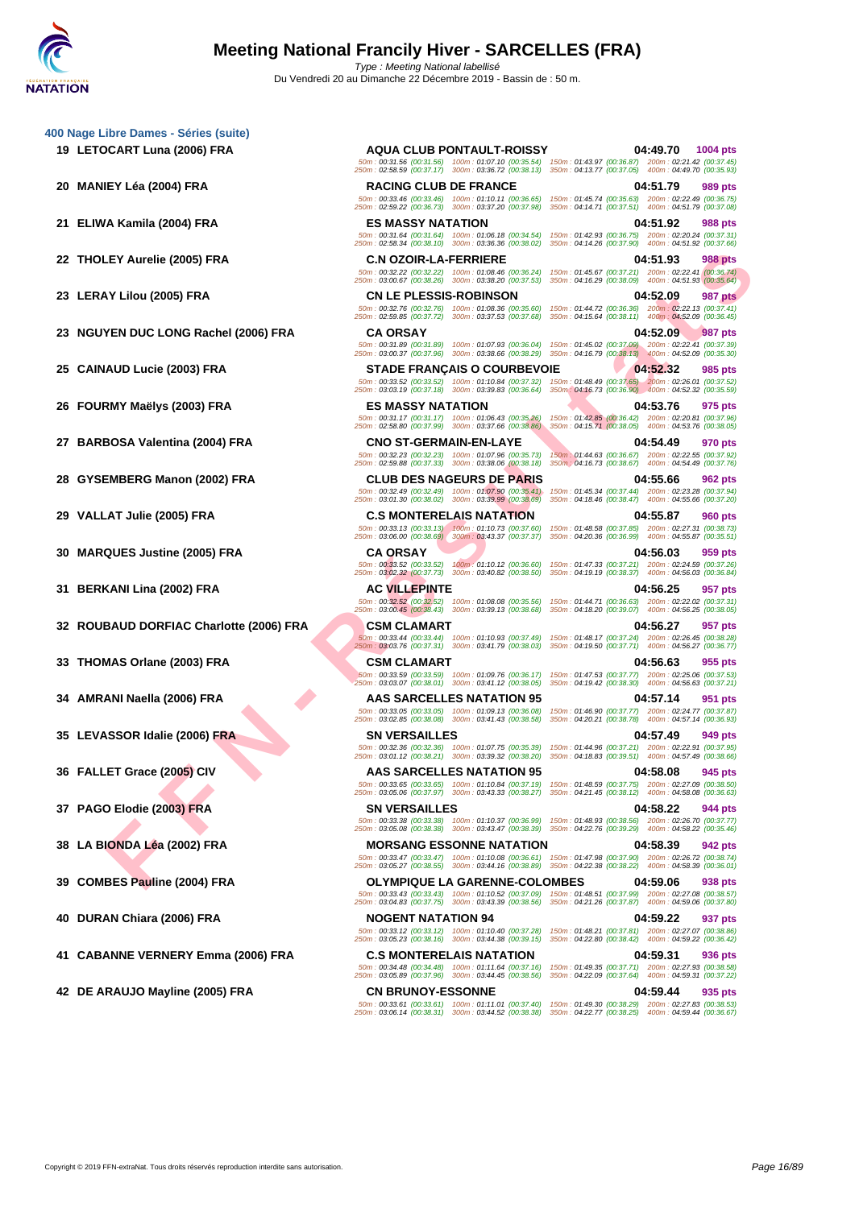# Meeting National Francily Hiver - SARCELLES (FRA)

*Type : Meeting National labellisé*
Du Vendredi 20 au Dimanche 22 Décembre 2019 - Bassin de : 50 m.

## 400 Nage Libre Dames - Séries (suite)

| Rang | Nom | Club | Temps | Points |
|---|---|---|---|---|
| 19 | LETOCART Luna (2006) FRA | AQUA CLUB PONTAULT-ROISSY | 04:49.70 | 1004 pts |
| | 50m : 00:31.56 (00:31.56) 100m : 01:07.10 (00:35.54) 150m : 01:43.97 (00:36.87) 200m : 02:21.42 (00:37.45) 250m : 02:58.59 (00:37.17) 300m : 03:36.72 (00:38.13) 350m : 04:13.77 (00:37.05) 400m : 04:49.70 (00:35.93) | | | |
| 20 | MANIEY Léa (2004) FRA | RACING CLUB DE FRANCE | 04:51.79 | 989 pts |
| | 50m : 00:33.46 (00:33.46) 100m : 01:10.11 (00:36.65) 150m : 01:45.74 (00:35.63) 200m : 02:22.49 (00:36.75) 250m : 02:59.22 (00:36.73) 300m : 03:37.20 (00:37.98) 350m : 04:14.71 (00:37.51) 400m : 04:51.79 (00:37.08) | | | |
| 21 | ELIWA Kamila (2004) FRA | ES MASSY NATATION | 04:51.92 | 988 pts |
| | 50m : 00:31.64 (00:31.64) 100m : 01:06.18 (00:34.54) 150m : 01:42.93 (00:36.75) 200m : 02:20.24 (00:37.31) 250m : 02:58.34 (00:38.10) 300m : 03:36.36 (00:38.02) 350m : 04:14.26 (00:37.90) 400m : 04:51.92 (00:37.66) | | | |
| 22 | THOLEY Aurelie (2005) FRA | C.N OZOIR-LA-FERRIERE | 04:51.93 | 988 pts |
| | 50m : 00:32.22 (00:32.22) 100m : 01:08.46 (00:36.24) 150m : 01:45.67 (00:37.21) 200m : 02:22.41 (00:36.74) 250m : 03:00.67 (00:38.26) 300m : 03:38.20 (00:37.53) 350m : 04:16.29 (00:38.09) 400m : 04:51.93 (00:35.64) | | | |
| 23 | LERAY Lilou (2005) FRA | CN LE PLESSIS-ROBINSON | 04:52.09 | 987 pts |
| | 50m : 00:32.76 (00:32.76) 100m : 01:08.36 (00:35.60) 150m : 01:44.72 (00:36.36) 200m : 02:22.13 (00:37.41) 250m : 02:59.85 (00:37.72) 300m : 03:37.53 (00:37.68) 350m : 04:15.64 (00:38.11) 400m : 04:52.09 (00:36.45) | | | |
| 23 | NGUYEN DUC LONG Rachel (2006) FRA | CA ORSAY | 04:52.09 | 987 pts |
| | 50m : 00:31.89 (00:31.89) 100m : 01:07.93 (00:36.04) 150m : 01:45.02 (00:37.09) 200m : 02:22.41 (00:37.39) 250m : 03:00.37 (00:37.96) 300m : 03:38.66 (00:38.29) 350m : 04:16.79 (00:38.13) 400m : 04:52.09 (00:35.30) | | | |
| 25 | CAINAUD Lucie (2003) FRA | STADE FRANÇAIS O COURBEVOIE | 04:52.32 | 985 pts |
| | 50m : 00:33.52 (00:33.52) 100m : 01:10.84 (00:37.32) 150m : 01:48.49 (00:37.65) 200m : 02:26.01 (00:37.52) 250m : 03:03.19 (00:37.18) 300m : 03:39.83 (00:36.64) 350m : 04:16.73 (00:36.90) 400m : 04:52.32 (00:35.59) | | | |
| 26 | FOURMY Maëlys (2003) FRA | ES MASSY NATATION | 04:53.76 | 975 pts |
| | 50m : 00:31.17 (00:31.17) 100m : 01:06.43 (00:35.26) 150m : 01:42.85 (00:36.42) 200m : 02:20.81 (00:37.96) 250m : 02:58.80 (00:37.99) 300m : 03:37.66 (00:38.86) 350m : 04:15.71 (00:38.05) 400m : 04:53.76 (00:38.05) | | | |
| 27 | BARBOSA Valentina (2004) FRA | CNO ST-GERMAIN-EN-LAYE | 04:54.49 | 970 pts |
| | 50m : 00:32.23 (00:32.23) 100m : 01:07.96 (00:35.73) 150m : 01:44.63 (00:36.67) 200m : 02:22.55 (00:37.92) 250m : 02:59.88 (00:37.33) 300m : 03:38.06 (00:38.18) 350m : 04:16.73 (00:38.67) 400m : 04:54.49 (00:37.76) | | | |
| 28 | GYSEMBERG Manon (2002) FRA | CLUB DES NAGEURS DE PARIS | 04:55.66 | 962 pts |
| | 50m : 00:32.49 (00:32.49) 100m : 01:07.90 (00:35.41) 150m : 01:45.34 (00:37.44) 200m : 02:23.28 (00:37.94) 250m : 03:01.30 (00:38.02) 300m : 03:39.99 (00:38.69) 350m : 04:18.46 (00:38.47) 400m : 04:55.66 (00:37.20) | | | |
| 29 | VALLAT Julie (2005) FRA | C.S MONTERELAIS NATATION | 04:55.87 | 960 pts |
| | 50m : 00:33.13 (00:33.13) 100m : 01:10.73 (00:37.60) 150m : 01:48.58 (00:37.85) 200m : 02:27.31 (00:38.73) 250m : 03:06.00 (00:38.69) 300m : 03:43.37 (00:37.37) 350m : 04:20.36 (00:36.99) 400m : 04:55.87 (00:35.51) | | | |
| 30 | MARQUES Justine (2005) FRA | CA ORSAY | 04:56.03 | 959 pts |
| | 50m : 00:33.52 (00:33.52) 100m : 01:10.12 (00:36.60) 150m : 01:47.33 (00:37.21) 200m : 02:24.59 (00:37.26) 250m : 03:02.32 (00:37.73) 300m : 03:40.82 (00:38.50) 350m : 04:19.19 (00:38.37) 400m : 04:56.03 (00:36.84) | | | |
| 31 | BERKANI Lina (2002) FRA | AC VILLEPINTE | 04:56.25 | 957 pts |
| | 50m : 00:32.52 (00:32.52) 100m : 01:08.08 (00:35.56) 150m : 01:44.71 (00:36.63) 200m : 02:22.02 (00:37.31) 250m : 03:00.45 (00:38.43) 300m : 03:39.13 (00:38.68) 350m : 04:18.20 (00:39.07) 400m : 04:56.25 (00:38.05) | | | |
| 32 | ROUBAUD DORFIAC Charlotte (2006) FRA | CSM CLAMART | 04:56.27 | 957 pts |
| | 50m : 00:33.44 (00:33.44) 100m : 01:10.93 (00:37.49) 150m : 01:48.17 (00:37.24) 200m : 02:26.45 (00:38.28) 250m : 03:03.76 (00:37.31) 300m : 03:41.79 (00:38.03) 350m : 04:19.50 (00:37.71) 400m : 04:56.27 (00:36.77) | | | |
| 33 | THOMAS Orlane (2003) FRA | CSM CLAMART | 04:56.63 | 955 pts |
| | 50m : 00:33.59 (00:33.59) 100m : 01:09.76 (00:36.17) 150m : 01:47.53 (00:37.77) 200m : 02:25.06 (00:37.53) 250m : 03:03.07 (00:38.01) 300m : 03:41.12 (00:38.05) 350m : 04:19.42 (00:38.30) 400m : 04:56.63 (00:37.21) | | | |
| 34 | AMRANI Naella (2006) FRA | AAS SARCELLES NATATION 95 | 04:57.14 | 951 pts |
| | 50m : 00:33.05 (00:33.05) 100m : 01:09.13 (00:36.08) 150m : 01:46.90 (00:37.77) 200m : 02:24.77 (00:37.87) 250m : 03:02.85 (00:38.08) 300m : 03:41.43 (00:38.58) 350m : 04:20.21 (00:38.78) 400m : 04:57.14 (00:36.93) | | | |
| 35 | LEVASSOR Idalie (2006) FRA | SN VERSAILLES | 04:57.49 | 949 pts |
| | 50m : 00:32.36 (00:32.36) 100m : 01:07.75 (00:35.39) 150m : 01:44.96 (00:37.21) 200m : 02:22.91 (00:37.95) 250m : 03:01.12 (00:38.21) 300m : 03:39.32 (00:38.20) 350m : 04:18.83 (00:39.51) 400m : 04:57.49 (00:38.66) | | | |
| 36 | FALLET Grace (2005) CIV | AAS SARCELLES NATATION 95 | 04:58.08 | 945 pts |
| | 50m : 00:33.65 (00:33.65) 100m : 01:10.84 (00:37.19) 150m : 01:48.59 (00:37.75) 200m : 02:27.09 (00:38.50) 250m : 03:05.06 (00:37.97) 300m : 03:43.33 (00:38.27) 350m : 04:21.45 (00:38.12) 400m : 04:58.08 (00:36.63) | | | |
| 37 | PAGO Elodie (2003) FRA | SN VERSAILLES | 04:58.22 | 944 pts |
| | 50m : 00:33.38 (00:33.38) 100m : 01:10.37 (00:36.99) 150m : 01:48.93 (00:38.56) 200m : 02:26.70 (00:37.77) 250m : 03:05.08 (00:38.38) 300m : 03:43.47 (00:38.39) 350m : 04:22.76 (00:39.29) 400m : 04:58.22 (00:35.46) | | | |
| 38 | LA BIONDA Léa (2002) FRA | MORSANG ESSONNE NATATION | 04:58.39 | 942 pts |
| | 50m : 00:33.47 (00:33.47) 100m : 01:10.08 (00:36.61) 150m : 01:47.98 (00:37.90) 200m : 02:26.72 (00:38.74) 250m : 03:05.27 (00:38.55) 300m : 03:44.16 (00:38.89) 350m : 04:22.38 (00:38.22) 400m : 04:58.39 (00:36.01) | | | |
| 39 | COMBES Pauline (2004) FRA | OLYMPIQUE LA GARENNE-COLOMBES | 04:59.06 | 938 pts |
| | 50m : 00:33.43 (00:33.43) 100m : 01:10.52 (00:37.09) 150m : 01:48.51 (00:37.99) 200m : 02:27.08 (00:38.57) 250m : 03:04.83 (00:37.75) 300m : 03:43.39 (00:38.56) 350m : 04:21.26 (00:37.87) 400m : 04:59.06 (00:37.80) | | | |
| 40 | DURAN Chiara (2006) FRA | NOGENT NATATION 94 | 04:59.22 | 937 pts |
| | 50m : 00:33.12 (00:33.12) 100m : 01:10.40 (00:37.28) 150m : 01:48.21 (00:37.81) 200m : 02:27.07 (00:38.86) 250m : 03:05.23 (00:38.16) 300m : 03:44.38 (00:39.15) 350m : 04:22.80 (00:38.42) 400m : 04:59.22 (00:36.42) | | | |
| 41 | CABANNE VERNERY Emma (2006) FRA | C.S MONTERELAIS NATATION | 04:59.31 | 936 pts |
| | 50m : 00:34.48 (00:34.48) 100m : 01:11.64 (00:37.16) 150m : 01:49.35 (00:37.71) 200m : 02:27.93 (00:38.58) 250m : 03:05.89 (00:37.96) 300m : 03:44.45 (00:38.56) 350m : 04:22.09 (00:37.64) 400m : 04:59.31 (00:37.22) | | | |
| 42 | DE ARAUJO Mayline (2005) FRA | CN BRUNOY-ESSONNE | 04:59.44 | 935 pts |
| | 50m : 00:33.61 (00:33.61) 100m : 01:11.01 (00:37.40) 150m : 01:49.30 (00:38.29) 200m : 02:27.83 (00:38.53) 250m : 03:06.14 (00:38.31) 300m : 03:44.52 (00:38.38) 350m : 04:22.77 (00:38.25) 400m : 04:59.44 (00:36.67) | | | |

Copyright © 2019 FFN-extraNat. Tous droits réservés reproduction interdite sans autorisation.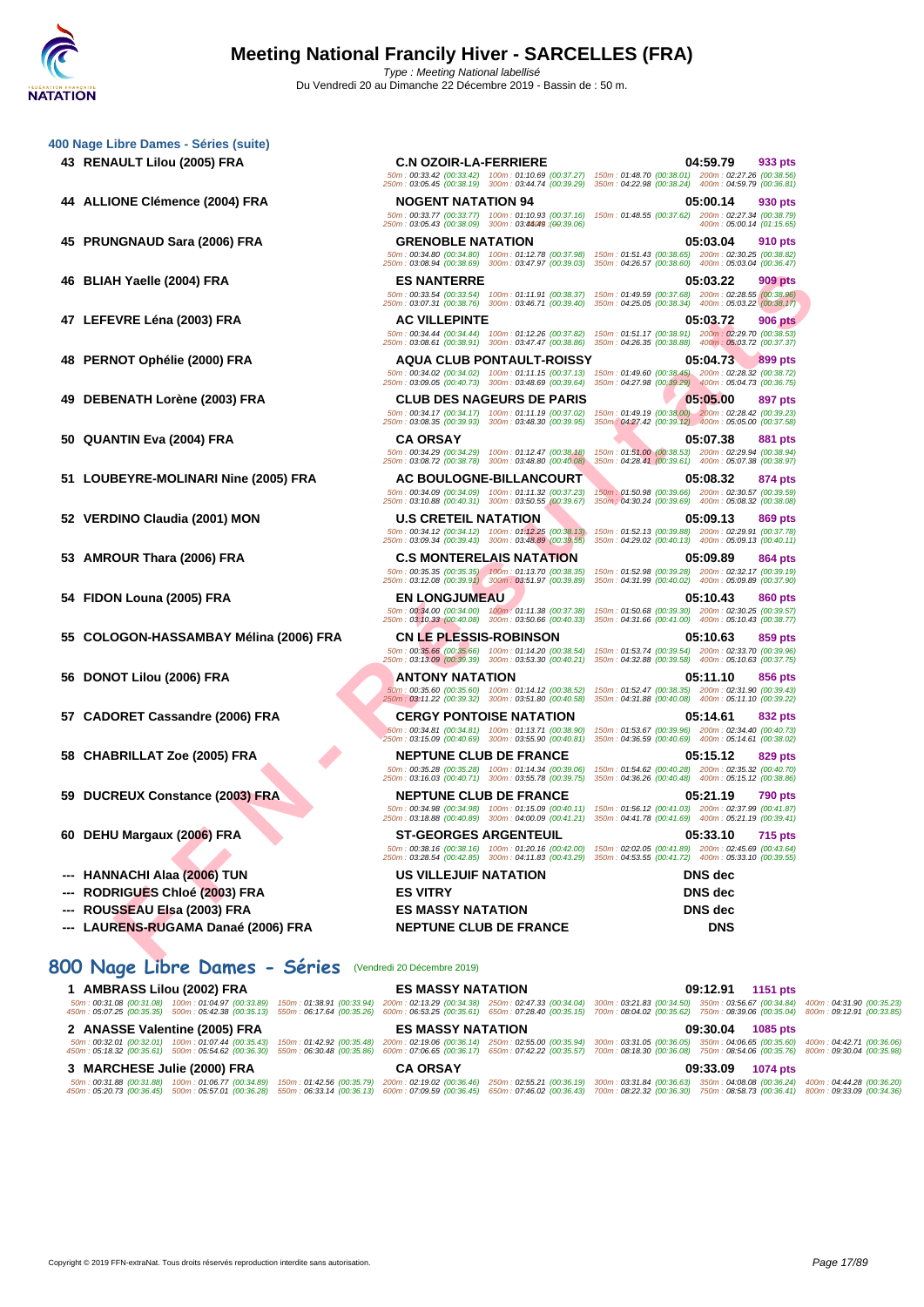## 400 Nage Libre Dames - Séries (suite)

| Rang | Nom | Club | Temps | Points |
|---|---|---|---|---|
| 43 | RENAULT Lilou (2005) FRA | C.N OZOIR-LA-FERRIERE | 04:59.79 | 933 pts |
| | 50m : 00:33.42 (00:33.42) 100m : 01:10.69 (00:37.27) 150m : 01:48.70 (00:38.01) 200m : 02:27.26 (00:38.56) 250m : 03:05.45 (00:38.19) 300m : 03:44.74 (00:39.29) 350m : 04:22.98 (00:38.24) 400m : 04:59.79 (00:36.81) | | | |
| 44 | ALLIONE Clémence (2004) FRA | NOGENT NATATION 94 | 05:00.14 | 930 pts |
| | 50m : 00:33.77 (00:33.77) 100m : 01:10.93 (00:37.16) 150m : 01:48.55 (00:37.62) 200m : 02:27.34 (00:38.79) 250m : 03:05.43 (00:38.09) 300m : 03:44.49 (00:39.06) 400m : 05:00.14 (01:15.65) | | | |
| 45 | PRUNGNAUD Sara (2006) FRA | GRENOBLE NATATION | 05:03.04 | 910 pts |
| | 50m : 00:34.80 (00:34.80) 100m : 01:12.78 (00:37.98) 150m : 01:51.43 (00:38.65) 200m : 02:30.25 (00:38.82) 250m : 03:08.94 (00:38.69) 300m : 03:47.97 (00:39.03) 350m : 04:26.57 (00:38.60) 400m : 05:03.04 (00:36.47) | | | |
| 46 | BLIAH Yaelle (2004) FRA | ES NANTERRE | 05:03.22 | 909 pts |
| | 50m : 00:33.54 (00:33.54) 100m : 01:11.91 (00:38.37) 150m : 01:49.59 (00:37.68) 200m : 02:28.55 (00:38.96) 250m : 03:07.31 (00:38.76) 300m : 03:46.71 (00:39.40) 350m : 04:25.05 (00:38.34) 400m : 05:03.22 (00:38.17) | | | |
| 47 | LEFEVRE Léna (2003) FRA | AC VILLEPINTE | 05:03.72 | 906 pts |
| | 50m : 00:34.44 (00:34.44) 100m : 01:12.26 (00:37.82) 150m : 01:51.17 (00:38.91) 200m : 02:29.70 (00:38.53) 250m : 03:08.61 (00:38.91) 300m : 03:47.47 (00:38.86) 350m : 04:26.35 (00:38.88) 400m : 05:03.72 (00:37.37) | | | |
| 48 | PERNOT Ophélie (2000) FRA | AQUA CLUB PONTAULT-ROISSY | 05:04.73 | 899 pts |
| | 50m : 00:34.02 (00:34.02) 100m : 01:11.15 (00:37.13) 150m : 01:49.60 (00:38.45) 200m : 02:28.32 (00:38.72) 250m : 03:09.05 (00:40.73) 300m : 03:48.69 (00:39.64) 350m : 04:27.98 (00:39.29) 400m : 05:04.73 (00:36.75) | | | |
| 49 | DEBENATH Lorène (2003) FRA | CLUB DES NAGEURS DE PARIS | 05:05.00 | 897 pts |
| | 50m : 00:34.17 (00:34.17) 100m : 01:11.19 (00:37.02) 150m : 01:49.19 (00:38.00) 200m : 02:28.42 (00:39.23) 250m : 03:08.35 (00:39.93) 300m : 03:48.30 (00:39.95) 350m : 04:27.42 (00:39.12) 400m : 05:05.00 (00:37.58) | | | |
| 50 | QUANTIN Eva (2004) FRA | CA ORSAY | 05:07.38 | 881 pts |
| | 50m : 00:34.29 (00:34.29) 100m : 01:12.47 (00:38.18) 150m : 01:51.00 (00:38.53) 200m : 02:29.94 (00:38.94) 250m : 03:08.72 (00:38.78) 300m : 03:48.80 (00:40.08) 350m : 04:28.41 (00:39.61) 400m : 05:07.38 (00:38.97) | | | |
| 51 | LOUBEYRE-MOLINARI Nine (2005) FRA | AC BOULOGNE-BILLANCOURT | 05:08.32 | 874 pts |
| | 50m : 00:34.09 (00:34.09) 100m : 01:11.32 (00:37.23) 150m : 01:50.98 (00:39.66) 200m : 02:30.57 (00:39.59) 250m : 03:10.88 (00:40.31) 300m : 03:50.55 (00:39.67) 350m : 04:30.24 (00:39.69) 400m : 05:08.32 (00:38.08) | | | |
| 52 | VERDINO Claudia (2001) MON | U.S CRETEIL NATATION | 05:09.13 | 869 pts |
| | 50m : 00:34.12 (00:34.12) 100m : 01:12.25 (00:38.13) 150m : 01:52.13 (00:39.88) 200m : 02:29.91 (00:37.78) 250m : 03:09.34 (00:39.43) 300m : 03:48.89 (00:39.55) 350m : 04:29.02 (00:40.13) 400m : 05:09.13 (00:40.11) | | | |
| 53 | AMROUR Thara (2006) FRA | C.S MONTERELAIS NATATION | 05:09.89 | 864 pts |
| | 50m : 00:35.35 (00:35.35) 100m : 01:13.70 (00:38.35) 150m : 01:52.98 (00:39.28) 200m : 02:32.17 (00:39.19) 250m : 03:12.08 (00:39.91) 300m : 03:51.97 (00:39.89) 350m : 04:31.99 (00:40.02) 400m : 05:09.89 (00:37.90) | | | |
| 54 | FIDON Louna (2005) FRA | EN LONGJUMEAU | 05:10.43 | 860 pts |
| | 50m : 00:34.00 (00:34.00) 100m : 01:11.38 (00:37.38) 150m : 01:50.68 (00:39.30) 200m : 02:30.25 (00:39.57) 250m : 03:10.33 (00:40.08) 300m : 03:50.66 (00:40.33) 350m : 04:31.66 (00:41.00) 400m : 05:10.43 (00:38.77) | | | |
| 55 | COLOGON-HASSAMBAY Mélina (2006) FRA | CN LE PLESSIS-ROBINSON | 05:10.63 | 859 pts |
| | 50m : 00:35.66 (00:35.66) 100m : 01:14.20 (00:38.54) 150m : 01:53.74 (00:39.54) 200m : 02:33.70 (00:39.96) 250m : 03:13.09 (00:39.39) 300m : 03:53.30 (00:40.21) 350m : 04:32.88 (00:39.58) 400m : 05:10.63 (00:37.75) | | | |
| 56 | DONOT Lilou (2006) FRA | ANTONY NATATION | 05:11.10 | 856 pts |
| | 50m : 00:35.60 (00:35.60) 100m : 01:14.12 (00:38.52) 150m : 01:52.47 (00:38.35) 200m : 02:31.90 (00:39.43) 250m : 03:11.22 (00:39.32) 300m : 03:51.80 (00:40.58) 350m : 04:31.88 (00:40.08) 400m : 05:11.10 (00:39.22) | | | |
| 57 | CADORET Cassandre (2006) FRA | CERGY PONTOISE NATATION | 05:14.61 | 832 pts |
| | 50m : 00:34.81 (00:34.81) 100m : 01:13.71 (00:38.90) 150m : 01:53.67 (00:39.96) 200m : 02:34.40 (00:40.73) 250m : 03:15.09 (00:40.69) 300m : 03:55.90 (00:40.81) 350m : 04:36.59 (00:40.69) 400m : 05:14.61 (00:38.02) | | | |
| 58 | CHABRILLAT Zoe (2005) FRA | NEPTUNE CLUB DE FRANCE | 05:15.12 | 829 pts |
| | 50m : 00:35.28 (00:35.28) 100m : 01:14.34 (00:39.06) 150m : 01:54.62 (00:40.28) 200m : 02:35.32 (00:40.70) 250m : 03:16.03 (00:40.71) 300m : 03:55.78 (00:39.75) 350m : 04:36.26 (00:40.48) 400m : 05:15.12 (00:38.86) | | | |
| 59 | DUCREUX Constance (2003) FRA | NEPTUNE CLUB DE FRANCE | 05:21.19 | 790 pts |
| | 50m : 00:34.98 (00:34.98) 100m : 01:15.09 (00:40.11) 150m : 01:56.12 (00:41.03) 200m : 02:37.99 (00:41.87) 250m : 03:18.88 (00:40.89) 300m : 04:00.09 (00:41.21) 350m : 04:41.78 (00:41.69) 400m : 05:21.19 (00:39.41) | | | |
| 60 | DEHU Margaux (2006) FRA | ST-GEORGES ARGENTEUIL | 05:33.10 | 715 pts |
| | 50m : 00:38.16 (00:38.16) 100m : 01:20.16 (00:42.00) 150m : 02:02.05 (00:41.89) 200m : 02:45.69 (00:43.64) 250m : 03:28.54 (00:42.85) 300m : 04:11.83 (00:43.29) 350m : 04:53.55 (00:41.72) 400m : 05:33.10 (00:39.55) | | | |
| --- | HANNACHI Alaa (2006) TUN | US VILLEJUIF NATATION | DNS dec | |
| --- | RODRIGUES Chloé (2003) FRA | ES VITRY | DNS dec | |
| --- | ROUSSEAU Elsa (2003) FRA | ES MASSY NATATION | DNS dec | |
| --- | LAURENS-RUGAMA Danaé (2006) FRA | NEPTUNE CLUB DE FRANCE | DNS | |

## 800 Nage Libre Dames - Séries (Vendredi 20 Décembre 2019)

| Rang | Nom | Club | Temps | Points |
|---|---|---|---|---|
| 1 | AMBRASS Lilou (2002) FRA | ES MASSY NATATION | 09:12.91 | 1151 pts |
| | 50m : 00:31.08 (00:31.08) 100m : 01:04.97 (00:33.89) 150m : 01:38.91 (00:33.94) 200m : 02:13.29 (00:34.38) 250m : 02:47.33 (00:34.04) 300m : 03:21.83 (00:34.50) 350m : 03:56.67 (00:34.84) 400m : 04:31.90 (00:35.23) 450m : 05:07.25 (00:35.35) 500m : 05:42.38 (00:35.13) 550m : 06:17.64 (00:35.26) 600m : 06:53.25 (00:35.61) 650m : 07:28.40 (00:35.15) 700m : 08:04.02 (00:35.62) 750m : 08:39.06 (00:35.04) 800m : 09:12.91 (00:33.85) | | | |
| 2 | ANASSE Valentine (2005) FRA | ES MASSY NATATION | 09:30.04 | 1085 pts |
| | 50m : 00:32.01 (00:32.01) 100m : 01:07.44 (00:35.43) 150m : 01:42.92 (00:35.48) 200m : 02:19.06 (00:36.14) 250m : 02:55.00 (00:35.94) 300m : 03:31.05 (00:36.05) 350m : 04:06.65 (00:35.60) 400m : 04:42.71 (00:36.06) 450m : 05:18.32 (00:35.61) 500m : 05:54.62 (00:36.30) 550m : 06:30.48 (00:35.86) 600m : 07:06.65 (00:36.17) 650m : 07:42.22 (00:35.57) 700m : 08:18.30 (00:36.08) 750m : 08:54.06 (00:35.76) 800m : 09:30.04 (00:35.98) | | | |
| 3 | MARCHESE Julie (2000) FRA | CA ORSAY | 09:33.09 | 1074 pts |
| | 50m : 00:31.88 (00:31.88) 100m : 01:06.77 (00:34.89) 150m : 01:42.56 (00:35.79) 200m : 02:19.02 (00:36.46) 250m : 02:55.21 (00:36.19) 300m : 03:31.84 (00:36.63) 350m : 04:08.08 (00:36.24) 400m : 04:44.28 (00:36.20) 450m : 05:20.73 (00:36.45) 500m : 05:57.01 (00:36.28) 550m : 06:33.14 (00:36.13) 600m : 07:09.59 (00:36.45) 650m : 07:46.02 (00:36.43) 700m : 08:22.32 (00:36.30) 750m : 08:58.73 (00:36.41) 800m : 09:33.09 (00:34.36) | | | |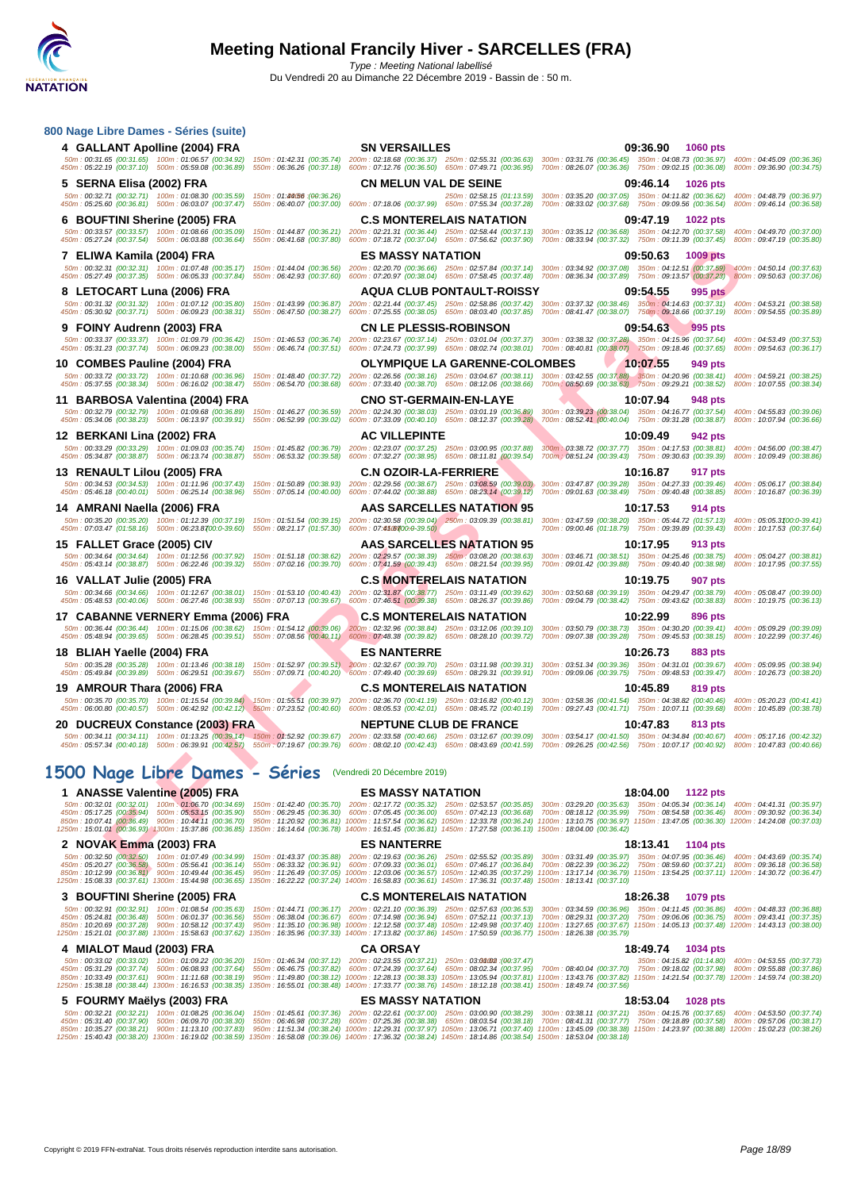# Meeting National Francily Hiver - SARCELLES (FRA)

*Type : Meeting National labellisé*

Du Vendredi 20 au Dimanche 22 Décembre 2019 - Bassin de : 50 m.

## 800 Nage Libre Dames - Séries (suite)

**4 GALLANT Apolline (2004) FRA** — SN VERSAILLES — 09:36.90 — 1060 pts

50m : 00:31.65 (00:31.65) 100m : 01:06.57 (00:34.92) 150m : 01:42.31 (00:35.74) 200m : 02:18.68 (00:36.37) 250m : 02:55.31 (00:36.63) 300m : 03:31.76 (00:36.45) 350m : 04:08.73 (00:36.97) 400m : 04:45.09 (00:36.36)
450m : 05:22.19 (00:37.10) 500m : 05:59.08 (00:36.89) 550m : 06:36.26 (00:37.18) 600m : 07:12.76 (00:36.50) 650m : 07:49.71 (00:36.95) 700m : 08:26.07 (00:36.36) 750m : 09:02.15 (00:36.08) 800m : 09:36.90 (00:34.75)

**5 SERNA Elisa (2002) FRA** — CN MELUN VAL DE SEINE — 09:46.14 — 1026 pts

50m : 00:32.71 (00:32.71) 100m : 01:08.30 (00:35.59) 150m : 01:44.56 (00:36.26) 250m : 02:58.15 (01:13.59) 300m : 03:35.20 (00:37.05) 350m : 04:11.82 (00:36.62) 400m : 04:48.79 (00:36.97)
450m : 05:25.60 (00:36.81) 500m : 06:03.07 (00:37.47) 550m : 06:40.07 (00:37.00) 600m : 07:18.06 (00:37.99) 650m : 07:55.34 (00:37.28) 700m : 08:33.02 (00:37.68) 750m : 09:09.56 (00:36.54) 800m : 09:46.14 (00:36.58)

**6 BOUFTINI Sherine (2005) FRA** — C.S MONTERELAIS NATATION — 09:47.19 — 1022 pts

50m : 00:33.57 (00:33.57) 100m : 01:08.66 (00:35.09) 150m : 01:44.87 (00:36.21) 200m : 02:21.31 (00:36.44) 250m : 02:58.44 (00:37.13) 300m : 03:35.12 (00:36.68) 350m : 04:12.70 (00:37.58) 400m : 04:49.70 (00:37.00)
450m : 05:27.24 (00:37.54) 500m : 06:03.88 (00:36.64) 550m : 06:41.68 (00:37.80) 600m : 07:18.72 (00:37.04) 650m : 07:56.62 (00:37.90) 700m : 08:33.94 (00:37.32) 750m : 09:11.39 (00:37.45) 800m : 09:47.19 (00:35.80)

**7 ELIWA Kamila (2004) FRA** — ES MASSY NATATION — 09:50.63 — 1009 pts

50m : 00:32.31 (00:32.31) 100m : 01:07.48 (00:35.17) 150m : 01:44.04 (00:36.56) 200m : 02:20.70 (00:36.66) 250m : 02:57.84 (00:37.14) 300m : 03:34.92 (00:37.08) 350m : 04:12.51 (00:37.59) 400m : 04:50.14 (00:37.63)
450m : 05:27.49 (00:37.35) 500m : 06:05.33 (00:37.84) 550m : 06:42.93 (00:37.60) 600m : 07:20.97 (00:38.04) 650m : 07:58.45 (00:37.48) 700m : 08:36.34 (00:37.89) 750m : 09:13.57 (00:37.23) 800m : 09:50.63 (00:37.06)

**8 LETOCART Luna (2006) FRA** — AQUA CLUB PONTAULT-ROISSY — 09:54.55 — 995 pts

50m : 00:31.32 (00:31.32) 100m : 01:07.12 (00:35.80) 150m : 01:43.99 (00:36.87) 200m : 02:21.44 (00:37.45) 250m : 02:58.86 (00:37.42) 300m : 03:37.32 (00:38.46) 350m : 04:14.63 (00:37.31) 400m : 04:53.21 (00:38.58)
450m : 05:30.92 (00:37.71) 500m : 06:09.23 (00:38.31) 550m : 06:47.50 (00:38.27) 600m : 07:25.55 (00:38.05) 650m : 08:03.40 (00:37.85) 700m : 08:41.47 (00:38.07) 750m : 09:18.66 (00:37.19) 800m : 09:54.55 (00:35.89)

**9 FOINY Audrenn (2003) FRA** — CN LE PLESSIS-ROBINSON — 09:54.63 — 995 pts

50m : 00:33.37 (00:33.37) 100m : 01:09.79 (00:36.42) 150m : 01:46.53 (00:36.74) 200m : 02:23.67 (00:37.14) 250m : 03:01.04 (00:37.37) 300m : 03:38.32 (00:37.28) 350m : 04:15.96 (00:37.64) 400m : 04:53.49 (00:37.53)
450m : 05:31.23 (00:37.74) 500m : 06:09.23 (00:38.00) 550m : 06:46.74 (00:37.51) 600m : 07:24.73 (00:37.99) 650m : 08:02.74 (00:38.01) 700m : 08:40.81 (00:38.07) 750m : 09:18.46 (00:37.65) 800m : 09:54.63 (00:36.17)

**10 COMBES Pauline (2004) FRA** — OLYMPIQUE LA GARENNE-COLOMBES — 10:07.55 — 949 pts

50m : 00:33.72 (00:33.72) 100m : 01:10.68 (00:36.96) 150m : 01:48.40 (00:37.72) 200m : 02:26.56 (00:38.16) 250m : 03:04.67 (00:38.11) 300m : 03:42.55 (00:37.88) 350m : 04:20.96 (00:38.41) 400m : 04:59.21 (00:38.25)
450m : 05:37.55 (00:38.34) 500m : 06:16.02 (00:38.47) 550m : 06:54.70 (00:38.68) 600m : 07:33.40 (00:38.70) 650m : 08:12.06 (00:38.66) 700m : 08:50.69 (00:38.63) 750m : 09:29.21 (00:38.52) 800m : 10:07.55 (00:38.34)

**11 BARBOSA Valentina (2004) FRA** — CNO ST-GERMAIN-EN-LAYE — 10:07.94 — 948 pts

50m : 00:32.79 (00:32.79) 100m : 01:09.68 (00:36.89) 150m : 01:46.27 (00:36.59) 200m : 02:24.30 (00:38.03) 250m : 03:01.19 (00:36.89) 300m : 03:39.23 (00:38.04) 350m : 04:16.77 (00:37.54) 400m : 04:55.83 (00:39.06)
450m : 05:34.06 (00:38.23) 500m : 06:13.97 (00:39.91) 550m : 06:52.99 (00:39.02) 600m : 07:33.09 (00:40.10) 650m : 08:12.37 (00:39.28) 700m : 08:52.41 (00:40.04) 750m : 09:31.28 (00:38.87) 800m : 10:07.94 (00:36.66)

**12 BERKANI Lina (2002) FRA** — AC VILLEPINTE — 10:09.49 — 942 pts

50m : 00:33.29 (00:33.29) 100m : 01:09.03 (00:35.74) 150m : 01:45.82 (00:36.79) 200m : 02:23.07 (00:37.25) 250m : 03:00.95 (00:37.88) 300m : 03:38.72 (00:37.77) 350m : 04:17.53 (00:38.81) 400m : 04:56.00 (00:38.47)
450m : 05:34.87 (00:38.87) 500m : 06:13.74 (00:38.87) 550m : 06:53.32 (00:39.58) 600m : 07:32.27 (00:38.95) 650m : 08:11.81 (00:39.54) 700m : 08:51.24 (00:39.43) 750m : 09:30.63 (00:39.39) 800m : 10:09.49 (00:38.86)

**13 RENAULT Lilou (2005) FRA** — C.N OZOIR-LA-FERRIERE — 10:16.87 — 917 pts

50m : 00:34.53 (00:34.53) 100m : 01:11.96 (00:37.43) 150m : 01:50.89 (00:38.93) 200m : 02:29.56 (00:38.67) 250m : 03:08.59 (00:39.03) 300m : 03:47.87 (00:39.28) 350m : 04:27.33 (00:39.46) 400m : 05:06.17 (00:38.84)
450m : 05:46.18 (00:40.01) 500m : 06:25.14 (00:38.96) 550m : 07:05.14 (00:40.00) 600m : 07:44.02 (00:38.88) 650m : 08:23.14 (00:39.12) 700m : 09:01.63 (00:38.49) 750m : 09:40.48 (00:38.85) 800m : 10:16.87 (00:36.39)

**14 AMRANI Naella (2006) FRA** — AAS SARCELLES NATATION 95 — 10:17.53 — 914 pts

50m : 00:35.20 (00:35.20) 100m : 01:12.39 (00:37.19) 150m : 01:51.54 (00:39.15) 200m : 02:30.58 (00:39.04) 250m : 03:09.39 (00:38.81) 300m : 03:47.59 (00:38.20) 350m : 05:44.72 (01:57.13) 400m : 05:05.31 (00:-39.41)
450m : 07:03.47 (01:58.16) 500m : 06:23.87 (00:-39.60) 550m : 08:21.17 (01:57.30) 600m : 07:41.67 (00:-39.50) 700m : 09:00.46 (01:18.79) 750m : 09:39.89 (00:39.43) 800m : 10:17.53 (00:37.64)

**15 FALLET Grace (2005) CIV** — AAS SARCELLES NATATION 95 — 10:17.95 — 913 pts

50m : 00:34.64 (00:34.64) 100m : 01:12.56 (00:37.92) 150m : 01:51.18 (00:38.62) 200m : 02:29.57 (00:38.39) 250m : 03:08.20 (00:38.63) 300m : 03:46.71 (00:38.51) 350m : 04:25.46 (00:38.75) 400m : 05:04.27 (00:38.81)
450m : 05:43.14 (00:38.87) 500m : 06:22.46 (00:39.32) 550m : 07:02.16 (00:39.70) 600m : 07:41.59 (00:39.43) 650m : 08:21.54 (00:39.95) 700m : 09:01.42 (00:39.88) 750m : 09:40.40 (00:38.98) 800m : 10:17.95 (00:37.55)

**16 VALLAT Julie (2005) FRA** — C.S MONTERELAIS NATATION — 10:19.75 — 907 pts

50m : 00:34.66 (00:34.66) 100m : 01:12.67 (00:38.01) 150m : 01:53.10 (00:40.43) 200m : 02:31.87 (00:38.77) 250m : 03:11.49 (00:39.62) 300m : 03:50.68 (00:39.19) 350m : 04:29.47 (00:38.79) 400m : 05:08.47 (00:39.00)
450m : 05:48.53 (00:40.06) 500m : 06:27.46 (00:38.93) 550m : 07:07.13 (00:39.67) 600m : 07:46.51 (00:39.38) 650m : 08:26.37 (00:39.86) 700m : 09:04.79 (00:38.42) 750m : 09:43.62 (00:38.83) 800m : 10:19.75 (00:36.13)

**17 CABANNE VERNERY Emma (2006) FRA** — C.S MONTERELAIS NATATION — 10:22.99 — 896 pts

50m : 00:36.44 (00:36.44) 100m : 01:15.06 (00:38.62) 150m : 01:54.12 (00:39.06) 200m : 02:32.96 (00:38.84) 250m : 03:12.06 (00:39.10) 300m : 03:50.79 (00:38.73) 350m : 04:30.20 (00:39.41) 400m : 05:09.29 (00:39.09)
450m : 05:48.94 (00:39.65) 500m : 06:28.45 (00:39.51) 550m : 07:08.56 (00:40.11) 600m : 07:48.38 (00:39.82) 650m : 08:28.10 (00:39.72) 700m : 09:07.38 (00:39.28) 750m : 09:45.53 (00:38.15) 800m : 10:22.99 (00:37.46)

**18 BLIAH Yaelle (2004) FRA** — ES NANTERRE — 10:26.73 — 883 pts

50m : 00:35.28 (00:35.28) 100m : 01:13.46 (00:38.18) 150m : 01:52.97 (00:39.51) 200m : 02:32.67 (00:39.70) 250m : 03:11.98 (00:39.31) 300m : 03:51.34 (00:39.36) 350m : 04:31.01 (00:39.67) 400m : 05:09.95 (00:38.94)
450m : 05:49.84 (00:39.89) 500m : 06:29.51 (00:39.67) 550m : 07:09.71 (00:40.20) 600m : 07:49.40 (00:39.69) 650m : 08:29.31 (00:39.91) 700m : 09:09.06 (00:39.75) 750m : 09:48.53 (00:39.47) 800m : 10:26.73 (00:38.20)

**19 AMROUR Thara (2006) FRA** — C.S MONTERELAIS NATATION — 10:45.89 — 819 pts

50m : 00:35.70 (00:35.70) 100m : 01:15.54 (00:39.84) 150m : 01:55.51 (00:39.97) 200m : 02:36.70 (00:41.19) 250m : 03:16.82 (00:40.12) 300m : 03:58.36 (00:41.54) 350m : 04:38.82 (00:40.46) 400m : 05:20.23 (00:41.41)
450m : 06:00.80 (00:40.57) 500m : 06:42.92 (00:42.12) 550m : 07:23.52 (00:40.60) 600m : 08:05.53 (00:42.01) 650m : 08:45.72 (00:40.19) 700m : 09:27.43 (00:41.71) 750m : 10:07.11 (00:39.68) 800m : 10:45.89 (00:38.78)

**20 DUCREUX Constance (2003) FRA** — NEPTUNE CLUB DE FRANCE — 10:47.83 — 813 pts

50m : 00:34.11 (00:34.11) 100m : 01:13.25 (00:39.14) 150m : 01:52.92 (00:39.67) 200m : 02:33.58 (00:40.66) 250m : 03:12.67 (00:39.09) 300m : 03:54.17 (00:41.50) 350m : 04:34.84 (00:40.67) 400m : 05:17.16 (00:42.32)
450m : 05:57.34 (00:40.18) 500m : 06:39.91 (00:42.57) 550m : 07:19.67 (00:39.76) 600m : 08:02.10 (00:42.43) 650m : 08:43.69 (00:41.59) 700m : 09:26.25 (00:42.56) 750m : 10:07.17 (00:40.92) 800m : 10:47.83 (00:40.66)

## 1500 Nage Libre Dames - Séries (Vendredi 20 Décembre 2019)

**1 ANASSE Valentine (2005) FRA** — ES MASSY NATATION — 18:04.00 — 1122 pts

50m : 00:32.01 (00:32.01) 100m : 01:06.70 (00:34.69) 150m : 01:42.40 (00:35.70) 200m : 02:17.72 (00:35.32) 250m : 02:53.57 (00:35.85) 300m : 03:29.20 (00:35.63) 350m : 04:05.34 (00:36.14) 400m : 04:41.31 (00:35.97)
450m : 05:17.25 (00:35.94) 500m : 05:53.15 (00:35.90) 550m : 06:29.45 (00:36.30) 600m : 07:05.45 (00:36.00) 650m : 07:42.13 (00:36.68) 700m : 08:18.12 (00:35.99) 750m : 08:54.58 (00:36.46) 800m : 09:30.92 (00:36.34)
850m : 10:07.41 (00:36.49) 900m : 10:44.11 (00:36.70) 950m : 11:20.92 (00:36.81) 1000m : 11:57.54 (00:36.62) 1050m : 12:33.78 (00:36.24) 1100m : 13:10.75 (00:36.97) 1150m : 13:47.05 (00:36.30) 1200m : 14:24.08 (00:37.03)
1250m : 15:01.01 (00:36.93) 1300m : 15:37.86 (00:36.85) 1350m : 16:14.64 (00:36.78) 1400m : 16:51.45 (00:36.81) 1450m : 17:27.58 (00:36.13) 1500m : 18:04.00 (00:36.42)

**2 NOVAK Emma (2003) FRA** — ES NANTERRE — 18:13.41 — 1104 pts

50m : 00:32.50 (00:32.50) 100m : 01:07.49 (00:34.99) 150m : 01:43.37 (00:35.88) 200m : 02:19.63 (00:36.26) 250m : 02:55.52 (00:35.89) 300m : 03:31.49 (00:35.97) 350m : 04:07.95 (00:36.46) 400m : 04:43.69 (00:35.74)
450m : 05:20.27 (00:36.58) 500m : 05:56.41 (00:36.14) 550m : 06:33.32 (00:36.91) 600m : 07:09.33 (00:36.01) 650m : 07:46.17 (00:36.84) 700m : 08:22.39 (00:36.22) 750m : 08:59.60 (00:37.21) 800m : 09:36.18 (00:36.58)
850m : 10:12.99 (00:36.81) 900m : 10:49.44 (00:36.45) 950m : 11:26.49 (00:37.05) 1000m : 12:03.06 (00:36.57) 1050m : 12:40.35 (00:37.29) 1100m : 13:17.14 (00:36.79) 1150m : 13:54.25 (00:37.11) 1200m : 14:30.72 (00:36.47)
1250m : 15:08.33 (00:37.61) 1300m : 15:44.98 (00:36.65) 1350m : 16:22.22 (00:37.24) 1400m : 16:58.83 (00:36.61) 1450m : 17:36.31 (00:37.48) 1500m : 18:13.41 (00:37.10)

**3 BOUFTINI Sherine (2005) FRA** — C.S MONTERELAIS NATATION — 18:26.38 — 1079 pts

50m : 00:32.91 (00:32.91) 100m : 01:08.54 (00:35.63) 150m : 01:44.71 (00:36.17) 200m : 02:21.10 (00:36.39) 250m : 02:57.63 (00:36.53) 300m : 03:34.59 (00:36.96) 350m : 04:11.45 (00:36.86) 400m : 04:48.33 (00:36.88)
450m : 05:24.81 (00:36.48) 500m : 06:01.37 (00:36.56) 550m : 06:38.04 (00:36.67) 600m : 07:14.98 (00:36.94) 650m : 07:52.11 (00:37.13) 700m : 08:29.31 (00:37.20) 750m : 09:06.06 (00:36.75) 800m : 09:43.41 (00:37.35)
850m : 10:20.69 (00:37.28) 900m : 10:58.12 (00:37.43) 950m : 11:35.10 (00:36.98) 1000m : 12:12.58 (00:37.48) 1050m : 12:49.98 (00:37.40) 1100m : 13:27.65 (00:37.67) 1150m : 14:05.13 (00:37.48) 1200m : 14:43.13 (00:38.00)
1250m : 15:21.01 (00:37.88) 1300m : 15:58.63 (00:37.62) 1350m : 16:35.96 (00:37.33) 1400m : 17:13.82 (00:37.86) 1450m : 17:50.59 (00:36.77) 1500m : 18:26.38 (00:35.79)

**4 MIALOT Maud (2003) FRA** — CA ORSAY — 18:49.74 — 1034 pts

50m : 00:33.02 (00:33.02) 100m : 01:09.22 (00:36.20) 150m : 01:46.34 (00:37.12) 200m : 02:23.55 (00:37.21) 250m : 03:01.02 (00:37.47) 350m : 04:15.82 (01:14.80) 400m : 04:53.55 (00:37.73)
450m : 05:31.29 (00:37.74) 500m : 06:08.93 (00:37.64) 550m : 06:46.75 (00:37.82) 600m : 07:24.39 (00:37.64) 650m : 08:02.34 (00:37.95) 700m : 08:40.04 (00:37.70) 750m : 09:18.02 (00:37.98) 800m : 09:55.88 (00:37.86)
850m : 10:33.49 (00:37.61) 900m : 11:11.68 (00:38.19) 950m : 11:49.80 (00:38.12) 1000m : 12:28.13 (00:38.33) 1050m : 13:05.94 (00:37.81) 1100m : 13:43.76 (00:37.82) 1150m : 14:21.54 (00:37.78) 1200m : 14:59.74 (00:38.20)
1250m : 15:38.18 (00:38.44) 1300m : 16:16.53 (00:38.35) 1350m : 16:55.01 (00:38.48) 1400m : 17:33.77 (00:38.76) 1450m : 18:12.18 (00:38.41) 1500m : 18:49.74 (00:37.56)

**5 FOURMY Maëlys (2003) FRA** — ES MASSY NATATION — 18:53.04 — 1028 pts

50m : 00:32.21 (00:32.21) 100m : 01:08.25 (00:36.04) 150m : 01:45.61 (00:37.36) 200m : 02:22.61 (00:37.00) 250m : 03:00.90 (00:38.29) 300m : 03:38.11 (00:37.21) 350m : 04:15.76 (00:37.65) 400m : 04:53.50 (00:37.74)
450m : 05:31.40 (00:37.90) 500m : 06:09.70 (00:38.30) 550m : 06:46.98 (00:37.28) 600m : 07:25.36 (00:38.38) 650m : 08:03.54 (00:38.18) 700m : 08:41.31 (00:37.77) 750m : 09:18.89 (00:37.58) 800m : 09:57.06 (00:38.17)
850m : 10:35.27 (00:38.21) 900m : 11:13.10 (00:37.83) 950m : 11:51.34 (00:38.24) 1000m : 12:29.31 (00:37.97) 1050m : 13:06.71 (00:37.40) 1100m : 13:45.09 (00:38.38) 1150m : 14:23.97 (00:38.88) 1200m : 15:02.23 (00:38.26)
1250m : 15:40.43 (00:38.20) 1300m : 16:19.02 (00:38.59) 1350m : 16:58.08 (00:39.06) 1400m : 17:36.32 (00:38.24) 1450m : 18:14.86 (00:38.54) 1500m : 18:53.04 (00:38.18)

Copyright © 2019 FFN-extraNat. Tous droits réservés reproduction interdite sans autorisation.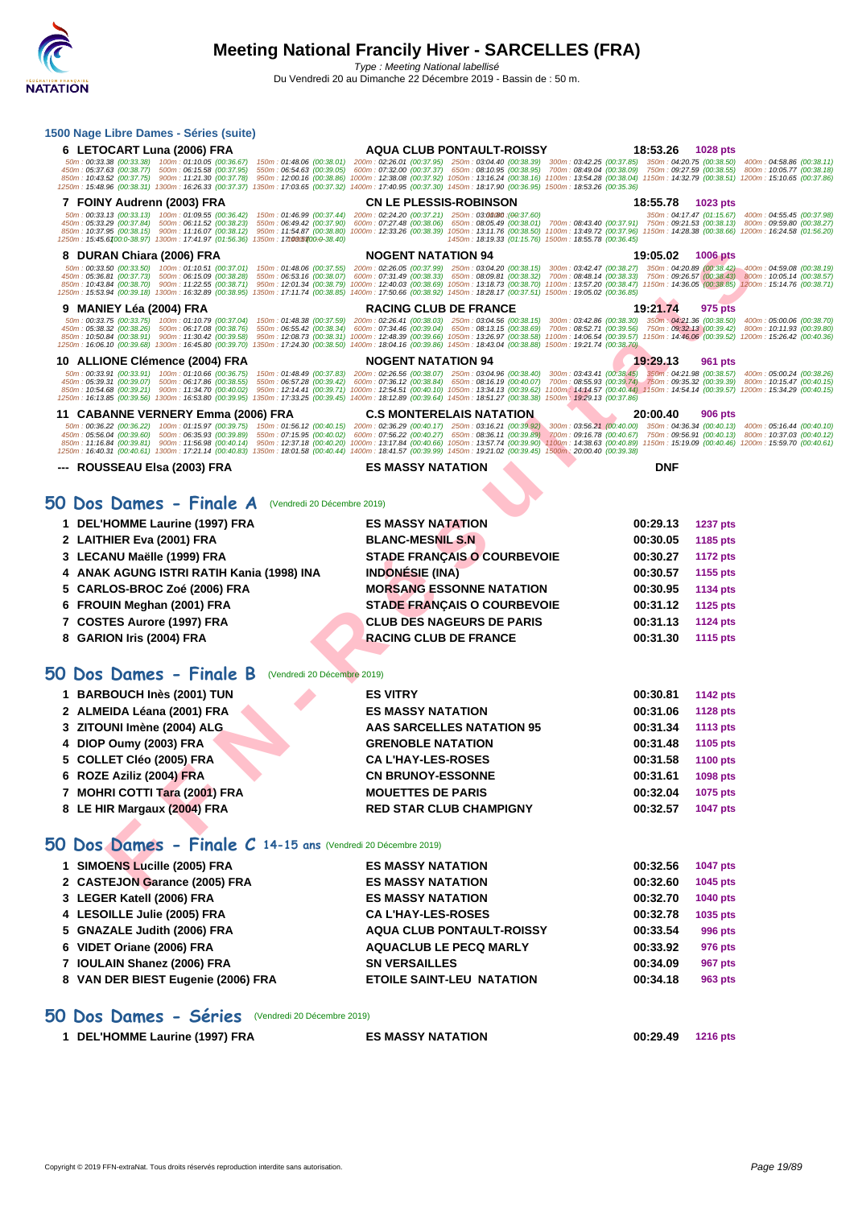# Meeting National Francily Hiver - SARCELLES (FRA)

*Type : Meeting National labellisé*

Du Vendredi 20 au Dimanche 22 Décembre 2019 - Bassin de : 50 m.

## 1500 Nage Libre Dames - Séries (suite)

**6 LETOCART Luna (2006) FRA** — AQUA CLUB PONTAULT-ROISSY — 18:53.26 — 1028 pts

50m : 00:33.38 (00:33.38) 100m : 01:10.05 (00:36.67) 150m : 01:48.06 (00:38.01) 200m : 02:26.01 (00:37.95) 250m : 03:04.40 (00:38.39) 300m : 03:42.25 (00:37.85) 350m : 04:20.75 (00:38.50) 400m : 04:58.86 (00:38.11)
450m : 05:37.63 (00:38.77) 500m : 06:15.58 (00:37.95) 550m : 06:54.63 (00:39.05) 600m : 07:32.00 (00:37.37) 650m : 08:10.95 (00:38.95) 700m : 08:49.04 (00:38.09) 750m : 09:27.59 (00:38.55) 800m : 10:05.77 (00:38.18)
850m : 10:43.52 (00:37.75) 900m : 11:21.30 (00:37.78) 950m : 12:00.16 (00:38.86) 1000m : 12:38.08 (00:37.92) 1050m : 13:16.24 (00:38.16) 1100m : 13:54.28 (00:38.04) 1150m : 14:32.79 (00:38.51) 1200m : 15:10.65 (00:37.86)
1250m : 15:48.96 (00:38.31) 1300m : 16:26.33 (00:37.37) 1350m : 17:03.65 (00:37.32) 1400m : 17:40.95 (00:37.30) 1450m : 18:17.90 (00:36.95) 1500m : 18:53.26 (00:35.36)

**7 FOINY Audrenn (2003) FRA** — CN LE PLESSIS-ROBINSON — 18:55.78 — 1023 pts

50m : 00:33.13 (00:33.13) 100m : 01:09.55 (00:36.42) 150m : 01:46.99 (00:37.44) 200m : 02:24.20 (00:37.21) 250m : 03:01.80 (00:37.60) 350m : 04:17.47 (01:15.67) 400m : 04:55.45 (00:37.98)
450m : 05:33.29 (00:37.84) 500m : 06:11.52 (00:38.23) 550m : 06:49.42 (00:37.90) 600m : 07:27.48 (00:38.06) 650m : 08:05.49 (00:38.01) 700m : 08:43.40 (00:37.91) 750m : 09:21.53 (00:38.13) 800m : 09:59.80 (00:38.27)
850m : 10:37.95 (00:38.15) 900m : 11:16.07 (00:38.12) 950m : 11:54.87 (00:38.80) 1000m : 12:33.26 (00:38.39) 1050m : 13:11.76 (00:38.50) 1100m : 13:49.72 (00:37.96) 1150m : 14:28.38 (00:38.66) 1200m : 16:24.58 (01:56.20)
1250m : 15:45.61 (00:38.97) 1300m : 17:41.97 (01:56.36) 1350m : 17:00.57 (00:38.40) 1450m : 18:19.33 (01:15.76) 1500m : 18:55.78 (00:36.45)

**8 DURAN Chiara (2006) FRA** — NOGENT NATATION 94 — 19:05.02 — 1006 pts

50m : 00:33.50 (00:33.50) 100m : 01:10.51 (00:37.01) 150m : 01:48.06 (00:37.55) 200m : 02:26.05 (00:37.99) 250m : 03:04.20 (00:38.15) 300m : 03:42.47 (00:38.27) 350m : 04:20.89 (00:38.42) 400m : 04:59.08 (00:38.19)
450m : 05:36.81 (00:37.73) 500m : 06:15.09 (00:38.28) 550m : 06:53.16 (00:38.07) 600m : 07:31.49 (00:38.33) 650m : 08:09.81 (00:38.32) 700m : 08:48.14 (00:38.33) 750m : 09:26.57 (00:38.43) 800m : 10:05.14 (00:38.57)
850m : 10:43.84 (00:38.70) 900m : 11:22.55 (00:38.71) 950m : 12:01.34 (00:38.79) 1000m : 12:40.03 (00:38.69) 1050m : 13:18.73 (00:38.70) 1100m : 13:57.20 (00:38.47) 1150m : 14:36.05 (00:38.85) 1200m : 15:14.76 (00:38.71)
1250m : 15:53.94 (00:39.18) 1300m : 16:32.89 (00:38.95) 1350m : 17:11.74 (00:38.85) 1400m : 17:50.66 (00:38.92) 1450m : 18:28.17 (00:37.51) 1500m : 19:05.02 (00:36.85)

**9 MANIEY Léa (2004) FRA** — RACING CLUB DE FRANCE — 19:21.74 — 975 pts

50m : 00:33.75 (00:33.75) 100m : 01:10.79 (00:37.04) 150m : 01:48.38 (00:37.59) 200m : 02:26.41 (00:38.03) 250m : 03:04.56 (00:38.15) 300m : 03:42.86 (00:38.30) 350m : 04:21.36 (00:38.50) 400m : 05:00.06 (00:38.70)
450m : 05:38.32 (00:38.26) 500m : 06:17.08 (00:38.76) 550m : 06:55.42 (00:38.34) 600m : 07:34.46 (00:39.04) 650m : 08:13.15 (00:38.69) 700m : 08:52.71 (00:39.56) 750m : 09:32.13 (00:39.42) 800m : 10:11.93 (00:39.80)
850m : 10:50.84 (00:38.91) 900m : 11:30.42 (00:39.58) 950m : 12:08.73 (00:38.31) 1000m : 12:48.39 (00:39.66) 1050m : 13:26.97 (00:38.58) 1100m : 14:06.54 (00:39.57) 1150m : 14:46.06 (00:39.52) 1200m : 15:26.42 (00:40.36)
1250m : 16:06.10 (00:39.68) 1300m : 16:45.80 (00:39.70) 1350m : 17:24.30 (00:38.50) 1400m : 18:04.16 (00:39.86) 1450m : 18:43.04 (00:38.88) 1500m : 19:21.74 (00:38.70)

**10 ALLIONE Clémence (2004) FRA** — NOGENT NATATION 94 — 19:29.13 — 961 pts

50m : 00:33.91 (00:33.91) 100m : 01:10.66 (00:36.75) 150m : 01:48.49 (00:37.83) 200m : 02:26.56 (00:38.07) 250m : 03:04.96 (00:38.40) 300m : 03:43.41 (00:38.45) 350m : 04:21.98 (00:38.57) 400m : 05:00.24 (00:38.26)
450m : 05:39.31 (00:39.07) 500m : 06:17.86 (00:38.55) 550m : 06:57.28 (00:39.42) 600m : 07:36.12 (00:38.84) 650m : 08:16.19 (00:40.07) 700m : 08:55.93 (00:39.74) 750m : 09:35.32 (00:39.39) 800m : 10:15.47 (00:40.15)
850m : 10:54.68 (00:39.21) 900m : 11:34.70 (00:40.02) 950m : 12:14.41 (00:39.71) 1000m : 12:54.51 (00:40.10) 1050m : 13:34.13 (00:39.62) 1100m : 14:14.57 (00:40.44) 1150m : 14:54.14 (00:39.57) 1200m : 15:34.29 (00:40.15)
1250m : 16:13.85 (00:39.56) 1300m : 16:53.80 (00:39.95) 1350m : 17:33.25 (00:39.45) 1400m : 18:12.89 (00:39.64) 1450m : 18:51.27 (00:38.38) 1500m : 19:29.13 (00:37.86)

**11 CABANNE VERNERY Emma (2006) FRA** — C.S MONTERELAIS NATATION — 20:00.40 — 906 pts

50m : 00:36.22 (00:36.22) 100m : 01:15.97 (00:39.75) 150m : 01:56.12 (00:40.15) 200m : 02:36.29 (00:40.17) 250m : 03:16.21 (00:39.92) 300m : 03:56.21 (00:40.00) 350m : 04:36.34 (00:40.13) 400m : 05:16.44 (00:40.10)
450m : 05:56.04 (00:39.60) 500m : 06:35.93 (00:39.89) 550m : 07:15.95 (00:40.02) 600m : 07:56.22 (00:40.27) 650m : 08:36.11 (00:39.89) 700m : 09:16.78 (00:40.67) 750m : 09:56.91 (00:40.13) 800m : 10:37.03 (00:40.12)
850m : 11:16.84 (00:39.81) 900m : 11:56.98 (00:40.14) 950m : 12:37.18 (00:40.20) 1000m : 13:17.84 (00:40.66) 1050m : 13:57.74 (00:39.90) 1100m : 14:38.63 (00:40.89) 1150m : 15:19.09 (00:40.46) 1200m : 15:59.70 (00:40.61)
1250m : 16:40.31 (00:40.61) 1300m : 17:21.14 (00:40.83) 1350m : 18:01.58 (00:40.44) 1400m : 18:41.57 (00:39.99) 1450m : 19:21.02 (00:39.45) 1500m : 20:00.40 (00:39.38)

**--- ROUSSEAU Elsa (2003) FRA** — ES MASSY NATATION — DNF

## 50 Dos Dames - Finale A (Vendredi 20 Décembre 2019)

| Rang | Nom | Club | Temps | Points |
|---|---|---|---|---|
| 1 | DEL'HOMME Laurine (1997) FRA | ES MASSY NATATION | 00:29.13 | 1237 pts |
| 2 | LAITHIER Eva (2001) FRA | BLANC-MESNIL S.N | 00:30.05 | 1185 pts |
| 3 | LECANU Maëlle (1999) FRA | STADE FRANÇAIS O COURBEVOIE | 00:30.27 | 1172 pts |
| 4 | ANAK AGUNG ISTRI RATIH Kania (1998) INA | INDONÉSIE (INA) | 00:30.57 | 1155 pts |
| 5 | CARLOS-BROC Zoé (2006) FRA | MORSANG ESSONNE NATATION | 00:30.95 | 1134 pts |
| 6 | FROUIN Meghan (2001) FRA | STADE FRANÇAIS O COURBEVOIE | 00:31.12 | 1125 pts |
| 7 | COSTES Aurore (1997) FRA | CLUB DES NAGEURS DE PARIS | 00:31.13 | 1124 pts |
| 8 | GARION Iris (2004) FRA | RACING CLUB DE FRANCE | 00:31.30 | 1115 pts |

## 50 Dos Dames - Finale B (Vendredi 20 Décembre 2019)

| Rang | Nom | Club | Temps | Points |
|---|---|---|---|---|
| 1 | BARBOUCH Inès (2001) TUN | ES VITRY | 00:30.81 | 1142 pts |
| 2 | ALMEIDA Léana (2001) FRA | ES MASSY NATATION | 00:31.06 | 1128 pts |
| 3 | ZITOUNI Imène (2004) ALG | AAS SARCELLES NATATION 95 | 00:31.34 | 1113 pts |
| 4 | DIOP Oumy (2003) FRA | GRENOBLE NATATION | 00:31.48 | 1105 pts |
| 5 | COLLET Cléo (2005) FRA | CA L'HAY-LES-ROSES | 00:31.58 | 1100 pts |
| 6 | ROZE Aziliz (2004) FRA | CN BRUNOY-ESSONNE | 00:31.61 | 1098 pts |
| 7 | MOHRI COTTI Tara (2001) FRA | MOUETTES DE PARIS | 00:32.04 | 1075 pts |
| 8 | LE HIR Margaux (2004) FRA | RED STAR CLUB CHAMPIGNY | 00:32.57 | 1047 pts |

## 50 Dos Dames - Finale C 14-15 ans (Vendredi 20 Décembre 2019)

| Rang | Nom | Club | Temps | Points |
|---|---|---|---|---|
| 1 | SIMOENS Lucille (2005) FRA | ES MASSY NATATION | 00:32.56 | 1047 pts |
| 2 | CASTEJON Garance (2005) FRA | ES MASSY NATATION | 00:32.60 | 1045 pts |
| 3 | LEGER Katell (2006) FRA | ES MASSY NATATION | 00:32.70 | 1040 pts |
| 4 | LESOILLE Julie (2005) FRA | CA L'HAY-LES-ROSES | 00:32.78 | 1035 pts |
| 5 | GNAZALE Judith (2006) FRA | AQUA CLUB PONTAULT-ROISSY | 00:33.54 | 996 pts |
| 6 | VIDET Oriane (2006) FRA | AQUACLUB LE PECQ MARLY | 00:33.92 | 976 pts |
| 7 | IOULAIN Shanez (2006) FRA | SN VERSAILLES | 00:34.09 | 967 pts |
| 8 | VAN DER BIEST Eugenie (2006) FRA | ETOILE SAINT-LEU NATATION | 00:34.18 | 963 pts |

## 50 Dos Dames - Séries (Vendredi 20 Décembre 2019)

| Rang | Nom | Club | Temps | Points |
|---|---|---|---|---|
| 1 | DEL'HOMME Laurine (1997) FRA | ES MASSY NATATION | 00:29.49 | 1216 pts |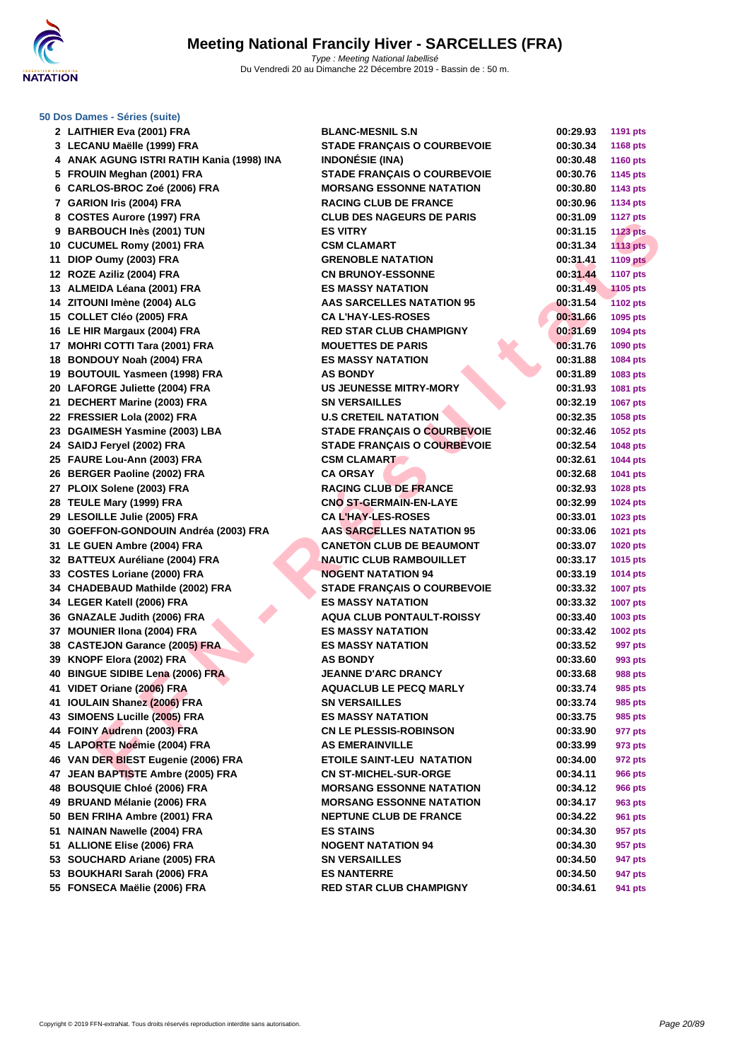# Meeting National Francily Hiver - SARCELLES (FRA)

*Type : Meeting National labellisé*
Du Vendredi 20 au Dimanche 22 Décembre 2019 - Bassin de : 50 m.

## 50 Dos Dames - Séries (suite)

| | | | | |
|---|---|---|---|---|
| 2 | LAITHIER Eva (2001) FRA | BLANC-MESNIL S.N | 00:29.93 | 1191 pts |
| 3 | LECANU Maëlle (1999) FRA | STADE FRANÇAIS O COURBEVOIE | 00:30.34 | 1168 pts |
| 4 | ANAK AGUNG ISTRI RATIH Kania (1998) INA | INDONÉSIE (INA) | 00:30.48 | 1160 pts |
| 5 | FROUIN Meghan (2001) FRA | STADE FRANÇAIS O COURBEVOIE | 00:30.76 | 1145 pts |
| 6 | CARLOS-BROC Zoé (2006) FRA | MORSANG ESSONNE NATATION | 00:30.80 | 1143 pts |
| 7 | GARION Iris (2004) FRA | RACING CLUB DE FRANCE | 00:30.96 | 1134 pts |
| 8 | COSTES Aurore (1997) FRA | CLUB DES NAGEURS DE PARIS | 00:31.09 | 1127 pts |
| 9 | BARBOUCH Inès (2001) TUN | ES VITRY | 00:31.15 | 1123 pts |
| 10 | CUCUMEL Romy (2001) FRA | CSM CLAMART | 00:31.34 | 1113 pts |
| 11 | DIOP Oumy (2003) FRA | GRENOBLE NATATION | 00:31.41 | 1109 pts |
| 12 | ROZE Aziliz (2004) FRA | CN BRUNOY-ESSONNE | 00:31.44 | 1107 pts |
| 13 | ALMEIDA Léana (2001) FRA | ES MASSY NATATION | 00:31.49 | 1105 pts |
| 14 | ZITOUNI Imène (2004) ALG | AAS SARCELLES NATATION 95 | 00:31.54 | 1102 pts |
| 15 | COLLET Cléo (2005) FRA | CA L'HAY-LES-ROSES | 00:31.66 | 1095 pts |
| 16 | LE HIR Margaux (2004) FRA | RED STAR CLUB CHAMPIGNY | 00:31.69 | 1094 pts |
| 17 | MOHRI COTTI Tara (2001) FRA | MOUETTES DE PARIS | 00:31.76 | 1090 pts |
| 18 | BONDOUY Noah (2004) FRA | ES MASSY NATATION | 00:31.88 | 1084 pts |
| 19 | BOUTOUIL Yasmeen (1998) FRA | AS BONDY | 00:31.89 | 1083 pts |
| 20 | LAFORGE Juliette (2004) FRA | US JEUNESSE MITRY-MORY | 00:31.93 | 1081 pts |
| 21 | DECHERT Marine (2003) FRA | SN VERSAILLES | 00:32.19 | 1067 pts |
| 22 | FRESSIER Lola (2002) FRA | U.S CRETEIL NATATION | 00:32.35 | 1058 pts |
| 23 | DGAIMESH Yasmine (2003) LBA | STADE FRANÇAIS O COURBEVOIE | 00:32.46 | 1052 pts |
| 24 | SAIDJ Feryel (2002) FRA | STADE FRANÇAIS O COURBEVOIE | 00:32.54 | 1048 pts |
| 25 | FAURE Lou-Ann (2003) FRA | CSM CLAMART | 00:32.61 | 1044 pts |
| 26 | BERGER Paoline (2002) FRA | CA ORSAY | 00:32.68 | 1041 pts |
| 27 | PLOIX Solene (2003) FRA | RACING CLUB DE FRANCE | 00:32.93 | 1028 pts |
| 28 | TEULE Mary (1999) FRA | CNO ST-GERMAIN-EN-LAYE | 00:32.99 | 1024 pts |
| 29 | LESOILLE Julie (2005) FRA | CA L'HAY-LES-ROSES | 00:33.01 | 1023 pts |
| 30 | GOEFFON-GONDOUIN Andréa (2003) FRA | AAS SARCELLES NATATION 95 | 00:33.06 | 1021 pts |
| 31 | LE GUEN Ambre (2004) FRA | CANETON CLUB DE BEAUMONT | 00:33.07 | 1020 pts |
| 32 | BATTEUX Auréliane (2004) FRA | NAUTIC CLUB RAMBOUILLET | 00:33.17 | 1015 pts |
| 33 | COSTES Loriane (2000) FRA | NOGENT NATATION 94 | 00:33.19 | 1014 pts |
| 34 | CHADEBAUD Mathilde (2002) FRA | STADE FRANÇAIS O COURBEVOIE | 00:33.32 | 1007 pts |
| 34 | LEGER Katell (2006) FRA | ES MASSY NATATION | 00:33.32 | 1007 pts |
| 36 | GNAZALE Judith (2006) FRA | AQUA CLUB PONTAULT-ROISSY | 00:33.40 | 1003 pts |
| 37 | MOUNIER Ilona (2004) FRA | ES MASSY NATATION | 00:33.42 | 1002 pts |
| 38 | CASTEJON Garance (2005) FRA | ES MASSY NATATION | 00:33.52 | 997 pts |
| 39 | KNOPF Elora (2002) FRA | AS BONDY | 00:33.60 | 993 pts |
| 40 | BINGUE SIDIBE Lena (2006) FRA | JEANNE D'ARC DRANCY | 00:33.68 | 988 pts |
| 41 | VIDET Oriane (2006) FRA | AQUACLUB LE PECQ MARLY | 00:33.74 | 985 pts |
| 41 | IOULAIN Shanez (2006) FRA | SN VERSAILLES | 00:33.74 | 985 pts |
| 43 | SIMOENS Lucille (2005) FRA | ES MASSY NATATION | 00:33.75 | 985 pts |
| 44 | FOINY Audrenn (2003) FRA | CN LE PLESSIS-ROBINSON | 00:33.90 | 977 pts |
| 45 | LAPORTE Noémie (2004) FRA | AS EMERAINVILLE | 00:33.99 | 973 pts |
| 46 | VAN DER BIEST Eugenie (2006) FRA | ETOILE SAINT-LEU NATATION | 00:34.00 | 972 pts |
| 47 | JEAN BAPTISTE Ambre (2005) FRA | CN ST-MICHEL-SUR-ORGE | 00:34.11 | 966 pts |
| 48 | BOUSQUIE Chloé (2006) FRA | MORSANG ESSONNE NATATION | 00:34.12 | 966 pts |
| 49 | BRUAND Mélanie (2006) FRA | MORSANG ESSONNE NATATION | 00:34.17 | 963 pts |
| 50 | BEN FRIHA Ambre (2001) FRA | NEPTUNE CLUB DE FRANCE | 00:34.22 | 961 pts |
| 51 | NAINAN Nawelle (2004) FRA | ES STAINS | 00:34.30 | 957 pts |
| 51 | ALLIONE Elise (2006) FRA | NOGENT NATATION 94 | 00:34.30 | 957 pts |
| 53 | SOUCHARD Ariane (2005) FRA | SN VERSAILLES | 00:34.50 | 947 pts |
| 53 | BOUKHARI Sarah (2006) FRA | ES NANTERRE | 00:34.50 | 947 pts |
| 55 | FONSECA Maëlie (2006) FRA | RED STAR CLUB CHAMPIGNY | 00:34.61 | 941 pts |

Copyright © 2019 FFN-extraNat. Tous droits réservés reproduction interdite sans autorisation.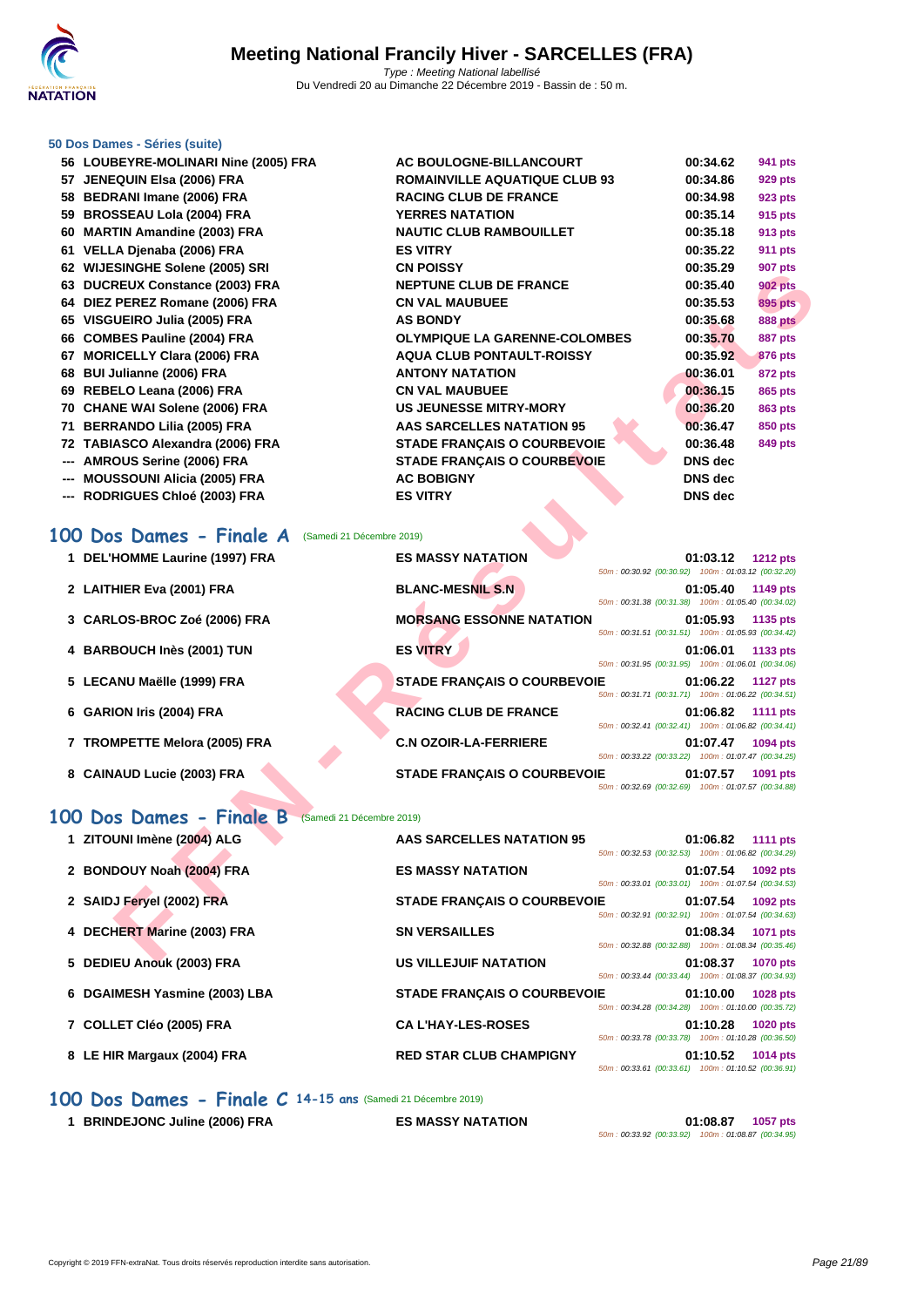# Meeting National Francily Hiver - SARCELLES (FRA)

*Type : Meeting National labellisé*
Du Vendredi 20 au Dimanche 22 Décembre 2019 - Bassin de : 50 m.

### 50 Dos Dames - Séries (suite)

| Rang | Nom | Club | Temps | Points |
|---|---|---|---|---|
| 56 | LOUBEYRE-MOLINARI Nine (2005) FRA | AC BOULOGNE-BILLANCOURT | 00:34.62 | 941 pts |
| 57 | JENEQUIN Elsa (2006) FRA | ROMAINVILLE AQUATIQUE CLUB 93 | 00:34.86 | 929 pts |
| 58 | BEDRANI Imane (2006) FRA | RACING CLUB DE FRANCE | 00:34.98 | 923 pts |
| 59 | BROSSEAU Lola (2004) FRA | YERRES NATATION | 00:35.14 | 915 pts |
| 60 | MARTIN Amandine (2003) FRA | NAUTIC CLUB RAMBOUILLET | 00:35.18 | 913 pts |
| 61 | VELLA Djenaba (2006) FRA | ES VITRY | 00:35.22 | 911 pts |
| 62 | WIJESINGHE Solene (2005) SRI | CN POISSY | 00:35.29 | 907 pts |
| 63 | DUCREUX Constance (2003) FRA | NEPTUNE CLUB DE FRANCE | 00:35.40 | 902 pts |
| 64 | DIEZ PEREZ Romane (2006) FRA | CN VAL MAUBUEE | 00:35.53 | 895 pts |
| 65 | VISGUEIRO Julia (2005) FRA | AS BONDY | 00:35.68 | 888 pts |
| 66 | COMBES Pauline (2004) FRA | OLYMPIQUE LA GARENNE-COLOMBES | 00:35.70 | 887 pts |
| 67 | MORICELLY Clara (2006) FRA | AQUA CLUB PONTAULT-ROISSY | 00:35.92 | 876 pts |
| 68 | BUI Julianne (2006) FRA | ANTONY NATATION | 00:36.01 | 872 pts |
| 69 | REBELO Leana (2006) FRA | CN VAL MAUBUEE | 00:36.15 | 865 pts |
| 70 | CHANE WAI Solene (2006) FRA | US JEUNESSE MITRY-MORY | 00:36.20 | 863 pts |
| 71 | BERRANDO Lilia (2005) FRA | AAS SARCELLES NATATION 95 | 00:36.47 | 850 pts |
| 72 | TABIASCO Alexandra (2006) FRA | STADE FRANÇAIS O COURBEVOIE | 00:36.48 | 849 pts |
| --- | AMROUS Serine (2006) FRA | STADE FRANÇAIS O COURBEVOIE | DNS dec | |
| --- | MOUSSOUNI Alicia (2005) FRA | AC BOBIGNY | DNS dec | |
| --- | RODRIGUES Chloé (2003) FRA | ES VITRY | DNS dec | |

## 100 Dos Dames - Finale A (Samedi 21 Décembre 2019)

| Rang | Nom | Club | Temps | Points | Splits |
|---|---|---|---|---|---|
| 1 | DEL'HOMME Laurine (1997) FRA | ES MASSY NATATION | 01:03.12 | 1212 pts | 50m : 00:30.92 (00:30.92) 100m : 01:03.12 (00:32.20) |
| 2 | LAITHIER Eva (2001) FRA | BLANC-MESNIL S.N | 01:05.40 | 1149 pts | 50m : 00:31.38 (00:31.38) 100m : 01:05.40 (00:34.02) |
| 3 | CARLOS-BROC Zoé (2006) FRA | MORSANG ESSONNE NATATION | 01:05.93 | 1135 pts | 50m : 00:31.51 (00:31.51) 100m : 01:05.93 (00:34.42) |
| 4 | BARBOUCH Inès (2001) TUN | ES VITRY | 01:06.01 | 1133 pts | 50m : 00:31.95 (00:31.95) 100m : 01:06.01 (00:34.06) |
| 5 | LECANU Maëlle (1999) FRA | STADE FRANÇAIS O COURBEVOIE | 01:06.22 | 1127 pts | 50m : 00:31.71 (00:31.71) 100m : 01:06.22 (00:34.51) |
| 6 | GARION Iris (2004) FRA | RACING CLUB DE FRANCE | 01:06.82 | 1111 pts | 50m : 00:32.41 (00:32.41) 100m : 01:06.82 (00:34.41) |
| 7 | TROMPETTE Melora (2005) FRA | C.N OZOIR-LA-FERRIERE | 01:07.47 | 1094 pts | 50m : 00:33.22 (00:33.22) 100m : 01:07.47 (00:34.25) |
| 8 | CAINAUD Lucie (2003) FRA | STADE FRANÇAIS O COURBEVOIE | 01:07.57 | 1091 pts | 50m : 00:32.69 (00:32.69) 100m : 01:07.57 (00:34.88) |

## 100 Dos Dames - Finale B (Samedi 21 Décembre 2019)

| Rang | Nom | Club | Temps | Points | Splits |
|---|---|---|---|---|---|
| 1 | ZITOUNI Imène (2004) ALG | AAS SARCELLES NATATION 95 | 01:06.82 | 1111 pts | 50m : 00:32.53 (00:32.53) 100m : 01:06.82 (00:34.29) |
| 2 | BONDOUY Noah (2004) FRA | ES MASSY NATATION | 01:07.54 | 1092 pts | 50m : 00:33.01 (00:33.01) 100m : 01:07.54 (00:34.53) |
| 2 | SAIDJ Feryel (2002) FRA | STADE FRANÇAIS O COURBEVOIE | 01:07.54 | 1092 pts | 50m : 00:32.91 (00:32.91) 100m : 01:07.54 (00:34.63) |
| 4 | DECHERT Marine (2003) FRA | SN VERSAILLES | 01:08.34 | 1071 pts | 50m : 00:32.88 (00:32.88) 100m : 01:08.34 (00:35.46) |
| 5 | DEDIEU Anouk (2003) FRA | US VILLEJUIF NATATION | 01:08.37 | 1070 pts | 50m : 00:33.44 (00:33.44) 100m : 01:08.37 (00:34.93) |
| 6 | DGAIMESH Yasmine (2003) LBA | STADE FRANÇAIS O COURBEVOIE | 01:10.00 | 1028 pts | 50m : 00:34.28 (00:34.28) 100m : 01:10.00 (00:35.72) |
| 7 | COLLET Cléo (2005) FRA | CA L'HAY-LES-ROSES | 01:10.28 | 1020 pts | 50m : 00:33.78 (00:33.78) 100m : 01:10.28 (00:36.50) |
| 8 | LE HIR Margaux (2004) FRA | RED STAR CLUB CHAMPIGNY | 01:10.52 | 1014 pts | 50m : 00:33.61 (00:33.61) 100m : 01:10.52 (00:36.91) |

## 100 Dos Dames - Finale C 14-15 ans (Samedi 21 Décembre 2019)

| Rang | Nom | Club | Temps | Points | Splits |
|---|---|---|---|---|---|
| 1 | BRINDEJONC Juline (2006) FRA | ES MASSY NATATION | 01:08.87 | 1057 pts | 50m : 00:33.92 (00:33.92) 100m : 01:08.87 (00:34.95) |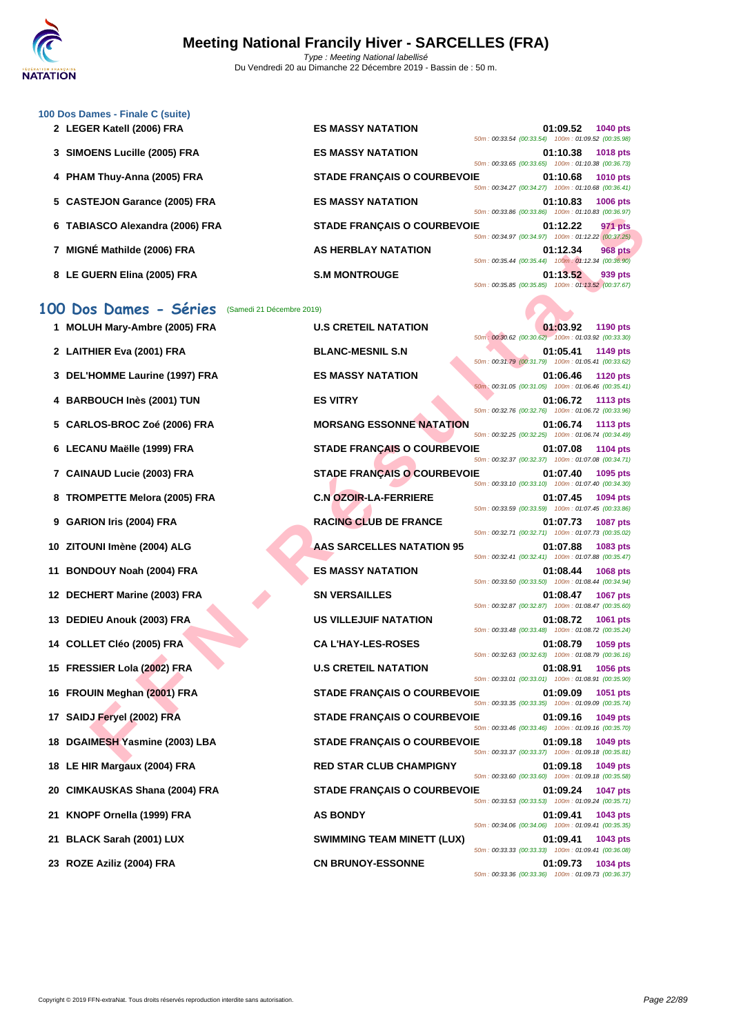# Meeting National Francily Hiver - SARCELLES (FRA)

*Type : Meeting National labellisé*
Du Vendredi 20 au Dimanche 22 Décembre 2019 - Bassin de : 50 m.

### 100 Dos Dames - Finale C (suite)

| Rang | Nom | Club | Temps | Points | Splits |
|---|---|---|---|---|---|
| 2 | LEGER Katell (2006) FRA | ES MASSY NATATION | 01:09.52 | 1040 pts | 50m : 00:33.54 (00:33.54) 100m : 01:09.52 (00:35.98) |
| 3 | SIMOENS Lucille (2005) FRA | ES MASSY NATATION | 01:10.38 | 1018 pts | 50m : 00:33.65 (00:33.65) 100m : 01:10.38 (00:36.73) |
| 4 | PHAM Thuy-Anna (2005) FRA | STADE FRANÇAIS O COURBEVOIE | 01:10.68 | 1010 pts | 50m : 00:34.27 (00:34.27) 100m : 01:10.68 (00:36.41) |
| 5 | CASTEJON Garance (2005) FRA | ES MASSY NATATION | 01:10.83 | 1006 pts | 50m : 00:33.86 (00:33.86) 100m : 01:10.83 (00:36.97) |
| 6 | TABIASCO Alexandra (2006) FRA | STADE FRANÇAIS O COURBEVOIE | 01:12.22 | 971 pts | 50m : 00:34.97 (00:34.97) 100m : 01:12.22 (00:37.25) |
| 7 | MIGNÉ Mathilde (2006) FRA | AS HERBLAY NATATION | 01:12.34 | 968 pts | 50m : 00:35.44 (00:35.44) 100m : 01:12.34 (00:36.90) |
| 8 | LE GUERN Elina (2005) FRA | S.M MONTROUGE | 01:13.52 | 939 pts | 50m : 00:35.85 (00:35.85) 100m : 01:13.52 (00:37.67) |

## 100 Dos Dames - Séries (Samedi 21 Décembre 2019)

| Rang | Nom | Club | Temps | Points | Splits |
|---|---|---|---|---|---|
| 1 | MOLUH Mary-Ambre (2005) FRA | U.S CRETEIL NATATION | 01:03.92 | 1190 pts | 50m : 00:30.62 (00:30.62) 100m : 01:03.92 (00:33.30) |
| 2 | LAITHIER Eva (2001) FRA | BLANC-MESNIL S.N | 01:05.41 | 1149 pts | 50m : 00:31.79 (00:31.79) 100m : 01:05.41 (00:33.62) |
| 3 | DEL'HOMME Laurine (1997) FRA | ES MASSY NATATION | 01:06.46 | 1120 pts | 50m : 00:31.05 (00:31.05) 100m : 01:06.46 (00:35.41) |
| 4 | BARBOUCH Inès (2001) TUN | ES VITRY | 01:06.72 | 1113 pts | 50m : 00:32.76 (00:32.76) 100m : 01:06.72 (00:33.96) |
| 5 | CARLOS-BROC Zoé (2006) FRA | MORSANG ESSONNE NATATION | 01:06.74 | 1113 pts | 50m : 00:32.25 (00:32.25) 100m : 01:06.74 (00:34.49) |
| 6 | LECANU Maëlle (1999) FRA | STADE FRANÇAIS O COURBEVOIE | 01:07.08 | 1104 pts | 50m : 00:32.37 (00:32.37) 100m : 01:07.08 (00:34.71) |
| 7 | CAINAUD Lucie (2003) FRA | STADE FRANÇAIS O COURBEVOIE | 01:07.40 | 1095 pts | 50m : 00:33.10 (00:33.10) 100m : 01:07.40 (00:34.30) |
| 8 | TROMPETTE Melora (2005) FRA | C.N OZOIR-LA-FERRIERE | 01:07.45 | 1094 pts | 50m : 00:33.59 (00:33.59) 100m : 01:07.45 (00:33.86) |
| 9 | GARION Iris (2004) FRA | RACING CLUB DE FRANCE | 01:07.73 | 1087 pts | 50m : 00:32.71 (00:32.71) 100m : 01:07.73 (00:35.02) |
| 10 | ZITOUNI Imène (2004) ALG | AAS SARCELLES NATATION 95 | 01:07.88 | 1083 pts | 50m : 00:32.41 (00:32.41) 100m : 01:07.88 (00:35.47) |
| 11 | BONDOUY Noah (2004) FRA | ES MASSY NATATION | 01:08.44 | 1068 pts | 50m : 00:33.50 (00:33.50) 100m : 01:08.44 (00:34.94) |
| 12 | DECHERT Marine (2003) FRA | SN VERSAILLES | 01:08.47 | 1067 pts | 50m : 00:32.87 (00:32.87) 100m : 01:08.47 (00:35.60) |
| 13 | DEDIEU Anouk (2003) FRA | US VILLEJUIF NATATION | 01:08.72 | 1061 pts | 50m : 00:33.48 (00:33.48) 100m : 01:08.72 (00:35.24) |
| 14 | COLLET Cléo (2005) FRA | CA L'HAY-LES-ROSES | 01:08.79 | 1059 pts | 50m : 00:32.63 (00:32.63) 100m : 01:08.79 (00:36.16) |
| 15 | FRESSIER Lola (2002) FRA | U.S CRETEIL NATATION | 01:08.91 | 1056 pts | 50m : 00:33.01 (00:33.01) 100m : 01:08.91 (00:35.90) |
| 16 | FROUIN Meghan (2001) FRA | STADE FRANÇAIS O COURBEVOIE | 01:09.09 | 1051 pts | 50m : 00:33.35 (00:33.35) 100m : 01:09.09 (00:35.74) |
| 17 | SAIDJ Feryel (2002) FRA | STADE FRANÇAIS O COURBEVOIE | 01:09.16 | 1049 pts | 50m : 00:33.46 (00:33.46) 100m : 01:09.16 (00:35.70) |
| 18 | DGAIMESH Yasmine (2003) LBA | STADE FRANÇAIS O COURBEVOIE | 01:09.18 | 1049 pts | 50m : 00:33.37 (00:33.37) 100m : 01:09.18 (00:35.81) |
| 18 | LE HIR Margaux (2004) FRA | RED STAR CLUB CHAMPIGNY | 01:09.18 | 1049 pts | 50m : 00:33.60 (00:33.60) 100m : 01:09.18 (00:35.58) |
| 20 | CIMKAUSKAS Shana (2004) FRA | STADE FRANÇAIS O COURBEVOIE | 01:09.24 | 1047 pts | 50m : 00:33.53 (00:33.53) 100m : 01:09.24 (00:35.71) |
| 21 | KNOPF Ornella (1999) FRA | AS BONDY | 01:09.41 | 1043 pts | 50m : 00:34.06 (00:34.06) 100m : 01:09.41 (00:35.35) |
| 21 | BLACK Sarah (2001) LUX | SWIMMING TEAM MINETT (LUX) | 01:09.41 | 1043 pts | 50m : 00:33.33 (00:33.33) 100m : 01:09.41 (00:36.08) |
| 23 | ROZE Aziliz (2004) FRA | CN BRUNOY-ESSONNE | 01:09.73 | 1034 pts | 50m : 00:33.36 (00:33.36) 100m : 01:09.73 (00:36.37) |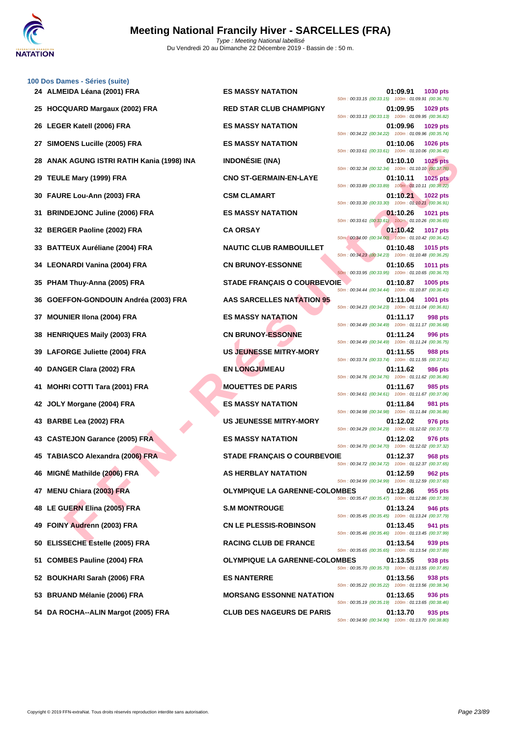# Meeting National Francily Hiver - SARCELLES (FRA)

*Type : Meeting National labellisé*

Du Vendredi 20 au Dimanche 22 Décembre 2019 - Bassin de : 50 m.

### 100 Dos Dames - Séries (suite)

| Rang | Nom | Club | Temps | Points | Splits |
|---|---|---|---|---|---|
| 24 | ALMEIDA Léana (2001) FRA | ES MASSY NATATION | 01:09.91 | 1030 pts | 50m : 00:33.15 (00:33.15) 100m : 01:09.91 (00:36.76) |
| 25 | HOCQUARD Margaux (2002) FRA | RED STAR CLUB CHAMPIGNY | 01:09.95 | 1029 pts | 50m : 00:33.13 (00:33.13) 100m : 01:09.95 (00:36.82) |
| 26 | LEGER Katell (2006) FRA | ES MASSY NATATION | 01:09.96 | 1029 pts | 50m : 00:34.22 (00:34.22) 100m : 01:09.96 (00:35.74) |
| 27 | SIMOENS Lucille (2005) FRA | ES MASSY NATATION | 01:10.06 | 1026 pts | 50m : 00:33.61 (00:33.61) 100m : 01:10.06 (00:36.45) |
| 28 | ANAK AGUNG ISTRI RATIH Kania (1998) INA | INDONÉSIE (INA) | 01:10.10 | 1025 pts | 50m : 00:32.34 (00:32.34) 100m : 01:10.10 (00:37.76) |
| 29 | TEULE Mary (1999) FRA | CNO ST-GERMAIN-EN-LAYE | 01:10.11 | 1025 pts | 50m : 00:33.89 (00:33.89) 100m : 01:10.11 (00:36.22) |
| 30 | FAURE Lou-Ann (2003) FRA | CSM CLAMART | 01:10.21 | 1022 pts | 50m : 00:33.30 (00:33.30) 100m : 01:10.21 (00:36.91) |
| 31 | BRINDEJONC Juline (2006) FRA | ES MASSY NATATION | 01:10.26 | 1021 pts | 50m : 00:33.61 (00:33.61) 100m : 01:10.26 (00:36.65) |
| 32 | BERGER Paoline (2002) FRA | CA ORSAY | 01:10.42 | 1017 pts | 50m : 00:34.00 (00:34.00) 100m : 01:10.42 (00:36.42) |
| 33 | BATTEUX Auréliane (2004) FRA | NAUTIC CLUB RAMBOUILLET | 01:10.48 | 1015 pts | 50m : 00:34.23 (00:34.23) 100m : 01:10.48 (00:36.25) |
| 34 | LEONARDI Vanina (2004) FRA | CN BRUNOY-ESSONNE | 01:10.65 | 1011 pts | 50m : 00:33.95 (00:33.95) 100m : 01:10.65 (00:36.70) |
| 35 | PHAM Thuy-Anna (2005) FRA | STADE FRANÇAIS O COURBEVOIE | 01:10.87 | 1005 pts | 50m : 00:34.44 (00:34.44) 100m : 01:10.87 (00:36.43) |
| 36 | GOEFFON-GONDOUIN Andréa (2003) FRA | AAS SARCELLES NATATION 95 | 01:11.04 | 1001 pts | 50m : 00:34.23 (00:34.23) 100m : 01:11.04 (00:36.81) |
| 37 | MOUNIER Ilona (2004) FRA | ES MASSY NATATION | 01:11.17 | 998 pts | 50m : 00:34.49 (00:34.49) 100m : 01:11.17 (00:36.68) |
| 38 | HENRIQUES Maily (2003) FRA | CN BRUNOY-ESSONNE | 01:11.24 | 996 pts | 50m : 00:34.49 (00:34.49) 100m : 01:11.24 (00:36.75) |
| 39 | LAFORGE Juliette (2004) FRA | US JEUNESSE MITRY-MORY | 01:11.55 | 988 pts | 50m : 00:33.74 (00:33.74) 100m : 01:11.55 (00:37.81) |
| 40 | DANGER Clara (2002) FRA | EN LONGJUMEAU | 01:11.62 | 986 pts | 50m : 00:34.76 (00:34.76) 100m : 01:11.62 (00:36.86) |
| 41 | MOHRI COTTI Tara (2001) FRA | MOUETTES DE PARIS | 01:11.67 | 985 pts | 50m : 00:34.61 (00:34.61) 100m : 01:11.67 (00:37.06) |
| 42 | JOLY Morgane (2004) FRA | ES MASSY NATATION | 01:11.84 | 981 pts | 50m : 00:34.98 (00:34.98) 100m : 01:11.84 (00:36.86) |
| 43 | BARBE Lea (2002) FRA | US JEUNESSE MITRY-MORY | 01:12.02 | 976 pts | 50m : 00:34.29 (00:34.29) 100m : 01:12.02 (00:37.73) |
| 43 | CASTEJON Garance (2005) FRA | ES MASSY NATATION | 01:12.02 | 976 pts | 50m : 00:34.70 (00:34.70) 100m : 01:12.02 (00:37.32) |
| 45 | TABIASCO Alexandra (2006) FRA | STADE FRANÇAIS O COURBEVOIE | 01:12.37 | 968 pts | 50m : 00:34.72 (00:34.72) 100m : 01:12.37 (00:37.65) |
| 46 | MIGNÉ Mathilde (2006) FRA | AS HERBLAY NATATION | 01:12.59 | 962 pts | 50m : 00:34.99 (00:34.99) 100m : 01:12.59 (00:37.60) |
| 47 | MENU Chiara (2003) FRA | OLYMPIQUE LA GARENNE-COLOMBES | 01:12.86 | 955 pts | 50m : 00:35.47 (00:35.47) 100m : 01:12.86 (00:37.39) |
| 48 | LE GUERN Elina (2005) FRA | S.M MONTROUGE | 01:13.24 | 946 pts | 50m : 00:35.45 (00:35.45) 100m : 01:13.24 (00:37.79) |
| 49 | FOINY Audrenn (2003) FRA | CN LE PLESSIS-ROBINSON | 01:13.45 | 941 pts | 50m : 00:35.46 (00:35.46) 100m : 01:13.45 (00:37.99) |
| 50 | ELISSECHE Estelle (2005) FRA | RACING CLUB DE FRANCE | 01:13.54 | 939 pts | 50m : 00:35.65 (00:35.65) 100m : 01:13.54 (00:37.89) |
| 51 | COMBES Pauline (2004) FRA | OLYMPIQUE LA GARENNE-COLOMBES | 01:13.55 | 938 pts | 50m : 00:35.70 (00:35.70) 100m : 01:13.55 (00:37.85) |
| 52 | BOUKHARI Sarah (2006) FRA | ES NANTERRE | 01:13.56 | 938 pts | 50m : 00:35.22 (00:35.22) 100m : 01:13.56 (00:38.34) |
| 53 | BRUAND Mélanie (2006) FRA | MORSANG ESSONNE NATATION | 01:13.65 | 936 pts | 50m : 00:35.19 (00:35.19) 100m : 01:13.65 (00:38.46) |
| 54 | DA ROCHA--ALIN Margot (2005) FRA | CLUB DES NAGEURS DE PARIS | 01:13.70 | 935 pts | 50m : 00:34.90 (00:34.90) 100m : 01:13.70 (00:38.80) |

Copyright © 2019 FFN-extraNat. Tous droits réservés reproduction interdite sans autorisation.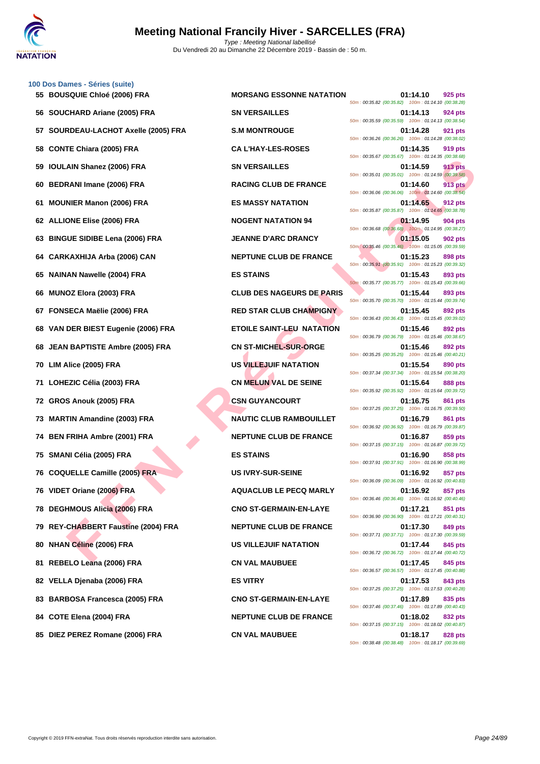## 100 Dos Dames - Séries (suite)

| Rang | Nom | Club | Temps | Points | Splits |
|---|---|---|---|---|---|
| 55 | BOUSQUIE Chloé (2006) FRA | MORSANG ESSONNE NATATION | 01:14.10 | 925 pts | 50m : 00:35.82 (00:35.82) 100m : 01:14.10 (00:38.28) |
| 56 | SOUCHARD Ariane (2005) FRA | SN VERSAILLES | 01:14.13 | 924 pts | 50m : 00:35.59 (00:35.59) 100m : 01:14.13 (00:38.54) |
| 57 | SOURDEAU-LACHOT Axelle (2005) FRA | S.M MONTROUGE | 01:14.28 | 921 pts | 50m : 00:36.26 (00:36.26) 100m : 01:14.28 (00:38.02) |
| 58 | CONTE Chiara (2005) FRA | CA L'HAY-LES-ROSES | 01:14.35 | 919 pts | 50m : 00:35.67 (00:35.67) 100m : 01:14.35 (00:38.68) |
| 59 | IOULAIN Shanez (2006) FRA | SN VERSAILLES | 01:14.59 | 913 pts | 50m : 00:35.01 (00:35.01) 100m : 01:14.59 (00:39.58) |
| 60 | BEDRANI Imane (2006) FRA | RACING CLUB DE FRANCE | 01:14.60 | 913 pts | 50m : 00:36.06 (00:36.06) 100m : 01:14.60 (00:38.54) |
| 61 | MOUNIER Manon (2006) FRA | ES MASSY NATATION | 01:14.65 | 912 pts | 50m : 00:35.87 (00:35.87) 100m : 01:14.65 (00:38.78) |
| 62 | ALLIONE Elise (2006) FRA | NOGENT NATATION 94 | 01:14.95 | 904 pts | 50m : 00:36.68 (00:36.68) 100m : 01:14.95 (00:38.27) |
| 63 | BINGUE SIDIBE Lena (2006) FRA | JEANNE D'ARC DRANCY | 01:15.05 | 902 pts | 50m : 00:35.46 (00:35.46) 100m : 01:15.05 (00:39.59) |
| 64 | CARKAXHIJA Arba (2006) CAN | NEPTUNE CLUB DE FRANCE | 01:15.23 | 898 pts | 50m : 00:35.91 (00:35.91) 100m : 01:15.23 (00:39.32) |
| 65 | NAINAN Nawelle (2004) FRA | ES STAINS | 01:15.43 | 893 pts | 50m : 00:35.77 (00:35.77) 100m : 01:15.43 (00:39.66) |
| 66 | MUNOZ Elora (2003) FRA | CLUB DES NAGEURS DE PARIS | 01:15.44 | 893 pts | 50m : 00:35.70 (00:35.70) 100m : 01:15.44 (00:39.74) |
| 67 | FONSECA Maëlie (2006) FRA | RED STAR CLUB CHAMPIGNY | 01:15.45 | 892 pts | 50m : 00:36.43 (00:36.43) 100m : 01:15.45 (00:39.02) |
| 68 | VAN DER BIEST Eugenie (2006) FRA | ETOILE SAINT-LEU NATATION | 01:15.46 | 892 pts | 50m : 00:36.79 (00:36.79) 100m : 01:15.46 (00:38.67) |
| 68 | JEAN BAPTISTE Ambre (2005) FRA | CN ST-MICHEL-SUR-ORGE | 01:15.46 | 892 pts | 50m : 00:35.25 (00:35.25) 100m : 01:15.46 (00:40.21) |
| 70 | LIM Alice (2005) FRA | US VILLEJUIF NATATION | 01:15.54 | 890 pts | 50m : 00:37.34 (00:37.34) 100m : 01:15.54 (00:38.20) |
| 71 | LOHEZIC Célia (2003) FRA | CN MELUN VAL DE SEINE | 01:15.64 | 888 pts | 50m : 00:35.92 (00:35.92) 100m : 01:15.64 (00:39.72) |
| 72 | GROS Anouk (2005) FRA | CSN GUYANCOURT | 01:16.75 | 861 pts | 50m : 00:37.25 (00:37.25) 100m : 01:16.75 (00:39.50) |
| 73 | MARTIN Amandine (2003) FRA | NAUTIC CLUB RAMBOUILLET | 01:16.79 | 861 pts | 50m : 00:36.92 (00:36.92) 100m : 01:16.79 (00:39.87) |
| 74 | BEN FRIHA Ambre (2001) FRA | NEPTUNE CLUB DE FRANCE | 01:16.87 | 859 pts | 50m : 00:37.15 (00:37.15) 100m : 01:16.87 (00:39.72) |
| 75 | SMANI Célia (2005) FRA | ES STAINS | 01:16.90 | 858 pts | 50m : 00:37.91 (00:37.91) 100m : 01:16.90 (00:38.99) |
| 76 | COQUELLE Camille (2005) FRA | US IVRY-SUR-SEINE | 01:16.92 | 857 pts | 50m : 00:36.09 (00:36.09) 100m : 01:16.92 (00:40.83) |
| 76 | VIDET Oriane (2006) FRA | AQUACLUB LE PECQ MARLY | 01:16.92 | 857 pts | 50m : 00:36.46 (00:36.46) 100m : 01:16.92 (00:40.46) |
| 78 | DEGHMOUS Alicia (2006) FRA | CNO ST-GERMAIN-EN-LAYE | 01:17.21 | 851 pts | 50m : 00:36.90 (00:36.90) 100m : 01:17.21 (00:40.31) |
| 79 | REY-CHABBERT Faustine (2004) FRA | NEPTUNE CLUB DE FRANCE | 01:17.30 | 849 pts | 50m : 00:37.71 (00:37.71) 100m : 01:17.30 (00:39.59) |
| 80 | NHAN Céline (2006) FRA | US VILLEJUIF NATATION | 01:17.44 | 845 pts | 50m : 00:36.72 (00:36.72) 100m : 01:17.44 (00:40.72) |
| 81 | REBELO Leana (2006) FRA | CN VAL MAUBUEE | 01:17.45 | 845 pts | 50m : 00:36.57 (00:36.57) 100m : 01:17.45 (00:40.88) |
| 82 | VELLA Djenaba (2006) FRA | ES VITRY | 01:17.53 | 843 pts | 50m : 00:37.25 (00:37.25) 100m : 01:17.53 (00:40.28) |
| 83 | BARBOSA Francesca (2005) FRA | CNO ST-GERMAIN-EN-LAYE | 01:17.89 | 835 pts | 50m : 00:37.46 (00:37.46) 100m : 01:17.89 (00:40.43) |
| 84 | COTE Elena (2004) FRA | NEPTUNE CLUB DE FRANCE | 01:18.02 | 832 pts | 50m : 00:37.15 (00:37.15) 100m : 01:18.02 (00:40.87) |
| 85 | DIEZ PEREZ Romane (2006) FRA | CN VAL MAUBUEE | 01:18.17 | 828 pts | 50m : 00:38.48 (00:38.48) 100m : 01:18.17 (00:39.69) |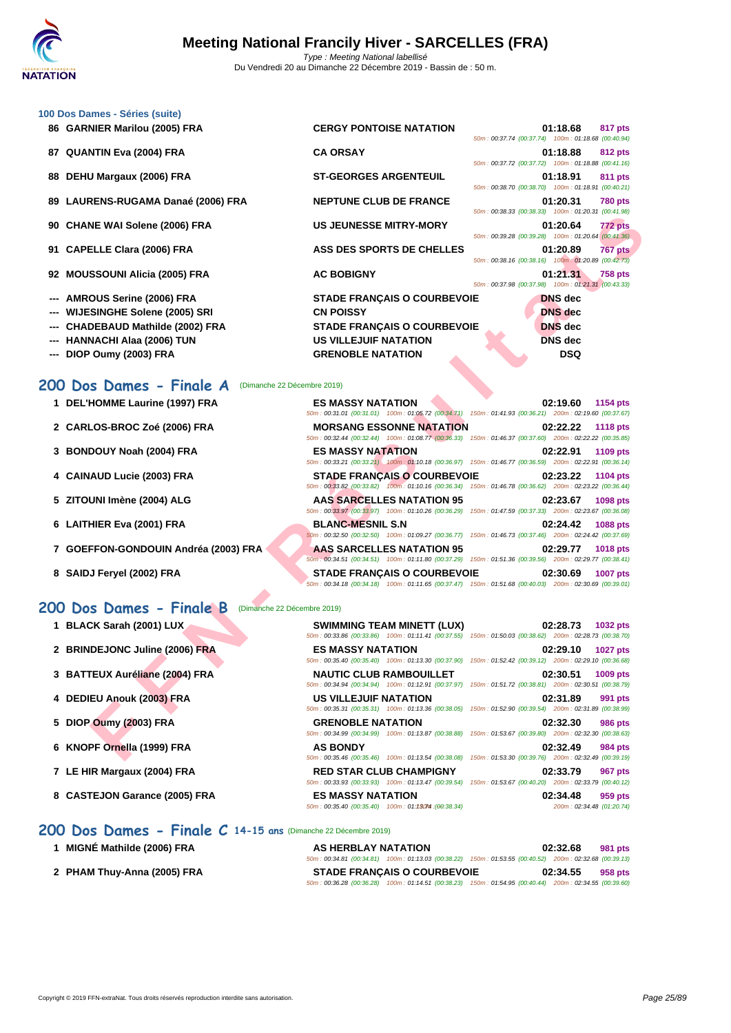### 100 Dos Dames - Séries (suite)

| Pl. | Nom | Club | Temps | Points | Splits |
|---|---|---|---|---|---|
| 86 | GARNIER Marilou (2005) FRA | CERGY PONTOISE NATATION | 01:18.68 | 817 pts | 50m : 00:37.74 (00:37.74) 100m : 01:18.68 (00:40.94) |
| 87 | QUANTIN Eva (2004) FRA | CA ORSAY | 01:18.88 | 812 pts | 50m : 00:37.72 (00:37.72) 100m : 01:18.88 (00:41.16) |
| 88 | DEHU Margaux (2006) FRA | ST-GEORGES ARGENTEUIL | 01:18.91 | 811 pts | 50m : 00:38.70 (00:38.70) 100m : 01:18.91 (00:40.21) |
| 89 | LAURENS-RUGAMA Danaé (2006) FRA | NEPTUNE CLUB DE FRANCE | 01:20.31 | 780 pts | 50m : 00:38.33 (00:38.33) 100m : 01:20.31 (00:41.98) |
| 90 | CHANE WAI Solene (2006) FRA | US JEUNESSE MITRY-MORY | 01:20.64 | 772 pts | 50m : 00:39.28 (00:39.28) 100m : 01:20.64 (00:41.36) |
| 91 | CAPELLE Clara (2006) FRA | ASS DES SPORTS DE CHELLES | 01:20.89 | 767 pts | 50m : 00:38.16 (00:38.16) 100m : 01:20.89 (00:42.73) |
| 92 | MOUSSOUNI Alicia (2005) FRA | AC BOBIGNY | 01:21.31 | 758 pts | 50m : 00:37.98 (00:37.98) 100m : 01:21.31 (00:43.33) |
| --- | AMROUS Serine (2006) FRA | STADE FRANÇAIS O COURBEVOIE | DNS dec | | |
| --- | WIJESINGHE Solene (2005) SRI | CN POISSY | DNS dec | | |
| --- | CHADEBAUD Mathilde (2002) FRA | STADE FRANÇAIS O COURBEVOIE | DNS dec | | |
| --- | HANNACHI Alaa (2006) TUN | US VILLEJUIF NATATION | DNS dec | | |
| --- | DIOP Oumy (2003) FRA | GRENOBLE NATATION | DSQ | | |

## 200 Dos Dames - Finale A (Dimanche 22 Décembre 2019)

| Pl. | Nom | Club | Temps | Points | Splits |
|---|---|---|---|---|---|
| 1 | DEL'HOMME Laurine (1997) FRA | ES MASSY NATATION | 02:19.60 | 1154 pts | 50m : 00:31.01 (00:31.01) 100m : 01:05.72 (00:34.71) 150m : 01:41.93 (00:36.21) 200m : 02:19.60 (00:37.67) |
| 2 | CARLOS-BROC Zoé (2006) FRA | MORSANG ESSONNE NATATION | 02:22.22 | 1118 pts | 50m : 00:32.44 (00:32.44) 100m : 01:08.77 (00:36.33) 150m : 01:46.37 (00:37.60) 200m : 02:22.22 (00:35.85) |
| 3 | BONDOUY Noah (2004) FRA | ES MASSY NATATION | 02:22.91 | 1109 pts | 50m : 00:33.21 (00:33.21) 100m : 01:10.18 (00:36.97) 150m : 01:46.77 (00:36.59) 200m : 02:22.91 (00:36.14) |
| 4 | CAINAUD Lucie (2003) FRA | STADE FRANÇAIS O COURBEVOIE | 02:23.22 | 1104 pts | 50m : 00:33.82 (00:33.82) 100m : 01:10.16 (00:36.34) 150m : 01:46.78 (00:36.62) 200m : 02:23.22 (00:36.44) |
| 5 | ZITOUNI Imène (2004) ALG | AAS SARCELLES NATATION 95 | 02:23.67 | 1098 pts | 50m : 00:33.97 (00:33.97) 100m : 01:10.26 (00:36.29) 150m : 01:47.59 (00:37.33) 200m : 02:23.67 (00:36.08) |
| 6 | LAITHIER Eva (2001) FRA | BLANC-MESNIL S.N | 02:24.42 | 1088 pts | 50m : 00:32.50 (00:32.50) 100m : 01:09.27 (00:36.77) 150m : 01:46.73 (00:37.46) 200m : 02:24.42 (00:37.69) |
| 7 | GOEFFON-GONDOUIN Andréa (2003) FRA | AAS SARCELLES NATATION 95 | 02:29.77 | 1018 pts | 50m : 00:34.51 (00:34.51) 100m : 01:11.80 (00:37.29) 150m : 01:51.36 (00:39.56) 200m : 02:29.77 (00:38.41) |
| 8 | SAIDJ Feryel (2002) FRA | STADE FRANÇAIS O COURBEVOIE | 02:30.69 | 1007 pts | 50m : 00:34.18 (00:34.18) 100m : 01:11.65 (00:37.47) 150m : 01:51.68 (00:40.03) 200m : 02:30.69 (00:39.01) |

## 200 Dos Dames - Finale B (Dimanche 22 Décembre 2019)

| Pl. | Nom | Club | Temps | Points | Splits |
|---|---|---|---|---|---|
| 1 | BLACK Sarah (2001) LUX | SWIMMING TEAM MINETT (LUX) | 02:28.73 | 1032 pts | 50m : 00:33.86 (00:33.86) 100m : 01:11.41 (00:37.55) 150m : 01:50.03 (00:38.62) 200m : 02:28.73 (00:38.70) |
| 2 | BRINDEJONC Juline (2006) FRA | ES MASSY NATATION | 02:29.10 | 1027 pts | 50m : 00:35.40 (00:35.40) 100m : 01:13.30 (00:37.90) 150m : 01:52.42 (00:39.12) 200m : 02:29.10 (00:36.68) |
| 3 | BATTEUX Auréliane (2004) FRA | NAUTIC CLUB RAMBOUILLET | 02:30.51 | 1009 pts | 50m : 00:34.94 (00:34.94) 100m : 01:12.91 (00:37.97) 150m : 01:51.72 (00:38.81) 200m : 02:30.51 (00:38.79) |
| 4 | DEDIEU Anouk (2003) FRA | US VILLEJUIF NATATION | 02:31.89 | 991 pts | 50m : 00:35.31 (00:35.31) 100m : 01:13.36 (00:38.05) 150m : 01:52.90 (00:39.54) 200m : 02:31.89 (00:38.99) |
| 5 | DIOP Oumy (2003) FRA | GRENOBLE NATATION | 02:32.30 | 986 pts | 50m : 00:34.99 (00:34.99) 100m : 01:13.87 (00:38.88) 150m : 01:53.67 (00:39.80) 200m : 02:32.30 (00:38.63) |
| 6 | KNOPF Ornella (1999) FRA | AS BONDY | 02:32.49 | 984 pts | 50m : 00:35.46 (00:35.46) 100m : 01:13.54 (00:38.08) 150m : 01:53.30 (00:39.76) 200m : 02:32.49 (00:39.19) |
| 7 | LE HIR Margaux (2004) FRA | RED STAR CLUB CHAMPIGNY | 02:33.79 | 967 pts | 50m : 00:33.93 (00:33.93) 100m : 01:13.47 (00:39.54) 150m : 01:53.67 (00:40.20) 200m : 02:33.79 (00:40.12) |
| 8 | CASTEJON Garance (2005) FRA | ES MASSY NATATION | 02:34.48 | 959 pts | 50m : 00:35.40 (00:35.40) 100m : 01:13.74 (00:38.34) 200m : 02:34.48 (01:20.74) |

## 200 Dos Dames - Finale C 14-15 ans (Dimanche 22 Décembre 2019)

| Pl. | Nom | Club | Temps | Points | Splits |
|---|---|---|---|---|---|
| 1 | MIGNÉ Mathilde (2006) FRA | AS HERBLAY NATATION | 02:32.68 | 981 pts | 50m : 00:34.81 (00:34.81) 100m : 01:13.03 (00:38.22) 150m : 01:53.55 (00:40.52) 200m : 02:32.68 (00:39.13) |
| 2 | PHAM Thuy-Anna (2005) FRA | STADE FRANÇAIS O COURBEVOIE | 02:34.55 | 958 pts | 50m : 00:36.28 (00:36.28) 100m : 01:14.51 (00:38.23) 150m : 01:54.95 (00:40.44) 200m : 02:34.55 (00:39.60) |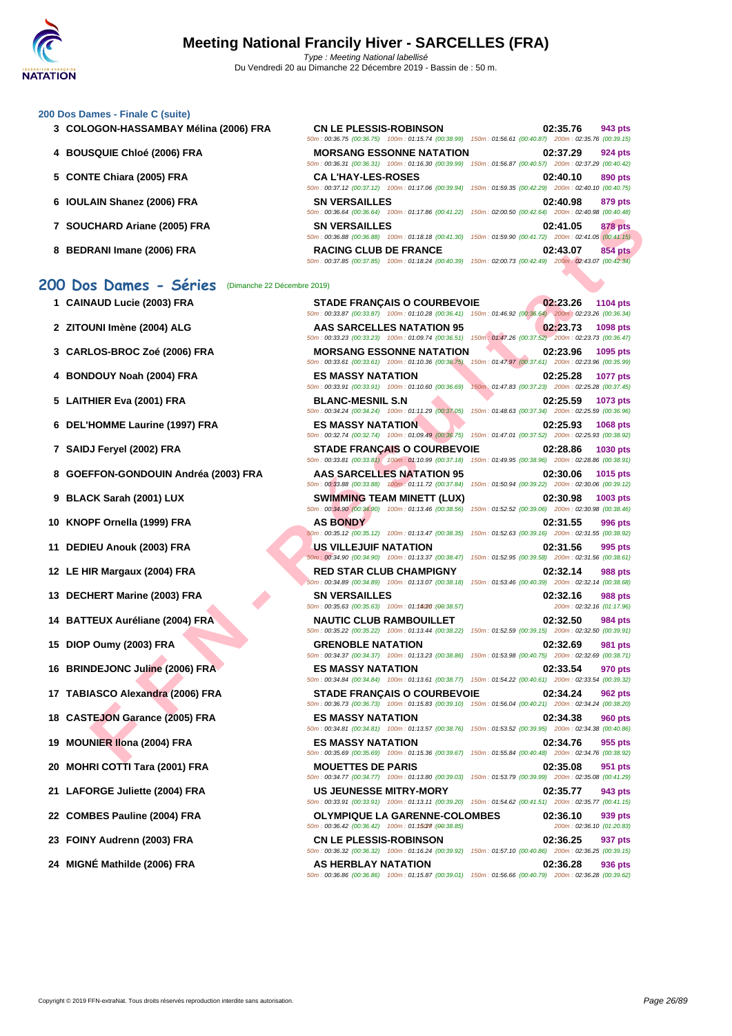### 200 Dos Dames - Finale C (suite)

| Place | Nom | Club | Temps | Points |
|---|---|---|---|---|
| 3 | COLOGON-HASSAMBAY Mélina (2006) FRA | CN LE PLESSIS-ROBINSON | 02:35.76 | 943 pts |
| | | 50m : 00:36.75 (00:36.75) 100m : 01:15.74 (00:38.99) 150m : 01:56.61 (00:40.87) 200m : 02:35.76 (00:39.15) | | |
| 4 | BOUSQUIE Chloé (2006) FRA | MORSANG ESSONNE NATATION | 02:37.29 | 924 pts |
| | | 50m : 00:36.31 (00:36.31) 100m : 01:16.30 (00:39.99) 150m : 01:56.87 (00:40.57) 200m : 02:37.29 (00:40.42) | | |
| 5 | CONTE Chiara (2005) FRA | CA L'HAY-LES-ROSES | 02:40.10 | 890 pts |
| | | 50m : 00:37.12 (00:37.12) 100m : 01:17.06 (00:39.94) 150m : 01:59.35 (00:42.29) 200m : 02:40.10 (00:40.75) | | |
| 6 | IOULAIN Shanez (2006) FRA | SN VERSAILLES | 02:40.98 | 879 pts |
| | | 50m : 00:36.64 (00:36.64) 100m : 01:17.86 (00:41.22) 150m : 02:00.50 (00:42.64) 200m : 02:40.98 (00:40.48) | | |
| 7 | SOUCHARD Ariane (2005) FRA | SN VERSAILLES | 02:41.05 | 878 pts |
| | | 50m : 00:36.88 (00:36.88) 100m : 01:18.18 (00:41.30) 150m : 01:59.90 (00:41.72) 200m : 02:41.05 (00:41.15) | | |
| 8 | BEDRANI Imane (2006) FRA | RACING CLUB DE FRANCE | 02:43.07 | 854 pts |
| | | 50m : 00:37.85 (00:37.85) 100m : 01:18.24 (00:40.39) 150m : 02:00.73 (00:42.49) 200m : 02:43.07 (00:42.34) | | |

## 200 Dos Dames - Séries (Dimanche 22 Décembre 2019)

| Place | Nom | Club | Temps | Points |
|---|---|---|---|---|
| 1 | CAINAUD Lucie (2003) FRA | STADE FRANÇAIS O COURBEVOIE | 02:23.26 | 1104 pts |
| | | 50m : 00:33.87 (00:33.87) 100m : 01:10.28 (00:36.41) 150m : 01:46.92 (00:36.64) 200m : 02:23.26 (00:36.34) | | |
| 2 | ZITOUNI Imène (2004) ALG | AAS SARCELLES NATATION 95 | 02:23.73 | 1098 pts |
| | | 50m : 00:33.23 (00:33.23) 100m : 01:09.74 (00:36.51) 150m : 01:47.26 (00:37.52) 200m : 02:23.73 (00:36.47) | | |
| 3 | CARLOS-BROC Zoé (2006) FRA | MORSANG ESSONNE NATATION | 02:23.96 | 1095 pts |
| | | 50m : 00:33.61 (00:33.61) 100m : 01:10.36 (00:36.75) 150m : 01:47.97 (00:37.61) 200m : 02:23.96 (00:35.99) | | |
| 4 | BONDOUY Noah (2004) FRA | ES MASSY NATATION | 02:25.28 | 1077 pts |
| | | 50m : 00:33.91 (00:33.91) 100m : 01:10.60 (00:36.69) 150m : 01:47.83 (00:37.23) 200m : 02:25.28 (00:37.45) | | |
| 5 | LAITHIER Eva (2001) FRA | BLANC-MESNIL S.N | 02:25.59 | 1073 pts |
| | | 50m : 00:34.24 (00:34.24) 100m : 01:11.29 (00:37.05) 150m : 01:48.63 (00:37.34) 200m : 02:25.59 (00:36.96) | | |
| 6 | DEL'HOMME Laurine (1997) FRA | ES MASSY NATATION | 02:25.93 | 1068 pts |
| | | 50m : 00:32.74 (00:32.74) 100m : 01:09.49 (00:36.75) 150m : 01:47.01 (00:37.52) 200m : 02:25.93 (00:38.92) | | |
| 7 | SAIDJ Feryel (2002) FRA | STADE FRANÇAIS O COURBEVOIE | 02:28.86 | 1030 pts |
| | | 50m : 00:33.81 (00:33.81) 100m : 01:10.99 (00:37.18) 150m : 01:49.95 (00:38.96) 200m : 02:28.86 (00:38.91) | | |
| 8 | GOEFFON-GONDOUIN Andréa (2003) FRA | AAS SARCELLES NATATION 95 | 02:30.06 | 1015 pts |
| | | 50m : 00:33.88 (00:33.88) 100m : 01:11.72 (00:37.84) 150m : 01:50.94 (00:39.22) 200m : 02:30.06 (00:39.12) | | |
| 9 | BLACK Sarah (2001) LUX | SWIMMING TEAM MINETT (LUX) | 02:30.98 | 1003 pts |
| | | 50m : 00:34.90 (00:34.90) 100m : 01:13.46 (00:38.56) 150m : 01:52.52 (00:39.06) 200m : 02:30.98 (00:38.46) | | |
| 10 | KNOPF Ornella (1999) FRA | AS BONDY | 02:31.55 | 996 pts |
| | | 50m : 00:35.12 (00:35.12) 100m : 01:13.47 (00:38.35) 150m : 01:52.63 (00:39.16) 200m : 02:31.55 (00:38.92) | | |
| 11 | DEDIEU Anouk (2003) FRA | US VILLEJUIF NATATION | 02:31.56 | 995 pts |
| | | 50m : 00:34.90 (00:34.90) 100m : 01:13.37 (00:38.47) 150m : 01:52.95 (00:39.58) 200m : 02:31.56 (00:38.61) | | |
| 12 | LE HIR Margaux (2004) FRA | RED STAR CLUB CHAMPIGNY | 02:32.14 | 988 pts |
| | | 50m : 00:34.89 (00:34.89) 100m : 01:13.07 (00:38.18) 150m : 01:53.46 (00:40.39) 200m : 02:32.14 (00:38.68) | | |
| 13 | DECHERT Marine (2003) FRA | SN VERSAILLES | 02:32.16 | 988 pts |
| | | 50m : 00:35.63 (00:35.63) 100m : 01:14.20 (00:38.57) 200m : 02:32.16 (01:17.96) | | |
| 14 | BATTEUX Auréliane (2004) FRA | NAUTIC CLUB RAMBOUILLET | 02:32.50 | 984 pts |
| | | 50m : 00:35.22 (00:35.22) 100m : 01:13.44 (00:38.22) 150m : 01:52.59 (00:39.15) 200m : 02:32.50 (00:39.91) | | |
| 15 | DIOP Oumy (2003) FRA | GRENOBLE NATATION | 02:32.69 | 981 pts |
| | | 50m : 00:34.37 (00:34.37) 100m : 01:13.23 (00:38.86) 150m : 01:53.98 (00:40.75) 200m : 02:32.69 (00:38.71) | | |
| 16 | BRINDEJONC Juline (2006) FRA | ES MASSY NATATION | 02:33.54 | 970 pts |
| | | 50m : 00:34.84 (00:34.84) 100m : 01:13.61 (00:38.77) 150m : 01:54.22 (00:40.61) 200m : 02:33.54 (00:39.32) | | |
| 17 | TABIASCO Alexandra (2006) FRA | STADE FRANÇAIS O COURBEVOIE | 02:34.24 | 962 pts |
| | | 50m : 00:36.73 (00:36.73) 100m : 01:15.83 (00:39.10) 150m : 01:56.04 (00:40.21) 200m : 02:34.24 (00:38.20) | | |
| 18 | CASTEJON Garance (2005) FRA | ES MASSY NATATION | 02:34.38 | 960 pts |
| | | 50m : 00:34.81 (00:34.81) 100m : 01:13.57 (00:38.76) 150m : 01:53.52 (00:39.95) 200m : 02:34.38 (00:40.86) | | |
| 19 | MOUNIER Ilona (2004) FRA | ES MASSY NATATION | 02:34.76 | 955 pts |
| | | 50m : 00:35.69 (00:35.69) 100m : 01:15.36 (00:39.67) 150m : 01:55.84 (00:40.48) 200m : 02:34.76 (00:38.92) | | |
| 20 | MOHRI COTTI Tara (2001) FRA | MOUETTES DE PARIS | 02:35.08 | 951 pts |
| | | 50m : 00:34.77 (00:34.77) 100m : 01:13.80 (00:39.03) 150m : 01:53.79 (00:39.99) 200m : 02:35.08 (00:41.29) | | |
| 21 | LAFORGE Juliette (2004) FRA | US JEUNESSE MITRY-MORY | 02:35.77 | 943 pts |
| | | 50m : 00:33.91 (00:33.91) 100m : 01:13.11 (00:39.20) 150m : 01:54.62 (00:41.51) 200m : 02:35.77 (00:41.15) | | |
| 22 | COMBES Pauline (2004) FRA | OLYMPIQUE LA GARENNE-COLOMBES | 02:36.10 | 939 pts |
| | | 50m : 00:36.42 (00:36.42) 100m : 01:15.27 (00:38.85) 200m : 02:36.10 (01:20.83) | | |
| 23 | FOINY Audrenn (2003) FRA | CN LE PLESSIS-ROBINSON | 02:36.25 | 937 pts |
| | | 50m : 00:36.32 (00:36.32) 100m : 01:16.24 (00:39.92) 150m : 01:57.10 (00:40.86) 200m : 02:36.25 (00:39.15) | | |
| 24 | MIGNÉ Mathilde (2006) FRA | AS HERBLAY NATATION | 02:36.28 | 936 pts |
| | | 50m : 00:36.86 (00:36.86) 100m : 01:15.87 (00:39.01) 150m : 01:56.66 (00:40.79) 200m : 02:36.28 (00:39.62) | | |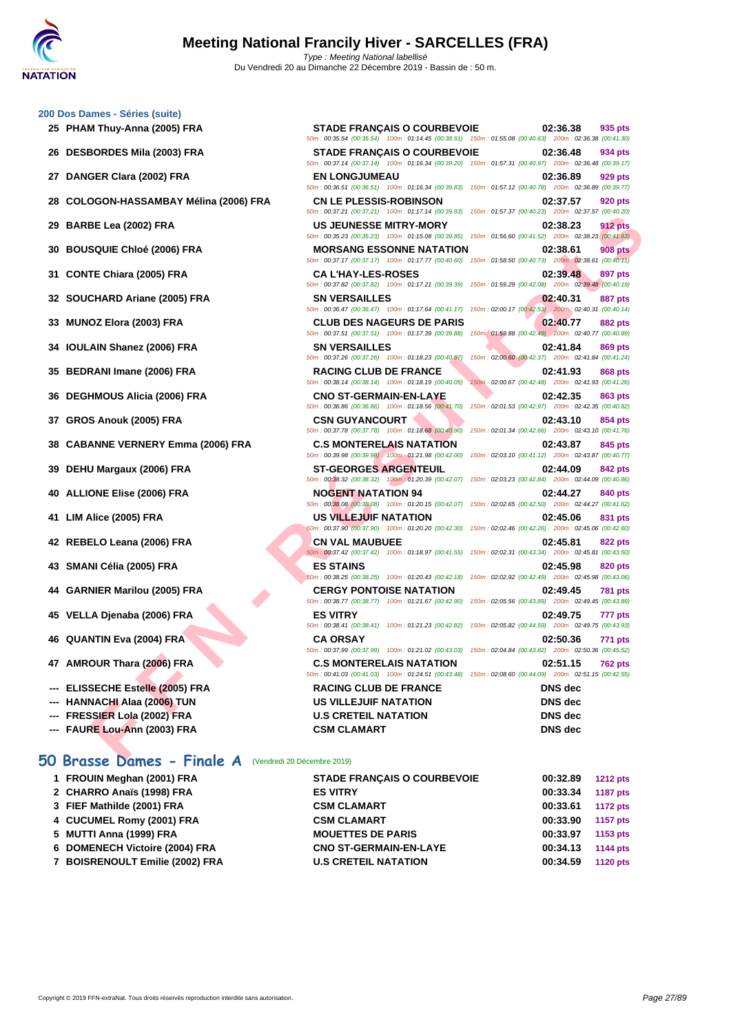# Meeting National Francily Hiver - SARCELLES (FRA)

*Type : Meeting National labellisé*

Du Vendredi 20 au Dimanche 22 Décembre 2019 - Bassin de : 50 m.

## 200 Dos Dames - Séries (suite)

| Rang | Nom | Club | Temps | Points |
|---|---|---|---|---|
| 25 | PHAM Thuy-Anna (2005) FRA | STADE FRANÇAIS O COURBEVOIE | 02:36.38 | 935 pts |
| | | 50m : 00:35.54 (00:35.54) 100m : 01:14.45 (00:38.91) 150m : 01:55.08 (00:40.63) 200m : 02:36.38 (00:41.30) | | |
| 26 | DESBORDES Mila (2003) FRA | STADE FRANÇAIS O COURBEVOIE | 02:36.48 | 934 pts |
| | | 50m : 00:37.14 (00:37.14) 100m : 01:16.34 (00:39.20) 150m : 01:57.31 (00:40.97) 200m : 02:36.48 (00:39.17) | | |
| 27 | DANGER Clara (2002) FRA | EN LONGJUMEAU | 02:36.89 | 929 pts |
| | | 50m : 00:36.51 (00:36.51) 100m : 01:16.34 (00:39.83) 150m : 01:57.12 (00:40.78) 200m : 02:36.89 (00:39.77) | | |
| 28 | COLOGON-HASSAMBAY Mélina (2006) FRA | CN LE PLESSIS-ROBINSON | 02:37.57 | 920 pts |
| | | 50m : 00:37.21 (00:37.21) 100m : 01:17.14 (00:39.93) 150m : 01:57.37 (00:40.23) 200m : 02:37.57 (00:40.20) | | |
| 29 | BARBE Lea (2002) FRA | US JEUNESSE MITRY-MORY | 02:38.23 | 912 pts |
| | | 50m : 00:35.23 (00:35.23) 100m : 01:15.08 (00:39.85) 150m : 01:56.60 (00:41.52) 200m : 02:38.23 (00:41.63) | | |
| 30 | BOUSQUIE Chloé (2006) FRA | MORSANG ESSONNE NATATION | 02:38.61 | 908 pts |
| | | 50m : 00:37.17 (00:37.17) 100m : 01:17.77 (00:40.60) 150m : 01:58.50 (00:40.73) 200m : 02:38.61 (00:40.11) | | |
| 31 | CONTE Chiara (2005) FRA | CA L'HAY-LES-ROSES | 02:39.48 | 897 pts |
| | | 50m : 00:37.82 (00:37.82) 100m : 01:17.21 (00:39.39) 150m : 01:59.29 (00:42.08) 200m : 02:39.48 (00:40.19) | | |
| 32 | SOUCHARD Ariane (2005) FRA | SN VERSAILLES | 02:40.31 | 887 pts |
| | | 50m : 00:36.47 (00:36.47) 100m : 01:17.64 (00:41.17) 150m : 02:00.17 (00:42.53) 200m : 02:40.31 (00:40.14) | | |
| 33 | MUNOZ Elora (2003) FRA | CLUB DES NAGEURS DE PARIS | 02:40.77 | 882 pts |
| | | 50m : 00:37.51 (00:37.51) 100m : 01:17.39 (00:39.88) 150m : 01:59.88 (00:42.49) 200m : 02:40.77 (00:40.89) | | |
| 34 | IOULAIN Shanez (2006) FRA | SN VERSAILLES | 02:41.84 | 869 pts |
| | | 50m : 00:37.26 (00:37.26) 100m : 01:18.23 (00:40.97) 150m : 02:00.60 (00:42.37) 200m : 02:41.84 (00:41.24) | | |
| 35 | BEDRANI Imane (2006) FRA | RACING CLUB DE FRANCE | 02:41.93 | 868 pts |
| | | 50m : 00:38.14 (00:38.14) 100m : 01:18.19 (00:40.05) 150m : 02:00.67 (00:42.48) 200m : 02:41.93 (00:41.26) | | |
| 36 | DEGHMOUS Alicia (2006) FRA | CNO ST-GERMAIN-EN-LAYE | 02:42.35 | 863 pts |
| | | 50m : 00:36.86 (00:36.86) 100m : 01:18.56 (00:41.70) 150m : 02:01.53 (00:42.97) 200m : 02:42.35 (00:40.82) | | |
| 37 | GROS Anouk (2005) FRA | CSN GUYANCOURT | 02:43.10 | 854 pts |
| | | 50m : 00:37.78 (00:37.78) 100m : 01:18.68 (00:40.90) 150m : 02:01.34 (00:42.66) 200m : 02:43.10 (00:41.76) | | |
| 38 | CABANNE VERNERY Emma (2006) FRA | C.S MONTERELAIS NATATION | 02:43.87 | 845 pts |
| | | 50m : 00:39.98 (00:39.98) 100m : 01:21.98 (00:42.00) 150m : 02:03.10 (00:41.12) 200m : 02:43.87 (00:40.77) | | |
| 39 | DEHU Margaux (2006) FRA | ST-GEORGES ARGENTEUIL | 02:44.09 | 842 pts |
| | | 50m : 00:38.32 (00:38.32) 100m : 01:20.39 (00:42.07) 150m : 02:03.23 (00:42.84) 200m : 02:44.09 (00:40.86) | | |
| 40 | ALLIONE Elise (2006) FRA | NOGENT NATATION 94 | 02:44.27 | 840 pts |
| | | 50m : 00:38.08 (00:38.08) 100m : 01:20.15 (00:42.07) 150m : 02:02.65 (00:42.50) 200m : 02:44.27 (00:41.62) | | |
| 41 | LIM Alice (2005) FRA | US VILLEJUIF NATATION | 02:45.06 | 831 pts |
| | | 50m : 00:37.90 (00:37.90) 100m : 01:20.20 (00:42.30) 150m : 02:02.46 (00:42.26) 200m : 02:45.06 (00:42.60) | | |
| 42 | REBELO Leana (2006) FRA | CN VAL MAUBUEE | 02:45.81 | 822 pts |
| | | 50m : 00:37.42 (00:37.42) 100m : 01:18.97 (00:41.55) 150m : 02:02.31 (00:43.34) 200m : 02:45.81 (00:43.50) | | |
| 43 | SMANI Célia (2005) FRA | ES STAINS | 02:45.98 | 820 pts |
| | | 50m : 00:38.25 (00:38.25) 100m : 01:20.43 (00:42.18) 150m : 02:02.92 (00:42.49) 200m : 02:45.98 (00:43.06) | | |
| 44 | GARNIER Marilou (2005) FRA | CERGY PONTOISE NATATION | 02:49.45 | 781 pts |
| | | 50m : 00:38.77 (00:38.77) 100m : 01:21.67 (00:42.90) 150m : 02:05.56 (00:43.89) 200m : 02:49.45 (00:43.89) | | |
| 45 | VELLA Djenaba (2006) FRA | ES VITRY | 02:49.75 | 777 pts |
| | | 50m : 00:38.41 (00:38.41) 100m : 01:21.23 (00:42.82) 150m : 02:05.82 (00:44.59) 200m : 02:49.75 (00:43.93) | | |
| 46 | QUANTIN Eva (2004) FRA | CA ORSAY | 02:50.36 | 771 pts |
| | | 50m : 00:37.99 (00:37.99) 100m : 01:21.02 (00:43.03) 150m : 02:04.84 (00:43.82) 200m : 02:50.36 (00:45.52) | | |
| 47 | AMROUR Thara (2006) FRA | C.S MONTERELAIS NATATION | 02:51.15 | 762 pts |
| | | 50m : 00:41.03 (00:41.03) 100m : 01:24.51 (00:43.48) 150m : 02:08.60 (00:44.09) 200m : 02:51.15 (00:42.55) | | |
| --- | ELISSECHE Estelle (2005) FRA | RACING CLUB DE FRANCE | DNS dec | |
| --- | HANNACHI Alaa (2006) TUN | US VILLEJUIF NATATION | DNS dec | |
| --- | FRESSIER Lola (2002) FRA | U.S CRETEIL NATATION | DNS dec | |
| --- | FAURE Lou-Ann (2003) FRA | CSM CLAMART | DNS dec | |

## 50 Brasse Dames - Finale A (Vendredi 20 Décembre 2019)

| Rang | Nom | Club | Temps | Points |
|---|---|---|---|---|
| 1 | FROUIN Meghan (2001) FRA | STADE FRANÇAIS O COURBEVOIE | 00:32.89 | 1212 pts |
| 2 | CHARRO Anaïs (1998) FRA | ES VITRY | 00:33.34 | 1187 pts |
| 3 | FIEF Mathilde (2001) FRA | CSM CLAMART | 00:33.61 | 1172 pts |
| 4 | CUCUMEL Romy (2001) FRA | CSM CLAMART | 00:33.90 | 1157 pts |
| 5 | MUTTI Anna (1999) FRA | MOUETTES DE PARIS | 00:33.97 | 1153 pts |
| 6 | DOMENECH Victoire (2004) FRA | CNO ST-GERMAIN-EN-LAYE | 00:34.13 | 1144 pts |
| 7 | BOISRENOULT Emilie (2002) FRA | U.S CRETEIL NATATION | 00:34.59 | 1120 pts |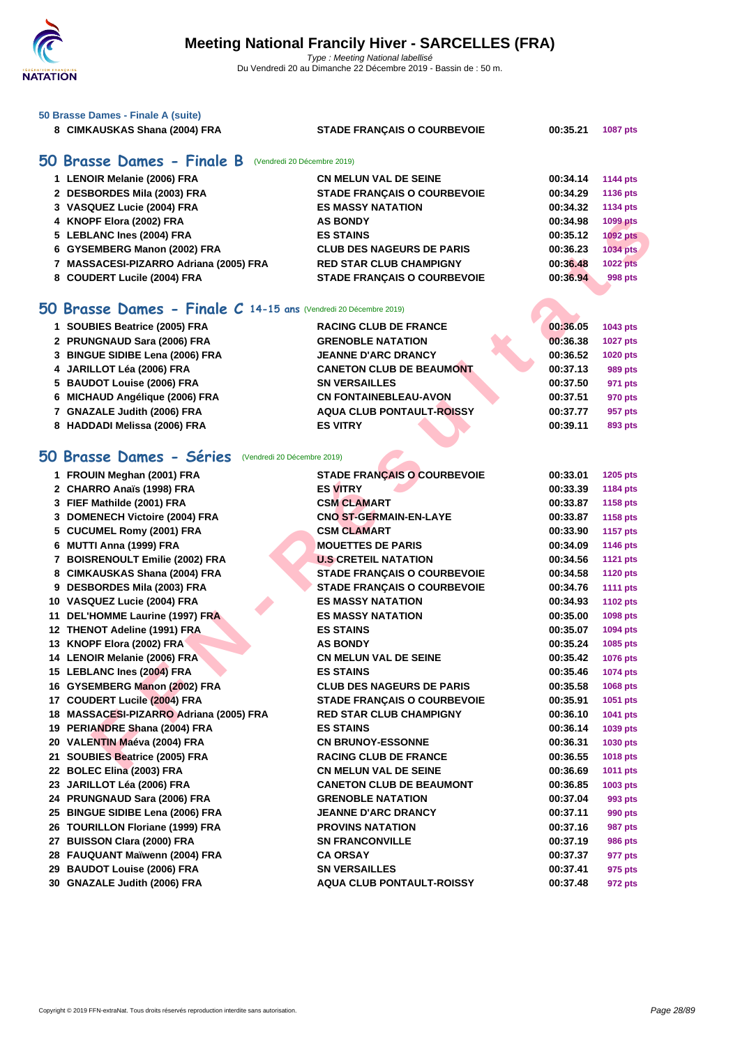# Meeting National Francily Hiver - SARCELLES (FRA)

*Type : Meeting National labellisé*
Du Vendredi 20 au Dimanche 22 Décembre 2019 - Bassin de : 50 m.

### 50 Brasse Dames - Finale A (suite)

| | | | | |
|---|---|---|---|---|
| 8 | CIMKAUSKAS Shana (2004) FRA | STADE FRANÇAIS O COURBEVOIE | 00:35.21 | 1087 pts |

## 50 Brasse Dames - Finale B (Vendredi 20 Décembre 2019)

| | | | | |
|---|---|---|---|---|
| 1 | LENOIR Melanie (2006) FRA | CN MELUN VAL DE SEINE | 00:34.14 | 1144 pts |
| 2 | DESBORDES Mila (2003) FRA | STADE FRANÇAIS O COURBEVOIE | 00:34.29 | 1136 pts |
| 3 | VASQUEZ Lucie (2004) FRA | ES MASSY NATATION | 00:34.32 | 1134 pts |
| 4 | KNOPF Elora (2002) FRA | AS BONDY | 00:34.98 | 1099 pts |
| 5 | LEBLANC Ines (2004) FRA | ES STAINS | 00:35.12 | 1092 pts |
| 6 | GYSEMBERG Manon (2002) FRA | CLUB DES NAGEURS DE PARIS | 00:36.23 | 1034 pts |
| 7 | MASSACESI-PIZARRO Adriana (2005) FRA | RED STAR CLUB CHAMPIGNY | 00:36.48 | 1022 pts |
| 8 | COUDERT Lucile (2004) FRA | STADE FRANÇAIS O COURBEVOIE | 00:36.94 | 998 pts |

## 50 Brasse Dames - Finale C 14-15 ans (Vendredi 20 Décembre 2019)

| | | | | |
|---|---|---|---|---|
| 1 | SOUBIES Beatrice (2005) FRA | RACING CLUB DE FRANCE | 00:36.05 | 1043 pts |
| 2 | PRUNGNAUD Sara (2006) FRA | GRENOBLE NATATION | 00:36.38 | 1027 pts |
| 3 | BINGUE SIDIBE Lena (2006) FRA | JEANNE D'ARC DRANCY | 00:36.52 | 1020 pts |
| 4 | JARILLOT Léa (2006) FRA | CANETON CLUB DE BEAUMONT | 00:37.13 | 989 pts |
| 5 | BAUDOT Louise (2006) FRA | SN VERSAILLES | 00:37.50 | 971 pts |
| 6 | MICHAUD Angélique (2006) FRA | CN FONTAINEBLEAU-AVON | 00:37.51 | 970 pts |
| 7 | GNAZALE Judith (2006) FRA | AQUA CLUB PONTAULT-ROISSY | 00:37.77 | 957 pts |
| 8 | HADDADI Melissa (2006) FRA | ES VITRY | 00:39.11 | 893 pts |

## 50 Brasse Dames - Séries (Vendredi 20 Décembre 2019)

| | | | | |
|---|---|---|---|---|
| 1 | FROUIN Meghan (2001) FRA | STADE FRANÇAIS O COURBEVOIE | 00:33.01 | 1205 pts |
| 2 | CHARRO Anaïs (1998) FRA | ES VITRY | 00:33.39 | 1184 pts |
| 3 | FIEF Mathilde (2001) FRA | CSM CLAMART | 00:33.87 | 1158 pts |
| 3 | DOMENECH Victoire (2004) FRA | CNO ST-GERMAIN-EN-LAYE | 00:33.87 | 1158 pts |
| 5 | CUCUMEL Romy (2001) FRA | CSM CLAMART | 00:33.90 | 1157 pts |
| 6 | MUTTI Anna (1999) FRA | MOUETTES DE PARIS | 00:34.09 | 1146 pts |
| 7 | BOISRENOULT Emilie (2002) FRA | U.S CRETEIL NATATION | 00:34.56 | 1121 pts |
| 8 | CIMKAUSKAS Shana (2004) FRA | STADE FRANÇAIS O COURBEVOIE | 00:34.58 | 1120 pts |
| 9 | DESBORDES Mila (2003) FRA | STADE FRANÇAIS O COURBEVOIE | 00:34.76 | 1111 pts |
| 10 | VASQUEZ Lucie (2004) FRA | ES MASSY NATATION | 00:34.93 | 1102 pts |
| 11 | DEL'HOMME Laurine (1997) FRA | ES MASSY NATATION | 00:35.00 | 1098 pts |
| 12 | THENOT Adeline (1991) FRA | ES STAINS | 00:35.07 | 1094 pts |
| 13 | KNOPF Elora (2002) FRA | AS BONDY | 00:35.24 | 1085 pts |
| 14 | LENOIR Melanie (2006) FRA | CN MELUN VAL DE SEINE | 00:35.42 | 1076 pts |
| 15 | LEBLANC Ines (2004) FRA | ES STAINS | 00:35.46 | 1074 pts |
| 16 | GYSEMBERG Manon (2002) FRA | CLUB DES NAGEURS DE PARIS | 00:35.58 | 1068 pts |
| 17 | COUDERT Lucile (2004) FRA | STADE FRANÇAIS O COURBEVOIE | 00:35.91 | 1051 pts |
| 18 | MASSACESI-PIZARRO Adriana (2005) FRA | RED STAR CLUB CHAMPIGNY | 00:36.10 | 1041 pts |
| 19 | PERIANDRE Shana (2004) FRA | ES STAINS | 00:36.14 | 1039 pts |
| 20 | VALENTIN Maéva (2004) FRA | CN BRUNOY-ESSONNE | 00:36.31 | 1030 pts |
| 21 | SOUBIES Beatrice (2005) FRA | RACING CLUB DE FRANCE | 00:36.55 | 1018 pts |
| 22 | BOLEC Elina (2003) FRA | CN MELUN VAL DE SEINE | 00:36.69 | 1011 pts |
| 23 | JARILLOT Léa (2006) FRA | CANETON CLUB DE BEAUMONT | 00:36.85 | 1003 pts |
| 24 | PRUNGNAUD Sara (2006) FRA | GRENOBLE NATATION | 00:37.04 | 993 pts |
| 25 | BINGUE SIDIBE Lena (2006) FRA | JEANNE D'ARC DRANCY | 00:37.11 | 990 pts |
| 26 | TOURILLON Floriane (1999) FRA | PROVINS NATATION | 00:37.16 | 987 pts |
| 27 | BUISSON Clara (2000) FRA | SN FRANCONVILLE | 00:37.19 | 986 pts |
| 28 | FAUQUANT Maïwenn (2004) FRA | CA ORSAY | 00:37.37 | 977 pts |
| 29 | BAUDOT Louise (2006) FRA | SN VERSAILLES | 00:37.41 | 975 pts |
| 30 | GNAZALE Judith (2006) FRA | AQUA CLUB PONTAULT-ROISSY | 00:37.48 | 972 pts |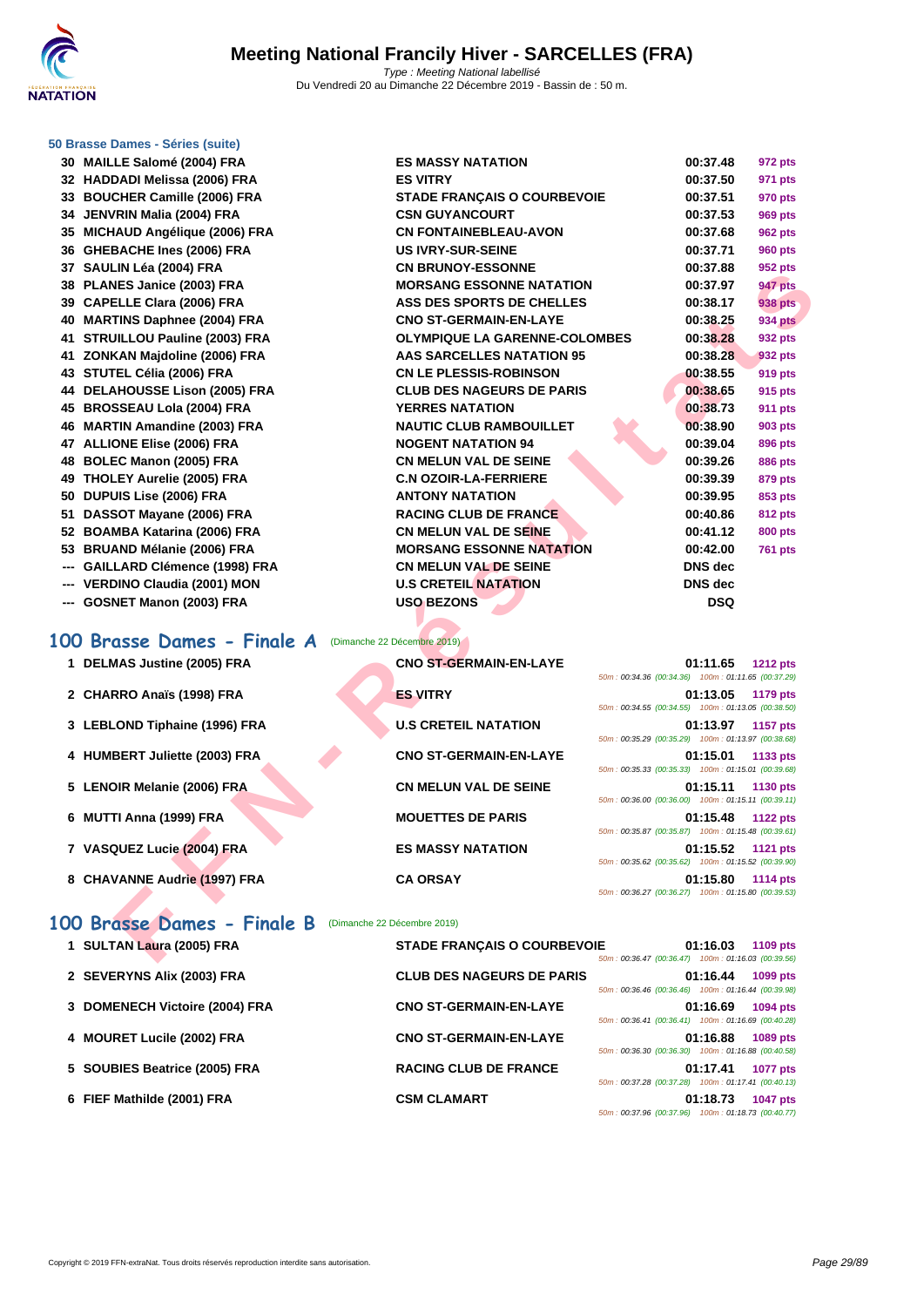# Meeting National Francily Hiver - SARCELLES (FRA)

*Type : Meeting National labellisé*

Du Vendredi 20 au Dimanche 22 Décembre 2019 - Bassin de : 50 m.

### 50 Brasse Dames - Séries (suite)

| | | | | |
|---|---|---|---|---|
| 30 | MAILLE Salomé (2004) FRA | ES MASSY NATATION | 00:37.48 | 972 pts |
| 32 | HADDADI Melissa (2006) FRA | ES VITRY | 00:37.50 | 971 pts |
| 33 | BOUCHER Camille (2006) FRA | STADE FRANÇAIS O COURBEVOIE | 00:37.51 | 970 pts |
| 34 | JENVRIN Malia (2004) FRA | CSN GUYANCOURT | 00:37.53 | 969 pts |
| 35 | MICHAUD Angélique (2006) FRA | CN FONTAINEBLEAU-AVON | 00:37.68 | 962 pts |
| 36 | GHEBACHE Ines (2006) FRA | US IVRY-SUR-SEINE | 00:37.71 | 960 pts |
| 37 | SAULIN Léa (2004) FRA | CN BRUNOY-ESSONNE | 00:37.88 | 952 pts |
| 38 | PLANES Janice (2003) FRA | MORSANG ESSONNE NATATION | 00:37.97 | 947 pts |
| 39 | CAPELLE Clara (2006) FRA | ASS DES SPORTS DE CHELLES | 00:38.17 | 938 pts |
| 40 | MARTINS Daphnee (2004) FRA | CNO ST-GERMAIN-EN-LAYE | 00:38.25 | 934 pts |
| 41 | STRUILLOU Pauline (2003) FRA | OLYMPIQUE LA GARENNE-COLOMBES | 00:38.28 | 932 pts |
| 41 | ZONKAN Majdoline (2006) FRA | AAS SARCELLES NATATION 95 | 00:38.28 | 932 pts |
| 43 | STUTEL Célia (2006) FRA | CN LE PLESSIS-ROBINSON | 00:38.55 | 919 pts |
| 44 | DELAHOUSSE Lison (2005) FRA | CLUB DES NAGEURS DE PARIS | 00:38.65 | 915 pts |
| 45 | BROSSEAU Lola (2004) FRA | YERRES NATATION | 00:38.73 | 911 pts |
| 46 | MARTIN Amandine (2003) FRA | NAUTIC CLUB RAMBOUILLET | 00:38.90 | 903 pts |
| 47 | ALLIONE Elise (2006) FRA | NOGENT NATATION 94 | 00:39.04 | 896 pts |
| 48 | BOLEC Manon (2005) FRA | CN MELUN VAL DE SEINE | 00:39.26 | 886 pts |
| 49 | THOLEY Aurelie (2005) FRA | C.N OZOIR-LA-FERRIERE | 00:39.39 | 879 pts |
| 50 | DUPUIS Lise (2006) FRA | ANTONY NATATION | 00:39.95 | 853 pts |
| 51 | DASSOT Mayane (2006) FRA | RACING CLUB DE FRANCE | 00:40.86 | 812 pts |
| 52 | BOAMBA Katarina (2006) FRA | CN MELUN VAL DE SEINE | 00:41.12 | 800 pts |
| 53 | BRUAND Mélanie (2006) FRA | MORSANG ESSONNE NATATION | 00:42.00 | 761 pts |
| --- | GAILLARD Clémence (1998) FRA | CN MELUN VAL DE SEINE | DNS dec | |
| --- | VERDINO Claudia (2001) MON | U.S CRETEIL NATATION | DNS dec | |
| --- | GOSNET Manon (2003) FRA | USO BEZONS | DSQ | |

## 100 Brasse Dames - Finale A (Dimanche 22 Décembre 2019)

| | | | | | |
|---|---|---|---|---|---|
| 1 | DELMAS Justine (2005) FRA | CNO ST-GERMAIN-EN-LAYE | 01:11.65 | 1212 pts | 50m : 00:34.36 (00:34.36) 100m : 01:11.65 (00:37.29) |
| 2 | CHARRO Anaïs (1998) FRA | ES VITRY | 01:13.05 | 1179 pts | 50m : 00:34.55 (00:34.55) 100m : 01:13.05 (00:38.50) |
| 3 | LEBLOND Tiphaine (1996) FRA | U.S CRETEIL NATATION | 01:13.97 | 1157 pts | 50m : 00:35.29 (00:35.29) 100m : 01:13.97 (00:38.68) |
| 4 | HUMBERT Juliette (2003) FRA | CNO ST-GERMAIN-EN-LAYE | 01:15.01 | 1133 pts | 50m : 00:35.33 (00:35.33) 100m : 01:15.01 (00:39.68) |
| 5 | LENOIR Melanie (2006) FRA | CN MELUN VAL DE SEINE | 01:15.11 | 1130 pts | 50m : 00:36.00 (00:36.00) 100m : 01:15.11 (00:39.11) |
| 6 | MUTTI Anna (1999) FRA | MOUETTES DE PARIS | 01:15.48 | 1122 pts | 50m : 00:35.87 (00:35.87) 100m : 01:15.48 (00:39.61) |
| 7 | VASQUEZ Lucie (2004) FRA | ES MASSY NATATION | 01:15.52 | 1121 pts | 50m : 00:35.62 (00:35.62) 100m : 01:15.52 (00:39.90) |
| 8 | CHAVANNE Audrie (1997) FRA | CA ORSAY | 01:15.80 | 1114 pts | 50m : 00:36.27 (00:36.27) 100m : 01:15.80 (00:39.53) |

## 100 Brasse Dames - Finale B (Dimanche 22 Décembre 2019)

| | | | | | |
|---|---|---|---|---|---|
| 1 | SULTAN Laura (2005) FRA | STADE FRANÇAIS O COURBEVOIE | 01:16.03 | 1109 pts | 50m : 00:36.47 (00:36.47) 100m : 01:16.03 (00:39.56) |
| 2 | SEVERYNS Alix (2003) FRA | CLUB DES NAGEURS DE PARIS | 01:16.44 | 1099 pts | 50m : 00:36.46 (00:36.46) 100m : 01:16.44 (00:39.98) |
| 3 | DOMENECH Victoire (2004) FRA | CNO ST-GERMAIN-EN-LAYE | 01:16.69 | 1094 pts | 50m : 00:36.41 (00:36.41) 100m : 01:16.69 (00:40.28) |
| 4 | MOURET Lucile (2002) FRA | CNO ST-GERMAIN-EN-LAYE | 01:16.88 | 1089 pts | 50m : 00:36.30 (00:36.30) 100m : 01:16.88 (00:40.58) |
| 5 | SOUBIES Beatrice (2005) FRA | RACING CLUB DE FRANCE | 01:17.41 | 1077 pts | 50m : 00:37.28 (00:37.28) 100m : 01:17.41 (00:40.13) |
| 6 | FIEF Mathilde (2001) FRA | CSM CLAMART | 01:18.73 | 1047 pts | 50m : 00:37.96 (00:37.96) 100m : 01:18.73 (00:40.77) |

Copyright © 2019 FFN-extraNat. Tous droits réservés reproduction interdite sans autorisation.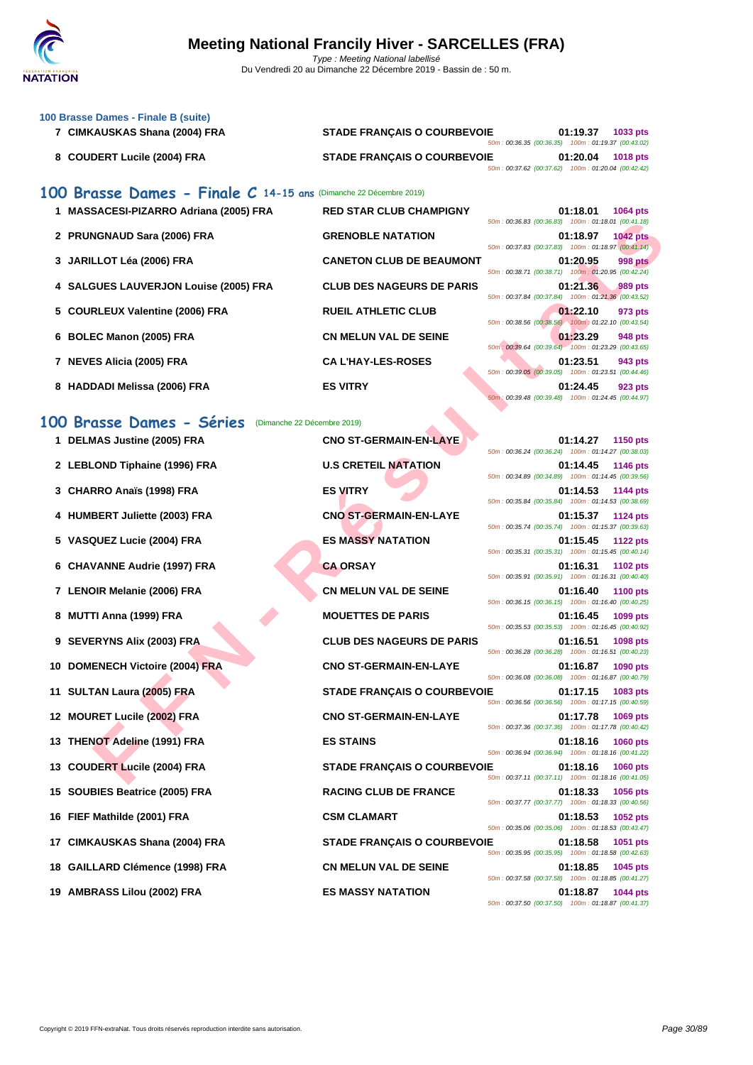### 100 Brasse Dames - Finale B (suite)

| Rang | Nom | Club | Temps | Points | Splits |
|---|---|---|---|---|---|
| 7 | CIMKAUSKAS Shana (2004) FRA | STADE FRANÇAIS O COURBEVOIE | 01:19.37 | 1033 pts | 50m : 00:36.35 (00:36.35) 100m : 01:19.37 (00:43.02) |
| 8 | COUDERT Lucile (2004) FRA | STADE FRANÇAIS O COURBEVOIE | 01:20.04 | 1018 pts | 50m : 00:37.62 (00:37.62) 100m : 01:20.04 (00:42.42) |

## 100 Brasse Dames - Finale C 14-15 ans (Dimanche 22 Décembre 2019)

| Rang | Nom | Club | Temps | Points | Splits |
|---|---|---|---|---|---|
| 1 | MASSACESI-PIZARRO Adriana (2005) FRA | RED STAR CLUB CHAMPIGNY | 01:18.01 | 1064 pts | 50m : 00:36.83 (00:36.83) 100m : 01:18.01 (00:41.18) |
| 2 | PRUNGNAUD Sara (2006) FRA | GRENOBLE NATATION | 01:18.97 | 1042 pts | 50m : 00:37.83 (00:37.83) 100m : 01:18.97 (00:41.14) |
| 3 | JARILLOT Léa (2006) FRA | CANETON CLUB DE BEAUMONT | 01:20.95 | 998 pts | 50m : 00:38.71 (00:38.71) 100m : 01:20.95 (00:42.24) |
| 4 | SALGUES LAUVERJON Louise (2005) FRA | CLUB DES NAGEURS DE PARIS | 01:21.36 | 989 pts | 50m : 00:37.84 (00:37.84) 100m : 01:21.36 (00:43.52) |
| 5 | COURLEUX Valentine (2006) FRA | RUEIL ATHLETIC CLUB | 01:22.10 | 973 pts | 50m : 00:38.56 (00:38.56) 100m : 01:22.10 (00:43.54) |
| 6 | BOLEC Manon (2005) FRA | CN MELUN VAL DE SEINE | 01:23.29 | 948 pts | 50m : 00:39.64 (00:39.64) 100m : 01:23.29 (00:43.65) |
| 7 | NEVES Alicia (2005) FRA | CA L'HAY-LES-ROSES | 01:23.51 | 943 pts | 50m : 00:39.05 (00:39.05) 100m : 01:23.51 (00:44.46) |
| 8 | HADDADI Melissa (2006) FRA | ES VITRY | 01:24.45 | 923 pts | 50m : 00:39.48 (00:39.48) 100m : 01:24.45 (00:44.97) |

## 100 Brasse Dames - Séries (Dimanche 22 Décembre 2019)

| Rang | Nom | Club | Temps | Points | Splits |
|---|---|---|---|---|---|
| 1 | DELMAS Justine (2005) FRA | CNO ST-GERMAIN-EN-LAYE | 01:14.27 | 1150 pts | 50m : 00:36.24 (00:36.24) 100m : 01:14.27 (00:38.03) |
| 2 | LEBLOND Tiphaine (1996) FRA | U.S CRETEIL NATATION | 01:14.45 | 1146 pts | 50m : 00:34.89 (00:34.89) 100m : 01:14.45 (00:39.56) |
| 3 | CHARRO Anaïs (1998) FRA | ES VITRY | 01:14.53 | 1144 pts | 50m : 00:35.84 (00:35.84) 100m : 01:14.53 (00:38.69) |
| 4 | HUMBERT Juliette (2003) FRA | CNO ST-GERMAIN-EN-LAYE | 01:15.37 | 1124 pts | 50m : 00:35.74 (00:35.74) 100m : 01:15.37 (00:39.63) |
| 5 | VASQUEZ Lucie (2004) FRA | ES MASSY NATATION | 01:15.45 | 1122 pts | 50m : 00:35.31 (00:35.31) 100m : 01:15.45 (00:40.14) |
| 6 | CHAVANNE Audrie (1997) FRA | CA ORSAY | 01:16.31 | 1102 pts | 50m : 00:35.91 (00:35.91) 100m : 01:16.31 (00:40.40) |
| 7 | LENOIR Melanie (2006) FRA | CN MELUN VAL DE SEINE | 01:16.40 | 1100 pts | 50m : 00:36.15 (00:36.15) 100m : 01:16.40 (00:40.25) |
| 8 | MUTTI Anna (1999) FRA | MOUETTES DE PARIS | 01:16.45 | 1099 pts | 50m : 00:35.53 (00:35.53) 100m : 01:16.45 (00:40.92) |
| 9 | SEVERYNS Alix (2003) FRA | CLUB DES NAGEURS DE PARIS | 01:16.51 | 1098 pts | 50m : 00:36.28 (00:36.28) 100m : 01:16.51 (00:40.23) |
| 10 | DOMENECH Victoire (2004) FRA | CNO ST-GERMAIN-EN-LAYE | 01:16.87 | 1090 pts | 50m : 00:36.08 (00:36.08) 100m : 01:16.87 (00:40.79) |
| 11 | SULTAN Laura (2005) FRA | STADE FRANÇAIS O COURBEVOIE | 01:17.15 | 1083 pts | 50m : 00:36.56 (00:36.56) 100m : 01:17.15 (00:40.59) |
| 12 | MOURET Lucile (2002) FRA | CNO ST-GERMAIN-EN-LAYE | 01:17.78 | 1069 pts | 50m : 00:37.36 (00:37.36) 100m : 01:17.78 (00:40.42) |
| 13 | THENOT Adeline (1991) FRA | ES STAINS | 01:18.16 | 1060 pts | 50m : 00:36.94 (00:36.94) 100m : 01:18.16 (00:41.22) |
| 13 | COUDERT Lucile (2004) FRA | STADE FRANÇAIS O COURBEVOIE | 01:18.16 | 1060 pts | 50m : 00:37.11 (00:37.11) 100m : 01:18.16 (00:41.05) |
| 15 | SOUBIES Beatrice (2005) FRA | RACING CLUB DE FRANCE | 01:18.33 | 1056 pts | 50m : 00:37.77 (00:37.77) 100m : 01:18.33 (00:40.56) |
| 16 | FIEF Mathilde (2001) FRA | CSM CLAMART | 01:18.53 | 1052 pts | 50m : 00:35.06 (00:35.06) 100m : 01:18.53 (00:43.47) |
| 17 | CIMKAUSKAS Shana (2004) FRA | STADE FRANÇAIS O COURBEVOIE | 01:18.58 | 1051 pts | 50m : 00:35.95 (00:35.95) 100m : 01:18.58 (00:42.63) |
| 18 | GAILLARD Clémence (1998) FRA | CN MELUN VAL DE SEINE | 01:18.85 | 1045 pts | 50m : 00:37.58 (00:37.58) 100m : 01:18.85 (00:41.27) |
| 19 | AMBRASS Lilou (2002) FRA | ES MASSY NATATION | 01:18.87 | 1044 pts | 50m : 00:37.50 (00:37.50) 100m : 01:18.87 (00:41.37) |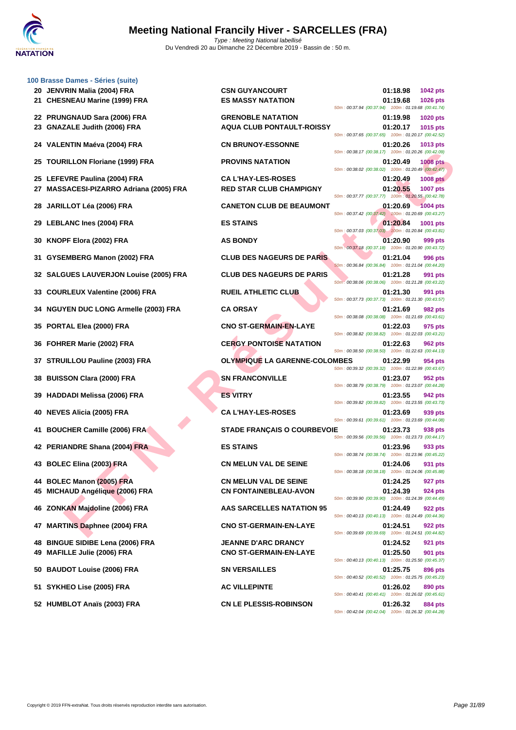# Meeting National Francily Hiver - SARCELLES (FRA)

Type : Meeting National labellisé
Du Vendredi 20 au Dimanche 22 Décembre 2019 - Bassin de : 50 m.

### 100 Brasse Dames - Séries (suite)

| Pl. | Nom | Club | Temps | Points | Splits |
|---|---|---|---|---|---|
| 20 | JENVRIN Malia (2004) FRA | CSN GUYANCOURT | 01:18.98 | 1042 pts | |
| 21 | CHESNEAU Marine (1999) FRA | ES MASSY NATATION | 01:19.68 | 1026 pts | 50m : 00:37.94 (00:37.94) 100m : 01:19.68 (00:41.74) |
| 22 | PRUNGNAUD Sara (2006) FRA | GRENOBLE NATATION | 01:19.98 | 1020 pts | |
| 23 | GNAZALE Judith (2006) FRA | AQUA CLUB PONTAULT-ROISSY | 01:20.17 | 1015 pts | 50m : 00:37.65 (00:37.65) 100m : 01:20.17 (00:42.52) |
| 24 | VALENTIN Maéva (2004) FRA | CN BRUNOY-ESSONNE | 01:20.26 | 1013 pts | 50m : 00:38.17 (00:38.17) 100m : 01:20.26 (00:42.09) |
| 25 | TOURILLON Floriane (1999) FRA | PROVINS NATATION | 01:20.49 | 1008 pts | 50m : 00:38.02 (00:38.02) 100m : 01:20.49 (00:42.47) |
| 25 | LEFEVRE Paulina (2004) FRA | CA L'HAY-LES-ROSES | 01:20.49 | 1008 pts | |
| 27 | MASSACESI-PIZARRO Adriana (2005) FRA | RED STAR CLUB CHAMPIGNY | 01:20.55 | 1007 pts | 50m : 00:37.77 (00:37.77) 100m : 01:20.55 (00:42.78) |
| 28 | JARILLOT Léa (2006) FRA | CANETON CLUB DE BEAUMONT | 01:20.69 | 1004 pts | 50m : 00:37.42 (00:37.42) 100m : 01:20.69 (00:43.27) |
| 29 | LEBLANC Ines (2004) FRA | ES STAINS | 01:20.84 | 1001 pts | 50m : 00:37.03 (00:37.03) 100m : 01:20.84 (00:43.81) |
| 30 | KNOPF Elora (2002) FRA | AS BONDY | 01:20.90 | 999 pts | 50m : 00:37.18 (00:37.18) 100m : 01:20.90 (00:43.72) |
| 31 | GYSEMBERG Manon (2002) FRA | CLUB DES NAGEURS DE PARIS | 01:21.04 | 996 pts | 50m : 00:36.84 (00:36.84) 100m : 01:21.04 (00:44.20) |
| 32 | SALGUES LAUVERJON Louise (2005) FRA | CLUB DES NAGEURS DE PARIS | 01:21.28 | 991 pts | 50m : 00:38.06 (00:38.06) 100m : 01:21.28 (00:43.22) |
| 33 | COURLEUX Valentine (2006) FRA | RUEIL ATHLETIC CLUB | 01:21.30 | 991 pts | 50m : 00:37.73 (00:37.73) 100m : 01:21.30 (00:43.57) |
| 34 | NGUYEN DUC LONG Armelle (2003) FRA | CA ORSAY | 01:21.69 | 982 pts | 50m : 00:38.08 (00:38.08) 100m : 01:21.69 (00:43.61) |
| 35 | PORTAL Elea (2000) FRA | CNO ST-GERMAIN-EN-LAYE | 01:22.03 | 975 pts | 50m : 00:38.82 (00:38.82) 100m : 01:22.03 (00:43.21) |
| 36 | FOHRER Marie (2002) FRA | CERGY PONTOISE NATATION | 01:22.63 | 962 pts | 50m : 00:38.50 (00:38.50) 100m : 01:22.63 (00:44.13) |
| 37 | STRUILLOU Pauline (2003) FRA | OLYMPIQUE LA GARENNE-COLOMBES | 01:22.99 | 954 pts | 50m : 00:39.32 (00:39.32) 100m : 01:22.99 (00:43.67) |
| 38 | BUISSON Clara (2000) FRA | SN FRANCONVILLE | 01:23.07 | 952 pts | 50m : 00:38.79 (00:38.79) 100m : 01:23.07 (00:44.28) |
| 39 | HADDADI Melissa (2006) FRA | ES VITRY | 01:23.55 | 942 pts | 50m : 00:39.82 (00:39.82) 100m : 01:23.55 (00:43.73) |
| 40 | NEVES Alicia (2005) FRA | CA L'HAY-LES-ROSES | 01:23.69 | 939 pts | 50m : 00:39.61 (00:39.61) 100m : 01:23.69 (00:44.08) |
| 41 | BOUCHER Camille (2006) FRA | STADE FRANÇAIS O COURBEVOIE | 01:23.73 | 938 pts | 50m : 00:39.56 (00:39.56) 100m : 01:23.73 (00:44.17) |
| 42 | PERIANDRE Shana (2004) FRA | ES STAINS | 01:23.96 | 933 pts | 50m : 00:38.74 (00:38.74) 100m : 01:23.96 (00:45.22) |
| 43 | BOLEC Elina (2003) FRA | CN MELUN VAL DE SEINE | 01:24.06 | 931 pts | 50m : 00:38.18 (00:38.18) 100m : 01:24.06 (00:45.88) |
| 44 | BOLEC Manon (2005) FRA | CN MELUN VAL DE SEINE | 01:24.25 | 927 pts | |
| 45 | MICHAUD Angélique (2006) FRA | CN FONTAINEBLEAU-AVON | 01:24.39 | 924 pts | 50m : 00:39.90 (00:39.90) 100m : 01:24.39 (00:44.49) |
| 46 | ZONKAN Majdoline (2006) FRA | AAS SARCELLES NATATION 95 | 01:24.49 | 922 pts | 50m : 00:40.13 (00:40.13) 100m : 01:24.49 (00:44.36) |
| 47 | MARTINS Daphnee (2004) FRA | CNO ST-GERMAIN-EN-LAYE | 01:24.51 | 922 pts | 50m : 00:39.69 (00:39.69) 100m : 01:24.51 (00:44.82) |
| 48 | BINGUE SIDIBE Lena (2006) FRA | JEANNE D'ARC DRANCY | 01:24.52 | 921 pts | |
| 49 | MAFILLE Julie (2006) FRA | CNO ST-GERMAIN-EN-LAYE | 01:25.50 | 901 pts | 50m : 00:40.13 (00:40.13) 100m : 01:25.50 (00:45.37) |
| 50 | BAUDOT Louise (2006) FRA | SN VERSAILLES | 01:25.75 | 896 pts | 50m : 00:40.52 (00:40.52) 100m : 01:25.75 (00:45.23) |
| 51 | SYKHEO Lise (2005) FRA | AC VILLEPINTE | 01:26.02 | 890 pts | 50m : 00:40.41 (00:40.41) 100m : 01:26.02 (00:45.61) |
| 52 | HUMBLOT Anaïs (2003) FRA | CN LE PLESSIS-ROBINSON | 01:26.32 | 884 pts | 50m : 00:42.04 (00:42.04) 100m : 01:26.32 (00:44.28) |

Copyright © 2019 FFN-extraNat. Tous droits réservés reproduction interdite sans autorisation.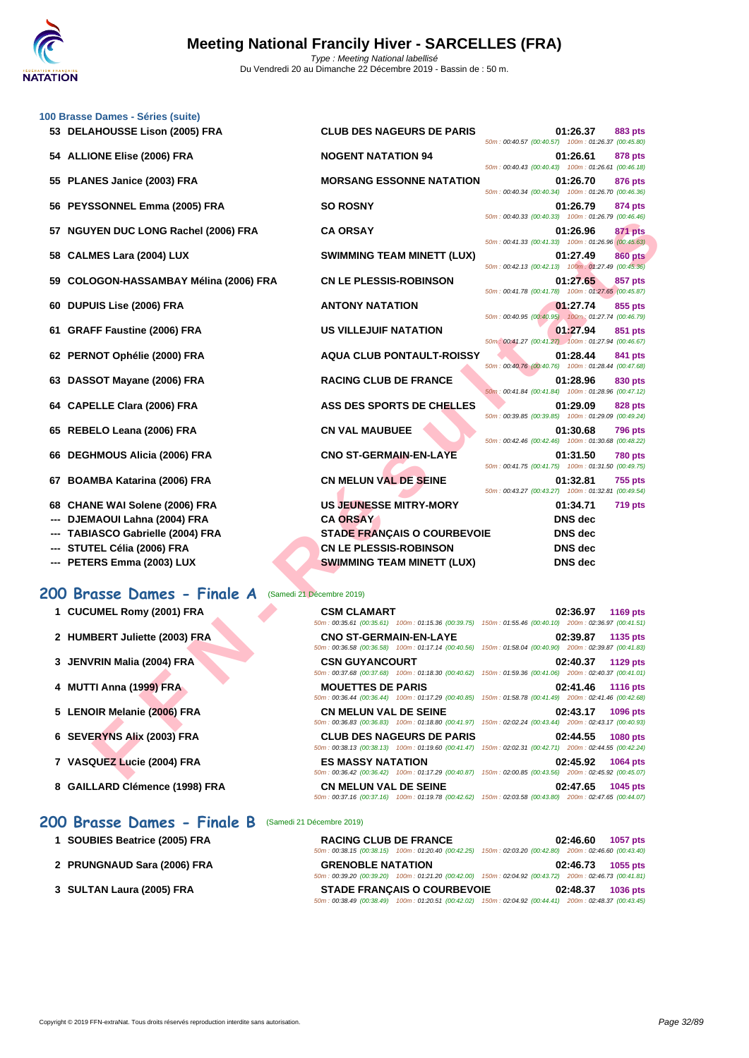### 100 Brasse Dames - Séries (suite)

| Rang | Nom | Club | Temps | Points | Splits |
|---|---|---|---|---|---|
| 53 | DELAHOUSSE Lison (2005) FRA | CLUB DES NAGEURS DE PARIS | 01:26.37 | 883 pts | 50m : 00:40.57 (00:40.57) 100m : 01:26.37 (00:45.80) |
| 54 | ALLIONE Elise (2006) FRA | NOGENT NATATION 94 | 01:26.61 | 878 pts | 50m : 00:40.43 (00:40.43) 100m : 01:26.61 (00:46.18) |
| 55 | PLANES Janice (2003) FRA | MORSANG ESSONNE NATATION | 01:26.70 | 876 pts | 50m : 00:40.34 (00:40.34) 100m : 01:26.70 (00:46.36) |
| 56 | PEYSSONNEL Emma (2005) FRA | SO ROSNY | 01:26.79 | 874 pts | 50m : 00:40.33 (00:40.33) 100m : 01:26.79 (00:46.46) |
| 57 | NGUYEN DUC LONG Rachel (2006) FRA | CA ORSAY | 01:26.96 | 871 pts | 50m : 00:41.33 (00:41.33) 100m : 01:26.96 (00:45.63) |
| 58 | CALMES Lara (2004) LUX | SWIMMING TEAM MINETT (LUX) | 01:27.49 | 860 pts | 50m : 00:42.13 (00:42.13) 100m : 01:27.49 (00:45.36) |
| 59 | COLOGON-HASSAMBAY Mélina (2006) FRA | CN LE PLESSIS-ROBINSON | 01:27.65 | 857 pts | 50m : 00:41.78 (00:41.78) 100m : 01:27.65 (00:45.87) |
| 60 | DUPUIS Lise (2006) FRA | ANTONY NATATION | 01:27.74 | 855 pts | 50m : 00:40.95 (00:40.95) 100m : 01:27.74 (00:46.79) |
| 61 | GRAFF Faustine (2006) FRA | US VILLEJUIF NATATION | 01:27.94 | 851 pts | 50m : 00:41.27 (00:41.27) 100m : 01:27.94 (00:46.67) |
| 62 | PERNOT Ophélie (2000) FRA | AQUA CLUB PONTAULT-ROISSY | 01:28.44 | 841 pts | 50m : 00:40.76 (00:40.76) 100m : 01:28.44 (00:47.68) |
| 63 | DASSOT Mayane (2006) FRA | RACING CLUB DE FRANCE | 01:28.96 | 830 pts | 50m : 00:41.84 (00:41.84) 100m : 01:28.96 (00:47.12) |
| 64 | CAPELLE Clara (2006) FRA | ASS DES SPORTS DE CHELLES | 01:29.09 | 828 pts | 50m : 00:39.85 (00:39.85) 100m : 01:29.09 (00:49.24) |
| 65 | REBELO Leana (2006) FRA | CN VAL MAUBUEE | 01:30.68 | 796 pts | 50m : 00:42.46 (00:42.46) 100m : 01:30.68 (00:48.22) |
| 66 | DEGHMOUS Alicia (2006) FRA | CNO ST-GERMAIN-EN-LAYE | 01:31.50 | 780 pts | 50m : 00:41.75 (00:41.75) 100m : 01:31.50 (00:49.75) |
| 67 | BOAMBA Katarina (2006) FRA | CN MELUN VAL DE SEINE | 01:32.81 | 755 pts | 50m : 00:43.27 (00:43.27) 100m : 01:32.81 (00:49.54) |
| 68 | CHANE WAI Solene (2006) FRA | US JEUNESSE MITRY-MORY | 01:34.71 | 719 pts | |
| --- | DJEMAOUI Lahna (2004) FRA | CA ORSAY | DNS dec | | |
| --- | TABIASCO Gabrielle (2004) FRA | STADE FRANÇAIS O COURBEVOIE | DNS dec | | |
| --- | STUTEL Célia (2006) FRA | CN LE PLESSIS-ROBINSON | DNS dec | | |
| --- | PETERS Emma (2003) LUX | SWIMMING TEAM MINETT (LUX) | DNS dec | | |

## 200 Brasse Dames - Finale A (Samedi 21 Décembre 2019)

| Rang | Nom | Club | Temps | Points | Splits |
|---|---|---|---|---|---|
| 1 | CUCUMEL Romy (2001) FRA | CSM CLAMART | 02:36.97 | 1169 pts | 50m : 00:35.61 (00:35.61) 100m : 01:15.36 (00:39.75) 150m : 01:55.46 (00:40.10) 200m : 02:36.97 (00:41.51) |
| 2 | HUMBERT Juliette (2003) FRA | CNO ST-GERMAIN-EN-LAYE | 02:39.87 | 1135 pts | 50m : 00:36.58 (00:36.58) 100m : 01:17.14 (00:40.56) 150m : 01:58.04 (00:40.90) 200m : 02:39.87 (00:41.83) |
| 3 | JENVRIN Malia (2004) FRA | CSN GUYANCOURT | 02:40.37 | 1129 pts | 50m : 00:37.68 (00:37.68) 100m : 01:18.30 (00:40.62) 150m : 01:59.36 (00:41.06) 200m : 02:40.37 (00:41.01) |
| 4 | MUTTI Anna (1999) FRA | MOUETTES DE PARIS | 02:41.46 | 1116 pts | 50m : 00:36.44 (00:36.44) 100m : 01:17.29 (00:40.85) 150m : 01:58.78 (00:41.49) 200m : 02:41.46 (00:42.68) |
| 5 | LENOIR Melanie (2006) FRA | CN MELUN VAL DE SEINE | 02:43.17 | 1096 pts | 50m : 00:36.83 (00:36.83) 100m : 01:18.80 (00:41.97) 150m : 02:02.24 (00:43.44) 200m : 02:43.17 (00:40.93) |
| 6 | SEVERYNS Alix (2003) FRA | CLUB DES NAGEURS DE PARIS | 02:44.55 | 1080 pts | 50m : 00:38.13 (00:38.13) 100m : 01:19.60 (00:41.47) 150m : 02:02.31 (00:42.71) 200m : 02:44.55 (00:42.24) |
| 7 | VASQUEZ Lucie (2004) FRA | ES MASSY NATATION | 02:45.92 | 1064 pts | 50m : 00:36.42 (00:36.42) 100m : 01:17.29 (00:40.87) 150m : 02:00.85 (00:43.56) 200m : 02:45.92 (00:45.07) |
| 8 | GAILLARD Clémence (1998) FRA | CN MELUN VAL DE SEINE | 02:47.65 | 1045 pts | 50m : 00:37.16 (00:37.16) 100m : 01:19.78 (00:42.62) 150m : 02:03.58 (00:43.80) 200m : 02:47.65 (00:44.07) |

## 200 Brasse Dames - Finale B (Samedi 21 Décembre 2019)

| Rang | Nom | Club | Temps | Points | Splits |
|---|---|---|---|---|---|
| 1 | SOUBIES Beatrice (2005) FRA | RACING CLUB DE FRANCE | 02:46.60 | 1057 pts | 50m : 00:38.15 (00:38.15) 100m : 01:20.40 (00:42.25) 150m : 02:03.20 (00:42.80) 200m : 02:46.60 (00:43.40) |
| 2 | PRUNGNAUD Sara (2006) FRA | GRENOBLE NATATION | 02:46.73 | 1055 pts | 50m : 00:39.20 (00:39.20) 100m : 01:21.20 (00:42.00) 150m : 02:04.92 (00:43.72) 200m : 02:46.73 (00:41.81) |
| 3 | SULTAN Laura (2005) FRA | STADE FRANÇAIS O COURBEVOIE | 02:48.37 | 1036 pts | 50m : 00:38.49 (00:38.49) 100m : 01:20.51 (00:42.02) 150m : 02:04.92 (00:44.41) 200m : 02:48.37 (00:43.45) |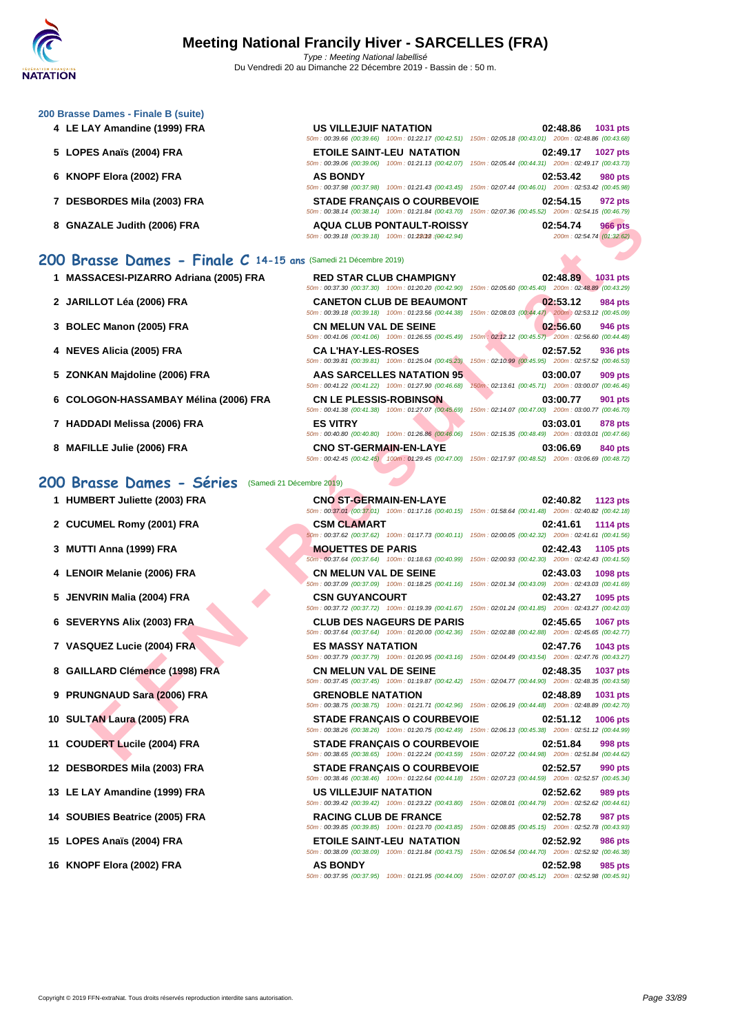### 200 Brasse Dames - Finale B (suite)

| Rang | Nom | Club | Temps | Points |
|---|---|---|---|---|
| 4 | LE LAY Amandine (1999) FRA | US VILLEJUIF NATATION | 02:48.86 | 1031 pts |
| | | 50m : 00:39.66 (00:39.66) 100m : 01:22.17 (00:42.51) 150m : 02:05.18 (00:43.01) 200m : 02:48.86 (00:43.68) | | |
| 5 | LOPES Anaïs (2004) FRA | ETOILE SAINT-LEU NATATION | 02:49.17 | 1027 pts |
| | | 50m : 00:39.06 (00:39.06) 100m : 01:21.13 (00:42.07) 150m : 02:05.44 (00:44.31) 200m : 02:49.17 (00:43.73) | | |
| 6 | KNOPF Elora (2002) FRA | AS BONDY | 02:53.42 | 980 pts |
| | | 50m : 00:37.98 (00:37.98) 100m : 01:21.43 (00:43.45) 150m : 02:07.44 (00:46.01) 200m : 02:53.42 (00:45.98) | | |
| 7 | DESBORDES Mila (2003) FRA | STADE FRANÇAIS O COURBEVOIE | 02:54.15 | 972 pts |
| | | 50m : 00:38.14 (00:38.14) 100m : 01:21.84 (00:43.70) 150m : 02:07.36 (00:45.52) 200m : 02:54.15 (00:46.79) | | |
| 8 | GNAZALE Judith (2006) FRA | AQUA CLUB PONTAULT-ROISSY | 02:54.74 | 966 pts |
| | | 50m : 00:39.18 (00:39.18) 100m : 01:22.12 (00:42.94) 200m : 02:54.74 (01:32.62) | | |

## 200 Brasse Dames - Finale C 14-15 ans (Samedi 21 Décembre 2019)

| Rang | Nom | Club | Temps | Points |
|---|---|---|---|---|
| 1 | MASSACESI-PIZARRO Adriana (2005) FRA | RED STAR CLUB CHAMPIGNY | 02:48.89 | 1031 pts |
| | | 50m : 00:37.30 (00:37.30) 100m : 01:20.20 (00:42.90) 150m : 02:05.60 (00:45.40) 200m : 02:48.89 (00:43.29) | | |
| 2 | JARILLOT Léa (2006) FRA | CANETON CLUB DE BEAUMONT | 02:53.12 | 984 pts |
| | | 50m : 00:39.18 (00:39.18) 100m : 01:23.56 (00:44.38) 150m : 02:08.03 (00:44.47) 200m : 02:53.12 (00:45.09) | | |
| 3 | BOLEC Manon (2005) FRA | CN MELUN VAL DE SEINE | 02:56.60 | 946 pts |
| | | 50m : 00:41.06 (00:41.06) 100m : 01:26.55 (00:45.49) 150m : 02:12.12 (00:45.57) 200m : 02:56.60 (00:44.48) | | |
| 4 | NEVES Alicia (2005) FRA | CA L'HAY-LES-ROSES | 02:57.52 | 936 pts |
| | | 50m : 00:39.81 (00:39.81) 100m : 01:25.04 (00:45.23) 150m : 02:10.99 (00:45.95) 200m : 02:57.52 (00:46.53) | | |
| 5 | ZONKAN Majdoline (2006) FRA | AAS SARCELLES NATATION 95 | 03:00.07 | 909 pts |
| | | 50m : 00:41.22 (00:41.22) 100m : 01:27.90 (00:46.68) 150m : 02:13.61 (00:45.71) 200m : 03:00.07 (00:46.46) | | |
| 6 | COLOGON-HASSAMBAY Mélina (2006) FRA | CN LE PLESSIS-ROBINSON | 03:00.77 | 901 pts |
| | | 50m : 00:41.38 (00:41.38) 100m : 01:27.07 (00:45.69) 150m : 02:14.07 (00:47.00) 200m : 03:00.77 (00:46.70) | | |
| 7 | HADDADI Melissa (2006) FRA | ES VITRY | 03:03.01 | 878 pts |
| | | 50m : 00:40.80 (00:40.80) 100m : 01:26.86 (00:46.06) 150m : 02:15.35 (00:48.49) 200m : 03:03.01 (00:47.66) | | |
| 8 | MAFILLE Julie (2006) FRA | CNO ST-GERMAIN-EN-LAYE | 03:06.69 | 840 pts |
| | | 50m : 00:42.45 (00:42.45) 100m : 01:29.45 (00:47.00) 150m : 02:17.97 (00:48.52) 200m : 03:06.69 (00:48.72) | | |

## 200 Brasse Dames - Séries (Samedi 21 Décembre 2019)

| Rang | Nom | Club | Temps | Points |
|---|---|---|---|---|
| 1 | HUMBERT Juliette (2003) FRA | CNO ST-GERMAIN-EN-LAYE | 02:40.82 | 1123 pts |
| | | 50m : 00:37.01 (00:37.01) 100m : 01:17.16 (00:40.15) 150m : 01:58.64 (00:41.48) 200m : 02:40.82 (00:42.18) | | |
| 2 | CUCUMEL Romy (2001) FRA | CSM CLAMART | 02:41.61 | 1114 pts |
| | | 50m : 00:37.62 (00:37.62) 100m : 01:17.73 (00:40.11) 150m : 02:00.05 (00:42.32) 200m : 02:41.61 (00:41.56) | | |
| 3 | MUTTI Anna (1999) FRA | MOUETTES DE PARIS | 02:42.43 | 1105 pts |
| | | 50m : 00:37.64 (00:37.64) 100m : 01:18.63 (00:40.99) 150m : 02:00.93 (00:42.30) 200m : 02:42.43 (00:41.50) | | |
| 4 | LENOIR Melanie (2006) FRA | CN MELUN VAL DE SEINE | 02:43.03 | 1098 pts |
| | | 50m : 00:37.09 (00:37.09) 100m : 01:18.25 (00:41.16) 150m : 02:01.34 (00:43.09) 200m : 02:43.03 (00:41.69) | | |
| 5 | JENVRIN Malia (2004) FRA | CSN GUYANCOURT | 02:43.27 | 1095 pts |
| | | 50m : 00:37.72 (00:37.72) 100m : 01:19.39 (00:41.67) 150m : 02:01.24 (00:41.85) 200m : 02:43.27 (00:42.03) | | |
| 6 | SEVERYNS Alix (2003) FRA | CLUB DES NAGEURS DE PARIS | 02:45.65 | 1067 pts |
| | | 50m : 00:37.64 (00:37.64) 100m : 01:20.00 (00:42.36) 150m : 02:02.88 (00:42.88) 200m : 02:45.65 (00:42.77) | | |
| 7 | VASQUEZ Lucie (2004) FRA | ES MASSY NATATION | 02:47.76 | 1043 pts |
| | | 50m : 00:37.79 (00:37.79) 100m : 01:20.95 (00:43.16) 150m : 02:04.49 (00:43.54) 200m : 02:47.76 (00:43.27) | | |
| 8 | GAILLARD Clémence (1998) FRA | CN MELUN VAL DE SEINE | 02:48.35 | 1037 pts |
| | | 50m : 00:37.45 (00:37.45) 100m : 01:19.87 (00:42.42) 150m : 02:04.77 (00:44.90) 200m : 02:48.35 (00:43.58) | | |
| 9 | PRUNGNAUD Sara (2006) FRA | GRENOBLE NATATION | 02:48.89 | 1031 pts |
| | | 50m : 00:38.75 (00:38.75) 100m : 01:21.71 (00:42.96) 150m : 02:06.19 (00:44.48) 200m : 02:48.89 (00:42.70) | | |
| 10 | SULTAN Laura (2005) FRA | STADE FRANÇAIS O COURBEVOIE | 02:51.12 | 1006 pts |
| | | 50m : 00:38.26 (00:38.26) 100m : 01:20.75 (00:42.49) 150m : 02:06.13 (00:45.38) 200m : 02:51.12 (00:44.99) | | |
| 11 | COUDERT Lucile (2004) FRA | STADE FRANÇAIS O COURBEVOIE | 02:51.84 | 998 pts |
| | | 50m : 00:38.65 (00:38.65) 100m : 01:22.24 (00:43.59) 150m : 02:07.22 (00:44.98) 200m : 02:51.84 (00:44.62) | | |
| 12 | DESBORDES Mila (2003) FRA | STADE FRANÇAIS O COURBEVOIE | 02:52.57 | 990 pts |
| | | 50m : 00:38.46 (00:38.46) 100m : 01:22.64 (00:44.18) 150m : 02:07.23 (00:44.59) 200m : 02:52.57 (00:45.34) | | |
| 13 | LE LAY Amandine (1999) FRA | US VILLEJUIF NATATION | 02:52.62 | 989 pts |
| | | 50m : 00:39.42 (00:39.42) 100m : 01:23.22 (00:43.80) 150m : 02:08.01 (00:44.79) 200m : 02:52.62 (00:44.61) | | |
| 14 | SOUBIES Beatrice (2005) FRA | RACING CLUB DE FRANCE | 02:52.78 | 987 pts |
| | | 50m : 00:39.85 (00:39.85) 100m : 01:23.70 (00:43.85) 150m : 02:08.85 (00:45.15) 200m : 02:52.78 (00:43.93) | | |
| 15 | LOPES Anaïs (2004) FRA | ETOILE SAINT-LEU NATATION | 02:52.92 | 986 pts |
| | | 50m : 00:38.09 (00:38.09) 100m : 01:21.84 (00:43.75) 150m : 02:06.54 (00:44.70) 200m : 02:52.92 (00:46.38) | | |
| 16 | KNOPF Elora (2002) FRA | AS BONDY | 02:52.98 | 985 pts |
| | | 50m : 00:37.95 (00:37.95) 100m : 01:21.95 (00:44.00) 150m : 02:07.07 (00:45.12) 200m : 02:52.98 (00:45.91) | | |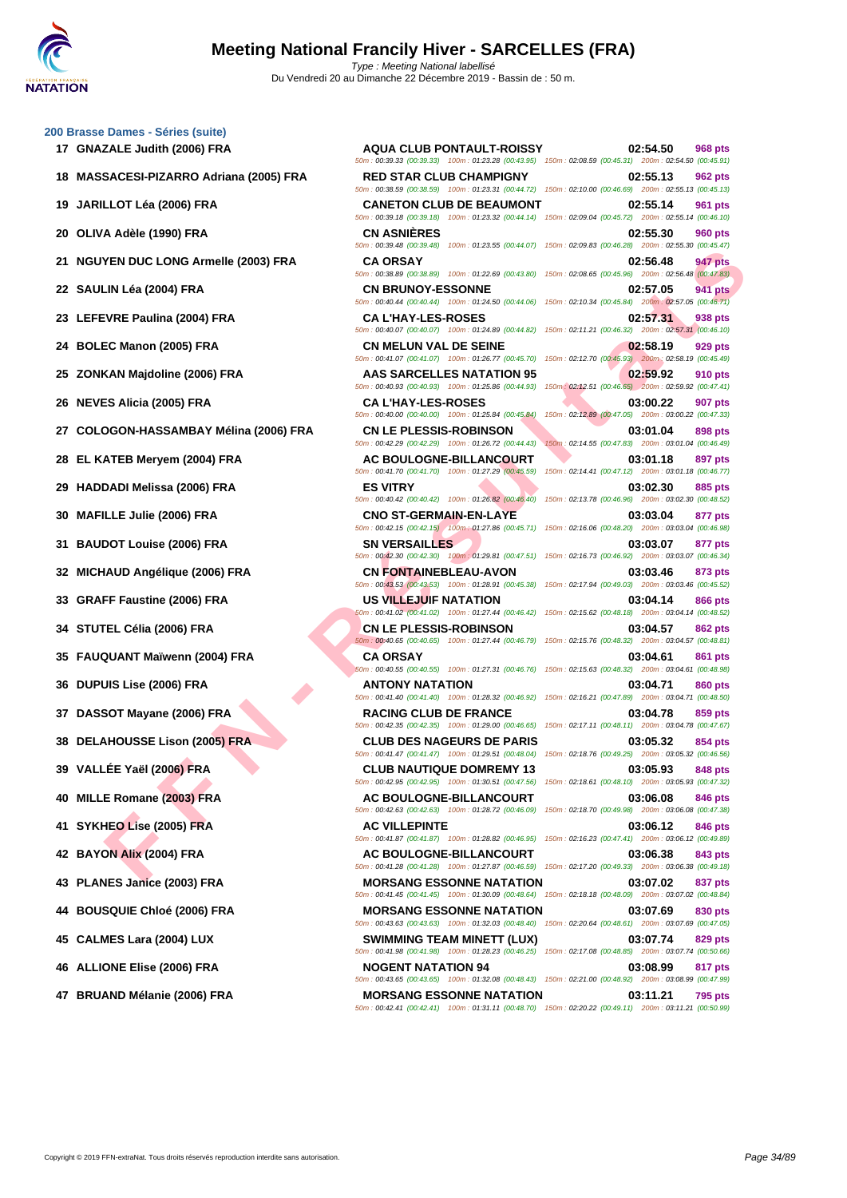# Meeting National Francily Hiver - SARCELLES (FRA)

*Type : Meeting National labellisé*
Du Vendredi 20 au Dimanche 22 Décembre 2019 - Bassin de : 50 m.

## 200 Brasse Dames - Séries (suite)

| Rang | Nom | Club | Temps | Points |
|---|---|---|---|---|
| 17 | GNAZALE Judith (2006) FRA | AQUA CLUB PONTAULT-ROISSY<br>50m : 00:39.33 (00:39.33) 100m : 01:23.28 (00:43.95) 150m : 02:08.59 (00:45.31) 200m : 02:54.50 (00:45.91) | 02:54.50 | 968 pts |
| 18 | MASSACESI-PIZARRO Adriana (2005) FRA | RED STAR CLUB CHAMPIGNY<br>50m : 00:38.59 (00:38.59) 100m : 01:23.31 (00:44.72) 150m : 02:10.00 (00:46.69) 200m : 02:55.13 (00:45.13) | 02:55.13 | 962 pts |
| 19 | JARILLOT Léa (2006) FRA | CANETON CLUB DE BEAUMONT<br>50m : 00:39.18 (00:39.18) 100m : 01:23.32 (00:44.14) 150m : 02:09.04 (00:45.72) 200m : 02:55.14 (00:46.10) | 02:55.14 | 961 pts |
| 20 | OLIVA Adèle (1990) FRA | CN ASNIÈRES<br>50m : 00:39.48 (00:39.48) 100m : 01:23.55 (00:44.07) 150m : 02:09.83 (00:46.28) 200m : 02:55.30 (00:45.47) | 02:55.30 | 960 pts |
| 21 | NGUYEN DUC LONG Armelle (2003) FRA | CA ORSAY<br>50m : 00:38.89 (00:38.89) 100m : 01:22.69 (00:43.80) 150m : 02:08.65 (00:45.96) 200m : 02:56.48 (00:47.83) | 02:56.48 | 947 pts |
| 22 | SAULIN Léa (2004) FRA | CN BRUNOY-ESSONNE<br>50m : 00:40.44 (00:40.44) 100m : 01:24.50 (00:44.06) 150m : 02:10.34 (00:45.84) 200m : 02:57.05 (00:46.71) | 02:57.05 | 941 pts |
| 23 | LEFEVRE Paulina (2004) FRA | CA L'HAY-LES-ROSES<br>50m : 00:40.07 (00:40.07) 100m : 01:24.89 (00:44.82) 150m : 02:11.21 (00:46.32) 200m : 02:57.31 (00:46.10) | 02:57.31 | 938 pts |
| 24 | BOLEC Manon (2005) FRA | CN MELUN VAL DE SEINE<br>50m : 00:41.07 (00:41.07) 100m : 01:26.77 (00:45.70) 150m : 02:12.70 (00:45.93) 200m : 02:58.19 (00:45.49) | 02:58.19 | 929 pts |
| 25 | ZONKAN Majdoline (2006) FRA | AAS SARCELLES NATATION 95<br>50m : 00:40.93 (00:40.93) 100m : 01:25.86 (00:44.93) 150m : 02:12.51 (00:46.65) 200m : 02:59.92 (00:47.41) | 02:59.92 | 910 pts |
| 26 | NEVES Alicia (2005) FRA | CA L'HAY-LES-ROSES<br>50m : 00:40.00 (00:40.00) 100m : 01:25.84 (00:45.84) 150m : 02:12.89 (00:47.05) 200m : 03:00.22 (00:47.33) | 03:00.22 | 907 pts |
| 27 | COLOGON-HASSAMBAY Mélina (2006) FRA | CN LE PLESSIS-ROBINSON<br>50m : 00:42.29 (00:42.29) 100m : 01:26.72 (00:44.43) 150m : 02:14.55 (00:47.83) 200m : 03:01.04 (00:46.49) | 03:01.04 | 898 pts |
| 28 | EL KATEB Meryem (2004) FRA | AC BOULOGNE-BILLANCOURT<br>50m : 00:41.70 (00:41.70) 100m : 01:27.29 (00:45.59) 150m : 02:14.41 (00:47.12) 200m : 03:01.18 (00:46.77) | 03:01.18 | 897 pts |
| 29 | HADDADI Melissa (2006) FRA | ES VITRY<br>50m : 00:40.42 (00:40.42) 100m : 01:26.82 (00:46.40) 150m : 02:13.78 (00:46.96) 200m : 03:02.30 (00:48.52) | 03:02.30 | 885 pts |
| 30 | MAFILLE Julie (2006) FRA | CNO ST-GERMAIN-EN-LAYE<br>50m : 00:42.15 (00:42.15) 100m : 01:27.86 (00:45.71) 150m : 02:16.06 (00:48.20) 200m : 03:03.04 (00:46.98) | 03:03.04 | 877 pts |
| 31 | BAUDOT Louise (2006) FRA | SN VERSAILLES<br>50m : 00:42.30 (00:42.30) 100m : 01:29.81 (00:47.51) 150m : 02:16.73 (00:46.92) 200m : 03:03.07 (00:46.34) | 03:03.07 | 877 pts |
| 32 | MICHAUD Angélique (2006) FRA | CN FONTAINEBLEAU-AVON<br>50m : 00:43.53 (00:43.53) 100m : 01:28.91 (00:45.38) 150m : 02:17.94 (00:49.03) 200m : 03:03.46 (00:45.52) | 03:03.46 | 873 pts |
| 33 | GRAFF Faustine (2006) FRA | US VILLEJUIF NATATION<br>50m : 00:41.02 (00:41.02) 100m : 01:27.44 (00:46.42) 150m : 02:15.62 (00:48.18) 200m : 03:04.14 (00:48.52) | 03:04.14 | 866 pts |
| 34 | STUTEL Célia (2006) FRA | CN LE PLESSIS-ROBINSON<br>50m : 00:40.65 (00:40.65) 100m : 01:27.44 (00:46.79) 150m : 02:15.76 (00:48.32) 200m : 03:04.57 (00:48.81) | 03:04.57 | 862 pts |
| 35 | FAUQUANT Maïwenn (2004) FRA | CA ORSAY<br>50m : 00:40.55 (00:40.55) 100m : 01:27.31 (00:46.76) 150m : 02:15.63 (00:48.32) 200m : 03:04.61 (00:48.98) | 03:04.61 | 861 pts |
| 36 | DUPUIS Lise (2006) FRA | ANTONY NATATION<br>50m : 00:41.40 (00:41.40) 100m : 01:28.32 (00:46.92) 150m : 02:16.21 (00:47.89) 200m : 03:04.71 (00:48.50) | 03:04.71 | 860 pts |
| 37 | DASSOT Mayane (2006) FRA | RACING CLUB DE FRANCE<br>50m : 00:42.35 (00:42.35) 100m : 01:29.00 (00:46.65) 150m : 02:17.11 (00:48.11) 200m : 03:04.78 (00:47.67) | 03:04.78 | 859 pts |
| 38 | DELAHOUSSE Lison (2005) FRA | CLUB DES NAGEURS DE PARIS<br>50m : 00:41.47 (00:41.47) 100m : 01:29.51 (00:48.04) 150m : 02:18.76 (00:49.25) 200m : 03:05.32 (00:46.56) | 03:05.32 | 854 pts |
| 39 | VALLÉE Yaël (2006) FRA | CLUB NAUTIQUE DOMREMY 13<br>50m : 00:42.95 (00:42.95) 100m : 01:30.51 (00:47.56) 150m : 02:18.61 (00:48.10) 200m : 03:05.93 (00:47.32) | 03:05.93 | 848 pts |
| 40 | MILLE Romane (2003) FRA | AC BOULOGNE-BILLANCOURT<br>50m : 00:42.63 (00:42.63) 100m : 01:28.72 (00:46.09) 150m : 02:18.70 (00:49.98) 200m : 03:06.08 (00:47.38) | 03:06.08 | 846 pts |
| 41 | SYKHEO Lise (2005) FRA | AC VILLEPINTE<br>50m : 00:41.87 (00:41.87) 100m : 01:28.82 (00:46.95) 150m : 02:16.23 (00:47.41) 200m : 03:06.12 (00:49.89) | 03:06.12 | 846 pts |
| 42 | BAYON Alix (2004) FRA | AC BOULOGNE-BILLANCOURT<br>50m : 00:41.28 (00:41.28) 100m : 01:27.87 (00:46.59) 150m : 02:17.20 (00:49.33) 200m : 03:06.38 (00:49.18) | 03:06.38 | 843 pts |
| 43 | PLANES Janice (2003) FRA | MORSANG ESSONNE NATATION<br>50m : 00:41.45 (00:41.45) 100m : 01:30.09 (00:48.64) 150m : 02:18.18 (00:48.09) 200m : 03:07.02 (00:48.84) | 03:07.02 | 837 pts |
| 44 | BOUSQUIE Chloé (2006) FRA | MORSANG ESSONNE NATATION<br>50m : 00:43.63 (00:43.63) 100m : 01:32.03 (00:48.40) 150m : 02:20.64 (00:48.61) 200m : 03:07.69 (00:47.05) | 03:07.69 | 830 pts |
| 45 | CALMES Lara (2004) LUX | SWIMMING TEAM MINETT (LUX)<br>50m : 00:41.98 (00:41.98) 100m : 01:28.23 (00:46.25) 150m : 02:17.08 (00:48.85) 200m : 03:07.74 (00:50.66) | 03:07.74 | 829 pts |
| 46 | ALLIONE Elise (2006) FRA | NOGENT NATATION 94<br>50m : 00:43.65 (00:43.65) 100m : 01:32.08 (00:48.43) 150m : 02:21.00 (00:48.92) 200m : 03:08.99 (00:47.99) | 03:08.99 | 817 pts |
| 47 | BRUAND Mélanie (2006) FRA | MORSANG ESSONNE NATATION<br>50m : 00:42.41 (00:42.41) 100m : 01:31.11 (00:48.70) 150m : 02:20.22 (00:49.11) 200m : 03:11.21 (00:50.99) | 03:11.21 | 795 pts |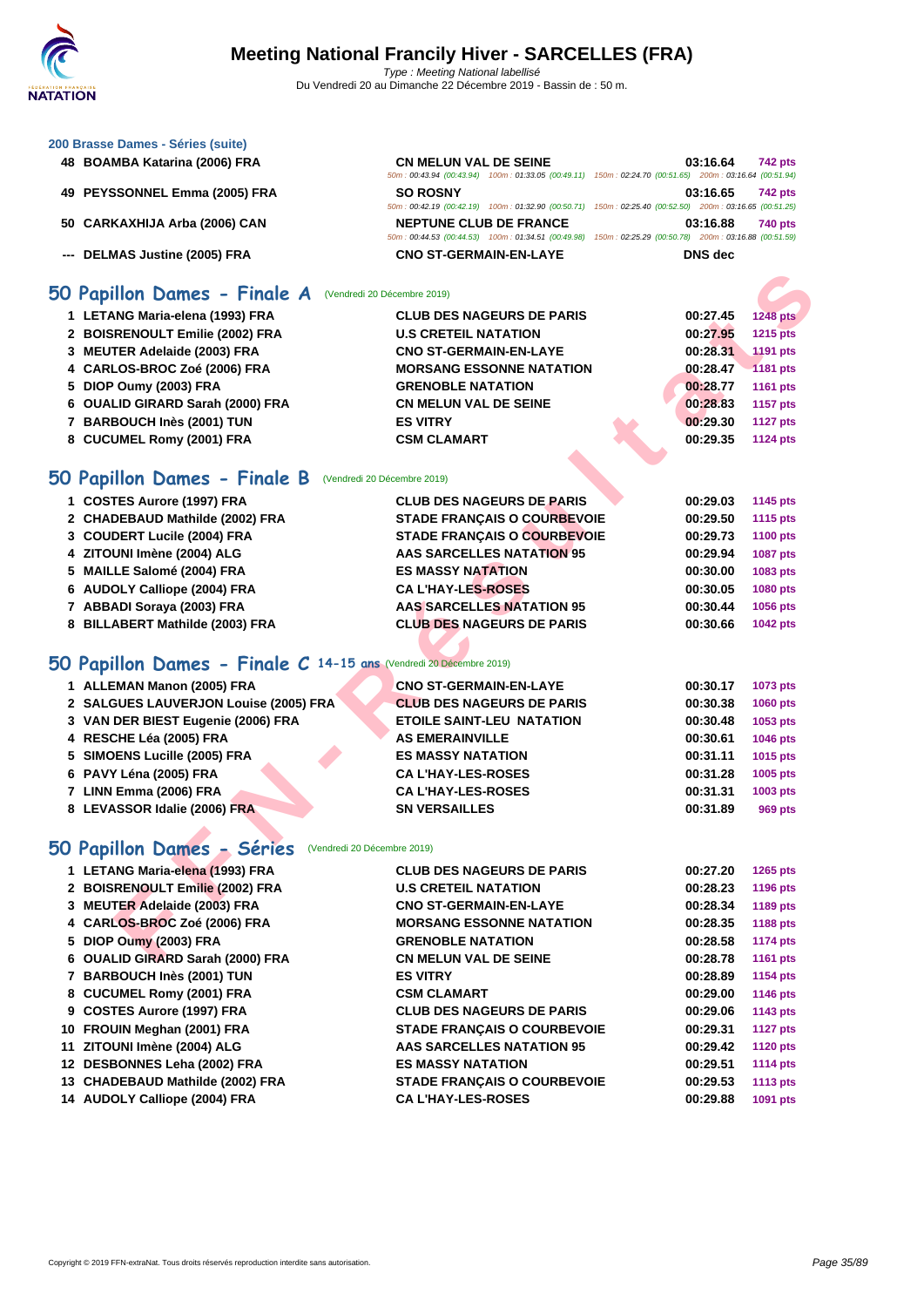### 200 Brasse Dames - Séries (suite)

| Rang | Nom | Club | Temps | Points |
|---|---|---|---|---|
| 48 | BOAMBA Katarina (2006) FRA | CN MELUN VAL DE SEINE | 03:16.64 | 742 pts |
| | | 50m : 00:43.94 (00:43.94) 100m : 01:33.05 (00:49.11) 150m : 02:24.70 (00:51.65) 200m : 03:16.64 (00:51.94) | | |
| 49 | PEYSSONNEL Emma (2005) FRA | SO ROSNY | 03:16.65 | 742 pts |
| | | 50m : 00:42.19 (00:42.19) 100m : 01:32.90 (00:50.71) 150m : 02:25.40 (00:52.50) 200m : 03:16.65 (00:51.25) | | |
| 50 | CARKAXHIJA Arba (2006) CAN | NEPTUNE CLUB DE FRANCE | 03:16.88 | 740 pts |
| | | 50m : 00:44.53 (00:44.53) 100m : 01:34.51 (00:49.98) 150m : 02:25.29 (00:50.78) 200m : 03:16.88 (00:51.59) | | |
| --- | DELMAS Justine (2005) FRA | CNO ST-GERMAIN-EN-LAYE | DNS dec | |

## 50 Papillon Dames - Finale A (Vendredi 20 Décembre 2019)

| Rang | Nom | Club | Temps | Points |
|---|---|---|---|---|
| 1 | LETANG Maria-elena (1993) FRA | CLUB DES NAGEURS DE PARIS | 00:27.45 | 1248 pts |
| 2 | BOISRENOULT Emilie (2002) FRA | U.S CRETEIL NATATION | 00:27.95 | 1215 pts |
| 3 | MEUTER Adelaide (2003) FRA | CNO ST-GERMAIN-EN-LAYE | 00:28.31 | 1191 pts |
| 4 | CARLOS-BROC Zoé (2006) FRA | MORSANG ESSONNE NATATION | 00:28.47 | 1181 pts |
| 5 | DIOP Oumy (2003) FRA | GRENOBLE NATATION | 00:28.77 | 1161 pts |
| 6 | OUALID GIRARD Sarah (2000) FRA | CN MELUN VAL DE SEINE | 00:28.83 | 1157 pts |
| 7 | BARBOUCH Inès (2001) TUN | ES VITRY | 00:29.30 | 1127 pts |
| 8 | CUCUMEL Romy (2001) FRA | CSM CLAMART | 00:29.35 | 1124 pts |

## 50 Papillon Dames - Finale B (Vendredi 20 Décembre 2019)

| Rang | Nom | Club | Temps | Points |
|---|---|---|---|---|
| 1 | COSTES Aurore (1997) FRA | CLUB DES NAGEURS DE PARIS | 00:29.03 | 1145 pts |
| 2 | CHADEBAUD Mathilde (2002) FRA | STADE FRANÇAIS O COURBEVOIE | 00:29.50 | 1115 pts |
| 3 | COUDERT Lucile (2004) FRA | STADE FRANÇAIS O COURBEVOIE | 00:29.73 | 1100 pts |
| 4 | ZITOUNI Imène (2004) ALG | AAS SARCELLES NATATION 95 | 00:29.94 | 1087 pts |
| 5 | MAILLE Salomé (2004) FRA | ES MASSY NATATION | 00:30.00 | 1083 pts |
| 6 | AUDOLY Calliope (2004) FRA | CA L'HAY-LES-ROSES | 00:30.05 | 1080 pts |
| 7 | ABBADI Soraya (2003) FRA | AAS SARCELLES NATATION 95 | 00:30.44 | 1056 pts |
| 8 | BILLABERT Mathilde (2003) FRA | CLUB DES NAGEURS DE PARIS | 00:30.66 | 1042 pts |

## 50 Papillon Dames - Finale C 14-15 ans (Vendredi 20 Décembre 2019)

| Rang | Nom | Club | Temps | Points |
|---|---|---|---|---|
| 1 | ALLEMAN Manon (2005) FRA | CNO ST-GERMAIN-EN-LAYE | 00:30.17 | 1073 pts |
| 2 | SALGUES LAUVERJON Louise (2005) FRA | CLUB DES NAGEURS DE PARIS | 00:30.38 | 1060 pts |
| 3 | VAN DER BIEST Eugenie (2006) FRA | ETOILE SAINT-LEU NATATION | 00:30.48 | 1053 pts |
| 4 | RESCHE Léa (2005) FRA | AS EMERAINVILLE | 00:30.61 | 1046 pts |
| 5 | SIMOENS Lucille (2005) FRA | ES MASSY NATATION | 00:31.11 | 1015 pts |
| 6 | PAVY Léna (2005) FRA | CA L'HAY-LES-ROSES | 00:31.28 | 1005 pts |
| 7 | LINN Emma (2006) FRA | CA L'HAY-LES-ROSES | 00:31.31 | 1003 pts |
| 8 | LEVASSOR Idalie (2006) FRA | SN VERSAILLES | 00:31.89 | 969 pts |

## 50 Papillon Dames - Séries (Vendredi 20 Décembre 2019)

| Rang | Nom | Club | Temps | Points |
|---|---|---|---|---|
| 1 | LETANG Maria-elena (1993) FRA | CLUB DES NAGEURS DE PARIS | 00:27.20 | 1265 pts |
| 2 | BOISRENOULT Emilie (2002) FRA | U.S CRETEIL NATATION | 00:28.23 | 1196 pts |
| 3 | MEUTER Adelaide (2003) FRA | CNO ST-GERMAIN-EN-LAYE | 00:28.34 | 1189 pts |
| 4 | CARLOS-BROC Zoé (2006) FRA | MORSANG ESSONNE NATATION | 00:28.35 | 1188 pts |
| 5 | DIOP Oumy (2003) FRA | GRENOBLE NATATION | 00:28.58 | 1174 pts |
| 6 | OUALID GIRARD Sarah (2000) FRA | CN MELUN VAL DE SEINE | 00:28.78 | 1161 pts |
| 7 | BARBOUCH Inès (2001) TUN | ES VITRY | 00:28.89 | 1154 pts |
| 8 | CUCUMEL Romy (2001) FRA | CSM CLAMART | 00:29.00 | 1146 pts |
| 9 | COSTES Aurore (1997) FRA | CLUB DES NAGEURS DE PARIS | 00:29.06 | 1143 pts |
| 10 | FROUIN Meghan (2001) FRA | STADE FRANÇAIS O COURBEVOIE | 00:29.31 | 1127 pts |
| 11 | ZITOUNI Imène (2004) ALG | AAS SARCELLES NATATION 95 | 00:29.42 | 1120 pts |
| 12 | DESBONNES Leha (2002) FRA | ES MASSY NATATION | 00:29.51 | 1114 pts |
| 13 | CHADEBAUD Mathilde (2002) FRA | STADE FRANÇAIS O COURBEVOIE | 00:29.53 | 1113 pts |
| 14 | AUDOLY Calliope (2004) FRA | CA L'HAY-LES-ROSES | 00:29.88 | 1091 pts |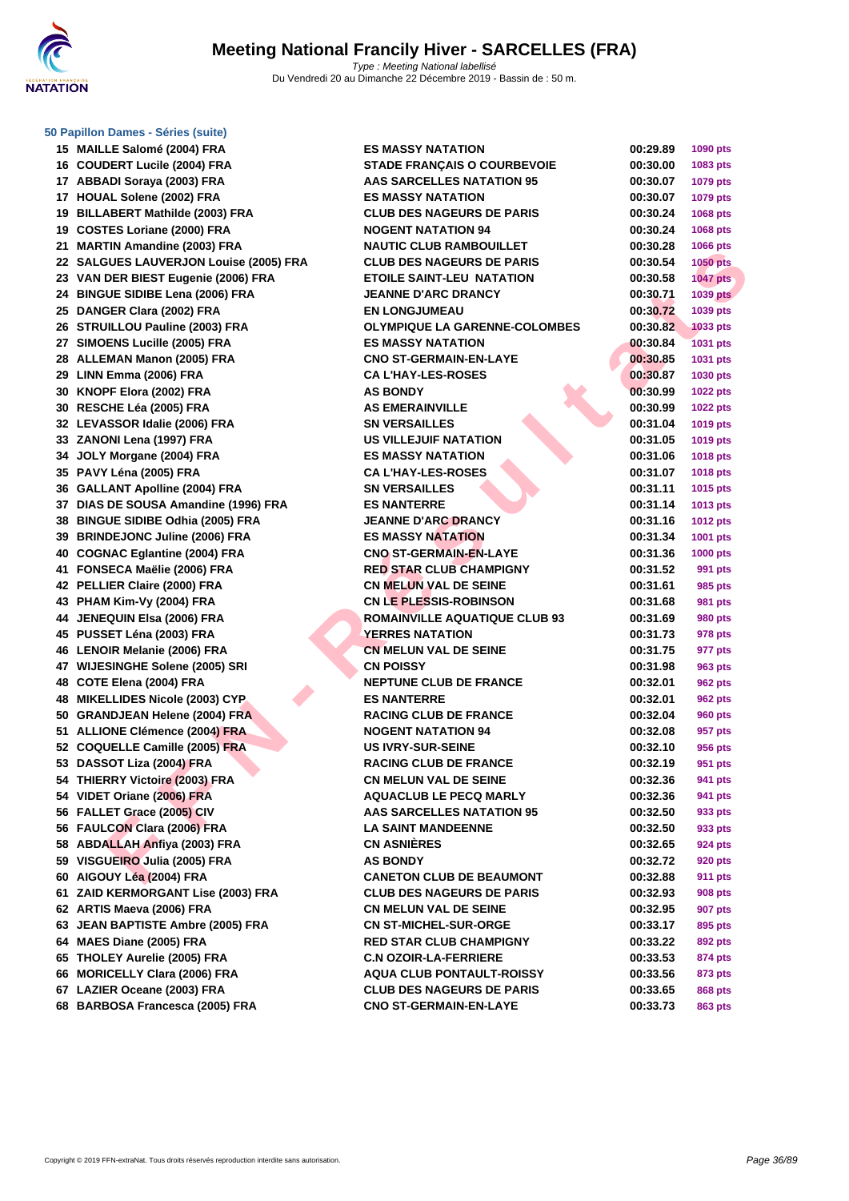### 50 Papillon Dames - Séries (suite)

| | | | | |
|---|---|---|---|---|
| 15 | MAILLE Salomé (2004) FRA | ES MASSY NATATION | 00:29.89 | 1090 pts |
| 16 | COUDERT Lucile (2004) FRA | STADE FRANÇAIS O COURBEVOIE | 00:30.00 | 1083 pts |
| 17 | ABBADI Soraya (2003) FRA | AAS SARCELLES NATATION 95 | 00:30.07 | 1079 pts |
| 17 | HOUAL Solene (2002) FRA | ES MASSY NATATION | 00:30.07 | 1079 pts |
| 19 | BILLABERT Mathilde (2003) FRA | CLUB DES NAGEURS DE PARIS | 00:30.24 | 1068 pts |
| 19 | COSTES Loriane (2000) FRA | NOGENT NATATION 94 | 00:30.24 | 1068 pts |
| 21 | MARTIN Amandine (2003) FRA | NAUTIC CLUB RAMBOUILLET | 00:30.28 | 1066 pts |
| 22 | SALGUES LAUVERJON Louise (2005) FRA | CLUB DES NAGEURS DE PARIS | 00:30.54 | 1050 pts |
| 23 | VAN DER BIEST Eugenie (2006) FRA | ETOILE SAINT-LEU NATATION | 00:30.58 | 1047 pts |
| 24 | BINGUE SIDIBE Lena (2006) FRA | JEANNE D'ARC DRANCY | 00:30.71 | 1039 pts |
| 25 | DANGER Clara (2002) FRA | EN LONGJUMEAU | 00:30.72 | 1039 pts |
| 26 | STRUILLOU Pauline (2003) FRA | OLYMPIQUE LA GARENNE-COLOMBES | 00:30.82 | 1033 pts |
| 27 | SIMOENS Lucille (2005) FRA | ES MASSY NATATION | 00:30.84 | 1031 pts |
| 28 | ALLEMAN Manon (2005) FRA | CNO ST-GERMAIN-EN-LAYE | 00:30.85 | 1031 pts |
| 29 | LINN Emma (2006) FRA | CA L'HAY-LES-ROSES | 00:30.87 | 1030 pts |
| 30 | KNOPF Elora (2002) FRA | AS BONDY | 00:30.99 | 1022 pts |
| 30 | RESCHE Léa (2005) FRA | AS EMERAINVILLE | 00:30.99 | 1022 pts |
| 32 | LEVASSOR Idalie (2006) FRA | SN VERSAILLES | 00:31.04 | 1019 pts |
| 33 | ZANONI Lena (1997) FRA | US VILLEJUIF NATATION | 00:31.05 | 1019 pts |
| 34 | JOLY Morgane (2004) FRA | ES MASSY NATATION | 00:31.06 | 1018 pts |
| 35 | PAVY Léna (2005) FRA | CA L'HAY-LES-ROSES | 00:31.07 | 1018 pts |
| 36 | GALLANT Apolline (2004) FRA | SN VERSAILLES | 00:31.11 | 1015 pts |
| 37 | DIAS DE SOUSA Amandine (1996) FRA | ES NANTERRE | 00:31.14 | 1013 pts |
| 38 | BINGUE SIDIBE Odhia (2005) FRA | JEANNE D'ARC DRANCY | 00:31.16 | 1012 pts |
| 39 | BRINDEJONC Juline (2006) FRA | ES MASSY NATATION | 00:31.34 | 1001 pts |
| 40 | COGNAC Eglantine (2004) FRA | CNO ST-GERMAIN-EN-LAYE | 00:31.36 | 1000 pts |
| 41 | FONSECA Maëlie (2006) FRA | RED STAR CLUB CHAMPIGNY | 00:31.52 | 991 pts |
| 42 | PELLIER Claire (2000) FRA | CN MELUN VAL DE SEINE | 00:31.61 | 985 pts |
| 43 | PHAM Kim-Vy (2004) FRA | CN LE PLESSIS-ROBINSON | 00:31.68 | 981 pts |
| 44 | JENEQUIN Elsa (2006) FRA | ROMAINVILLE AQUATIQUE CLUB 93 | 00:31.69 | 980 pts |
| 45 | PUSSET Léna (2003) FRA | YERRES NATATION | 00:31.73 | 978 pts |
| 46 | LENOIR Melanie (2006) FRA | CN MELUN VAL DE SEINE | 00:31.75 | 977 pts |
| 47 | WIJESINGHE Solene (2005) SRI | CN POISSY | 00:31.98 | 963 pts |
| 48 | COTE Elena (2004) FRA | NEPTUNE CLUB DE FRANCE | 00:32.01 | 962 pts |
| 48 | MIKELLIDES Nicole (2003) CYP | ES NANTERRE | 00:32.01 | 962 pts |
| 50 | GRANDJEAN Helene (2004) FRA | RACING CLUB DE FRANCE | 00:32.04 | 960 pts |
| 51 | ALLIONE Clémence (2004) FRA | NOGENT NATATION 94 | 00:32.08 | 957 pts |
| 52 | COQUELLE Camille (2005) FRA | US IVRY-SUR-SEINE | 00:32.10 | 956 pts |
| 53 | DASSOT Liza (2004) FRA | RACING CLUB DE FRANCE | 00:32.19 | 951 pts |
| 54 | THIERRY Victoire (2003) FRA | CN MELUN VAL DE SEINE | 00:32.36 | 941 pts |
| 54 | VIDET Oriane (2006) FRA | AQUACLUB LE PECQ MARLY | 00:32.36 | 941 pts |
| 56 | FALLET Grace (2005) CIV | AAS SARCELLES NATATION 95 | 00:32.50 | 933 pts |
| 56 | FAULCON Clara (2006) FRA | LA SAINT MANDEENNE | 00:32.50 | 933 pts |
| 58 | ABDALLAH Anfiya (2003) FRA | CN ASNIÈRES | 00:32.65 | 924 pts |
| 59 | VISGUEIRO Julia (2005) FRA | AS BONDY | 00:32.72 | 920 pts |
| 60 | AIGOUY Léa (2004) FRA | CANETON CLUB DE BEAUMONT | 00:32.88 | 911 pts |
| 61 | ZAID KERMORGANT Lise (2003) FRA | CLUB DES NAGEURS DE PARIS | 00:32.93 | 908 pts |
| 62 | ARTIS Maeva (2006) FRA | CN MELUN VAL DE SEINE | 00:32.95 | 907 pts |
| 63 | JEAN BAPTISTE Ambre (2005) FRA | CN ST-MICHEL-SUR-ORGE | 00:33.17 | 895 pts |
| 64 | MAES Diane (2005) FRA | RED STAR CLUB CHAMPIGNY | 00:33.22 | 892 pts |
| 65 | THOLEY Aurelie (2005) FRA | C.N OZOIR-LA-FERRIERE | 00:33.53 | 874 pts |
| 66 | MORICELLY Clara (2006) FRA | AQUA CLUB PONTAULT-ROISSY | 00:33.56 | 873 pts |
| 67 | LAZIER Oceane (2003) FRA | CLUB DES NAGEURS DE PARIS | 00:33.65 | 868 pts |
| 68 | BARBOSA Francesca (2005) FRA | CNO ST-GERMAIN-EN-LAYE | 00:33.73 | 863 pts |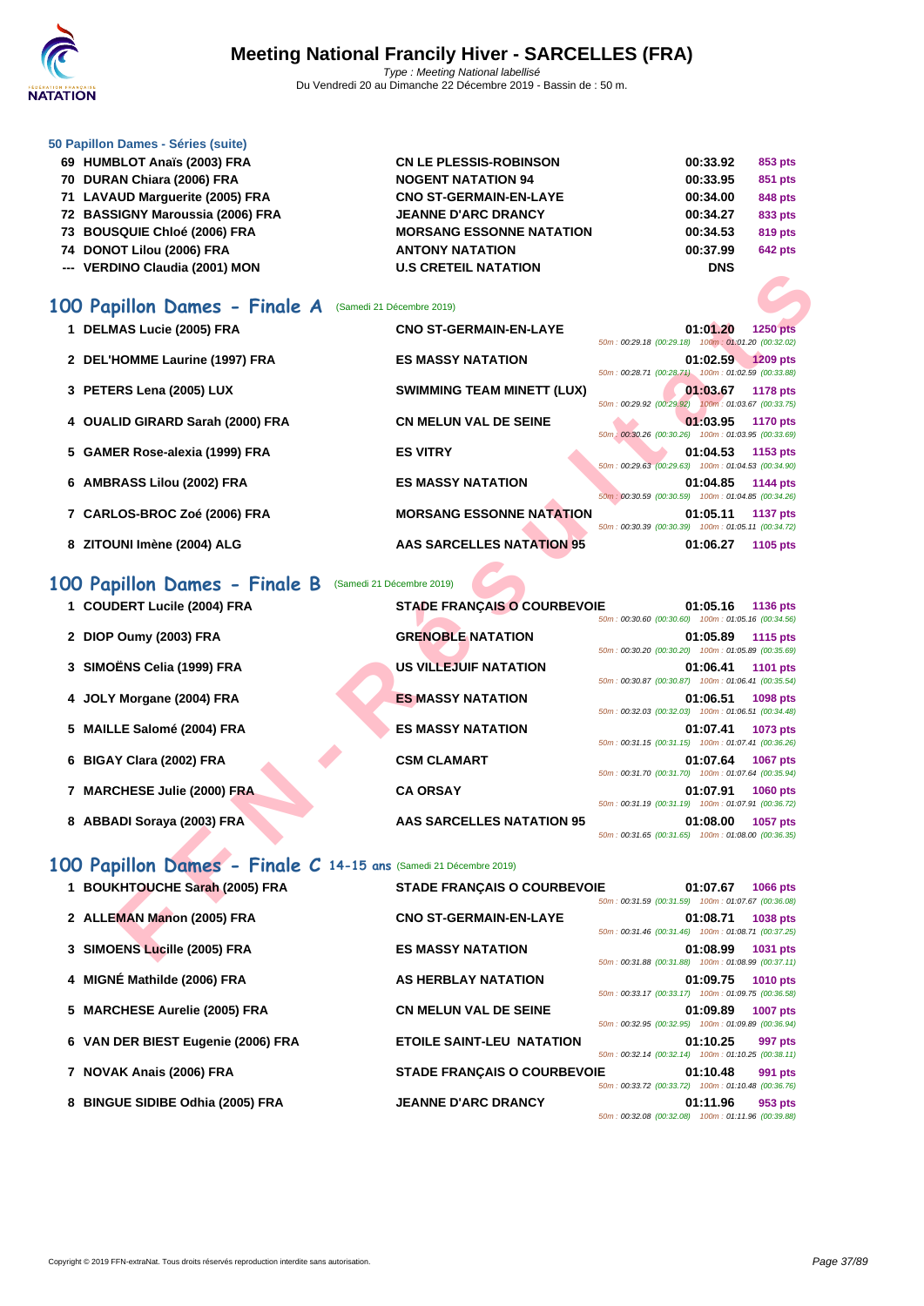### 50 Papillon Dames - Séries (suite)

| | | | | |
|---|---|---|---|---|
| 69 | HUMBLOT Anaïs (2003) FRA | CN LE PLESSIS-ROBINSON | 00:33.92 | 853 pts |
| 70 | DURAN Chiara (2006) FRA | NOGENT NATATION 94 | 00:33.95 | 851 pts |
| 71 | LAVAUD Marguerite (2005) FRA | CNO ST-GERMAIN-EN-LAYE | 00:34.00 | 848 pts |
| 72 | BASSIGNY Maroussia (2006) FRA | JEANNE D'ARC DRANCY | 00:34.27 | 833 pts |
| 73 | BOUSQUIE Chloé (2006) FRA | MORSANG ESSONNE NATATION | 00:34.53 | 819 pts |
| 74 | DONOT Lilou (2006) FRA | ANTONY NATATION | 00:37.99 | 642 pts |
| --- | VERDINO Claudia (2001) MON | U.S CRETEIL NATATION | DNS | |

## 100 Papillon Dames - Finale A (Samedi 21 Décembre 2019)

| | | | | | |
|---|---|---|---|---|---|
| 1 | DELMAS Lucie (2005) FRA | CNO ST-GERMAIN-EN-LAYE | 01:01.20 | 1250 pts | 50m : 00:29.18 (00:29.18) 100m : 01:01.20 (00:32.02) |
| 2 | DEL'HOMME Laurine (1997) FRA | ES MASSY NATATION | 01:02.59 | 1209 pts | 50m : 00:28.71 (00:28.71) 100m : 01:02.59 (00:33.88) |
| 3 | PETERS Lena (2005) LUX | SWIMMING TEAM MINETT (LUX) | 01:03.67 | 1178 pts | 50m : 00:29.92 (00:29.92) 100m : 01:03.67 (00:33.75) |
| 4 | OUALID GIRARD Sarah (2000) FRA | CN MELUN VAL DE SEINE | 01:03.95 | 1170 pts | 50m : 00:30.26 (00:30.26) 100m : 01:03.95 (00:33.69) |
| 5 | GAMER Rose-alexia (1999) FRA | ES VITRY | 01:04.53 | 1153 pts | 50m : 00:29.63 (00:29.63) 100m : 01:04.53 (00:34.90) |
| 6 | AMBRASS Lilou (2002) FRA | ES MASSY NATATION | 01:04.85 | 1144 pts | 50m : 00:30.59 (00:30.59) 100m : 01:04.85 (00:34.26) |
| 7 | CARLOS-BROC Zoé (2006) FRA | MORSANG ESSONNE NATATION | 01:05.11 | 1137 pts | 50m : 00:30.39 (00:30.39) 100m : 01:05.11 (00:34.72) |
| 8 | ZITOUNI Imène (2004) ALG | AAS SARCELLES NATATION 95 | 01:06.27 | 1105 pts | |

## 100 Papillon Dames - Finale B (Samedi 21 Décembre 2019)

| | | | | | |
|---|---|---|---|---|---|
| 1 | COUDERT Lucile (2004) FRA | STADE FRANÇAIS O COURBEVOIE | 01:05.16 | 1136 pts | 50m : 00:30.60 (00:30.60) 100m : 01:05.16 (00:34.56) |
| 2 | DIOP Oumy (2003) FRA | GRENOBLE NATATION | 01:05.89 | 1115 pts | 50m : 00:30.20 (00:30.20) 100m : 01:05.89 (00:35.69) |
| 3 | SIMOËNS Celia (1999) FRA | US VILLEJUIF NATATION | 01:06.41 | 1101 pts | 50m : 00:30.87 (00:30.87) 100m : 01:06.41 (00:35.54) |
| 4 | JOLY Morgane (2004) FRA | ES MASSY NATATION | 01:06.51 | 1098 pts | 50m : 00:32.03 (00:32.03) 100m : 01:06.51 (00:34.48) |
| 5 | MAILLE Salomé (2004) FRA | ES MASSY NATATION | 01:07.41 | 1073 pts | 50m : 00:31.15 (00:31.15) 100m : 01:07.41 (00:36.26) |
| 6 | BIGAY Clara (2002) FRA | CSM CLAMART | 01:07.64 | 1067 pts | 50m : 00:31.70 (00:31.70) 100m : 01:07.64 (00:35.94) |
| 7 | MARCHESE Julie (2000) FRA | CA ORSAY | 01:07.91 | 1060 pts | 50m : 00:31.19 (00:31.19) 100m : 01:07.91 (00:36.72) |
| 8 | ABBADI Soraya (2003) FRA | AAS SARCELLES NATATION 95 | 01:08.00 | 1057 pts | 50m : 00:31.65 (00:31.65) 100m : 01:08.00 (00:36.35) |

## 100 Papillon Dames - Finale C 14-15 ans (Samedi 21 Décembre 2019)

| | | | | | |
|---|---|---|---|---|---|
| 1 | BOUKHTOUCHE Sarah (2005) FRA | STADE FRANÇAIS O COURBEVOIE | 01:07.67 | 1066 pts | 50m : 00:31.59 (00:31.59) 100m : 01:07.67 (00:36.08) |
| 2 | ALLEMAN Manon (2005) FRA | CNO ST-GERMAIN-EN-LAYE | 01:08.71 | 1038 pts | 50m : 00:31.46 (00:31.46) 100m : 01:08.71 (00:37.25) |
| 3 | SIMOENS Lucille (2005) FRA | ES MASSY NATATION | 01:08.99 | 1031 pts | 50m : 00:31.88 (00:31.88) 100m : 01:08.99 (00:37.11) |
| 4 | MIGNÉ Mathilde (2006) FRA | AS HERBLAY NATATION | 01:09.75 | 1010 pts | 50m : 00:33.17 (00:33.17) 100m : 01:09.75 (00:36.58) |
| 5 | MARCHESE Aurelie (2005) FRA | CN MELUN VAL DE SEINE | 01:09.89 | 1007 pts | 50m : 00:32.95 (00:32.95) 100m : 01:09.89 (00:36.94) |
| 6 | VAN DER BIEST Eugenie (2006) FRA | ETOILE SAINT-LEU NATATION | 01:10.25 | 997 pts | 50m : 00:32.14 (00:32.14) 100m : 01:10.25 (00:38.11) |
| 7 | NOVAK Anais (2006) FRA | STADE FRANÇAIS O COURBEVOIE | 01:10.48 | 991 pts | 50m : 00:33.72 (00:33.72) 100m : 01:10.48 (00:36.76) |
| 8 | BINGUE SIDIBE Odhia (2005) FRA | JEANNE D'ARC DRANCY | 01:11.96 | 953 pts | 50m : 00:32.08 (00:32.08) 100m : 01:11.96 (00:39.88) |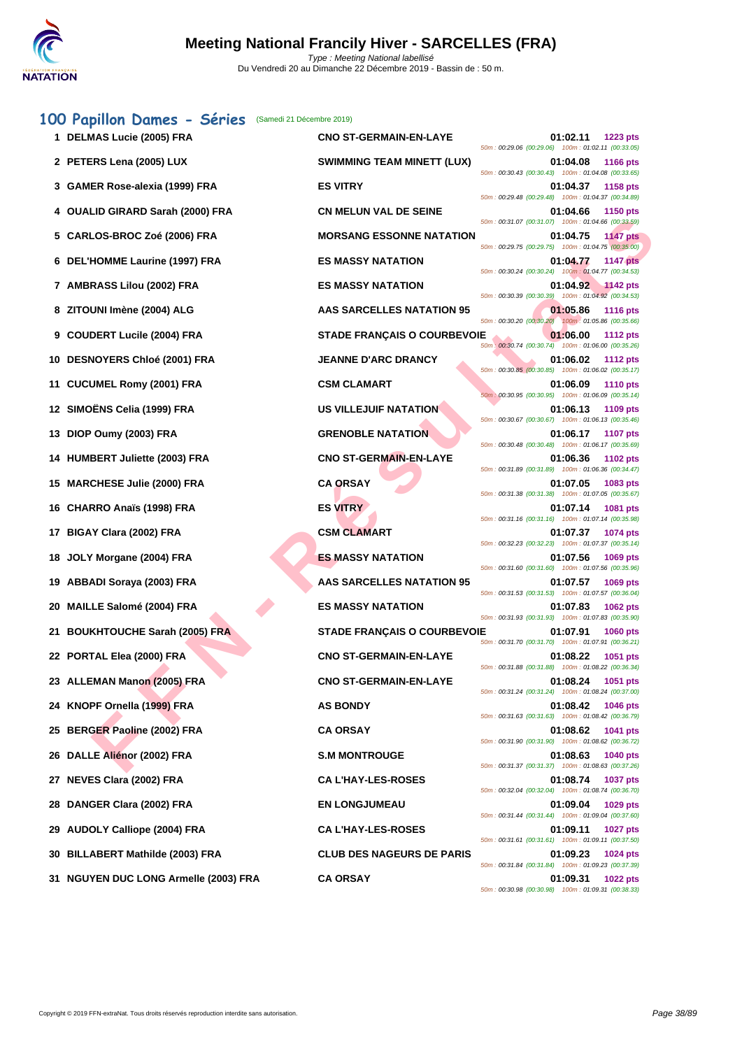# Meeting National Francily Hiver - SARCELLES (FRA)

Type : Meeting National labellisé
Du Vendredi 20 au Dimanche 22 Décembre 2019 - Bassin de : 50 m.

## 100 Papillon Dames - Séries (Samedi 21 Décembre 2019)

| Rang | Nom | Club | Temps | Points | Splits |
|---|---|---|---|---|---|
| 1 | DELMAS Lucie (2005) FRA | CNO ST-GERMAIN-EN-LAYE | 01:02.11 | 1223 pts | 50m : 00:29.06 (00:29.06) 100m : 01:02.11 (00:33.05) |
| 2 | PETERS Lena (2005) LUX | SWIMMING TEAM MINETT (LUX) | 01:04.08 | 1166 pts | 50m : 00:30.43 (00:30.43) 100m : 01:04.08 (00:33.65) |
| 3 | GAMER Rose-alexia (1999) FRA | ES VITRY | 01:04.37 | 1158 pts | 50m : 00:29.48 (00:29.48) 100m : 01:04.37 (00:34.89) |
| 4 | OUALID GIRARD Sarah (2000) FRA | CN MELUN VAL DE SEINE | 01:04.66 | 1150 pts | 50m : 00:31.07 (00:31.07) 100m : 01:04.66 (00:33.59) |
| 5 | CARLOS-BROC Zoé (2006) FRA | MORSANG ESSONNE NATATION | 01:04.75 | 1147 pts | 50m : 00:29.75 (00:29.75) 100m : 01:04.75 (00:35.00) |
| 6 | DEL'HOMME Laurine (1997) FRA | ES MASSY NATATION | 01:04.77 | 1147 pts | 50m : 00:30.24 (00:30.24) 100m : 01:04.77 (00:34.53) |
| 7 | AMBRASS Lilou (2002) FRA | ES MASSY NATATION | 01:04.92 | 1142 pts | 50m : 00:30.39 (00:30.39) 100m : 01:04.92 (00:34.53) |
| 8 | ZITOUNI Imène (2004) ALG | AAS SARCELLES NATATION 95 | 01:05.86 | 1116 pts | 50m : 00:30.20 (00:30.20) 100m : 01:05.86 (00:35.66) |
| 9 | COUDERT Lucile (2004) FRA | STADE FRANÇAIS O COURBEVOIE | 01:06.00 | 1112 pts | 50m : 00:30.74 (00:30.74) 100m : 01:06.00 (00:35.26) |
| 10 | DESNOYERS Chloé (2001) FRA | JEANNE D'ARC DRANCY | 01:06.02 | 1112 pts | 50m : 00:30.85 (00:30.85) 100m : 01:06.02 (00:35.17) |
| 11 | CUCUMEL Romy (2001) FRA | CSM CLAMART | 01:06.09 | 1110 pts | 50m : 00:30.95 (00:30.95) 100m : 01:06.09 (00:35.14) |
| 12 | SIMOËNS Celia (1999) FRA | US VILLEJUIF NATATION | 01:06.13 | 1109 pts | 50m : 00:30.67 (00:30.67) 100m : 01:06.13 (00:35.46) |
| 13 | DIOP Oumy (2003) FRA | GRENOBLE NATATION | 01:06.17 | 1107 pts | 50m : 00:30.48 (00:30.48) 100m : 01:06.17 (00:35.69) |
| 14 | HUMBERT Juliette (2003) FRA | CNO ST-GERMAIN-EN-LAYE | 01:06.36 | 1102 pts | 50m : 00:31.89 (00:31.89) 100m : 01:06.36 (00:34.47) |
| 15 | MARCHESE Julie (2000) FRA | CA ORSAY | 01:07.05 | 1083 pts | 50m : 00:31.38 (00:31.38) 100m : 01:07.05 (00:35.67) |
| 16 | CHARRO Anaïs (1998) FRA | ES VITRY | 01:07.14 | 1081 pts | 50m : 00:31.16 (00:31.16) 100m : 01:07.14 (00:35.98) |
| 17 | BIGAY Clara (2002) FRA | CSM CLAMART | 01:07.37 | 1074 pts | 50m : 00:32.23 (00:32.23) 100m : 01:07.37 (00:35.14) |
| 18 | JOLY Morgane (2004) FRA | ES MASSY NATATION | 01:07.56 | 1069 pts | 50m : 00:31.60 (00:31.60) 100m : 01:07.56 (00:35.96) |
| 19 | ABBADI Soraya (2003) FRA | AAS SARCELLES NATATION 95 | 01:07.57 | 1069 pts | 50m : 00:31.53 (00:31.53) 100m : 01:07.57 (00:36.04) |
| 20 | MAILLE Salomé (2004) FRA | ES MASSY NATATION | 01:07.83 | 1062 pts | 50m : 00:31.93 (00:31.93) 100m : 01:07.83 (00:35.90) |
| 21 | BOUKHTOUCHE Sarah (2005) FRA | STADE FRANÇAIS O COURBEVOIE | 01:07.91 | 1060 pts | 50m : 00:31.70 (00:31.70) 100m : 01:07.91 (00:36.21) |
| 22 | PORTAL Elea (2000) FRA | CNO ST-GERMAIN-EN-LAYE | 01:08.22 | 1051 pts | 50m : 00:31.88 (00:31.88) 100m : 01:08.22 (00:36.34) |
| 23 | ALLEMAN Manon (2005) FRA | CNO ST-GERMAIN-EN-LAYE | 01:08.24 | 1051 pts | 50m : 00:31.24 (00:31.24) 100m : 01:08.24 (00:37.00) |
| 24 | KNOPF Ornella (1999) FRA | AS BONDY | 01:08.42 | 1046 pts | 50m : 00:31.63 (00:31.63) 100m : 01:08.42 (00:36.79) |
| 25 | BERGER Paoline (2002) FRA | CA ORSAY | 01:08.62 | 1041 pts | 50m : 00:31.90 (00:31.90) 100m : 01:08.62 (00:36.72) |
| 26 | DALLE Aliénor (2002) FRA | S.M MONTROUGE | 01:08.63 | 1040 pts | 50m : 00:31.37 (00:31.37) 100m : 01:08.63 (00:37.26) |
| 27 | NEVES Clara (2002) FRA | CA L'HAY-LES-ROSES | 01:08.74 | 1037 pts | 50m : 00:32.04 (00:32.04) 100m : 01:08.74 (00:36.70) |
| 28 | DANGER Clara (2002) FRA | EN LONGJUMEAU | 01:09.04 | 1029 pts | 50m : 00:31.44 (00:31.44) 100m : 01:09.04 (00:37.60) |
| 29 | AUDOLY Calliope (2004) FRA | CA L'HAY-LES-ROSES | 01:09.11 | 1027 pts | 50m : 00:31.61 (00:31.61) 100m : 01:09.11 (00:37.50) |
| 30 | BILLABERT Mathilde (2003) FRA | CLUB DES NAGEURS DE PARIS | 01:09.23 | 1024 pts | 50m : 00:31.84 (00:31.84) 100m : 01:09.23 (00:37.39) |
| 31 | NGUYEN DUC LONG Armelle (2003) FRA | CA ORSAY | 01:09.31 | 1022 pts | 50m : 00:30.98 (00:30.98) 100m : 01:09.31 (00:38.33) |

Copyright © 2019 FFN-extraNat. Tous droits réservés reproduction interdite sans autorisation.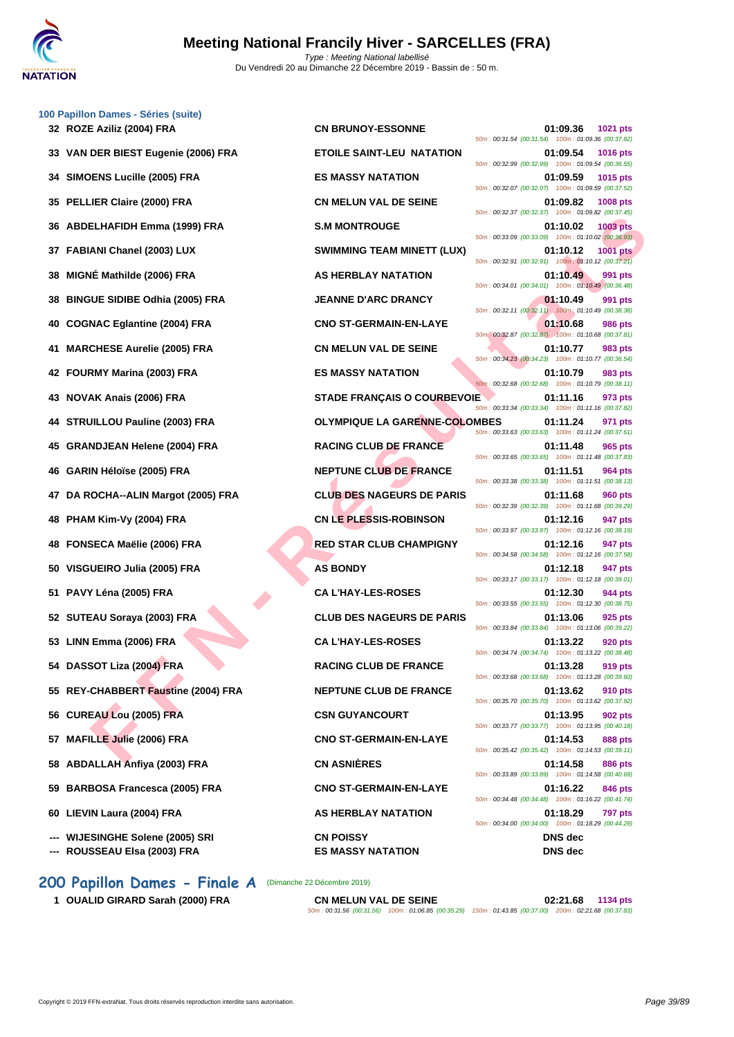### 100 Papillon Dames - Séries (suite)

| Rang | Nom | Club | Temps | Points | Splits |
|---|---|---|---|---|---|
| 32 | ROZE Aziliz (2004) FRA | CN BRUNOY-ESSONNE | 01:09.36 | 1021 pts | 50m : 00:31.54 (00:31.54) 100m : 01:09.36 (00:37.82) |
| 33 | VAN DER BIEST Eugenie (2006) FRA | ETOILE SAINT-LEU NATATION | 01:09.54 | 1016 pts | 50m : 00:32.99 (00:32.99) 100m : 01:09.54 (00:36.55) |
| 34 | SIMOENS Lucille (2005) FRA | ES MASSY NATATION | 01:09.59 | 1015 pts | 50m : 00:32.07 (00:32.07) 100m : 01:09.59 (00:37.52) |
| 35 | PELLIER Claire (2000) FRA | CN MELUN VAL DE SEINE | 01:09.82 | 1008 pts | 50m : 00:32.37 (00:32.37) 100m : 01:09.82 (00:37.45) |
| 36 | ABDELHAFIDH Emma (1999) FRA | S.M MONTROUGE | 01:10.02 | 1003 pts | 50m : 00:33.09 (00:33.09) 100m : 01:10.02 (00:36.93) |
| 37 | FABIANI Chanel (2003) LUX | SWIMMING TEAM MINETT (LUX) | 01:10.12 | 1001 pts | 50m : 00:32.91 (00:32.91) 100m : 01:10.12 (00:37.21) |
| 38 | MIGNÉ Mathilde (2006) FRA | AS HERBLAY NATATION | 01:10.49 | 991 pts | 50m : 00:34.01 (00:34.01) 100m : 01:10.49 (00:36.48) |
| 38 | BINGUE SIDIBE Odhia (2005) FRA | JEANNE D'ARC DRANCY | 01:10.49 | 991 pts | 50m : 00:32.11 (00:32.11) 100m : 01:10.49 (00:38.38) |
| 40 | COGNAC Eglantine (2004) FRA | CNO ST-GERMAIN-EN-LAYE | 01:10.68 | 986 pts | 50m : 00:32.87 (00:32.87) 100m : 01:10.68 (00:37.81) |
| 41 | MARCHESE Aurelie (2005) FRA | CN MELUN VAL DE SEINE | 01:10.77 | 983 pts | 50m : 00:34.23 (00:34.23) 100m : 01:10.77 (00:36.54) |
| 42 | FOURMY Marina (2003) FRA | ES MASSY NATATION | 01:10.79 | 983 pts | 50m : 00:32.68 (00:32.68) 100m : 01:10.79 (00:38.11) |
| 43 | NOVAK Anais (2006) FRA | STADE FRANÇAIS O COURBEVOIE | 01:11.16 | 973 pts | 50m : 00:33.34 (00:33.34) 100m : 01:11.16 (00:37.82) |
| 44 | STRUILLOU Pauline (2003) FRA | OLYMPIQUE LA GARENNE-COLOMBES | 01:11.24 | 971 pts | 50m : 00:33.63 (00:33.63) 100m : 01:11.24 (00:37.61) |
| 45 | GRANDJEAN Helene (2004) FRA | RACING CLUB DE FRANCE | 01:11.48 | 965 pts | 50m : 00:33.65 (00:33.65) 100m : 01:11.48 (00:37.83) |
| 46 | GARIN Héloïse (2005) FRA | NEPTUNE CLUB DE FRANCE | 01:11.51 | 964 pts | 50m : 00:33.38 (00:33.38) 100m : 01:11.51 (00:38.13) |
| 47 | DA ROCHA--ALIN Margot (2005) FRA | CLUB DES NAGEURS DE PARIS | 01:11.68 | 960 pts | 50m : 00:32.39 (00:32.39) 100m : 01:11.68 (00:39.29) |
| 48 | PHAM Kim-Vy (2004) FRA | CN LE PLESSIS-ROBINSON | 01:12.16 | 947 pts | 50m : 00:33.97 (00:33.97) 100m : 01:12.16 (00:38.19) |
| 48 | FONSECA Maëlie (2006) FRA | RED STAR CLUB CHAMPIGNY | 01:12.16 | 947 pts | 50m : 00:34.58 (00:34.58) 100m : 01:12.16 (00:37.58) |
| 50 | VISGUEIRO Julia (2005) FRA | AS BONDY | 01:12.18 | 947 pts | 50m : 00:33.17 (00:33.17) 100m : 01:12.18 (00:39.01) |
| 51 | PAVY Léna (2005) FRA | CA L'HAY-LES-ROSES | 01:12.30 | 944 pts | 50m : 00:33.55 (00:33.55) 100m : 01:12.30 (00:38.75) |
| 52 | SUTEAU Soraya (2003) FRA | CLUB DES NAGEURS DE PARIS | 01:13.06 | 925 pts | 50m : 00:33.84 (00:33.84) 100m : 01:13.06 (00:39.22) |
| 53 | LINN Emma (2006) FRA | CA L'HAY-LES-ROSES | 01:13.22 | 920 pts | 50m : 00:34.74 (00:34.74) 100m : 01:13.22 (00:38.48) |
| 54 | DASSOT Liza (2004) FRA | RACING CLUB DE FRANCE | 01:13.28 | 919 pts | 50m : 00:33.68 (00:33.68) 100m : 01:13.28 (00:39.60) |
| 55 | REY-CHABBERT Faustine (2004) FRA | NEPTUNE CLUB DE FRANCE | 01:13.62 | 910 pts | 50m : 00:35.70 (00:35.70) 100m : 01:13.62 (00:37.92) |
| 56 | CUREAU Lou (2005) FRA | CSN GUYANCOURT | 01:13.95 | 902 pts | 50m : 00:33.77 (00:33.77) 100m : 01:13.95 (00:40.18) |
| 57 | MAFILLE Julie (2006) FRA | CNO ST-GERMAIN-EN-LAYE | 01:14.53 | 888 pts | 50m : 00:35.42 (00:35.42) 100m : 01:14.53 (00:39.11) |
| 58 | ABDALLAH Anfiya (2003) FRA | CN ASNIÈRES | 01:14.58 | 886 pts | 50m : 00:33.89 (00:33.89) 100m : 01:14.58 (00:40.69) |
| 59 | BARBOSA Francesca (2005) FRA | CNO ST-GERMAIN-EN-LAYE | 01:16.22 | 846 pts | 50m : 00:34.48 (00:34.48) 100m : 01:16.22 (00:41.74) |
| 60 | LIEVIN Laura (2004) FRA | AS HERBLAY NATATION | 01:18.29 | 797 pts | 50m : 00:34.00 (00:34.00) 100m : 01:18.29 (00:44.29) |
| --- | WIJESINGHE Solene (2005) SRI | CN POISSY | DNS dec | | |
| --- | ROUSSEAU Elsa (2003) FRA | ES MASSY NATATION | DNS dec | | |

## 200 Papillon Dames - Finale A (Dimanche 22 Décembre 2019)

| Rang | Nom | Club | Temps | Points | Splits |
|---|---|---|---|---|---|
| 1 | OUALID GIRARD Sarah (2000) FRA | CN MELUN VAL DE SEINE | 02:21.68 | 1134 pts | 50m : 00:31.56 (00:31.56) 100m : 01:06.85 (00:35.29) 150m : 01:43.85 (00:37.00) 200m : 02:21.68 (00:37.83) |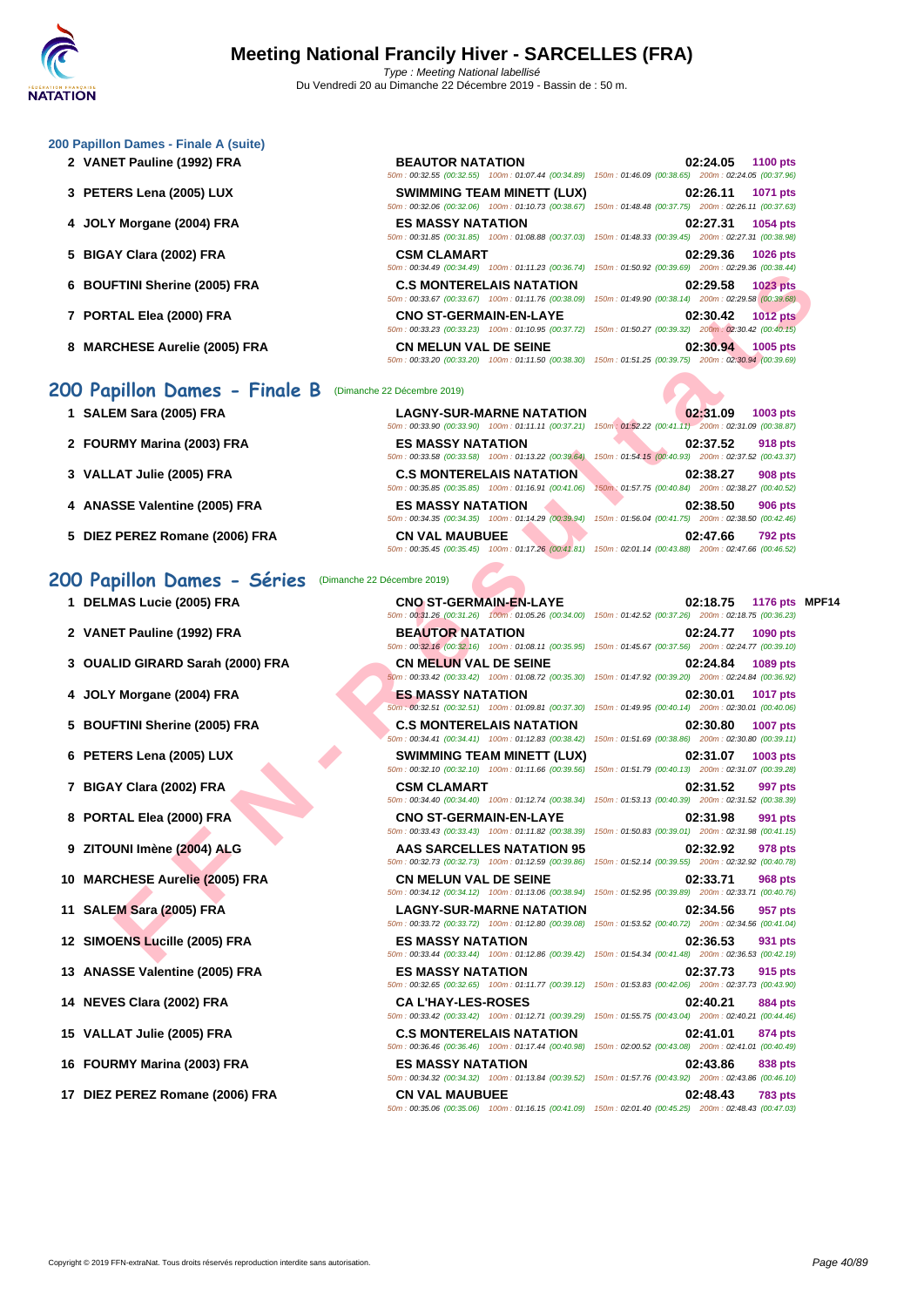### 200 Papillon Dames - Finale A (suite)

| Rang | Nom | Club | Temps | Points | |
|---|---|---|---|---|---|
| 2 | VANET Pauline (1992) FRA | BEAUTOR NATATION | 02:24.05 | 1100 pts | |
| | | 50m : 00:32.55 (00:32.55) 100m : 01:07.44 (00:34.89) 150m : 01:46.09 (00:38.65) 200m : 02:24.05 (00:37.96) | | | |
| 3 | PETERS Lena (2005) LUX | SWIMMING TEAM MINETT (LUX) | 02:26.11 | 1071 pts | |
| | | 50m : 00:32.06 (00:32.06) 100m : 01:10.73 (00:38.67) 150m : 01:48.48 (00:37.75) 200m : 02:26.11 (00:37.63) | | | |
| 4 | JOLY Morgane (2004) FRA | ES MASSY NATATION | 02:27.31 | 1054 pts | |
| | | 50m : 00:31.85 (00:31.85) 100m : 01:08.88 (00:37.03) 150m : 01:48.33 (00:39.45) 200m : 02:27.31 (00:38.98) | | | |
| 5 | BIGAY Clara (2002) FRA | CSM CLAMART | 02:29.36 | 1026 pts | |
| | | 50m : 00:34.49 (00:34.49) 100m : 01:11.23 (00:36.74) 150m : 01:50.92 (00:39.69) 200m : 02:29.36 (00:38.44) | | | |
| 6 | BOUFTINI Sherine (2005) FRA | C.S MONTERELAIS NATATION | 02:29.58 | 1023 pts | |
| | | 50m : 00:33.67 (00:33.67) 100m : 01:11.76 (00:38.09) 150m : 01:49.90 (00:38.14) 200m : 02:29.58 (00:39.68) | | | |
| 7 | PORTAL Elea (2000) FRA | CNO ST-GERMAIN-EN-LAYE | 02:30.42 | 1012 pts | |
| | | 50m : 00:33.23 (00:33.23) 100m : 01:10.95 (00:37.72) 150m : 01:50.27 (00:39.32) 200m : 02:30.42 (00:40.15) | | | |
| 8 | MARCHESE Aurelie (2005) FRA | CN MELUN VAL DE SEINE | 02:30.94 | 1005 pts | |
| | | 50m : 00:33.20 (00:33.20) 100m : 01:11.50 (00:38.30) 150m : 01:51.25 (00:39.75) 200m : 02:30.94 (00:39.69) | | | |

## 200 Papillon Dames - Finale B (Dimanche 22 Décembre 2019)

| Rang | Nom | Club | Temps | Points | |
|---|---|---|---|---|---|
| 1 | SALEM Sara (2005) FRA | LAGNY-SUR-MARNE NATATION | 02:31.09 | 1003 pts | |
| | | 50m : 00:33.90 (00:33.90) 100m : 01:11.11 (00:37.21) 150m : 01:52.22 (00:41.11) 200m : 02:31.09 (00:38.87) | | | |
| 2 | FOURMY Marina (2003) FRA | ES MASSY NATATION | 02:37.52 | 918 pts | |
| | | 50m : 00:33.58 (00:33.58) 100m : 01:13.22 (00:39.64) 150m : 01:54.15 (00:40.93) 200m : 02:37.52 (00:43.37) | | | |
| 3 | VALLAT Julie (2005) FRA | C.S MONTERELAIS NATATION | 02:38.27 | 908 pts | |
| | | 50m : 00:35.85 (00:35.85) 100m : 01:16.91 (00:41.06) 150m : 01:57.75 (00:40.84) 200m : 02:38.27 (00:40.52) | | | |
| 4 | ANASSE Valentine (2005) FRA | ES MASSY NATATION | 02:38.50 | 906 pts | |
| | | 50m : 00:34.35 (00:34.35) 100m : 01:14.29 (00:39.94) 150m : 01:56.04 (00:41.75) 200m : 02:38.50 (00:42.46) | | | |
| 5 | DIEZ PEREZ Romane (2006) FRA | CN VAL MAUBUEE | 02:47.66 | 792 pts | |
| | | 50m : 00:35.45 (00:35.45) 100m : 01:17.26 (00:41.81) 150m : 02:01.14 (00:43.88) 200m : 02:47.66 (00:46.52) | | | |

## 200 Papillon Dames - Séries (Dimanche 22 Décembre 2019)

| Rang | Nom | Club | Temps | Points | |
|---|---|---|---|---|---|
| 1 | DELMAS Lucie (2005) FRA | CNO ST-GERMAIN-EN-LAYE | 02:18.75 | 1176 pts | MPF14 |
| | | 50m : 00:31.26 (00:31.26) 100m : 01:05.26 (00:34.00) 150m : 01:42.52 (00:37.26) 200m : 02:18.75 (00:36.23) | | | |
| 2 | VANET Pauline (1992) FRA | BEAUTOR NATATION | 02:24.77 | 1090 pts | |
| | | 50m : 00:32.16 (00:32.16) 100m : 01:08.11 (00:35.95) 150m : 01:45.67 (00:37.56) 200m : 02:24.77 (00:39.10) | | | |
| 3 | OUALID GIRARD Sarah (2000) FRA | CN MELUN VAL DE SEINE | 02:24.84 | 1089 pts | |
| | | 50m : 00:33.42 (00:33.42) 100m : 01:08.72 (00:35.30) 150m : 01:47.92 (00:39.20) 200m : 02:24.84 (00:36.92) | | | |
| 4 | JOLY Morgane (2004) FRA | ES MASSY NATATION | 02:30.01 | 1017 pts | |
| | | 50m : 00:32.51 (00:32.51) 100m : 01:09.81 (00:37.30) 150m : 01:49.95 (00:40.14) 200m : 02:30.01 (00:40.06) | | | |
| 5 | BOUFTINI Sherine (2005) FRA | C.S MONTERELAIS NATATION | 02:30.80 | 1007 pts | |
| | | 50m : 00:34.41 (00:34.41) 100m : 01:12.83 (00:38.42) 150m : 01:51.69 (00:38.86) 200m : 02:30.80 (00:39.11) | | | |
| 6 | PETERS Lena (2005) LUX | SWIMMING TEAM MINETT (LUX) | 02:31.07 | 1003 pts | |
| | | 50m : 00:32.10 (00:32.10) 100m : 01:11.66 (00:39.56) 150m : 01:51.79 (00:40.13) 200m : 02:31.07 (00:39.28) | | | |
| 7 | BIGAY Clara (2002) FRA | CSM CLAMART | 02:31.52 | 997 pts | |
| | | 50m : 00:34.40 (00:34.40) 100m : 01:12.74 (00:38.34) 150m : 01:53.13 (00:40.39) 200m : 02:31.52 (00:38.39) | | | |
| 8 | PORTAL Elea (2000) FRA | CNO ST-GERMAIN-EN-LAYE | 02:31.98 | 991 pts | |
| | | 50m : 00:33.43 (00:33.43) 100m : 01:11.82 (00:38.39) 150m : 01:50.83 (00:39.01) 200m : 02:31.98 (00:41.15) | | | |
| 9 | ZITOUNI Imène (2004) ALG | AAS SARCELLES NATATION 95 | 02:32.92 | 978 pts | |
| | | 50m : 00:32.73 (00:32.73) 100m : 01:12.59 (00:39.86) 150m : 01:52.14 (00:39.55) 200m : 02:32.92 (00:40.78) | | | |
| 10 | MARCHESE Aurelie (2005) FRA | CN MELUN VAL DE SEINE | 02:33.71 | 968 pts | |
| | | 50m : 00:34.12 (00:34.12) 100m : 01:13.06 (00:38.94) 150m : 01:52.95 (00:39.89) 200m : 02:33.71 (00:40.76) | | | |
| 11 | SALEM Sara (2005) FRA | LAGNY-SUR-MARNE NATATION | 02:34.56 | 957 pts | |
| | | 50m : 00:33.72 (00:33.72) 100m : 01:12.80 (00:39.08) 150m : 01:53.52 (00:40.72) 200m : 02:34.56 (00:41.04) | | | |
| 12 | SIMOENS Lucille (2005) FRA | ES MASSY NATATION | 02:36.53 | 931 pts | |
| | | 50m : 00:33.44 (00:33.44) 100m : 01:12.86 (00:39.42) 150m : 01:54.34 (00:41.48) 200m : 02:36.53 (00:42.19) | | | |
| 13 | ANASSE Valentine (2005) FRA | ES MASSY NATATION | 02:37.73 | 915 pts | |
| | | 50m : 00:32.65 (00:32.65) 100m : 01:11.77 (00:39.12) 150m : 01:53.83 (00:42.06) 200m : 02:37.73 (00:43.90) | | | |
| 14 | NEVES Clara (2002) FRA | CA L'HAY-LES-ROSES | 02:40.21 | 884 pts | |
| | | 50m : 00:33.42 (00:33.42) 100m : 01:12.71 (00:39.29) 150m : 01:55.75 (00:43.04) 200m : 02:40.21 (00:44.46) | | | |
| 15 | VALLAT Julie (2005) FRA | C.S MONTERELAIS NATATION | 02:41.01 | 874 pts | |
| | | 50m : 00:36.46 (00:36.46) 100m : 01:17.44 (00:40.98) 150m : 02:00.52 (00:43.08) 200m : 02:41.01 (00:40.49) | | | |
| 16 | FOURMY Marina (2003) FRA | ES MASSY NATATION | 02:43.86 | 838 pts | |
| | | 50m : 00:34.32 (00:34.32) 100m : 01:13.84 (00:39.52) 150m : 01:57.76 (00:43.92) 200m : 02:43.86 (00:46.10) | | | |
| 17 | DIEZ PEREZ Romane (2006) FRA | CN VAL MAUBUEE | 02:48.43 | 783 pts | |
| | | 50m : 00:35.06 (00:35.06) 100m : 01:16.15 (00:41.09) 150m : 02:01.40 (00:45.25) 200m : 02:48.43 (00:47.03) | | | |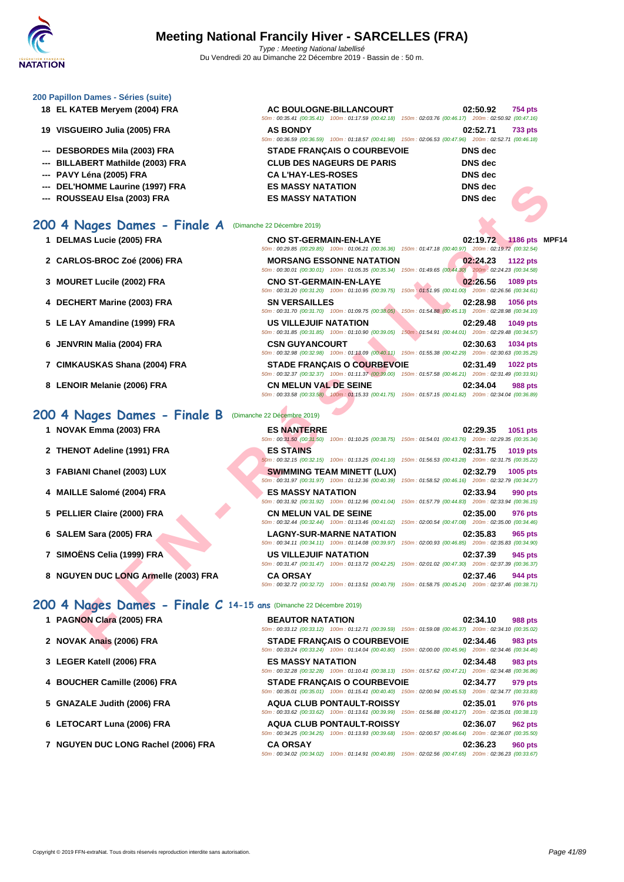### 200 Papillon Dames - Séries (suite)

| Rang | Nageur | Club | Temps | Points |
|---|---|---|---|---|
| 18 | EL KATEB Meryem (2004) FRA | AC BOULOGNE-BILLANCOURT | 02:50.92 | 754 pts |
| | | 50m : 00:35.41 (00:35.41) 100m : 01:17.59 (00:42.18) 150m : 02:03.76 (00:46.17) 200m : 02:50.92 (00:47.16) | | |
| 19 | VISGUEIRO Julia (2005) FRA | AS BONDY | 02:52.71 | 733 pts |
| | | 50m : 00:36.59 (00:36.59) 100m : 01:18.57 (00:41.98) 150m : 02:06.53 (00:47.96) 200m : 02:52.71 (00:46.18) | | |
| --- | DESBORDES Mila (2003) FRA | STADE FRANÇAIS O COURBEVOIE | DNS dec | |
| --- | BILLABERT Mathilde (2003) FRA | CLUB DES NAGEURS DE PARIS | DNS dec | |
| --- | PAVY Léna (2005) FRA | CA L'HAY-LES-ROSES | DNS dec | |
| --- | DEL'HOMME Laurine (1997) FRA | ES MASSY NATATION | DNS dec | |
| --- | ROUSSEAU Elsa (2003) FRA | ES MASSY NATATION | DNS dec | |

## 200 4 Nages Dames - Finale A (Dimanche 22 Décembre 2019)

| Rang | Nageur | Club | Temps | Points |
|---|---|---|---|---|
| 1 | DELMAS Lucie (2005) FRA | CNO ST-GERMAIN-EN-LAYE | 02:19.72 | 1186 pts MPF14 |
| | | 50m : 00:29.85 (00:29.85) 100m : 01:06.21 (00:36.36) 150m : 01:47.18 (00:40.97) 200m : 02:19.72 (00:32.54) | | |
| 2 | CARLOS-BROC Zoé (2006) FRA | MORSANG ESSONNE NATATION | 02:24.23 | 1122 pts |
| | | 50m : 00:30.01 (00:30.01) 100m : 01:05.35 (00:35.34) 150m : 01:49.65 (00:44.30) 200m : 02:24.23 (00:34.58) | | |
| 3 | MOURET Lucile (2002) FRA | CNO ST-GERMAIN-EN-LAYE | 02:26.56 | 1089 pts |
| | | 50m : 00:31.20 (00:31.20) 100m : 01:10.95 (00:39.75) 150m : 01:51.95 (00:41.00) 200m : 02:26.56 (00:34.61) | | |
| 4 | DECHERT Marine (2003) FRA | SN VERSAILLES | 02:28.98 | 1056 pts |
| | | 50m : 00:31.70 (00:31.70) 100m : 01:09.75 (00:38.05) 150m : 01:54.88 (00:45.13) 200m : 02:28.98 (00:34.10) | | |
| 5 | LE LAY Amandine (1999) FRA | US VILLEJUIF NATATION | 02:29.48 | 1049 pts |
| | | 50m : 00:31.85 (00:31.85) 100m : 01:10.90 (00:39.05) 150m : 01:54.91 (00:44.01) 200m : 02:29.48 (00:34.57) | | |
| 6 | JENVRIN Malia (2004) FRA | CSN GUYANCOURT | 02:30.63 | 1034 pts |
| | | 50m : 00:32.98 (00:32.98) 100m : 01:13.09 (00:40.11) 150m : 01:55.38 (00:42.29) 200m : 02:30.63 (00:35.25) | | |
| 7 | CIMKAUSKAS Shana (2004) FRA | STADE FRANÇAIS O COURBEVOIE | 02:31.49 | 1022 pts |
| | | 50m : 00:32.37 (00:32.37) 100m : 01:11.37 (00:39.00) 150m : 01:57.58 (00:46.21) 200m : 02:31.49 (00:33.91) | | |
| 8 | LENOIR Melanie (2006) FRA | CN MELUN VAL DE SEINE | 02:34.04 | 988 pts |
| | | 50m : 00:33.58 (00:33.58) 100m : 01:15.33 (00:41.75) 150m : 01:57.15 (00:41.82) 200m : 02:34.04 (00:36.89) | | |

## 200 4 Nages Dames - Finale B (Dimanche 22 Décembre 2019)

| Rang | Nageur | Club | Temps | Points |
|---|---|---|---|---|
| 1 | NOVAK Emma (2003) FRA | ES NANTERRE | 02:29.35 | 1051 pts |
| | | 50m : 00:31.50 (00:31.50) 100m : 01:10.25 (00:38.75) 150m : 01:54.01 (00:43.76) 200m : 02:29.35 (00:35.34) | | |
| 2 | THENOT Adeline (1991) FRA | ES STAINS | 02:31.75 | 1019 pts |
| | | 50m : 00:32.15 (00:32.15) 100m : 01:13.25 (00:41.10) 150m : 01:56.53 (00:43.28) 200m : 02:31.75 (00:35.22) | | |
| 3 | FABIANI Chanel (2003) LUX | SWIMMING TEAM MINETT (LUX) | 02:32.79 | 1005 pts |
| | | 50m : 00:31.97 (00:31.97) 100m : 01:12.36 (00:40.39) 150m : 01:58.52 (00:46.16) 200m : 02:32.79 (00:34.27) | | |
| 4 | MAILLE Salomé (2004) FRA | ES MASSY NATATION | 02:33.94 | 990 pts |
| | | 50m : 00:31.92 (00:31.92) 100m : 01:12.96 (00:41.04) 150m : 01:57.79 (00:44.83) 200m : 02:33.94 (00:36.15) | | |
| 5 | PELLIER Claire (2000) FRA | CN MELUN VAL DE SEINE | 02:35.00 | 976 pts |
| | | 50m : 00:32.44 (00:32.44) 100m : 01:13.46 (00:41.02) 150m : 02:00.54 (00:47.08) 200m : 02:35.00 (00:34.46) | | |
| 6 | SALEM Sara (2005) FRA | LAGNY-SUR-MARNE NATATION | 02:35.83 | 965 pts |
| | | 50m : 00:34.11 (00:34.11) 100m : 01:14.08 (00:39.97) 150m : 02:00.93 (00:46.85) 200m : 02:35.83 (00:34.90) | | |
| 7 | SIMOËNS Celia (1999) FRA | US VILLEJUIF NATATION | 02:37.39 | 945 pts |
| | | 50m : 00:31.47 (00:31.47) 100m : 01:13.72 (00:42.25) 150m : 02:01.02 (00:47.30) 200m : 02:37.39 (00:36.37) | | |
| 8 | NGUYEN DUC LONG Armelle (2003) FRA | CA ORSAY | 02:37.46 | 944 pts |
| | | 50m : 00:32.72 (00:32.72) 100m : 01:13.51 (00:40.79) 150m : 01:58.75 (00:45.24) 200m : 02:37.46 (00:38.71) | | |

## 200 4 Nages Dames - Finale C 14-15 ans (Dimanche 22 Décembre 2019)

| Rang | Nageur | Club | Temps | Points |
|---|---|---|---|---|
| 1 | PAGNON Clara (2005) FRA | BEAUTOR NATATION | 02:34.10 | 988 pts |
| | | 50m : 00:33.12 (00:33.12) 100m : 01:12.71 (00:39.59) 150m : 01:59.08 (00:46.37) 200m : 02:34.10 (00:35.02) | | |
| 2 | NOVAK Anaïs (2006) FRA | STADE FRANÇAIS O COURBEVOIE | 02:34.46 | 983 pts |
| | | 50m : 00:33.24 (00:33.24) 100m : 01:14.04 (00:40.80) 150m : 02:00.00 (00:45.96) 200m : 02:34.46 (00:34.46) | | |
| 3 | LEGER Katell (2006) FRA | ES MASSY NATATION | 02:34.48 | 983 pts |
| | | 50m : 00:32.28 (00:32.28) 100m : 01:10.41 (00:38.13) 150m : 01:57.62 (00:47.21) 200m : 02:34.48 (00:36.86) | | |
| 4 | BOUCHER Camille (2006) FRA | STADE FRANÇAIS O COURBEVOIE | 02:34.77 | 979 pts |
| | | 50m : 00:35.01 (00:35.01) 100m : 01:15.41 (00:40.40) 150m : 02:00.94 (00:45.53) 200m : 02:34.77 (00:33.83) | | |
| 5 | GNAZALE Judith (2006) FRA | AQUA CLUB PONTAULT-ROISSY | 02:35.01 | 976 pts |
| | | 50m : 00:33.62 (00:33.62) 100m : 01:13.61 (00:39.99) 150m : 01:56.88 (00:43.27) 200m : 02:35.01 (00:38.13) | | |
| 6 | LETOCART Luna (2006) FRA | AQUA CLUB PONTAULT-ROISSY | 02:36.07 | 962 pts |
| | | 50m : 00:34.25 (00:34.25) 100m : 01:13.93 (00:39.68) 150m : 02:00.57 (00:46.64) 200m : 02:36.07 (00:35.50) | | |
| 7 | NGUYEN DUC LONG Rachel (2006) FRA | CA ORSAY | 02:36.23 | 960 pts |
| | | 50m : 00:34.02 (00:34.02) 100m : 01:14.91 (00:40.89) 150m : 02:02.56 (00:47.65) 200m : 02:36.23 (00:33.67) | | |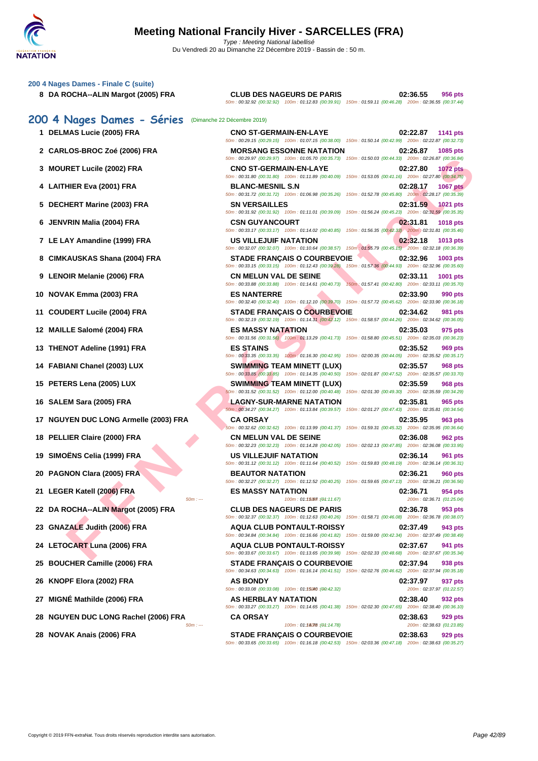200 4 Nages Dames - Finale C (suite)

| Rang | Nom | Club | Temps | Points |
|---|---|---|---|---|
| 8 | DA ROCHA--ALIN Margot (2005) FRA | CLUB DES NAGEURS DE PARIS | 02:36.55 | 956 pts |
| | | 50m : 00:32.92 (00:32.92) 100m : 01:12.83 (00:39.91) 150m : 01:59.11 (00:46.28) 200m : 02:36.55 (00:37.44) | | |

## 200 4 Nages Dames - Séries (Dimanche 22 Décembre 2019)

| Rang | Nom | Club | Temps | Points |
|---|---|---|---|---|
| 1 | DELMAS Lucie (2005) FRA | CNO ST-GERMAIN-EN-LAYE | 02:22.87 | 1141 pts |
| | | 50m : 00:29.15 (00:29.15) 100m : 01:07.15 (00:38.00) 150m : 01:50.14 (00:42.99) 200m : 02:22.87 (00:32.73) | | |
| 2 | CARLOS-BROC Zoé (2006) FRA | MORSANG ESSONNE NATATION | 02:26.87 | 1085 pts |
| | | 50m : 00:29.97 (00:29.97) 100m : 01:05.70 (00:35.73) 150m : 01:50.03 (00:44.33) 200m : 02:26.87 (00:36.84) | | |
| 3 | MOURET Lucile (2002) FRA | CNO ST-GERMAIN-EN-LAYE | 02:27.80 | 1072 pts |
| | | 50m : 00:31.80 (00:31.80) 100m : 01:11.89 (00:40.09) 150m : 01:53.05 (00:41.16) 200m : 02:27.80 (00:34.75) | | |
| 4 | LAITHIER Eva (2001) FRA | BLANC-MESNIL S.N | 02:28.17 | 1067 pts |
| | | 50m : 00:31.72 (00:31.72) 100m : 01:06.98 (00:35.26) 150m : 01:52.78 (00:45.80) 200m : 02:28.17 (00:35.39) | | |
| 5 | DECHERT Marine (2003) FRA | SN VERSAILLES | 02:31.59 | 1021 pts |
| | | 50m : 00:31.92 (00:31.92) 100m : 01:11.01 (00:39.09) 150m : 01:56.24 (00:45.23) 200m : 02:31.59 (00:35.35) | | |
| 6 | JENVRIN Malia (2004) FRA | CSN GUYANCOURT | 02:31.81 | 1018 pts |
| | | 50m : 00:33.17 (00:33.17) 100m : 01:14.02 (00:40.85) 150m : 01:56.35 (00:42.33) 200m : 02:31.81 (00:35.46) | | |
| 7 | LE LAY Amandine (1999) FRA | US VILLEJUIF NATATION | 02:32.18 | 1013 pts |
| | | 50m : 00:32.07 (00:32.07) 100m : 01:10.64 (00:38.57) 150m : 01:55.79 (00:45.15) 200m : 02:32.18 (00:36.39) | | |
| 8 | CIMKAUSKAS Shana (2004) FRA | STADE FRANÇAIS O COURBEVOIE | 02:32.96 | 1003 pts |
| | | 50m : 00:33.15 (00:33.15) 100m : 01:12.43 (00:39.28) 150m : 01:57.36 (00:44.93) 200m : 02:32.96 (00:35.60) | | |
| 9 | LENOIR Melanie (2006) FRA | CN MELUN VAL DE SEINE | 02:33.11 | 1001 pts |
| | | 50m : 00:33.88 (00:33.88) 100m : 01:14.61 (00:40.73) 150m : 01:57.41 (00:42.80) 200m : 02:33.11 (00:35.70) | | |
| 10 | NOVAK Emma (2003) FRA | ES NANTERRE | 02:33.90 | 990 pts |
| | | 50m : 00:32.40 (00:32.40) 100m : 01:12.10 (00:39.70) 150m : 01:57.72 (00:45.62) 200m : 02:33.90 (00:36.18) | | |
| 11 | COUDERT Lucile (2004) FRA | STADE FRANÇAIS O COURBEVOIE | 02:34.62 | 981 pts |
| | | 50m : 00:32.19 (00:32.19) 100m : 01:14.31 (00:42.12) 150m : 01:58.57 (00:44.26) 200m : 02:34.62 (00:36.05) | | |
| 12 | MAILLE Salomé (2004) FRA | ES MASSY NATATION | 02:35.03 | 975 pts |
| | | 50m : 00:31.56 (00:31.56) 100m : 01:13.29 (00:41.73) 150m : 01:58.80 (00:45.51) 200m : 02:35.03 (00:36.23) | | |
| 13 | THENOT Adeline (1991) FRA | ES STAINS | 02:35.52 | 969 pts |
| | | 50m : 00:33.35 (00:33.35) 100m : 01:16.30 (00:42.95) 150m : 02:00.35 (00:44.05) 200m : 02:35.52 (00:35.17) | | |
| 14 | FABIANI Chanel (2003) LUX | SWIMMING TEAM MINETT (LUX) | 02:35.57 | 968 pts |
| | | 50m : 00:33.85 (00:33.85) 100m : 01:14.35 (00:40.50) 150m : 02:01.87 (00:47.52) 200m : 02:35.57 (00:33.70) | | |
| 15 | PETERS Lena (2005) LUX | SWIMMING TEAM MINETT (LUX) | 02:35.59 | 968 pts |
| | | 50m : 00:31.52 (00:31.52) 100m : 01:12.00 (00:40.48) 150m : 02:01.30 (00:49.30) 200m : 02:35.59 (00:34.29) | | |
| 16 | SALEM Sara (2005) FRA | LAGNY-SUR-MARNE NATATION | 02:35.81 | 965 pts |
| | | 50m : 00:34.27 (00:34.27) 100m : 01:13.84 (00:39.57) 150m : 02:01.27 (00:47.43) 200m : 02:35.81 (00:34.54) | | |
| 17 | NGUYEN DUC LONG Armelle (2003) FRA | CA ORSAY | 02:35.95 | 963 pts |
| | | 50m : 00:32.62 (00:32.62) 100m : 01:13.99 (00:41.37) 150m : 01:59.31 (00:45.32) 200m : 02:35.95 (00:36.64) | | |
| 18 | PELLIER Claire (2000) FRA | CN MELUN VAL DE SEINE | 02:36.08 | 962 pts |
| | | 50m : 00:32.23 (00:32.23) 100m : 01:14.28 (00:42.05) 150m : 02:02.13 (00:47.85) 200m : 02:36.08 (00:33.95) | | |
| 19 | SIMOËNS Celia (1999) FRA | US VILLEJUIF NATATION | 02:36.14 | 961 pts |
| | | 50m : 00:31.12 (00:31.12) 100m : 01:11.64 (00:40.52) 150m : 01:59.83 (00:48.19) 200m : 02:36.14 (00:36.31) | | |
| 20 | PAGNON Clara (2005) FRA | BEAUTOR NATATION | 02:36.21 | 960 pts |
| | | 50m : 00:32.27 (00:32.27) 100m : 01:12.52 (00:40.25) 150m : 01:59.65 (00:47.13) 200m : 02:36.21 (00:36.56) | | |
| 21 | LEGER Katell (2006) FRA | ES MASSY NATATION | 02:36.71 | 954 pts |
| | 50m : --- | 100m : 01:11.67 (01:11.67) | 200m : 02:36.71 (01:25.04) | |
| 22 | DA ROCHA--ALIN Margot (2005) FRA | CLUB DES NAGEURS DE PARIS | 02:36.78 | 953 pts |
| | | 50m : 00:32.37 (00:32.37) 100m : 01:12.63 (00:40.26) 150m : 01:58.71 (00:46.08) 200m : 02:36.78 (00:38.07) | | |
| 23 | GNAZALE Judith (2006) FRA | AQUA CLUB PONTAULT-ROISSY | 02:37.49 | 943 pts |
| | | 50m : 00:34.84 (00:34.84) 100m : 01:16.66 (00:41.82) 150m : 01:59.00 (00:42.34) 200m : 02:37.49 (00:38.49) | | |
| 24 | LETOCART Luna (2006) FRA | AQUA CLUB PONTAULT-ROISSY | 02:37.67 | 941 pts |
| | | 50m : 00:33.67 (00:33.67) 100m : 01:13.65 (00:39.98) 150m : 02:02.33 (00:48.68) 200m : 02:37.67 (00:35.34) | | |
| 25 | BOUCHER Camille (2006) FRA | STADE FRANÇAIS O COURBEVOIE | 02:37.94 | 938 pts |
| | | 50m : 00:34.63 (00:34.63) 100m : 01:16.14 (00:41.51) 150m : 02:02.76 (00:46.62) 200m : 02:37.94 (00:35.18) | | |
| 26 | KNOPF Elora (2002) FRA | AS BONDY | 02:37.97 | 937 pts |
| | | 50m : 00:33.08 (00:33.08) 100m : 01:15.40 (00:42.32) | 200m : 02:37.97 (01:22.57) | |
| 27 | MIGNÉ Mathilde (2006) FRA | AS HERBLAY NATATION | 02:38.40 | 932 pts |
| | | 50m : 00:33.27 (00:33.27) 100m : 01:14.65 (00:41.38) 150m : 02:02.30 (00:47.65) 200m : 02:38.40 (00:36.10) | | |
| 28 | NGUYEN DUC LONG Rachel (2006) FRA | CA ORSAY | 02:38.63 | 929 pts |
| | 50m : --- | 100m : 01:14.78 (01:14.78) | 200m : 02:38.63 (01:23.85) | |
| 28 | NOVAK Anais (2006) FRA | STADE FRANÇAIS O COURBEVOIE | 02:38.63 | 929 pts |
| | | 50m : 00:33.65 (00:33.65) 100m : 01:16.18 (00:42.53) 150m : 02:03.36 (00:47.18) 200m : 02:38.63 (00:35.27) | | |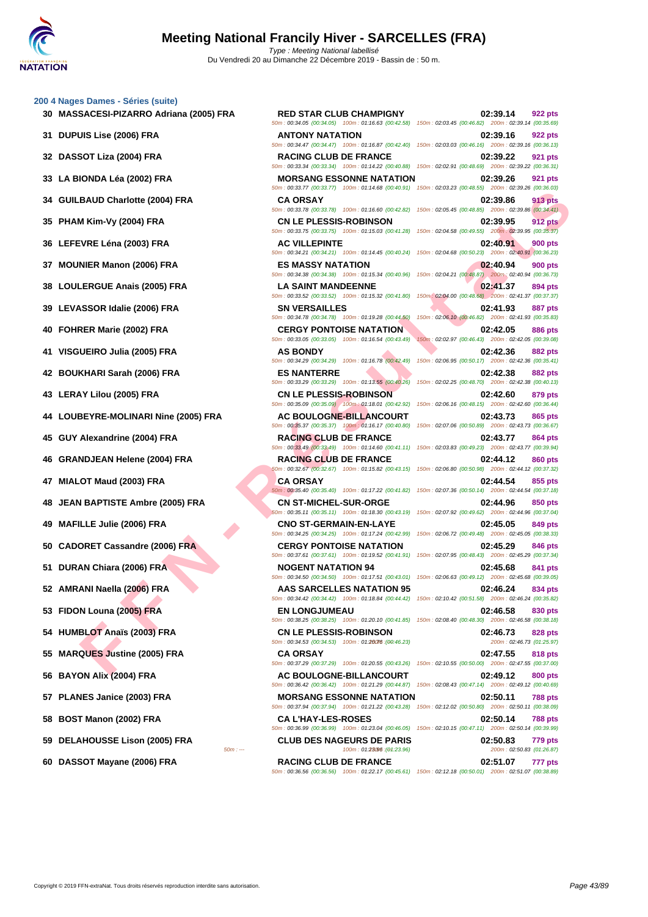## 200 4 Nages Dames - Séries (suite)

| Rang | Nom | Club | Temps | Points |
|---|---|---|---|---|
| 30 | MASSACESI-PIZARRO Adriana (2005) FRA | RED STAR CLUB CHAMPIGNY | 02:39.14 | 922 pts |
| | | 50m : 00:34.05 (00:34.05) 100m : 01:16.63 (00:42.58) 150m : 02:03.45 (00:46.82) 200m : 02:39.14 (00:35.69) | | |
| 31 | DUPUIS Lise (2006) FRA | ANTONY NATATION | 02:39.16 | 922 pts |
| | | 50m : 00:34.47 (00:34.47) 100m : 01:16.87 (00:42.40) 150m : 02:03.03 (00:46.16) 200m : 02:39.16 (00:36.13) | | |
| 32 | DASSOT Liza (2004) FRA | RACING CLUB DE FRANCE | 02:39.22 | 921 pts |
| | | 50m : 00:33.34 (00:33.34) 100m : 01:14.22 (00:40.88) 150m : 02:02.91 (00:48.69) 200m : 02:39.22 (00:36.31) | | |
| 33 | LA BIONDA Léa (2002) FRA | MORSANG ESSONNE NATATION | 02:39.26 | 921 pts |
| | | 50m : 00:33.77 (00:33.77) 100m : 01:14.68 (00:40.91) 150m : 02:03.23 (00:48.55) 200m : 02:39.26 (00:36.03) | | |
| 34 | GUILBAUD Charlotte (2004) FRA | CA ORSAY | 02:39.86 | 913 pts |
| | | 50m : 00:33.78 (00:33.78) 100m : 01:16.60 (00:42.82) 150m : 02:05.45 (00:48.85) 200m : 02:39.86 (00:34.41) | | |
| 35 | PHAM Kim-Vy (2004) FRA | CN LE PLESSIS-ROBINSON | 02:39.95 | 912 pts |
| | | 50m : 00:33.75 (00:33.75) 100m : 01:15.03 (00:41.28) 150m : 02:04.58 (00:49.55) 200m : 02:39.95 (00:35.37) | | |
| 36 | LEFEVRE Léna (2003) FRA | AC VILLEPINTE | 02:40.91 | 900 pts |
| | | 50m : 00:34.21 (00:34.21) 100m : 01:14.45 (00:40.24) 150m : 02:04.68 (00:50.23) 200m : 02:40.91 (00:36.23) | | |
| 37 | MOUNIER Manon (2006) FRA | ES MASSY NATATION | 02:40.94 | 900 pts |
| | | 50m : 00:34.38 (00:34.38) 100m : 01:15.34 (00:40.96) 150m : 02:04.21 (00:48.87) 200m : 02:40.94 (00:36.73) | | |
| 38 | LOULERGUE Anais (2005) FRA | LA SAINT MANDEENNE | 02:41.37 | 894 pts |
| | | 50m : 00:33.52 (00:33.52) 100m : 01:15.32 (00:41.80) 150m : 02:04.00 (00:48.68) 200m : 02:41.37 (00:37.37) | | |
| 39 | LEVASSOR Idalie (2006) FRA | SN VERSAILLES | 02:41.93 | 887 pts |
| | | 50m : 00:34.78 (00:34.78) 100m : 01:19.28 (00:44.50) 150m : 02:06.10 (00:46.82) 200m : 02:41.93 (00:35.83) | | |
| 40 | FOHRER Marie (2002) FRA | CERGY PONTOISE NATATION | 02:42.05 | 886 pts |
| | | 50m : 00:33.05 (00:33.05) 100m : 01:16.54 (00:43.49) 150m : 02:02.97 (00:46.43) 200m : 02:42.05 (00:39.08) | | |
| 41 | VISGUEIRO Julia (2005) FRA | AS BONDY | 02:42.36 | 882 pts |
| | | 50m : 00:34.29 (00:34.29) 100m : 01:16.78 (00:42.49) 150m : 02:06.95 (00:50.17) 200m : 02:42.36 (00:35.41) | | |
| 42 | BOUKHARI Sarah (2006) FRA | ES NANTERRE | 02:42.38 | 882 pts |
| | | 50m : 00:33.29 (00:33.29) 100m : 01:13.55 (00:40.26) 150m : 02:02.25 (00:48.70) 200m : 02:42.38 (00:40.13) | | |
| 43 | LERAY Lilou (2005) FRA | CN LE PLESSIS-ROBINSON | 02:42.60 | 879 pts |
| | | 50m : 00:35.09 (00:35.09) 100m : 01:18.01 (00:42.92) 150m : 02:06.16 (00:48.15) 200m : 02:42.60 (00:36.44) | | |
| 44 | LOUBEYRE-MOLINARI Nine (2005) FRA | AC BOULOGNE-BILLANCOURT | 02:43.73 | 865 pts |
| | | 50m : 00:35.37 (00:35.37) 100m : 01:16.17 (00:40.80) 150m : 02:07.06 (00:50.89) 200m : 02:43.73 (00:36.67) | | |
| 45 | GUY Alexandrine (2004) FRA | RACING CLUB DE FRANCE | 02:43.77 | 864 pts |
| | | 50m : 00:33.49 (00:33.49) 100m : 01:14.60 (00:41.11) 150m : 02:03.83 (00:49.23) 200m : 02:43.77 (00:39.94) | | |
| 46 | GRANDJEAN Helene (2004) FRA | RACING CLUB DE FRANCE | 02:44.12 | 860 pts |
| | | 50m : 00:32.67 (00:32.67) 100m : 01:15.82 (00:43.15) 150m : 02:06.80 (00:50.98) 200m : 02:44.12 (00:37.32) | | |
| 47 | MIALOT Maud (2003) FRA | CA ORSAY | 02:44.54 | 855 pts |
| | | 50m : 00:35.40 (00:35.40) 100m : 01:17.22 (00:41.82) 150m : 02:07.36 (00:50.14) 200m : 02:44.54 (00:37.18) | | |
| 48 | JEAN BAPTISTE Ambre (2005) FRA | CN ST-MICHEL-SUR-ORGE | 02:44.96 | 850 pts |
| | | 50m : 00:35.11 (00:35.11) 100m : 01:18.30 (00:43.19) 150m : 02:07.92 (00:49.62) 200m : 02:44.96 (00:37.04) | | |
| 49 | MAFILLE Julie (2006) FRA | CNO ST-GERMAIN-EN-LAYE | 02:45.05 | 849 pts |
| | | 50m : 00:34.25 (00:34.25) 100m : 01:17.24 (00:42.99) 150m : 02:06.72 (00:49.48) 200m : 02:45.05 (00:38.33) | | |
| 50 | CADORET Cassandre (2006) FRA | CERGY PONTOISE NATATION | 02:45.29 | 846 pts |
| | | 50m : 00:37.61 (00:37.61) 100m : 01:19.52 (00:41.91) 150m : 02:07.95 (00:48.43) 200m : 02:45.29 (00:37.34) | | |
| 51 | DURAN Chiara (2006) FRA | NOGENT NATATION 94 | 02:45.68 | 841 pts |
| | | 50m : 00:34.50 (00:34.50) 100m : 01:17.51 (00:43.01) 150m : 02:06.63 (00:49.12) 200m : 02:45.68 (00:39.05) | | |
| 52 | AMRANI Naella (2006) FRA | AAS SARCELLES NATATION 95 | 02:46.24 | 834 pts |
| | | 50m : 00:34.42 (00:34.42) 100m : 01:18.84 (00:44.42) 150m : 02:10.42 (00:51.58) 200m : 02:46.24 (00:35.82) | | |
| 53 | FIDON Louna (2005) FRA | EN LONGJUMEAU | 02:46.58 | 830 pts |
| | | 50m : 00:38.25 (00:38.25) 100m : 01:20.10 (00:41.85) 150m : 02:08.40 (00:48.30) 200m : 02:46.58 (00:38.18) | | |
| 54 | HUMBLOT Anaïs (2003) FRA | CN LE PLESSIS-ROBINSON | 02:46.73 | 828 pts |
| | | 50m : 00:34.53 (00:34.53) 100m : 01:20.76 (00:46.23) 200m : 02:46.73 (01:25.97) | | |
| 55 | MARQUES Justine (2005) FRA | CA ORSAY | 02:47.55 | 818 pts |
| | | 50m : 00:37.29 (00:37.29) 100m : 01:20.55 (00:43.26) 150m : 02:10.55 (00:50.00) 200m : 02:47.55 (00:37.00) | | |
| 56 | BAYON Alix (2004) FRA | AC BOULOGNE-BILLANCOURT | 02:49.12 | 800 pts |
| | | 50m : 00:36.42 (00:36.42) 100m : 01:21.29 (00:44.87) 150m : 02:08.43 (00:47.14) 200m : 02:49.12 (00:40.69) | | |
| 57 | PLANES Janice (2003) FRA | MORSANG ESSONNE NATATION | 02:50.11 | 788 pts |
| | | 50m : 00:37.94 (00:37.94) 100m : 01:21.22 (00:43.28) 150m : 02:12.02 (00:50.80) 200m : 02:50.11 (00:38.09) | | |
| 58 | BOST Manon (2002) FRA | CA L'HAY-LES-ROSES | 02:50.14 | 788 pts |
| | | 50m : 00:36.99 (00:36.99) 100m : 01:23.04 (00:46.05) 150m : 02:10.15 (00:47.11) 200m : 02:50.14 (00:39.99) | | |
| 59 | DELAHOUSSE Lison (2005) FRA | CLUB DES NAGEURS DE PARIS | 02:50.83 | 779 pts |
| | | 50m : --- 100m : 01:23.96 (01:23.96) 200m : 02:50.83 (01:26.87) | | |
| 60 | DASSOT Mayane (2006) FRA | RACING CLUB DE FRANCE | 02:51.07 | 777 pts |
| | | 50m : 00:36.56 (00:36.56) 100m : 01:22.17 (00:45.61) 150m : 02:12.18 (00:50.01) 200m : 02:51.07 (00:38.89) | | |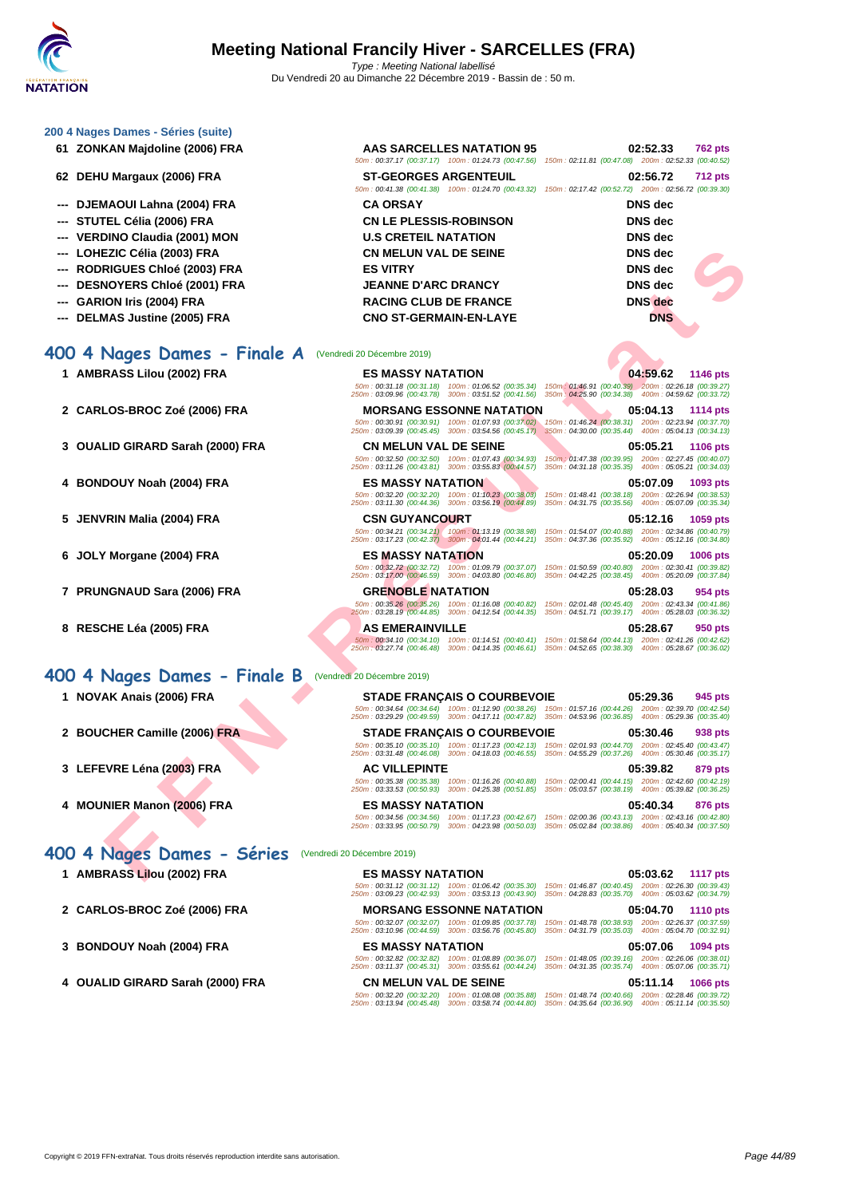### 200 4 Nages Dames - Séries (suite)

| Rang | Nom | Club | Temps | Points |
|---|---|---|---|---|
| 61 | ZONKAN Majdoline (2006) FRA | AAS SARCELLES NATATION 95 | 02:52.33 | 762 pts |
| | 50m : 00:37.17 (00:37.17) 100m : 01:24.73 (00:47.56) 150m : 02:11.81 (00:47.08) 200m : 02:52.33 (00:40.52) | | | |
| 62 | DEHU Margaux (2006) FRA | ST-GEORGES ARGENTEUIL | 02:56.72 | 712 pts |
| | 50m : 00:41.38 (00:41.38) 100m : 01:24.70 (00:43.32) 150m : 02:17.42 (00:52.72) 200m : 02:56.72 (00:39.30) | | | |
| --- | DJEMAOUI Lahna (2004) FRA | CA ORSAY | DNS dec | |
| --- | STUTEL Célia (2006) FRA | CN LE PLESSIS-ROBINSON | DNS dec | |
| --- | VERDINO Claudia (2001) MON | U.S CRETEIL NATATION | DNS dec | |
| --- | LOHEZIC Célia (2003) FRA | CN MELUN VAL DE SEINE | DNS dec | |
| --- | RODRIGUES Chloé (2003) FRA | ES VITRY | DNS dec | |
| --- | DESNOYERS Chloé (2001) FRA | JEANNE D'ARC DRANCY | DNS dec | |
| --- | GARION Iris (2004) FRA | RACING CLUB DE FRANCE | DNS dec | |
| --- | DELMAS Justine (2005) FRA | CNO ST-GERMAIN-EN-LAYE | DNS | |

## 400 4 Nages Dames - Finale A (Vendredi 20 Décembre 2019)

| Rang | Nom | Club | Temps | Points |
|---|---|---|---|---|
| 1 | AMBRASS Lilou (2002) FRA | ES MASSY NATATION | 04:59.62 | 1146 pts |
| | 50m : 00:31.18 (00:31.18) 100m : 01:06.52 (00:35.34) 150m : 01:46.91 (00:40.39) 200m : 02:26.18 (00:39.27) 250m : 03:09.96 (00:43.78) 300m : 03:51.52 (00:41.56) 350m : 04:25.90 (00:34.38) 400m : 04:59.62 (00:33.72) | | | |
| 2 | CARLOS-BROC Zoé (2006) FRA | MORSANG ESSONNE NATATION | 05:04.13 | 1114 pts |
| | 50m : 00:30.91 (00:30.91) 100m : 01:07.93 (00:37.02) 150m : 01:46.24 (00:38.31) 200m : 02:23.94 (00:37.70) 250m : 03:09.39 (00:45.45) 300m : 03:54.56 (00:45.17) 350m : 04:30.00 (00:35.44) 400m : 05:04.13 (00:34.13) | | | |
| 3 | OUALID GIRARD Sarah (2000) FRA | CN MELUN VAL DE SEINE | 05:05.21 | 1106 pts |
| | 50m : 00:32.50 (00:32.50) 100m : 01:07.43 (00:34.93) 150m : 01:47.38 (00:39.95) 200m : 02:27.45 (00:40.07) 250m : 03:11.26 (00:43.81) 300m : 03:55.83 (00:44.57) 350m : 04:31.18 (00:35.35) 400m : 05:05.21 (00:34.03) | | | |
| 4 | BONDOUY Noah (2004) FRA | ES MASSY NATATION | 05:07.09 | 1093 pts |
| | 50m : 00:32.20 (00:32.20) 100m : 01:10.23 (00:38.03) 150m : 01:48.41 (00:38.18) 200m : 02:26.94 (00:38.53) 250m : 03:11.30 (00:44.36) 300m : 03:56.19 (00:44.89) 350m : 04:31.75 (00:35.56) 400m : 05:07.09 (00:35.34) | | | |
| 5 | JENVRIN Malia (2004) FRA | CSN GUYANCOURT | 05:12.16 | 1059 pts |
| | 50m : 00:34.21 (00:34.21) 100m : 01:13.19 (00:38.98) 150m : 01:54.07 (00:40.88) 200m : 02:34.86 (00:40.79) 250m : 03:17.23 (00:42.37) 300m : 04:01.44 (00:44.21) 350m : 04:37.36 (00:35.92) 400m : 05:12.16 (00:34.80) | | | |
| 6 | JOLY Morgane (2004) FRA | ES MASSY NATATION | 05:20.09 | 1006 pts |
| | 50m : 00:32.72 (00:32.72) 100m : 01:09.79 (00:37.07) 150m : 01:50.59 (00:40.80) 200m : 02:30.41 (00:39.82) 250m : 03:17.00 (00:46.59) 300m : 04:03.80 (00:46.80) 350m : 04:42.25 (00:38.45) 400m : 05:20.09 (00:37.84) | | | |
| 7 | PRUNGNAUD Sara (2006) FRA | GRENOBLE NATATION | 05:28.03 | 954 pts |
| | 50m : 00:35.26 (00:35.26) 100m : 01:16.08 (00:40.82) 150m : 02:01.48 (00:45.40) 200m : 02:43.34 (00:41.86) 250m : 03:28.19 (00:44.85) 300m : 04:12.54 (00:44.35) 350m : 04:51.71 (00:39.17) 400m : 05:28.03 (00:36.32) | | | |
| 8 | RESCHE Léa (2005) FRA | AS EMERAINVILLE | 05:28.67 | 950 pts |
| | 50m : 00:34.10 (00:34.10) 100m : 01:14.51 (00:40.41) 150m : 01:58.64 (00:44.13) 200m : 02:41.26 (00:42.62) 250m : 03:27.74 (00:46.48) 300m : 04:14.35 (00:46.61) 350m : 04:52.65 (00:38.30) 400m : 05:28.67 (00:36.02) | | | |

## 400 4 Nages Dames - Finale B (Vendredi 20 Décembre 2019)

| Rang | Nom | Club | Temps | Points |
|---|---|---|---|---|
| 1 | NOVAK Anais (2006) FRA | STADE FRANÇAIS O COURBEVOIE | 05:29.36 | 945 pts |
| | 50m : 00:34.64 (00:34.64) 100m : 01:12.90 (00:38.26) 150m : 01:57.16 (00:44.26) 200m : 02:39.70 (00:42.54) 250m : 03:29.29 (00:49.59) 300m : 04:17.11 (00:47.82) 350m : 04:53.96 (00:36.85) 400m : 05:29.36 (00:35.40) | | | |
| 2 | BOUCHER Camille (2006) FRA | STADE FRANÇAIS O COURBEVOIE | 05:30.46 | 938 pts |
| | 50m : 00:35.10 (00:35.10) 100m : 01:17.23 (00:42.13) 150m : 02:01.93 (00:44.70) 200m : 02:45.40 (00:43.47) 250m : 03:31.48 (00:46.08) 300m : 04:18.03 (00:46.55) 350m : 04:55.29 (00:37.26) 400m : 05:30.46 (00:35.17) | | | |
| 3 | LEFEVRE Léna (2003) FRA | AC VILLEPINTE | 05:39.82 | 879 pts |
| | 50m : 00:35.38 (00:35.38) 100m : 01:16.26 (00:40.88) 150m : 02:00.41 (00:44.15) 200m : 02:42.60 (00:42.19) 250m : 03:33.53 (00:50.93) 300m : 04:25.38 (00:51.85) 350m : 05:03.57 (00:38.19) 400m : 05:39.82 (00:36.25) | | | |
| 4 | MOUNIER Manon (2006) FRA | ES MASSY NATATION | 05:40.34 | 876 pts |
| | 50m : 00:34.56 (00:34.56) 100m : 01:17.23 (00:42.67) 150m : 02:00.36 (00:43.13) 200m : 02:43.16 (00:42.80) 250m : 03:33.95 (00:50.79) 300m : 04:23.98 (00:50.03) 350m : 05:02.84 (00:38.86) 400m : 05:40.34 (00:37.50) | | | |

## 400 4 Nages Dames - Séries (Vendredi 20 Décembre 2019)

| Rang | Nom | Club | Temps | Points |
|---|---|---|---|---|
| 1 | AMBRASS Lilou (2002) FRA | ES MASSY NATATION | 05:03.62 | 1117 pts |
| | 50m : 00:31.12 (00:31.12) 100m : 01:06.42 (00:35.30) 150m : 01:46.87 (00:40.45) 200m : 02:26.30 (00:39.43) 250m : 03:09.23 (00:42.93) 300m : 03:53.13 (00:43.90) 350m : 04:28.83 (00:35.70) 400m : 05:03.62 (00:34.79) | | | |
| 2 | CARLOS-BROC Zoé (2006) FRA | MORSANG ESSONNE NATATION | 05:04.70 | 1110 pts |
| | 50m : 00:32.07 (00:32.07) 100m : 01:09.85 (00:37.78) 150m : 01:48.78 (00:38.93) 200m : 02:26.37 (00:37.59) 250m : 03:10.96 (00:44.59) 300m : 03:56.76 (00:45.80) 350m : 04:31.79 (00:35.03) 400m : 05:04.70 (00:32.91) | | | |
| 3 | BONDOUY Noah (2004) FRA | ES MASSY NATATION | 05:07.06 | 1094 pts |
| | 50m : 00:32.82 (00:32.82) 100m : 01:08.89 (00:36.07) 150m : 01:48.05 (00:39.16) 200m : 02:26.06 (00:38.01) 250m : 03:11.37 (00:45.31) 300m : 03:55.61 (00:44.24) 350m : 04:31.35 (00:35.74) 400m : 05:07.06 (00:35.71) | | | |
| 4 | OUALID GIRARD Sarah (2000) FRA | CN MELUN VAL DE SEINE | 05:11.14 | 1066 pts |
| | 50m : 00:32.20 (00:32.20) 100m : 01:08.08 (00:35.88) 150m : 01:48.74 (00:40.66) 200m : 02:28.46 (00:39.72) 250m : 03:13.94 (00:45.48) 300m : 03:58.74 (00:44.80) 350m : 04:35.64 (00:36.90) 400m : 05:11.14 (00:35.50) | | | |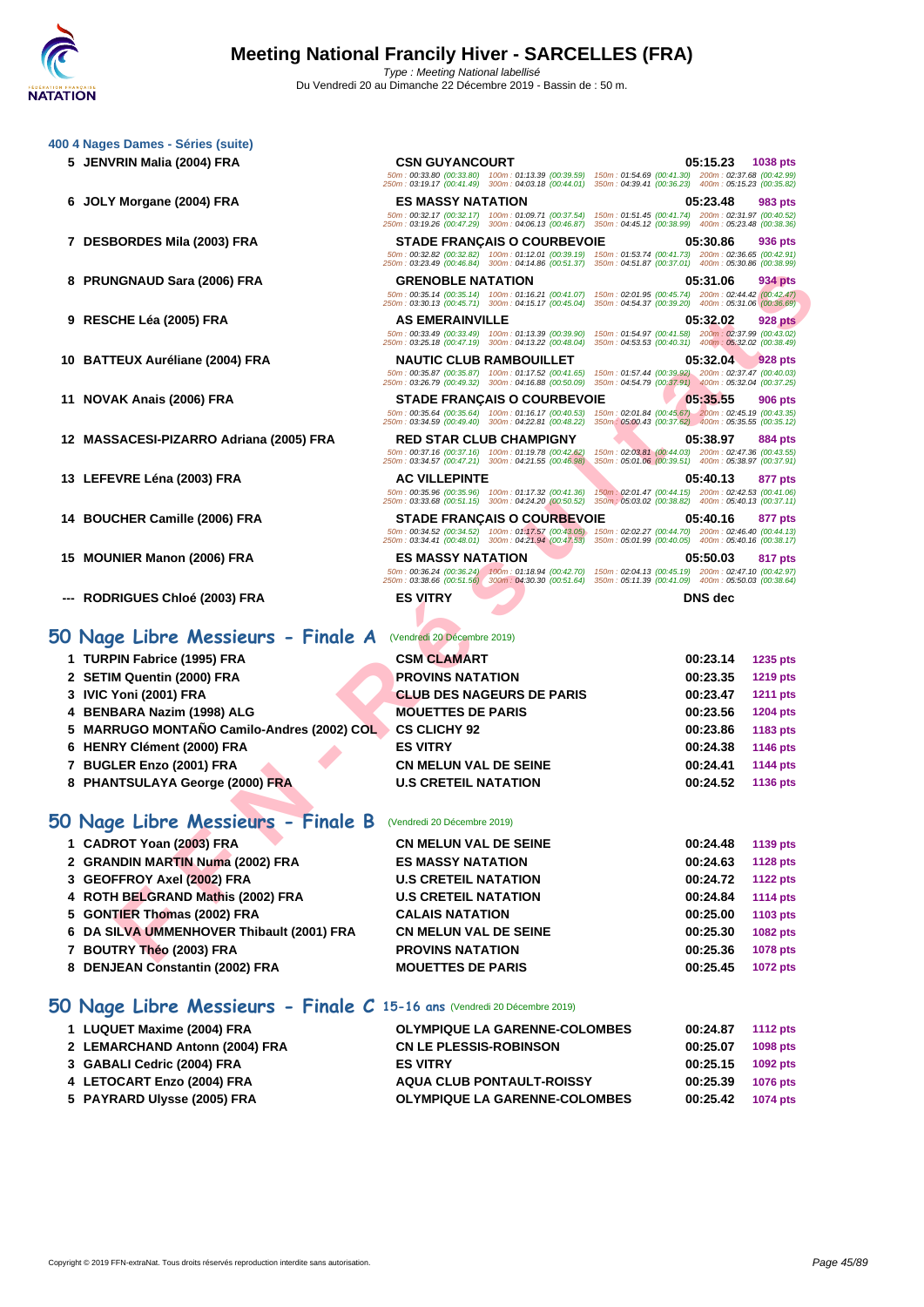### 400 4 Nages Dames - Séries (suite)

| Pl. | Nom | Club | Temps | Points |
|---|---|---|---|---|
| 5 | JENVRIN Malia (2004) FRA | CSN GUYANCOURT | 05:15.23 | 1038 pts |
| | 50m : 00:33.80 (00:33.80) 100m : 01:13.39 (00:39.59) 150m : 01:54.69 (00:41.30) 200m : 02:37.68 (00:42.99) 250m : 03:19.17 (00:41.49) 300m : 04:03.18 (00:44.01) 350m : 04:39.41 (00:36.23) 400m : 05:15.23 (00:35.82) | | | |
| 6 | JOLY Morgane (2004) FRA | ES MASSY NATATION | 05:23.48 | 983 pts |
| | 50m : 00:32.17 (00:32.17) 100m : 01:09.71 (00:37.54) 150m : 01:51.45 (00:41.74) 200m : 02:31.97 (00:40.52) 250m : 03:19.26 (00:47.29) 300m : 04:06.13 (00:46.87) 350m : 04:45.12 (00:38.99) 400m : 05:23.48 (00:38.36) | | | |
| 7 | DESBORDES Mila (2003) FRA | STADE FRANÇAIS O COURBEVOIE | 05:30.86 | 936 pts |
| | 50m : 00:32.82 (00:32.82) 100m : 01:12.01 (00:39.19) 150m : 01:53.74 (00:41.73) 200m : 02:36.65 (00:42.91) 250m : 03:23.49 (00:46.84) 300m : 04:14.86 (00:51.37) 350m : 04:51.87 (00:37.01) 400m : 05:30.86 (00:38.99) | | | |
| 8 | PRUNGNAUD Sara (2006) FRA | GRENOBLE NATATION | 05:31.06 | 934 pts |
| | 50m : 00:35.14 (00:35.14) 100m : 01:16.21 (00:41.07) 150m : 02:01.95 (00:45.74) 200m : 02:44.42 (00:42.47) 250m : 03:30.13 (00:45.71) 300m : 04:15.17 (00:45.04) 350m : 04:54.37 (00:39.20) 400m : 05:31.06 (00:36.69) | | | |
| 9 | RESCHE Léa (2005) FRA | AS EMERAINVILLE | 05:32.02 | 928 pts |
| | 50m : 00:33.49 (00:33.49) 100m : 01:13.39 (00:39.90) 150m : 01:54.97 (00:41.58) 200m : 02:37.99 (00:43.02) 250m : 03:25.18 (00:47.19) 300m : 04:13.22 (00:48.04) 350m : 04:53.53 (00:40.31) 400m : 05:32.02 (00:38.49) | | | |
| 10 | BATTEUX Auréliane (2004) FRA | NAUTIC CLUB RAMBOUILLET | 05:32.04 | 928 pts |
| | 50m : 00:35.87 (00:35.87) 100m : 01:17.52 (00:41.65) 150m : 01:57.44 (00:39.92) 200m : 02:37.47 (00:40.03) 250m : 03:26.79 (00:49.32) 300m : 04:16.88 (00:50.09) 350m : 04:54.79 (00:37.91) 400m : 05:32.04 (00:37.25) | | | |
| 11 | NOVAK Anais (2006) FRA | STADE FRANÇAIS O COURBEVOIE | 05:35.55 | 906 pts |
| | 50m : 00:35.64 (00:35.64) 100m : 01:16.17 (00:40.53) 150m : 02:01.84 (00:45.67) 200m : 02:45.19 (00:43.35) 250m : 03:34.59 (00:49.40) 300m : 04:22.81 (00:48.22) 350m : 05:00.43 (00:37.62) 400m : 05:35.55 (00:35.12) | | | |
| 12 | MASSACESI-PIZARRO Adriana (2005) FRA | RED STAR CLUB CHAMPIGNY | 05:38.97 | 884 pts |
| | 50m : 00:37.16 (00:37.16) 100m : 01:19.78 (00:42.62) 150m : 02:03.81 (00:44.03) 200m : 02:47.36 (00:43.55) 250m : 03:34.57 (00:47.21) 300m : 04:21.55 (00:46.98) 350m : 05:01.06 (00:39.51) 400m : 05:38.97 (00:37.91) | | | |
| 13 | LEFEVRE Léna (2003) FRA | AC VILLEPINTE | 05:40.13 | 877 pts |
| | 50m : 00:35.96 (00:35.96) 100m : 01:17.32 (00:41.36) 150m : 02:01.47 (00:44.15) 200m : 02:42.53 (00:41.06) 250m : 03:33.68 (00:51.15) 300m : 04:24.20 (00:50.52) 350m : 05:03.02 (00:38.82) 400m : 05:40.13 (00:37.11) | | | |
| 14 | BOUCHER Camille (2006) FRA | STADE FRANÇAIS O COURBEVOIE | 05:40.16 | 877 pts |
| | 50m : 00:34.52 (00:34.52) 100m : 01:17.57 (00:43.05) 150m : 02:02.27 (00:44.70) 200m : 02:46.40 (00:44.13) 250m : 03:34.41 (00:48.01) 300m : 04:21.94 (00:47.53) 350m : 05:01.99 (00:40.05) 400m : 05:40.16 (00:38.17) | | | |
| 15 | MOUNIER Manon (2006) FRA | ES MASSY NATATION | 05:50.03 | 817 pts |
| | 50m : 00:36.24 (00:36.24) 100m : 01:18.94 (00:42.70) 150m : 02:04.13 (00:45.19) 200m : 02:47.10 (00:42.97) 250m : 03:38.66 (00:51.56) 300m : 04:30.30 (00:51.64) 350m : 05:11.39 (00:41.09) 400m : 05:50.03 (00:38.64) | | | |
| --- | RODRIGUES Chloé (2003) FRA | ES VITRY | DNS dec | |

## 50 Nage Libre Messieurs - Finale A (Vendredi 20 Décembre 2019)

| Pl. | Nom | Club | Temps | Points |
|---|---|---|---|---|
| 1 | TURPIN Fabrice (1995) FRA | CSM CLAMART | 00:23.14 | 1235 pts |
| 2 | SETIM Quentin (2000) FRA | PROVINS NATATION | 00:23.35 | 1219 pts |
| 3 | IVIC Yoni (2001) FRA | CLUB DES NAGEURS DE PARIS | 00:23.47 | 1211 pts |
| 4 | BENBARA Nazim (1998) ALG | MOUETTES DE PARIS | 00:23.56 | 1204 pts |
| 5 | MARRUGO MONTAÑO Camilo-Andres (2002) COL | CS CLICHY 92 | 00:23.86 | 1183 pts |
| 6 | HENRY Clément (2000) FRA | ES VITRY | 00:24.38 | 1146 pts |
| 7 | BUGLER Enzo (2001) FRA | CN MELUN VAL DE SEINE | 00:24.41 | 1144 pts |
| 8 | PHANTSULAYA George (2000) FRA | U.S CRETEIL NATATION | 00:24.52 | 1136 pts |

## 50 Nage Libre Messieurs - Finale B (Vendredi 20 Décembre 2019)

| Pl. | Nom | Club | Temps | Points |
|---|---|---|---|---|
| 1 | CADROT Yoan (2003) FRA | CN MELUN VAL DE SEINE | 00:24.48 | 1139 pts |
| 2 | GRANDIN MARTIN Numa (2002) FRA | ES MASSY NATATION | 00:24.63 | 1128 pts |
| 3 | GEOFFROY Axel (2002) FRA | U.S CRETEIL NATATION | 00:24.72 | 1122 pts |
| 4 | ROTH BELGRAND Mathis (2002) FRA | U.S CRETEIL NATATION | 00:24.84 | 1114 pts |
| 5 | GONTIER Thomas (2002) FRA | CALAIS NATATION | 00:25.00 | 1103 pts |
| 6 | DA SILVA UMMENHOVER Thibault (2001) FRA | CN MELUN VAL DE SEINE | 00:25.30 | 1082 pts |
| 7 | BOUTRY Théo (2003) FRA | PROVINS NATATION | 00:25.36 | 1078 pts |
| 8 | DENJEAN Constantin (2002) FRA | MOUETTES DE PARIS | 00:25.45 | 1072 pts |

## 50 Nage Libre Messieurs - Finale C 15-16 ans (Vendredi 20 Décembre 2019)

| Pl. | Nom | Club | Temps | Points |
|---|---|---|---|---|
| 1 | LUQUET Maxime (2004) FRA | OLYMPIQUE LA GARENNE-COLOMBES | 00:24.87 | 1112 pts |
| 2 | LEMARCHAND Antonn (2004) FRA | CN LE PLESSIS-ROBINSON | 00:25.07 | 1098 pts |
| 3 | GABALI Cedric (2004) FRA | ES VITRY | 00:25.15 | 1092 pts |
| 4 | LETOCART Enzo (2004) FRA | AQUA CLUB PONTAULT-ROISSY | 00:25.39 | 1076 pts |
| 5 | PAYRARD Ulysse (2005) FRA | OLYMPIQUE LA GARENNE-COLOMBES | 00:25.42 | 1074 pts |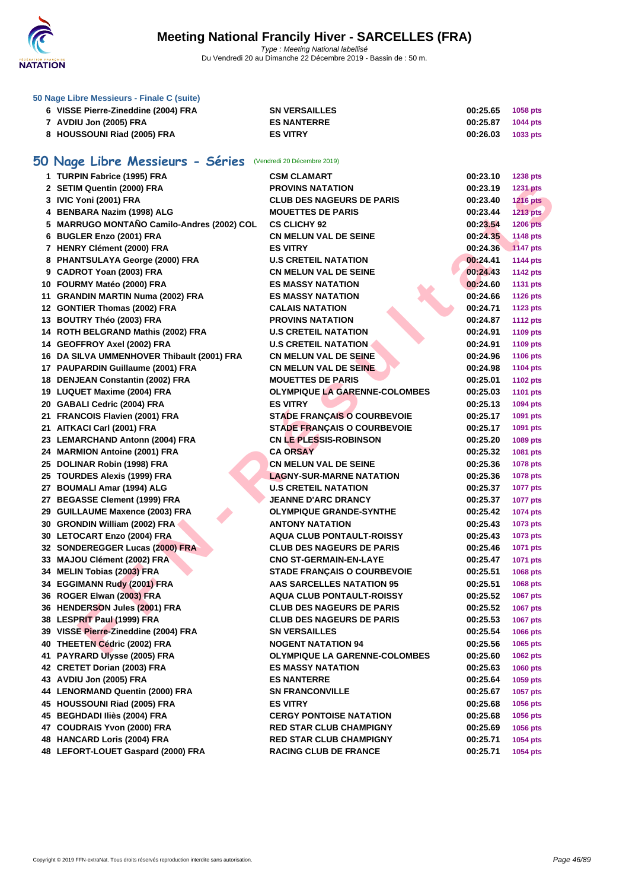### 50 Nage Libre Messieurs - Finale C (suite)

| | | | | |
|---|---|---|---|---|
| 6 | VISSE Pierre-Zineddine (2004) FRA | SN VERSAILLES | 00:25.65 | 1058 pts |
| 7 | AVDIU Jon (2005) FRA | ES NANTERRE | 00:25.87 | 1044 pts |
| 8 | HOUSSOUNI Riad (2005) FRA | ES VITRY | 00:26.03 | 1033 pts |

## 50 Nage Libre Messieurs - Séries (Vendredi 20 Décembre 2019)

| | | | | |
|---|---|---|---|---|
| 1 | TURPIN Fabrice (1995) FRA | CSM CLAMART | 00:23.10 | 1238 pts |
| 2 | SETIM Quentin (2000) FRA | PROVINS NATATION | 00:23.19 | 1231 pts |
| 3 | IVIC Yoni (2001) FRA | CLUB DES NAGEURS DE PARIS | 00:23.40 | 1216 pts |
| 4 | BENBARA Nazim (1998) ALG | MOUETTES DE PARIS | 00:23.44 | 1213 pts |
| 5 | MARRUGO MONTAÑO Camilo-Andres (2002) COL | CS CLICHY 92 | 00:23.54 | 1206 pts |
| 6 | BUGLER Enzo (2001) FRA | CN MELUN VAL DE SEINE | 00:24.35 | 1148 pts |
| 7 | HENRY Clément (2000) FRA | ES VITRY | 00:24.36 | 1147 pts |
| 8 | PHANTSULAYA George (2000) FRA | U.S CRETEIL NATATION | 00:24.41 | 1144 pts |
| 9 | CADROT Yoan (2003) FRA | CN MELUN VAL DE SEINE | 00:24.43 | 1142 pts |
| 10 | FOURMY Matéo (2000) FRA | ES MASSY NATATION | 00:24.60 | 1131 pts |
| 11 | GRANDIN MARTIN Numa (2002) FRA | ES MASSY NATATION | 00:24.66 | 1126 pts |
| 12 | GONTIER Thomas (2002) FRA | CALAIS NATATION | 00:24.71 | 1123 pts |
| 13 | BOUTRY Théo (2003) FRA | PROVINS NATATION | 00:24.87 | 1112 pts |
| 14 | ROTH BELGRAND Mathis (2002) FRA | U.S CRETEIL NATATION | 00:24.91 | 1109 pts |
| 14 | GEOFFROY Axel (2002) FRA | U.S CRETEIL NATATION | 00:24.91 | 1109 pts |
| 16 | DA SILVA UMMENHOVER Thibault (2001) FRA | CN MELUN VAL DE SEINE | 00:24.96 | 1106 pts |
| 17 | PAUPARDIN Guillaume (2001) FRA | CN MELUN VAL DE SEINE | 00:24.98 | 1104 pts |
| 18 | DENJEAN Constantin (2002) FRA | MOUETTES DE PARIS | 00:25.01 | 1102 pts |
| 19 | LUQUET Maxime (2004) FRA | OLYMPIQUE LA GARENNE-COLOMBES | 00:25.03 | 1101 pts |
| 20 | GABALI Cedric (2004) FRA | ES VITRY | 00:25.13 | 1094 pts |
| 21 | FRANCOIS Flavien (2001) FRA | STADE FRANÇAIS O COURBEVOIE | 00:25.17 | 1091 pts |
| 21 | AITKACI Carl (2001) FRA | STADE FRANÇAIS O COURBEVOIE | 00:25.17 | 1091 pts |
| 23 | LEMARCHAND Antonn (2004) FRA | CN LE PLESSIS-ROBINSON | 00:25.20 | 1089 pts |
| 24 | MARMION Antoine (2001) FRA | CA ORSAY | 00:25.32 | 1081 pts |
| 25 | DOLINAR Robin (1998) FRA | CN MELUN VAL DE SEINE | 00:25.36 | 1078 pts |
| 25 | TOURDES Alexis (1999) FRA | LAGNY-SUR-MARNE NATATION | 00:25.36 | 1078 pts |
| 27 | BOUMALI Amar (1994) ALG | U.S CRETEIL NATATION | 00:25.37 | 1077 pts |
| 27 | BEGASSE Clement (1999) FRA | JEANNE D'ARC DRANCY | 00:25.37 | 1077 pts |
| 29 | GUILLAUME Maxence (2003) FRA | OLYMPIQUE GRANDE-SYNTHE | 00:25.42 | 1074 pts |
| 30 | GRONDIN William (2002) FRA | ANTONY NATATION | 00:25.43 | 1073 pts |
| 30 | LETOCART Enzo (2004) FRA | AQUA CLUB PONTAULT-ROISSY | 00:25.43 | 1073 pts |
| 32 | SONDEREGGER Lucas (2000) FRA | CLUB DES NAGEURS DE PARIS | 00:25.46 | 1071 pts |
| 33 | MAJOU Clément (2002) FRA | CNO ST-GERMAIN-EN-LAYE | 00:25.47 | 1071 pts |
| 34 | MELIN Tobias (2003) FRA | STADE FRANÇAIS O COURBEVOIE | 00:25.51 | 1068 pts |
| 34 | EGGIMANN Rudy (2001) FRA | AAS SARCELLES NATATION 95 | 00:25.51 | 1068 pts |
| 36 | ROGER Elwan (2003) FRA | AQUA CLUB PONTAULT-ROISSY | 00:25.52 | 1067 pts |
| 36 | HENDERSON Jules (2001) FRA | CLUB DES NAGEURS DE PARIS | 00:25.52 | 1067 pts |
| 38 | LESPRIT Paul (1999) FRA | CLUB DES NAGEURS DE PARIS | 00:25.53 | 1067 pts |
| 39 | VISSE Pierre-Zineddine (2004) FRA | SN VERSAILLES | 00:25.54 | 1066 pts |
| 40 | THEETEN Cédric (2002) FRA | NOGENT NATATION 94 | 00:25.56 | 1065 pts |
| 41 | PAYRARD Ulysse (2005) FRA | OLYMPIQUE LA GARENNE-COLOMBES | 00:25.60 | 1062 pts |
| 42 | CRETET Dorian (2003) FRA | ES MASSY NATATION | 00:25.63 | 1060 pts |
| 43 | AVDIU Jon (2005) FRA | ES NANTERRE | 00:25.64 | 1059 pts |
| 44 | LENORMAND Quentin (2000) FRA | SN FRANCONVILLE | 00:25.67 | 1057 pts |
| 45 | HOUSSOUNI Riad (2005) FRA | ES VITRY | 00:25.68 | 1056 pts |
| 45 | BEGHDADI Iliès (2004) FRA | CERGY PONTOISE NATATION | 00:25.68 | 1056 pts |
| 47 | COUDRAIS Yvon (2000) FRA | RED STAR CLUB CHAMPIGNY | 00:25.69 | 1056 pts |
| 48 | HANCARD Loris (2004) FRA | RED STAR CLUB CHAMPIGNY | 00:25.71 | 1054 pts |
| 48 | LEFORT-LOUET Gaspard (2000) FRA | RACING CLUB DE FRANCE | 00:25.71 | 1054 pts |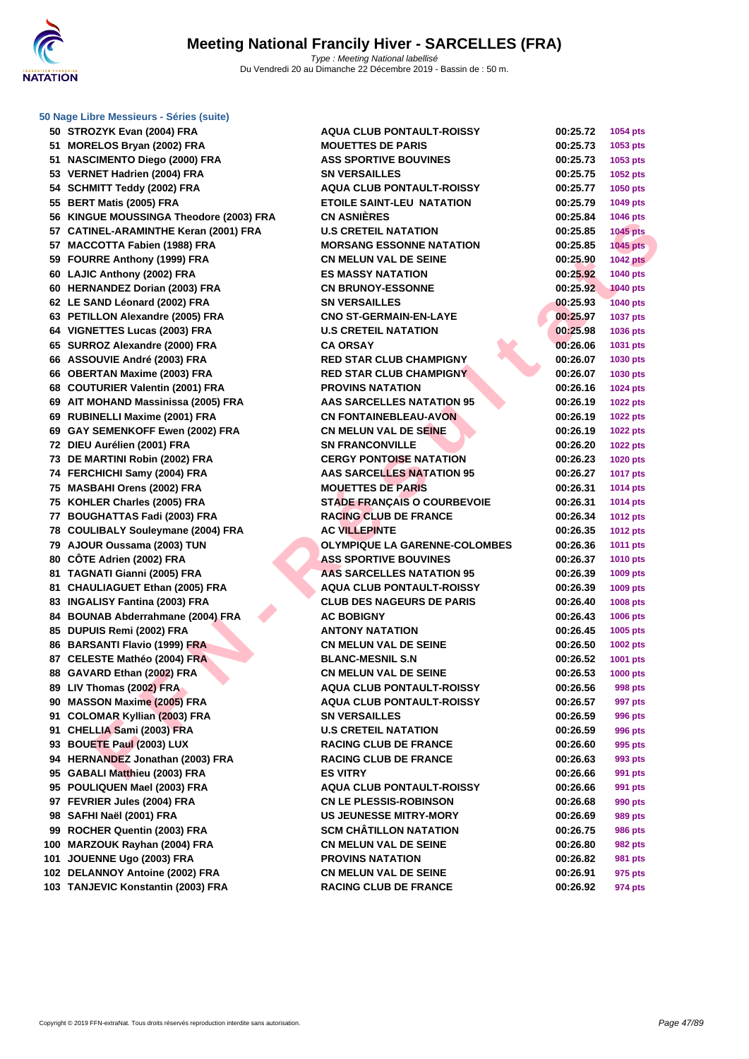# Meeting National Francily Hiver - SARCELLES (FRA)

*Type : Meeting National labellisé*
Du Vendredi 20 au Dimanche 22 Décembre 2019 - Bassin de : 50 m.

### 50 Nage Libre Messieurs - Séries (suite)

| | | | | |
|---|---|---|---|---|
| 50 | STROZYK Evan (2004) FRA | AQUA CLUB PONTAULT-ROISSY | 00:25.72 | 1054 pts |
| 51 | MORELOS Bryan (2002) FRA | MOUETTES DE PARIS | 00:25.73 | 1053 pts |
| 51 | NASCIMENTO Diego (2000) FRA | ASS SPORTIVE BOUVINES | 00:25.73 | 1053 pts |
| 53 | VERNET Hadrien (2004) FRA | SN VERSAILLES | 00:25.75 | 1052 pts |
| 54 | SCHMITT Teddy (2002) FRA | AQUA CLUB PONTAULT-ROISSY | 00:25.77 | 1050 pts |
| 55 | BERT Matis (2005) FRA | ETOILE SAINT-LEU NATATION | 00:25.79 | 1049 pts |
| 56 | KINGUE MOUSSINGA Theodore (2003) FRA | CN ASNIÈRES | 00:25.84 | 1046 pts |
| 57 | CATINEL-ARAMINTHE Keran (2001) FRA | U.S CRETEIL NATATION | 00:25.85 | 1045 pts |
| 57 | MACCOTTA Fabien (1988) FRA | MORSANG ESSONNE NATATION | 00:25.85 | 1045 pts |
| 59 | FOURRE Anthony (1999) FRA | CN MELUN VAL DE SEINE | 00:25.90 | 1042 pts |
| 60 | LAJIC Anthony (2002) FRA | ES MASSY NATATION | 00:25.92 | 1040 pts |
| 60 | HERNANDEZ Dorian (2003) FRA | CN BRUNOY-ESSONNE | 00:25.92 | 1040 pts |
| 62 | LE SAND Léonard (2002) FRA | SN VERSAILLES | 00:25.93 | 1040 pts |
| 63 | PETILLON Alexandre (2005) FRA | CNO ST-GERMAIN-EN-LAYE | 00:25.97 | 1037 pts |
| 64 | VIGNETTES Lucas (2003) FRA | U.S CRETEIL NATATION | 00:25.98 | 1036 pts |
| 65 | SURROZ Alexandre (2000) FRA | CA ORSAY | 00:26.06 | 1031 pts |
| 66 | ASSOUVIE André (2003) FRA | RED STAR CLUB CHAMPIGNY | 00:26.07 | 1030 pts |
| 66 | OBERTAN Maxime (2003) FRA | RED STAR CLUB CHAMPIGNY | 00:26.07 | 1030 pts |
| 68 | COUTURIER Valentin (2001) FRA | PROVINS NATATION | 00:26.16 | 1024 pts |
| 69 | AIT MOHAND Massinissa (2005) FRA | AAS SARCELLES NATATION 95 | 00:26.19 | 1022 pts |
| 69 | RUBINELLI Maxime (2001) FRA | CN FONTAINEBLEAU-AVON | 00:26.19 | 1022 pts |
| 69 | GAY SEMENKOFF Ewen (2002) FRA | CN MELUN VAL DE SEINE | 00:26.19 | 1022 pts |
| 72 | DIEU Aurélien (2001) FRA | SN FRANCONVILLE | 00:26.20 | 1022 pts |
| 73 | DE MARTINI Robin (2002) FRA | CERGY PONTOISE NATATION | 00:26.23 | 1020 pts |
| 74 | FERCHICHI Samy (2004) FRA | AAS SARCELLES NATATION 95 | 00:26.27 | 1017 pts |
| 75 | MASBAHI Orens (2002) FRA | MOUETTES DE PARIS | 00:26.31 | 1014 pts |
| 75 | KOHLER Charles (2005) FRA | STADE FRANÇAIS O COURBEVOIE | 00:26.31 | 1014 pts |
| 77 | BOUGHATTAS Fadi (2003) FRA | RACING CLUB DE FRANCE | 00:26.34 | 1012 pts |
| 78 | COULIBALY Souleymane (2004) FRA | AC VILLEPINTE | 00:26.35 | 1012 pts |
| 79 | AJOUR Oussama (2003) TUN | OLYMPIQUE LA GARENNE-COLOMBES | 00:26.36 | 1011 pts |
| 80 | CÔTE Adrien (2002) FRA | ASS SPORTIVE BOUVINES | 00:26.37 | 1010 pts |
| 81 | TAGNATI Gianni (2005) FRA | AAS SARCELLES NATATION 95 | 00:26.39 | 1009 pts |
| 81 | CHAULIAGUET Ethan (2005) FRA | AQUA CLUB PONTAULT-ROISSY | 00:26.39 | 1009 pts |
| 83 | INGALISY Fantina (2003) FRA | CLUB DES NAGEURS DE PARIS | 00:26.40 | 1008 pts |
| 84 | BOUNAB Abderrahmane (2004) FRA | AC BOBIGNY | 00:26.43 | 1006 pts |
| 85 | DUPUIS Remi (2002) FRA | ANTONY NATATION | 00:26.45 | 1005 pts |
| 86 | BARSANTI Flavio (1999) FRA | CN MELUN VAL DE SEINE | 00:26.50 | 1002 pts |
| 87 | CELESTE Mathéo (2004) FRA | BLANC-MESNIL S.N | 00:26.52 | 1001 pts |
| 88 | GAVARD Ethan (2002) FRA | CN MELUN VAL DE SEINE | 00:26.53 | 1000 pts |
| 89 | LIV Thomas (2002) FRA | AQUA CLUB PONTAULT-ROISSY | 00:26.56 | 998 pts |
| 90 | MASSON Maxime (2005) FRA | AQUA CLUB PONTAULT-ROISSY | 00:26.57 | 997 pts |
| 91 | COLOMAR Kyllian (2003) FRA | SN VERSAILLES | 00:26.59 | 996 pts |
| 91 | CHELLIA Sami (2003) FRA | U.S CRETEIL NATATION | 00:26.59 | 996 pts |
| 93 | BOUETE Paul (2003) LUX | RACING CLUB DE FRANCE | 00:26.60 | 995 pts |
| 94 | HERNANDEZ Jonathan (2003) FRA | RACING CLUB DE FRANCE | 00:26.63 | 993 pts |
| 95 | GABALI Matthieu (2003) FRA | ES VITRY | 00:26.66 | 991 pts |
| 95 | POULIQUEN Mael (2003) FRA | AQUA CLUB PONTAULT-ROISSY | 00:26.66 | 991 pts |
| 97 | FEVRIER Jules (2004) FRA | CN LE PLESSIS-ROBINSON | 00:26.68 | 990 pts |
| 98 | SAFHI Naël (2001) FRA | US JEUNESSE MITRY-MORY | 00:26.69 | 989 pts |
| 99 | ROCHER Quentin (2003) FRA | SCM CHÂTILLON NATATION | 00:26.75 | 986 pts |
| 100 | MARZOUK Rayhan (2004) FRA | CN MELUN VAL DE SEINE | 00:26.80 | 982 pts |
| 101 | JOUENNE Ugo (2003) FRA | PROVINS NATATION | 00:26.82 | 981 pts |
| 102 | DELANNOY Antoine (2002) FRA | CN MELUN VAL DE SEINE | 00:26.91 | 975 pts |
| 103 | TANJEVIC Konstantin (2003) FRA | RACING CLUB DE FRANCE | 00:26.92 | 974 pts |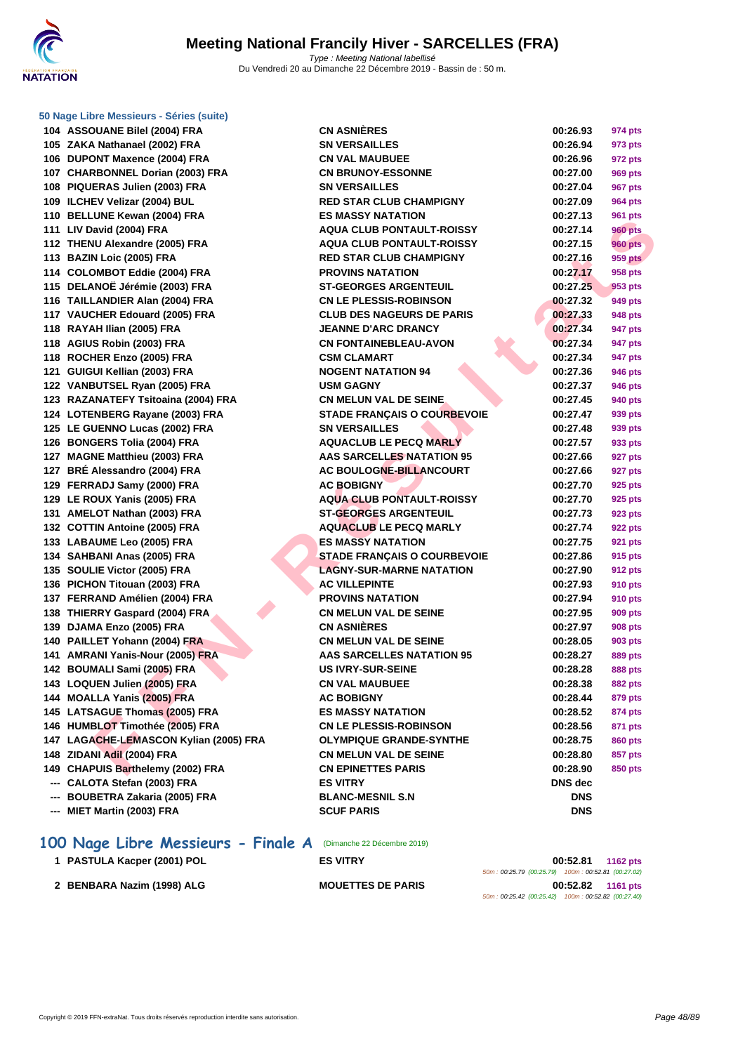# Meeting National Francily Hiver - SARCELLES (FRA)

*Type : Meeting National labellisé*

Du Vendredi 20 au Dimanche 22 Décembre 2019 - Bassin de : 50 m.

### 50 Nage Libre Messieurs - Séries (suite)

| Place | Nom | Club | Temps | Points |
|---|---|---|---|---|
| 104 | ASSOUANE Bilel (2004) FRA | CN ASNIÈRES | 00:26.93 | 974 pts |
| 105 | ZAKA Nathanael (2002) FRA | SN VERSAILLES | 00:26.94 | 973 pts |
| 106 | DUPONT Maxence (2004) FRA | CN VAL MAUBUEE | 00:26.96 | 972 pts |
| 107 | CHARBONNEL Dorian (2003) FRA | CN BRUNOY-ESSONNE | 00:27.00 | 969 pts |
| 108 | PIQUERAS Julien (2003) FRA | SN VERSAILLES | 00:27.04 | 967 pts |
| 109 | ILCHEV Velizar (2004) BUL | RED STAR CLUB CHAMPIGNY | 00:27.09 | 964 pts |
| 110 | BELLUNE Kewan (2004) FRA | ES MASSY NATATION | 00:27.13 | 961 pts |
| 111 | LIV David (2004) FRA | AQUA CLUB PONTAULT-ROISSY | 00:27.14 | 960 pts |
| 112 | THENU Alexandre (2005) FRA | AQUA CLUB PONTAULT-ROISSY | 00:27.15 | 960 pts |
| 113 | BAZIN Loic (2005) FRA | RED STAR CLUB CHAMPIGNY | 00:27.16 | 959 pts |
| 114 | COLOMBOT Eddie (2004) FRA | PROVINS NATATION | 00:27.17 | 958 pts |
| 115 | DELANOË Jérémie (2003) FRA | ST-GEORGES ARGENTEUIL | 00:27.25 | 953 pts |
| 116 | TAILLANDIER Alan (2004) FRA | CN LE PLESSIS-ROBINSON | 00:27.32 | 949 pts |
| 117 | VAUCHER Edouard (2005) FRA | CLUB DES NAGEURS DE PARIS | 00:27.33 | 948 pts |
| 118 | RAYAH Ilian (2005) FRA | JEANNE D'ARC DRANCY | 00:27.34 | 947 pts |
| 118 | AGIUS Robin (2003) FRA | CN FONTAINEBLEAU-AVON | 00:27.34 | 947 pts |
| 118 | ROCHER Enzo (2005) FRA | CSM CLAMART | 00:27.34 | 947 pts |
| 121 | GUIGUI Kellian (2003) FRA | NOGENT NATATION 94 | 00:27.36 | 946 pts |
| 122 | VANBUTSEL Ryan (2005) FRA | USM GAGNY | 00:27.37 | 946 pts |
| 123 | RAZANATEFY Tsitoaina (2004) FRA | CN MELUN VAL DE SEINE | 00:27.45 | 940 pts |
| 124 | LOTENBERG Rayane (2003) FRA | STADE FRANÇAIS O COURBEVOIE | 00:27.47 | 939 pts |
| 125 | LE GUENNO Lucas (2002) FRA | SN VERSAILLES | 00:27.48 | 939 pts |
| 126 | BONGERS Tolia (2004) FRA | AQUACLUB LE PECQ MARLY | 00:27.57 | 933 pts |
| 127 | MAGNE Matthieu (2003) FRA | AAS SARCELLES NATATION 95 | 00:27.66 | 927 pts |
| 127 | BRÉ Alessandro (2004) FRA | AC BOULOGNE-BILLANCOURT | 00:27.66 | 927 pts |
| 129 | FERRADJ Samy (2000) FRA | AC BOBIGNY | 00:27.70 | 925 pts |
| 129 | LE ROUX Yanis (2005) FRA | AQUA CLUB PONTAULT-ROISSY | 00:27.70 | 925 pts |
| 131 | AMELOT Nathan (2003) FRA | ST-GEORGES ARGENTEUIL | 00:27.73 | 923 pts |
| 132 | COTTIN Antoine (2005) FRA | AQUACLUB LE PECQ MARLY | 00:27.74 | 922 pts |
| 133 | LABAUME Leo (2005) FRA | ES MASSY NATATION | 00:27.75 | 921 pts |
| 134 | SAHBANI Anas (2005) FRA | STADE FRANÇAIS O COURBEVOIE | 00:27.86 | 915 pts |
| 135 | SOULIE Victor (2005) FRA | LAGNY-SUR-MARNE NATATION | 00:27.90 | 912 pts |
| 136 | PICHON Titouan (2003) FRA | AC VILLEPINTE | 00:27.93 | 910 pts |
| 137 | FERRAND Amélien (2004) FRA | PROVINS NATATION | 00:27.94 | 910 pts |
| 138 | THIERRY Gaspard (2004) FRA | CN MELUN VAL DE SEINE | 00:27.95 | 909 pts |
| 139 | DJAMA Enzo (2005) FRA | CN ASNIÈRES | 00:27.97 | 908 pts |
| 140 | PAILLET Yohann (2004) FRA | CN MELUN VAL DE SEINE | 00:28.05 | 903 pts |
| 141 | AMRANI Yanis-Nour (2005) FRA | AAS SARCELLES NATATION 95 | 00:28.27 | 889 pts |
| 142 | BOUMALI Sami (2005) FRA | US IVRY-SUR-SEINE | 00:28.28 | 888 pts |
| 143 | LOQUEN Julien (2005) FRA | CN VAL MAUBUEE | 00:28.38 | 882 pts |
| 144 | MOALLA Yanis (2005) FRA | AC BOBIGNY | 00:28.44 | 879 pts |
| 145 | LATSAGUE Thomas (2005) FRA | ES MASSY NATATION | 00:28.52 | 874 pts |
| 146 | HUMBLOT Timothée (2005) FRA | CN LE PLESSIS-ROBINSON | 00:28.56 | 871 pts |
| 147 | LAGACHE-LEMASCON Kylian (2005) FRA | OLYMPIQUE GRANDE-SYNTHE | 00:28.75 | 860 pts |
| 148 | ZIDANI Adil (2004) FRA | CN MELUN VAL DE SEINE | 00:28.80 | 857 pts |
| 149 | CHAPUIS Barthelemy (2002) FRA | CN EPINETTES PARIS | 00:28.90 | 850 pts |
| --- | CALOTA Stefan (2003) FRA | ES VITRY | DNS dec | |
| --- | BOUBETRA Zakaria (2005) FRA | BLANC-MESNIL S.N | DNS | |
| --- | MIET Martin (2003) FRA | SCUF PARIS | DNS | |

## 100 Nage Libre Messieurs - Finale A (Dimanche 22 Décembre 2019)

| Place | Nom | Club | Temps | Points |
|---|---|---|---|---|
| 1 | PASTULA Kacper (2001) POL | ES VITRY | 00:52.81 | 1162 pts |
| | | | 50m : 00:25.79 (00:25.79) 100m : 00:52.81 (00:27.02) | |
| 2 | BENBARA Nazim (1998) ALG | MOUETTES DE PARIS | 00:52.82 | 1161 pts |
| | | | 50m : 00:25.42 (00:25.42) 100m : 00:52.82 (00:27.40) | |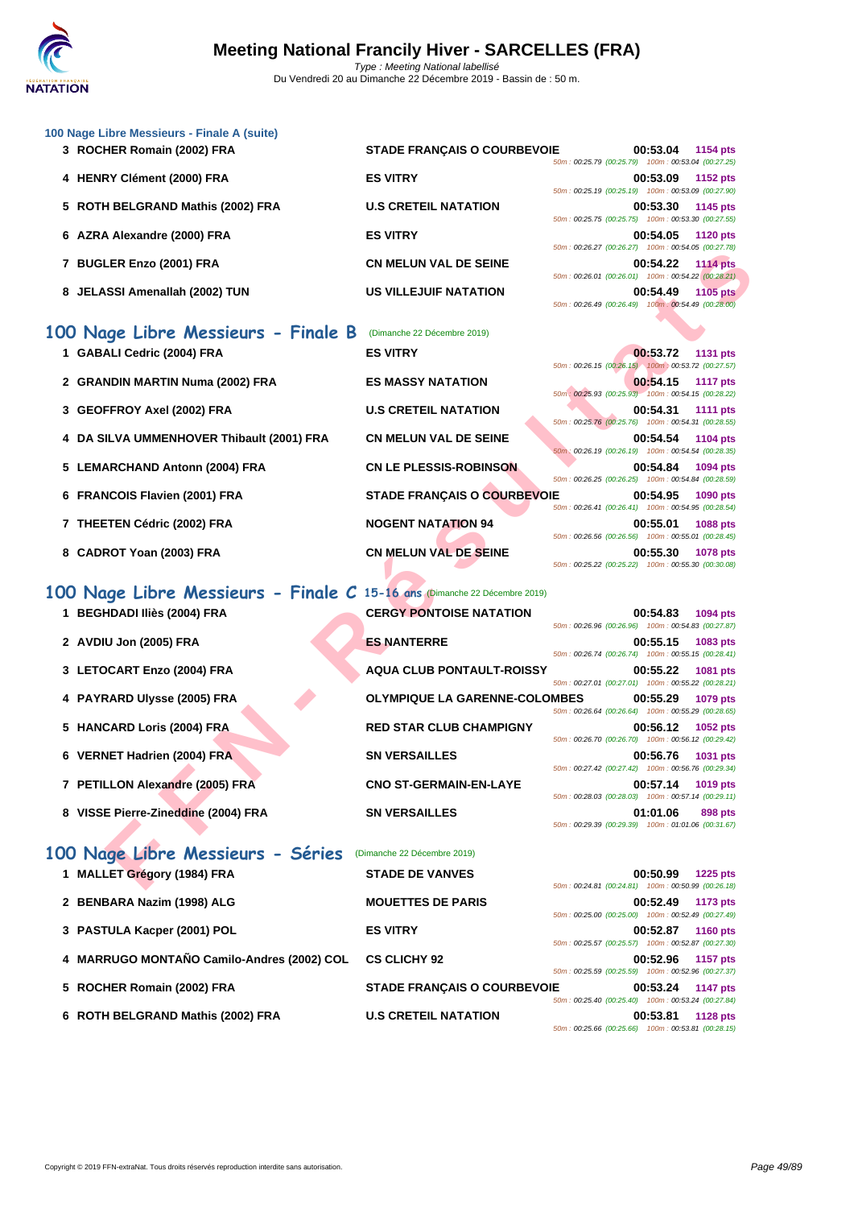## 100 Nage Libre Messieurs - Finale A (suite)

| Rang | Nom | Club | Temps | Points | Splits |
|---|---|---|---|---|---|
| 3 | ROCHER Romain (2002) FRA | STADE FRANÇAIS O COURBEVOIE | 00:53.04 | 1154 pts | 50m : 00:25.79 (00:25.79) 100m : 00:53.04 (00:27.25) |
| 4 | HENRY Clément (2000) FRA | ES VITRY | 00:53.09 | 1152 pts | 50m : 00:25.19 (00:25.19) 100m : 00:53.09 (00:27.90) |
| 5 | ROTH BELGRAND Mathis (2002) FRA | U.S CRETEIL NATATION | 00:53.30 | 1145 pts | 50m : 00:25.75 (00:25.75) 100m : 00:53.30 (00:27.55) |
| 6 | AZRA Alexandre (2000) FRA | ES VITRY | 00:54.05 | 1120 pts | 50m : 00:26.27 (00:26.27) 100m : 00:54.05 (00:27.78) |
| 7 | BUGLER Enzo (2001) FRA | CN MELUN VAL DE SEINE | 00:54.22 | 1114 pts | 50m : 00:26.01 (00:26.01) 100m : 00:54.22 (00:28.21) |
| 8 | JELASSI Amenallah (2002) TUN | US VILLEJUIF NATATION | 00:54.49 | 1105 pts | 50m : 00:26.49 (00:26.49) 100m : 00:54.49 (00:28.00) |

## 100 Nage Libre Messieurs - Finale B (Dimanche 22 Décembre 2019)

| Rang | Nom | Club | Temps | Points | Splits |
|---|---|---|---|---|---|
| 1 | GABALI Cedric (2004) FRA | ES VITRY | 00:53.72 | 1131 pts | 50m : 00:26.15 (00:26.15) 100m : 00:53.72 (00:27.57) |
| 2 | GRANDIN MARTIN Numa (2002) FRA | ES MASSY NATATION | 00:54.15 | 1117 pts | 50m : 00:25.93 (00:25.93) 100m : 00:54.15 (00:28.22) |
| 3 | GEOFFROY Axel (2002) FRA | U.S CRETEIL NATATION | 00:54.31 | 1111 pts | 50m : 00:25.76 (00:25.76) 100m : 00:54.31 (00:28.55) |
| 4 | DA SILVA UMMENHOVER Thibault (2001) FRA | CN MELUN VAL DE SEINE | 00:54.54 | 1104 pts | 50m : 00:26.19 (00:26.19) 100m : 00:54.54 (00:28.35) |
| 5 | LEMARCHAND Antonn (2004) FRA | CN LE PLESSIS-ROBINSON | 00:54.84 | 1094 pts | 50m : 00:26.25 (00:26.25) 100m : 00:54.84 (00:28.59) |
| 6 | FRANCOIS Flavien (2001) FRA | STADE FRANÇAIS O COURBEVOIE | 00:54.95 | 1090 pts | 50m : 00:26.41 (00:26.41) 100m : 00:54.95 (00:28.54) |
| 7 | THEETEN Cédric (2002) FRA | NOGENT NATATION 94 | 00:55.01 | 1088 pts | 50m : 00:26.56 (00:26.56) 100m : 00:55.01 (00:28.45) |
| 8 | CADROT Yoan (2003) FRA | CN MELUN VAL DE SEINE | 00:55.30 | 1078 pts | 50m : 00:25.22 (00:25.22) 100m : 00:55.30 (00:30.08) |

## 100 Nage Libre Messieurs - Finale C 15-16 ans (Dimanche 22 Décembre 2019)

| Rang | Nom | Club | Temps | Points | Splits |
|---|---|---|---|---|---|
| 1 | BEGHDADI Iliès (2004) FRA | CERGY PONTOISE NATATION | 00:54.83 | 1094 pts | 50m : 00:26.96 (00:26.96) 100m : 00:54.83 (00:27.87) |
| 2 | AVDIU Jon (2005) FRA | ES NANTERRE | 00:55.15 | 1083 pts | 50m : 00:26.74 (00:26.74) 100m : 00:55.15 (00:28.41) |
| 3 | LETOCART Enzo (2004) FRA | AQUA CLUB PONTAULT-ROISSY | 00:55.22 | 1081 pts | 50m : 00:27.01 (00:27.01) 100m : 00:55.22 (00:28.21) |
| 4 | PAYRARD Ulysse (2005) FRA | OLYMPIQUE LA GARENNE-COLOMBES | 00:55.29 | 1079 pts | 50m : 00:26.64 (00:26.64) 100m : 00:55.29 (00:28.65) |
| 5 | HANCARD Loris (2004) FRA | RED STAR CLUB CHAMPIGNY | 00:56.12 | 1052 pts | 50m : 00:26.70 (00:26.70) 100m : 00:56.12 (00:29.42) |
| 6 | VERNET Hadrien (2004) FRA | SN VERSAILLES | 00:56.76 | 1031 pts | 50m : 00:27.42 (00:27.42) 100m : 00:56.76 (00:29.34) |
| 7 | PETILLON Alexandre (2005) FRA | CNO ST-GERMAIN-EN-LAYE | 00:57.14 | 1019 pts | 50m : 00:28.03 (00:28.03) 100m : 00:57.14 (00:29.11) |
| 8 | VISSE Pierre-Zineddine (2004) FRA | SN VERSAILLES | 01:01.06 | 898 pts | 50m : 00:29.39 (00:29.39) 100m : 01:01.06 (00:31.67) |

## 100 Nage Libre Messieurs - Séries (Dimanche 22 Décembre 2019)

| Rang | Nom | Club | Temps | Points | Splits |
|---|---|---|---|---|---|
| 1 | MALLET Grégory (1984) FRA | STADE DE VANVES | 00:50.99 | 1225 pts | 50m : 00:24.81 (00:24.81) 100m : 00:50.99 (00:26.18) |
| 2 | BENBARA Nazim (1998) ALG | MOUETTES DE PARIS | 00:52.49 | 1173 pts | 50m : 00:25.00 (00:25.00) 100m : 00:52.49 (00:27.49) |
| 3 | PASTULA Kacper (2001) POL | ES VITRY | 00:52.87 | 1160 pts | 50m : 00:25.57 (00:25.57) 100m : 00:52.87 (00:27.30) |
| 4 | MARRUGO MONTAÑO Camilo-Andres (2002) COL | CS CLICHY 92 | 00:52.96 | 1157 pts | 50m : 00:25.59 (00:25.59) 100m : 00:52.96 (00:27.37) |
| 5 | ROCHER Romain (2002) FRA | STADE FRANÇAIS O COURBEVOIE | 00:53.24 | 1147 pts | 50m : 00:25.40 (00:25.40) 100m : 00:53.24 (00:27.84) |
| 6 | ROTH BELGRAND Mathis (2002) FRA | U.S CRETEIL NATATION | 00:53.81 | 1128 pts | 50m : 00:25.66 (00:25.66) 100m : 00:53.81 (00:28.15) |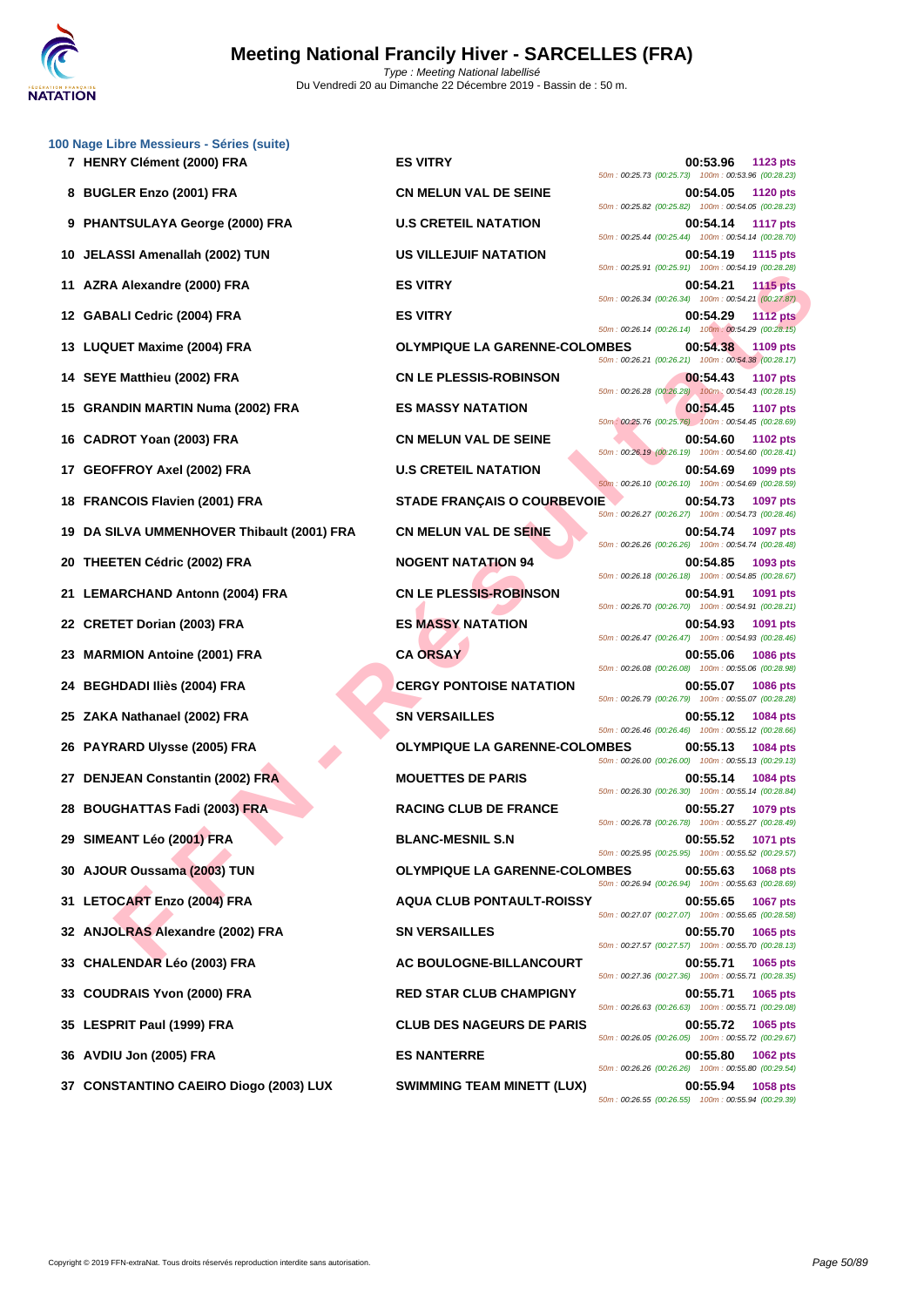# Meeting National Francily Hiver - SARCELLES (FRA)

*Type : Meeting National labellisé*

Du Vendredi 20 au Dimanche 22 Décembre 2019 - Bassin de : 50 m.

## 100 Nage Libre Messieurs - Séries (suite)

| Rang | Nom | Club | Temps | Points | Intermédiaires |
|---|---|---|---|---|---|
| 7 | HENRY Clément (2000) FRA | ES VITRY | 00:53.96 | 1123 pts | 50m : 00:25.73 (00:25.73) 100m : 00:53.96 (00:28.23) |
| 8 | BUGLER Enzo (2001) FRA | CN MELUN VAL DE SEINE | 00:54.05 | 1120 pts | 50m : 00:25.82 (00:25.82) 100m : 00:54.05 (00:28.23) |
| 9 | PHANTSULAYA George (2000) FRA | U.S CRETEIL NATATION | 00:54.14 | 1117 pts | 50m : 00:25.44 (00:25.44) 100m : 00:54.14 (00:28.70) |
| 10 | JELASSI Amenallah (2002) TUN | US VILLEJUIF NATATION | 00:54.19 | 1115 pts | 50m : 00:25.91 (00:25.91) 100m : 00:54.19 (00:28.28) |
| 11 | AZRA Alexandre (2000) FRA | ES VITRY | 00:54.21 | 1115 pts | 50m : 00:26.34 (00:26.34) 100m : 00:54.21 (00:27.87) |
| 12 | GABALI Cedric (2004) FRA | ES VITRY | 00:54.29 | 1112 pts | 50m : 00:26.14 (00:26.14) 100m : 00:54.29 (00:28.15) |
| 13 | LUQUET Maxime (2004) FRA | OLYMPIQUE LA GARENNE-COLOMBES | 00:54.38 | 1109 pts | 50m : 00:26.21 (00:26.21) 100m : 00:54.38 (00:28.17) |
| 14 | SEYE Matthieu (2002) FRA | CN LE PLESSIS-ROBINSON | 00:54.43 | 1107 pts | 50m : 00:26.28 (00:26.28) 100m : 00:54.43 (00:28.15) |
| 15 | GRANDIN MARTIN Numa (2002) FRA | ES MASSY NATATION | 00:54.45 | 1107 pts | 50m : 00:25.76 (00:25.76) 100m : 00:54.45 (00:28.69) |
| 16 | CADROT Yoan (2003) FRA | CN MELUN VAL DE SEINE | 00:54.60 | 1102 pts | 50m : 00:26.19 (00:26.19) 100m : 00:54.60 (00:28.41) |
| 17 | GEOFFROY Axel (2002) FRA | U.S CRETEIL NATATION | 00:54.69 | 1099 pts | 50m : 00:26.10 (00:26.10) 100m : 00:54.69 (00:28.59) |
| 18 | FRANCOIS Flavien (2001) FRA | STADE FRANÇAIS O COURBEVOIE | 00:54.73 | 1097 pts | 50m : 00:26.27 (00:26.27) 100m : 00:54.73 (00:28.46) |
| 19 | DA SILVA UMMENHOVER Thibault (2001) FRA | CN MELUN VAL DE SEINE | 00:54.74 | 1097 pts | 50m : 00:26.26 (00:26.26) 100m : 00:54.74 (00:28.48) |
| 20 | THEETEN Cédric (2002) FRA | NOGENT NATATION 94 | 00:54.85 | 1093 pts | 50m : 00:26.18 (00:26.18) 100m : 00:54.85 (00:28.67) |
| 21 | LEMARCHAND Antonn (2004) FRA | CN LE PLESSIS-ROBINSON | 00:54.91 | 1091 pts | 50m : 00:26.70 (00:26.70) 100m : 00:54.91 (00:28.21) |
| 22 | CRETET Dorian (2003) FRA | ES MASSY NATATION | 00:54.93 | 1091 pts | 50m : 00:26.47 (00:26.47) 100m : 00:54.93 (00:28.46) |
| 23 | MARMION Antoine (2001) FRA | CA ORSAY | 00:55.06 | 1086 pts | 50m : 00:26.08 (00:26.08) 100m : 00:55.06 (00:28.98) |
| 24 | BEGHDADI Iliès (2004) FRA | CERGY PONTOISE NATATION | 00:55.07 | 1086 pts | 50m : 00:26.79 (00:26.79) 100m : 00:55.07 (00:28.28) |
| 25 | ZAKA Nathanael (2002) FRA | SN VERSAILLES | 00:55.12 | 1084 pts | 50m : 00:26.46 (00:26.46) 100m : 00:55.12 (00:28.66) |
| 26 | PAYRARD Ulysse (2005) FRA | OLYMPIQUE LA GARENNE-COLOMBES | 00:55.13 | 1084 pts | 50m : 00:26.00 (00:26.00) 100m : 00:55.13 (00:29.13) |
| 27 | DENJEAN Constantin (2002) FRA | MOUETTES DE PARIS | 00:55.14 | 1084 pts | 50m : 00:26.30 (00:26.30) 100m : 00:55.14 (00:28.84) |
| 28 | BOUGHATTAS Fadi (2003) FRA | RACING CLUB DE FRANCE | 00:55.27 | 1079 pts | 50m : 00:26.78 (00:26.78) 100m : 00:55.27 (00:28.49) |
| 29 | SIMEANT Léo (2001) FRA | BLANC-MESNIL S.N | 00:55.52 | 1071 pts | 50m : 00:25.95 (00:25.95) 100m : 00:55.52 (00:29.57) |
| 30 | AJOUR Oussama (2003) TUN | OLYMPIQUE LA GARENNE-COLOMBES | 00:55.63 | 1068 pts | 50m : 00:26.94 (00:26.94) 100m : 00:55.63 (00:28.69) |
| 31 | LETOCART Enzo (2004) FRA | AQUA CLUB PONTAULT-ROISSY | 00:55.65 | 1067 pts | 50m : 00:27.07 (00:27.07) 100m : 00:55.65 (00:28.58) |
| 32 | ANJOLRAS Alexandre (2002) FRA | SN VERSAILLES | 00:55.70 | 1065 pts | 50m : 00:27.57 (00:27.57) 100m : 00:55.70 (00:28.13) |
| 33 | CHALENDAR Léo (2003) FRA | AC BOULOGNE-BILLANCOURT | 00:55.71 | 1065 pts | 50m : 00:27.36 (00:27.36) 100m : 00:55.71 (00:28.35) |
| 33 | COUDRAIS Yvon (2000) FRA | RED STAR CLUB CHAMPIGNY | 00:55.71 | 1065 pts | 50m : 00:26.63 (00:26.63) 100m : 00:55.71 (00:29.08) |
| 35 | LESPRIT Paul (1999) FRA | CLUB DES NAGEURS DE PARIS | 00:55.72 | 1065 pts | 50m : 00:26.05 (00:26.05) 100m : 00:55.72 (00:29.67) |
| 36 | AVDIU Jon (2005) FRA | ES NANTERRE | 00:55.80 | 1062 pts | 50m : 00:26.26 (00:26.26) 100m : 00:55.80 (00:29.54) |
| 37 | CONSTANTINO CAEIRO Diogo (2003) LUX | SWIMMING TEAM MINETT (LUX) | 00:55.94 | 1058 pts | 50m : 00:26.55 (00:26.55) 100m : 00:55.94 (00:29.39) |

Copyright © 2019 FFN-extraNat. Tous droits réservés reproduction interdite sans autorisation.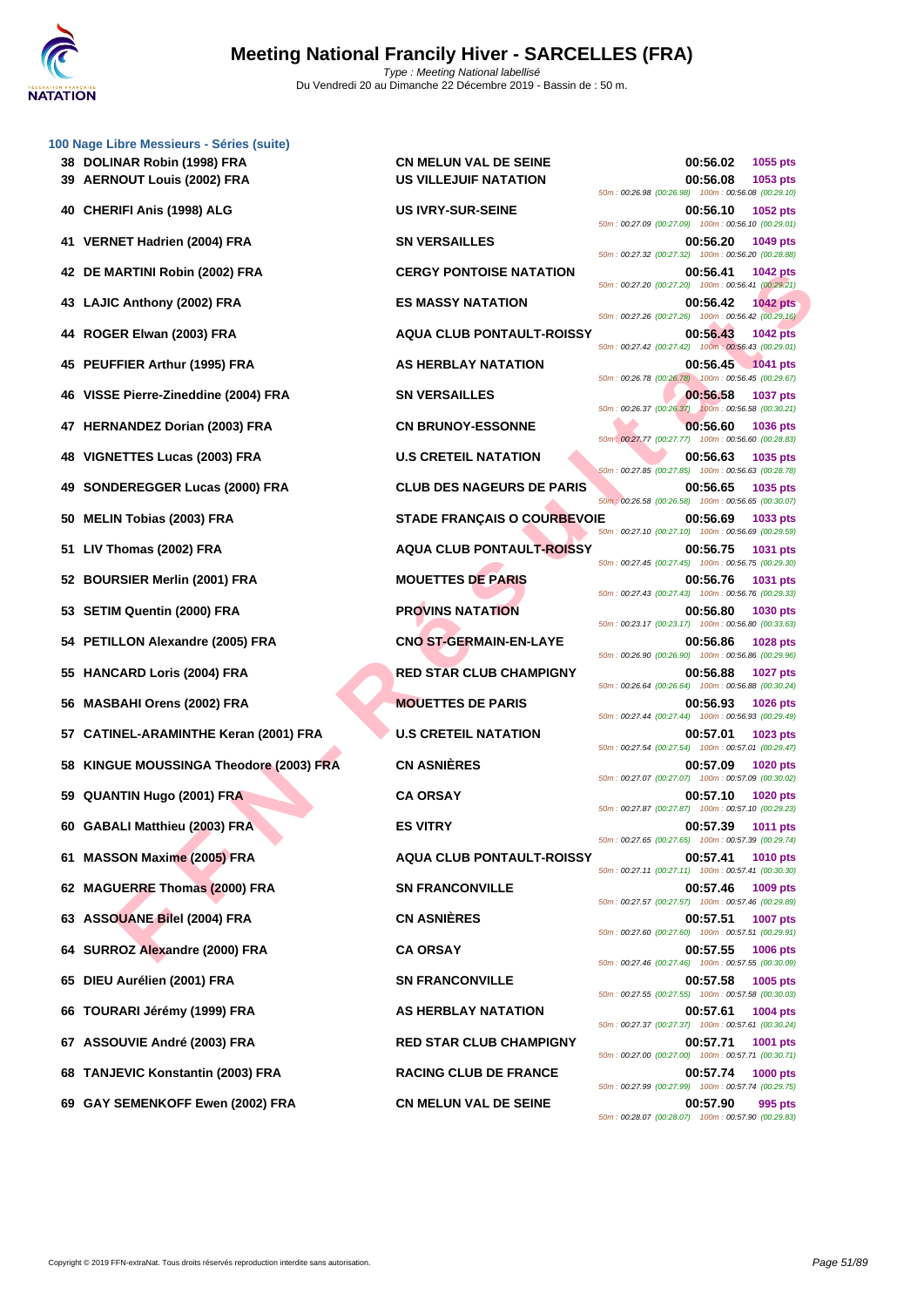# Meeting National Francily Hiver - SARCELLES (FRA)

*Type : Meeting National labellisé*

Du Vendredi 20 au Dimanche 22 Décembre 2019 - Bassin de : 50 m.

## 100 Nage Libre Messieurs - Séries (suite)

| Rang | Nom | Club | Temps | Points | Splits |
|---|---|---|---|---|---|
| 38 | DOLINAR Robin (1998) FRA | CN MELUN VAL DE SEINE | 00:56.02 | 1055 pts | |
| 39 | AERNOUT Louis (2002) FRA | US VILLEJUIF NATATION | 00:56.08 | 1053 pts | 50m : 00:26.98 (00:26.98) 100m : 00:56.08 (00:29.10) |
| 40 | CHERIFI Anis (1998) ALG | US IVRY-SUR-SEINE | 00:56.10 | 1052 pts | 50m : 00:27.09 (00:27.09) 100m : 00:56.10 (00:29.01) |
| 41 | VERNET Hadrien (2004) FRA | SN VERSAILLES | 00:56.20 | 1049 pts | 50m : 00:27.32 (00:27.32) 100m : 00:56.20 (00:28.88) |
| 42 | DE MARTINI Robin (2002) FRA | CERGY PONTOISE NATATION | 00:56.41 | 1042 pts | 50m : 00:27.20 (00:27.20) 100m : 00:56.41 (00:29.21) |
| 43 | LAJIC Anthony (2002) FRA | ES MASSY NATATION | 00:56.42 | 1042 pts | 50m : 00:27.26 (00:27.26) 100m : 00:56.42 (00:29.16) |
| 44 | ROGER Elwan (2003) FRA | AQUA CLUB PONTAULT-ROISSY | 00:56.43 | 1042 pts | 50m : 00:27.42 (00:27.42) 100m : 00:56.43 (00:29.01) |
| 45 | PEUFFIER Arthur (1995) FRA | AS HERBLAY NATATION | 00:56.45 | 1041 pts | 50m : 00:26.78 (00:26.78) 100m : 00:56.45 (00:29.67) |
| 46 | VISSE Pierre-Zineddine (2004) FRA | SN VERSAILLES | 00:56.58 | 1037 pts | 50m : 00:26.37 (00:26.37) 100m : 00:56.58 (00:30.21) |
| 47 | HERNANDEZ Dorian (2003) FRA | CN BRUNOY-ESSONNE | 00:56.60 | 1036 pts | 50m : 00:27.77 (00:27.77) 100m : 00:56.60 (00:28.83) |
| 48 | VIGNETTES Lucas (2003) FRA | U.S CRETEIL NATATION | 00:56.63 | 1035 pts | 50m : 00:27.85 (00:27.85) 100m : 00:56.63 (00:28.78) |
| 49 | SONDEREGGER Lucas (2000) FRA | CLUB DES NAGEURS DE PARIS | 00:56.65 | 1035 pts | 50m : 00:26.58 (00:26.58) 100m : 00:56.65 (00:30.07) |
| 50 | MELIN Tobias (2003) FRA | STADE FRANÇAIS O COURBEVOIE | 00:56.69 | 1033 pts | 50m : 00:27.10 (00:27.10) 100m : 00:56.69 (00:29.59) |
| 51 | LIV Thomas (2002) FRA | AQUA CLUB PONTAULT-ROISSY | 00:56.75 | 1031 pts | 50m : 00:27.45 (00:27.45) 100m : 00:56.75 (00:29.30) |
| 52 | BOURSIER Merlin (2001) FRA | MOUETTES DE PARIS | 00:56.76 | 1031 pts | 50m : 00:27.43 (00:27.43) 100m : 00:56.76 (00:29.33) |
| 53 | SETIM Quentin (2000) FRA | PROVINS NATATION | 00:56.80 | 1030 pts | 50m : 00:23.17 (00:23.17) 100m : 00:56.80 (00:33.63) |
| 54 | PETILLON Alexandre (2005) FRA | CNO ST-GERMAIN-EN-LAYE | 00:56.86 | 1028 pts | 50m : 00:26.90 (00:26.90) 100m : 00:56.86 (00:29.96) |
| 55 | HANCARD Loris (2004) FRA | RED STAR CLUB CHAMPIGNY | 00:56.88 | 1027 pts | 50m : 00:26.64 (00:26.64) 100m : 00:56.88 (00:30.24) |
| 56 | MASBAHI Orens (2002) FRA | MOUETTES DE PARIS | 00:56.93 | 1026 pts | 50m : 00:27.44 (00:27.44) 100m : 00:56.93 (00:29.49) |
| 57 | CATINEL-ARAMINTHE Keran (2001) FRA | U.S CRETEIL NATATION | 00:57.01 | 1023 pts | 50m : 00:27.54 (00:27.54) 100m : 00:57.01 (00:29.47) |
| 58 | KINGUE MOUSSINGA Theodore (2003) FRA | CN ASNIÈRES | 00:57.09 | 1020 pts | 50m : 00:27.07 (00:27.07) 100m : 00:57.09 (00:30.02) |
| 59 | QUANTIN Hugo (2001) FRA | CA ORSAY | 00:57.10 | 1020 pts | 50m : 00:27.87 (00:27.87) 100m : 00:57.10 (00:29.23) |
| 60 | GABALI Matthieu (2003) FRA | ES VITRY | 00:57.39 | 1011 pts | 50m : 00:27.65 (00:27.65) 100m : 00:57.39 (00:29.74) |
| 61 | MASSON Maxime (2005) FRA | AQUA CLUB PONTAULT-ROISSY | 00:57.41 | 1010 pts | 50m : 00:27.11 (00:27.11) 100m : 00:57.41 (00:30.30) |
| 62 | MAGUERRE Thomas (2000) FRA | SN FRANCONVILLE | 00:57.46 | 1009 pts | 50m : 00:27.57 (00:27.57) 100m : 00:57.46 (00:29.89) |
| 63 | ASSOUANE Bilel (2004) FRA | CN ASNIÈRES | 00:57.51 | 1007 pts | 50m : 00:27.60 (00:27.60) 100m : 00:57.51 (00:29.91) |
| 64 | SURROZ Alexandre (2000) FRA | CA ORSAY | 00:57.55 | 1006 pts | 50m : 00:27.46 (00:27.46) 100m : 00:57.55 (00:30.09) |
| 65 | DIEU Aurélien (2001) FRA | SN FRANCONVILLE | 00:57.58 | 1005 pts | 50m : 00:27.55 (00:27.55) 100m : 00:57.58 (00:30.03) |
| 66 | TOURARI Jérémy (1999) FRA | AS HERBLAY NATATION | 00:57.61 | 1004 pts | 50m : 00:27.37 (00:27.37) 100m : 00:57.61 (00:30.24) |
| 67 | ASSOUVIE André (2003) FRA | RED STAR CLUB CHAMPIGNY | 00:57.71 | 1001 pts | 50m : 00:27.00 (00:27.00) 100m : 00:57.71 (00:30.71) |
| 68 | TANJEVIC Konstantin (2003) FRA | RACING CLUB DE FRANCE | 00:57.74 | 1000 pts | 50m : 00:27.99 (00:27.99) 100m : 00:57.74 (00:29.75) |
| 69 | GAY SEMENKOFF Ewen (2002) FRA | CN MELUN VAL DE SEINE | 00:57.90 | 995 pts | 50m : 00:28.07 (00:28.07) 100m : 00:57.90 (00:29.83) |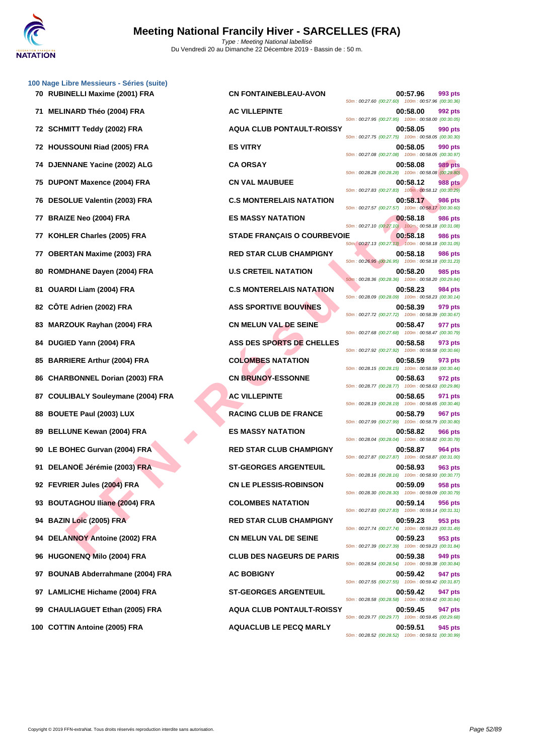# Meeting National Francily Hiver - SARCELLES (FRA)

*Type : Meeting National labellisé*

Du Vendredi 20 au Dimanche 22 Décembre 2019 - Bassin de : 50 m.

## 100 Nage Libre Messieurs - Séries (suite)

| Rang | Nom | Club | Temps | Points | Splits |
|---|---|---|---|---|---|
| 70 | RUBINELLI Maxime (2001) FRA | CN FONTAINEBLEAU-AVON | 00:57.96 | 993 pts | 50m : 00:27.60 (00:27.60) 100m : 00:57.96 (00:30.36) |
| 71 | MELINARD Théo (2004) FRA | AC VILLEPINTE | 00:58.00 | 992 pts | 50m : 00:27.95 (00:27.95) 100m : 00:58.00 (00:30.05) |
| 72 | SCHMITT Teddy (2002) FRA | AQUA CLUB PONTAULT-ROISSY | 00:58.05 | 990 pts | 50m : 00:27.75 (00:27.75) 100m : 00:58.05 (00:30.30) |
| 72 | HOUSSOUNI Riad (2005) FRA | ES VITRY | 00:58.05 | 990 pts | 50m : 00:27.08 (00:27.08) 100m : 00:58.05 (00:30.97) |
| 74 | DJENNANE Yacine (2002) ALG | CA ORSAY | 00:58.08 | 989 pts | 50m : 00:28.28 (00:28.28) 100m : 00:58.08 (00:29.80) |
| 75 | DUPONT Maxence (2004) FRA | CN VAL MAUBUEE | 00:58.12 | 988 pts | 50m : 00:27.83 (00:27.83) 100m : 00:58.12 (00:30.29) |
| 76 | DESOLUE Valentin (2003) FRA | C.S MONTERELAIS NATATION | 00:58.17 | 986 pts | 50m : 00:27.57 (00:27.57) 100m : 00:58.17 (00:30.60) |
| 77 | BRAIZE Neo (2004) FRA | ES MASSY NATATION | 00:58.18 | 986 pts | 50m : 00:27.10 (00:27.10) 100m : 00:58.18 (00:31.08) |
| 77 | KOHLER Charles (2005) FRA | STADE FRANÇAIS O COURBEVOIE | 00:58.18 | 986 pts | 50m : 00:27.13 (00:27.13) 100m : 00:58.18 (00:31.05) |
| 77 | OBERTAN Maxime (2003) FRA | RED STAR CLUB CHAMPIGNY | 00:58.18 | 986 pts | 50m : 00:26.95 (00:26.95) 100m : 00:58.18 (00:31.23) |
| 80 | ROMDHANE Dayen (2004) FRA | U.S CRETEIL NATATION | 00:58.20 | 985 pts | 50m : 00:28.36 (00:28.36) 100m : 00:58.20 (00:29.84) |
| 81 | OUARDI Liam (2004) FRA | C.S MONTERELAIS NATATION | 00:58.23 | 984 pts | 50m : 00:28.09 (00:28.09) 100m : 00:58.23 (00:30.14) |
| 82 | CÔTE Adrien (2002) FRA | ASS SPORTIVE BOUVINES | 00:58.39 | 979 pts | 50m : 00:27.72 (00:27.72) 100m : 00:58.39 (00:30.67) |
| 83 | MARZOUK Rayhan (2004) FRA | CN MELUN VAL DE SEINE | 00:58.47 | 977 pts | 50m : 00:27.68 (00:27.68) 100m : 00:58.47 (00:30.79) |
| 84 | DUGIED Yann (2004) FRA | ASS DES SPORTS DE CHELLES | 00:58.58 | 973 pts | 50m : 00:27.92 (00:27.92) 100m : 00:58.58 (00:30.66) |
| 85 | BARRIERE Arthur (2004) FRA | COLOMBES NATATION | 00:58.59 | 973 pts | 50m : 00:28.15 (00:28.15) 100m : 00:58.59 (00:30.44) |
| 86 | CHARBONNEL Dorian (2003) FRA | CN BRUNOY-ESSONNE | 00:58.63 | 972 pts | 50m : 00:28.77 (00:28.77) 100m : 00:58.63 (00:29.86) |
| 87 | COULIBALY Souleymane (2004) FRA | AC VILLEPINTE | 00:58.65 | 971 pts | 50m : 00:28.19 (00:28.19) 100m : 00:58.65 (00:30.46) |
| 88 | BOUETE Paul (2003) LUX | RACING CLUB DE FRANCE | 00:58.79 | 967 pts | 50m : 00:27.99 (00:27.99) 100m : 00:58.79 (00:30.80) |
| 89 | BELLUNE Kewan (2004) FRA | ES MASSY NATATION | 00:58.82 | 966 pts | 50m : 00:28.04 (00:28.04) 100m : 00:58.82 (00:30.78) |
| 90 | LE BOHEC Gurvan (2004) FRA | RED STAR CLUB CHAMPIGNY | 00:58.87 | 964 pts | 50m : 00:27.87 (00:27.87) 100m : 00:58.87 (00:31.00) |
| 91 | DELANOË Jérémie (2003) FRA | ST-GEORGES ARGENTEUIL | 00:58.93 | 963 pts | 50m : 00:28.16 (00:28.16) 100m : 00:58.93 (00:30.77) |
| 92 | FEVRIER Jules (2004) FRA | CN LE PLESSIS-ROBINSON | 00:59.09 | 958 pts | 50m : 00:28.30 (00:28.30) 100m : 00:59.09 (00:30.79) |
| 93 | BOUTAGHOU Iliane (2004) FRA | COLOMBES NATATION | 00:59.14 | 956 pts | 50m : 00:27.83 (00:27.83) 100m : 00:59.14 (00:31.31) |
| 94 | BAZIN Loïc (2005) FRA | RED STAR CLUB CHAMPIGNY | 00:59.23 | 953 pts | 50m : 00:27.74 (00:27.74) 100m : 00:59.23 (00:31.49) |
| 94 | DELANNOY Antoine (2002) FRA | CN MELUN VAL DE SEINE | 00:59.23 | 953 pts | 50m : 00:27.39 (00:27.39) 100m : 00:59.23 (00:31.84) |
| 96 | HUGONENQ Milo (2004) FRA | CLUB DES NAGEURS DE PARIS | 00:59.38 | 949 pts | 50m : 00:28.54 (00:28.54) 100m : 00:59.38 (00:30.84) |
| 97 | BOUNAB Abderrahmane (2004) FRA | AC BOBIGNY | 00:59.42 | 947 pts | 50m : 00:27.55 (00:27.55) 100m : 00:59.42 (00:31.87) |
| 97 | LAMLICHE Hichame (2004) FRA | ST-GEORGES ARGENTEUIL | 00:59.42 | 947 pts | 50m : 00:28.58 (00:28.58) 100m : 00:59.42 (00:30.84) |
| 99 | CHAULIAGUET Ethan (2005) FRA | AQUA CLUB PONTAULT-ROISSY | 00:59.45 | 947 pts | 50m : 00:29.77 (00:29.77) 100m : 00:59.45 (00:29.68) |
| 100 | COTTIN Antoine (2005) FRA | AQUACLUB LE PECQ MARLY | 00:59.51 | 945 pts | 50m : 00:28.52 (00:28.52) 100m : 00:59.51 (00:30.99) |

Copyright © 2019 FFN-extraNat. Tous droits réservés reproduction interdite sans autorisation.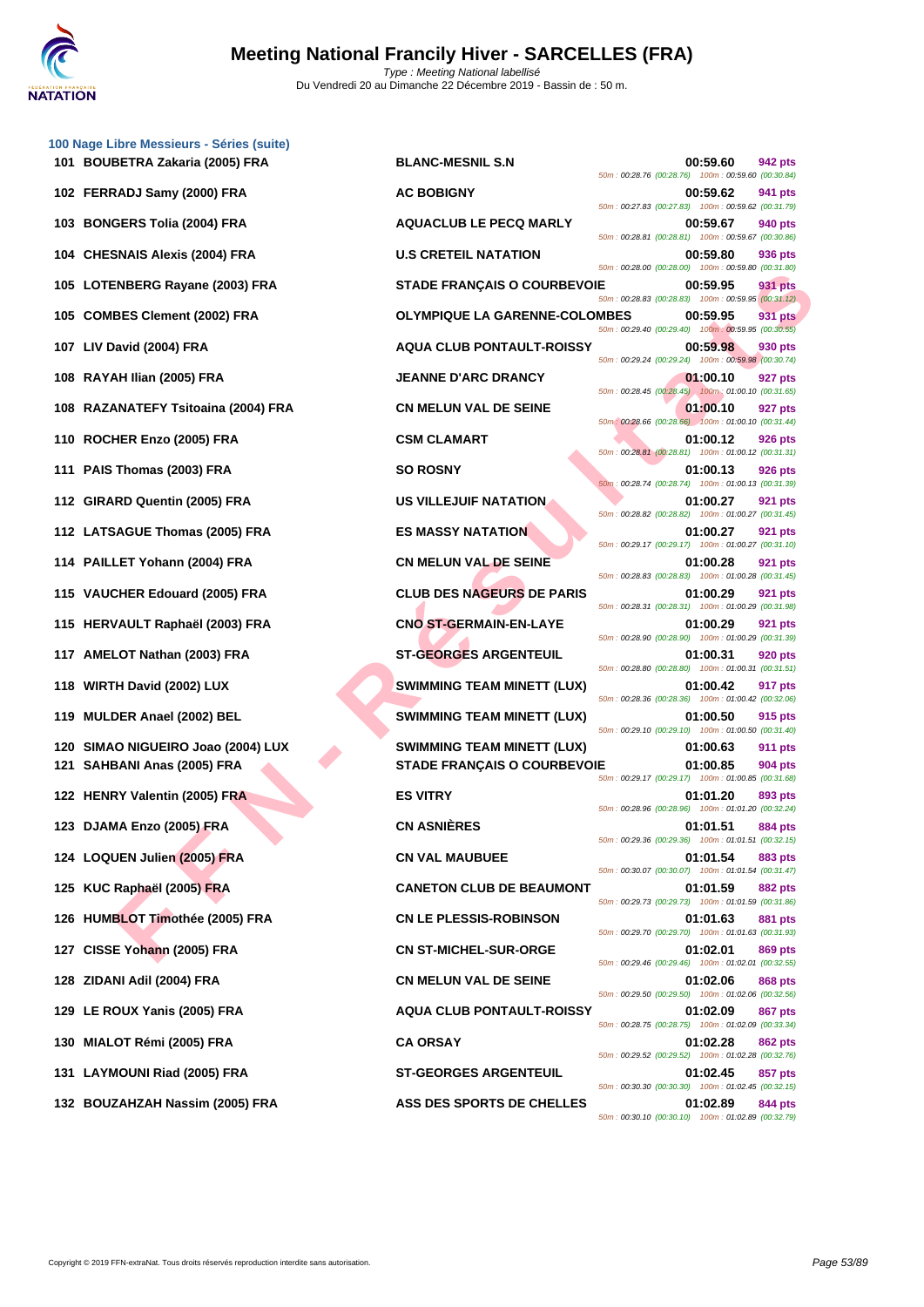# Meeting National Francily Hiver - SARCELLES (FRA)

*Type : Meeting National labellisé*
Du Vendredi 20 au Dimanche 22 Décembre 2019 - Bassin de : 50 m.

### 100 Nage Libre Messieurs - Séries (suite)

| Rang | Nom | Club | Temps | Points | Intermédiaires |
|---|---|---|---|---|---|
| 101 | BOUBETRA Zakaria (2005) FRA | BLANC-MESNIL S.N | 00:59.60 | 942 pts | 50m : 00:28.76 (00:28.76) 100m : 00:59.60 (00:30.84) |
| 102 | FERRADJ Samy (2000) FRA | AC BOBIGNY | 00:59.62 | 941 pts | 50m : 00:27.83 (00:27.83) 100m : 00:59.62 (00:31.79) |
| 103 | BONGERS Tolia (2004) FRA | AQUACLUB LE PECQ MARLY | 00:59.67 | 940 pts | 50m : 00:28.81 (00:28.81) 100m : 00:59.67 (00:30.86) |
| 104 | CHESNAIS Alexis (2004) FRA | U.S CRETEIL NATATION | 00:59.80 | 936 pts | 50m : 00:28.00 (00:28.00) 100m : 00:59.80 (00:31.80) |
| 105 | LOTENBERG Rayane (2003) FRA | STADE FRANÇAIS O COURBEVOIE | 00:59.95 | 931 pts | 50m : 00:28.83 (00:28.83) 100m : 00:59.95 (00:31.12) |
| 105 | COMBES Clement (2002) FRA | OLYMPIQUE LA GARENNE-COLOMBES | 00:59.95 | 931 pts | 50m : 00:29.40 (00:29.40) 100m : 00:59.95 (00:30.55) |
| 107 | LIV David (2004) FRA | AQUA CLUB PONTAULT-ROISSY | 00:59.98 | 930 pts | 50m : 00:29.24 (00:29.24) 100m : 00:59.98 (00:30.74) |
| 108 | RAYAH Ilian (2005) FRA | JEANNE D'ARC DRANCY | 01:00.10 | 927 pts | 50m : 00:28.45 (00:28.45) 100m : 01:00.10 (00:31.65) |
| 108 | RAZANATEFY Tsitoaina (2004) FRA | CN MELUN VAL DE SEINE | 01:00.10 | 927 pts | 50m : 00:28.66 (00:28.66) 100m : 01:00.10 (00:31.44) |
| 110 | ROCHER Enzo (2005) FRA | CSM CLAMART | 01:00.12 | 926 pts | 50m : 00:28.81 (00:28.81) 100m : 01:00.12 (00:31.31) |
| 111 | PAIS Thomas (2003) FRA | SO ROSNY | 01:00.13 | 926 pts | 50m : 00:28.74 (00:28.74) 100m : 01:00.13 (00:31.39) |
| 112 | GIRARD Quentin (2005) FRA | US VILLEJUIF NATATION | 01:00.27 | 921 pts | 50m : 00:28.82 (00:28.82) 100m : 01:00.27 (00:31.45) |
| 112 | LATSAGUE Thomas (2005) FRA | ES MASSY NATATION | 01:00.27 | 921 pts | 50m : 00:29.17 (00:29.17) 100m : 01:00.27 (00:31.10) |
| 114 | PAILLET Yohann (2004) FRA | CN MELUN VAL DE SEINE | 01:00.28 | 921 pts | 50m : 00:28.83 (00:28.83) 100m : 01:00.28 (00:31.45) |
| 115 | VAUCHER Edouard (2005) FRA | CLUB DES NAGEURS DE PARIS | 01:00.29 | 921 pts | 50m : 00:28.31 (00:28.31) 100m : 01:00.29 (00:31.98) |
| 115 | HERVAULT Raphaël (2003) FRA | CNO ST-GERMAIN-EN-LAYE | 01:00.29 | 921 pts | 50m : 00:28.90 (00:28.90) 100m : 01:00.29 (00:31.39) |
| 117 | AMELOT Nathan (2003) FRA | ST-GEORGES ARGENTEUIL | 01:00.31 | 920 pts | 50m : 00:28.80 (00:28.80) 100m : 01:00.31 (00:31.51) |
| 118 | WIRTH David (2002) LUX | SWIMMING TEAM MINETT (LUX) | 01:00.42 | 917 pts | 50m : 00:28.36 (00:28.36) 100m : 01:00.42 (00:32.06) |
| 119 | MULDER Anael (2002) BEL | SWIMMING TEAM MINETT (LUX) | 01:00.50 | 915 pts | 50m : 00:29.10 (00:29.10) 100m : 01:00.50 (00:31.40) |
| 120 | SIMAO NIGUEIRO Joao (2004) LUX | SWIMMING TEAM MINETT (LUX) | 01:00.63 | 911 pts | |
| 121 | SAHBANI Anas (2005) FRA | STADE FRANÇAIS O COURBEVOIE | 01:00.85 | 904 pts | 50m : 00:29.17 (00:29.17) 100m : 01:00.85 (00:31.68) |
| 122 | HENRY Valentin (2005) FRA | ES VITRY | 01:01.20 | 893 pts | 50m : 00:28.96 (00:28.96) 100m : 01:01.20 (00:32.24) |
| 123 | DJAMA Enzo (2005) FRA | CN ASNIÈRES | 01:01.51 | 884 pts | 50m : 00:29.36 (00:29.36) 100m : 01:01.51 (00:32.15) |
| 124 | LOQUEN Julien (2005) FRA | CN VAL MAUBUEE | 01:01.54 | 883 pts | 50m : 00:30.07 (00:30.07) 100m : 01:01.54 (00:31.47) |
| 125 | KUC Raphaël (2005) FRA | CANETON CLUB DE BEAUMONT | 01:01.59 | 882 pts | 50m : 00:29.73 (00:29.73) 100m : 01:01.59 (00:31.86) |
| 126 | HUMBLOT Timothée (2005) FRA | CN LE PLESSIS-ROBINSON | 01:01.63 | 881 pts | 50m : 00:29.70 (00:29.70) 100m : 01:01.63 (00:31.93) |
| 127 | CISSE Yohann (2005) FRA | CN ST-MICHEL-SUR-ORGE | 01:02.01 | 869 pts | 50m : 00:29.46 (00:29.46) 100m : 01:02.01 (00:32.55) |
| 128 | ZIDANI Adil (2004) FRA | CN MELUN VAL DE SEINE | 01:02.06 | 868 pts | 50m : 00:29.50 (00:29.50) 100m : 01:02.06 (00:32.56) |
| 129 | LE ROUX Yanis (2005) FRA | AQUA CLUB PONTAULT-ROISSY | 01:02.09 | 867 pts | 50m : 00:28.75 (00:28.75) 100m : 01:02.09 (00:33.34) |
| 130 | MIALOT Rémi (2005) FRA | CA ORSAY | 01:02.28 | 862 pts | 50m : 00:29.52 (00:29.52) 100m : 01:02.28 (00:32.76) |
| 131 | LAYMOUNI Riad (2005) FRA | ST-GEORGES ARGENTEUIL | 01:02.45 | 857 pts | 50m : 00:30.30 (00:30.30) 100m : 01:02.45 (00:32.15) |
| 132 | BOUZAHZAH Nassim (2005) FRA | ASS DES SPORTS DE CHELLES | 01:02.89 | 844 pts | 50m : 00:30.10 (00:30.10) 100m : 01:02.89 (00:32.79) |

Copyright © 2019 FFN-extraNat. Tous droits réservés reproduction interdite sans autorisation.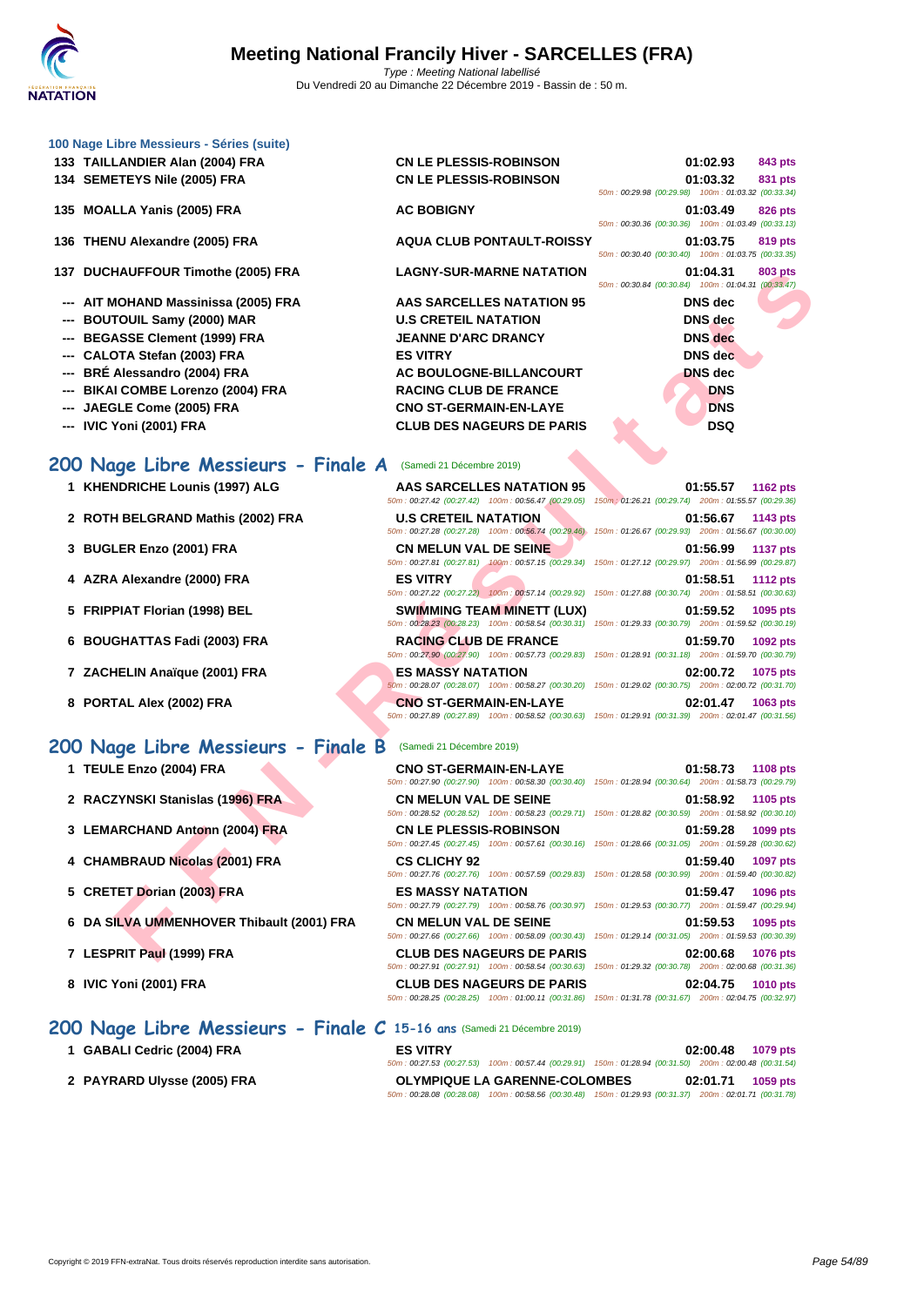### 100 Nage Libre Messieurs - Séries (suite)

| Rang | Nom | Club | Temps | Points |
|---|---|---|---|---|
| 133 | TAILLANDIER Alan (2004) FRA | CN LE PLESSIS-ROBINSON | 01:02.93 | 843 pts |
| 134 | SEMETEYS Nile (2005) FRA | CN LE PLESSIS-ROBINSON | 01:03.32 | 831 pts |
| | | 50m : 00:29.98 (00:29.98) 100m : 01:03.32 (00:33.34) | | |
| 135 | MOALLA Yanis (2005) FRA | AC BOBIGNY | 01:03.49 | 826 pts |
| | | 50m : 00:30.36 (00:30.36) 100m : 01:03.49 (00:33.13) | | |
| 136 | THENU Alexandre (2005) FRA | AQUA CLUB PONTAULT-ROISSY | 01:03.75 | 819 pts |
| | | 50m : 00:30.40 (00:30.40) 100m : 01:03.75 (00:33.35) | | |
| 137 | DUCHAUFFOUR Timothe (2005) FRA | LAGNY-SUR-MARNE NATATION | 01:04.31 | 803 pts |
| | | 50m : 00:30.84 (00:30.84) 100m : 01:04.31 (00:33.47) | | |
| --- | AIT MOHAND Massinissa (2005) FRA | AAS SARCELLES NATATION 95 | DNS dec | |
| --- | BOUTOUIL Samy (2000) MAR | U.S CRETEIL NATATION | DNS dec | |
| --- | BEGASSE Clement (1999) FRA | JEANNE D'ARC DRANCY | DNS dec | |
| --- | CALOTA Stefan (2003) FRA | ES VITRY | DNS dec | |
| --- | BRÉ Alessandro (2004) FRA | AC BOULOGNE-BILLANCOURT | DNS dec | |
| --- | BIKAI COMBE Lorenzo (2004) FRA | RACING CLUB DE FRANCE | DNS | |
| --- | JAEGLE Come (2005) FRA | CNO ST-GERMAIN-EN-LAYE | DNS | |
| --- | IVIC Yoni (2001) FRA | CLUB DES NAGEURS DE PARIS | DSQ | |

## 200 Nage Libre Messieurs - Finale A (Samedi 21 Décembre 2019)

| Rang | Nom | Club | Temps | Points |
|---|---|---|---|---|
| 1 | KHENDRICHE Lounis (1997) ALG | AAS SARCELLES NATATION 95 | 01:55.57 | 1162 pts |
| | | 50m : 00:27.42 (00:27.42) 100m : 00:56.47 (00:29.05) 150m : 01:26.21 (00:29.74) 200m : 01:55.57 (00:29.36) | | |
| 2 | ROTH BELGRAND Mathis (2002) FRA | U.S CRETEIL NATATION | 01:56.67 | 1143 pts |
| | | 50m : 00:27.28 (00:27.28) 100m : 00:56.74 (00:29.46) 150m : 01:26.67 (00:29.93) 200m : 01:56.67 (00:30.00) | | |
| 3 | BUGLER Enzo (2001) FRA | CN MELUN VAL DE SEINE | 01:56.99 | 1137 pts |
| | | 50m : 00:27.81 (00:27.81) 100m : 00:57.15 (00:29.34) 150m : 01:27.12 (00:29.97) 200m : 01:56.99 (00:29.87) | | |
| 4 | AZRA Alexandre (2000) FRA | ES VITRY | 01:58.51 | 1112 pts |
| | | 50m : 00:27.22 (00:27.22) 100m : 00:57.14 (00:29.92) 150m : 01:27.88 (00:30.74) 200m : 01:58.51 (00:30.63) | | |
| 5 | FRIPPIAT Florian (1998) BEL | SWIMMING TEAM MINETT (LUX) | 01:59.52 | 1095 pts |
| | | 50m : 00:28.23 (00:28.23) 100m : 00:58.54 (00:30.31) 150m : 01:29.33 (00:30.79) 200m : 01:59.52 (00:30.19) | | |
| 6 | BOUGHATTAS Fadi (2003) FRA | RACING CLUB DE FRANCE | 01:59.70 | 1092 pts |
| | | 50m : 00:27.90 (00:27.90) 100m : 00:57.73 (00:29.83) 150m : 01:28.91 (00:31.18) 200m : 01:59.70 (00:30.79) | | |
| 7 | ZACHELIN Anaïque (2001) FRA | ES MASSY NATATION | 02:00.72 | 1075 pts |
| | | 50m : 00:28.07 (00:28.07) 100m : 00:58.27 (00:30.20) 150m : 01:29.02 (00:30.75) 200m : 02:00.72 (00:31.70) | | |
| 8 | PORTAL Alex (2002) FRA | CNO ST-GERMAIN-EN-LAYE | 02:01.47 | 1063 pts |
| | | 50m : 00:27.89 (00:27.89) 100m : 00:58.52 (00:30.63) 150m : 01:29.91 (00:31.39) 200m : 02:01.47 (00:31.56) | | |

## 200 Nage Libre Messieurs - Finale B (Samedi 21 Décembre 2019)

| Rang | Nom | Club | Temps | Points |
|---|---|---|---|---|
| 1 | TEULE Enzo (2004) FRA | CNO ST-GERMAIN-EN-LAYE | 01:58.73 | 1108 pts |
| | | 50m : 00:27.90 (00:27.90) 100m : 00:58.30 (00:30.40) 150m : 01:28.94 (00:30.64) 200m : 01:58.73 (00:29.79) | | |
| 2 | RACZYNSKI Stanislas (1996) FRA | CN MELUN VAL DE SEINE | 01:58.92 | 1105 pts |
| | | 50m : 00:28.52 (00:28.52) 100m : 00:58.23 (00:29.71) 150m : 01:28.82 (00:30.59) 200m : 01:58.92 (00:30.10) | | |
| 3 | LEMARCHAND Antonn (2004) FRA | CN LE PLESSIS-ROBINSON | 01:59.28 | 1099 pts |
| | | 50m : 00:27.45 (00:27.45) 100m : 00:57.61 (00:30.16) 150m : 01:28.66 (00:31.05) 200m : 01:59.28 (00:30.62) | | |
| 4 | CHAMBRAUD Nicolas (2001) FRA | CS CLICHY 92 | 01:59.40 | 1097 pts |
| | | 50m : 00:27.76 (00:27.76) 100m : 00:57.59 (00:29.83) 150m : 01:28.58 (00:30.99) 200m : 01:59.40 (00:30.82) | | |
| 5 | CRETET Dorian (2003) FRA | ES MASSY NATATION | 01:59.47 | 1096 pts |
| | | 50m : 00:27.79 (00:27.79) 100m : 00:58.76 (00:30.97) 150m : 01:29.53 (00:30.77) 200m : 01:59.47 (00:29.94) | | |
| 6 | DA SILVA UMMENHOVER Thibault (2001) FRA | CN MELUN VAL DE SEINE | 01:59.53 | 1095 pts |
| | | 50m : 00:27.66 (00:27.66) 100m : 00:58.09 (00:30.43) 150m : 01:29.14 (00:31.05) 200m : 01:59.53 (00:30.39) | | |
| 7 | LESPRIT Paul (1999) FRA | CLUB DES NAGEURS DE PARIS | 02:00.68 | 1076 pts |
| | | 50m : 00:27.91 (00:27.91) 100m : 00:58.54 (00:30.63) 150m : 01:29.32 (00:30.78) 200m : 02:00.68 (00:31.36) | | |
| 8 | IVIC Yoni (2001) FRA | CLUB DES NAGEURS DE PARIS | 02:04.75 | 1010 pts |
| | | 50m : 00:28.25 (00:28.25) 100m : 01:00.11 (00:31.86) 150m : 01:31.78 (00:31.67) 200m : 02:04.75 (00:32.97) | | |

## 200 Nage Libre Messieurs - Finale C 15-16 ans (Samedi 21 Décembre 2019)

| Rang | Nom | Club | Temps | Points |
|---|---|---|---|---|
| 1 | GABALI Cedric (2004) FRA | ES VITRY | 02:00.48 | 1079 pts |
| | | 50m : 00:27.53 (00:27.53) 100m : 00:57.44 (00:29.91) 150m : 01:28.94 (00:31.50) 200m : 02:00.48 (00:31.54) | | |
| 2 | PAYRARD Ulysse (2005) FRA | OLYMPIQUE LA GARENNE-COLOMBES | 02:01.71 | 1059 pts |
| | | 50m : 00:28.08 (00:28.08) 100m : 00:58.56 (00:30.48) 150m : 01:29.93 (00:31.37) 200m : 02:01.71 (00:31.78) | | |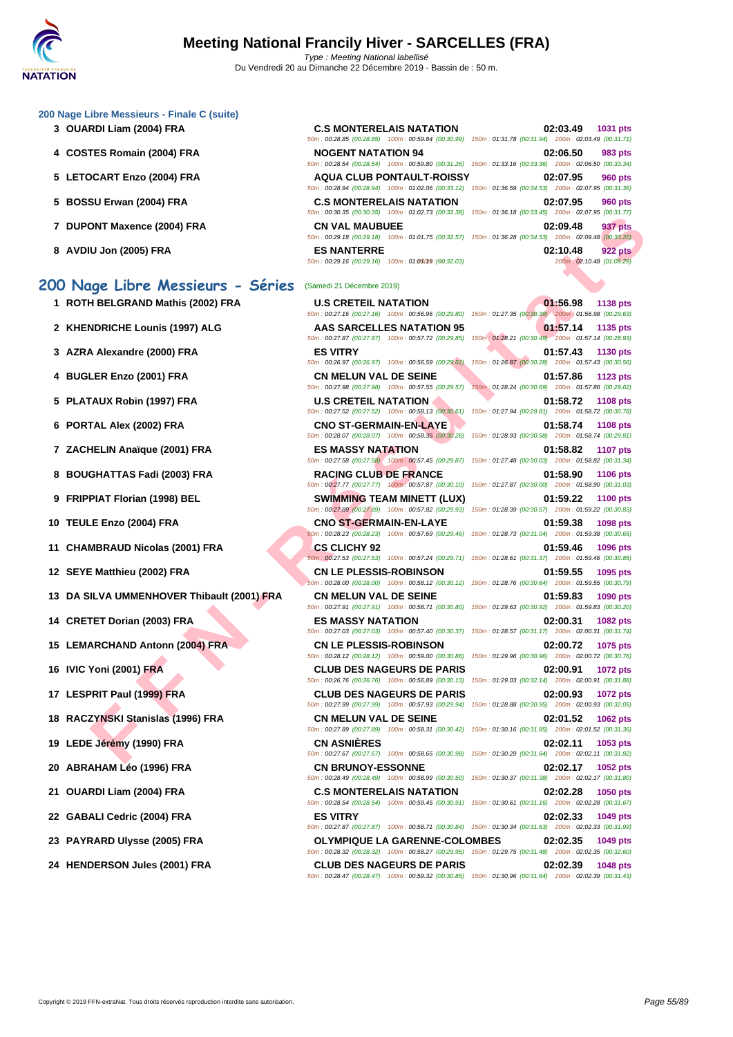### 200 Nage Libre Messieurs - Finale C (suite)

| Rang | Nageur | Club | Temps | Points |
|---|---|---|---|---|
| 3 | OUARDI Liam (2004) FRA | C.S MONTERELAIS NATATION | 02:03.49 | 1031 pts |
| | | 50m : 00:28.85 (00:28.85) 100m : 00:59.84 (00:30.99) 150m : 01:31.78 (00:31.94) 200m : 02:03.49 (00:31.71) | | |
| 4 | COSTES Romain (2004) FRA | NOGENT NATATION 94 | 02:06.50 | 983 pts |
| | | 50m : 00:28.54 (00:28.54) 100m : 00:59.80 (00:31.26) 150m : 01:33.16 (00:33.36) 200m : 02:06.50 (00:33.34) | | |
| 5 | LETOCART Enzo (2004) FRA | AQUA CLUB PONTAULT-ROISSY | 02:07.95 | 960 pts |
| | | 50m : 00:28.94 (00:28.94) 100m : 01:02.06 (00:33.12) 150m : 01:36.59 (00:34.53) 200m : 02:07.95 (00:31.36) | | |
| 5 | BOSSU Erwan (2004) FRA | C.S MONTERELAIS NATATION | 02:07.95 | 960 pts |
| | | 50m : 00:30.35 (00:30.35) 100m : 01:02.73 (00:32.38) 150m : 01:36.18 (00:33.45) 200m : 02:07.95 (00:31.77) | | |
| 7 | DUPONT Maxence (2004) FRA | CN VAL MAUBUEE | 02:09.48 | 937 pts |
| | | 50m : 00:29.18 (00:29.18) 100m : 01:01.75 (00:32.57) 150m : 01:36.28 (00:34.53) 200m : 02:09.48 (00:33.20) | | |
| 8 | AVDIU Jon (2005) FRA | ES NANTERRE | 02:10.48 | 922 pts |
| | | 50m : 00:29.16 (00:29.16) 100m : 01:01.19 (00:32.03) 200m : 02:10.48 (01:09.29) | | |

## 200 Nage Libre Messieurs - Séries

(Samedi 21 Décembre 2019)

| Rang | Nageur | Club | Temps | Points |
|---|---|---|---|---|
| 1 | ROTH BELGRAND Mathis (2002) FRA | U.S CRETEIL NATATION | 01:56.98 | 1138 pts |
| | | 50m : 00:27.16 (00:27.16) 100m : 00:56.96 (00:29.80) 150m : 01:27.35 (00:30.39) 200m : 01:56.98 (00:29.63) | | |
| 2 | KHENDRICHE Lounis (1997) ALG | AAS SARCELLES NATATION 95 | 01:57.14 | 1135 pts |
| | | 50m : 00:27.87 (00:27.87) 100m : 00:57.72 (00:29.85) 150m : 01:28.21 (00:30.49) 200m : 01:57.14 (00:28.93) | | |
| 3 | AZRA Alexandre (2000) FRA | ES VITRY | 01:57.43 | 1130 pts |
| | | 50m : 00:26.97 (00:26.97) 100m : 00:56.59 (00:29.62) 150m : 01:26.87 (00:30.28) 200m : 01:57.43 (00:30.56) | | |
| 4 | BUGLER Enzo (2001) FRA | CN MELUN VAL DE SEINE | 01:57.86 | 1123 pts |
| | | 50m : 00:27.98 (00:27.98) 100m : 00:57.55 (00:29.57) 150m : 01:28.24 (00:30.69) 200m : 01:57.86 (00:29.62) | | |
| 5 | PLATAUX Robin (1997) FRA | U.S CRETEIL NATATION | 01:58.72 | 1108 pts |
| | | 50m : 00:27.52 (00:27.52) 100m : 00:58.13 (00:30.61) 150m : 01:27.94 (00:29.81) 200m : 01:58.72 (00:30.78) | | |
| 6 | PORTAL Alex (2002) FRA | CNO ST-GERMAIN-EN-LAYE | 01:58.74 | 1108 pts |
| | | 50m : 00:28.07 (00:28.07) 100m : 00:58.35 (00:30.28) 150m : 01:28.93 (00:30.58) 200m : 01:58.74 (00:29.81) | | |
| 7 | ZACHELIN Anaïque (2001) FRA | ES MASSY NATATION | 01:58.82 | 1107 pts |
| | | 50m : 00:27.58 (00:27.58) 100m : 00:57.45 (00:29.87) 150m : 01:27.48 (00:30.03) 200m : 01:58.82 (00:31.34) | | |
| 8 | BOUGHATTAS Fadi (2003) FRA | RACING CLUB DE FRANCE | 01:58.90 | 1106 pts |
| | | 50m : 00:27.77 (00:27.77) 100m : 00:57.87 (00:30.10) 150m : 01:27.87 (00:30.00) 200m : 01:58.90 (00:31.03) | | |
| 9 | FRIPPIAT Florian (1998) BEL | SWIMMING TEAM MINETT (LUX) | 01:59.22 | 1100 pts |
| | | 50m : 00:27.89 (00:27.89) 100m : 00:57.82 (00:29.93) 150m : 01:28.39 (00:30.57) 200m : 01:59.22 (00:30.83) | | |
| 10 | TEULE Enzo (2004) FRA | CNO ST-GERMAIN-EN-LAYE | 01:59.38 | 1098 pts |
| | | 50m : 00:28.23 (00:28.23) 100m : 00:57.69 (00:29.46) 150m : 01:28.73 (00:31.04) 200m : 01:59.38 (00:30.65) | | |
| 11 | CHAMBRAUD Nicolas (2001) FRA | CS CLICHY 92 | 01:59.46 | 1096 pts |
| | | 50m : 00:27.53 (00:27.53) 100m : 00:57.24 (00:29.71) 150m : 01:28.61 (00:31.37) 200m : 01:59.46 (00:30.85) | | |
| 12 | SEYE Matthieu (2002) FRA | CN LE PLESSIS-ROBINSON | 01:59.55 | 1095 pts |
| | | 50m : 00:28.00 (00:28.00) 100m : 00:58.12 (00:30.12) 150m : 01:28.76 (00:30.64) 200m : 01:59.55 (00:30.79) | | |
| 13 | DA SILVA UMMENHOVER Thibault (2001) FRA | CN MELUN VAL DE SEINE | 01:59.83 | 1090 pts |
| | | 50m : 00:27.91 (00:27.91) 100m : 00:58.71 (00:30.80) 150m : 01:29.63 (00:30.92) 200m : 01:59.83 (00:30.20) | | |
| 14 | CRETET Dorian (2003) FRA | ES MASSY NATATION | 02:00.31 | 1082 pts |
| | | 50m : 00:27.03 (00:27.03) 100m : 00:57.40 (00:30.37) 150m : 01:28.57 (00:31.17) 200m : 02:00.31 (00:31.74) | | |
| 15 | LEMARCHAND Antonn (2004) FRA | CN LE PLESSIS-ROBINSON | 02:00.72 | 1075 pts |
| | | 50m : 00:28.12 (00:28.12) 100m : 00:59.00 (00:30.88) 150m : 01:29.96 (00:30.96) 200m : 02:00.72 (00:30.76) | | |
| 16 | IVIC Yoni (2001) FRA | CLUB DES NAGEURS DE PARIS | 02:00.91 | 1072 pts |
| | | 50m : 00:26.76 (00:26.76) 100m : 00:56.89 (00:30.13) 150m : 01:29.03 (00:32.14) 200m : 02:00.91 (00:31.88) | | |
| 17 | LESPRIT Paul (1999) FRA | CLUB DES NAGEURS DE PARIS | 02:00.93 | 1072 pts |
| | | 50m : 00:27.99 (00:27.99) 100m : 00:57.93 (00:29.94) 150m : 01:28.88 (00:30.95) 200m : 02:00.93 (00:32.05) | | |
| 18 | RACZYNSKI Stanislas (1996) FRA | CN MELUN VAL DE SEINE | 02:01.52 | 1062 pts |
| | | 50m : 00:27.89 (00:27.89) 100m : 00:58.31 (00:30.42) 150m : 01:30.16 (00:31.85) 200m : 02:01.52 (00:31.36) | | |
| 19 | LEDE Jérémy (1990) FRA | CN ASNIÈRES | 02:02.11 | 1053 pts |
| | | 50m : 00:27.67 (00:27.67) 100m : 00:58.65 (00:30.98) 150m : 01:30.29 (00:31.64) 200m : 02:02.11 (00:31.82) | | |
| 20 | ABRAHAM Léo (1996) FRA | CN BRUNOY-ESSONNE | 02:02.17 | 1052 pts |
| | | 50m : 00:28.49 (00:28.49) 100m : 00:58.99 (00:30.50) 150m : 01:30.37 (00:31.38) 200m : 02:02.17 (00:31.80) | | |
| 21 | OUARDI Liam (2004) FRA | C.S MONTERELAIS NATATION | 02:02.28 | 1050 pts |
| | | 50m : 00:28.54 (00:28.54) 100m : 00:59.45 (00:30.91) 150m : 01:30.61 (00:31.16) 200m : 02:02.28 (00:31.67) | | |
| 22 | GABALI Cedric (2004) FRA | ES VITRY | 02:02.33 | 1049 pts |
| | | 50m : 00:27.87 (00:27.87) 100m : 00:58.71 (00:30.84) 150m : 01:30.34 (00:31.63) 200m : 02:02.33 (00:31.99) | | |
| 23 | PAYRARD Ulysse (2005) FRA | OLYMPIQUE LA GARENNE-COLOMBES | 02:02.35 | 1049 pts |
| | | 50m : 00:28.32 (00:28.32) 100m : 00:58.27 (00:29.95) 150m : 01:29.75 (00:31.48) 200m : 02:02.35 (00:32.60) | | |
| 24 | HENDERSON Jules (2001) FRA | CLUB DES NAGEURS DE PARIS | 02:02.39 | 1048 pts |
| | | 50m : 00:28.47 (00:28.47) 100m : 00:59.32 (00:30.85) 150m : 01:30.96 (00:31.64) 200m : 02:02.39 (00:31.43) | | |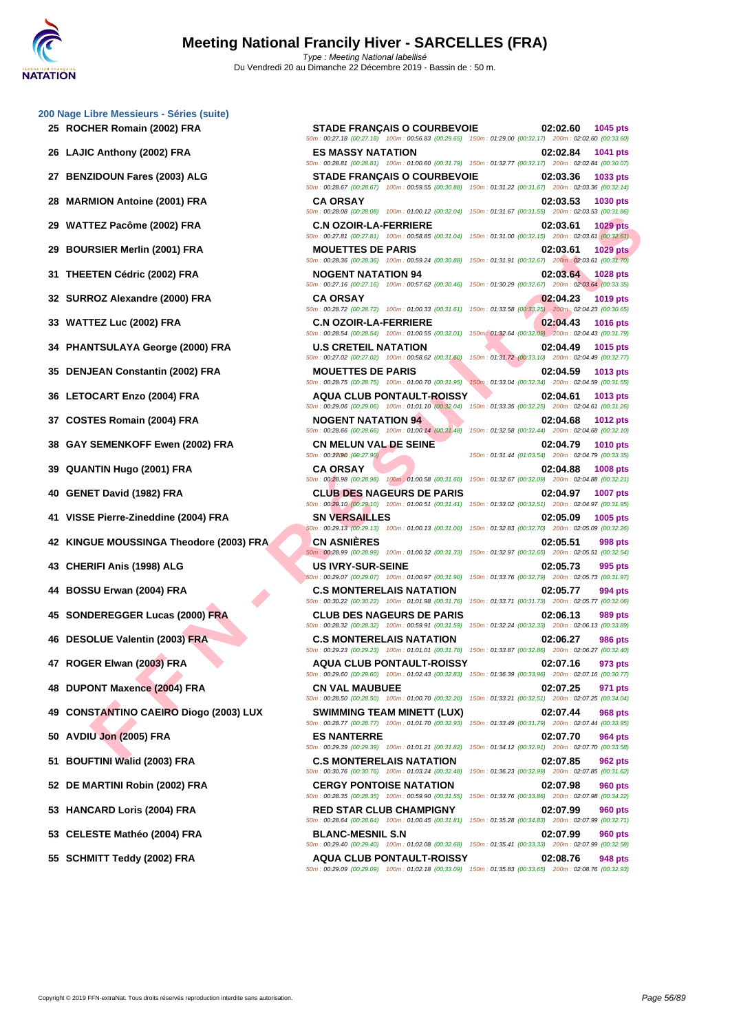# Meeting National Francily Hiver - SARCELLES (FRA)

*Type : Meeting National labellisé*

Du Vendredi 20 au Dimanche 22 Décembre 2019 - Bassin de : 50 m.

## 200 Nage Libre Messieurs - Séries (suite)

| Rang | Nom | Club | Temps | Points |
|---|---|---|---|---|
| 25 | ROCHER Romain (2002) FRA | STADE FRANÇAIS O COURBEVOIE | 02:02.60 | 1045 pts |
| | | 50m : 00:27.18 (00:27.18) 100m : 00:56.83 (00:29.65) 150m : 01:29.00 (00:32.17) 200m : 02:02.60 (00:33.60) | | |
| 26 | LAJIC Anthony (2002) FRA | ES MASSY NATATION | 02:02.84 | 1041 pts |
| | | 50m : 00:28.81 (00:28.81) 100m : 01:00.60 (00:31.79) 150m : 01:32.77 (00:32.17) 200m : 02:02.84 (00:30.07) | | |
| 27 | BENZIDOUN Fares (2003) ALG | STADE FRANÇAIS O COURBEVOIE | 02:03.36 | 1033 pts |
| | | 50m : 00:28.67 (00:28.67) 100m : 00:59.55 (00:30.88) 150m : 01:31.22 (00:31.67) 200m : 02:03.36 (00:32.14) | | |
| 28 | MARMION Antoine (2001) FRA | CA ORSAY | 02:03.53 | 1030 pts |
| | | 50m : 00:28.08 (00:28.08) 100m : 01:00.12 (00:32.04) 150m : 01:31.67 (00:31.55) 200m : 02:03.53 (00:31.86) | | |
| 29 | WATTEZ Pacôme (2002) FRA | C.N OZOIR-LA-FERRIERE | 02:03.61 | 1029 pts |
| | | 50m : 00:27.81 (00:27.81) 100m : 00:58.85 (00:31.04) 150m : 01:31.00 (00:32.15) 200m : 02:03.61 (00:32.61) | | |
| 29 | BOURSIER Merlin (2001) FRA | MOUETTES DE PARIS | 02:03.61 | 1029 pts |
| | | 50m : 00:28.36 (00:28.36) 100m : 00:59.24 (00:30.88) 150m : 01:31.91 (00:32.67) 200m : 02:03.61 (00:31.70) | | |
| 31 | THEETEN Cédric (2002) FRA | NOGENT NATATION 94 | 02:03.64 | 1028 pts |
| | | 50m : 00:27.16 (00:27.16) 100m : 00:57.62 (00:30.46) 150m : 01:30.29 (00:32.67) 200m : 02:03.64 (00:33.35) | | |
| 32 | SURROZ Alexandre (2000) FRA | CA ORSAY | 02:04.23 | 1019 pts |
| | | 50m : 00:28.72 (00:28.72) 100m : 01:00.33 (00:31.61) 150m : 01:33.58 (00:33.25) 200m : 02:04.23 (00:30.65) | | |
| 33 | WATTEZ Luc (2002) FRA | C.N OZOIR-LA-FERRIERE | 02:04.43 | 1016 pts |
| | | 50m : 00:28.54 (00:28.54) 100m : 01:00.55 (00:32.01) 150m : 01:32.64 (00:32.09) 200m : 02:04.43 (00:31.79) | | |
| 34 | PHANTSULAYA George (2000) FRA | U.S CRETEIL NATATION | 02:04.49 | 1015 pts |
| | | 50m : 00:27.02 (00:27.02) 100m : 00:58.62 (00:31.60) 150m : 01:31.72 (00:33.10) 200m : 02:04.49 (00:32.77) | | |
| 35 | DENJEAN Constantin (2002) FRA | MOUETTES DE PARIS | 02:04.59 | 1013 pts |
| | | 50m : 00:28.75 (00:28.75) 100m : 01:00.70 (00:31.95) 150m : 01:33.04 (00:32.34) 200m : 02:04.59 (00:31.55) | | |
| 36 | LETOCART Enzo (2004) FRA | AQUA CLUB PONTAULT-ROISSY | 02:04.61 | 1013 pts |
| | | 50m : 00:29.06 (00:29.06) 100m : 01:01.10 (00:32.04) 150m : 01:33.35 (00:32.25) 200m : 02:04.61 (00:31.26) | | |
| 37 | COSTES Romain (2004) FRA | NOGENT NATATION 94 | 02:04.68 | 1012 pts |
| | | 50m : 00:28.66 (00:28.66) 100m : 01:00.14 (00:31.48) 150m : 01:32.58 (00:32.44) 200m : 02:04.68 (00:32.10) | | |
| 38 | GAY SEMENKOFF Ewen (2002) FRA | CN MELUN VAL DE SEINE | 02:04.79 | 1010 pts |
| | | 50m : 00:27.90 (00:27.90) 150m : 01:31.44 (01:03.54) 200m : 02:04.79 (00:33.35) | | |
| 39 | QUANTIN Hugo (2001) FRA | CA ORSAY | 02:04.88 | 1008 pts |
| | | 50m : 00:28.98 (00:28.98) 100m : 01:00.58 (00:31.60) 150m : 01:32.67 (00:32.09) 200m : 02:04.88 (00:32.21) | | |
| 40 | GENET David (1982) FRA | CLUB DES NAGEURS DE PARIS | 02:04.97 | 1007 pts |
| | | 50m : 00:29.10 (00:29.10) 100m : 01:00.51 (00:31.41) 150m : 01:33.02 (00:32.51) 200m : 02:04.97 (00:31.95) | | |
| 41 | VISSE Pierre-Zineddine (2004) FRA | SN VERSAILLES | 02:05.09 | 1005 pts |
| | | 50m : 00:29.13 (00:29.13) 100m : 01:00.13 (00:31.00) 150m : 01:32.83 (00:32.70) 200m : 02:05.09 (00:32.26) | | |
| 42 | KINGUE MOUSSINGA Theodore (2003) FRA | CN ASNIÈRES | 02:05.51 | 998 pts |
| | | 50m : 00:28.99 (00:28.99) 100m : 01:00.32 (00:31.33) 150m : 01:32.97 (00:32.65) 200m : 02:05.51 (00:32.54) | | |
| 43 | CHERIFI Anis (1998) ALG | US IVRY-SUR-SEINE | 02:05.73 | 995 pts |
| | | 50m : 00:29.07 (00:29.07) 100m : 01:00.97 (00:31.90) 150m : 01:33.76 (00:32.79) 200m : 02:05.73 (00:31.97) | | |
| 44 | BOSSU Erwan (2004) FRA | C.S MONTERELAIS NATATION | 02:05.77 | 994 pts |
| | | 50m : 00:30.22 (00:30.22) 100m : 01:01.98 (00:31.76) 150m : 01:33.71 (00:31.73) 200m : 02:05.77 (00:32.06) | | |
| 45 | SONDEREGGER Lucas (2000) FRA | CLUB DES NAGEURS DE PARIS | 02:06.13 | 989 pts |
| | | 50m : 00:28.32 (00:28.32) 100m : 00:59.91 (00:31.59) 150m : 01:32.24 (00:32.33) 200m : 02:06.13 (00:33.89) | | |
| 46 | DESOLUE Valentin (2003) FRA | C.S MONTERELAIS NATATION | 02:06.27 | 986 pts |
| | | 50m : 00:29.23 (00:29.23) 100m : 01:01.01 (00:31.78) 150m : 01:33.87 (00:32.86) 200m : 02:06.27 (00:32.40) | | |
| 47 | ROGER Elwan (2003) FRA | AQUA CLUB PONTAULT-ROISSY | 02:07.16 | 973 pts |
| | | 50m : 00:29.60 (00:29.60) 100m : 01:02.43 (00:32.83) 150m : 01:36.39 (00:33.96) 200m : 02:07.16 (00:30.77) | | |
| 48 | DUPONT Maxence (2004) FRA | CN VAL MAUBUEE | 02:07.25 | 971 pts |
| | | 50m : 00:28.50 (00:28.50) 100m : 01:00.70 (00:32.20) 150m : 01:33.21 (00:32.51) 200m : 02:07.25 (00:34.04) | | |
| 49 | CONSTANTINO CAEIRO Diogo (2003) LUX | SWIMMING TEAM MINETT (LUX) | 02:07.44 | 968 pts |
| | | 50m : 00:28.77 (00:28.77) 100m : 01:01.70 (00:32.93) 150m : 01:33.49 (00:31.79) 200m : 02:07.44 (00:33.95) | | |
| 50 | AVDIU Jon (2005) FRA | ES NANTERRE | 02:07.70 | 964 pts |
| | | 50m : 00:29.39 (00:29.39) 100m : 01:01.21 (00:31.82) 150m : 01:34.12 (00:32.91) 200m : 02:07.70 (00:33.58) | | |
| 51 | BOUFTINI Walid (2003) FRA | C.S MONTERELAIS NATATION | 02:07.85 | 962 pts |
| | | 50m : 00:30.76 (00:30.76) 100m : 01:03.24 (00:32.48) 150m : 01:36.23 (00:32.99) 200m : 02:07.85 (00:31.62) | | |
| 52 | DE MARTINI Robin (2002) FRA | CERGY PONTOISE NATATION | 02:07.98 | 960 pts |
| | | 50m : 00:28.35 (00:28.35) 100m : 00:59.90 (00:31.55) 150m : 01:33.76 (00:33.86) 200m : 02:07.98 (00:34.22) | | |
| 53 | HANCARD Loris (2004) FRA | RED STAR CLUB CHAMPIGNY | 02:07.99 | 960 pts |
| | | 50m : 00:28.64 (00:28.64) 100m : 01:00.45 (00:31.81) 150m : 01:35.28 (00:34.83) 200m : 02:07.99 (00:32.71) | | |
| 53 | CELESTE Mathéo (2004) FRA | BLANC-MESNIL S.N | 02:07.99 | 960 pts |
| | | 50m : 00:29.40 (00:29.40) 100m : 01:02.08 (00:32.68) 150m : 01:35.41 (00:33.33) 200m : 02:07.99 (00:32.58) | | |
| 55 | SCHMITT Teddy (2002) FRA | AQUA CLUB PONTAULT-ROISSY | 02:08.76 | 948 pts |
| | | 50m : 00:29.09 (00:29.09) 100m : 01:02.18 (00:33.09) 150m : 01:35.83 (00:33.65) 200m : 02:08.76 (00:32.93) | | |

Copyright © 2019 FFN-extraNat. Tous droits réservés reproduction interdite sans autorisation.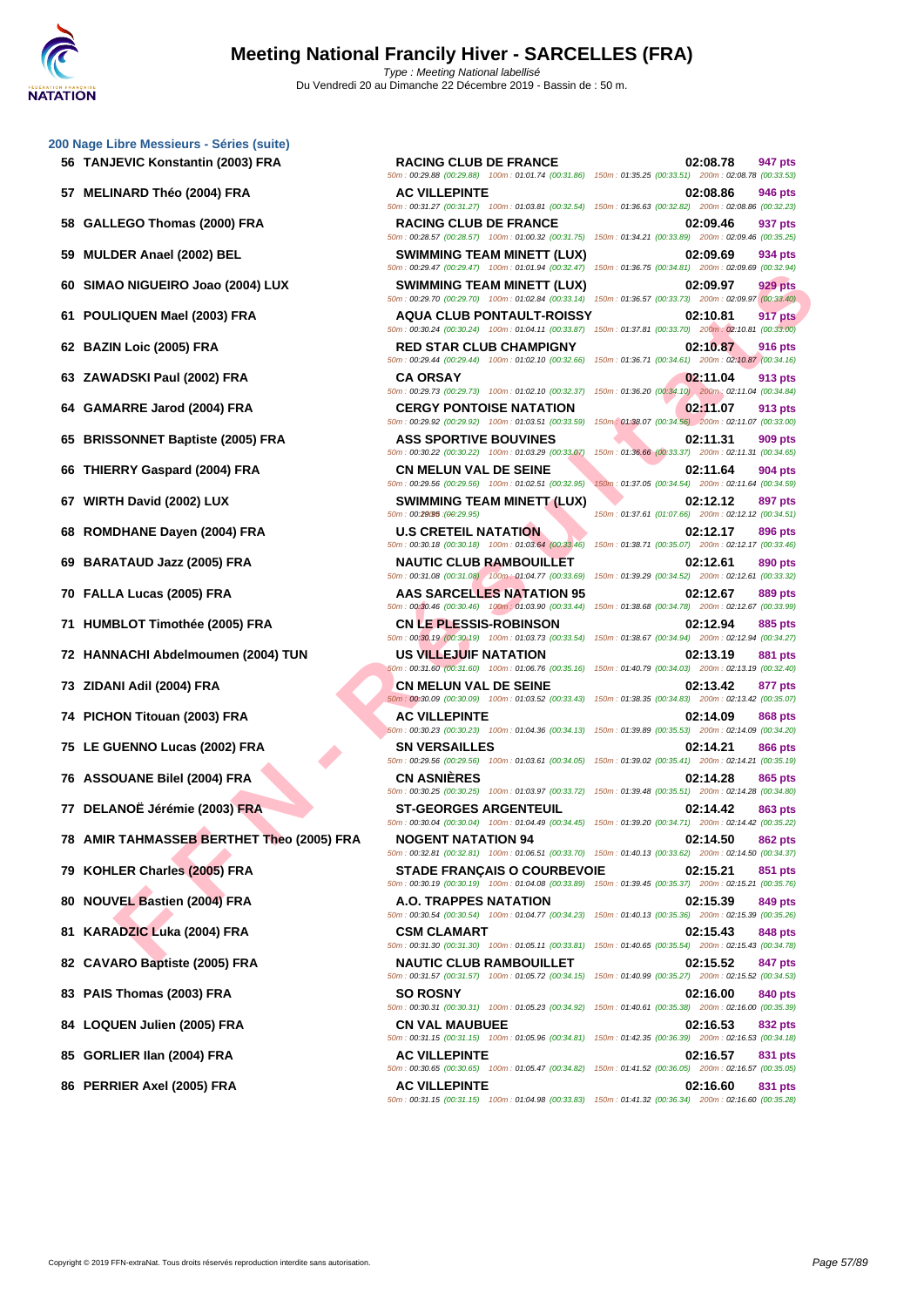# Meeting National Francily Hiver - SARCELLES (FRA)

*Type : Meeting National labellisé*

Du Vendredi 20 au Dimanche 22 Décembre 2019 - Bassin de : 50 m.

## 200 Nage Libre Messieurs - Séries (suite)

| Place | Nom | Club | Temps | Points | Splits |
|---|---|---|---|---|---|
| 56 | TANJEVIC Konstantin (2003) FRA | RACING CLUB DE FRANCE | 02:08.78 | 947 pts | 50m : 00:29.88 (00:29.88) 100m : 01:01.74 (00:31.86) 150m : 01:35.25 (00:33.51) 200m : 02:08.78 (00:33.53) |
| 57 | MELINARD Théo (2004) FRA | AC VILLEPINTE | 02:08.86 | 946 pts | 50m : 00:31.27 (00:31.27) 100m : 01:03.81 (00:32.54) 150m : 01:36.63 (00:32.82) 200m : 02:08.86 (00:32.23) |
| 58 | GALLEGO Thomas (2000) FRA | RACING CLUB DE FRANCE | 02:09.46 | 937 pts | 50m : 00:28.57 (00:28.57) 100m : 01:00.32 (00:31.75) 150m : 01:34.21 (00:33.89) 200m : 02:09.46 (00:35.25) |
| 59 | MULDER Anael (2002) BEL | SWIMMING TEAM MINETT (LUX) | 02:09.69 | 934 pts | 50m : 00:29.47 (00:29.47) 100m : 01:01.94 (00:32.47) 150m : 01:36.75 (00:34.81) 200m : 02:09.69 (00:32.94) |
| 60 | SIMAO NIGUEIRO Joao (2004) LUX | SWIMMING TEAM MINETT (LUX) | 02:09.97 | 929 pts | 50m : 00:29.70 (00:29.70) 100m : 01:02.84 (00:33.14) 150m : 01:36.57 (00:33.73) 200m : 02:09.97 (00:33.40) |
| 61 | POULIQUEN Mael (2003) FRA | AQUA CLUB PONTAULT-ROISSY | 02:10.81 | 917 pts | 50m : 00:30.24 (00:30.24) 100m : 01:04.11 (00:33.87) 150m : 01:37.81 (00:33.70) 200m : 02:10.81 (00:33.00) |
| 62 | BAZIN Loic (2005) FRA | RED STAR CLUB CHAMPIGNY | 02:10.87 | 916 pts | 50m : 00:29.44 (00:29.44) 100m : 01:02.10 (00:32.66) 150m : 01:36.71 (00:34.61) 200m : 02:10.87 (00:34.16) |
| 63 | ZAWADSKI Paul (2002) FRA | CA ORSAY | 02:11.04 | 913 pts | 50m : 00:29.73 (00:29.73) 100m : 01:02.10 (00:32.37) 150m : 01:36.20 (00:34.10) 200m : 02:11.04 (00:34.84) |
| 64 | GAMARRE Jarod (2004) FRA | CERGY PONTOISE NATATION | 02:11.07 | 913 pts | 50m : 00:29.92 (00:29.92) 100m : 01:03.51 (00:33.59) 150m : 01:38.07 (00:34.56) 200m : 02:11.07 (00:33.00) |
| 65 | BRISSONNET Baptiste (2005) FRA | ASS SPORTIVE BOUVINES | 02:11.31 | 909 pts | 50m : 00:30.22 (00:30.22) 100m : 01:03.29 (00:33.07) 150m : 01:36.66 (00:33.37) 200m : 02:11.31 (00:34.65) |
| 66 | THIERRY Gaspard (2004) FRA | CN MELUN VAL DE SEINE | 02:11.64 | 904 pts | 50m : 00:29.56 (00:29.56) 100m : 01:02.51 (00:32.95) 150m : 01:37.05 (00:34.54) 200m : 02:11.64 (00:34.59) |
| 67 | WIRTH David (2002) LUX | SWIMMING TEAM MINETT (LUX) | 02:12.12 | 897 pts | 50m : 00:29.95 (00:29.95) 150m : 01:37.61 (01:07.66) 200m : 02:12.12 (00:34.51) |
| 68 | ROMDHANE Dayen (2004) FRA | U.S CRETEIL NATATION | 02:12.17 | 896 pts | 50m : 00:30.18 (00:30.18) 100m : 01:03.64 (00:33.46) 150m : 01:38.71 (00:35.07) 200m : 02:12.17 (00:33.46) |
| 69 | BARATAUD Jazz (2005) FRA | NAUTIC CLUB RAMBOUILLET | 02:12.61 | 890 pts | 50m : 00:31.08 (00:31.08) 100m : 01:04.77 (00:33.69) 150m : 01:39.29 (00:34.52) 200m : 02:12.61 (00:33.32) |
| 70 | FALLA Lucas (2005) FRA | AAS SARCELLES NATATION 95 | 02:12.67 | 889 pts | 50m : 00:30.46 (00:30.46) 100m : 01:03.90 (00:33.44) 150m : 01:38.68 (00:34.78) 200m : 02:12.67 (00:33.99) |
| 71 | HUMBLOT Timothée (2005) FRA | CN LE PLESSIS-ROBINSON | 02:12.94 | 885 pts | 50m : 00:30.19 (00:30.19) 100m : 01:03.73 (00:33.54) 150m : 01:38.67 (00:34.94) 200m : 02:12.94 (00:34.27) |
| 72 | HANNACHI Abdelmoumen (2004) TUN | US VILLEJUIF NATATION | 02:13.19 | 881 pts | 50m : 00:31.60 (00:31.60) 100m : 01:06.76 (00:35.16) 150m : 01:40.79 (00:34.03) 200m : 02:13.19 (00:32.40) |
| 73 | ZIDANI Adil (2004) FRA | CN MELUN VAL DE SEINE | 02:13.42 | 877 pts | 50m : 00:30.09 (00:30.09) 100m : 01:03.52 (00:33.43) 150m : 01:38.35 (00:34.83) 200m : 02:13.42 (00:35.07) |
| 74 | PICHON Titouan (2003) FRA | AC VILLEPINTE | 02:14.09 | 868 pts | 50m : 00:30.23 (00:30.23) 100m : 01:04.36 (00:34.13) 150m : 01:39.89 (00:35.53) 200m : 02:14.09 (00:34.20) |
| 75 | LE GUENNO Lucas (2002) FRA | SN VERSAILLES | 02:14.21 | 866 pts | 50m : 00:29.56 (00:29.56) 100m : 01:03.61 (00:34.05) 150m : 01:39.02 (00:35.41) 200m : 02:14.21 (00:35.19) |
| 76 | ASSOUANE Bilel (2004) FRA | CN ASNIÈRES | 02:14.28 | 865 pts | 50m : 00:30.25 (00:30.25) 100m : 01:03.97 (00:33.72) 150m : 01:39.48 (00:35.51) 200m : 02:14.28 (00:34.80) |
| 77 | DELANOË Jérémie (2003) FRA | ST-GEORGES ARGENTEUIL | 02:14.42 | 863 pts | 50m : 00:30.04 (00:30.04) 100m : 01:04.49 (00:34.45) 150m : 01:39.20 (00:34.71) 200m : 02:14.42 (00:35.22) |
| 78 | AMIR TAHMASSEB BERTHET Theo (2005) FRA | NOGENT NATATION 94 | 02:14.50 | 862 pts | 50m : 00:32.81 (00:32.81) 100m : 01:06.51 (00:33.70) 150m : 01:40.13 (00:33.62) 200m : 02:14.50 (00:34.37) |
| 79 | KOHLER Charles (2005) FRA | STADE FRANÇAIS O COURBEVOIE | 02:15.21 | 851 pts | 50m : 00:30.19 (00:30.19) 100m : 01:04.08 (00:33.89) 150m : 01:39.45 (00:35.37) 200m : 02:15.21 (00:35.76) |
| 80 | NOUVEL Bastien (2004) FRA | A.O. TRAPPES NATATION | 02:15.39 | 849 pts | 50m : 00:30.54 (00:30.54) 100m : 01:04.77 (00:34.23) 150m : 01:40.13 (00:35.36) 200m : 02:15.39 (00:35.26) |
| 81 | KARADZIC Luka (2004) FRA | CSM CLAMART | 02:15.43 | 848 pts | 50m : 00:31.30 (00:31.30) 100m : 01:05.11 (00:33.81) 150m : 01:40.65 (00:35.54) 200m : 02:15.43 (00:34.78) |
| 82 | CAVARO Baptiste (2005) FRA | NAUTIC CLUB RAMBOUILLET | 02:15.52 | 847 pts | 50m : 00:31.57 (00:31.57) 100m : 01:05.72 (00:34.15) 150m : 01:40.99 (00:35.27) 200m : 02:15.52 (00:34.53) |
| 83 | PAIS Thomas (2003) FRA | SO ROSNY | 02:16.00 | 840 pts | 50m : 00:30.31 (00:30.31) 100m : 01:05.23 (00:34.92) 150m : 01:40.61 (00:35.38) 200m : 02:16.00 (00:35.39) |
| 84 | LOQUEN Julien (2005) FRA | CN VAL MAUBUEE | 02:16.53 | 832 pts | 50m : 00:31.15 (00:31.15) 100m : 01:05.96 (00:34.81) 150m : 01:42.35 (00:36.39) 200m : 02:16.53 (00:34.18) |
| 85 | GORLIER Ilan (2004) FRA | AC VILLEPINTE | 02:16.57 | 831 pts | 50m : 00:30.65 (00:30.65) 100m : 01:05.47 (00:34.82) 150m : 01:41.52 (00:36.05) 200m : 02:16.57 (00:35.05) |
| 86 | PERRIER Axel (2005) FRA | AC VILLEPINTE | 02:16.60 | 831 pts | 50m : 00:31.15 (00:31.15) 100m : 01:04.98 (00:33.83) 150m : 01:41.32 (00:36.34) 200m : 02:16.60 (00:35.28) |

Copyright © 2019 FFN-extraNat. Tous droits réservés reproduction interdite sans autorisation.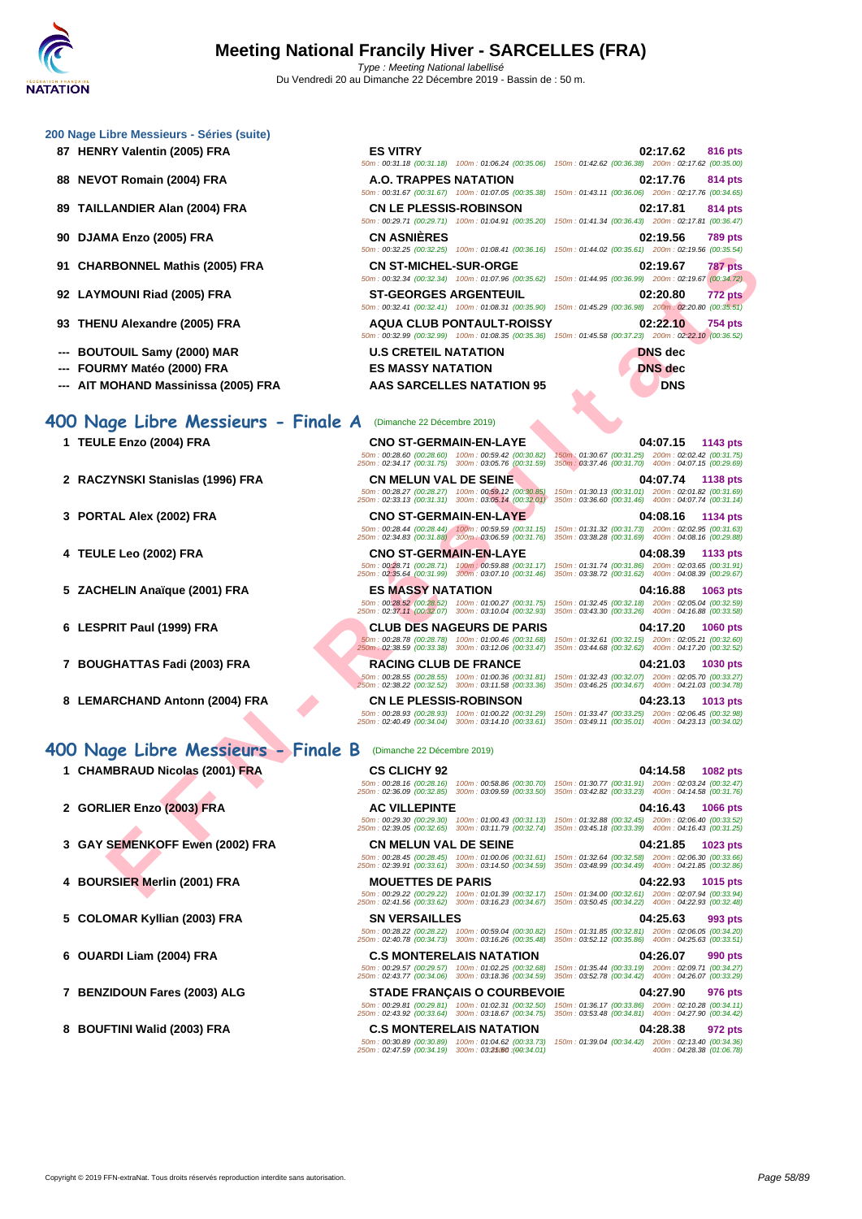## 200 Nage Libre Messieurs - Séries (suite)

| Rang | Nom | Club | Temps | Points |
|---|---|---|---|---|
| 87 | HENRY Valentin (2005) FRA | ES VITRY | 02:17.62 | 816 pts |
| | | 50m : 00:31.18 (00:31.18) 100m : 01:06.24 (00:35.06) 150m : 01:42.62 (00:36.38) 200m : 02:17.62 (00:35.00) | | |
| 88 | NEVOT Romain (2004) FRA | A.O. TRAPPES NATATION | 02:17.76 | 814 pts |
| | | 50m : 00:31.67 (00:31.67) 100m : 01:07.05 (00:35.38) 150m : 01:43.11 (00:36.06) 200m : 02:17.76 (00:34.65) | | |
| 89 | TAILLANDIER Alan (2004) FRA | CN LE PLESSIS-ROBINSON | 02:17.81 | 814 pts |
| | | 50m : 00:29.71 (00:29.71) 100m : 01:04.91 (00:35.20) 150m : 01:41.34 (00:36.43) 200m : 02:17.81 (00:36.47) | | |
| 90 | DJAMA Enzo (2005) FRA | CN ASNIÈRES | 02:19.56 | 789 pts |
| | | 50m : 00:32.25 (00:32.25) 100m : 01:08.41 (00:36.16) 150m : 01:44.02 (00:35.61) 200m : 02:19.56 (00:35.54) | | |
| 91 | CHARBONNEL Mathis (2005) FRA | CN ST-MICHEL-SUR-ORGE | 02:19.67 | 787 pts |
| | | 50m : 00:32.34 (00:32.34) 100m : 01:07.96 (00:35.62) 150m : 01:44.95 (00:36.99) 200m : 02:19.67 (00:34.72) | | |
| 92 | LAYMOUNI Riad (2005) FRA | ST-GEORGES ARGENTEUIL | 02:20.80 | 772 pts |
| | | 50m : 00:32.41 (00:32.41) 100m : 01:08.31 (00:35.90) 150m : 01:45.29 (00:36.98) 200m : 02:20.80 (00:35.51) | | |
| 93 | THENU Alexandre (2005) FRA | AQUA CLUB PONTAULT-ROISSY | 02:22.10 | 754 pts |
| | | 50m : 00:32.99 (00:32.99) 100m : 01:08.35 (00:35.36) 150m : 01:45.58 (00:37.23) 200m : 02:22.10 (00:36.52) | | |
| --- | BOUTOUIL Samy (2000) MAR | U.S CRETEIL NATATION | DNS dec | |
| --- | FOURMY Matéo (2000) FRA | ES MASSY NATATION | DNS dec | |
| --- | AIT MOHAND Massinissa (2005) FRA | AAS SARCELLES NATATION 95 | DNS | |

## 400 Nage Libre Messieurs - Finale A (Dimanche 22 Décembre 2019)

| Rang | Nom | Club | Temps | Points |
|---|---|---|---|---|
| 1 | TEULE Enzo (2004) FRA | CNO ST-GERMAIN-EN-LAYE | 04:07.15 | 1143 pts |
| | | 50m : 00:28.60 (00:28.60) 100m : 00:59.42 (00:30.82) 150m : 01:30.67 (00:31.25) 200m : 02:02.42 (00:31.75) 250m : 02:34.17 (00:31.75) 300m : 03:05.76 (00:31.59) 350m : 03:37.46 (00:31.70) 400m : 04:07.15 (00:29.69) | | |
| 2 | RACZYNSKI Stanislas (1996) FRA | CN MELUN VAL DE SEINE | 04:07.74 | 1138 pts |
| | | 50m : 00:28.27 (00:28.27) 100m : 00:59.12 (00:30.85) 150m : 01:30.13 (00:31.01) 200m : 02:01.82 (00:31.69) 250m : 02:33.13 (00:31.31) 300m : 03:05.14 (00:32.01) 350m : 03:36.60 (00:31.46) 400m : 04:07.74 (00:31.14) | | |
| 3 | PORTAL Alex (2002) FRA | CNO ST-GERMAIN-EN-LAYE | 04:08.16 | 1134 pts |
| | | 50m : 00:28.44 (00:28.44) 100m : 00:59.59 (00:31.15) 150m : 01:31.32 (00:31.73) 200m : 02:02.95 (00:31.63) 250m : 02:34.83 (00:31.88) 300m : 03:06.59 (00:31.76) 350m : 03:38.28 (00:31.69) 400m : 04:08.16 (00:29.88) | | |
| 4 | TEULE Leo (2002) FRA | CNO ST-GERMAIN-EN-LAYE | 04:08.39 | 1133 pts |
| | | 50m : 00:28.71 (00:28.71) 100m : 00:59.88 (00:31.17) 150m : 01:31.74 (00:31.86) 200m : 02:03.65 (00:31.91) 250m : 02:35.64 (00:31.99) 300m : 03:07.10 (00:31.46) 350m : 03:38.72 (00:31.62) 400m : 04:08.39 (00:29.67) | | |
| 5 | ZACHELIN Anaïque (2001) FRA | ES MASSY NATATION | 04:16.88 | 1063 pts |
| | | 50m : 00:28.52 (00:28.52) 100m : 01:00.27 (00:31.75) 150m : 01:32.45 (00:32.18) 200m : 02:05.04 (00:32.59) 250m : 02:37.11 (00:32.07) 300m : 03:10.04 (00:32.93) 350m : 03:43.30 (00:33.26) 400m : 04:16.88 (00:33.58) | | |
| 6 | LESPRIT Paul (1999) FRA | CLUB DES NAGEURS DE PARIS | 04:17.20 | 1060 pts |
| | | 50m : 00:28.78 (00:28.78) 100m : 01:00.46 (00:31.68) 150m : 01:32.61 (00:32.15) 200m : 02:05.21 (00:32.60) 250m : 02:38.59 (00:33.38) 300m : 03:12.06 (00:33.47) 350m : 03:44.68 (00:32.62) 400m : 04:17.20 (00:32.52) | | |
| 7 | BOUGHATTAS Fadi (2003) FRA | RACING CLUB DE FRANCE | 04:21.03 | 1030 pts |
| | | 50m : 00:28.55 (00:28.55) 100m : 01:00.36 (00:31.81) 150m : 01:32.43 (00:32.07) 200m : 02:05.70 (00:33.27) 250m : 02:38.22 (00:32.52) 300m : 03:11.58 (00:33.36) 350m : 03:46.25 (00:34.67) 400m : 04:21.03 (00:34.78) | | |
| 8 | LEMARCHAND Antonn (2004) FRA | CN LE PLESSIS-ROBINSON | 04:23.13 | 1013 pts |
| | | 50m : 00:28.93 (00:28.93) 100m : 01:00.22 (00:31.29) 150m : 01:33.47 (00:33.25) 200m : 02:06.45 (00:32.98) 250m : 02:40.49 (00:34.04) 300m : 03:14.10 (00:33.61) 350m : 03:49.11 (00:35.01) 400m : 04:23.13 (00:34.02) | | |

## 400 Nage Libre Messieurs - Finale B (Dimanche 22 Décembre 2019)

| Rang | Nom | Club | Temps | Points |
|---|---|---|---|---|
| 1 | CHAMBRAUD Nicolas (2001) FRA | CS CLICHY 92 | 04:14.58 | 1082 pts |
| | | 50m : 00:28.16 (00:28.16) 100m : 00:58.86 (00:30.70) 150m : 01:30.77 (00:31.91) 200m : 02:03.24 (00:32.47) 250m : 02:36.09 (00:32.85) 300m : 03:09.59 (00:33.50) 350m : 03:42.82 (00:33.23) 400m : 04:14.58 (00:31.76) | | |
| 2 | GORLIER Enzo (2003) FRA | AC VILLEPINTE | 04:16.43 | 1066 pts |
| | | 50m : 00:29.30 (00:29.30) 100m : 01:00.43 (00:31.13) 150m : 01:32.88 (00:32.45) 200m : 02:06.40 (00:33.52) 250m : 02:39.05 (00:32.65) 300m : 03:11.79 (00:32.74) 350m : 03:45.18 (00:33.39) 400m : 04:16.43 (00:31.25) | | |
| 3 | GAY SEMENKOFF Ewen (2002) FRA | CN MELUN VAL DE SEINE | 04:21.85 | 1023 pts |
| | | 50m : 00:28.45 (00:28.45) 100m : 01:00.06 (00:31.61) 150m : 01:32.64 (00:32.58) 200m : 02:06.30 (00:33.66) 250m : 02:39.91 (00:33.61) 300m : 03:14.50 (00:34.59) 350m : 03:48.99 (00:34.49) 400m : 04:21.85 (00:32.86) | | |
| 4 | BOURSIER Merlin (2001) FRA | MOUETTES DE PARIS | 04:22.93 | 1015 pts |
| | | 50m : 00:29.22 (00:29.22) 100m : 01:01.39 (00:32.17) 150m : 01:34.00 (00:32.61) 200m : 02:07.94 (00:33.94) 250m : 02:41.56 (00:33.62) 300m : 03:16.23 (00:34.67) 350m : 03:50.45 (00:34.22) 400m : 04:22.93 (00:32.48) | | |
| 5 | COLOMAR Kyllian (2003) FRA | SN VERSAILLES | 04:25.63 | 993 pts |
| | | 50m : 00:28.22 (00:28.22) 100m : 00:59.04 (00:30.82) 150m : 01:31.85 (00:32.81) 200m : 02:06.05 (00:34.20) 250m : 02:40.78 (00:34.73) 300m : 03:16.26 (00:35.48) 350m : 03:52.12 (00:35.86) 400m : 04:25.63 (00:33.51) | | |
| 6 | OUARDI Liam (2004) FRA | C.S MONTERELAIS NATATION | 04:26.07 | 990 pts |
| | | 50m : 00:29.57 (00:29.57) 100m : 01:02.25 (00:32.68) 150m : 01:35.44 (00:33.19) 200m : 02:09.71 (00:34.27) 250m : 02:43.77 (00:34.06) 300m : 03:18.36 (00:34.59) 350m : 03:52.78 (00:34.42) 400m : 04:26.07 (00:33.29) | | |
| 7 | BENZIDOUN Fares (2003) ALG | STADE FRANÇAIS O COURBEVOIE | 04:27.90 | 976 pts |
| | | 50m : 00:29.81 (00:29.81) 100m : 01:02.31 (00:32.50) 150m : 01:36.17 (00:33.86) 200m : 02:10.28 (00:34.11) 250m : 02:43.92 (00:33.64) 300m : 03:18.67 (00:34.75) 350m : 03:53.48 (00:34.81) 400m : 04:27.90 (00:34.42) | | |
| 8 | BOUFTINI Walid (2003) FRA | C.S MONTERELAIS NATATION | 04:28.38 | 972 pts |
| | | 50m : 00:30.89 (00:30.89) 100m : 01:04.62 (00:33.73) 150m : 01:39.04 (00:34.42) 200m : 02:13.40 (00:34.36) 250m : 02:47.59 (00:34.19) 300m : 03:21.60 (00:34.01) 400m : 04:28.38 (01:06.78) | | |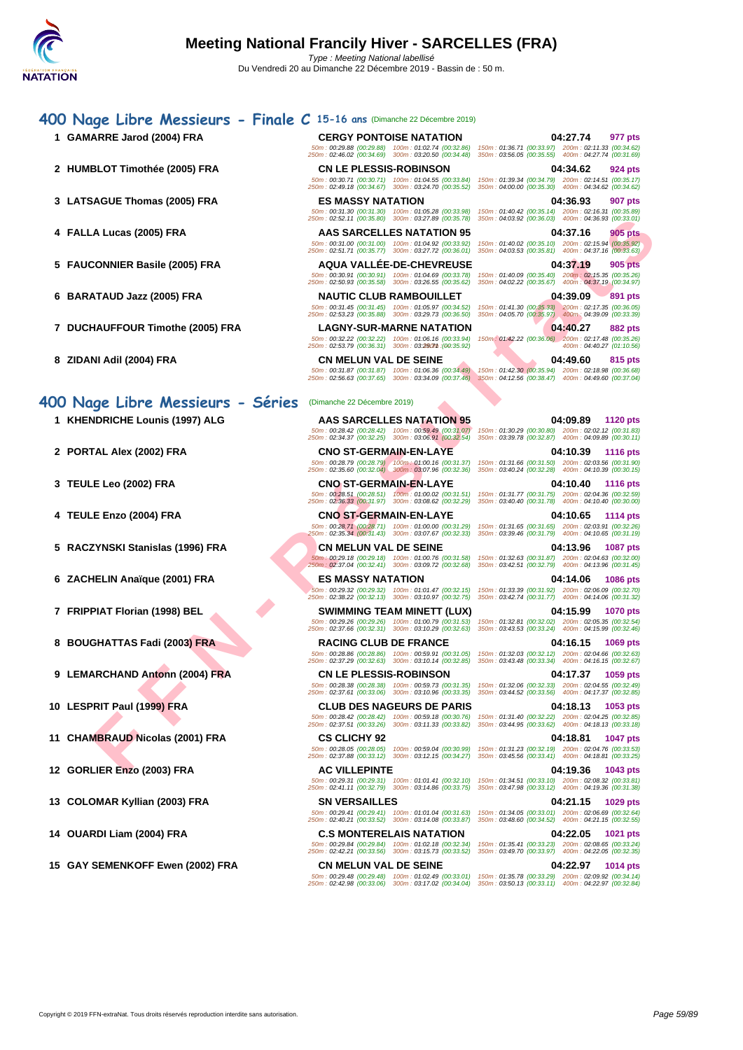# Meeting National Francily Hiver - SARCELLES (FRA)

*Type : Meeting National labellisé*
Du Vendredi 20 au Dimanche 22 Décembre 2019 - Bassin de : 50 m.

## 400 Nage Libre Messieurs - Finale C 15-16 ans (Dimanche 22 Décembre 2019)

| Rang | Nageur | Club | Temps | Points |
|---|---|---|---|---|
| 1 | GAMARRE Jarod (2004) FRA | CERGY PONTOISE NATATION | 04:27.74 | 977 pts |
| | | 50m : 00:29.88 (00:29.88) 100m : 01:02.74 (00:32.86) 150m : 01:36.71 (00:33.97) 200m : 02:11.33 (00:34.62) 250m : 02:46.02 (00:34.69) 300m : 03:20.50 (00:34.48) 350m : 03:56.05 (00:35.55) 400m : 04:27.74 (00:31.69) | | |
| 2 | HUMBLOT Timothée (2005) FRA | CN LE PLESSIS-ROBINSON | 04:34.62 | 924 pts |
| | | 50m : 00:30.71 (00:30.71) 100m : 01:04.55 (00:33.84) 150m : 01:39.34 (00:34.79) 200m : 02:14.51 (00:35.17) 250m : 02:49.18 (00:34.67) 300m : 03:24.70 (00:35.52) 350m : 04:00.00 (00:35.30) 400m : 04:34.62 (00:34.62) | | |
| 3 | LATSAGUE Thomas (2005) FRA | ES MASSY NATATION | 04:36.93 | 907 pts |
| | | 50m : 00:31.30 (00:31.30) 100m : 01:05.28 (00:33.98) 150m : 01:40.42 (00:35.14) 200m : 02:16.31 (00:35.89) 250m : 02:52.11 (00:35.80) 300m : 03:27.89 (00:35.78) 350m : 04:03.92 (00:36.03) 400m : 04:36.93 (00:33.01) | | |
| 4 | FALLA Lucas (2005) FRA | AAS SARCELLES NATATION 95 | 04:37.16 | 905 pts |
| | | 50m : 00:31.00 (00:31.00) 100m : 01:04.92 (00:33.92) 150m : 01:40.02 (00:35.10) 200m : 02:15.94 (00:35.92) 250m : 02:51.71 (00:35.77) 300m : 03:27.72 (00:36.01) 350m : 04:03.53 (00:35.81) 400m : 04:37.16 (00:33.63) | | |
| 5 | FAUCONNIER Basile (2005) FRA | AQUA VALLÉE-DE-CHEVREUSE | 04:37.19 | 905 pts |
| | | 50m : 00:30.91 (00:30.91) 100m : 01:04.69 (00:33.78) 150m : 01:40.09 (00:35.40) 200m : 02:15.35 (00:35.26) 250m : 02:50.93 (00:35.58) 300m : 03:26.55 (00:35.62) 350m : 04:02.22 (00:35.67) 400m : 04:37.19 (00:34.97) | | |
| 6 | BARATAUD Jazz (2005) FRA | NAUTIC CLUB RAMBOUILLET | 04:39.09 | 891 pts |
| | | 50m : 00:31.45 (00:31.45) 100m : 01:05.97 (00:34.52) 150m : 01:41.30 (00:35.33) 200m : 02:17.35 (00:36.05) 250m : 02:53.23 (00:35.88) 300m : 03:29.73 (00:36.50) 350m : 04:05.70 (00:35.97) 400m : 04:39.09 (00:33.39) | | |
| 7 | DUCHAUFFOUR Timothe (2005) FRA | LAGNY-SUR-MARNE NATATION | 04:40.27 | 882 pts |
| | | 50m : 00:32.22 (00:32.22) 100m : 01:06.16 (00:33.94) 150m : 01:42.22 (00:36.06) 200m : 02:17.48 (00:35.26) 250m : 02:53.79 (00:36.31) 300m : 03:29.71 (00:35.92) 400m : 04:40.27 (01:10.56) | | |
| 8 | ZIDANI Adil (2004) FRA | CN MELUN VAL DE SEINE | 04:49.60 | 815 pts |
| | | 50m : 00:31.87 (00:31.87) 100m : 01:06.36 (00:34.49) 150m : 01:42.30 (00:35.94) 200m : 02:18.98 (00:36.68) 250m : 02:56.63 (00:37.65) 300m : 03:34.09 (00:37.46) 350m : 04:12.56 (00:38.47) 400m : 04:49.60 (00:37.04) | | |

## 400 Nage Libre Messieurs - Séries (Dimanche 22 Décembre 2019)

| Rang | Nageur | Club | Temps | Points |
|---|---|---|---|---|
| 1 | KHENDRICHE Lounis (1997) ALG | AAS SARCELLES NATATION 95 | 04:09.89 | 1120 pts |
| | | 50m : 00:28.42 (00:28.42) 100m : 00:59.49 (00:31.07) 150m : 01:30.29 (00:30.80) 200m : 02:02.12 (00:31.83) 250m : 02:34.37 (00:32.25) 300m : 03:06.91 (00:32.54) 350m : 03:39.78 (00:32.87) 400m : 04:09.89 (00:30.11) | | |
| 2 | PORTAL Alex (2002) FRA | CNO ST-GERMAIN-EN-LAYE | 04:10.39 | 1116 pts |
| | | 50m : 00:28.79 (00:28.79) 100m : 01:00.16 (00:31.37) 150m : 01:31.66 (00:31.50) 200m : 02:03.56 (00:31.90) 250m : 02:35.60 (00:32.04) 300m : 03:07.96 (00:32.36) 350m : 03:40.24 (00:32.28) 400m : 04:10.39 (00:30.15) | | |
| 3 | TEULE Leo (2002) FRA | CNO ST-GERMAIN-EN-LAYE | 04:10.40 | 1116 pts |
| | | 50m : 00:28.51 (00:28.51) 100m : 01:00.02 (00:31.51) 150m : 01:31.77 (00:31.75) 200m : 02:04.36 (00:32.59) 250m : 02:36.33 (00:31.97) 300m : 03:08.62 (00:32.29) 350m : 03:40.40 (00:31.78) 400m : 04:10.40 (00:30.00) | | |
| 4 | TEULE Enzo (2004) FRA | CNO ST-GERMAIN-EN-LAYE | 04:10.65 | 1114 pts |
| | | 50m : 00:28.71 (00:28.71) 100m : 01:00.00 (00:31.29) 150m : 01:31.65 (00:31.65) 200m : 02:03.91 (00:32.26) 250m : 02:35.34 (00:31.43) 300m : 03:07.67 (00:32.33) 350m : 03:39.46 (00:31.79) 400m : 04:10.65 (00:31.19) | | |
| 5 | RACZYNSKI Stanislas (1996) FRA | CN MELUN VAL DE SEINE | 04:13.96 | 1087 pts |
| | | 50m : 00:29.18 (00:29.18) 100m : 01:00.76 (00:31.58) 150m : 01:32.63 (00:31.87) 200m : 02:04.63 (00:32.00) 250m : 02:37.04 (00:32.41) 300m : 03:09.72 (00:32.68) 350m : 03:42.51 (00:32.79) 400m : 04:13.96 (00:31.45) | | |
| 6 | ZACHELIN Anaïque (2001) FRA | ES MASSY NATATION | 04:14.06 | 1086 pts |
| | | 50m : 00:29.32 (00:29.32) 100m : 01:01.47 (00:32.15) 150m : 01:33.39 (00:31.92) 200m : 02:06.09 (00:32.70) 250m : 02:38.22 (00:32.13) 300m : 03:10.97 (00:32.75) 350m : 03:42.74 (00:31.77) 400m : 04:14.06 (00:31.32) | | |
| 7 | FRIPPIAT Florian (1998) BEL | SWIMMING TEAM MINETT (LUX) | 04:15.99 | 1070 pts |
| | | 50m : 00:29.26 (00:29.26) 100m : 01:00.79 (00:31.53) 150m : 01:32.81 (00:32.02) 200m : 02:05.35 (00:32.54) 250m : 02:37.66 (00:32.31) 300m : 03:10.29 (00:32.63) 350m : 03:43.53 (00:33.24) 400m : 04:15.99 (00:32.46) | | |
| 8 | BOUGHATTAS Fadi (2003) FRA | RACING CLUB DE FRANCE | 04:16.15 | 1069 pts |
| | | 50m : 00:28.86 (00:28.86) 100m : 00:59.91 (00:31.05) 150m : 01:32.03 (00:32.12) 200m : 02:04.66 (00:32.63) 250m : 02:37.29 (00:32.63) 300m : 03:10.14 (00:32.85) 350m : 03:43.48 (00:33.34) 400m : 04:16.15 (00:32.67) | | |
| 9 | LEMARCHAND Antonn (2004) FRA | CN LE PLESSIS-ROBINSON | 04:17.37 | 1059 pts |
| | | 50m : 00:28.38 (00:28.38) 100m : 00:59.73 (00:31.35) 150m : 01:32.06 (00:32.33) 200m : 02:04.55 (00:32.49) 250m : 02:37.61 (00:33.06) 300m : 03:10.96 (00:33.35) 350m : 03:44.52 (00:33.56) 400m : 04:17.37 (00:32.85) | | |
| 10 | LESPRIT Paul (1999) FRA | CLUB DES NAGEURS DE PARIS | 04:18.13 | 1053 pts |
| | | 50m : 00:28.42 (00:28.42) 100m : 00:59.18 (00:30.76) 150m : 01:31.40 (00:32.22) 200m : 02:04.25 (00:32.85) 250m : 02:37.51 (00:33.26) 300m : 03:11.33 (00:33.82) 350m : 03:44.95 (00:33.62) 400m : 04:18.13 (00:33.18) | | |
| 11 | CHAMBRAUD Nicolas (2001) FRA | CS CLICHY 92 | 04:18.81 | 1047 pts |
| | | 50m : 00:28.05 (00:28.05) 100m : 00:59.04 (00:30.99) 150m : 01:31.23 (00:32.19) 200m : 02:04.76 (00:33.53) 250m : 02:37.88 (00:33.12) 300m : 03:12.15 (00:34.27) 350m : 03:45.56 (00:33.41) 400m : 04:18.81 (00:33.25) | | |
| 12 | GORLIER Enzo (2003) FRA | AC VILLEPINTE | 04:19.36 | 1043 pts |
| | | 50m : 00:29.31 (00:29.31) 100m : 01:01.41 (00:32.10) 150m : 01:34.51 (00:33.10) 200m : 02:08.32 (00:33.81) 250m : 02:41.11 (00:32.79) 300m : 03:14.86 (00:33.75) 350m : 03:47.98 (00:33.12) 400m : 04:19.36 (00:31.38) | | |
| 13 | COLOMAR Kyllian (2003) FRA | SN VERSAILLES | 04:21.15 | 1029 pts |
| | | 50m : 00:29.41 (00:29.41) 100m : 01:01.04 (00:31.63) 150m : 01:34.05 (00:33.01) 200m : 02:06.69 (00:32.64) 250m : 02:40.21 (00:33.52) 300m : 03:14.08 (00:33.87) 350m : 03:48.60 (00:34.52) 400m : 04:21.15 (00:32.55) | | |
| 14 | OUARDI Liam (2004) FRA | C.S MONTERELAIS NATATION | 04:22.05 | 1021 pts |
| | | 50m : 00:29.84 (00:29.84) 100m : 01:02.18 (00:32.34) 150m : 01:35.41 (00:33.23) 200m : 02:08.65 (00:33.24) 250m : 02:42.21 (00:33.56) 300m : 03:15.73 (00:33.52) 350m : 03:49.70 (00:33.97) 400m : 04:22.05 (00:32.35) | | |
| 15 | GAY SEMENKOFF Ewen (2002) FRA | CN MELUN VAL DE SEINE | 04:22.97 | 1014 pts |
| | | 50m : 00:29.48 (00:29.48) 100m : 01:02.49 (00:33.01) 150m : 01:35.78 (00:33.29) 200m : 02:09.92 (00:34.14) 250m : 02:42.98 (00:33.06) 300m : 03:17.02 (00:34.04) 350m : 03:50.13 (00:33.11) 400m : 04:22.97 (00:32.84) | | |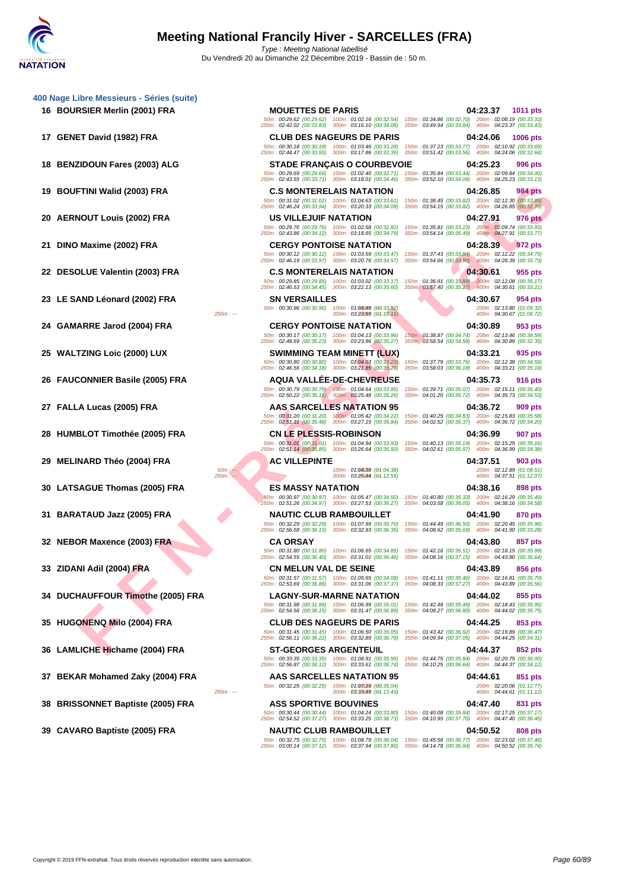## 400 Nage Libre Messieurs - Séries (suite)

| Place | Nom | Club | Temps | Points |
|---|---|---|---|---|
| 16 | BOURSIER Merlin (2001) FRA | MOUETTES DE PARIS | 04:23.37 | 1011 pts |
| | | 50m : 00:29.62 (00:29.62) 100m : 01:02.16 (00:32.54) 150m : 01:34.86 (00:32.70) 200m : 02:08.19 (00:33.33) 250m : 02:42.02 (00:33.83) 300m : 03:16.10 (00:34.08) 350m : 03:49.94 (00:33.84) 400m : 04:23.37 (00:33.43) | | |
| 17 | GENET David (1982) FRA | CLUB DES NAGEURS DE PARIS | 04:24.06 | 1006 pts |
| | | 50m : 00:30.18 (00:30.18) 100m : 01:03.46 (00:33.28) 150m : 01:37.23 (00:33.77) 200m : 02:10.92 (00:33.69) 250m : 02:44.47 (00:33.55) 300m : 03:17.86 (00:33.39) 350m : 03:51.42 (00:33.56) 400m : 04:24.06 (00:32.64) | | |
| 18 | BENZIDOUN Fares (2003) ALG | STADE FRANÇAIS O COURBEVOIE | 04:25.23 | 996 pts |
| | | 50m : 00:29.69 (00:29.69) 100m : 01:02.40 (00:32.71) 150m : 01:35.84 (00:33.44) 200m : 02:09.84 (00:34.00) 250m : 02:43.55 (00:33.71) 300m : 03:18.01 (00:34.46) 350m : 03:52.10 (00:34.09) 400m : 04:25.23 (00:33.13) | | |
| 19 | BOUFTINI Walid (2003) FRA | C.S MONTERELAIS NATATION | 04:26.85 | 984 pts |
| | | 50m : 00:31.02 (00:31.02) 100m : 01:04.63 (00:33.61) 150m : 01:38.45 (00:33.82) 200m : 02:12.30 (00:33.85) 250m : 02:46.24 (00:33.94) 300m : 03:20.33 (00:34.09) 350m : 03:54.15 (00:33.82) 400m : 04:26.85 (00:32.70) | | |
| 20 | AERNOUT Louis (2002) FRA | US VILLEJUIF NATATION | 04:27.91 | 976 pts |
| | | 50m : 00:29.76 (00:29.76) 100m : 01:02.58 (00:32.82) 150m : 01:35.81 (00:33.23) 200m : 02:09.74 (00:33.93) 250m : 02:43.86 (00:34.12) 300m : 03:18.65 (00:34.79) 350m : 03:54.14 (00:35.49) 400m : 04:27.91 (00:33.77) | | |
| 21 | DINO Maxime (2002) FRA | CERGY PONTOISE NATATION | 04:28.39 | 972 pts |
| | | 50m : 00:30.12 (00:30.12) 100m : 01:03.59 (00:33.47) 150m : 01:37.43 (00:33.84) 200m : 02:12.22 (00:34.79) 250m : 02:46.19 (00:33.97) 300m : 03:20.76 (00:34.57) 350m : 03:54.66 (00:33.90) 400m : 04:28.39 (00:33.73) | | |
| 22 | DESOLUE Valentin (2003) FRA | C.S MONTERELAIS NATATION | 04:30.61 | 955 pts |
| | | 50m : 00:29.85 (00:29.85) 100m : 01:03.02 (00:33.17) 150m : 01:36.91 (00:33.89) 200m : 02:12.08 (00:35.17) 250m : 02:46.53 (00:34.45) 300m : 03:22.13 (00:35.60) 350m : 03:57.40 (00:35.27) 400m : 04:30.61 (00:33.21) | | |
| 23 | LE SAND Léonard (2002) FRA | SN VERSAILLES | 04:30.67 | 954 pts |
| | | 50m : 00:30.96 (00:30.96) 100m : 01:04.48 (00:33.52) 200m : 02:13.80 (01:09.32) 250m : --- 300m : 03:23.95 (01:10.15) 400m : 04:30.67 (01:06.72) | | |
| 24 | GAMARRE Jarod (2004) FRA | CERGY PONTOISE NATATION | 04:30.89 | 953 pts |
| | | 50m : 00:30.17 (00:30.17) 100m : 01:04.13 (00:33.96) 150m : 01:38.87 (00:34.74) 200m : 02:13.46 (00:34.59) 250m : 02:48.69 (00:35.23) 300m : 03:23.96 (00:35.27) 350m : 03:58.54 (00:34.58) 400m : 04:30.89 (00:32.35) | | |
| 25 | WALTZING Loic (2000) LUX | SWIMMING TEAM MINETT (LUX) | 04:33.21 | 935 pts |
| | | 50m : 00:30.80 (00:30.80) 100m : 01:04.03 (00:33.23) 150m : 01:37.79 (00:33.76) 200m : 02:12.38 (00:34.59) 250m : 02:46.56 (00:34.18) 300m : 03:21.85 (00:35.29) 350m : 03:58.03 (00:36.18) 400m : 04:33.21 (00:35.18) | | |
| 26 | FAUCONNIER Basile (2005) FRA | AQUA VALLÉE-DE-CHEVREUSE | 04:35.73 | 916 pts |
| | | 50m : 00:30.79 (00:30.79) 100m : 01:04.64 (00:33.85) 150m : 01:39.71 (00:35.07) 200m : 02:15.11 (00:35.40) 250m : 02:50.22 (00:35.11) 300m : 03:25.48 (00:35.26) 350m : 04:01.20 (00:35.72) 400m : 04:35.73 (00:34.53) | | |
| 27 | FALLA Lucas (2005) FRA | AAS SARCELLES NATATION 95 | 04:36.72 | 909 pts |
| | | 50m : 00:31.20 (00:31.20) 100m : 01:05.42 (00:34.22) 150m : 01:40.25 (00:34.83) 200m : 02:15.83 (00:35.58) 250m : 02:51.31 (00:35.48) 300m : 03:27.15 (00:35.84) 350m : 04:02.52 (00:35.37) 400m : 04:36.72 (00:34.20) | | |
| 28 | HUMBLOT Timothée (2005) FRA | CN LE PLESSIS-ROBINSON | 04:36.99 | 907 pts |
| | | 50m : 00:31.01 (00:31.01) 100m : 01:04.94 (00:33.93) 150m : 01:40.13 (00:35.19) 200m : 02:15.29 (00:35.16) 250m : 02:51.14 (00:35.85) 300m : 03:26.64 (00:35.50) 350m : 04:02.61 (00:35.97) 400m : 04:36.99 (00:34.38) | | |
| 29 | MELINARD Théo (2004) FRA | AC VILLEPINTE | 04:37.51 | 903 pts |
| | | 50m : --- 100m : 01:04.38 (01:04.38) 200m : 02:12.89 (01:08.51) 250m : --- 300m : 03:25.44 (01:12.55) 400m : 04:37.51 (01:12.07) | | |
| 30 | LATSAGUE Thomas (2005) FRA | ES MASSY NATATION | 04:38.16 | 898 pts |
| | | 50m : 00:30.97 (00:30.97) 100m : 01:05.47 (00:34.50) 150m : 01:40.80 (00:35.33) 200m : 02:16.29 (00:35.49) 250m : 02:51.26 (00:34.97) 300m : 03:27.53 (00:36.27) 350m : 04:03.58 (00:36.05) 400m : 04:38.16 (00:34.58) | | |
| 31 | BARATAUD Jazz (2005) FRA | NAUTIC CLUB RAMBOUILLET | 04:41.90 | 870 pts |
| | | 50m : 00:32.29 (00:32.29) 100m : 01:07.99 (00:35.70) 150m : 01:44.49 (00:36.50) 200m : 02:20.45 (00:35.96) 250m : 02:56.58 (00:36.13) 300m : 03:32.93 (00:36.35) 350m : 04:08.62 (00:35.69) 400m : 04:41.90 (00:33.28) | | |
| 32 | NEBOR Maxence (2003) FRA | CA ORSAY | 04:43.80 | 857 pts |
| | | 50m : 00:31.80 (00:31.80) 100m : 01:06.65 (00:34.85) 150m : 01:42.16 (00:35.51) 200m : 02:18.15 (00:35.99) 250m : 02:54.55 (00:36.40) 300m : 03:31.01 (00:36.46) 350m : 04:08.16 (00:37.15) 400m : 04:43.80 (00:35.64) | | |
| 33 | ZIDANI Adil (2004) FRA | CN MELUN VAL DE SEINE | 04:43.89 | 856 pts |
| | | 50m : 00:31.57 (00:31.57) 100m : 01:05.65 (00:34.08) 150m : 01:41.11 (00:35.46) 200m : 02:16.81 (00:35.70) 250m : 02:53.69 (00:36.88) 300m : 03:31.06 (00:37.37) 350m : 04:08.33 (00:37.27) 400m : 04:43.89 (00:35.56) | | |
| 34 | DUCHAUFFOUR Timothe (2005) FRA | LAGNY-SUR-MARNE NATATION | 04:44.02 | 855 pts |
| | | 50m : 00:31.98 (00:31.98) 100m : 01:06.99 (00:35.01) 150m : 01:42.48 (00:35.49) 200m : 02:18.43 (00:35.95) 250m : 02:54.58 (00:36.15) 300m : 03:31.47 (00:36.89) 350m : 04:08.27 (00:36.80) 400m : 04:44.02 (00:35.75) | | |
| 35 | HUGONENQ Milo (2004) FRA | CLUB DES NAGEURS DE PARIS | 04:44.25 | 853 pts |
| | | 50m : 00:31.45 (00:31.45) 100m : 01:06.50 (00:35.05) 150m : 01:43.42 (00:36.92) 200m : 02:19.89 (00:36.47) 250m : 02:56.11 (00:36.22) 300m : 03:32.89 (00:36.78) 350m : 04:09.94 (00:37.05) 400m : 04:44.25 (00:34.31) | | |
| 36 | LAMLICHE Hichame (2004) FRA | ST-GEORGES ARGENTEUIL | 04:44.37 | 852 pts |
| | | 50m : 00:33.35 (00:33.35) 100m : 01:08.91 (00:35.56) 150m : 01:44.75 (00:35.84) 200m : 02:20.75 (00:36.00) 250m : 02:56.87 (00:36.12) 300m : 03:33.61 (00:36.74) 350m : 04:10.25 (00:36.64) 400m : 04:44.37 (00:34.12) | | |
| 37 | BEKAR Mohamed Zaky (2004) FRA | AAS SARCELLES NATATION 95 | 04:44.61 | 851 pts |
| | | 50m : 00:32.25 (00:32.25) 100m : 01:07.29 (00:35.04) 200m : 02:20.06 (01:12.77) 250m : --- 300m : 03:33.49 (01:13.43) 400m : 04:44.61 (01:11.12) | | |
| 38 | BRISSONNET Baptiste (2005) FRA | ASS SPORTIVE BOUVINES | 04:47.40 | 831 pts |
| | | 50m : 00:30.44 (00:30.44) 100m : 01:04.24 (00:33.80) 150m : 01:40.08 (00:35.84) 200m : 02:17.25 (00:37.17) 250m : 02:54.52 (00:37.27) 300m : 03:33.25 (00:38.73) 350m : 04:10.95 (00:37.70) 400m : 04:47.40 (00:36.45) | | |
| 39 | CAVARO Baptiste (2005) FRA | NAUTIC CLUB RAMBOUILLET | 04:50.52 | 808 pts |
| | | 50m : 00:32.75 (00:32.75) 100m : 01:08.79 (00:36.04) 150m : 01:45.56 (00:36.77) 200m : 02:23.02 (00:37.46) 250m : 03:00.14 (00:37.12) 300m : 03:37.94 (00:37.80) 350m : 04:14.78 (00:36.84) 400m : 04:50.52 (00:35.74) | | |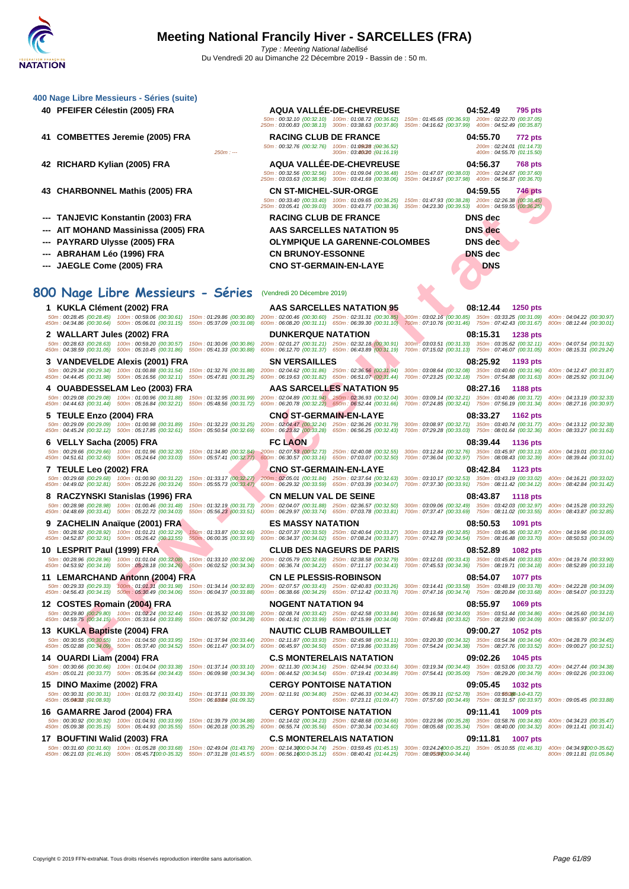# Meeting National Francily Hiver - SARCELLES (FRA)

*Type : Meeting National labellisé*

Du Vendredi 20 au Dimanche 22 Décembre 2019 - Bassin de : 50 m.

### 400 Nage Libre Messieurs - Séries (suite)

**40 PFEIFER Célestin (2005) FRA** — AQUA VALLÉE-DE-CHEVREUSE — 04:52.49 — 795 pts
50m : 00:32.10 (00:32.10) 100m : 01:08.72 (00:36.62) 150m : 01:45.65 (00:36.93) 200m : 02:22.70 (00:37.05)
250m : 03:00.83 (00:38.13) 300m : 03:38.63 (00:37.80) 350m : 04:16.62 (00:37.99) 400m : 04:52.49 (00:35.87)

**41 COMBETTES Jeremie (2005) FRA** — RACING CLUB DE FRANCE — 04:55.70 — 772 pts
50m : 00:32.76 (00:32.76) 100m : 01:09.28 (00:36.52) 200m : 02:24.01 (01:14.73)
250m : --- 300m : 03:40.20 (01:16.19) 400m : 04:55.70 (01:15.50)

**42 RICHARD Kylian (2005) FRA** — AQUA VALLÉE-DE-CHEVREUSE — 04:56.37 — 768 pts
50m : 00:32.56 (00:32.56) 100m : 01:09.04 (00:36.48) 150m : 01:47.07 (00:38.03) 200m : 02:24.67 (00:37.60)
250m : 03:03.63 (00:38.96) 300m : 03:41.69 (00:38.06) 350m : 04:19.67 (00:37.98) 400m : 04:56.37 (00:36.70)

**43 CHARBONNEL Mathis (2005) FRA** — CN ST-MICHEL-SUR-ORGE — 04:59.55 — 746 pts
50m : 00:33.40 (00:33.40) 100m : 01:09.65 (00:36.25) 150m : 01:47.93 (00:38.28) 200m : 02:26.38 (00:38.45)
250m : 03:05.41 (00:39.03) 300m : 03:43.77 (00:38.36) 350m : 04:23.30 (00:39.53) 400m : 04:59.55 (00:36.25)

--- TANJEVIC Konstantin (2003) FRA — RACING CLUB DE FRANCE — DNS dec
--- AIT MOHAND Massinissa (2005) FRA — AAS SARCELLES NATATION 95 — DNS dec
--- PAYRARD Ulysse (2005) FRA — OLYMPIQUE LA GARENNE-COLOMBES — DNS dec
--- ABRAHAM Léo (1996) FRA — CN BRUNOY-ESSONNE — DNS dec
--- JAEGLE Come (2005) FRA — CNO ST-GERMAIN-EN-LAYE — DNS

## 800 Nage Libre Messieurs - Séries (Vendredi 20 Décembre 2019)

**1 KUKLA Clément (2002) FRA** — AAS SARCELLES NATATION 95 — 08:12.44 — 1250 pts
50m : 00:28.45 (00:28.45) 100m : 00:59.06 (00:30.61) 150m : 01:29.86 (00:30.80) 200m : 02:00.46 (00:30.60) 250m : 02:31.31 (00:30.85) 300m : 03:02.16 (00:30.85) 350m : 03:33.25 (00:31.09) 400m : 04:04.22 (00:30.97)
450m : 04:34.86 (00:30.64) 500m : 05:06.01 (00:31.15) 550m : 05:37.09 (00:31.08) 600m : 06:08.20 (00:31.11) 650m : 06:39.30 (00:31.10) 700m : 07:10.76 (00:31.46) 750m : 07:42.43 (00:31.67) 800m : 08:12.44 (00:30.01)

**2 WALLART Jules (2002) FRA** — DUNKERQUE NATATION — 08:15.31 — 1238 pts
50m : 00:28.63 (00:28.63) 100m : 00:59.20 (00:30.57) 150m : 01:30.06 (00:30.86) 200m : 02:01.27 (00:31.21) 250m : 02:32.18 (00:30.91) 300m : 03:03.51 (00:31.33) 350m : 03:35.62 (00:32.11) 400m : 04:07.54 (00:31.92)
450m : 04:38.59 (00:31.05) 500m : 05:10.45 (00:31.86) 550m : 05:41.33 (00:30.88) 600m : 06:12.70 (00:31.37) 650m : 06:43.89 (00:31.19) 700m : 07:15.02 (00:31.13) 750m : 07:46.07 (00:31.05) 800m : 08:15.31 (00:29.24)

**3 VANDEVELDE Alexis (2001) FRA** — SN VERSAILLES — 08:25.92 — 1193 pts
50m : 00:29.34 (00:29.34) 100m : 01:00.88 (00:31.54) 150m : 01:32.76 (00:31.88) 200m : 02:04.62 (00:31.86) 250m : 02:36.56 (00:31.94) 300m : 03:08.64 (00:32.08) 350m : 03:40.60 (00:31.96) 400m : 04:12.47 (00:31.87)
450m : 04:44.45 (00:31.98) 500m : 05:16.56 (00:32.11) 550m : 05:47.81 (00:31.25) 600m : 06:19.63 (00:31.82) 650m : 06:51.07 (00:31.44) 700m : 07:23.25 (00:32.18) 750m : 07:54.88 (00:31.63) 800m : 08:25.92 (00:31.04)

**4 OUABDESSELAM Leo (2003) FRA** — AAS SARCELLES NATATION 95 — 08:27.16 — 1188 pts
50m : 00:29.08 (00:29.08) 100m : 01:00.96 (00:31.88) 150m : 01:32.95 (00:31.99) 200m : 02:04.89 (00:31.94) 250m : 02:36.93 (00:32.04) 300m : 03:09.14 (00:32.21) 350m : 03:40.86 (00:31.72) 400m : 04:13.19 (00:32.33)
450m : 04:44.63 (00:31.44) 500m : 05:16.84 (00:32.21) 550m : 05:48.56 (00:31.72) 600m : 06:20.78 (00:32.22) 650m : 06:52.44 (00:31.66) 700m : 07:24.85 (00:32.41) 750m : 07:56.19 (00:31.34) 800m : 08:27.16 (00:30.97)

**5 TEULE Enzo (2004) FRA** — CNO ST-GERMAIN-EN-LAYE — 08:33.27 — 1162 pts
50m : 00:29.09 (00:29.09) 100m : 01:00.98 (00:31.89) 150m : 01:32.23 (00:31.25) 200m : 02:04.47 (00:32.24) 250m : 02:36.26 (00:31.79) 300m : 03:08.97 (00:32.71) 350m : 03:40.74 (00:31.77) 400m : 04:13.12 (00:32.38)
450m : 04:45.24 (00:32.12) 500m : 05:17.85 (00:32.61) 550m : 05:50.54 (00:32.69) 600m : 06:23.82 (00:33.28) 650m : 06:56.25 (00:32.43) 700m : 07:29.28 (00:33.03) 750m : 08:01.64 (00:32.36) 800m : 08:33.27 (00:31.63)

**6 VELLY Sacha (2005) FRA** — FC LAON — 08:39.44 — 1136 pts
50m : 00:29.66 (00:29.66) 100m : 01:01.96 (00:32.30) 150m : 01:34.80 (00:32.84) 200m : 02:07.53 (00:32.73) 250m : 02:40.08 (00:32.55) 300m : 03:12.84 (00:32.76) 350m : 03:45.97 (00:33.13) 400m : 04:19.01 (00:33.04)
450m : 04:51.61 (00:32.60) 500m : 05:24.64 (00:33.03) 550m : 05:57.41 (00:32.77) 600m : 06:30.57 (00:33.16) 650m : 07:03.07 (00:32.50) 700m : 07:36.04 (00:32.97) 750m : 08:08.43 (00:32.39) 800m : 08:39.44 (00:31.01)

**7 TEULE Leo (2002) FRA** — CNO ST-GERMAIN-EN-LAYE — 08:42.84 — 1123 pts
50m : 00:29.68 (00:29.68) 100m : 01:00.90 (00:31.22) 150m : 01:33.17 (00:32.27) 200m : 02:05.01 (00:31.84) 250m : 02:37.64 (00:32.63) 300m : 03:10.17 (00:32.53) 350m : 03:43.19 (00:33.02) 400m : 04:16.21 (00:33.02)
450m : 04:49.02 (00:32.81) 500m : 05:22.26 (00:33.24) 550m : 05:55.73 (00:33.47) 600m : 06:29.32 (00:33.59) 650m : 07:03.39 (00:34.07) 700m : 07:37.30 (00:33.91) 750m : 08:11.42 (00:34.12) 800m : 08:42.84 (00:31.42)

**8 RACZYNSKI Stanislas (1996) FRA** — CN MELUN VAL DE SEINE — 08:43.87 — 1118 pts
50m : 00:28.98 (00:28.98) 100m : 01:00.46 (00:31.48) 150m : 01:32.19 (00:31.73) 200m : 02:04.07 (00:31.88) 250m : 02:36.57 (00:32.50) 300m : 03:09.06 (00:32.49) 350m : 03:42.03 (00:32.97) 400m : 04:15.28 (00:33.25)
450m : 04:48.69 (00:33.41) 500m : 05:22.72 (00:34.03) 550m : 05:56.23 (00:33.51) 600m : 06:29.97 (00:33.74) 650m : 07:03.78 (00:33.81) 700m : 07:37.47 (00:33.69) 750m : 08:11.02 (00:33.55) 800m : 08:43.87 (00:32.85)

**9 ZACHELIN Anaïque (2001) FRA** — ES MASSY NATATION — 08:50.53 — 1091 pts
50m : 00:28.92 (00:28.92) 100m : 01:01.21 (00:32.29) 150m : 01:33.87 (00:32.66) 200m : 02:07.37 (00:33.50) 250m : 02:40.64 (00:33.27) 300m : 03:13.49 (00:32.85) 350m : 03:46.36 (00:32.87) 400m : 04:19.96 (00:33.60)
450m : 04:52.87 (00:32.91) 500m : 05:26.42 (00:33.55) 550m : 06:00.35 (00:33.93) 600m : 06:34.37 (00:34.02) 650m : 07:08.24 (00:33.87) 700m : 07:42.78 (00:34.54) 750m : 08:16.48 (00:33.70) 800m : 08:50.53 (00:34.05)

**10 LESPRIT Paul (1999) FRA** — CLUB DES NAGEURS DE PARIS — 08:52.89 — 1082 pts
50m : 00:28.96 (00:28.96) 100m : 01:01.04 (00:32.08) 150m : 01:33.10 (00:32.06) 200m : 02:05.79 (00:32.69) 250m : 02:38.58 (00:32.79) 300m : 03:12.01 (00:33.43) 350m : 03:45.84 (00:33.83) 400m : 04:19.74 (00:33.90)
450m : 04:53.92 (00:34.18) 500m : 05:28.18 (00:34.26) 550m : 06:02.52 (00:34.34) 600m : 06:36.74 (00:34.22) 650m : 07:11.17 (00:34.43) 700m : 07:45.53 (00:34.36) 750m : 08:19.71 (00:34.18) 800m : 08:52.89 (00:33.18)

**11 LEMARCHAND Antonn (2004) FRA** — CN LE PLESSIS-ROBINSON — 08:54.07 — 1077 pts
50m : 00:29.33 (00:29.33) 100m : 01:01.31 (00:31.98) 150m : 01:34.14 (00:32.83) 200m : 02:07.57 (00:33.43) 250m : 02:40.83 (00:33.26) 300m : 03:14.41 (00:33.58) 350m : 03:48.19 (00:33.78) 400m : 04:22.28 (00:34.09)
450m : 04:56.43 (00:34.15) 500m : 05:30.49 (00:34.06) 550m : 06:04.37 (00:33.88) 600m : 06:38.66 (00:34.29) 650m : 07:12.42 (00:33.76) 700m : 07:47.16 (00:34.74) 750m : 08:20.84 (00:33.68) 800m : 08:54.07 (00:33.23)

**12 COSTES Romain (2004) FRA** — NOGENT NATATION 94 — 08:55.97 — 1069 pts
50m : 00:29.80 (00:29.80) 100m : 01:02.24 (00:32.44) 150m : 01:35.32 (00:33.08) 200m : 02:08.74 (00:33.42) 250m : 02:42.58 (00:33.84) 300m : 03:16.58 (00:34.00) 350m : 03:51.44 (00:34.86) 400m : 04:25.60 (00:34.16)
450m : 04:59.75 (00:34.15) 500m : 05:33.64 (00:33.89) 550m : 06:07.92 (00:34.28) 600m : 06:41.91 (00:33.99) 650m : 07:15.99 (00:34.08) 700m : 07:49.81 (00:33.82) 750m : 08:23.90 (00:34.09) 800m : 08:55.97 (00:32.07)

**13 KUKLA Baptiste (2004) FRA** — NAUTIC CLUB RAMBOUILLET — 09:00.27 — 1052 pts
50m : 00:30.55 (00:30.55) 100m : 01:04.50 (00:33.95) 150m : 01:37.94 (00:33.44) 200m : 02:11.87 (00:33.93) 250m : 02:45.98 (00:34.11) 300m : 03:20.30 (00:34.32) 350m : 03:54.34 (00:34.04) 400m : 04:28.79 (00:34.45)
450m : 05:02.88 (00:34.09) 500m : 05:37.40 (00:34.52) 550m : 06:11.47 (00:34.07) 600m : 06:45.97 (00:34.50) 650m : 07:19.86 (00:33.89) 700m : 07:54.24 (00:34.38) 750m : 08:27.76 (00:33.52) 800m : 09:00.27 (00:32.51)

**14 OUARDI Liam (2004) FRA** — C.S MONTERELAIS NATATION — 09:02.26 — 1045 pts
50m : 00:30.66 (00:30.66) 100m : 01:04.04 (00:33.38) 150m : 01:37.14 (00:33.10) 200m : 02:11.30 (00:34.16) 250m : 02:44.94 (00:33.64) 300m : 03:19.34 (00:34.40) 350m : 03:53.06 (00:33.72) 400m : 04:27.44 (00:34.38)
450m : 05:01.21 (00:33.77) 500m : 05:35.64 (00:34.43) 550m : 06:09.98 (00:34.34) 600m : 06:44.52 (00:34.54) 650m : 07:19.41 (00:34.89) 700m : 07:54.41 (00:35.00) 750m : 08:29.20 (00:34.79) 800m : 09:02.26 (00:33.06)

**15 DINO Maxime (2002) FRA** — CERGY PONTOISE NATATION — 09:05.45 — 1032 pts
50m : 00:30.31 (00:30.31) 100m : 01:03.72 (00:33.41) 150m : 01:37.11 (00:33.39) 200m : 02:11.91 (00:34.80) 250m : 02:46.33 (00:34.42) 300m : 05:39.11 (02:52.78) 350m : 03:55.38 (-1:-43.72)
450m : 05:04.33 (01:08.95) 550m : 06:13.64 (01:09.32) 650m : 07:23.11 (01:09.47) 700m : 07:57.60 (00:34.49) 750m : 08:31.57 (00:33.97) 800m : 09:05.45 (00:33.88)

**16 GAMARRE Jarod (2004) FRA** — CERGY PONTOISE NATATION — 09:11.41 — 1009 pts
50m : 00:30.92 (00:30.92) 100m : 01:04.91 (00:33.99) 150m : 01:39.79 (00:34.88) 200m : 02:14.02 (00:34.23) 250m : 02:48.68 (00:34.66) 300m : 03:23.96 (00:35.28) 350m : 03:58.76 (00:34.80) 400m : 04:34.23 (00:35.47)
450m : 05:09.38 (00:35.15) 500m : 05:44.93 (00:35.55) 550m : 06:20.18 (00:35.25) 600m : 06:55.74 (00:35.56) 650m : 07:30.34 (00:34.60) 700m : 08:05.68 (00:35.34) 750m : 08:40.00 (00:34.32) 800m : 09:11.41 (00:31.41)

**17 BOUFTINI Walid (2003) FRA** — C.S MONTERELAIS NATATION — 09:11.81 — 1007 pts
50m : 00:31.60 (00:31.60) 100m : 01:05.28 (00:33.68) 150m : 02:49.04 (01:43.76) 200m : 02:14.30 (00:-34.74) 250m : 03:59.45 (01:45.15) 300m : 03:24.24 (00:-35.21) 350m : 05:10.55 (01:46.31) 400m : 04:34.93 (00:-35.62)
450m : 06:21.03 (01:46.10) 500m : 05:45.71 (00:-35.32) 550m : 07:31.28 (01:45.57) 600m : 06:56.16 (00:-35.12) 650m : 08:40.41 (01:44.25) 700m : 08:05.97 (00:-34.44) 800m : 09:11.81 (01:05.84)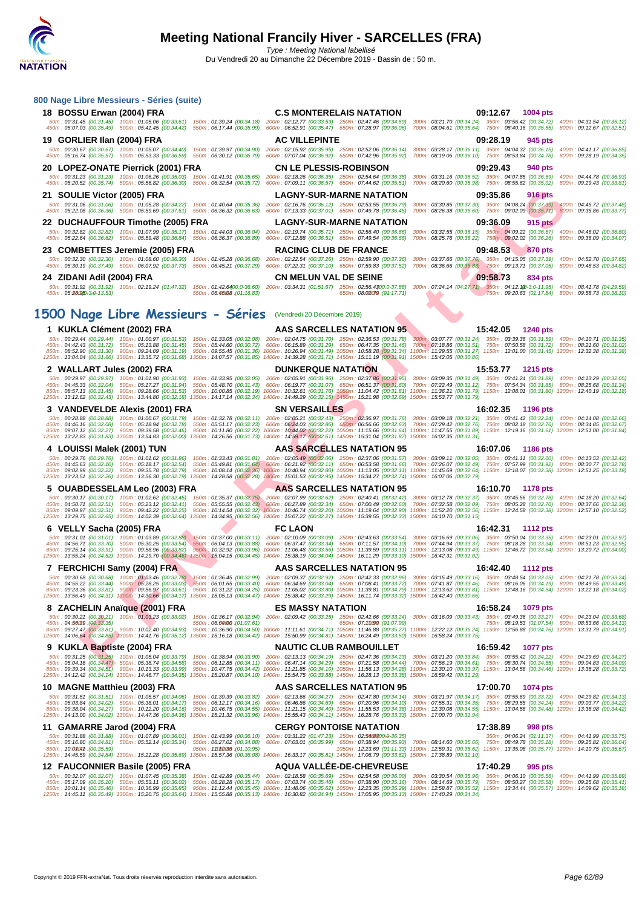# Meeting National Francily Hiver - SARCELLES (FRA)

*Type : Meeting National labellisé*

Du Vendredi 20 au Dimanche 22 Décembre 2019 - Bassin de : 50 m.

## 800 Nage Libre Messieurs - Séries (suite)

**18 BOSSU Erwan (2004) FRA** — C.S MONTERELAIS NATATION — 09:12.67 — 1004 pts

50m : 00:31.45 (00:31.45) 100m : 01:05.06 (00:33.61) 150m : 01:39.24 (00:34.18) 200m : 02:12.77 (00:33.53) 250m : 02:47.46 (00:34.69) 300m : 03:21.70 (00:34.24) 350m : 03:56.42 (00:34.72) 400m : 04:31.54 (00:35.12)
450m : 05:07.03 (00:35.49) 500m : 05:41.45 (00:34.42) 550m : 06:17.44 (00:35.99) 600m : 06:52.91 (00:35.47) 650m : 07:28.97 (00:36.06) 700m : 08:04.61 (00:35.64) 750m : 08:40.16 (00:35.55) 800m : 09:12.67 (00:32.51)

**19 GORLIER Ilan (2004) FRA** — AC VILLEPINTE — 09:28.19 — 945 pts

50m : 00:30.67 (00:30.67) 100m : 01:05.07 (00:34.40) 150m : 01:39.97 (00:34.90) 200m : 02:15.92 (00:35.95) 250m : 02:52.06 (00:36.14) 300m : 03:28.17 (00:36.11) 350m : 04:04.32 (00:36.15) 400m : 04:41.17 (00:36.85)
450m : 05:16.74 (00:35.57) 500m : 05:53.33 (00:36.59) 550m : 06:30.12 (00:36.79) 600m : 07:07.04 (00:36.92) 650m : 07:42.96 (00:35.92) 700m : 08:19.06 (00:36.10) 750m : 08:53.84 (00:34.78) 800m : 09:28.19 (00:34.35)

**20 LOPEZ-ONATE Pierrick (2001) FRA** — CN LE PLESSIS-ROBINSON — 09:29.43 — 940 pts

50m : 00:31.23 (00:31.23) 100m : 01:06.26 (00:35.03) 150m : 01:41.91 (00:35.65) 200m : 02:18.26 (00:36.35) 250m : 02:54.64 (00:36.38) 300m : 03:31.16 (00:36.52) 350m : 04:07.85 (00:36.69) 400m : 04:44.78 (00:36.93)
450m : 05:20.52 (00:35.74) 500m : 05:56.82 (00:36.30) 550m : 06:32.54 (00:35.72) 600m : 07:09.11 (00:36.57) 650m : 07:44.62 (00:35.51) 700m : 08:20.60 (00:35.98) 750m : 08:55.62 (00:35.02) 800m : 09:29.43 (00:33.81)

**21 SOULIE Victor (2005) FRA** — LAGNY-SUR-MARNE NATATION — 09:35.86 — 916 pts

50m : 00:31.06 (00:31.06) 100m : 01:05.28 (00:34.22) 150m : 01:40.64 (00:35.36) 200m : 02:16.76 (00:36.12) 250m : 02:53.55 (00:36.79) 300m : 03:30.85 (00:37.30) 350m : 04:08.24 (00:37.39) 400m : 04:45.72 (00:37.48)
450m : 05:22.08 (00:36.36) 500m : 05:59.69 (00:37.61) 550m : 06:36.32 (00:36.63) 600m : 07:13.33 (00:37.01) 650m : 07:49.78 (00:36.45) 700m : 08:26.38 (00:36.60) 750m : 09:02.09 (00:35.71) 800m : 09:35.86 (00:33.77)

**22 DUCHAUFFOUR Timothe (2005) FRA** — LAGNY-SUR-MARNE NATATION — 09:36.09 — 915 pts

50m : 00:32.82 (00:32.82) 100m : 01:07.99 (00:35.17) 150m : 01:44.03 (00:36.04) 200m : 02:19.74 (00:35.71) 250m : 02:56.40 (00:36.66) 300m : 03:32.55 (00:36.15) 350m : 04:09.22 (00:36.67) 400m : 04:46.02 (00:36.80)
450m : 05:22.64 (00:36.62) 500m : 05:59.48 (00:36.84) 550m : 06:36.37 (00:36.89) 600m : 07:12.88 (00:36.51) 650m : 07:49.54 (00:36.66) 700m : 08:25.76 (00:36.22) 750m : 09:02.02 (00:36.26) 800m : 09:36.09 (00:34.07)

**23 COMBETTES Jeremie (2005) FRA** — RACING CLUB DE FRANCE — 09:48.53 — 870 pts

50m : 00:32.30 (00:32.30) 100m : 01:08.60 (00:36.30) 150m : 01:45.28 (00:36.68) 200m : 02:22.54 (00:37.26) 250m : 02:59.90 (00:37.36) 300m : 03:37.66 (00:37.76) 350m : 04:15.05 (00:37.39) 400m : 04:52.70 (00:37.65)
450m : 05:30.19 (00:37.49) 500m : 06:07.92 (00:37.73) 550m : 06:45.21 (00:37.29) 600m : 07:22.31 (00:37.10) 650m : 07:59.83 (00:37.52) 700m : 08:36.66 (00:36.83) 750m : 09:13.71 (00:37.05) 800m : 09:48.53 (00:34.82)

**24 ZIDANI Adil (2004) FRA** — CN MELUN VAL DE SEINE — 09:58.73 — 834 pts

50m : 00:31.92 (00:31.92) 100m : 02:19.24 (01:47.32) 150m : 01:42.64 (00:-36.60) 200m : 03:34.31 (01:51.67) 250m : 02:56.43 (00:-37.88) 300m : 07:24.14 (04:27.71) 350m : 04:12.19 (0-3:0-11.95) 400m : 04:41.78 (04:29.59)
450m : 05:28.25 (0-3:0-13.53) 550m : 06:45.08 (01:16.83) 650m : 08:02.78 (01:17.71) 750m : 09:20.63 (01:17.84) 800m : 09:58.73 (00:38.10)

## 1500 Nage Libre Messieurs - Séries (Vendredi 20 Décembre 2019)

**1 KUKLA Clément (2002) FRA** — AAS SARCELLES NATATION 95 — 15:42.05 — 1240 pts

50m : 00:29.44 (00:29.44) 100m : 01:00.97 (00:31.53) 150m : 01:33.05 (00:32.08) 200m : 02:04.75 (00:31.70) 250m : 02:36.53 (00:31.78) 300m : 03:07.77 (00:31.24) 350m : 03:39.36 (00:31.59) 400m : 04:10.71 (00:31.35)
450m : 04:42.43 (00:31.72) 500m : 05:13.88 (00:31.45) 550m : 05:44.60 (00:30.72) 600m : 06:15.89 (00:31.29) 650m : 06:47.35 (00:31.46) 700m : 07:18.86 (00:31.51) 750m : 07:50.58 (00:31.72) 800m : 08:21.60 (00:31.02)
850m : 08:52.90 (00:31.30) 900m : 09:24.09 (00:31.19) 950m : 09:55.45 (00:31.36) 1000m : 10:26.94 (00:31.49) 1050m : 10:58.28 (00:31.34) 1100m : 11:29.55 (00:31.27) 1150m : 12:01.00 (00:31.45) 1200m : 12:32.38 (00:31.38)
1250m : 13:04.04 (00:31.66) 1300m : 13:35.72 (00:31.68) 1350m : 14:07.57 (00:31.85) 1400m : 14:39.28 (00:31.71) 1450m : 15:11.19 (00:31.91) 1500m : 15:42.05 (00:30.86)

**2 WALLART Jules (2002) FRA** — DUNKERQUE NATATION — 15:53.77 — 1215 pts

50m : 00:29.97 (00:29.97) 100m : 01:01.90 (00:31.93) 150m : 01:33.95 (00:32.05) 200m : 02:05.91 (00:31.96) 250m : 02:37.86 (00:31.95) 300m : 03:09.35 (00:31.49) 350m : 03:41.24 (00:31.89) 400m : 04:13.29 (00:32.05)
450m : 04:45.33 (00:32.04) 500m : 05:17.27 (00:31.94) 550m : 05:48.70 (00:31.43) 600m : 06:19.77 (00:31.07) 650m : 06:51.37 (00:31.60) 700m : 07:22.49 (00:31.12) 750m : 07:54.34 (00:31.85) 800m : 08:25.68 (00:31.34)
850m : 08:57.13 (00:31.45) 900m : 09:28.66 (00:31.53) 950m : 10:00.85 (00:32.19) 1000m : 10:32.61 (00:31.76) 1050m : 11:04.42 (00:31.81) 1100m : 11:36.21 (00:31.79) 1150m : 12:08.01 (00:31.80) 1200m : 12:40.19 (00:32.18)
1250m : 13:12.62 (00:32.43) 1300m : 13:44.80 (00:32.18) 1350m : 14:17.14 (00:32.34) 1400m : 14:49.29 (00:32.15) 1450m : 15:21.98 (00:32.69) 1500m : 15:53.77 (00:31.79)

**3 VANDEVELDE Alexis (2001) FRA** — SN VERSAILLES — 16:02.35 — 1196 pts

50m : 00:28.88 (00:28.88) 100m : 01:00.67 (00:31.79) 150m : 01:32.78 (00:32.11) 200m : 02:05.21 (00:32.43) 250m : 02:36.97 (00:31.76) 300m : 03:09.18 (00:32.21) 350m : 03:41.42 (00:32.24) 400m : 04:14.08 (00:32.66)
450m : 04:46.16 (00:32.08) 500m : 05:18.94 (00:32.78) 550m : 05:51.17 (00:32.23) 600m : 06:24.03 (00:32.86) 650m : 06:56.66 (00:32.63) 700m : 07:29.42 (00:32.76) 750m : 08:02.18 (00:32.76) 800m : 08:34.85 (00:32.67)
850m : 09:07.12 (00:32.27) 900m : 09:39.58 (00:32.46) 950m : 10:11.80 (00:32.22) 1000m : 10:44.02 (00:32.22) 1050m : 11:15.66 (00:31.64) 1100m : 11:47.55 (00:31.89) 1150m : 12:19.16 (00:31.61) 1200m : 12:51.00 (00:31.84)
1250m : 13:22.83 (00:31.83) 1300m : 13:54.83 (00:32.00) 1350m : 14:26.56 (00:31.73) 1400m : 14:59.17 (00:32.61) 1450m : 15:31.04 (00:31.87) 1500m : 16:02.35 (00:31.31)

**4 LOUISSI Malek (2001) TUN** — AAS SARCELLES NATATION 95 — 16:07.06 — 1186 pts

50m : 00:29.76 (00:29.76) 100m : 01:01.62 (00:31.86) 150m : 01:33.43 (00:31.81) 200m : 02:05.49 (00:32.06) 250m : 02:37.06 (00:31.57) 300m : 03:09.11 (00:32.05) 350m : 03:41.11 (00:32.00) 400m : 04:13.53 (00:32.42)
450m : 04:45.63 (00:32.10) 500m : 05:18.17 (00:32.54) 550m : 05:49.81 (00:31.64) 600m : 06:21.92 (00:32.11) 650m : 06:53.58 (00:31.66) 700m : 07:26.07 (00:32.49) 750m : 07:57.99 (00:31.92) 800m : 08:30.77 (00:32.78)
850m : 09:02.99 (00:32.22) 900m : 09:35.78 (00:32.79) 950m : 10:08.14 (00:32.36) 1000m : 10:40.94 (00:32.80) 1050m : 11:13.05 (00:32.11) 1100m : 11:45.69 (00:32.64) 1150m : 12:18.07 (00:32.38) 1200m : 12:51.25 (00:33.18)
1250m : 13:23.51 (00:32.26) 1300m : 13:56.30 (00:32.79) 1350m : 14:28.58 (00:32.28) 1400m : 15:01.53 (00:32.95) 1450m : 15:34.27 (00:32.74) 1500m : 16:07.06 (00:32.79)

**5 OUABDESSELAM Leo (2003) FRA** — AAS SARCELLES NATATION 95 — 16:10.70 — 1178 pts

50m : 00:30.17 (00:30.17) 100m : 01:02.62 (00:32.45) 150m : 01:35.37 (00:32.75) 200m : 02:07.99 (00:32.62) 250m : 02:40.41 (00:32.42) 300m : 03:12.78 (00:32.37) 350m : 03:45.56 (00:32.78) 400m : 04:18.20 (00:32.64)
450m : 04:50.71 (00:32.51) 500m : 05:23.12 (00:32.41) 550m : 05:55.55 (00:32.43) 600m : 06:27.89 (00:32.34) 650m : 07:00.49 (00:32.60) 700m : 07:32.58 (00:32.09) 750m : 08:05.28 (00:32.70) 800m : 08:37.66 (00:32.38)
850m : 09:09.97 (00:32.31) 900m : 09:42.22 (00:32.25) 950m : 10:14.54 (00:32.32) 1000m : 10:46.74 (00:32.20) 1050m : 11:19.64 (00:32.90) 1100m : 11:52.20 (00:32.56) 1150m : 12:24.58 (00:32.38) 1200m : 12:57.10 (00:32.52)
1250m : 13:29.75 (00:32.65) 1300m : 14:02.39 (00:32.64) 1350m : 14:34.95 (00:32.56) 1400m : 15:07.22 (00:32.27) 1450m : 15:39.55 (00:32.33) 1500m : 16:10.70 (00:31.15)

**6 VELLY Sacha (2005) FRA** — FC LAON — 16:42.31 — 1112 pts

50m : 00:31.01 (00:31.01) 100m : 01:03.89 (00:32.88) 150m : 01:37.00 (00:33.11) 200m : 02:10.09 (00:33.09) 250m : 02:43.63 (00:33.54) 300m : 03:16.69 (00:33.06) 350m : 03:50.04 (00:33.35) 400m : 04:23.01 (00:32.97)
450m : 04:56.71 (00:33.70) 500m : 05:30.25 (00:33.54) 550m : 06:04.13 (00:33.88) 600m : 06:37.47 (00:33.34) 650m : 07:11.57 (00:34.10) 700m : 07:44.94 (00:33.37) 750m : 08:18.28 (00:33.34) 800m : 08:51.23 (00:32.95)
850m : 09:25.14 (00:33.91) 900m : 09:58.96 (00:33.82) 950m : 10:32.92 (00:33.96) 1000m : 11:06.48 (00:33.56) 1050m : 11:39.59 (00:33.11) 1100m : 12:13.08 (00:33.49) 1150m : 12:46.72 (00:33.64) 1200m : 13:20.72 (00:34.00)
1250m : 13:55.24 (00:34.52) 1300m : 14:29.70 (00:34.46) 1350m : 15:04.15 (00:34.45) 1400m : 15:38.19 (00:34.04) 1450m : 16:11.29 (00:33.10) 1500m : 16:42.31 (00:31.02)

**7 FERCHICHI Samy (2004) FRA** — AAS SARCELLES NATATION 95 — 16:42.40 — 1112 pts

50m : 00:30.68 (00:30.68) 100m : 01:03.46 (00:32.78) 150m : 01:36.45 (00:32.99) 200m : 02:09.37 (00:32.92) 250m : 02:42.33 (00:32.96) 300m : 03:15.49 (00:33.16) 350m : 03:48.54 (00:33.05) 400m : 04:21.78 (00:33.24)
450m : 04:55.22 (00:33.44) 500m : 05:28.25 (00:33.03) 550m : 06:01.65 (00:33.40) 600m : 06:34.69 (00:33.04) 650m : 07:08.41 (00:33.72) 700m : 07:41.87 (00:33.46) 750m : 08:16.06 (00:34.19) 800m : 08:49.55 (00:33.49)
850m : 09:23.36 (00:33.81) 900m : 09:56.97 (00:33.61) 950m : 10:31.22 (00:34.25) 1000m : 11:05.02 (00:33.80) 1050m : 11:39.81 (00:34.79) 1100m : 12:13.62 (00:33.81) 1150m : 12:48.16 (00:34.54) 1200m : 13:22.18 (00:34.02)
1250m : 13:56.49 (00:34.31) 1300m : 14:30.66 (00:34.17) 1350m : 15:05.13 (00:34.47) 1400m : 15:38.42 (00:33.29) 1450m : 16:11.74 (00:33.32) 1500m : 16:42.40 (00:30.66)

**8 ZACHELIN Anaïque (2001) FRA** — ES MASSY NATATION — 16:58.24 — 1079 pts

50m : 00:30.21 (00:30.21) 100m : 01:03.23 (00:33.02) 150m : 01:36.17 (00:32.94) 200m : 02:09.42 (00:33.25) 250m : 02:42.66 (00:33.24) 300m : 03:16.09 (00:33.43) 350m : 03:49.36 (00:33.27) 400m : 04:23.04 (00:33.68)
450m : 04:56.39 (00:33.35) 550m : 06:04.00 (01:07.61) 650m : 07:11.99 (01:07.99) 750m : 08:19.53 (01:07.54) 800m : 08:53.66 (00:34.13)
850m : 09:27.47 (00:33.81) 900m : 10:02.40 (00:34.93) 950m : 10:36.90 (00:34.50) 1000m : 11:11.61 (00:34.71) 1050m : 11:46.88 (00:35.27) 1100m : 12:22.12 (00:35.24) 1150m : 12:56.88 (00:34.76) 1200m : 13:31.79 (00:34.91)
1250m : 14:06.64 (00:34.85) 1300m : 14:41.76 (00:35.12) 1350m : 15:16.18 (00:34.42) 1400m : 15:50.99 (00:34.81) 1450m : 16:24.49 (00:33.50) 1500m : 16:58.24 (00:33.75)

**9 KUKLA Baptiste (2004) FRA** — NAUTIC CLUB RAMBOUILLET — 16:59.42 — 1077 pts

50m : 00:31.25 (00:31.25) 100m : 01:05.04 (00:33.79) 150m : 01:38.94 (00:33.90) 200m : 02:13.13 (00:34.19) 250m : 02:47.36 (00:34.23) 300m : 03:21.20 (00:33.84) 350m : 03:55.42 (00:34.22) 400m : 04:29.69 (00:34.27)
450m : 05:04.16 (00:34.47) 500m : 05:38.74 (00:34.58) 550m : 06:12.85 (00:34.11) 600m : 06:47.14 (00:34.29) 650m : 07:21.58 (00:34.44) 700m : 07:56.19 (00:34.61) 750m : 08:30.74 (00:34.55) 800m : 09:04.83 (00:34.09)
850m : 09:39.34 (00:34.51) 900m : 10:13.33 (00:33.99) 950m : 10:47.75 (00:34.42) 1000m : 11:21.85 (00:34.10) 1050m : 11:56.13 (00:34.28) 1100m : 12:30.10 (00:33.97) 1150m : 13:04.56 (00:34.46) 1200m : 13:38.28 (00:33.72)
1250m : 14:12.42 (00:34.14) 1300m : 14:46.77 (00:34.35) 1350m : 15:20.87 (00:34.10) 1400m : 15:54.75 (00:33.88) 1450m : 16:28.13 (00:33.38) 1500m : 16:59.42 (00:31.29)

**10 MAGNE Matthieu (2003) FRA** — AAS SARCELLES NATATION 95 — 17:00.70 — 1074 pts

50m : 00:31.51 (00:31.51) 100m : 01:05.57 (00:34.06) 150m : 01:39.39 (00:33.82) 200m : 02:13.66 (00:34.27) 250m : 02:47.80 (00:34.14) 300m : 03:21.97 (00:34.17) 350m : 03:55.69 (00:33.72) 400m : 04:29.82 (00:34.13)
450m : 05:03.84 (00:34.02) 500m : 05:38.01 (00:34.17) 550m : 06:12.17 (00:34.16) 600m : 06:46.86 (00:34.69) 650m : 07:20.96 (00:34.10) 700m : 07:55.31 (00:34.35) 750m : 08:29.55 (00:34.24) 800m : 09:03.77 (00:34.22)
850m : 09:38.04 (00:34.27) 900m : 10:12.20 (00:34.16) 950m : 10:46.75 (00:34.55) 1000m : 11:21.15 (00:34.40) 1050m : 11:55.53 (00:34.38) 1100m : 12:30.08 (00:34.55) 1150m : 13:04.56 (00:34.48) 1200m : 13:38.98 (00:34.42)
1250m : 14:13.00 (00:34.02) 1300m : 14:47.36 (00:34.36) 1350m : 15:21.32 (00:33.96) 1400m : 15:55.43 (00:34.11) 1450m : 16:28.76 (00:33.33) 1500m : 17:00.70 (00:31.94)

**11 GAMARRE Jarod (2004) FRA** — CERGY PONTOISE NATATION — 17:38.89 — 998 pts

50m : 00:31.88 (00:31.88) 100m : 01:07.89 (00:36.01) 150m : 01:43.99 (00:36.10) 200m : 03:31.22 (01:47.23) 250m : 02:54.87 (00:-36.35) 350m : 04:06.24 (01:11.37) 400m : 04:41.99 (00:35.75)
450m : 05:16.80 (00:34.81) 500m : 05:52.14 (00:35.34) 550m : 06:27.02 (00:34.88) 600m : 07:03.01 (00:35.99) 650m : 07:38.94 (00:35.93) 700m : 08:14.60 (00:35.66) 750m : 08:49.78 (00:35.18) 800m : 09:25.82 (00:36.04)
850m : 10:00.41 (00:35.59) 950m : 11:10.36 (01:10.95) 1050m : 12:23.69 (01:11.33) 1100m : 12:59.31 (00:35.62) 1150m : 13:35.08 (00:35.77) 1200m : 14:10.75 (00:35.67)
1250m : 14:45.59 (00:34.84) 1300m : 15:21.28 (00:35.69) 1350m : 15:57.36 (00:36.08) 1400m : 16:33.17 (00:35.81) 1450m : 17:06.79 (00:33.62) 1500m : 17:38.89 (00:32.10)

**12 FAUCONNIER Basile (2005) FRA** — AQUA VALLÉE-DE-CHEVREUSE — 17:40.29 — 995 pts

50m : 00:32.07 (00:32.07) 100m : 01:07.45 (00:35.38) 150m : 01:42.89 (00:35.44) 200m : 02:18.58 (00:35.69) 250m : 02:54.58 (00:36.00) 300m : 03:30.54 (00:35.96) 350m : 04:06.10 (00:35.56) 400m : 04:41.99 (00:35.89)
450m : 05:17.09 (00:35.10) 500m : 05:53.11 (00:36.02) 550m : 06:28.28 (00:35.17) 600m : 07:03.74 (00:35.46) 650m : 07:38.90 (00:35.16) 700m : 08:14.69 (00:35.79) 750m : 08:50.27 (00:35.58) 800m : 09:25.68 (00:35.41)
850m : 10:01.14 (00:35.46) 900m : 10:36.99 (00:35.85) 950m : 11:12.44 (00:35.45) 1000m : 11:48.06 (00:35.62) 1050m : 12:23.35 (00:35.29) 1100m : 12:58.87 (00:35.52) 1150m : 13:34.44 (00:35.57) 1200m : 14:09.62 (00:35.18)
1250m : 14:45.11 (00:35.49) 1300m : 15:20.75 (00:35.64) 1350m : 15:55.88 (00:35.13) 1400m : 16:30.82 (00:34.94) 1450m : 17:05.95 (00:35.13) 1500m : 17:40.29 (00:34.34)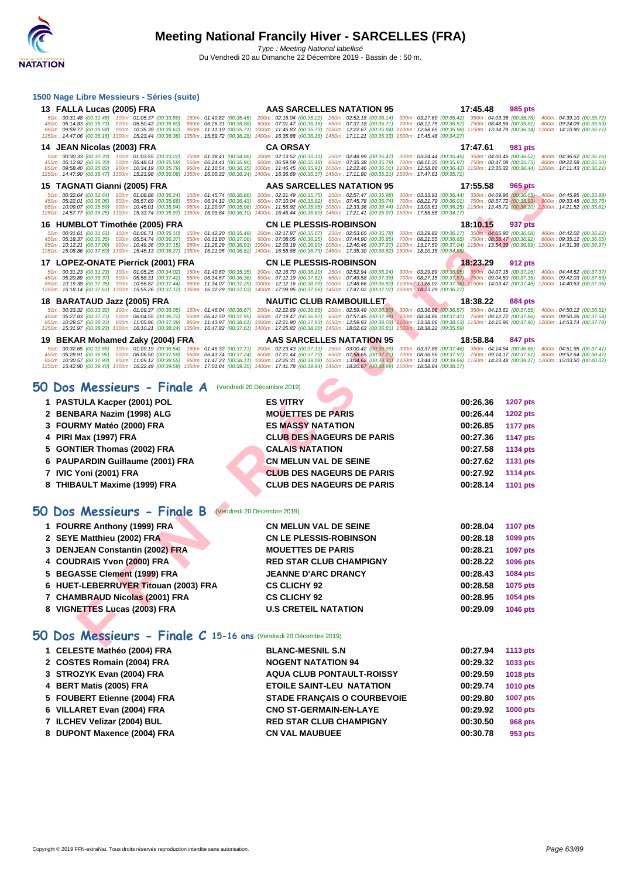# Meeting National Francily Hiver - SARCELLES (FRA)

*Type : Meeting National labellisé*

Du Vendredi 20 au Dimanche 22 Décembre 2019 - Bassin de : 50 m.

## 1500 Nage Libre Messieurs - Séries (suite)

**13 FALLA Lucas (2005) FRA** — AAS SARCELLES NATATION 95 — 17:45.48 — 985 pts

50m : 00:31.48 (00:31.48) 100m : 01:05.37 (00:33.89) 150m : 01:40.82 (00:35.45) 200m : 02:16.04 (00:35.22) 250m : 02:52.18 (00:36.14) 300m : 03:27.60 (00:35.42) 350m : 04:03.38 (00:35.78) 400m : 04:39.10 (00:35.72)
450m : 05:14.83 (00:35.73) 500m : 05:50.43 (00:35.60) 550m : 06:26.31 (00:35.88) 600m : 07:01.47 (00:35.16) 650m : 07:37.18 (00:35.71) 700m : 08:12.75 (00:35.57) 750m : 08:48.56 (00:35.81) 800m : 09:24.09 (00:35.53)
850m : 09:59.77 (00:35.68) 900m : 10:35.39 (00:35.62) 950m : 11:11.10 (00:35.71) 1000m : 11:46.83 (00:35.73) 1050m : 12:22.67 (00:35.84) 1100m : 12:58.65 (00:35.98) 1150m : 13:34.79 (00:36.14) 1200m : 14:10.90 (00:36.11)
1250m : 14:47.06 (00:36.16) 1300m : 15:23.44 (00:36.38) 1350m : 15:59.72 (00:36.28) 1400m : 16:35.88 (00:36.16) 1450m : 17:11.21 (00:35.33) 1500m : 17:45.48 (00:34.27)

**14 JEAN Nicolas (2003) FRA** — CA ORSAY — 17:47.61 — 981 pts

50m : 00:30.33 (00:30.33) 100m : 01:03.55 (00:33.22) 150m : 01:38.41 (00:34.86) 200m : 02:13.52 (00:35.11) 250m : 02:48.99 (00:35.47) 300m : 03:24.44 (00:35.45) 350m : 04:00.46 (00:36.02) 400m : 04:36.62 (00:36.16)
450m : 05:12.92 (00:36.30) 500m : 05:48.51 (00:35.59) 550m : 06:24.41 (00:35.90) 600m : 06:59.59 (00:35.18) 650m : 07:35.38 (00:35.79) 700m : 08:11.35 (00:35.97) 750m : 08:47.08 (00:35.73) 800m : 09:22.58 (00:35.50)
850m : 09:58.40 (00:35.82) 900m : 10:34.19 (00:35.79) 950m : 11:10.54 (00:36.35) 1000m : 11:46.45 (00:35.91) 1050m : 12:22.46 (00:36.01) 1100m : 12:58.88 (00:36.42) 1150m : 13:35.32 (00:36.44) 1200m : 14:11.43 (00:36.11)
1250m : 14:47.90 (00:36.47) 1300m : 15:23.98 (00:36.08) 1350m : 16:00.32 (00:36.34) 1400m : 16:36.69 (00:36.37) 1450m : 17:11.90 (00:35.21) 1500m : 17:47.61 (00:35.71)

**15 TAGNATI Gianni (2005) FRA** — AAS SARCELLES NATATION 95 — 17:55.58 — 965 pts

50m : 00:32.64 (00:32.64) 100m : 01:08.88 (00:36.24) 150m : 01:45.74 (00:36.86) 200m : 02:21.49 (00:35.75) 250m : 02:57.47 (00:35.98) 300m : 03:33.91 (00:36.44) 350m : 04:09.96 (00:36.05) 400m : 04:45.95 (00:35.99)
450m : 05:22.01 (00:36.06) 500m : 05:57.69 (00:35.68) 550m : 06:34.12 (00:36.43) 600m : 07:10.04 (00:35.92) 650m : 07:45.78 (00:35.74) 700m : 08:21.79 (00:36.01) 750m : 08:57.72 (00:35.93) 800m : 09:33.48 (00:35.76)
850m : 10:09.07 (00:35.59) 900m : 10:45.01 (00:35.94) 950m : 11:20.97 (00:35.96) 1000m : 11:56.92 (00:35.95) 1050m : 12:33.36 (00:36.44) 1100m : 13:09.61 (00:36.25) 1150m : 13:45.71 (00:36.10) 1200m : 14:21.52 (00:35.81)
1250m : 14:57.77 (00:36.25) 1300m : 15:33.74 (00:35.97) 1350m : 16:09.84 (00:36.10) 1400m : 16:45.44 (00:35.60) 1450m : 17:21.41 (00:35.97) 1500m : 17:55.58 (00:34.17)

**16 HUMBLOT Timothée (2005) FRA** — CN LE PLESSIS-ROBINSON — 18:10.15 — 937 pts

50m : 00:31.61 (00:31.61) 100m : 01:06.71 (00:35.10) 150m : 01:42.20 (00:35.49) 200m : 02:17.87 (00:35.67) 250m : 02:53.65 (00:35.78) 300m : 03:29.82 (00:36.17) 350m : 04:05.90 (00:36.08) 400m : 04:42.02 (00:36.12)
450m : 05:18.37 (00:36.35) 500m : 05:54.74 (00:36.37) 550m : 06:31.80 (00:37.06) 600m : 07:08.05 (00:36.25) 650m : 07:44.90 (00:36.85) 700m : 08:21.55 (00:36.65) 750m : 08:58.47 (00:36.92) 800m : 09:35.12 (00:36.65)
850m : 10:12.21 (00:37.09) 900m : 10:49.36 (00:37.15) 950m : 11:26.29 (00:36.93) 1000m : 12:03.19 (00:36.90) 1050m : 12:40.46 (00:37.27) 1100m : 13:17.50 (00:37.04) 1150m : 13:54.39 (00:36.89) 1200m : 14:31.36 (00:36.97)
1250m : 15:08.86 (00:37.50) 1300m : 15:45.13 (00:36.27) 1350m : 16:21.95 (00:36.82) 1400m : 16:58.68 (00:36.73) 1450m : 17:35.30 (00:36.62) 1500m : 18:10.15 (00:34.85)

**17 LOPEZ-ONATE Pierrick (2001) FRA** — CN LE PLESSIS-ROBINSON — 18:23.29 — 912 pts

50m : 00:31.23 (00:31.23) 100m : 01:05.25 (00:34.02) 150m : 01:40.60 (00:35.35) 200m : 02:16.70 (00:36.10) 250m : 02:52.94 (00:36.24) 300m : 03:29.89 (00:36.95) 350m : 04:07.15 (00:37.26) 400m : 04:44.52 (00:37.37)
450m : 05:20.89 (00:36.37) 500m : 05:58.31 (00:37.42) 550m : 06:34.67 (00:36.36) 600m : 07:12.19 (00:37.52) 650m : 07:49.58 (00:37.39) 700m : 08:27.15 (00:37.57) 750m : 09:04.50 (00:37.35) 800m : 09:42.03 (00:37.53)
850m : 10:19.38 (00:37.35) 900m : 10:56.82 (00:37.44) 950m : 11:34.07 (00:37.25) 1000m : 12:12.16 (00:38.09) 1050m : 12:48.66 (00:36.50) 1100m : 13:26.02 (00:37.36) 1150m : 14:03.47 (00:37.45) 1200m : 14:40.53 (00:37.06)
1250m : 15:18.14 (00:37.61) 1300m : 15:55.26 (00:37.12) 1350m : 16:32.29 (00:37.03) 1400m : 17:09.95 (00:37.66) 1450m : 17:47.02 (00:37.07) 1500m : 18:23.29 (00:36.27)

**18 BARATAUD Jazz (2005) FRA** — NAUTIC CLUB RAMBOUILLET — 18:38.22 — 884 pts

50m : 00:33.32 (00:33.32) 100m : 01:09.37 (00:36.05) 150m : 01:46.04 (00:36.67) 200m : 02:22.69 (00:36.65) 250m : 02:59.49 (00:36.80) 300m : 03:36.06 (00:36.57) 350m : 04:13.61 (00:37.55) 400m : 04:50.12 (00:36.51)
450m : 05:27.83 (00:37.71) 500m : 06:04.55 (00:36.72) 550m : 06:42.50 (00:37.95) 600m : 07:19.47 (00:36.97) 650m : 07:57.45 (00:37.98) 700m : 08:34.86 (00:37.41) 750m : 09:12.72 (00:37.86) 800m : 09:50.26 (00:37.54)
850m : 10:28.57 (00:38.31) 900m : 11:05.96 (00:37.39) 950m : 11:43.97 (00:38.01) 1000m : 12:21.90 (00:37.93) 1050m : 12:59.93 (00:38.03) 1100m : 13:38.06 (00:38.13) 1150m : 14:15.96 (00:37.90) 1200m : 14:53.74 (00:37.78)
1250m : 15:31.97 (00:38.23) 1300m : 16:10.21 (00:38.24) 1350m : 16:47.82 (00:37.61) 1400m : 17:25.82 (00:38.00) 1450m : 18:02.63 (00:36.81) 1500m : 18:38.22 (00:35.59)

**19 BEKAR Mohamed Zaky (2004) FRA** — AAS SARCELLES NATATION 95 — 18:58.84 — 847 pts

50m : 00:32.65 (00:32.65) 100m : 01:09.19 (00:36.54) 150m : 01:46.32 (00:37.13) 200m : 02:23.43 (00:37.11) 250m : 03:00.42 (00:36.99) 300m : 03:37.88 (00:37.46) 350m : 04:14.54 (00:36.66) 400m : 04:51.95 (00:37.41)
450m : 05:28.91 (00:36.96) 500m : 06:06.50 (00:37.59) 550m : 06:43.74 (00:37.24) 600m : 07:21.44 (00:37.70) 650m : 07:58.65 (00:37.21) 700m : 08:36.56 (00:37.91) 750m : 09:14.17 (00:37.61) 800m : 09:52.64 (00:38.47)
850m : 10:30.57 (00:37.93) 900m : 11:09.12 (00:38.55) 950m : 11:47.23 (00:38.11) 1000m : 12:26.31 (00:39.08) 1050m : 13:04.62 (00:38.31) 1100m : 13:44.31 (00:39.69) 1150m : 14:23.48 (00:39.17) 1200m : 15:03.50 (00:40.02)
1250m : 15:42.90 (00:39.40) 1300m : 16:22.49 (00:39.59) 1350m : 17:01.84 (00:39.35) 1400m : 17:41.78 (00:39.94) 1450m : 18:20.67 (00:38.89) 1500m : 18:58.84 (00:38.17)

## 50 Dos Messieurs - Finale A (Vendredi 20 Décembre 2019)

| Place | Nageur | Club | Temps | Points |
|---|---|---|---|---|
| 1 | PASTULA Kacper (2001) POL | ES VITRY | 00:26.36 | 1207 pts |
| 2 | BENBARA Nazim (1998) ALG | MOUETTES DE PARIS | 00:26.44 | 1202 pts |
| 3 | FOURMY Matéo (2000) FRA | ES MASSY NATATION | 00:26.85 | 1177 pts |
| 4 | PIRI Max (1997) FRA | CLUB DES NAGEURS DE PARIS | 00:27.36 | 1147 pts |
| 5 | GONTIER Thomas (2002) FRA | CALAIS NATATION | 00:27.58 | 1134 pts |
| 6 | PAUPARDIN Guillaume (2001) FRA | CN MELUN VAL DE SEINE | 00:27.62 | 1131 pts |
| 7 | IVIC Yoni (2001) FRA | CLUB DES NAGEURS DE PARIS | 00:27.92 | 1114 pts |
| 8 | THIBAULT Maxime (1999) FRA | CLUB DES NAGEURS DE PARIS | 00:28.14 | 1101 pts |

## 50 Dos Messieurs - Finale B (Vendredi 20 Décembre 2019)

| Place | Nageur | Club | Temps | Points |
|---|---|---|---|---|
| 1 | FOURRE Anthony (1999) FRA | CN MELUN VAL DE SEINE | 00:28.04 | 1107 pts |
| 2 | SEYE Matthieu (2002) FRA | CN LE PLESSIS-ROBINSON | 00:28.18 | 1099 pts |
| 3 | DENJEAN Constantin (2002) FRA | MOUETTES DE PARIS | 00:28.21 | 1097 pts |
| 4 | COUDRAIS Yvon (2000) FRA | RED STAR CLUB CHAMPIGNY | 00:28.22 | 1096 pts |
| 5 | BEGASSE Clement (1999) FRA | JEANNE D'ARC DRANCY | 00:28.43 | 1084 pts |
| 6 | HUET-LEBERRUYER Titouan (2003) FRA | CS CLICHY 92 | 00:28.58 | 1075 pts |
| 7 | CHAMBRAUD Nicolas (2001) FRA | CS CLICHY 92 | 00:28.95 | 1054 pts |
| 8 | VIGNETTES Lucas (2003) FRA | U.S CRETEIL NATATION | 00:29.09 | 1046 pts |

## 50 Dos Messieurs - Finale C 15-16 ans (Vendredi 20 Décembre 2019)

| Place | Nageur | Club | Temps | Points |
|---|---|---|---|---|
| 1 | CELESTE Mathéo (2004) FRA | BLANC-MESNIL S.N | 00:27.94 | 1113 pts |
| 2 | COSTES Romain (2004) FRA | NOGENT NATATION 94 | 00:29.32 | 1033 pts |
| 3 | STROZYK Evan (2004) FRA | AQUA CLUB PONTAULT-ROISSY | 00:29.59 | 1018 pts |
| 4 | BERT Matis (2005) FRA | ETOILE SAINT-LEU NATATION | 00:29.74 | 1010 pts |
| 5 | FOUBERT Etienne (2004) FRA | STADE FRANÇAIS O COURBEVOIE | 00:29.80 | 1007 pts |
| 6 | VILLARET Evan (2004) FRA | CNO ST-GERMAIN-EN-LAYE | 00:29.92 | 1000 pts |
| 7 | ILCHEV Velizar (2004) BUL | RED STAR CLUB CHAMPIGNY | 00:30.50 | 968 pts |
| 8 | DUPONT Maxence (2004) FRA | CN VAL MAUBUEE | 00:30.78 | 953 pts |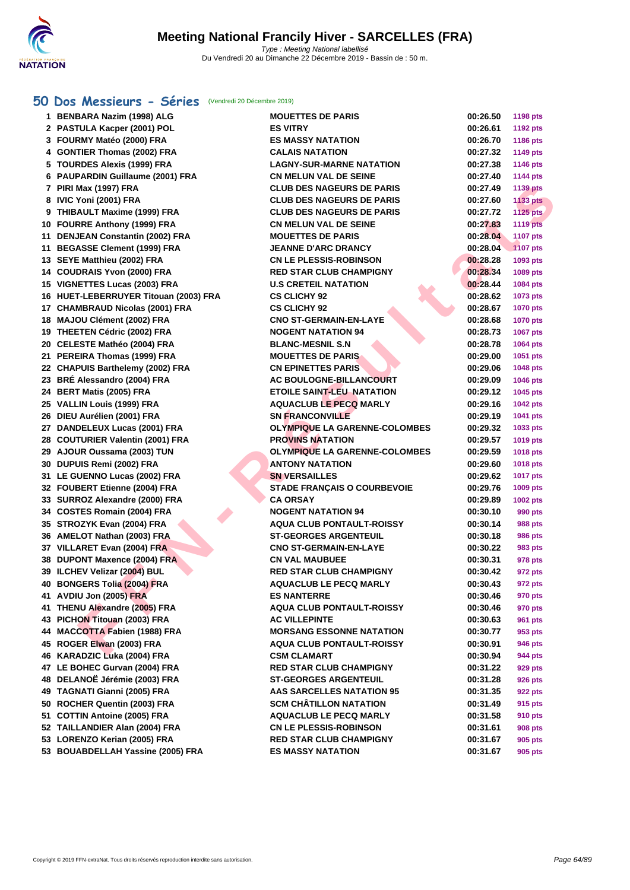# Meeting National Francily Hiver - SARCELLES (FRA)

*Type : Meeting National labellisé*
Du Vendredi 20 au Dimanche 22 Décembre 2019 - Bassin de : 50 m.

## 50 Dos Messieurs - Séries (Vendredi 20 Décembre 2019)

| | Nom | Club | Temps | Points |
|---|---|---|---|---|
| 1 | BENBARA Nazim (1998) ALG | MOUETTES DE PARIS | 00:26.50 | 1198 pts |
| 2 | PASTULA Kacper (2001) POL | ES VITRY | 00:26.61 | 1192 pts |
| 3 | FOURMY Matéo (2000) FRA | ES MASSY NATATION | 00:26.70 | 1186 pts |
| 4 | GONTIER Thomas (2002) FRA | CALAIS NATATION | 00:27.32 | 1149 pts |
| 5 | TOURDES Alexis (1999) FRA | LAGNY-SUR-MARNE NATATION | 00:27.38 | 1146 pts |
| 6 | PAUPARDIN Guillaume (2001) FRA | CN MELUN VAL DE SEINE | 00:27.40 | 1144 pts |
| 7 | PIRI Max (1997) FRA | CLUB DES NAGEURS DE PARIS | 00:27.49 | 1139 pts |
| 8 | IVIC Yoni (2001) FRA | CLUB DES NAGEURS DE PARIS | 00:27.60 | 1133 pts |
| 9 | THIBAULT Maxime (1999) FRA | CLUB DES NAGEURS DE PARIS | 00:27.72 | 1125 pts |
| 10 | FOURRE Anthony (1999) FRA | CN MELUN VAL DE SEINE | 00:27.83 | 1119 pts |
| 11 | DENJEAN Constantin (2002) FRA | MOUETTES DE PARIS | 00:28.04 | 1107 pts |
| 11 | BEGASSE Clement (1999) FRA | JEANNE D'ARC DRANCY | 00:28.04 | 1107 pts |
| 13 | SEYE Matthieu (2002) FRA | CN LE PLESSIS-ROBINSON | 00:28.28 | 1093 pts |
| 14 | COUDRAIS Yvon (2000) FRA | RED STAR CLUB CHAMPIGNY | 00:28.34 | 1089 pts |
| 15 | VIGNETTES Lucas (2003) FRA | U.S CRETEIL NATATION | 00:28.44 | 1084 pts |
| 16 | HUET-LEBERRUYER Titouan (2003) FRA | CS CLICHY 92 | 00:28.62 | 1073 pts |
| 17 | CHAMBRAUD Nicolas (2001) FRA | CS CLICHY 92 | 00:28.67 | 1070 pts |
| 18 | MAJOU Clément (2002) FRA | CNO ST-GERMAIN-EN-LAYE | 00:28.68 | 1070 pts |
| 19 | THEETEN Cédric (2002) FRA | NOGENT NATATION 94 | 00:28.73 | 1067 pts |
| 20 | CELESTE Mathéo (2004) FRA | BLANC-MESNIL S.N | 00:28.78 | 1064 pts |
| 21 | PEREIRA Thomas (1999) FRA | MOUETTES DE PARIS | 00:29.00 | 1051 pts |
| 22 | CHAPUIS Barthelemy (2002) FRA | CN EPINETTES PARIS | 00:29.06 | 1048 pts |
| 23 | BRÉ Alessandro (2004) FRA | AC BOULOGNE-BILLANCOURT | 00:29.09 | 1046 pts |
| 24 | BERT Matis (2005) FRA | ETOILE SAINT-LEU NATATION | 00:29.12 | 1045 pts |
| 25 | VALLIN Louis (1999) FRA | AQUACLUB LE PECQ MARLY | 00:29.16 | 1042 pts |
| 26 | DIEU Aurélien (2001) FRA | SN FRANCONVILLE | 00:29.19 | 1041 pts |
| 27 | DANDELEUX Lucas (2001) FRA | OLYMPIQUE LA GARENNE-COLOMBES | 00:29.32 | 1033 pts |
| 28 | COUTURIER Valentin (2001) FRA | PROVINS NATATION | 00:29.57 | 1019 pts |
| 29 | AJOUR Oussama (2003) TUN | OLYMPIQUE LA GARENNE-COLOMBES | 00:29.59 | 1018 pts |
| 30 | DUPUIS Remi (2002) FRA | ANTONY NATATION | 00:29.60 | 1018 pts |
| 31 | LE GUENNO Lucas (2002) FRA | SN VERSAILLES | 00:29.62 | 1017 pts |
| 32 | FOUBERT Etienne (2004) FRA | STADE FRANÇAIS O COURBEVOIE | 00:29.76 | 1009 pts |
| 33 | SURROZ Alexandre (2000) FRA | CA ORSAY | 00:29.89 | 1002 pts |
| 34 | COSTES Romain (2004) FRA | NOGENT NATATION 94 | 00:30.10 | 990 pts |
| 35 | STROZYK Evan (2004) FRA | AQUA CLUB PONTAULT-ROISSY | 00:30.14 | 988 pts |
| 36 | AMELOT Nathan (2003) FRA | ST-GEORGES ARGENTEUIL | 00:30.18 | 986 pts |
| 37 | VILLARET Evan (2004) FRA | CNO ST-GERMAIN-EN-LAYE | 00:30.22 | 983 pts |
| 38 | DUPONT Maxence (2004) FRA | CN VAL MAUBUEE | 00:30.31 | 978 pts |
| 39 | ILCHEV Velizar (2004) BUL | RED STAR CLUB CHAMPIGNY | 00:30.42 | 972 pts |
| 40 | BONGERS Tolia (2004) FRA | AQUACLUB LE PECQ MARLY | 00:30.43 | 972 pts |
| 41 | AVDIU Jon (2005) FRA | ES NANTERRE | 00:30.46 | 970 pts |
| 41 | THENU Alexandre (2005) FRA | AQUA CLUB PONTAULT-ROISSY | 00:30.46 | 970 pts |
| 43 | PICHON Titouan (2003) FRA | AC VILLEPINTE | 00:30.63 | 961 pts |
| 44 | MACCOTTA Fabien (1988) FRA | MORSANG ESSONNE NATATION | 00:30.77 | 953 pts |
| 45 | ROGER Elwan (2003) FRA | AQUA CLUB PONTAULT-ROISSY | 00:30.91 | 946 pts |
| 46 | KARADZIC Luka (2004) FRA | CSM CLAMART | 00:30.94 | 944 pts |
| 47 | LE BOHEC Gurvan (2004) FRA | RED STAR CLUB CHAMPIGNY | 00:31.22 | 929 pts |
| 48 | DELANOË Jérémie (2003) FRA | ST-GEORGES ARGENTEUIL | 00:31.28 | 926 pts |
| 49 | TAGNATI Gianni (2005) FRA | AAS SARCELLES NATATION 95 | 00:31.35 | 922 pts |
| 50 | ROCHER Quentin (2003) FRA | SCM CHÂTILLON NATATION | 00:31.49 | 915 pts |
| 51 | COTTIN Antoine (2005) FRA | AQUACLUB LE PECQ MARLY | 00:31.58 | 910 pts |
| 52 | TAILLANDIER Alan (2004) FRA | CN LE PLESSIS-ROBINSON | 00:31.61 | 908 pts |
| 53 | LORENZO Kerian (2005) FRA | RED STAR CLUB CHAMPIGNY | 00:31.67 | 905 pts |
| 53 | BOUABDELLAH Yassine (2005) FRA | ES MASSY NATATION | 00:31.67 | 905 pts |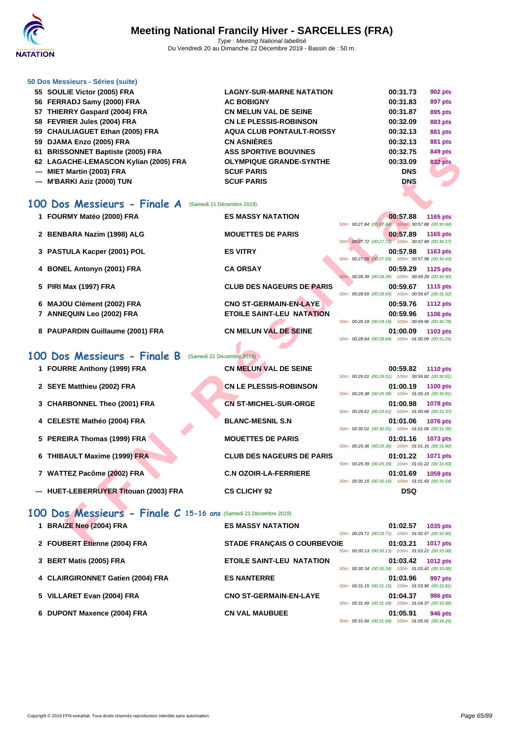# Meeting National Francily Hiver - SARCELLES (FRA)

*Type : Meeting National labellisé*
Du Vendredi 20 au Dimanche 22 Décembre 2019 - Bassin de : 50 m.

### 50 Dos Messieurs - Séries (suite)

| | | | | |
|---|---|---|---|---|
| 55 | SOULIE Victor (2005) FRA | LAGNY-SUR-MARNE NATATION | 00:31.73 | 902 pts |
| 56 | FERRADJ Samy (2000) FRA | AC BOBIGNY | 00:31.83 | 897 pts |
| 57 | THIERRY Gaspard (2004) FRA | CN MELUN VAL DE SEINE | 00:31.87 | 895 pts |
| 58 | FEVRIER Jules (2004) FRA | CN LE PLESSIS-ROBINSON | 00:32.09 | 883 pts |
| 59 | CHAULIAGUET Ethan (2005) FRA | AQUA CLUB PONTAULT-ROISSY | 00:32.13 | 881 pts |
| 59 | DJAMA Enzo (2005) FRA | CN ASNIÈRES | 00:32.13 | 881 pts |
| 61 | BRISSONNET Baptiste (2005) FRA | ASS SPORTIVE BOUVINES | 00:32.75 | 849 pts |
| 62 | LAGACHE-LEMASCON Kylian (2005) FRA | OLYMPIQUE GRANDE-SYNTHE | 00:33.09 | 832 pts |
| --- | MIET Martin (2003) FRA | SCUF PARIS | DNS | |
| --- | M'BARKI Aziz (2000) TUN | SCUF PARIS | DNS | |

## 100 Dos Messieurs - Finale A (Samedi 21 Décembre 2019)

| | | | | | |
|---|---|---|---|---|---|
| 1 | FOURMY Matéo (2000) FRA | ES MASSY NATATION | 00:57.88 | 1165 pts | 50m : 00:27.84 (00:27.84) 100m : 00:57.88 (00:30.04) |
| 2 | BENBARA Nazim (1998) ALG | MOUETTES DE PARIS | 00:57.89 | 1165 pts | 50m : 00:27.72 (00:27.72) 100m : 00:57.89 (00:30.17) |
| 3 | PASTULA Kacper (2001) POL | ES VITRY | 00:57.98 | 1163 pts | 50m : 00:27.55 (00:27.55) 100m : 00:57.98 (00:30.43) |
| 4 | BONEL Antonyn (2001) FRA | CA ORSAY | 00:59.29 | 1125 pts | 50m : 00:28.39 (00:28.39) 100m : 00:59.29 (00:30.90) |
| 5 | PIRI Max (1997) FRA | CLUB DES NAGEURS DE PARIS | 00:59.67 | 1115 pts | 50m : 00:28.65 (00:28.65) 100m : 00:59.67 (00:31.02) |
| 6 | MAJOU Clément (2002) FRA | CNO ST-GERMAIN-EN-LAYE | 00:59.76 | 1112 pts | |
| 7 | ANNEQUIN Leo (2002) FRA | ETOILE SAINT-LEU NATATION | 00:59.96 | 1106 pts | 50m : 00:29.18 (00:29.18) 100m : 00:59.96 (00:30.78) |
| 8 | PAUPARDIN Guillaume (2001) FRA | CN MELUN VAL DE SEINE | 01:00.09 | 1103 pts | 50m : 00:28.84 (00:28.84) 100m : 01:00.09 (00:31.25) |

## 100 Dos Messieurs - Finale B (Samedi 21 Décembre 2019)

| | | | | | |
|---|---|---|---|---|---|
| 1 | FOURRE Anthony (1999) FRA | CN MELUN VAL DE SEINE | 00:59.82 | 1110 pts | 50m : 00:29.01 (00:29.01) 100m : 00:59.82 (00:30.81) |
| 2 | SEYE Matthieu (2002) FRA | CN LE PLESSIS-ROBINSON | 01:00.19 | 1100 pts | 50m : 00:29.38 (00:29.38) 100m : 01:00.19 (00:30.81) |
| 3 | CHARBONNEL Theo (2001) FRA | CN ST-MICHEL-SUR-ORGE | 01:00.98 | 1078 pts | 50m : 00:29.61 (00:29.61) 100m : 01:00.98 (00:31.37) |
| 4 | CELESTE Mathéo (2004) FRA | BLANC-MESNIL S.N | 01:01.06 | 1076 pts | 50m : 00:30.01 (00:30.01) 100m : 01:01.06 (00:31.05) |
| 5 | PEREIRA Thomas (1999) FRA | MOUETTES DE PARIS | 01:01.16 | 1073 pts | 50m : 00:29.36 (00:29.36) 100m : 01:01.16 (00:31.80) |
| 6 | THIBAULT Maxime (1999) FRA | CLUB DES NAGEURS DE PARIS | 01:01.22 | 1071 pts | 50m : 00:29.39 (00:29.39) 100m : 01:01.22 (00:31.83) |
| 7 | WATTEZ Pacôme (2002) FRA | C.N OZOIR-LA-FERRIERE | 01:01.69 | 1059 pts | 50m : 00:30.15 (00:30.15) 100m : 01:01.69 (00:31.54) |
| --- | HUET-LEBERRUYER Titouan (2003) FRA | CS CLICHY 92 | DSQ | | |

## 100 Dos Messieurs - Finale C 15-16 ans (Samedi 21 Décembre 2019)

| | | | | | |
|---|---|---|---|---|---|
| 1 | BRAIZE Neo (2004) FRA | ES MASSY NATATION | 01:02.57 | 1035 pts | 50m : 00:29.71 (00:29.71) 100m : 01:02.57 (00:32.86) |
| 2 | FOUBERT Etienne (2004) FRA | STADE FRANÇAIS O COURBEVOIE | 01:03.21 | 1017 pts | 50m : 00:30.13 (00:30.13) 100m : 01:03.21 (00:33.08) |
| 3 | BERT Matis (2005) FRA | ETOILE SAINT-LEU NATATION | 01:03.42 | 1012 pts | 50m : 00:30.34 (00:30.34) 100m : 01:03.42 (00:33.08) |
| 4 | CLAIRGIRONNET Gatien (2004) FRA | ES NANTERRE | 01:03.96 | 997 pts | 50m : 00:31.15 (00:31.15) 100m : 01:03.96 (00:32.81) |
| 5 | VILLARET Evan (2004) FRA | CNO ST-GERMAIN-EN-LAYE | 01:04.37 | 986 pts | 50m : 00:31.49 (00:31.49) 100m : 01:04.37 (00:32.88) |
| 6 | DUPONT Maxence (2004) FRA | CN VAL MAUBUEE | 01:05.91 | 946 pts | 50m : 00:31.66 (00:31.66) 100m : 01:05.91 (00:34.25) |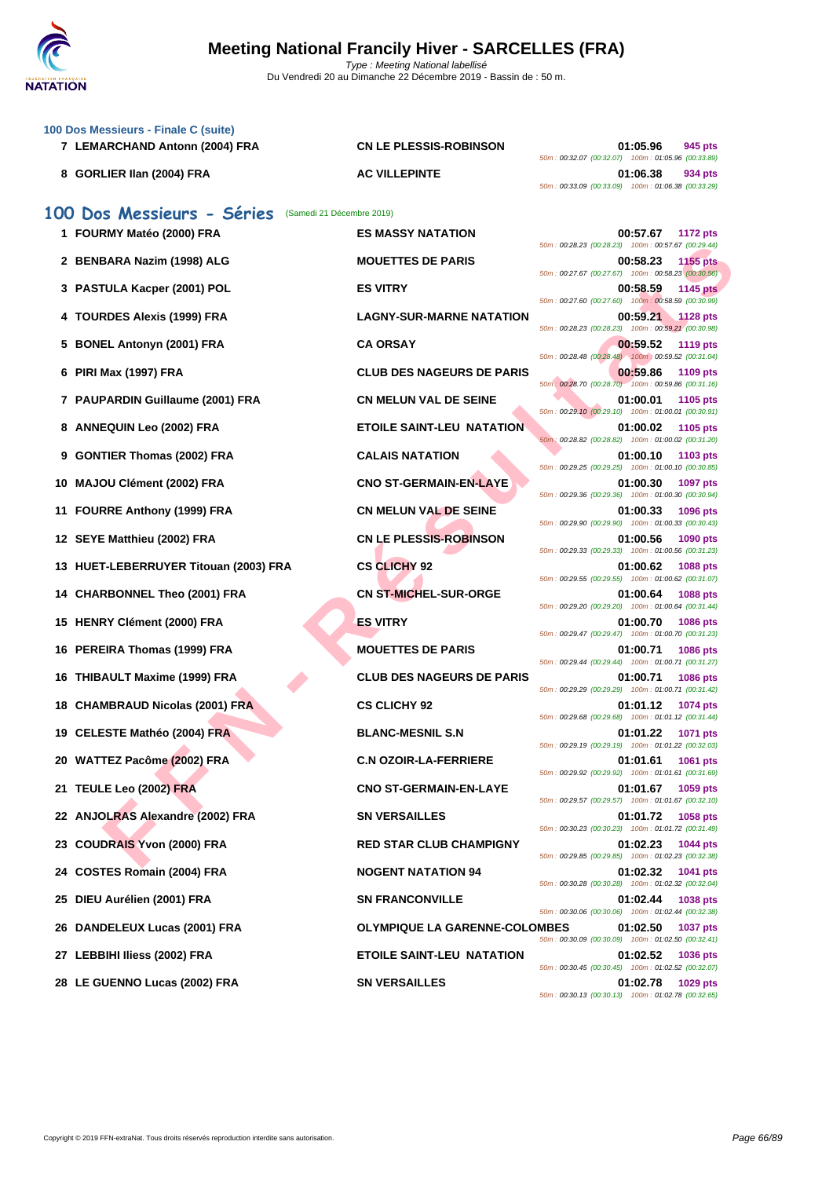**100 Dos Messieurs - Finale C (suite)**

| | | | | |
|---|---|---|---|---|
| 7 | LEMARCHAND Antonn (2004) FRA | CN LE PLESSIS-ROBINSON | 01:05.96 | 945 pts |
| | | | 50m : 00:32.07 (00:32.07) 100m : 01:05.96 (00:33.89) | |
| 8 | GORLIER Ilan (2004) FRA | AC VILLEPINTE | 01:06.38 | 934 pts |
| | | | 50m : 00:33.09 (00:33.09) 100m : 01:06.38 (00:33.29) | |

## 100 Dos Messieurs - Séries (Samedi 21 Décembre 2019)

| | | | | |
|---|---|---|---|---|
| 1 | FOURMY Matéo (2000) FRA | ES MASSY NATATION | 00:57.67 | 1172 pts |
| | | | 50m : 00:28.23 (00:28.23) 100m : 00:57.67 (00:29.44) | |
| 2 | BENBARA Nazim (1998) ALG | MOUETTES DE PARIS | 00:58.23 | 1155 pts |
| | | | 50m : 00:27.67 (00:27.67) 100m : 00:58.23 (00:30.56) | |
| 3 | PASTULA Kacper (2001) POL | ES VITRY | 00:58.59 | 1145 pts |
| | | | 50m : 00:27.60 (00:27.60) 100m : 00:58.59 (00:30.99) | |
| 4 | TOURDES Alexis (1999) FRA | LAGNY-SUR-MARNE NATATION | 00:59.21 | 1128 pts |
| | | | 50m : 00:28.23 (00:28.23) 100m : 00:59.21 (00:30.98) | |
| 5 | BONEL Antonyn (2001) FRA | CA ORSAY | 00:59.52 | 1119 pts |
| | | | 50m : 00:28.48 (00:28.48) 100m : 00:59.52 (00:31.04) | |
| 6 | PIRI Max (1997) FRA | CLUB DES NAGEURS DE PARIS | 00:59.86 | 1109 pts |
| | | | 50m : 00:28.70 (00:28.70) 100m : 00:59.86 (00:31.16) | |
| 7 | PAUPARDIN Guillaume (2001) FRA | CN MELUN VAL DE SEINE | 01:00.01 | 1105 pts |
| | | | 50m : 00:29.10 (00:29.10) 100m : 01:00.01 (00:30.91) | |
| 8 | ANNEQUIN Leo (2002) FRA | ETOILE SAINT-LEU NATATION | 01:00.02 | 1105 pts |
| | | | 50m : 00:28.82 (00:28.82) 100m : 01:00.02 (00:31.20) | |
| 9 | GONTIER Thomas (2002) FRA | CALAIS NATATION | 01:00.10 | 1103 pts |
| | | | 50m : 00:29.25 (00:29.25) 100m : 01:00.10 (00:30.85) | |
| 10 | MAJOU Clément (2002) FRA | CNO ST-GERMAIN-EN-LAYE | 01:00.30 | 1097 pts |
| | | | 50m : 00:29.36 (00:29.36) 100m : 01:00.30 (00:30.94) | |
| 11 | FOURRE Anthony (1999) FRA | CN MELUN VAL DE SEINE | 01:00.33 | 1096 pts |
| | | | 50m : 00:29.90 (00:29.90) 100m : 01:00.33 (00:30.43) | |
| 12 | SEYE Matthieu (2002) FRA | CN LE PLESSIS-ROBINSON | 01:00.56 | 1090 pts |
| | | | 50m : 00:29.33 (00:29.33) 100m : 01:00.56 (00:31.23) | |
| 13 | HUET-LEBERRUYER Titouan (2003) FRA | CS CLICHY 92 | 01:00.62 | 1088 pts |
| | | | 50m : 00:29.55 (00:29.55) 100m : 01:00.62 (00:31.07) | |
| 14 | CHARBONNEL Theo (2001) FRA | CN ST-MICHEL-SUR-ORGE | 01:00.64 | 1088 pts |
| | | | 50m : 00:29.20 (00:29.20) 100m : 01:00.64 (00:31.44) | |
| 15 | HENRY Clément (2000) FRA | ES VITRY | 01:00.70 | 1086 pts |
| | | | 50m : 00:29.47 (00:29.47) 100m : 01:00.70 (00:31.23) | |
| 16 | PEREIRA Thomas (1999) FRA | MOUETTES DE PARIS | 01:00.71 | 1086 pts |
| | | | 50m : 00:29.44 (00:29.44) 100m : 01:00.71 (00:31.27) | |
| 16 | THIBAULT Maxime (1999) FRA | CLUB DES NAGEURS DE PARIS | 01:00.71 | 1086 pts |
| | | | 50m : 00:29.29 (00:29.29) 100m : 01:00.71 (00:31.42) | |
| 18 | CHAMBRAUD Nicolas (2001) FRA | CS CLICHY 92 | 01:01.12 | 1074 pts |
| | | | 50m : 00:29.68 (00:29.68) 100m : 01:01.12 (00:31.44) | |
| 19 | CELESTE Mathéo (2004) FRA | BLANC-MESNIL S.N | 01:01.22 | 1071 pts |
| | | | 50m : 00:29.19 (00:29.19) 100m : 01:01.22 (00:32.03) | |
| 20 | WATTEZ Pacôme (2002) FRA | C.N OZOIR-LA-FERRIERE | 01:01.61 | 1061 pts |
| | | | 50m : 00:29.92 (00:29.92) 100m : 01:01.61 (00:31.69) | |
| 21 | TEULE Leo (2002) FRA | CNO ST-GERMAIN-EN-LAYE | 01:01.67 | 1059 pts |
| | | | 50m : 00:29.57 (00:29.57) 100m : 01:01.67 (00:32.10) | |
| 22 | ANJOLRAS Alexandre (2002) FRA | SN VERSAILLES | 01:01.72 | 1058 pts |
| | | | 50m : 00:30.23 (00:30.23) 100m : 01:01.72 (00:31.49) | |
| 23 | COUDRAIS Yvon (2000) FRA | RED STAR CLUB CHAMPIGNY | 01:02.23 | 1044 pts |
| | | | 50m : 00:29.85 (00:29.85) 100m : 01:02.23 (00:32.38) | |
| 24 | COSTES Romain (2004) FRA | NOGENT NATATION 94 | 01:02.32 | 1041 pts |
| | | | 50m : 00:30.28 (00:30.28) 100m : 01:02.32 (00:32.04) | |
| 25 | DIEU Aurélien (2001) FRA | SN FRANCONVILLE | 01:02.44 | 1038 pts |
| | | | 50m : 00:30.06 (00:30.06) 100m : 01:02.44 (00:32.38) | |
| 26 | DANDELEUX Lucas (2001) FRA | OLYMPIQUE LA GARENNE-COLOMBES | 01:02.50 | 1037 pts |
| | | | 50m : 00:30.09 (00:30.09) 100m : 01:02.50 (00:32.41) | |
| 27 | LEBBIHI Iliess (2002) FRA | ETOILE SAINT-LEU NATATION | 01:02.52 | 1036 pts |
| | | | 50m : 00:30.45 (00:30.45) 100m : 01:02.52 (00:32.07) | |
| 28 | LE GUENNO Lucas (2002) FRA | SN VERSAILLES | 01:02.78 | 1029 pts |
| | | | 50m : 00:30.13 (00:30.13) 100m : 01:02.78 (00:32.65) | |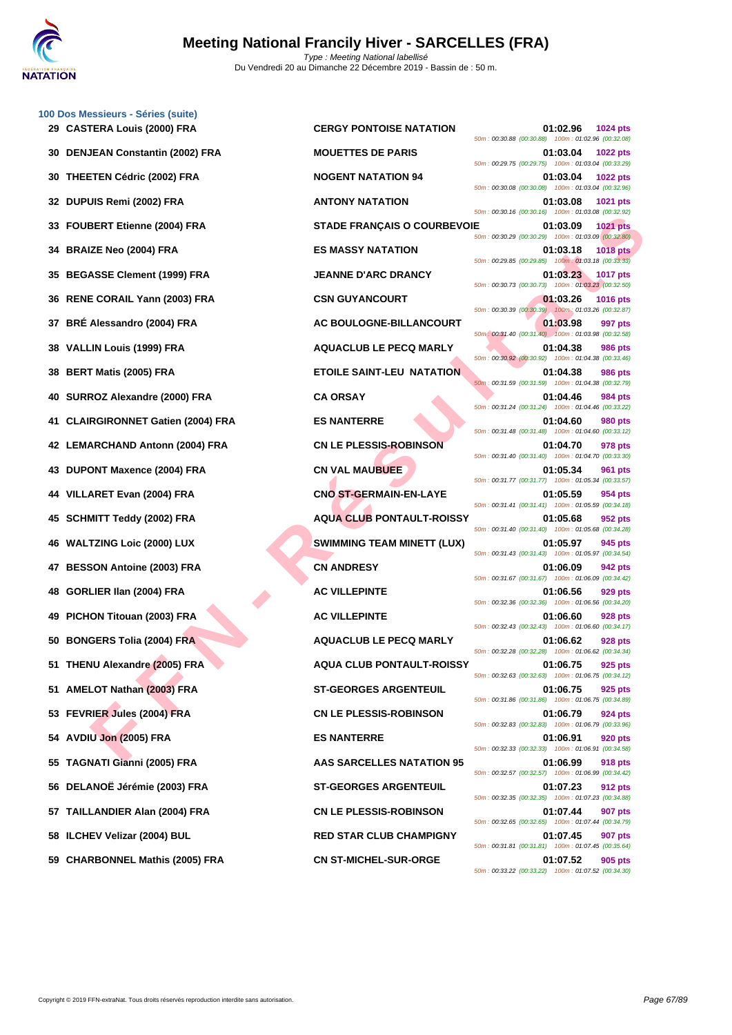# Meeting National Francily Hiver - SARCELLES (FRA)

*Type : Meeting National labellisé*
Du Vendredi 20 au Dimanche 22 Décembre 2019 - Bassin de : 50 m.

### 100 Dos Messieurs - Séries (suite)

| Rang | Nom | Club | Temps | Points | Splits |
|---|---|---|---|---|---|
| 29 | CASTERA Louis (2000) FRA | CERGY PONTOISE NATATION | 01:02.96 | 1024 pts | 50m : 00:30.88 (00:30.88) 100m : 01:02.96 (00:32.08) |
| 30 | DENJEAN Constantin (2002) FRA | MOUETTES DE PARIS | 01:03.04 | 1022 pts | 50m : 00:29.75 (00:29.75) 100m : 01:03.04 (00:33.29) |
| 30 | THEETEN Cédric (2002) FRA | NOGENT NATATION 94 | 01:03.04 | 1022 pts | 50m : 00:30.08 (00:30.08) 100m : 01:03.04 (00:32.96) |
| 32 | DUPUIS Remi (2002) FRA | ANTONY NATATION | 01:03.08 | 1021 pts | 50m : 00:30.16 (00:30.16) 100m : 01:03.08 (00:32.92) |
| 33 | FOUBERT Etienne (2004) FRA | STADE FRANÇAIS O COURBEVOIE | 01:03.09 | 1021 pts | 50m : 00:30.29 (00:30.29) 100m : 01:03.09 (00:32.80) |
| 34 | BRAIZE Neo (2004) FRA | ES MASSY NATATION | 01:03.18 | 1018 pts | 50m : 00:29.85 (00:29.85) 100m : 01:03.18 (00:33.33) |
| 35 | BEGASSE Clement (1999) FRA | JEANNE D'ARC DRANCY | 01:03.23 | 1017 pts | 50m : 00:30.73 (00:30.73) 100m : 01:03.23 (00:32.50) |
| 36 | RENE CORAIL Yann (2003) FRA | CSN GUYANCOURT | 01:03.26 | 1016 pts | 50m : 00:30.39 (00:30.39) 100m : 01:03.26 (00:32.87) |
| 37 | BRÉ Alessandro (2004) FRA | AC BOULOGNE-BILLANCOURT | 01:03.98 | 997 pts | 50m : 00:31.40 (00:31.40) 100m : 01:03.98 (00:32.58) |
| 38 | VALLIN Louis (1999) FRA | AQUACLUB LE PECQ MARLY | 01:04.38 | 986 pts | 50m : 00:30.92 (00:30.92) 100m : 01:04.38 (00:33.46) |
| 38 | BERT Matis (2005) FRA | ETOILE SAINT-LEU NATATION | 01:04.38 | 986 pts | 50m : 00:31.59 (00:31.59) 100m : 01:04.38 (00:32.79) |
| 40 | SURROZ Alexandre (2000) FRA | CA ORSAY | 01:04.46 | 984 pts | 50m : 00:31.24 (00:31.24) 100m : 01:04.46 (00:33.22) |
| 41 | CLAIRGIRONNET Gatien (2004) FRA | ES NANTERRE | 01:04.60 | 980 pts | 50m : 00:31.48 (00:31.48) 100m : 01:04.60 (00:33.12) |
| 42 | LEMARCHAND Antonn (2004) FRA | CN LE PLESSIS-ROBINSON | 01:04.70 | 978 pts | 50m : 00:31.40 (00:31.40) 100m : 01:04.70 (00:33.30) |
| 43 | DUPONT Maxence (2004) FRA | CN VAL MAUBUEE | 01:05.34 | 961 pts | 50m : 00:31.77 (00:31.77) 100m : 01:05.34 (00:33.57) |
| 44 | VILLARET Evan (2004) FRA | CNO ST-GERMAIN-EN-LAYE | 01:05.59 | 954 pts | 50m : 00:31.41 (00:31.41) 100m : 01:05.59 (00:34.18) |
| 45 | SCHMITT Teddy (2002) FRA | AQUA CLUB PONTAULT-ROISSY | 01:05.68 | 952 pts | 50m : 00:31.40 (00:31.40) 100m : 01:05.68 (00:34.28) |
| 46 | WALTZING Loic (2000) LUX | SWIMMING TEAM MINETT (LUX) | 01:05.97 | 945 pts | 50m : 00:31.43 (00:31.43) 100m : 01:05.97 (00:34.54) |
| 47 | BESSON Antoine (2003) FRA | CN ANDRESY | 01:06.09 | 942 pts | 50m : 00:31.67 (00:31.67) 100m : 01:06.09 (00:34.42) |
| 48 | GORLIER Ilan (2004) FRA | AC VILLEPINTE | 01:06.56 | 929 pts | 50m : 00:32.36 (00:32.36) 100m : 01:06.56 (00:34.20) |
| 49 | PICHON Titouan (2003) FRA | AC VILLEPINTE | 01:06.60 | 928 pts | 50m : 00:32.43 (00:32.43) 100m : 01:06.60 (00:34.17) |
| 50 | BONGERS Tolia (2004) FRA | AQUACLUB LE PECQ MARLY | 01:06.62 | 928 pts | 50m : 00:32.28 (00:32.28) 100m : 01:06.62 (00:34.34) |
| 51 | THENU Alexandre (2005) FRA | AQUA CLUB PONTAULT-ROISSY | 01:06.75 | 925 pts | 50m : 00:32.63 (00:32.63) 100m : 01:06.75 (00:34.12) |
| 51 | AMELOT Nathan (2003) FRA | ST-GEORGES ARGENTEUIL | 01:06.75 | 925 pts | 50m : 00:31.86 (00:31.86) 100m : 01:06.75 (00:34.89) |
| 53 | FEVRIER Jules (2004) FRA | CN LE PLESSIS-ROBINSON | 01:06.79 | 924 pts | 50m : 00:32.83 (00:32.83) 100m : 01:06.79 (00:33.96) |
| 54 | AVDIU Jon (2005) FRA | ES NANTERRE | 01:06.91 | 920 pts | 50m : 00:32.33 (00:32.33) 100m : 01:06.91 (00:34.58) |
| 55 | TAGNATI Gianni (2005) FRA | AAS SARCELLES NATATION 95 | 01:06.99 | 918 pts | 50m : 00:32.57 (00:32.57) 100m : 01:06.99 (00:34.42) |
| 56 | DELANOË Jérémie (2003) FRA | ST-GEORGES ARGENTEUIL | 01:07.23 | 912 pts | 50m : 00:32.35 (00:32.35) 100m : 01:07.23 (00:34.88) |
| 57 | TAILLANDIER Alan (2004) FRA | CN LE PLESSIS-ROBINSON | 01:07.44 | 907 pts | 50m : 00:32.65 (00:32.65) 100m : 01:07.44 (00:34.79) |
| 58 | ILCHEV Velizar (2004) BUL | RED STAR CLUB CHAMPIGNY | 01:07.45 | 907 pts | 50m : 00:31.81 (00:31.81) 100m : 01:07.45 (00:35.64) |
| 59 | CHARBONNEL Mathis (2005) FRA | CN ST-MICHEL-SUR-ORGE | 01:07.52 | 905 pts | 50m : 00:33.22 (00:33.22) 100m : 01:07.52 (00:34.30) |

Copyright © 2019 FFN-extraNat. Tous droits réservés reproduction interdite sans autorisation.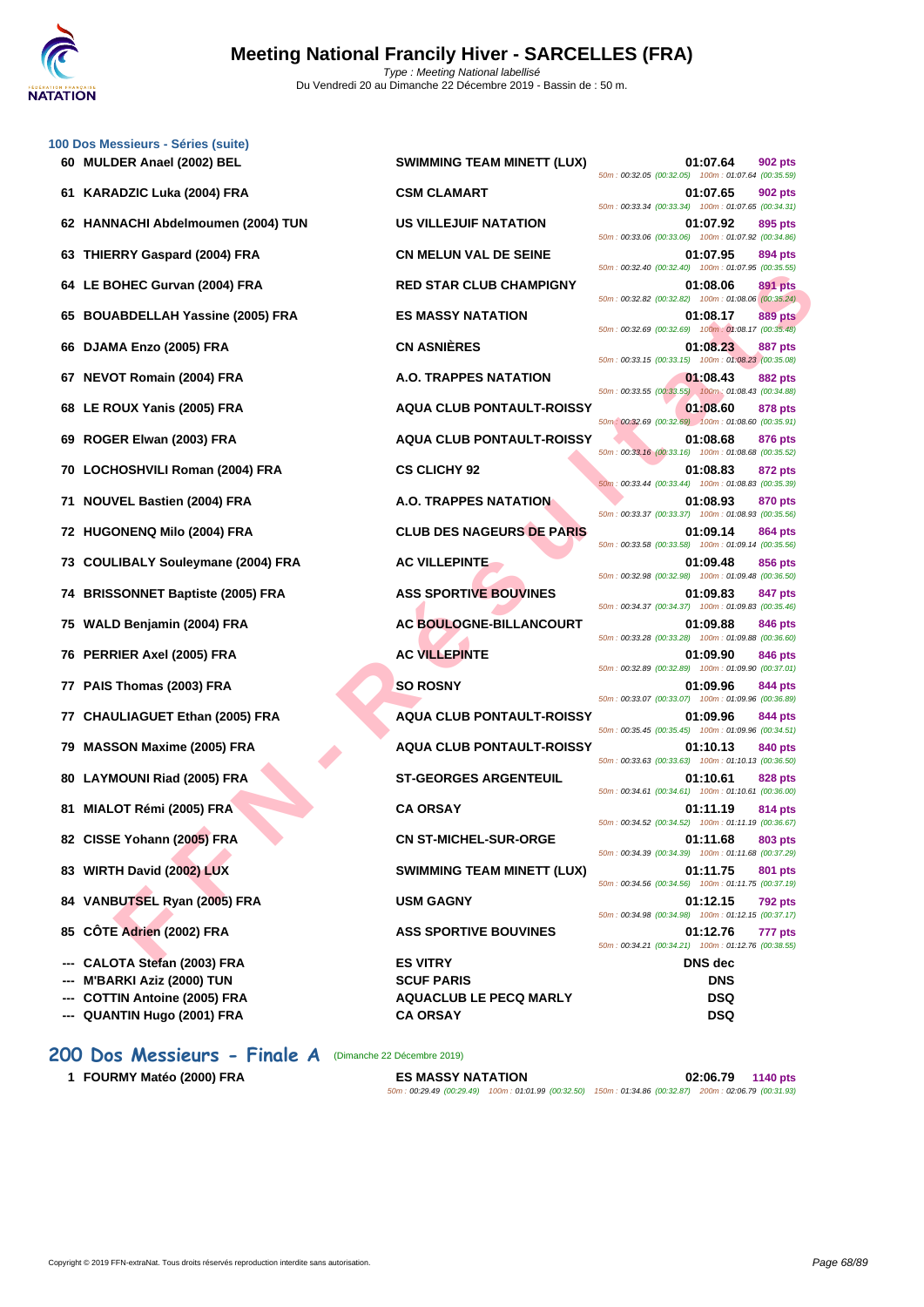### 100 Dos Messieurs - Séries (suite)

| Rang | Nom | Club | Temps | Points | Splits |
|---|---|---|---|---|---|
| 60 | MULDER Anael (2002) BEL | SWIMMING TEAM MINETT (LUX) | 01:07.64 | 902 pts | 50m : 00:32.05 (00:32.05) 100m : 01:07.64 (00:35.59) |
| 61 | KARADZIC Luka (2004) FRA | CSM CLAMART | 01:07.65 | 902 pts | 50m : 00:33.34 (00:33.34) 100m : 01:07.65 (00:34.31) |
| 62 | HANNACHI Abdelmoumen (2004) TUN | US VILLEJUIF NATATION | 01:07.92 | 895 pts | 50m : 00:33.06 (00:33.06) 100m : 01:07.92 (00:34.86) |
| 63 | THIERRY Gaspard (2004) FRA | CN MELUN VAL DE SEINE | 01:07.95 | 894 pts | 50m : 00:32.40 (00:32.40) 100m : 01:07.95 (00:35.55) |
| 64 | LE BOHEC Gurvan (2004) FRA | RED STAR CLUB CHAMPIGNY | 01:08.06 | 891 pts | 50m : 00:32.82 (00:32.82) 100m : 01:08.06 (00:35.24) |
| 65 | BOUABDELLAH Yassine (2005) FRA | ES MASSY NATATION | 01:08.17 | 889 pts | 50m : 00:32.69 (00:32.69) 100m : 01:08.17 (00:35.48) |
| 66 | DJAMA Enzo (2005) FRA | CN ASNIÈRES | 01:08.23 | 887 pts | 50m : 00:33.15 (00:33.15) 100m : 01:08.23 (00:35.08) |
| 67 | NEVOT Romain (2004) FRA | A.O. TRAPPES NATATION | 01:08.43 | 882 pts | 50m : 00:33.55 (00:33.55) 100m : 01:08.43 (00:34.88) |
| 68 | LE ROUX Yanis (2005) FRA | AQUA CLUB PONTAULT-ROISSY | 01:08.60 | 878 pts | 50m : 00:32.69 (00:32.69) 100m : 01:08.60 (00:35.91) |
| 69 | ROGER Elwan (2003) FRA | AQUA CLUB PONTAULT-ROISSY | 01:08.68 | 876 pts | 50m : 00:33.16 (00:33.16) 100m : 01:08.68 (00:35.52) |
| 70 | LOCHOSHVILI Roman (2004) FRA | CS CLICHY 92 | 01:08.83 | 872 pts | 50m : 00:33.44 (00:33.44) 100m : 01:08.83 (00:35.39) |
| 71 | NOUVEL Bastien (2004) FRA | A.O. TRAPPES NATATION | 01:08.93 | 870 pts | 50m : 00:33.37 (00:33.37) 100m : 01:08.93 (00:35.56) |
| 72 | HUGONENQ Milo (2004) FRA | CLUB DES NAGEURS DE PARIS | 01:09.14 | 864 pts | 50m : 00:33.58 (00:33.58) 100m : 01:09.14 (00:35.56) |
| 73 | COULIBALY Souleymane (2004) FRA | AC VILLEPINTE | 01:09.48 | 856 pts | 50m : 00:32.98 (00:32.98) 100m : 01:09.48 (00:36.50) |
| 74 | BRISSONNET Baptiste (2005) FRA | ASS SPORTIVE BOUVINES | 01:09.83 | 847 pts | 50m : 00:34.37 (00:34.37) 100m : 01:09.83 (00:35.46) |
| 75 | WALD Benjamin (2004) FRA | AC BOULOGNE-BILLANCOURT | 01:09.88 | 846 pts | 50m : 00:33.28 (00:33.28) 100m : 01:09.88 (00:36.60) |
| 76 | PERRIER Axel (2005) FRA | AC VILLEPINTE | 01:09.90 | 846 pts | 50m : 00:32.89 (00:32.89) 100m : 01:09.90 (00:37.01) |
| 77 | PAIS Thomas (2003) FRA | SO ROSNY | 01:09.96 | 844 pts | 50m : 00:33.07 (00:33.07) 100m : 01:09.96 (00:36.89) |
| 77 | CHAULIAGUET Ethan (2005) FRA | AQUA CLUB PONTAULT-ROISSY | 01:09.96 | 844 pts | 50m : 00:35.45 (00:35.45) 100m : 01:09.96 (00:34.51) |
| 79 | MASSON Maxime (2005) FRA | AQUA CLUB PONTAULT-ROISSY | 01:10.13 | 840 pts | 50m : 00:33.63 (00:33.63) 100m : 01:10.13 (00:36.50) |
| 80 | LAYMOUNI Riad (2005) FRA | ST-GEORGES ARGENTEUIL | 01:10.61 | 828 pts | 50m : 00:34.61 (00:34.61) 100m : 01:10.61 (00:36.00) |
| 81 | MIALOT Rémi (2005) FRA | CA ORSAY | 01:11.19 | 814 pts | 50m : 00:34.52 (00:34.52) 100m : 01:11.19 (00:36.67) |
| 82 | CISSE Yohann (2005) FRA | CN ST-MICHEL-SUR-ORGE | 01:11.68 | 803 pts | 50m : 00:34.39 (00:34.39) 100m : 01:11.68 (00:37.29) |
| 83 | WIRTH David (2002) LUX | SWIMMING TEAM MINETT (LUX) | 01:11.75 | 801 pts | 50m : 00:34.56 (00:34.56) 100m : 01:11.75 (00:37.19) |
| 84 | VANBUTSEL Ryan (2005) FRA | USM GAGNY | 01:12.15 | 792 pts | 50m : 00:34.98 (00:34.98) 100m : 01:12.15 (00:37.17) |
| 85 | CÔTE Adrien (2002) FRA | ASS SPORTIVE BOUVINES | 01:12.76 | 777 pts | 50m : 00:34.21 (00:34.21) 100m : 01:12.76 (00:38.55) |
| --- | CALOTA Stefan (2003) FRA | ES VITRY | DNS dec | | |
| --- | M'BARKI Aziz (2000) TUN | SCUF PARIS | DNS | | |
| --- | COTTIN Antoine (2005) FRA | AQUACLUB LE PECQ MARLY | DSQ | | |
| --- | QUANTIN Hugo (2001) FRA | CA ORSAY | DSQ | | |

## 200 Dos Messieurs - Finale A (Dimanche 22 Décembre 2019)

| Rang | Nom | Club | Temps | Points | Splits |
|---|---|---|---|---|---|
| 1 | FOURMY Matéo (2000) FRA | ES MASSY NATATION | 02:06.79 | 1140 pts | 50m : 00:29.49 (00:29.49) 100m : 01:01.99 (00:32.50) 150m : 01:34.86 (00:32.87) 200m : 02:06.79 (00:31.93) |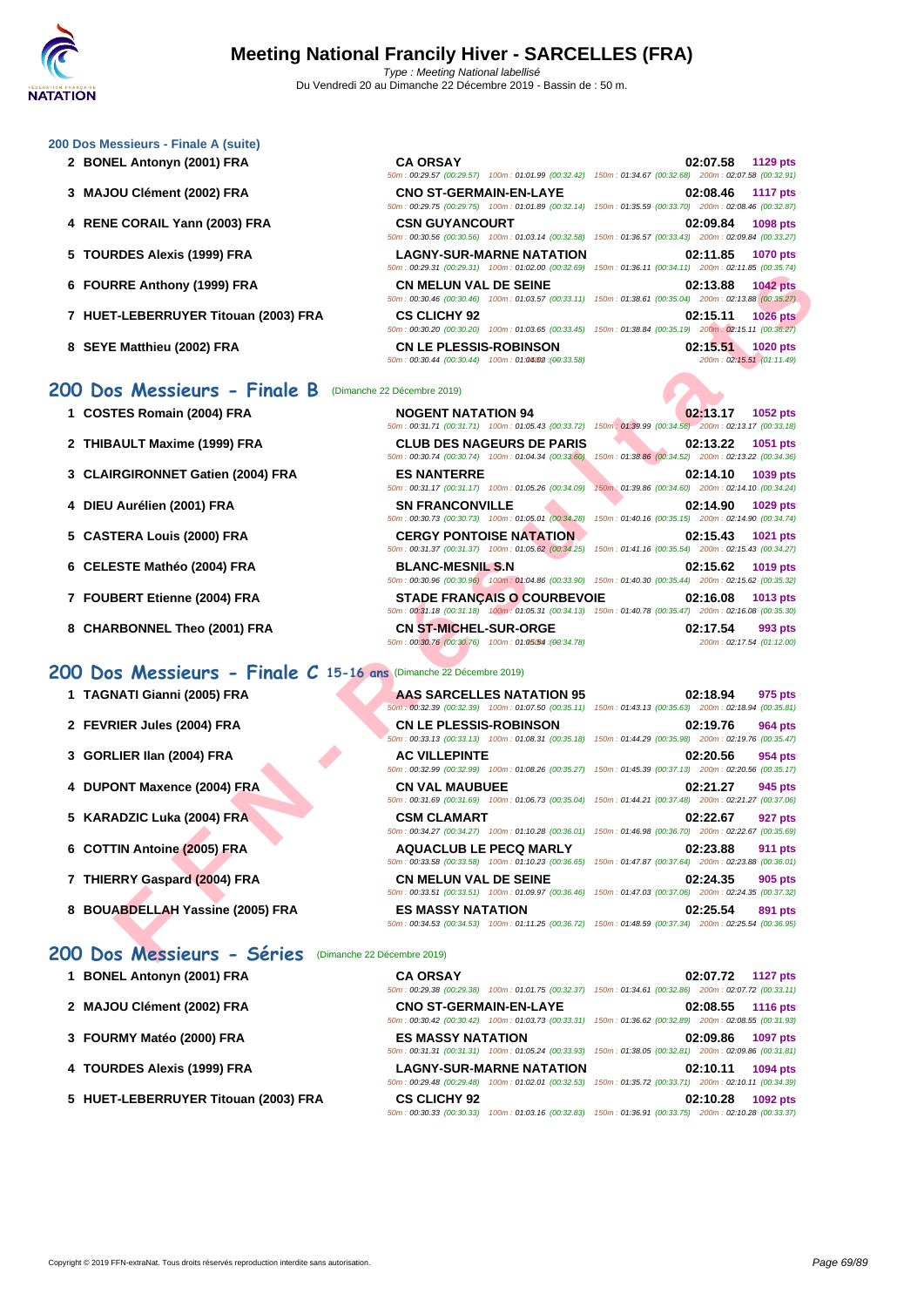# Meeting National Francily Hiver - SARCELLES (FRA)

*Type : Meeting National labellisé*
Du Vendredi 20 au Dimanche 22 Décembre 2019 - Bassin de : 50 m.

### 200 Dos Messieurs - Finale A (suite)

| Place | Nom | Club | Temps | Points |
|---|---|---|---|---|
| 2 | BONEL Antonyn (2001) FRA | CA ORSAY | 02:07.58 | 1129 pts |
| | | 50m : 00:29.57 (00:29.57) 100m : 01:01.99 (00:32.42) 150m : 01:34.67 (00:32.68) 200m : 02:07.58 (00:32.91) | | |
| 3 | MAJOU Clément (2002) FRA | CNO ST-GERMAIN-EN-LAYE | 02:08.46 | 1117 pts |
| | | 50m : 00:29.75 (00:29.75) 100m : 01:01.89 (00:32.14) 150m : 01:35.59 (00:33.70) 200m : 02:08.46 (00:32.87) | | |
| 4 | RENE CORAIL Yann (2003) FRA | CSN GUYANCOURT | 02:09.84 | 1098 pts |
| | | 50m : 00:30.56 (00:30.56) 100m : 01:03.14 (00:32.58) 150m : 01:36.57 (00:33.43) 200m : 02:09.84 (00:33.27) | | |
| 5 | TOURDES Alexis (1999) FRA | LAGNY-SUR-MARNE NATATION | 02:11.85 | 1070 pts |
| | | 50m : 00:29.31 (00:29.31) 100m : 01:02.00 (00:32.69) 150m : 01:36.11 (00:34.11) 200m : 02:11.85 (00:35.74) | | |
| 6 | FOURRE Anthony (1999) FRA | CN MELUN VAL DE SEINE | 02:13.88 | 1042 pts |
| | | 50m : 00:30.46 (00:30.46) 100m : 01:03.57 (00:33.11) 150m : 01:38.61 (00:35.04) 200m : 02:13.88 (00:35.27) | | |
| 7 | HUET-LEBERRUYER Titouan (2003) FRA | CS CLICHY 92 | 02:15.11 | 1026 pts |
| | | 50m : 00:30.20 (00:30.20) 100m : 01:03.65 (00:33.45) 150m : 01:38.84 (00:35.19) 200m : 02:15.11 (00:36.27) | | |
| 8 | SEYE Matthieu (2002) FRA | CN LE PLESSIS-ROBINSON | 02:15.51 | 1020 pts |
| | | 50m : 00:30.44 (00:30.44) 100m : 01:04.02 (00:33.58) 200m : 02:15.51 (01:11.49) | | |

## 200 Dos Messieurs - Finale B (Dimanche 22 Décembre 2019)

| Place | Nom | Club | Temps | Points |
|---|---|---|---|---|
| 1 | COSTES Romain (2004) FRA | NOGENT NATATION 94 | 02:13.17 | 1052 pts |
| | | 50m : 00:31.71 (00:31.71) 100m : 01:05.43 (00:33.72) 150m : 01:39.99 (00:34.56) 200m : 02:13.17 (00:33.18) | | |
| 2 | THIBAULT Maxime (1999) FRA | CLUB DES NAGEURS DE PARIS | 02:13.22 | 1051 pts |
| | | 50m : 00:30.74 (00:30.74) 100m : 01:04.34 (00:33.60) 150m : 01:38.86 (00:34.52) 200m : 02:13.22 (00:34.36) | | |
| 3 | CLAIRGIRONNET Gatien (2004) FRA | ES NANTERRE | 02:14.10 | 1039 pts |
| | | 50m : 00:31.17 (00:31.17) 100m : 01:05.26 (00:34.09) 150m : 01:39.86 (00:34.60) 200m : 02:14.10 (00:34.24) | | |
| 4 | DIEU Aurélien (2001) FRA | SN FRANCONVILLE | 02:14.90 | 1029 pts |
| | | 50m : 00:30.73 (00:30.73) 100m : 01:05.01 (00:34.28) 150m : 01:40.16 (00:35.15) 200m : 02:14.90 (00:34.74) | | |
| 5 | CASTERA Louis (2000) FRA | CERGY PONTOISE NATATION | 02:15.43 | 1021 pts |
| | | 50m : 00:31.37 (00:31.37) 100m : 01:05.62 (00:34.25) 150m : 01:41.16 (00:35.54) 200m : 02:15.43 (00:34.27) | | |
| 6 | CELESTE Mathéo (2004) FRA | BLANC-MESNIL S.N | 02:15.62 | 1019 pts |
| | | 50m : 00:30.96 (00:30.96) 100m : 01:04.86 (00:33.90) 150m : 01:40.30 (00:35.44) 200m : 02:15.62 (00:35.32) | | |
| 7 | FOUBERT Etienne (2004) FRA | STADE FRANÇAIS O COURBEVOIE | 02:16.08 | 1013 pts |
| | | 50m : 00:31.18 (00:31.18) 100m : 01:05.31 (00:34.13) 150m : 01:40.78 (00:35.47) 200m : 02:16.08 (00:35.30) | | |
| 8 | CHARBONNEL Theo (2001) FRA | CN ST-MICHEL-SUR-ORGE | 02:17.54 | 993 pts |
| | | 50m : 00:30.76 (00:30.76) 100m : 01:05.54 (00:34.78) 200m : 02:17.54 (01:12.00) | | |

## 200 Dos Messieurs - Finale C 15-16 ans (Dimanche 22 Décembre 2019)

| Place | Nom | Club | Temps | Points |
|---|---|---|---|---|
| 1 | TAGNATI Gianni (2005) FRA | AAS SARCELLES NATATION 95 | 02:18.94 | 975 pts |
| | | 50m : 00:32.39 (00:32.39) 100m : 01:07.50 (00:35.11) 150m : 01:43.13 (00:35.63) 200m : 02:18.94 (00:35.81) | | |
| 2 | FEVRIER Jules (2004) FRA | CN LE PLESSIS-ROBINSON | 02:19.76 | 964 pts |
| | | 50m : 00:33.13 (00:33.13) 100m : 01:08.31 (00:35.18) 150m : 01:44.29 (00:35.98) 200m : 02:19.76 (00:35.47) | | |
| 3 | GORLIER Ilan (2004) FRA | AC VILLEPINTE | 02:20.56 | 954 pts |
| | | 50m : 00:32.99 (00:32.99) 100m : 01:08.26 (00:35.27) 150m : 01:45.39 (00:37.13) 200m : 02:20.56 (00:35.17) | | |
| 4 | DUPONT Maxence (2004) FRA | CN VAL MAUBUEE | 02:21.27 | 945 pts |
| | | 50m : 00:31.69 (00:31.69) 100m : 01:06.73 (00:35.04) 150m : 01:44.21 (00:37.48) 200m : 02:21.27 (00:37.06) | | |
| 5 | KARADZIC Luka (2004) FRA | CSM CLAMART | 02:22.67 | 927 pts |
| | | 50m : 00:34.27 (00:34.27) 100m : 01:10.28 (00:36.01) 150m : 01:46.98 (00:36.70) 200m : 02:22.67 (00:35.69) | | |
| 6 | COTTIN Antoine (2005) FRA | AQUACLUB LE PECQ MARLY | 02:23.88 | 911 pts |
| | | 50m : 00:33.58 (00:33.58) 100m : 01:10.23 (00:36.65) 150m : 01:47.87 (00:37.64) 200m : 02:23.88 (00:36.01) | | |
| 7 | THIERRY Gaspard (2004) FRA | CN MELUN VAL DE SEINE | 02:24.35 | 905 pts |
| | | 50m : 00:33.51 (00:33.51) 100m : 01:09.97 (00:36.46) 150m : 01:47.03 (00:37.06) 200m : 02:24.35 (00:37.32) | | |
| 8 | BOUABDELLAH Yassine (2005) FRA | ES MASSY NATATION | 02:25.54 | 891 pts |
| | | 50m : 00:34.53 (00:34.53) 100m : 01:11.25 (00:36.72) 150m : 01:48.59 (00:37.34) 200m : 02:25.54 (00:36.95) | | |

## 200 Dos Messieurs - Séries (Dimanche 22 Décembre 2019)

| Place | Nom | Club | Temps | Points |
|---|---|---|---|---|
| 1 | BONEL Antonyn (2001) FRA | CA ORSAY | 02:07.72 | 1127 pts |
| | | 50m : 00:29.38 (00:29.38) 100m : 01:01.75 (00:32.37) 150m : 01:34.61 (00:32.86) 200m : 02:07.72 (00:33.11) | | |
| 2 | MAJOU Clément (2002) FRA | CNO ST-GERMAIN-EN-LAYE | 02:08.55 | 1116 pts |
| | | 50m : 00:30.42 (00:30.42) 100m : 01:03.73 (00:33.31) 150m : 01:36.62 (00:32.89) 200m : 02:08.55 (00:31.93) | | |
| 3 | FOURMY Matéo (2000) FRA | ES MASSY NATATION | 02:09.86 | 1097 pts |
| | | 50m : 00:31.31 (00:31.31) 100m : 01:05.24 (00:33.93) 150m : 01:38.05 (00:32.81) 200m : 02:09.86 (00:31.81) | | |
| 4 | TOURDES Alexis (1999) FRA | LAGNY-SUR-MARNE NATATION | 02:10.11 | 1094 pts |
| | | 50m : 00:29.48 (00:29.48) 100m : 01:02.01 (00:32.53) 150m : 01:35.72 (00:33.71) 200m : 02:10.11 (00:34.39) | | |
| 5 | HUET-LEBERRUYER Titouan (2003) FRA | CS CLICHY 92 | 02:10.28 | 1092 pts |
| | | 50m : 00:30.33 (00:30.33) 100m : 01:03.16 (00:32.83) 150m : 01:36.91 (00:33.75) 200m : 02:10.28 (00:33.37) | | |

Copyright © 2019 FFN-extraNat. Tous droits réservés reproduction interdite sans autorisation.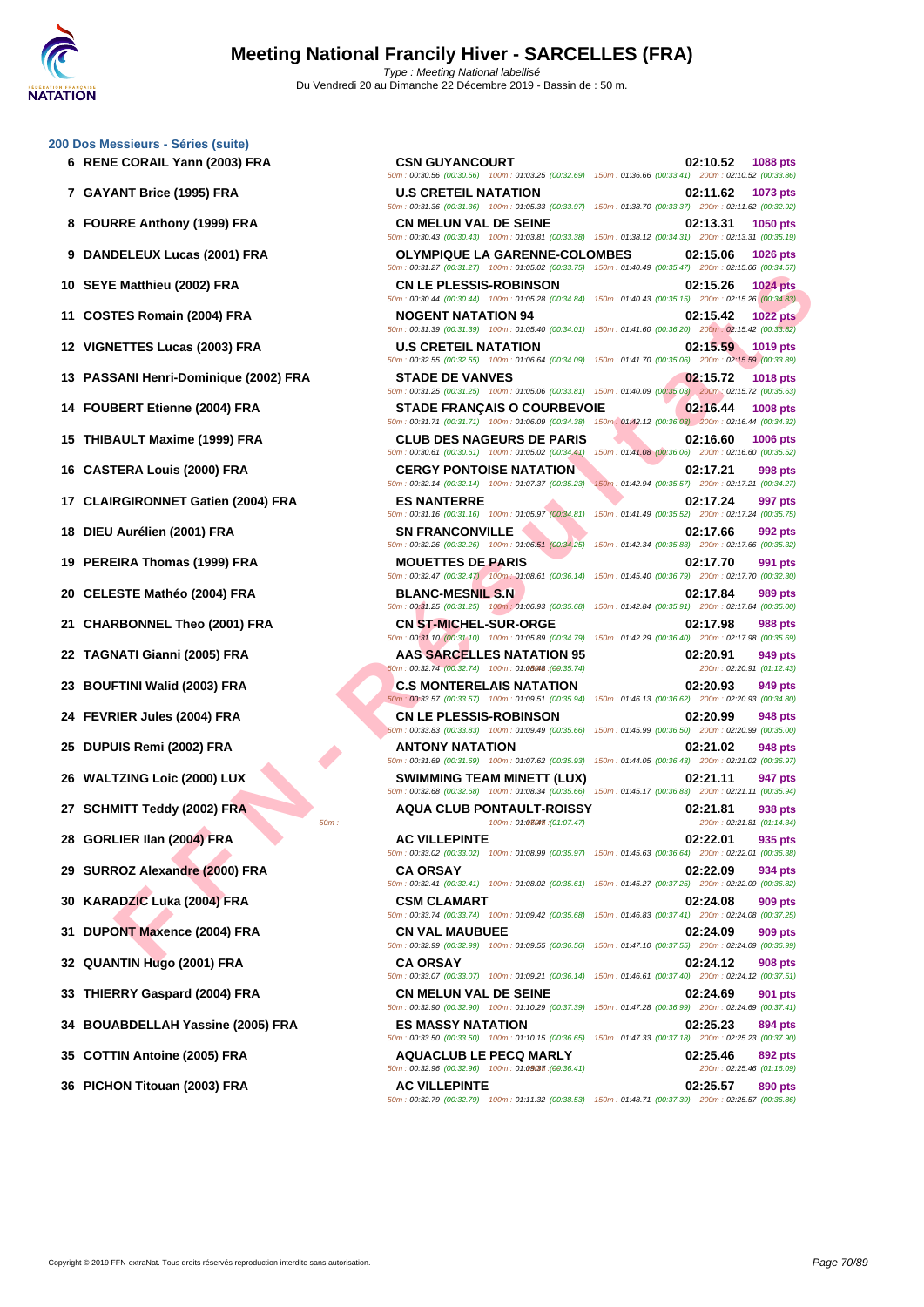# Meeting National Francily Hiver - SARCELLES (FRA)

Type : Meeting National labellisé
Du Vendredi 20 au Dimanche 22 Décembre 2019 - Bassin de : 50 m.

## 200 Dos Messieurs - Séries (suite)

| Rang | Nageur | Club | Temps | Points |
|---|---|---|---|---|
| 6 | RENE CORAIL Yann (2003) FRA | CSN GUYANCOURT | 02:10.52 | 1088 pts |
| | | 50m : 00:30.56 (00:30.56) 100m : 01:03.25 (00:32.69) 150m : 01:36.66 (00:33.41) 200m : 02:10.52 (00:33.86) | | |
| 7 | GAYANT Brice (1995) FRA | U.S CRETEIL NATATION | 02:11.62 | 1073 pts |
| | | 50m : 00:31.36 (00:31.36) 100m : 01:05.33 (00:33.97) 150m : 01:38.70 (00:33.37) 200m : 02:11.62 (00:32.92) | | |
| 8 | FOURRE Anthony (1999) FRA | CN MELUN VAL DE SEINE | 02:13.31 | 1050 pts |
| | | 50m : 00:30.43 (00:30.43) 100m : 01:03.81 (00:33.38) 150m : 01:38.12 (00:34.31) 200m : 02:13.31 (00:35.19) | | |
| 9 | DANDELEUX Lucas (2001) FRA | OLYMPIQUE LA GARENNE-COLOMBES | 02:15.06 | 1026 pts |
| | | 50m : 00:31.27 (00:31.27) 100m : 01:05.02 (00:33.75) 150m : 01:40.49 (00:35.47) 200m : 02:15.06 (00:34.57) | | |
| 10 | SEYE Matthieu (2002) FRA | CN LE PLESSIS-ROBINSON | 02:15.26 | 1024 pts |
| | | 50m : 00:30.44 (00:30.44) 100m : 01:05.28 (00:34.84) 150m : 01:40.43 (00:35.15) 200m : 02:15.26 (00:34.83) | | |
| 11 | COSTES Romain (2004) FRA | NOGENT NATATION 94 | 02:15.42 | 1022 pts |
| | | 50m : 00:31.39 (00:31.39) 100m : 01:05.40 (00:34.01) 150m : 01:41.60 (00:36.20) 200m : 02:15.42 (00:33.82) | | |
| 12 | VIGNETTES Lucas (2003) FRA | U.S CRETEIL NATATION | 02:15.59 | 1019 pts |
| | | 50m : 00:32.55 (00:32.55) 100m : 01:06.64 (00:34.09) 150m : 01:41.70 (00:35.06) 200m : 02:15.59 (00:33.89) | | |
| 13 | PASSANI Henri-Dominique (2002) FRA | STADE DE VANVES | 02:15.72 | 1018 pts |
| | | 50m : 00:31.25 (00:31.25) 100m : 01:05.06 (00:33.81) 150m : 01:40.09 (00:35.03) 200m : 02:15.72 (00:35.63) | | |
| 14 | FOUBERT Etienne (2004) FRA | STADE FRANÇAIS O COURBEVOIE | 02:16.44 | 1008 pts |
| | | 50m : 00:31.71 (00:31.71) 100m : 01:06.09 (00:34.38) 150m : 01:42.12 (00:36.03) 200m : 02:16.44 (00:34.32) | | |
| 15 | THIBAULT Maxime (1999) FRA | CLUB DES NAGEURS DE PARIS | 02:16.60 | 1006 pts |
| | | 50m : 00:30.61 (00:30.61) 100m : 01:05.02 (00:34.41) 150m : 01:41.08 (00:36.06) 200m : 02:16.60 (00:35.52) | | |
| 16 | CASTERA Louis (2000) FRA | CERGY PONTOISE NATATION | 02:17.21 | 998 pts |
| | | 50m : 00:32.14 (00:32.14) 100m : 01:07.37 (00:35.23) 150m : 01:42.94 (00:35.57) 200m : 02:17.21 (00:34.27) | | |
| 17 | CLAIRGIRONNET Gatien (2004) FRA | ES NANTERRE | 02:17.24 | 997 pts |
| | | 50m : 00:31.16 (00:31.16) 100m : 01:05.97 (00:34.81) 150m : 01:41.49 (00:35.52) 200m : 02:17.24 (00:35.75) | | |
| 18 | DIEU Aurélien (2001) FRA | SN FRANCONVILLE | 02:17.66 | 992 pts |
| | | 50m : 00:32.26 (00:32.26) 100m : 01:06.51 (00:34.25) 150m : 01:42.34 (00:35.83) 200m : 02:17.66 (00:35.32) | | |
| 19 | PEREIRA Thomas (1999) FRA | MOUETTES DE PARIS | 02:17.70 | 991 pts |
| | | 50m : 00:32.47 (00:32.47) 100m : 01:08.61 (00:36.14) 150m : 01:45.40 (00:36.79) 200m : 02:17.70 (00:32.30) | | |
| 20 | CELESTE Mathéo (2004) FRA | BLANC-MESNIL S.N | 02:17.84 | 989 pts |
| | | 50m : 00:31.25 (00:31.25) 100m : 01:06.93 (00:35.68) 150m : 01:42.84 (00:35.91) 200m : 02:17.84 (00:35.00) | | |
| 21 | CHARBONNEL Theo (2001) FRA | CN ST-MICHEL-SUR-ORGE | 02:17.98 | 988 pts |
| | | 50m : 00:31.10 (00:31.10) 100m : 01:05.89 (00:34.79) 150m : 01:42.29 (00:36.40) 200m : 02:17.98 (00:35.69) | | |
| 22 | TAGNATI Gianni (2005) FRA | AAS SARCELLES NATATION 95 | 02:20.91 | 949 pts |
| | | 50m : 00:32.74 (00:32.74) 100m : 01:08.48 (00:35.74) 200m : 02:20.91 (01:12.43) | | |
| 23 | BOUFTINI Walid (2003) FRA | C.S MONTERELAIS NATATION | 02:20.93 | 949 pts |
| | | 50m : 00:33.57 (00:33.57) 100m : 01:09.51 (00:35.94) 150m : 01:46.13 (00:36.62) 200m : 02:20.93 (00:34.80) | | |
| 24 | FEVRIER Jules (2004) FRA | CN LE PLESSIS-ROBINSON | 02:20.99 | 948 pts |
| | | 50m : 00:33.83 (00:33.83) 100m : 01:09.49 (00:35.66) 150m : 01:45.99 (00:36.50) 200m : 02:20.99 (00:35.00) | | |
| 25 | DUPUIS Remi (2002) FRA | ANTONY NATATION | 02:21.02 | 948 pts |
| | | 50m : 00:31.69 (00:31.69) 100m : 01:07.62 (00:35.93) 150m : 01:44.05 (00:36.43) 200m : 02:21.02 (00:36.97) | | |
| 26 | WALTZING Loic (2000) LUX | SWIMMING TEAM MINETT (LUX) | 02:21.11 | 947 pts |
| | | 50m : 00:32.68 (00:32.68) 100m : 01:08.34 (00:35.66) 150m : 01:45.17 (00:36.83) 200m : 02:21.11 (00:35.94) | | |
| 27 | SCHMITT Teddy (2002) FRA | AQUA CLUB PONTAULT-ROISSY | 02:21.81 | 938 pts |
| | | 50m : --- 100m : 01:07.47 (01:07.47) 200m : 02:21.81 (01:14.34) | | |
| 28 | GORLIER Ilan (2004) FRA | AC VILLEPINTE | 02:22.01 | 935 pts |
| | | 50m : 00:33.02 (00:33.02) 100m : 01:08.99 (00:35.97) 150m : 01:45.63 (00:36.64) 200m : 02:22.01 (00:36.38) | | |
| 29 | SURROZ Alexandre (2000) FRA | CA ORSAY | 02:22.09 | 934 pts |
| | | 50m : 00:32.41 (00:32.41) 100m : 01:08.02 (00:35.61) 150m : 01:45.27 (00:37.25) 200m : 02:22.09 (00:36.82) | | |
| 30 | KARADZIC Luka (2004) FRA | CSM CLAMART | 02:24.08 | 909 pts |
| | | 50m : 00:33.74 (00:33.74) 100m : 01:09.42 (00:35.68) 150m : 01:46.83 (00:37.41) 200m : 02:24.08 (00:37.25) | | |
| 31 | DUPONT Maxence (2004) FRA | CN VAL MAUBUEE | 02:24.09 | 909 pts |
| | | 50m : 00:32.99 (00:32.99) 100m : 01:09.55 (00:36.56) 150m : 01:47.10 (00:37.55) 200m : 02:24.09 (00:36.99) | | |
| 32 | QUANTIN Hugo (2001) FRA | CA ORSAY | 02:24.12 | 908 pts |
| | | 50m : 00:33.07 (00:33.07) 100m : 01:09.21 (00:36.14) 150m : 01:46.61 (00:37.40) 200m : 02:24.12 (00:37.51) | | |
| 33 | THIERRY Gaspard (2004) FRA | CN MELUN VAL DE SEINE | 02:24.69 | 901 pts |
| | | 50m : 00:32.90 (00:32.90) 100m : 01:10.29 (00:37.39) 150m : 01:47.28 (00:36.99) 200m : 02:24.69 (00:37.41) | | |
| 34 | BOUABDELLAH Yassine (2005) FRA | ES MASSY NATATION | 02:25.23 | 894 pts |
| | | 50m : 00:33.50 (00:33.50) 100m : 01:10.15 (00:36.65) 150m : 01:47.33 (00:37.18) 200m : 02:25.23 (00:37.90) | | |
| 35 | COTTIN Antoine (2005) FRA | AQUACLUB LE PECQ MARLY | 02:25.46 | 892 pts |
| | | 50m : 00:32.96 (00:32.96) 100m : 01:09.37 (00:36.41) 200m : 02:25.46 (01:16.09) | | |
| 36 | PICHON Titouan (2003) FRA | AC VILLEPINTE | 02:25.57 | 890 pts |
| | | 50m : 00:32.79 (00:32.79) 100m : 01:11.32 (00:38.53) 150m : 01:48.71 (00:37.39) 200m : 02:25.57 (00:36.86) | | |

Copyright © 2019 FFN-extraNat. Tous droits réservés reproduction interdite sans autorisation.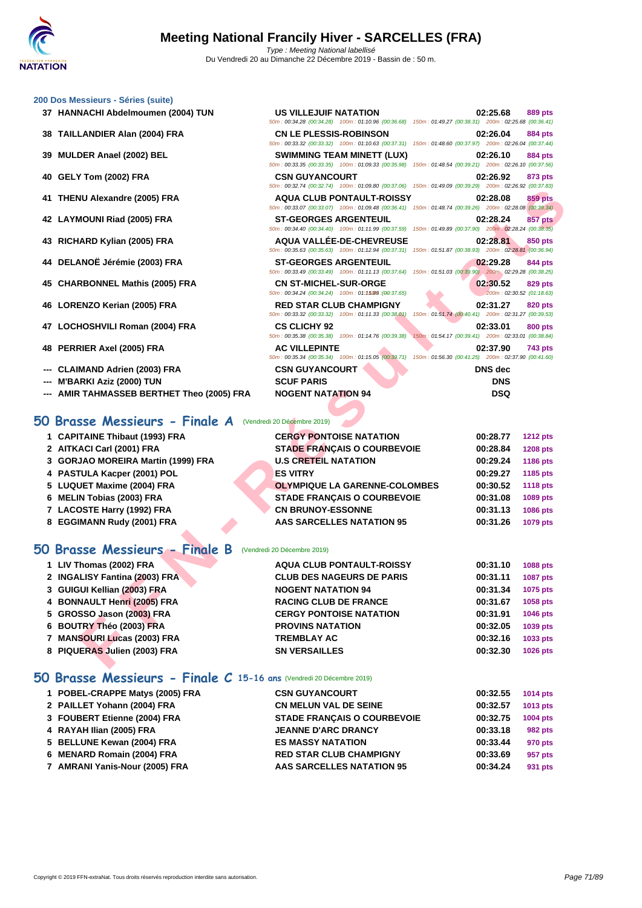### 200 Dos Messieurs - Séries (suite)

| | Nom | Club | Temps | Points |
|---|---|---|---|---|
| 37 | HANNACHI Abdelmoumen (2004) TUN | US VILLEJUIF NATATION | 02:25.68 | 889 pts |
| | | 50m : 00:34.28 (00:34.28) 100m : 01:10.96 (00:36.68) 150m : 01:49.27 (00:38.31) 200m : 02:25.68 (00:36.41) | | |
| 38 | TAILLANDIER Alan (2004) FRA | CN LE PLESSIS-ROBINSON | 02:26.04 | 884 pts |
| | | 50m : 00:33.32 (00:33.32) 100m : 01:10.63 (00:37.31) 150m : 01:48.60 (00:37.97) 200m : 02:26.04 (00:37.44) | | |
| 39 | MULDER Anael (2002) BEL | SWIMMING TEAM MINETT (LUX) | 02:26.10 | 884 pts |
| | | 50m : 00:33.35 (00:33.35) 100m : 01:09.33 (00:35.98) 150m : 01:48.54 (00:39.21) 200m : 02:26.10 (00:37.56) | | |
| 40 | GELY Tom (2002) FRA | CSN GUYANCOURT | 02:26.92 | 873 pts |
| | | 50m : 00:32.74 (00:32.74) 100m : 01:09.80 (00:37.06) 150m : 01:49.09 (00:39.29) 200m : 02:26.92 (00:37.83) | | |
| 41 | THENU Alexandre (2005) FRA | AQUA CLUB PONTAULT-ROISSY | 02:28.08 | 859 pts |
| | | 50m : 00:33.07 (00:33.07) 100m : 01:09.48 (00:36.41) 150m : 01:48.74 (00:39.26) 200m : 02:28.08 (00:39.34) | | |
| 42 | LAYMOUNI Riad (2005) FRA | ST-GEORGES ARGENTEUIL | 02:28.24 | 857 pts |
| | | 50m : 00:34.40 (00:34.40) 100m : 01:11.99 (00:37.59) 150m : 01:49.89 (00:37.90) 200m : 02:28.24 (00:38.35) | | |
| 43 | RICHARD Kylian (2005) FRA | AQUA VALLÉE-DE-CHEVREUSE | 02:28.81 | 850 pts |
| | | 50m : 00:35.63 (00:35.63) 100m : 01:12.94 (00:37.31) 150m : 01:51.87 (00:38.93) 200m : 02:28.81 (00:36.94) | | |
| 44 | DELANOË Jérémie (2003) FRA | ST-GEORGES ARGENTEUIL | 02:29.28 | 844 pts |
| | | 50m : 00:33.49 (00:33.49) 100m : 01:11.13 (00:37.64) 150m : 01:51.03 (00:39.90) 200m : 02:29.28 (00:38.25) | | |
| 45 | CHARBONNEL Mathis (2005) FRA | CN ST-MICHEL-SUR-ORGE | 02:30.52 | 829 pts |
| | | 50m : 00:34.24 (00:34.24) 100m : 01:11.89 (00:37.65) 200m : 02:30.52 (01:18.63) | | |
| 46 | LORENZO Kerian (2005) FRA | RED STAR CLUB CHAMPIGNY | 02:31.27 | 820 pts |
| | | 50m : 00:33.32 (00:33.32) 100m : 01:11.33 (00:38.01) 150m : 01:51.74 (00:40.41) 200m : 02:31.27 (00:39.53) | | |
| 47 | LOCHOSHVILI Roman (2004) FRA | CS CLICHY 92 | 02:33.01 | 800 pts |
| | | 50m : 00:35.38 (00:35.38) 100m : 01:14.76 (00:39.38) 150m : 01:54.17 (00:39.41) 200m : 02:33.01 (00:38.84) | | |
| 48 | PERRIER Axel (2005) FRA | AC VILLEPINTE | 02:37.90 | 743 pts |
| | | 50m : 00:35.34 (00:35.34) 100m : 01:15.05 (00:39.71) 150m : 01:56.30 (00:41.25) 200m : 02:37.90 (00:41.60) | | |
| --- | CLAIMAND Adrien (2003) FRA | CSN GUYANCOURT | DNS dec | |
| --- | M'BARKI Aziz (2000) TUN | SCUF PARIS | DNS | |
| --- | AMIR TAHMASSEB BERTHET Theo (2005) FRA | NOGENT NATATION 94 | DSQ | |

## 50 Brasse Messieurs - Finale A (Vendredi 20 Décembre 2019)

| | Nom | Club | Temps | Points |
|---|---|---|---|---|
| 1 | CAPITAINE Thibaut (1993) FRA | CERGY PONTOISE NATATION | 00:28.77 | 1212 pts |
| 2 | AITKACI Carl (2001) FRA | STADE FRANÇAIS O COURBEVOIE | 00:28.84 | 1208 pts |
| 3 | GORJAO MOREIRA Martin (1999) FRA | U.S CRETEIL NATATION | 00:29.24 | 1186 pts |
| 4 | PASTULA Kacper (2001) POL | ES VITRY | 00:29.27 | 1185 pts |
| 5 | LUQUET Maxime (2004) FRA | OLYMPIQUE LA GARENNE-COLOMBES | 00:30.52 | 1118 pts |
| 6 | MELIN Tobias (2003) FRA | STADE FRANÇAIS O COURBEVOIE | 00:31.08 | 1089 pts |
| 7 | LACOSTE Harry (1992) FRA | CN BRUNOY-ESSONNE | 00:31.13 | 1086 pts |
| 8 | EGGIMANN Rudy (2001) FRA | AAS SARCELLES NATATION 95 | 00:31.26 | 1079 pts |

## 50 Brasse Messieurs - Finale B (Vendredi 20 Décembre 2019)

| | Nom | Club | Temps | Points |
|---|---|---|---|---|
| 1 | LIV Thomas (2002) FRA | AQUA CLUB PONTAULT-ROISSY | 00:31.10 | 1088 pts |
| 2 | INGALISY Fantina (2003) FRA | CLUB DES NAGEURS DE PARIS | 00:31.11 | 1087 pts |
| 3 | GUIGUI Kellian (2003) FRA | NOGENT NATATION 94 | 00:31.34 | 1075 pts |
| 4 | BONNAULT Henri (2005) FRA | RACING CLUB DE FRANCE | 00:31.67 | 1058 pts |
| 5 | GROSSO Jason (2003) FRA | CERGY PONTOISE NATATION | 00:31.91 | 1046 pts |
| 6 | BOUTRY Théo (2003) FRA | PROVINS NATATION | 00:32.05 | 1039 pts |
| 7 | MANSOURI Lucas (2003) FRA | TREMBLAY AC | 00:32.16 | 1033 pts |
| 8 | PIQUERAS Julien (2003) FRA | SN VERSAILLES | 00:32.30 | 1026 pts |

## 50 Brasse Messieurs - Finale C 15-16 ans (Vendredi 20 Décembre 2019)

| | Nom | Club | Temps | Points |
|---|---|---|---|---|
| 1 | POBEL-CRAPPE Matys (2005) FRA | CSN GUYANCOURT | 00:32.55 | 1014 pts |
| 2 | PAILLET Yohann (2004) FRA | CN MELUN VAL DE SEINE | 00:32.57 | 1013 pts |
| 3 | FOUBERT Etienne (2004) FRA | STADE FRANÇAIS O COURBEVOIE | 00:32.75 | 1004 pts |
| 4 | RAYAH Ilian (2005) FRA | JEANNE D'ARC DRANCY | 00:33.18 | 982 pts |
| 5 | BELLUNE Kewan (2004) FRA | ES MASSY NATATION | 00:33.44 | 970 pts |
| 6 | MENARD Romain (2004) FRA | RED STAR CLUB CHAMPIGNY | 00:33.69 | 957 pts |
| 7 | AMRANI Yanis-Nour (2005) FRA | AAS SARCELLES NATATION 95 | 00:34.24 | 931 pts |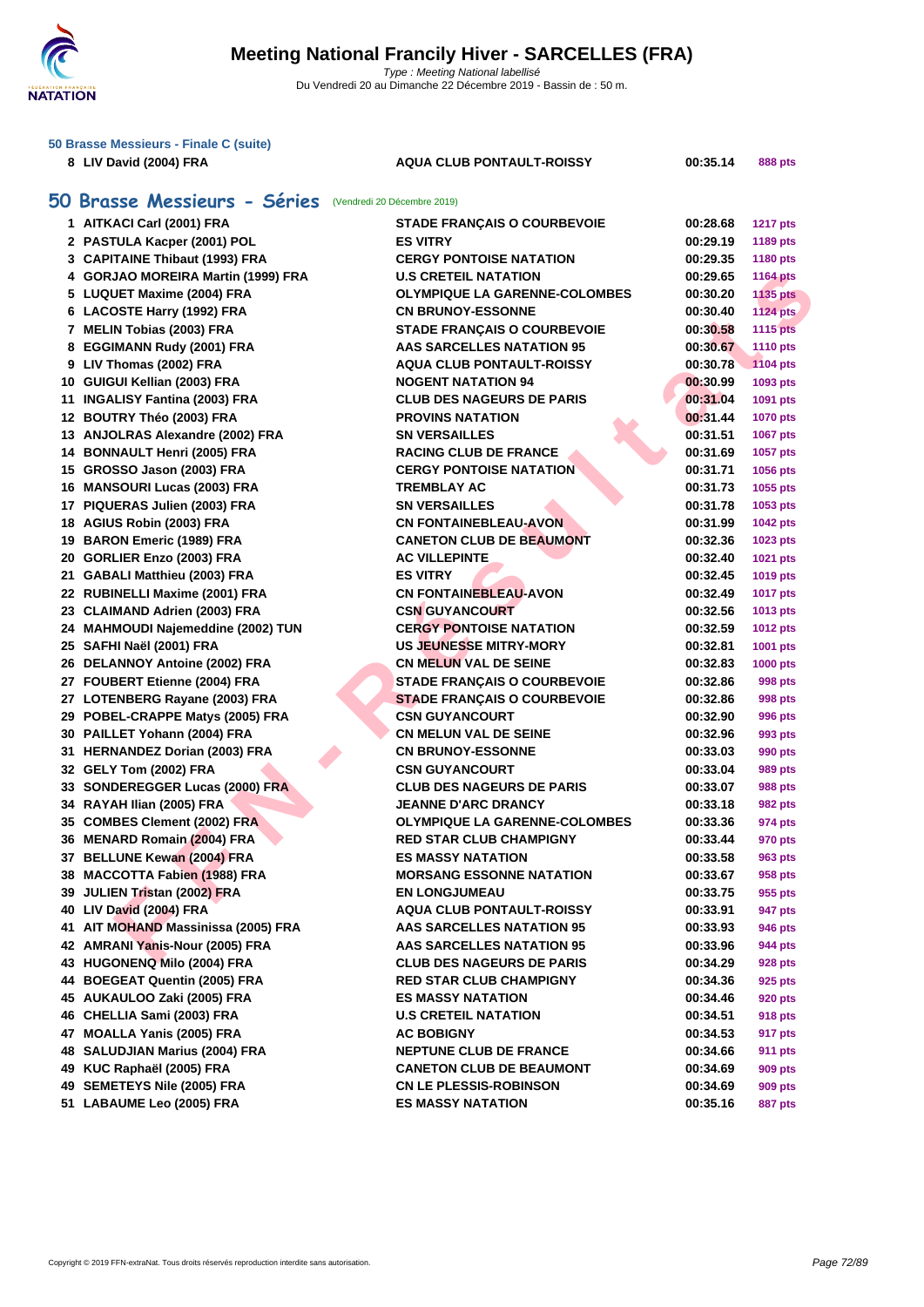**50 Brasse Messieurs - Finale C (suite)**

| | | | | |
|---|---|---|---|---|
| 8 | LIV David (2004) FRA | AQUA CLUB PONTAULT-ROISSY | 00:35.14 | 888 pts |

## 50 Brasse Messieurs - Séries (Vendredi 20 Décembre 2019)

| | | | | |
|---|---|---|---|---|
| 1 | AITKACI Carl (2001) FRA | STADE FRANÇAIS O COURBEVOIE | 00:28.68 | 1217 pts |
| 2 | PASTULA Kacper (2001) POL | ES VITRY | 00:29.19 | 1189 pts |
| 3 | CAPITAINE Thibaut (1993) FRA | CERGY PONTOISE NATATION | 00:29.35 | 1180 pts |
| 4 | GORJAO MOREIRA Martin (1999) FRA | U.S CRETEIL NATATION | 00:29.65 | 1164 pts |
| 5 | LUQUET Maxime (2004) FRA | OLYMPIQUE LA GARENNE-COLOMBES | 00:30.20 | 1135 pts |
| 6 | LACOSTE Harry (1992) FRA | CN BRUNOY-ESSONNE | 00:30.40 | 1124 pts |
| 7 | MELIN Tobias (2003) FRA | STADE FRANÇAIS O COURBEVOIE | 00:30.58 | 1115 pts |
| 8 | EGGIMANN Rudy (2001) FRA | AAS SARCELLES NATATION 95 | 00:30.67 | 1110 pts |
| 9 | LIV Thomas (2002) FRA | AQUA CLUB PONTAULT-ROISSY | 00:30.78 | 1104 pts |
| 10 | GUIGUI Kellian (2003) FRA | NOGENT NATATION 94 | 00:30.99 | 1093 pts |
| 11 | INGALISY Fantina (2003) FRA | CLUB DES NAGEURS DE PARIS | 00:31.04 | 1091 pts |
| 12 | BOUTRY Théo (2003) FRA | PROVINS NATATION | 00:31.44 | 1070 pts |
| 13 | ANJOLRAS Alexandre (2002) FRA | SN VERSAILLES | 00:31.51 | 1067 pts |
| 14 | BONNAULT Henri (2005) FRA | RACING CLUB DE FRANCE | 00:31.69 | 1057 pts |
| 15 | GROSSO Jason (2003) FRA | CERGY PONTOISE NATATION | 00:31.71 | 1056 pts |
| 16 | MANSOURI Lucas (2003) FRA | TREMBLAY AC | 00:31.73 | 1055 pts |
| 17 | PIQUERAS Julien (2003) FRA | SN VERSAILLES | 00:31.78 | 1053 pts |
| 18 | AGIUS Robin (2003) FRA | CN FONTAINEBLEAU-AVON | 00:31.99 | 1042 pts |
| 19 | BARON Emeric (1989) FRA | CANETON CLUB DE BEAUMONT | 00:32.36 | 1023 pts |
| 20 | GORLIER Enzo (2003) FRA | AC VILLEPINTE | 00:32.40 | 1021 pts |
| 21 | GABALI Matthieu (2003) FRA | ES VITRY | 00:32.45 | 1019 pts |
| 22 | RUBINELLI Maxime (2001) FRA | CN FONTAINEBLEAU-AVON | 00:32.49 | 1017 pts |
| 23 | CLAIMAND Adrien (2003) FRA | CSN GUYANCOURT | 00:32.56 | 1013 pts |
| 24 | MAHMOUDI Najemeddine (2002) TUN | CERGY PONTOISE NATATION | 00:32.59 | 1012 pts |
| 25 | SAFHI Naël (2001) FRA | US JEUNESSE MITRY-MORY | 00:32.81 | 1001 pts |
| 26 | DELANNOY Antoine (2002) FRA | CN MELUN VAL DE SEINE | 00:32.83 | 1000 pts |
| 27 | FOUBERT Etienne (2004) FRA | STADE FRANÇAIS O COURBEVOIE | 00:32.86 | 998 pts |
| 27 | LOTENBERG Rayane (2003) FRA | STADE FRANÇAIS O COURBEVOIE | 00:32.86 | 998 pts |
| 29 | POBEL-CRAPPE Matys (2005) FRA | CSN GUYANCOURT | 00:32.90 | 996 pts |
| 30 | PAILLET Yohann (2004) FRA | CN MELUN VAL DE SEINE | 00:32.96 | 993 pts |
| 31 | HERNANDEZ Dorian (2003) FRA | CN BRUNOY-ESSONNE | 00:33.03 | 990 pts |
| 32 | GELY Tom (2002) FRA | CSN GUYANCOURT | 00:33.04 | 989 pts |
| 33 | SONDEREGGER Lucas (2000) FRA | CLUB DES NAGEURS DE PARIS | 00:33.07 | 988 pts |
| 34 | RAYAH Ilian (2005) FRA | JEANNE D'ARC DRANCY | 00:33.18 | 982 pts |
| 35 | COMBES Clement (2002) FRA | OLYMPIQUE LA GARENNE-COLOMBES | 00:33.36 | 974 pts |
| 36 | MENARD Romain (2004) FRA | RED STAR CLUB CHAMPIGNY | 00:33.44 | 970 pts |
| 37 | BELLUNE Kewan (2004) FRA | ES MASSY NATATION | 00:33.58 | 963 pts |
| 38 | MACCOTTA Fabien (1988) FRA | MORSANG ESSONNE NATATION | 00:33.67 | 958 pts |
| 39 | JULIEN Tristan (2002) FRA | EN LONGJUMEAU | 00:33.75 | 955 pts |
| 40 | LIV David (2004) FRA | AQUA CLUB PONTAULT-ROISSY | 00:33.91 | 947 pts |
| 41 | AIT MOHAND Massinissa (2005) FRA | AAS SARCELLES NATATION 95 | 00:33.93 | 946 pts |
| 42 | AMRANI Yanis-Nour (2005) FRA | AAS SARCELLES NATATION 95 | 00:33.96 | 944 pts |
| 43 | HUGONENQ Milo (2004) FRA | CLUB DES NAGEURS DE PARIS | 00:34.29 | 928 pts |
| 44 | BOEGEAT Quentin (2005) FRA | RED STAR CLUB CHAMPIGNY | 00:34.36 | 925 pts |
| 45 | AUKAULOO Zaki (2005) FRA | ES MASSY NATATION | 00:34.46 | 920 pts |
| 46 | CHELLIA Sami (2003) FRA | U.S CRETEIL NATATION | 00:34.51 | 918 pts |
| 47 | MOALLA Yanis (2005) FRA | AC BOBIGNY | 00:34.53 | 917 pts |
| 48 | SALUDJIAN Marius (2004) FRA | NEPTUNE CLUB DE FRANCE | 00:34.66 | 911 pts |
| 49 | KUC Raphaël (2005) FRA | CANETON CLUB DE BEAUMONT | 00:34.69 | 909 pts |
| 49 | SEMETEYS Nile (2005) FRA | CN LE PLESSIS-ROBINSON | 00:34.69 | 909 pts |
| 51 | LABAUME Leo (2005) FRA | ES MASSY NATATION | 00:35.16 | 887 pts |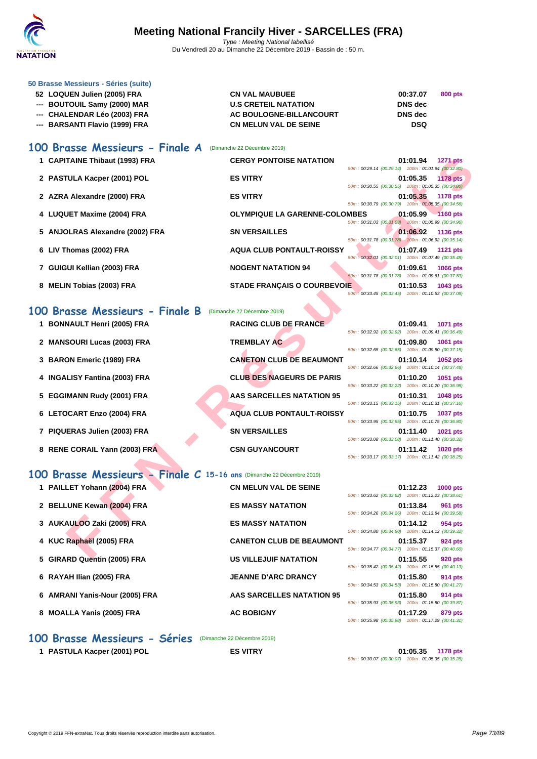# Meeting National Francily Hiver - SARCELLES (FRA)

*Type : Meeting National labellisé*

Du Vendredi 20 au Dimanche 22 Décembre 2019 - Bassin de : 50 m.

### 50 Brasse Messieurs - Séries (suite)

| | | | | |
|---|---|---|---|---|
| 52 | LOQUEN Julien (2005) FRA | CN VAL MAUBUEE | 00:37.07 | 800 pts |
| --- | BOUTOUIL Samy (2000) MAR | U.S CRETEIL NATATION | DNS dec | |
| --- | CHALENDAR Léo (2003) FRA | AC BOULOGNE-BILLANCOURT | DNS dec | |
| --- | BARSANTI Flavio (1999) FRA | CN MELUN VAL DE SEINE | DSQ | |

## 100 Brasse Messieurs - Finale A (Dimanche 22 Décembre 2019)

| | | | | | |
|---|---|---|---|---|---|
| 1 | CAPITAINE Thibaut (1993) FRA | CERGY PONTOISE NATATION | 01:01.94 | 1271 pts | 50m : 00:29.14 (00:29.14) 100m : 01:01.94 (00:32.80) |
| 2 | PASTULA Kacper (2001) POL | ES VITRY | 01:05.35 | 1178 pts | 50m : 00:30.55 (00:30.55) 100m : 01:05.35 (00:34.80) |
| 2 | AZRA Alexandre (2000) FRA | ES VITRY | 01:05.35 | 1178 pts | 50m : 00:30.79 (00:30.79) 100m : 01:05.35 (00:34.56) |
| 4 | LUQUET Maxime (2004) FRA | OLYMPIQUE LA GARENNE-COLOMBES | 01:05.99 | 1160 pts | 50m : 00:31.03 (00:31.03) 100m : 01:05.99 (00:34.96) |
| 5 | ANJOLRAS Alexandre (2002) FRA | SN VERSAILLES | 01:06.92 | 1136 pts | 50m : 00:31.78 (00:31.78) 100m : 01:06.92 (00:35.14) |
| 6 | LIV Thomas (2002) FRA | AQUA CLUB PONTAULT-ROISSY | 01:07.49 | 1121 pts | 50m : 00:32.01 (00:32.01) 100m : 01:07.49 (00:35.48) |
| 7 | GUIGUI Kellian (2003) FRA | NOGENT NATATION 94 | 01:09.61 | 1066 pts | 50m : 00:31.78 (00:31.78) 100m : 01:09.61 (00:37.83) |
| 8 | MELIN Tobias (2003) FRA | STADE FRANÇAIS O COURBEVOIE | 01:10.53 | 1043 pts | 50m : 00:33.45 (00:33.45) 100m : 01:10.53 (00:37.08) |

## 100 Brasse Messieurs - Finale B (Dimanche 22 Décembre 2019)

| | | | | | |
|---|---|---|---|---|---|
| 1 | BONNAULT Henri (2005) FRA | RACING CLUB DE FRANCE | 01:09.41 | 1071 pts | 50m : 00:32.92 (00:32.92) 100m : 01:09.41 (00:36.49) |
| 2 | MANSOURI Lucas (2003) FRA | TREMBLAY AC | 01:09.80 | 1061 pts | 50m : 00:32.65 (00:32.65) 100m : 01:09.80 (00:37.15) |
| 3 | BARON Emeric (1989) FRA | CANETON CLUB DE BEAUMONT | 01:10.14 | 1052 pts | 50m : 00:32.66 (00:32.66) 100m : 01:10.14 (00:37.48) |
| 4 | INGALISY Fantina (2003) FRA | CLUB DES NAGEURS DE PARIS | 01:10.20 | 1051 pts | 50m : 00:33.22 (00:33.22) 100m : 01:10.20 (00:36.98) |
| 5 | EGGIMANN Rudy (2001) FRA | AAS SARCELLES NATATION 95 | 01:10.31 | 1048 pts | 50m : 00:33.15 (00:33.15) 100m : 01:10.31 (00:37.16) |
| 6 | LETOCART Enzo (2004) FRA | AQUA CLUB PONTAULT-ROISSY | 01:10.75 | 1037 pts | 50m : 00:33.95 (00:33.95) 100m : 01:10.75 (00:36.80) |
| 7 | PIQUERAS Julien (2003) FRA | SN VERSAILLES | 01:11.40 | 1021 pts | 50m : 00:33.08 (00:33.08) 100m : 01:11.40 (00:38.32) |
| 8 | RENE CORAIL Yann (2003) FRA | CSN GUYANCOURT | 01:11.42 | 1020 pts | 50m : 00:33.17 (00:33.17) 100m : 01:11.42 (00:38.25) |

## 100 Brasse Messieurs - Finale C 15-16 ans (Dimanche 22 Décembre 2019)

| | | | | | |
|---|---|---|---|---|---|
| 1 | PAILLET Yohann (2004) FRA | CN MELUN VAL DE SEINE | 01:12.23 | 1000 pts | 50m : 00:33.62 (00:33.62) 100m : 01:12.23 (00:38.61) |
| 2 | BELLUNE Kewan (2004) FRA | ES MASSY NATATION | 01:13.84 | 961 pts | 50m : 00:34.26 (00:34.26) 100m : 01:13.84 (00:39.58) |
| 3 | AUKAULOO Zaki (2005) FRA | ES MASSY NATATION | 01:14.12 | 954 pts | 50m : 00:34.80 (00:34.80) 100m : 01:14.12 (00:39.32) |
| 4 | KUC Raphaël (2005) FRA | CANETON CLUB DE BEAUMONT | 01:15.37 | 924 pts | 50m : 00:34.77 (00:34.77) 100m : 01:15.37 (00:40.60) |
| 5 | GIRARD Quentin (2005) FRA | US VILLEJUIF NATATION | 01:15.55 | 920 pts | 50m : 00:35.42 (00:35.42) 100m : 01:15.55 (00:40.13) |
| 6 | RAYAH Ilian (2005) FRA | JEANNE D'ARC DRANCY | 01:15.80 | 914 pts | 50m : 00:34.53 (00:34.53) 100m : 01:15.80 (00:41.27) |
| 6 | AMRANI Yanis-Nour (2005) FRA | AAS SARCELLES NATATION 95 | 01:15.80 | 914 pts | 50m : 00:35.93 (00:35.93) 100m : 01:15.80 (00:39.87) |
| 8 | MOALLA Yanis (2005) FRA | AC BOBIGNY | 01:17.29 | 879 pts | 50m : 00:35.98 (00:35.98) 100m : 01:17.29 (00:41.31) |

## 100 Brasse Messieurs - Séries (Dimanche 22 Décembre 2019)

| | | | | | |
|---|---|---|---|---|---|
| 1 | PASTULA Kacper (2001) POL | ES VITRY | 01:05.35 | 1178 pts | 50m : 00:30.07 (00:30.07) 100m : 01:05.35 (00:35.28) |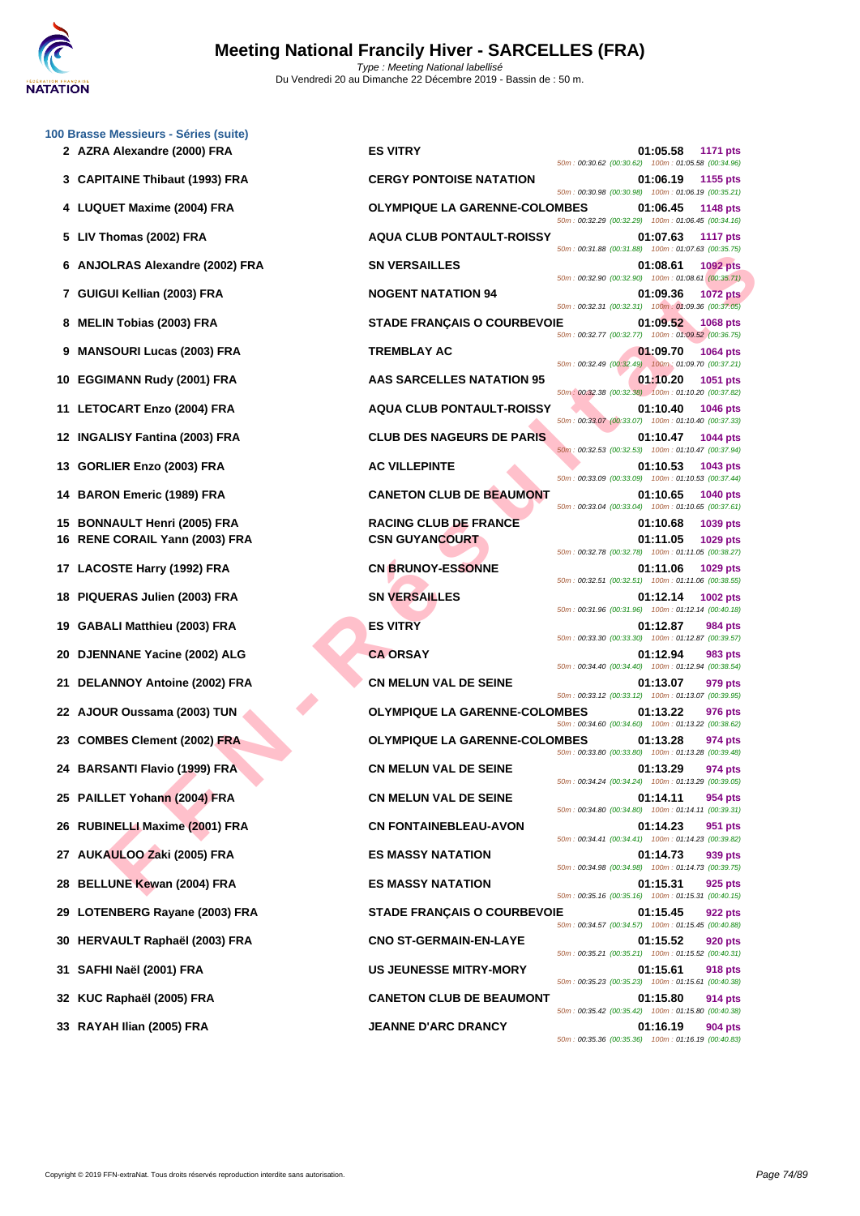# Meeting National Francily Hiver - SARCELLES (FRA)

*Type : Meeting National labellisé*

Du Vendredi 20 au Dimanche 22 Décembre 2019 - Bassin de : 50 m.

## 100 Brasse Messieurs - Séries (suite)

| Rang | Nom | Club | Temps | Points | Splits |
|---|---|---|---|---|---|
| 2 | AZRA Alexandre (2000) FRA | ES VITRY | 01:05.58 | 1171 pts | 50m : 00:30.62 (00:30.62) 100m : 01:05.58 (00:34.96) |
| 3 | CAPITAINE Thibaut (1993) FRA | CERGY PONTOISE NATATION | 01:06.19 | 1155 pts | 50m : 00:30.98 (00:30.98) 100m : 01:06.19 (00:35.21) |
| 4 | LUQUET Maxime (2004) FRA | OLYMPIQUE LA GARENNE-COLOMBES | 01:06.45 | 1148 pts | 50m : 00:32.29 (00:32.29) 100m : 01:06.45 (00:34.16) |
| 5 | LIV Thomas (2002) FRA | AQUA CLUB PONTAULT-ROISSY | 01:07.63 | 1117 pts | 50m : 00:31.88 (00:31.88) 100m : 01:07.63 (00:35.75) |
| 6 | ANJOLRAS Alexandre (2002) FRA | SN VERSAILLES | 01:08.61 | 1092 pts | 50m : 00:32.90 (00:32.90) 100m : 01:08.61 (00:35.71) |
| 7 | GUIGUI Kellian (2003) FRA | NOGENT NATATION 94 | 01:09.36 | 1072 pts | 50m : 00:32.31 (00:32.31) 100m : 01:09.36 (00:37.05) |
| 8 | MELIN Tobias (2003) FRA | STADE FRANÇAIS O COURBEVOIE | 01:09.52 | 1068 pts | 50m : 00:32.77 (00:32.77) 100m : 01:09.52 (00:36.75) |
| 9 | MANSOURI Lucas (2003) FRA | TREMBLAY AC | 01:09.70 | 1064 pts | 50m : 00:32.49 (00:32.49) 100m : 01:09.70 (00:37.21) |
| 10 | EGGIMANN Rudy (2001) FRA | AAS SARCELLES NATATION 95 | 01:10.20 | 1051 pts | 50m : 00:32.38 (00:32.38) 100m : 01:10.20 (00:37.82) |
| 11 | LETOCART Enzo (2004) FRA | AQUA CLUB PONTAULT-ROISSY | 01:10.40 | 1046 pts | 50m : 00:33.07 (00:33.07) 100m : 01:10.40 (00:37.33) |
| 12 | INGALISY Fantina (2003) FRA | CLUB DES NAGEURS DE PARIS | 01:10.47 | 1044 pts | 50m : 00:32.53 (00:32.53) 100m : 01:10.47 (00:37.94) |
| 13 | GORLIER Enzo (2003) FRA | AC VILLEPINTE | 01:10.53 | 1043 pts | 50m : 00:33.09 (00:33.09) 100m : 01:10.53 (00:37.44) |
| 14 | BARON Emeric (1989) FRA | CANETON CLUB DE BEAUMONT | 01:10.65 | 1040 pts | 50m : 00:33.04 (00:33.04) 100m : 01:10.65 (00:37.61) |
| 15 | BONNAULT Henri (2005) FRA | RACING CLUB DE FRANCE | 01:10.68 | 1039 pts | |
| 16 | RENE CORAIL Yann (2003) FRA | CSN GUYANCOURT | 01:11.05 | 1029 pts | 50m : 00:32.78 (00:32.78) 100m : 01:11.05 (00:38.27) |
| 17 | LACOSTE Harry (1992) FRA | CN BRUNOY-ESSONNE | 01:11.06 | 1029 pts | 50m : 00:32.51 (00:32.51) 100m : 01:11.06 (00:38.55) |
| 18 | PIQUERAS Julien (2003) FRA | SN VERSAILLES | 01:12.14 | 1002 pts | 50m : 00:31.96 (00:31.96) 100m : 01:12.14 (00:40.18) |
| 19 | GABALI Matthieu (2003) FRA | ES VITRY | 01:12.87 | 984 pts | 50m : 00:33.30 (00:33.30) 100m : 01:12.87 (00:39.57) |
| 20 | DJENNANE Yacine (2002) ALG | CA ORSAY | 01:12.94 | 983 pts | 50m : 00:34.40 (00:34.40) 100m : 01:12.94 (00:38.54) |
| 21 | DELANNOY Antoine (2002) FRA | CN MELUN VAL DE SEINE | 01:13.07 | 979 pts | 50m : 00:33.12 (00:33.12) 100m : 01:13.07 (00:39.95) |
| 22 | AJOUR Oussama (2003) TUN | OLYMPIQUE LA GARENNE-COLOMBES | 01:13.22 | 976 pts | 50m : 00:34.60 (00:34.60) 100m : 01:13.22 (00:38.62) |
| 23 | COMBES Clement (2002) FRA | OLYMPIQUE LA GARENNE-COLOMBES | 01:13.28 | 974 pts | 50m : 00:33.80 (00:33.80) 100m : 01:13.28 (00:39.48) |
| 24 | BARSANTI Flavio (1999) FRA | CN MELUN VAL DE SEINE | 01:13.29 | 974 pts | 50m : 00:34.24 (00:34.24) 100m : 01:13.29 (00:39.05) |
| 25 | PAILLET Yohann (2004) FRA | CN MELUN VAL DE SEINE | 01:14.11 | 954 pts | 50m : 00:34.80 (00:34.80) 100m : 01:14.11 (00:39.31) |
| 26 | RUBINELLI Maxime (2001) FRA | CN FONTAINEBLEAU-AVON | 01:14.23 | 951 pts | 50m : 00:34.41 (00:34.41) 100m : 01:14.23 (00:39.82) |
| 27 | AUKAULOO Zaki (2005) FRA | ES MASSY NATATION | 01:14.73 | 939 pts | 50m : 00:34.98 (00:34.98) 100m : 01:14.73 (00:39.75) |
| 28 | BELLUNE Kewan (2004) FRA | ES MASSY NATATION | 01:15.31 | 925 pts | 50m : 00:35.16 (00:35.16) 100m : 01:15.31 (00:40.15) |
| 29 | LOTENBERG Rayane (2003) FRA | STADE FRANÇAIS O COURBEVOIE | 01:15.45 | 922 pts | 50m : 00:34.57 (00:34.57) 100m : 01:15.45 (00:40.88) |
| 30 | HERVAULT Raphaël (2003) FRA | CNO ST-GERMAIN-EN-LAYE | 01:15.52 | 920 pts | 50m : 00:35.21 (00:35.21) 100m : 01:15.52 (00:40.31) |
| 31 | SAFHI Naël (2001) FRA | US JEUNESSE MITRY-MORY | 01:15.61 | 918 pts | 50m : 00:35.23 (00:35.23) 100m : 01:15.61 (00:40.38) |
| 32 | KUC Raphaël (2005) FRA | CANETON CLUB DE BEAUMONT | 01:15.80 | 914 pts | 50m : 00:35.42 (00:35.42) 100m : 01:15.80 (00:40.38) |
| 33 | RAYAH Ilian (2005) FRA | JEANNE D'ARC DRANCY | 01:16.19 | 904 pts | 50m : 00:35.36 (00:35.36) 100m : 01:16.19 (00:40.83) |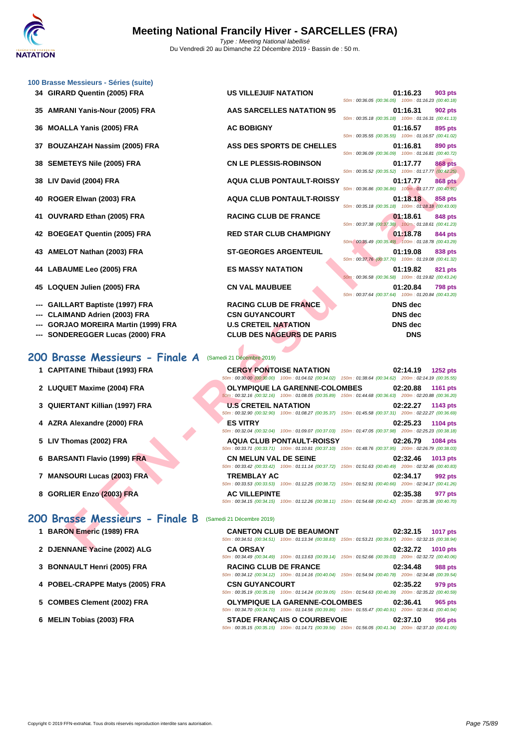### 100 Brasse Messieurs - Séries (suite)

| Rang | Nom | Club | Temps | Points | Splits |
|---|---|---|---|---|---|
| 34 | GIRARD Quentin (2005) FRA | US VILLEJUIF NATATION | 01:16.23 | 903 pts | 50m : 00:36.05 (00:36.05) 100m : 01:16.23 (00:40.18) |
| 35 | AMRANI Yanis-Nour (2005) FRA | AAS SARCELLES NATATION 95 | 01:16.31 | 902 pts | 50m : 00:35.18 (00:35.18) 100m : 01:16.31 (00:41.13) |
| 36 | MOALLA Yanis (2005) FRA | AC BOBIGNY | 01:16.57 | 895 pts | 50m : 00:35.55 (00:35.55) 100m : 01:16.57 (00:41.02) |
| 37 | BOUZAHZAH Nassim (2005) FRA | ASS DES SPORTS DE CHELLES | 01:16.81 | 890 pts | 50m : 00:36.09 (00:36.09) 100m : 01:16.81 (00:40.72) |
| 38 | SEMETEYS Nile (2005) FRA | CN LE PLESSIS-ROBINSON | 01:17.77 | 868 pts | 50m : 00:35.52 (00:35.52) 100m : 01:17.77 (00:42.25) |
| 38 | LIV David (2004) FRA | AQUA CLUB PONTAULT-ROISSY | 01:17.77 | 868 pts | 50m : 00:36.86 (00:36.86) 100m : 01:17.77 (00:40.91) |
| 40 | ROGER Elwan (2003) FRA | AQUA CLUB PONTAULT-ROISSY | 01:18.18 | 858 pts | 50m : 00:35.18 (00:35.18) 100m : 01:18.18 (00:43.00) |
| 41 | OUVRARD Ethan (2005) FRA | RACING CLUB DE FRANCE | 01:18.61 | 848 pts | 50m : 00:37.38 (00:37.38) 100m : 01:18.61 (00:41.23) |
| 42 | BOEGEAT Quentin (2005) FRA | RED STAR CLUB CHAMPIGNY | 01:18.78 | 844 pts | 50m : 00:35.49 (00:35.49) 100m : 01:18.78 (00:43.29) |
| 43 | AMELOT Nathan (2003) FRA | ST-GEORGES ARGENTEUIL | 01:19.08 | 838 pts | 50m : 00:37.76 (00:37.76) 100m : 01:19.08 (00:41.32) |
| 44 | LABAUME Leo (2005) FRA | ES MASSY NATATION | 01:19.82 | 821 pts | 50m : 00:36.58 (00:36.58) 100m : 01:19.82 (00:43.24) |
| 45 | LOQUEN Julien (2005) FRA | CN VAL MAUBUEE | 01:20.84 | 798 pts | 50m : 00:37.64 (00:37.64) 100m : 01:20.84 (00:43.20) |
| --- | GAILLART Baptiste (1997) FRA | RACING CLUB DE FRANCE | DNS dec | | |
| --- | CLAIMAND Adrien (2003) FRA | CSN GUYANCOURT | DNS dec | | |
| --- | GORJAO MOREIRA Martin (1999) FRA | U.S CRETEIL NATATION | DNS dec | | |
| --- | SONDEREGGER Lucas (2000) FRA | CLUB DES NAGEURS DE PARIS | DNS | | |

## 200 Brasse Messieurs - Finale A (Samedi 21 Décembre 2019)

| Rang | Nom | Club | Temps | Points | Splits |
|---|---|---|---|---|---|
| 1 | CAPITAINE Thibaut (1993) FRA | CERGY PONTOISE NATATION | 02:14.19 | 1252 pts | 50m : 00:30.00 (00:30.00) 100m : 01:04.02 (00:34.02) 150m : 01:38.64 (00:34.62) 200m : 02:14.19 (00:35.55) |
| 2 | LUQUET Maxime (2004) FRA | OLYMPIQUE LA GARENNE-COLOMBES | 02:20.88 | 1161 pts | 50m : 00:32.16 (00:32.16) 100m : 01:08.05 (00:35.89) 150m : 01:44.68 (00:36.63) 200m : 02:20.88 (00:36.20) |
| 3 | QUIERTANT Killian (1997) FRA | U.S CRETEIL NATATION | 02:22.27 | 1143 pts | 50m : 00:32.90 (00:32.90) 100m : 01:08.27 (00:35.37) 150m : 01:45.58 (00:37.31) 200m : 02:22.27 (00:36.69) |
| 4 | AZRA Alexandre (2000) FRA | ES VITRY | 02:25.23 | 1104 pts | 50m : 00:32.04 (00:32.04) 100m : 01:09.07 (00:37.03) 150m : 01:47.05 (00:37.98) 200m : 02:25.23 (00:38.18) |
| 5 | LIV Thomas (2002) FRA | AQUA CLUB PONTAULT-ROISSY | 02:26.79 | 1084 pts | 50m : 00:33.71 (00:33.71) 100m : 01:10.81 (00:37.10) 150m : 01:48.76 (00:37.95) 200m : 02:26.79 (00:38.03) |
| 6 | BARSANTI Flavio (1999) FRA | CN MELUN VAL DE SEINE | 02:32.46 | 1013 pts | 50m : 00:33.42 (00:33.42) 100m : 01:11.14 (00:37.72) 150m : 01:51.63 (00:40.49) 200m : 02:32.46 (00:40.83) |
| 7 | MANSOURI Lucas (2003) FRA | TREMBLAY AC | 02:34.17 | 992 pts | 50m : 00:33.53 (00:33.53) 100m : 01:12.25 (00:38.72) 150m : 01:52.91 (00:40.66) 200m : 02:34.17 (00:41.26) |
| 8 | GORLIER Enzo (2003) FRA | AC VILLEPINTE | 02:35.38 | 977 pts | 50m : 00:34.15 (00:34.15) 100m : 01:12.26 (00:38.11) 150m : 01:54.68 (00:42.42) 200m : 02:35.38 (00:40.70) |

## 200 Brasse Messieurs - Finale B (Samedi 21 Décembre 2019)

| Rang | Nom | Club | Temps | Points | Splits |
|---|---|---|---|---|---|
| 1 | BARON Emeric (1989) FRA | CANETON CLUB DE BEAUMONT | 02:32.15 | 1017 pts | 50m : 00:34.51 (00:34.51) 100m : 01:13.34 (00:38.83) 150m : 01:53.21 (00:39.87) 200m : 02:32.15 (00:38.94) |
| 2 | DJENNANE Yacine (2002) ALG | CA ORSAY | 02:32.72 | 1010 pts | 50m : 00:34.49 (00:34.49) 100m : 01:13.63 (00:39.14) 150m : 01:52.66 (00:39.03) 200m : 02:32.72 (00:40.06) |
| 3 | BONNAULT Henri (2005) FRA | RACING CLUB DE FRANCE | 02:34.48 | 988 pts | 50m : 00:34.12 (00:34.12) 100m : 01:14.16 (00:40.04) 150m : 01:54.94 (00:40.78) 200m : 02:34.48 (00:39.54) |
| 4 | POBEL-CRAPPE Matys (2005) FRA | CSN GUYANCOURT | 02:35.22 | 979 pts | 50m : 00:35.19 (00:35.19) 100m : 01:14.24 (00:39.05) 150m : 01:54.63 (00:40.39) 200m : 02:35.22 (00:40.59) |
| 5 | COMBES Clement (2002) FRA | OLYMPIQUE LA GARENNE-COLOMBES | 02:36.41 | 965 pts | 50m : 00:34.70 (00:34.70) 100m : 01:14.56 (00:39.86) 150m : 01:55.47 (00:40.91) 200m : 02:36.41 (00:40.94) |
| 6 | MELIN Tobias (2003) FRA | STADE FRANÇAIS O COURBEVOIE | 02:37.10 | 956 pts | 50m : 00:35.15 (00:35.15) 100m : 01:14.71 (00:39.56) 150m : 01:56.05 (00:41.34) 200m : 02:37.10 (00:41.05) |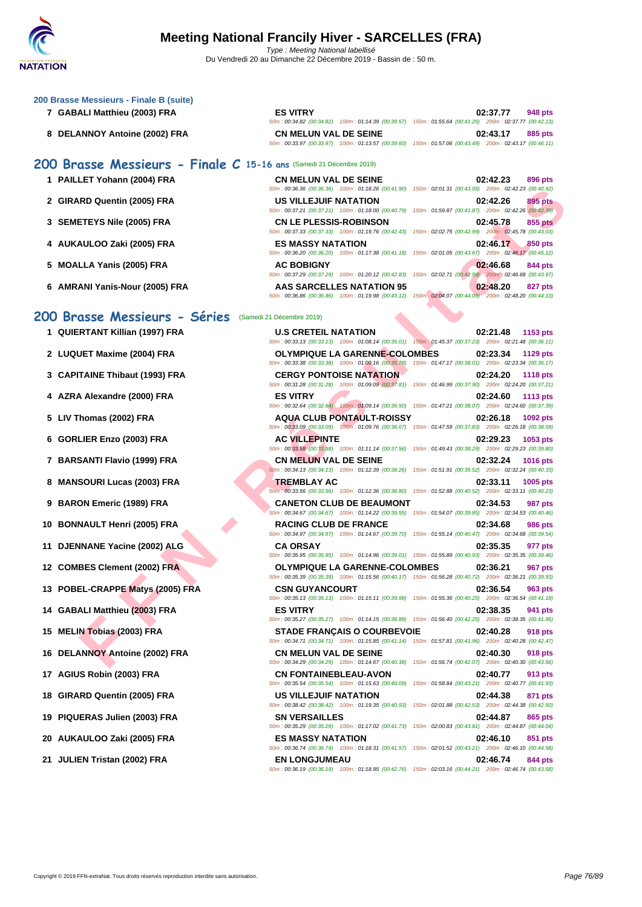### 200 Brasse Messieurs - Finale B (suite)

| | Nom | Club | Temps | Points |
|---|---|---|---|---|
| 7 | GABALI Matthieu (2003) FRA | ES VITRY | 02:37.77 | 948 pts |
| | | 50m : 00:34.82 (00:34.82) 100m : 01:14.39 (00:39.57) 150m : 01:55.64 (00:41.25) 200m : 02:37.77 (00:42.13) | | |
| 8 | DELANNOY Antoine (2002) FRA | CN MELUN VAL DE SEINE | 02:43.17 | 885 pts |
| | | 50m : 00:33.97 (00:33.97) 100m : 01:13.57 (00:39.60) 150m : 01:57.06 (00:43.49) 200m : 02:43.17 (00:46.11) | | |

## 200 Brasse Messieurs - Finale C 15-16 ans (Samedi 21 Décembre 2019)

| | Nom | Club | Temps | Points |
|---|---|---|---|---|
| 1 | PAILLET Yohann (2004) FRA | CN MELUN VAL DE SEINE | 02:42.23 | 896 pts |
| | | 50m : 00:36.36 (00:36.36) 100m : 01:18.26 (00:41.90) 150m : 02:01.31 (00:43.05) 200m : 02:42.23 (00:40.92) | | |
| 2 | GIRARD Quentin (2005) FRA | US VILLEJUIF NATATION | 02:42.26 | 895 pts |
| | | 50m : 00:37.21 (00:37.21) 100m : 01:18.00 (00:40.79) 150m : 01:59.87 (00:41.87) 200m : 02:42.26 (00:42.39) | | |
| 3 | SEMETEYS Nile (2005) FRA | CN LE PLESSIS-ROBINSON | 02:45.78 | 855 pts |
| | | 50m : 00:37.33 (00:37.33) 100m : 01:19.76 (00:42.43) 150m : 02:02.75 (00:42.99) 200m : 02:45.78 (00:43.03) | | |
| 4 | AUKAULOO Zaki (2005) FRA | ES MASSY NATATION | 02:46.17 | 850 pts |
| | | 50m : 00:36.20 (00:36.20) 100m : 01:17.38 (00:41.18) 150m : 02:01.05 (00:43.67) 200m : 02:46.17 (00:45.12) | | |
| 5 | MOALLA Yanis (2005) FRA | AC BOBIGNY | 02:46.68 | 844 pts |
| | | 50m : 00:37.29 (00:37.29) 100m : 01:20.12 (00:42.83) 150m : 02:02.71 (00:42.59) 200m : 02:46.68 (00:43.97) | | |
| 6 | AMRANI Yanis-Nour (2005) FRA | AAS SARCELLES NATATION 95 | 02:48.20 | 827 pts |
| | | 50m : 00:36.86 (00:36.86) 100m : 01:19.98 (00:43.12) 150m : 02:04.07 (00:44.09) 200m : 02:48.20 (00:44.13) | | |

## 200 Brasse Messieurs - Séries (Samedi 21 Décembre 2019)

| | Nom | Club | Temps | Points |
|---|---|---|---|---|
| 1 | QUIERTANT Killian (1997) FRA | U.S CRETEIL NATATION | 02:21.48 | 1153 pts |
| | | 50m : 00:33.13 (00:33.13) 100m : 01:08.14 (00:35.01) 150m : 01:45.37 (00:37.23) 200m : 02:21.48 (00:36.11) | | |
| 2 | LUQUET Maxime (2004) FRA | OLYMPIQUE LA GARENNE-COLOMBES | 02:23.34 | 1129 pts |
| | | 50m : 00:33.38 (00:33.38) 100m : 01:09.16 (00:35.78) 150m : 01:47.17 (00:38.01) 200m : 02:23.34 (00:36.17) | | |
| 3 | CAPITAINE Thibaut (1993) FRA | CERGY PONTOISE NATATION | 02:24.20 | 1118 pts |
| | | 50m : 00:31.28 (00:31.28) 100m : 01:09.09 (00:37.81) 150m : 01:46.99 (00:37.90) 200m : 02:24.20 (00:37.21) | | |
| 4 | AZRA Alexandre (2000) FRA | ES VITRY | 02:24.60 | 1113 pts |
| | | 50m : 00:32.64 (00:32.64) 100m : 01:09.14 (00:36.50) 150m : 01:47.21 (00:38.07) 200m : 02:24.60 (00:37.39) | | |
| 5 | LIV Thomas (2002) FRA | AQUA CLUB PONTAULT-ROISSY | 02:26.18 | 1092 pts |
| | | 50m : 00:33.09 (00:33.09) 100m : 01:09.76 (00:36.67) 150m : 01:47.59 (00:37.83) 200m : 02:26.18 (00:38.59) | | |
| 6 | GORLIER Enzo (2003) FRA | AC VILLEPINTE | 02:29.23 | 1053 pts |
| | | 50m : 00:33.58 (00:33.58) 100m : 01:11.14 (00:37.56) 150m : 01:49.43 (00:38.29) 200m : 02:29.23 (00:39.80) | | |
| 7 | BARSANTI Flavio (1999) FRA | CN MELUN VAL DE SEINE | 02:32.24 | 1016 pts |
| | | 50m : 00:34.13 (00:34.13) 100m : 01:12.39 (00:38.26) 150m : 01:51.91 (00:39.52) 200m : 02:32.24 (00:40.33) | | |
| 8 | MANSOURI Lucas (2003) FRA | TREMBLAY AC | 02:33.11 | 1005 pts |
| | | 50m : 00:33.56 (00:33.56) 100m : 01:12.36 (00:38.80) 150m : 01:52.88 (00:40.52) 200m : 02:33.11 (00:40.23) | | |
| 9 | BARON Emeric (1989) FRA | CANETON CLUB DE BEAUMONT | 02:34.53 | 987 pts |
| | | 50m : 00:34.67 (00:34.67) 100m : 01:14.22 (00:39.55) 150m : 01:54.07 (00:39.85) 200m : 02:34.53 (00:40.46) | | |
| 10 | BONNAULT Henri (2005) FRA | RACING CLUB DE FRANCE | 02:34.68 | 986 pts |
| | | 50m : 00:34.97 (00:34.97) 100m : 01:14.67 (00:39.70) 150m : 01:55.14 (00:40.47) 200m : 02:34.68 (00:39.54) | | |
| 11 | DJENNANE Yacine (2002) ALG | CA ORSAY | 02:35.35 | 977 pts |
| | | 50m : 00:35.95 (00:35.95) 100m : 01:14.96 (00:39.01) 150m : 01:55.89 (00:40.93) 200m : 02:35.35 (00:39.46) | | |
| 12 | COMBES Clement (2002) FRA | OLYMPIQUE LA GARENNE-COLOMBES | 02:36.21 | 967 pts |
| | | 50m : 00:35.39 (00:35.39) 100m : 01:15.56 (00:40.17) 150m : 01:56.28 (00:40.72) 200m : 02:36.21 (00:39.93) | | |
| 13 | POBEL-CRAPPE Matys (2005) FRA | CSN GUYANCOURT | 02:36.54 | 963 pts |
| | | 50m : 00:35.13 (00:35.13) 100m : 01:15.11 (00:39.98) 150m : 01:55.36 (00:40.25) 200m : 02:36.54 (00:41.18) | | |
| 14 | GABALI Matthieu (2003) FRA | ES VITRY | 02:38.35 | 941 pts |
| | | 50m : 00:35.27 (00:35.27) 100m : 01:14.15 (00:38.88) 150m : 01:56.40 (00:42.25) 200m : 02:38.35 (00:41.95) | | |
| 15 | MELIN Tobias (2003) FRA | STADE FRANÇAIS O COURBEVOIE | 02:40.28 | 918 pts |
| | | 50m : 00:34.71 (00:34.71) 100m : 01:15.85 (00:41.14) 150m : 01:57.81 (00:41.96) 200m : 02:40.28 (00:42.47) | | |
| 16 | DELANNOY Antoine (2002) FRA | CN MELUN VAL DE SEINE | 02:40.30 | 918 pts |
| | | 50m : 00:34.29 (00:34.29) 100m : 01:14.67 (00:40.38) 150m : 01:56.74 (00:42.07) 200m : 02:40.30 (00:43.56) | | |
| 17 | AGIUS Robin (2003) FRA | CN FONTAINEBLEAU-AVON | 02:40.77 | 913 pts |
| | | 50m : 00:35.54 (00:35.54) 100m : 01:15.63 (00:40.09) 150m : 01:58.84 (00:43.21) 200m : 02:40.77 (00:41.93) | | |
| 18 | GIRARD Quentin (2005) FRA | US VILLEJUIF NATATION | 02:44.38 | 871 pts |
| | | 50m : 00:38.42 (00:38.42) 100m : 01:19.35 (00:40.93) 150m : 02:01.88 (00:42.53) 200m : 02:44.38 (00:42.50) | | |
| 19 | PIQUERAS Julien (2003) FRA | SN VERSAILLES | 02:44.87 | 865 pts |
| | | 50m : 00:35.29 (00:35.29) 100m : 01:17.02 (00:41.73) 150m : 02:00.83 (00:43.81) 200m : 02:44.87 (00:44.04) | | |
| 20 | AUKAULOO Zaki (2005) FRA | ES MASSY NATATION | 02:46.10 | 851 pts |
| | | 50m : 00:36.74 (00:36.74) 100m : 01:18.31 (00:41.57) 150m : 02:01.52 (00:43.21) 200m : 02:46.10 (00:44.58) | | |
| 21 | JULIEN Tristan (2002) FRA | EN LONGJUMEAU | 02:46.74 | 844 pts |
| | | 50m : 00:36.19 (00:36.19) 100m : 01:18.95 (00:42.76) 150m : 02:03.16 (00:44.21) 200m : 02:46.74 (00:43.58) | | |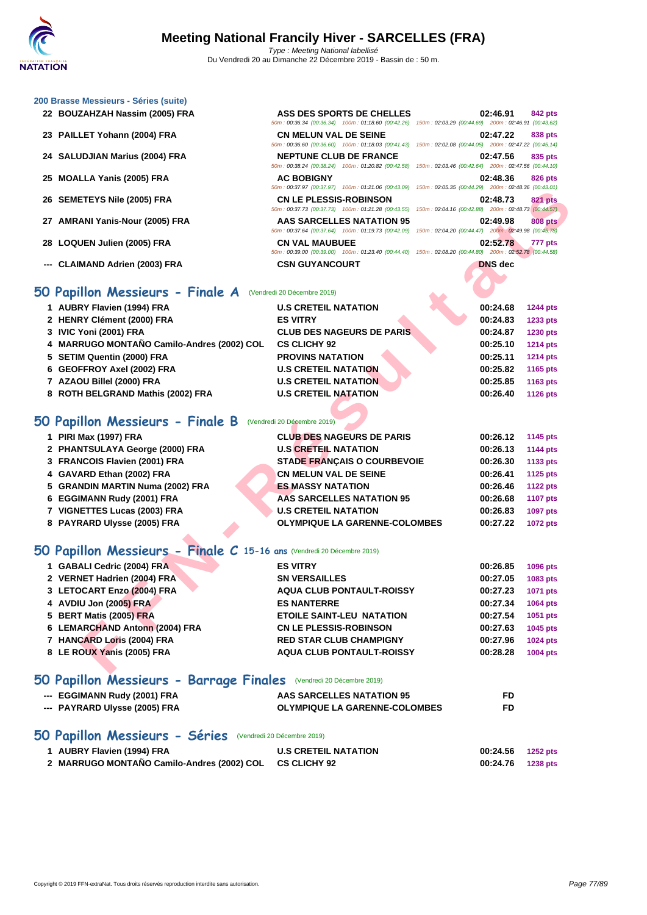## 200 Brasse Messieurs - Séries (suite)

| Rang | Nom | Club | Temps | Points |
|---|---|---|---|---|
| 22 | BOUZAHZAH Nassim (2005) FRA | ASS DES SPORTS DE CHELLES | 02:46.91 | 842 pts |
| | | 50m : 00:36.34 (00:36.34) 100m : 01:18.60 (00:42.26) 150m : 02:03.29 (00:44.69) 200m : 02:46.91 (00:43.62) | | |
| 23 | PAILLET Yohann (2004) FRA | CN MELUN VAL DE SEINE | 02:47.22 | 838 pts |
| | | 50m : 00:36.60 (00:36.60) 100m : 01:18.03 (00:41.43) 150m : 02:02.08 (00:44.05) 200m : 02:47.22 (00:45.14) | | |
| 24 | SALUDJIAN Marius (2004) FRA | NEPTUNE CLUB DE FRANCE | 02:47.56 | 835 pts |
| | | 50m : 00:38.24 (00:38.24) 100m : 01:20.82 (00:42.58) 150m : 02:03.46 (00:42.64) 200m : 02:47.56 (00:44.10) | | |
| 25 | MOALLA Yanis (2005) FRA | AC BOBIGNY | 02:48.36 | 826 pts |
| | | 50m : 00:37.97 (00:37.97) 100m : 01:21.06 (00:43.09) 150m : 02:05.35 (00:44.29) 200m : 02:48.36 (00:43.01) | | |
| 26 | SEMETEYS Nile (2005) FRA | CN LE PLESSIS-ROBINSON | 02:48.73 | 821 pts |
| | | 50m : 00:37.73 (00:37.73) 100m : 01:21.28 (00:43.55) 150m : 02:04.16 (00:42.88) 200m : 02:48.73 (00:44.57) | | |
| 27 | AMRANI Yanis-Nour (2005) FRA | AAS SARCELLES NATATION 95 | 02:49.98 | 808 pts |
| | | 50m : 00:37.64 (00:37.64) 100m : 01:19.73 (00:42.09) 150m : 02:04.20 (00:44.47) 200m : 02:49.98 (00:45.78) | | |
| 28 | LOQUEN Julien (2005) FRA | CN VAL MAUBUEE | 02:52.78 | 777 pts |
| | | 50m : 00:39.00 (00:39.00) 100m : 01:23.40 (00:44.40) 150m : 02:08.20 (00:44.80) 200m : 02:52.78 (00:44.58) | | |
| --- | CLAIMAND Adrien (2003) FRA | CSN GUYANCOURT | DNS dec | |

## 50 Papillon Messieurs - Finale A (Vendredi 20 Décembre 2019)

| Rang | Nom | Club | Temps | Points |
|---|---|---|---|---|
| 1 | AUBRY Flavien (1994) FRA | U.S CRETEIL NATATION | 00:24.68 | 1244 pts |
| 2 | HENRY Clément (2000) FRA | ES VITRY | 00:24.83 | 1233 pts |
| 3 | IVIC Yoni (2001) FRA | CLUB DES NAGEURS DE PARIS | 00:24.87 | 1230 pts |
| 4 | MARRUGO MONTAÑO Camilo-Andres (2002) COL | CS CLICHY 92 | 00:25.10 | 1214 pts |
| 5 | SETIM Quentin (2000) FRA | PROVINS NATATION | 00:25.11 | 1214 pts |
| 6 | GEOFFROY Axel (2002) FRA | U.S CRETEIL NATATION | 00:25.82 | 1165 pts |
| 7 | AZAOU Billel (2000) FRA | U.S CRETEIL NATATION | 00:25.85 | 1163 pts |
| 8 | ROTH BELGRAND Mathis (2002) FRA | U.S CRETEIL NATATION | 00:26.40 | 1126 pts |

## 50 Papillon Messieurs - Finale B (Vendredi 20 Décembre 2019)

| Rang | Nom | Club | Temps | Points |
|---|---|---|---|---|
| 1 | PIRI Max (1997) FRA | CLUB DES NAGEURS DE PARIS | 00:26.12 | 1145 pts |
| 2 | PHANTSULAYA George (2000) FRA | U.S CRETEIL NATATION | 00:26.13 | 1144 pts |
| 3 | FRANCOIS Flavien (2001) FRA | STADE FRANÇAIS O COURBEVOIE | 00:26.30 | 1133 pts |
| 4 | GAVARD Ethan (2002) FRA | CN MELUN VAL DE SEINE | 00:26.41 | 1125 pts |
| 5 | GRANDIN MARTIN Numa (2002) FRA | ES MASSY NATATION | 00:26.46 | 1122 pts |
| 6 | EGGIMANN Rudy (2001) FRA | AAS SARCELLES NATATION 95 | 00:26.68 | 1107 pts |
| 7 | VIGNETTES Lucas (2003) FRA | U.S CRETEIL NATATION | 00:26.83 | 1097 pts |
| 8 | PAYRARD Ulysse (2005) FRA | OLYMPIQUE LA GARENNE-COLOMBES | 00:27.22 | 1072 pts |

## 50 Papillon Messieurs - Finale C 15-16 ans (Vendredi 20 Décembre 2019)

| Rang | Nom | Club | Temps | Points |
|---|---|---|---|---|
| 1 | GABALI Cedric (2004) FRA | ES VITRY | 00:26.85 | 1096 pts |
| 2 | VERNET Hadrien (2004) FRA | SN VERSAILLES | 00:27.05 | 1083 pts |
| 3 | LETOCART Enzo (2004) FRA | AQUA CLUB PONTAULT-ROISSY | 00:27.23 | 1071 pts |
| 4 | AVDIU Jon (2005) FRA | ES NANTERRE | 00:27.34 | 1064 pts |
| 5 | BERT Matis (2005) FRA | ETOILE SAINT-LEU NATATION | 00:27.54 | 1051 pts |
| 6 | LEMARCHAND Antonn (2004) FRA | CN LE PLESSIS-ROBINSON | 00:27.63 | 1045 pts |
| 7 | HANCARD Loris (2004) FRA | RED STAR CLUB CHAMPIGNY | 00:27.96 | 1024 pts |
| 8 | LE ROUX Yanis (2005) FRA | AQUA CLUB PONTAULT-ROISSY | 00:28.28 | 1004 pts |

## 50 Papillon Messieurs - Barrage Finales (Vendredi 20 Décembre 2019)

| Rang | Nom | Club | Temps |
|---|---|---|---|
| --- | EGGIMANN Rudy (2001) FRA | AAS SARCELLES NATATION 95 | FD |
| --- | PAYRARD Ulysse (2005) FRA | OLYMPIQUE LA GARENNE-COLOMBES | FD |

## 50 Papillon Messieurs - Séries (Vendredi 20 Décembre 2019)

| Rang | Nom | Club | Temps | Points |
|---|---|---|---|---|
| 1 | AUBRY Flavien (1994) FRA | U.S CRETEIL NATATION | 00:24.56 | 1252 pts |
| 2 | MARRUGO MONTAÑO Camilo-Andres (2002) COL | CS CLICHY 92 | 00:24.76 | 1238 pts |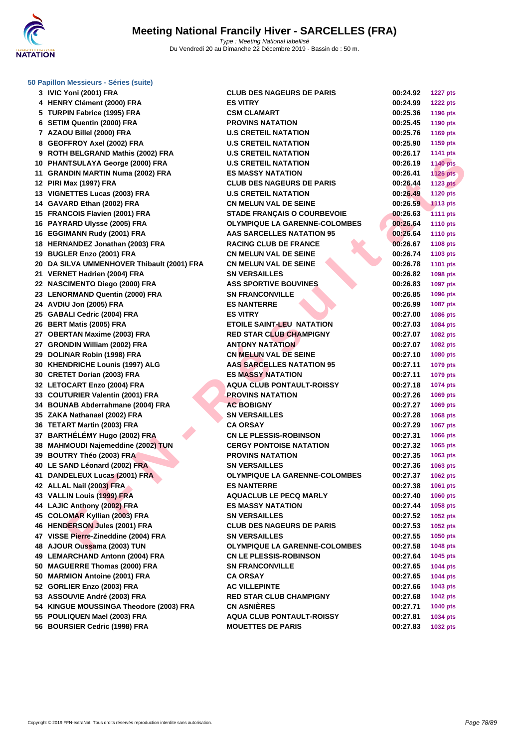# Meeting National Francily Hiver - SARCELLES (FRA)

*Type : Meeting National labellisé*
Du Vendredi 20 au Dimanche 22 Décembre 2019 - Bassin de : 50 m.

### 50 Papillon Messieurs - Séries (suite)

| | | | | |
|---|---|---|---|---|
| 3 | IVIC Yoni (2001) FRA | CLUB DES NAGEURS DE PARIS | 00:24.92 | 1227 pts |
| 4 | HENRY Clément (2000) FRA | ES VITRY | 00:24.99 | 1222 pts |
| 5 | TURPIN Fabrice (1995) FRA | CSM CLAMART | 00:25.36 | 1196 pts |
| 6 | SETIM Quentin (2000) FRA | PROVINS NATATION | 00:25.45 | 1190 pts |
| 7 | AZAOU Billel (2000) FRA | U.S CRETEIL NATATION | 00:25.76 | 1169 pts |
| 8 | GEOFFROY Axel (2002) FRA | U.S CRETEIL NATATION | 00:25.90 | 1159 pts |
| 9 | ROTH BELGRAND Mathis (2002) FRA | U.S CRETEIL NATATION | 00:26.17 | 1141 pts |
| 10 | PHANTSULAYA George (2000) FRA | U.S CRETEIL NATATION | 00:26.19 | 1140 pts |
| 11 | GRANDIN MARTIN Numa (2002) FRA | ES MASSY NATATION | 00:26.41 | 1125 pts |
| 12 | PIRI Max (1997) FRA | CLUB DES NAGEURS DE PARIS | 00:26.44 | 1123 pts |
| 13 | VIGNETTES Lucas (2003) FRA | U.S CRETEIL NATATION | 00:26.49 | 1120 pts |
| 14 | GAVARD Ethan (2002) FRA | CN MELUN VAL DE SEINE | 00:26.59 | 1113 pts |
| 15 | FRANCOIS Flavien (2001) FRA | STADE FRANÇAIS O COURBEVOIE | 00:26.63 | 1111 pts |
| 16 | PAYRARD Ulysse (2005) FRA | OLYMPIQUE LA GARENNE-COLOMBES | 00:26.64 | 1110 pts |
| 16 | EGGIMANN Rudy (2001) FRA | AAS SARCELLES NATATION 95 | 00:26.64 | 1110 pts |
| 18 | HERNANDEZ Jonathan (2003) FRA | RACING CLUB DE FRANCE | 00:26.67 | 1108 pts |
| 19 | BUGLER Enzo (2001) FRA | CN MELUN VAL DE SEINE | 00:26.74 | 1103 pts |
| 20 | DA SILVA UMMENHOVER Thibault (2001) FRA | CN MELUN VAL DE SEINE | 00:26.78 | 1101 pts |
| 21 | VERNET Hadrien (2004) FRA | SN VERSAILLES | 00:26.82 | 1098 pts |
| 22 | NASCIMENTO Diego (2000) FRA | ASS SPORTIVE BOUVINES | 00:26.83 | 1097 pts |
| 23 | LENORMAND Quentin (2000) FRA | SN FRANCONVILLE | 00:26.85 | 1096 pts |
| 24 | AVDIU Jon (2005) FRA | ES NANTERRE | 00:26.99 | 1087 pts |
| 25 | GABALI Cedric (2004) FRA | ES VITRY | 00:27.00 | 1086 pts |
| 26 | BERT Matis (2005) FRA | ETOILE SAINT-LEU NATATION | 00:27.03 | 1084 pts |
| 27 | OBERTAN Maxime (2003) FRA | RED STAR CLUB CHAMPIGNY | 00:27.07 | 1082 pts |
| 27 | GRONDIN William (2002) FRA | ANTONY NATATION | 00:27.07 | 1082 pts |
| 29 | DOLINAR Robin (1998) FRA | CN MELUN VAL DE SEINE | 00:27.10 | 1080 pts |
| 30 | KHENDRICHE Lounis (1997) ALG | AAS SARCELLES NATATION 95 | 00:27.11 | 1079 pts |
| 30 | CRETET Dorian (2003) FRA | ES MASSY NATATION | 00:27.11 | 1079 pts |
| 32 | LETOCART Enzo (2004) FRA | AQUA CLUB PONTAULT-ROISSY | 00:27.18 | 1074 pts |
| 33 | COUTURIER Valentin (2001) FRA | PROVINS NATATION | 00:27.26 | 1069 pts |
| 34 | BOUNAB Abderrahmane (2004) FRA | AC BOBIGNY | 00:27.27 | 1069 pts |
| 35 | ZAKA Nathanael (2002) FRA | SN VERSAILLES | 00:27.28 | 1068 pts |
| 36 | TETART Martin (2003) FRA | CA ORSAY | 00:27.29 | 1067 pts |
| 37 | BARTHÉLÉMY Hugo (2002) FRA | CN LE PLESSIS-ROBINSON | 00:27.31 | 1066 pts |
| 38 | MAHMOUDI Najemeddine (2002) TUN | CERGY PONTOISE NATATION | 00:27.32 | 1065 pts |
| 39 | BOUTRY Théo (2003) FRA | PROVINS NATATION | 00:27.35 | 1063 pts |
| 40 | LE SAND Léonard (2002) FRA | SN VERSAILLES | 00:27.36 | 1063 pts |
| 41 | DANDELEUX Lucas (2001) FRA | OLYMPIQUE LA GARENNE-COLOMBES | 00:27.37 | 1062 pts |
| 42 | ALLAL Nail (2003) FRA | ES NANTERRE | 00:27.38 | 1061 pts |
| 43 | VALLIN Louis (1999) FRA | AQUACLUB LE PECQ MARLY | 00:27.40 | 1060 pts |
| 44 | LAJIC Anthony (2002) FRA | ES MASSY NATATION | 00:27.44 | 1058 pts |
| 45 | COLOMAR Kyllian (2003) FRA | SN VERSAILLES | 00:27.52 | 1052 pts |
| 46 | HENDERSON Jules (2001) FRA | CLUB DES NAGEURS DE PARIS | 00:27.53 | 1052 pts |
| 47 | VISSE Pierre-Zineddine (2004) FRA | SN VERSAILLES | 00:27.55 | 1050 pts |
| 48 | AJOUR Oussama (2003) TUN | OLYMPIQUE LA GARENNE-COLOMBES | 00:27.58 | 1048 pts |
| 49 | LEMARCHAND Antonn (2004) FRA | CN LE PLESSIS-ROBINSON | 00:27.64 | 1045 pts |
| 50 | MAGUERRE Thomas (2000) FRA | SN FRANCONVILLE | 00:27.65 | 1044 pts |
| 50 | MARMION Antoine (2001) FRA | CA ORSAY | 00:27.65 | 1044 pts |
| 52 | GORLIER Enzo (2003) FRA | AC VILLEPINTE | 00:27.66 | 1043 pts |
| 53 | ASSOUVIE André (2003) FRA | RED STAR CLUB CHAMPIGNY | 00:27.68 | 1042 pts |
| 54 | KINGUE MOUSSINGA Theodore (2003) FRA | CN ASNIÈRES | 00:27.71 | 1040 pts |
| 55 | POULIQUEN Mael (2003) FRA | AQUA CLUB PONTAULT-ROISSY | 00:27.81 | 1034 pts |
| 56 | BOURSIER Cedric (1998) FRA | MOUETTES DE PARIS | 00:27.83 | 1032 pts |

Copyright © 2019 FFN-extraNat. Tous droits réservés reproduction interdite sans autorisation.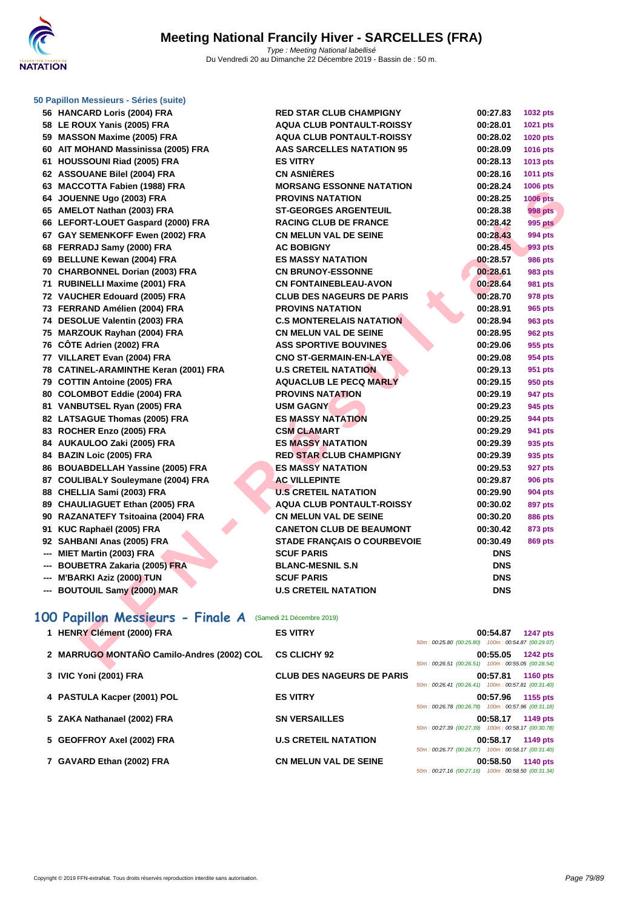# Meeting National Francily Hiver - SARCELLES (FRA)

*Type : Meeting National labellisé*
Du Vendredi 20 au Dimanche 22 Décembre 2019 - Bassin de : 50 m.

### 50 Papillon Messieurs - Séries (suite)

| | | | | |
|---|---|---|---|---|
| 56 | HANCARD Loris (2004) FRA | RED STAR CLUB CHAMPIGNY | 00:27.83 | 1032 pts |
| 58 | LE ROUX Yanis (2005) FRA | AQUA CLUB PONTAULT-ROISSY | 00:28.01 | 1021 pts |
| 59 | MASSON Maxime (2005) FRA | AQUA CLUB PONTAULT-ROISSY | 00:28.02 | 1020 pts |
| 60 | AIT MOHAND Massinissa (2005) FRA | AAS SARCELLES NATATION 95 | 00:28.09 | 1016 pts |
| 61 | HOUSSOUNI Riad (2005) FRA | ES VITRY | 00:28.13 | 1013 pts |
| 62 | ASSOUANE Bilel (2004) FRA | CN ASNIÈRES | 00:28.16 | 1011 pts |
| 63 | MACCOTTA Fabien (1988) FRA | MORSANG ESSONNE NATATION | 00:28.24 | 1006 pts |
| 64 | JOUENNE Ugo (2003) FRA | PROVINS NATATION | 00:28.25 | 1006 pts |
| 65 | AMELOT Nathan (2003) FRA | ST-GEORGES ARGENTEUIL | 00:28.38 | 998 pts |
| 66 | LEFORT-LOUET Gaspard (2000) FRA | RACING CLUB DE FRANCE | 00:28.42 | 995 pts |
| 67 | GAY SEMENKOFF Ewen (2002) FRA | CN MELUN VAL DE SEINE | 00:28.43 | 994 pts |
| 68 | FERRADJ Samy (2000) FRA | AC BOBIGNY | 00:28.45 | 993 pts |
| 69 | BELLUNE Kewan (2004) FRA | ES MASSY NATATION | 00:28.57 | 986 pts |
| 70 | CHARBONNEL Dorian (2003) FRA | CN BRUNOY-ESSONNE | 00:28.61 | 983 pts |
| 71 | RUBINELLI Maxime (2001) FRA | CN FONTAINEBLEAU-AVON | 00:28.64 | 981 pts |
| 72 | VAUCHER Edouard (2005) FRA | CLUB DES NAGEURS DE PARIS | 00:28.70 | 978 pts |
| 73 | FERRAND Amélien (2004) FRA | PROVINS NATATION | 00:28.91 | 965 pts |
| 74 | DESOLUE Valentin (2003) FRA | C.S MONTERELAIS NATATION | 00:28.94 | 963 pts |
| 75 | MARZOUK Rayhan (2004) FRA | CN MELUN VAL DE SEINE | 00:28.95 | 962 pts |
| 76 | CÔTE Adrien (2002) FRA | ASS SPORTIVE BOUVINES | 00:29.06 | 955 pts |
| 77 | VILLARET Evan (2004) FRA | CNO ST-GERMAIN-EN-LAYE | 00:29.08 | 954 pts |
| 78 | CATINEL-ARAMINTHE Keran (2001) FRA | U.S CRETEIL NATATION | 00:29.13 | 951 pts |
| 79 | COTTIN Antoine (2005) FRA | AQUACLUB LE PECQ MARLY | 00:29.15 | 950 pts |
| 80 | COLOMBOT Eddie (2004) FRA | PROVINS NATATION | 00:29.19 | 947 pts |
| 81 | VANBUTSEL Ryan (2005) FRA | USM GAGNY | 00:29.23 | 945 pts |
| 82 | LATSAGUE Thomas (2005) FRA | ES MASSY NATATION | 00:29.25 | 944 pts |
| 83 | ROCHER Enzo (2005) FRA | CSM CLAMART | 00:29.29 | 941 pts |
| 84 | AUKAULOO Zaki (2005) FRA | ES MASSY NATATION | 00:29.39 | 935 pts |
| 84 | BAZIN Loic (2005) FRA | RED STAR CLUB CHAMPIGNY | 00:29.39 | 935 pts |
| 86 | BOUABDELLAH Yassine (2005) FRA | ES MASSY NATATION | 00:29.53 | 927 pts |
| 87 | COULIBALY Souleymane (2004) FRA | AC VILLEPINTE | 00:29.87 | 906 pts |
| 88 | CHELLIA Sami (2003) FRA | U.S CRETEIL NATATION | 00:29.90 | 904 pts |
| 89 | CHAULIAGUET Ethan (2005) FRA | AQUA CLUB PONTAULT-ROISSY | 00:30.02 | 897 pts |
| 90 | RAZANATEFY Tsitoaina (2004) FRA | CN MELUN VAL DE SEINE | 00:30.20 | 886 pts |
| 91 | KUC Raphaël (2005) FRA | CANETON CLUB DE BEAUMONT | 00:30.42 | 873 pts |
| 92 | SAHBANI Anas (2005) FRA | STADE FRANÇAIS O COURBEVOIE | 00:30.49 | 869 pts |
| --- | MIET Martin (2003) FRA | SCUF PARIS | DNS | |
| --- | BOUBETRA Zakaria (2005) FRA | BLANC-MESNIL S.N | DNS | |
| --- | M'BARKI Aziz (2000) TUN | SCUF PARIS | DNS | |
| --- | BOUTOUIL Samy (2000) MAR | U.S CRETEIL NATATION | DNS | |

## 100 Papillon Messieurs - Finale A (Samedi 21 Décembre 2019)

| | | | | |
|---|---|---|---|---|
| 1 | HENRY Clément (2000) FRA | ES VITRY | 00:54.87 | 1247 pts |
| | | | 50m : 00:25.80 (00:25.80) 100m : 00:54.87 (00:29.07) | |
| 2 | MARRUGO MONTAÑO Camilo-Andres (2002) COL | CS CLICHY 92 | 00:55.05 | 1242 pts |
| | | | 50m : 00:26.51 (00:26.51) 100m : 00:55.05 (00:28.54) | |
| 3 | IVIC Yoni (2001) FRA | CLUB DES NAGEURS DE PARIS | 00:57.81 | 1160 pts |
| | | | 50m : 00:26.41 (00:26.41) 100m : 00:57.81 (00:31.40) | |
| 4 | PASTULA Kacper (2001) POL | ES VITRY | 00:57.96 | 1155 pts |
| | | | 50m : 00:26.78 (00:26.78) 100m : 00:57.96 (00:31.18) | |
| 5 | ZAKA Nathanael (2002) FRA | SN VERSAILLES | 00:58.17 | 1149 pts |
| | | | 50m : 00:27.39 (00:27.39) 100m : 00:58.17 (00:30.78) | |
| 5 | GEOFFROY Axel (2002) FRA | U.S CRETEIL NATATION | 00:58.17 | 1149 pts |
| | | | 50m : 00:26.77 (00:26.77) 100m : 00:58.17 (00:31.40) | |
| 7 | GAVARD Ethan (2002) FRA | CN MELUN VAL DE SEINE | 00:58.50 | 1140 pts |
| | | | 50m : 00:27.16 (00:27.16) 100m : 00:58.50 (00:31.34) | |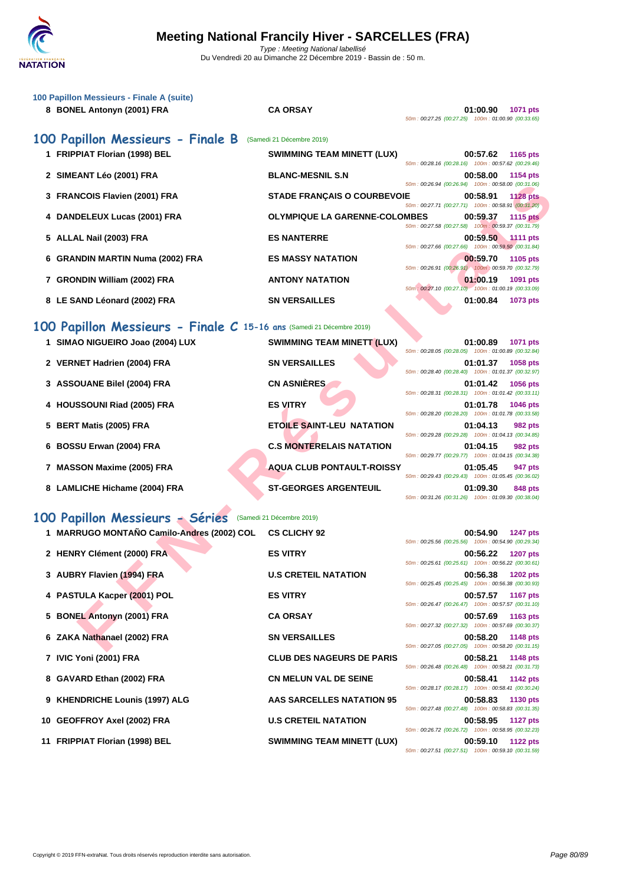### 100 Papillon Messieurs - Finale A (suite)

| Rang | Nom | Club | Temps | Points | Splits |
|---|---|---|---|---|---|
| 8 | BONEL Antonyn (2001) FRA | CA ORSAY | 01:00.90 | 1071 pts | 50m : 00:27.25 (00:27.25) 100m : 01:00.90 (00:33.65) |

## 100 Papillon Messieurs - Finale B (Samedi 21 Décembre 2019)

| Rang | Nom | Club | Temps | Points | Splits |
|---|---|---|---|---|---|
| 1 | FRIPPIAT Florian (1998) BEL | SWIMMING TEAM MINETT (LUX) | 00:57.62 | 1165 pts | 50m : 00:28.16 (00:28.16) 100m : 00:57.62 (00:29.46) |
| 2 | SIMEANT Léo (2001) FRA | BLANC-MESNIL S.N | 00:58.00 | 1154 pts | 50m : 00:26.94 (00:26.94) 100m : 00:58.00 (00:31.06) |
| 3 | FRANCOIS Flavien (2001) FRA | STADE FRANÇAIS O COURBEVOIE | 00:58.91 | 1128 pts | 50m : 00:27.71 (00:27.71) 100m : 00:58.91 (00:31.20) |
| 4 | DANDELEUX Lucas (2001) FRA | OLYMPIQUE LA GARENNE-COLOMBES | 00:59.37 | 1115 pts | 50m : 00:27.58 (00:27.58) 100m : 00:59.37 (00:31.79) |
| 5 | ALLAL Nail (2003) FRA | ES NANTERRE | 00:59.50 | 1111 pts | 50m : 00:27.66 (00:27.66) 100m : 00:59.50 (00:31.84) |
| 6 | GRANDIN MARTIN Numa (2002) FRA | ES MASSY NATATION | 00:59.70 | 1105 pts | 50m : 00:26.91 (00:26.91) 100m : 00:59.70 (00:32.79) |
| 7 | GRONDIN William (2002) FRA | ANTONY NATATION | 01:00.19 | 1091 pts | 50m : 00:27.10 (00:27.10) 100m : 01:00.19 (00:33.09) |
| 8 | LE SAND Léonard (2002) FRA | SN VERSAILLES | 01:00.84 | 1073 pts | |

## 100 Papillon Messieurs - Finale C 15-16 ans (Samedi 21 Décembre 2019)

| Rang | Nom | Club | Temps | Points | Splits |
|---|---|---|---|---|---|
| 1 | SIMAO NIGUEIRO Joao (2004) LUX | SWIMMING TEAM MINETT (LUX) | 01:00.89 | 1071 pts | 50m : 00:28.05 (00:28.05) 100m : 01:00.89 (00:32.84) |
| 2 | VERNET Hadrien (2004) FRA | SN VERSAILLES | 01:01.37 | 1058 pts | 50m : 00:28.40 (00:28.40) 100m : 01:01.37 (00:32.97) |
| 3 | ASSOUANE Bilel (2004) FRA | CN ASNIÈRES | 01:01.42 | 1056 pts | 50m : 00:28.31 (00:28.31) 100m : 01:01.42 (00:33.11) |
| 4 | HOUSSOUNI Riad (2005) FRA | ES VITRY | 01:01.78 | 1046 pts | 50m : 00:28.20 (00:28.20) 100m : 01:01.78 (00:33.58) |
| 5 | BERT Matis (2005) FRA | ETOILE SAINT-LEU NATATION | 01:04.13 | 982 pts | 50m : 00:29.28 (00:29.28) 100m : 01:04.13 (00:34.85) |
| 6 | BOSSU Erwan (2004) FRA | C.S MONTERELAIS NATATION | 01:04.15 | 982 pts | 50m : 00:29.77 (00:29.77) 100m : 01:04.15 (00:34.38) |
| 7 | MASSON Maxime (2005) FRA | AQUA CLUB PONTAULT-ROISSY | 01:05.45 | 947 pts | 50m : 00:29.43 (00:29.43) 100m : 01:05.45 (00:36.02) |
| 8 | LAMLICHE Hichame (2004) FRA | ST-GEORGES ARGENTEUIL | 01:09.30 | 848 pts | 50m : 00:31.26 (00:31.26) 100m : 01:09.30 (00:38.04) |

## 100 Papillon Messieurs - Séries (Samedi 21 Décembre 2019)

| Rang | Nom | Club | Temps | Points | Splits |
|---|---|---|---|---|---|
| 1 | MARRUGO MONTAÑO Camilo-Andres (2002) COL | CS CLICHY 92 | 00:54.90 | 1247 pts | 50m : 00:25.56 (00:25.56) 100m : 00:54.90 (00:29.34) |
| 2 | HENRY Clément (2000) FRA | ES VITRY | 00:56.22 | 1207 pts | 50m : 00:25.61 (00:25.61) 100m : 00:56.22 (00:30.61) |
| 3 | AUBRY Flavien (1994) FRA | U.S CRETEIL NATATION | 00:56.38 | 1202 pts | 50m : 00:25.45 (00:25.45) 100m : 00:56.38 (00:30.93) |
| 4 | PASTULA Kacper (2001) POL | ES VITRY | 00:57.57 | 1167 pts | 50m : 00:26.47 (00:26.47) 100m : 00:57.57 (00:31.10) |
| 5 | BONEL Antonyn (2001) FRA | CA ORSAY | 00:57.69 | 1163 pts | 50m : 00:27.32 (00:27.32) 100m : 00:57.69 (00:30.37) |
| 6 | ZAKA Nathanael (2002) FRA | SN VERSAILLES | 00:58.20 | 1148 pts | 50m : 00:27.05 (00:27.05) 100m : 00:58.20 (00:31.15) |
| 7 | IVIC Yoni (2001) FRA | CLUB DES NAGEURS DE PARIS | 00:58.21 | 1148 pts | 50m : 00:26.48 (00:26.48) 100m : 00:58.21 (00:31.73) |
| 8 | GAVARD Ethan (2002) FRA | CN MELUN VAL DE SEINE | 00:58.41 | 1142 pts | 50m : 00:28.17 (00:28.17) 100m : 00:58.41 (00:30.24) |
| 9 | KHENDRICHE Lounis (1997) ALG | AAS SARCELLES NATATION 95 | 00:58.83 | 1130 pts | 50m : 00:27.48 (00:27.48) 100m : 00:58.83 (00:31.35) |
| 10 | GEOFFROY Axel (2002) FRA | U.S CRETEIL NATATION | 00:58.95 | 1127 pts | 50m : 00:26.72 (00:26.72) 100m : 00:58.95 (00:32.23) |
| 11 | FRIPPIAT Florian (1998) BEL | SWIMMING TEAM MINETT (LUX) | 00:59.10 | 1122 pts | 50m : 00:27.51 (00:27.51) 100m : 00:59.10 (00:31.59) |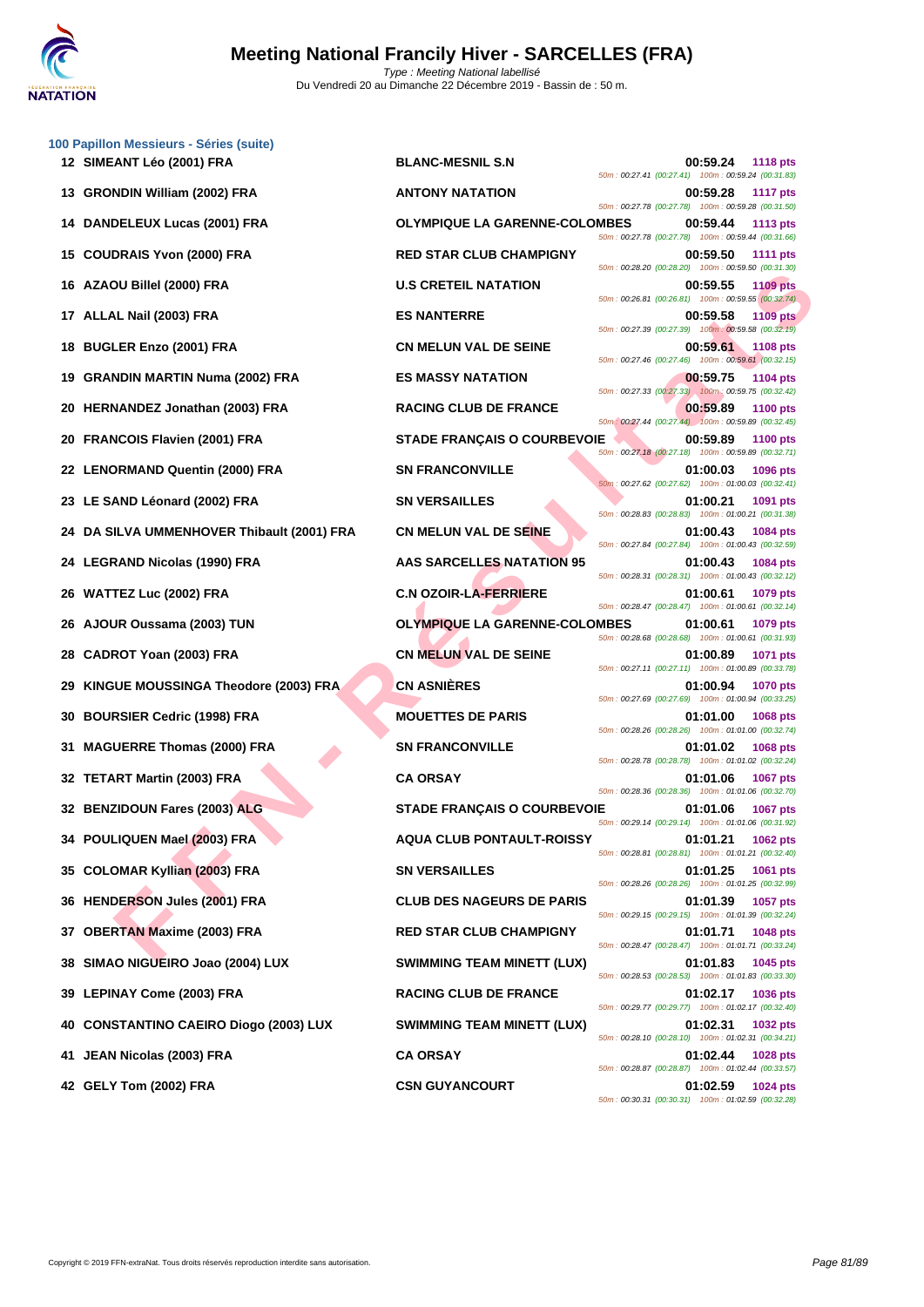### 100 Papillon Messieurs - Séries (suite)

| Rang | Nom | Club | Temps | Points | Splits |
|---|---|---|---|---|---|
| 12 | SIMEANT Léo (2001) FRA | BLANC-MESNIL S.N | 00:59.24 | 1118 pts | 50m : 00:27.41 (00:27.41) 100m : 00:59.24 (00:31.83) |
| 13 | GRONDIN William (2002) FRA | ANTONY NATATION | 00:59.28 | 1117 pts | 50m : 00:27.78 (00:27.78) 100m : 00:59.28 (00:31.50) |
| 14 | DANDELEUX Lucas (2001) FRA | OLYMPIQUE LA GARENNE-COLOMBES | 00:59.44 | 1113 pts | 50m : 00:27.78 (00:27.78) 100m : 00:59.44 (00:31.66) |
| 15 | COUDRAIS Yvon (2000) FRA | RED STAR CLUB CHAMPIGNY | 00:59.50 | 1111 pts | 50m : 00:28.20 (00:28.20) 100m : 00:59.50 (00:31.30) |
| 16 | AZAOU Billel (2000) FRA | U.S CRETEIL NATATION | 00:59.55 | 1109 pts | 50m : 00:26.81 (00:26.81) 100m : 00:59.55 (00:32.74) |
| 17 | ALLAL Nail (2003) FRA | ES NANTERRE | 00:59.58 | 1109 pts | 50m : 00:27.39 (00:27.39) 100m : 00:59.58 (00:32.19) |
| 18 | BUGLER Enzo (2001) FRA | CN MELUN VAL DE SEINE | 00:59.61 | 1108 pts | 50m : 00:27.46 (00:27.46) 100m : 00:59.61 (00:32.15) |
| 19 | GRANDIN MARTIN Numa (2002) FRA | ES MASSY NATATION | 00:59.75 | 1104 pts | 50m : 00:27.33 (00:27.33) 100m : 00:59.75 (00:32.42) |
| 20 | HERNANDEZ Jonathan (2003) FRA | RACING CLUB DE FRANCE | 00:59.89 | 1100 pts | 50m : 00:27.44 (00:27.44) 100m : 00:59.89 (00:32.45) |
| 20 | FRANCOIS Flavien (2001) FRA | STADE FRANÇAIS O COURBEVOIE | 00:59.89 | 1100 pts | 50m : 00:27.18 (00:27.18) 100m : 00:59.89 (00:32.71) |
| 22 | LENORMAND Quentin (2000) FRA | SN FRANCONVILLE | 01:00.03 | 1096 pts | 50m : 00:27.62 (00:27.62) 100m : 01:00.03 (00:32.41) |
| 23 | LE SAND Léonard (2002) FRA | SN VERSAILLES | 01:00.21 | 1091 pts | 50m : 00:28.83 (00:28.83) 100m : 01:00.21 (00:31.38) |
| 24 | DA SILVA UMMENHOVER Thibault (2001) FRA | CN MELUN VAL DE SEINE | 01:00.43 | 1084 pts | 50m : 00:27.84 (00:27.84) 100m : 01:00.43 (00:32.59) |
| 24 | LEGRAND Nicolas (1990) FRA | AAS SARCELLES NATATION 95 | 01:00.43 | 1084 pts | 50m : 00:28.31 (00:28.31) 100m : 01:00.43 (00:32.12) |
| 26 | WATTEZ Luc (2002) FRA | C.N OZOIR-LA-FERRIERE | 01:00.61 | 1079 pts | 50m : 00:28.47 (00:28.47) 100m : 01:00.61 (00:32.14) |
| 26 | AJOUR Oussama (2003) TUN | OLYMPIQUE LA GARENNE-COLOMBES | 01:00.61 | 1079 pts | 50m : 00:28.68 (00:28.68) 100m : 01:00.61 (00:31.93) |
| 28 | CADROT Yoan (2003) FRA | CN MELUN VAL DE SEINE | 01:00.89 | 1071 pts | 50m : 00:27.11 (00:27.11) 100m : 01:00.89 (00:33.78) |
| 29 | KINGUE MOUSSINGA Theodore (2003) FRA | CN ASNIÈRES | 01:00.94 | 1070 pts | 50m : 00:27.69 (00:27.69) 100m : 01:00.94 (00:33.25) |
| 30 | BOURSIER Cedric (1998) FRA | MOUETTES DE PARIS | 01:01.00 | 1068 pts | 50m : 00:28.26 (00:28.26) 100m : 01:01.00 (00:32.74) |
| 31 | MAGUERRE Thomas (2000) FRA | SN FRANCONVILLE | 01:01.02 | 1068 pts | 50m : 00:28.78 (00:28.78) 100m : 01:01.02 (00:32.24) |
| 32 | TETART Martin (2003) FRA | CA ORSAY | 01:01.06 | 1067 pts | 50m : 00:28.36 (00:28.36) 100m : 01:01.06 (00:32.70) |
| 32 | BENZIDOUN Fares (2003) ALG | STADE FRANÇAIS O COURBEVOIE | 01:01.06 | 1067 pts | 50m : 00:29.14 (00:29.14) 100m : 01:01.06 (00:31.92) |
| 34 | POULIQUEN Mael (2003) FRA | AQUA CLUB PONTAULT-ROISSY | 01:01.21 | 1062 pts | 50m : 00:28.81 (00:28.81) 100m : 01:01.21 (00:32.40) |
| 35 | COLOMAR Kyllian (2003) FRA | SN VERSAILLES | 01:01.25 | 1061 pts | 50m : 00:28.26 (00:28.26) 100m : 01:01.25 (00:32.99) |
| 36 | HENDERSON Jules (2001) FRA | CLUB DES NAGEURS DE PARIS | 01:01.39 | 1057 pts | 50m : 00:29.15 (00:29.15) 100m : 01:01.39 (00:32.24) |
| 37 | OBERTAN Maxime (2003) FRA | RED STAR CLUB CHAMPIGNY | 01:01.71 | 1048 pts | 50m : 00:28.47 (00:28.47) 100m : 01:01.71 (00:33.24) |
| 38 | SIMAO NIGUEIRO Joao (2004) LUX | SWIMMING TEAM MINETT (LUX) | 01:01.83 | 1045 pts | 50m : 00:28.53 (00:28.53) 100m : 01:01.83 (00:33.30) |
| 39 | LEPINAY Come (2003) FRA | RACING CLUB DE FRANCE | 01:02.17 | 1036 pts | 50m : 00:29.77 (00:29.77) 100m : 01:02.17 (00:32.40) |
| 40 | CONSTANTINO CAEIRO Diogo (2003) LUX | SWIMMING TEAM MINETT (LUX) | 01:02.31 | 1032 pts | 50m : 00:28.10 (00:28.10) 100m : 01:02.31 (00:34.21) |
| 41 | JEAN Nicolas (2003) FRA | CA ORSAY | 01:02.44 | 1028 pts | 50m : 00:28.87 (00:28.87) 100m : 01:02.44 (00:33.57) |
| 42 | GELY Tom (2002) FRA | CSN GUYANCOURT | 01:02.59 | 1024 pts | 50m : 00:30.31 (00:30.31) 100m : 01:02.59 (00:32.28) |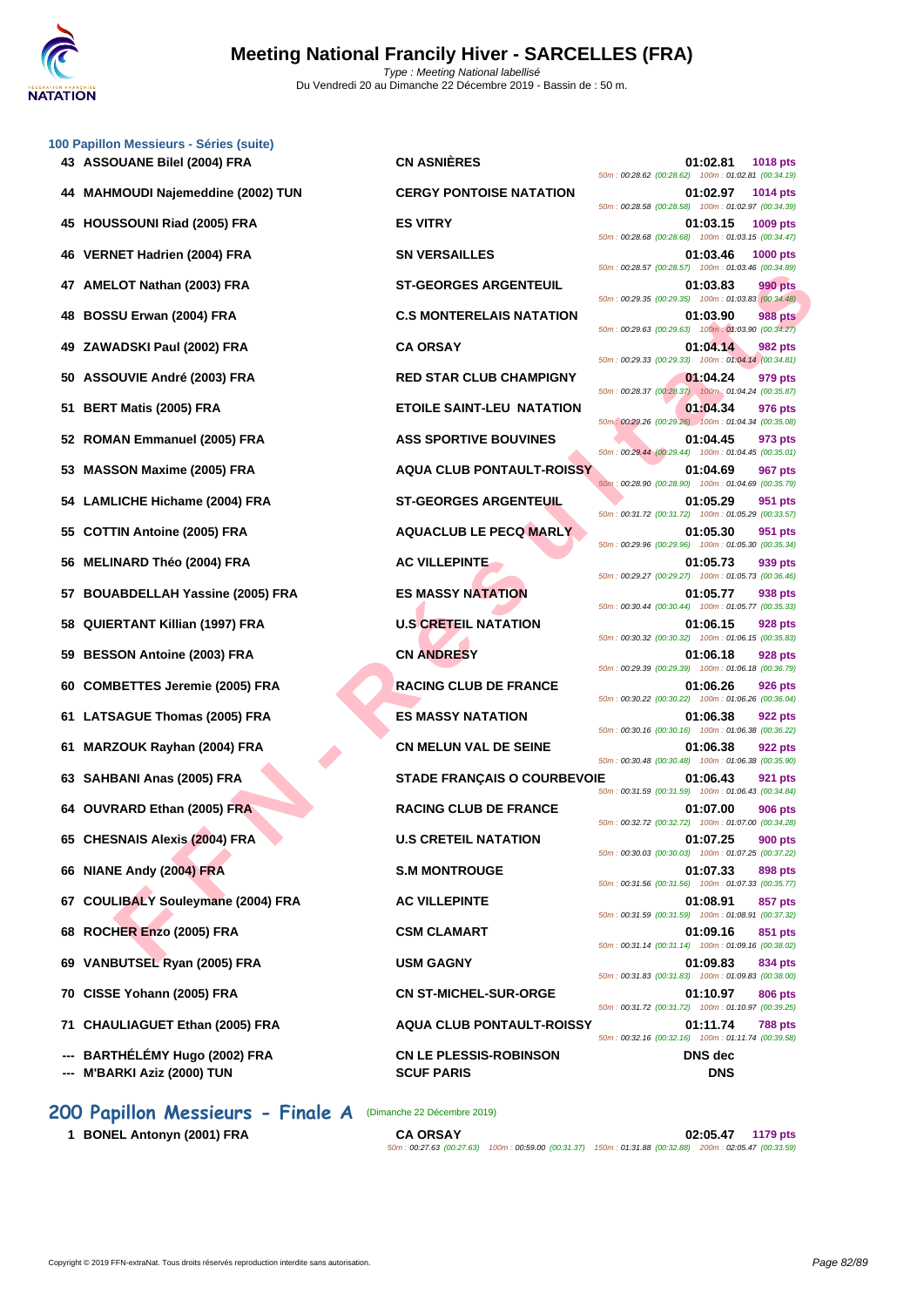# Meeting National Francily Hiver - SARCELLES (FRA)

*Type : Meeting National labellisé*
Du Vendredi 20 au Dimanche 22 Décembre 2019 - Bassin de : 50 m.

### 100 Papillon Messieurs - Séries (suite)

| Rang | Nom | Club | Temps | Points | Splits |
|---|---|---|---|---|---|
| 43 | ASSOUANE Bilel (2004) FRA | CN ASNIÈRES | 01:02.81 | 1018 pts | 50m : 00:28.62 (00:28.62) 100m : 01:02.81 (00:34.19) |
| 44 | MAHMOUDI Najemeddine (2002) TUN | CERGY PONTOISE NATATION | 01:02.97 | 1014 pts | 50m : 00:28.58 (00:28.58) 100m : 01:02.97 (00:34.39) |
| 45 | HOUSSOUNI Riad (2005) FRA | ES VITRY | 01:03.15 | 1009 pts | 50m : 00:28.68 (00:28.68) 100m : 01:03.15 (00:34.47) |
| 46 | VERNET Hadrien (2004) FRA | SN VERSAILLES | 01:03.46 | 1000 pts | 50m : 00:28.57 (00:28.57) 100m : 01:03.46 (00:34.89) |
| 47 | AMELOT Nathan (2003) FRA | ST-GEORGES ARGENTEUIL | 01:03.83 | 990 pts | 50m : 00:29.35 (00:29.35) 100m : 01:03.83 (00:34.48) |
| 48 | BOSSU Erwan (2004) FRA | C.S MONTERELAIS NATATION | 01:03.90 | 988 pts | 50m : 00:29.63 (00:29.63) 100m : 01:03.90 (00:34.27) |
| 49 | ZAWADSKI Paul (2002) FRA | CA ORSAY | 01:04.14 | 982 pts | 50m : 00:29.33 (00:29.33) 100m : 01:04.14 (00:34.81) |
| 50 | ASSOUVIE André (2003) FRA | RED STAR CLUB CHAMPIGNY | 01:04.24 | 979 pts | 50m : 00:28.37 (00:28.37) 100m : 01:04.24 (00:35.87) |
| 51 | BERT Matis (2005) FRA | ETOILE SAINT-LEU NATATION | 01:04.34 | 976 pts | 50m : 00:29.26 (00:29.26) 100m : 01:04.34 (00:35.08) |
| 52 | ROMAN Emmanuel (2005) FRA | ASS SPORTIVE BOUVINES | 01:04.45 | 973 pts | 50m : 00:29.44 (00:29.44) 100m : 01:04.45 (00:35.01) |
| 53 | MASSON Maxime (2005) FRA | AQUA CLUB PONTAULT-ROISSY | 01:04.69 | 967 pts | 50m : 00:28.90 (00:28.90) 100m : 01:04.69 (00:35.79) |
| 54 | LAMLICHE Hichame (2004) FRA | ST-GEORGES ARGENTEUIL | 01:05.29 | 951 pts | 50m : 00:31.72 (00:31.72) 100m : 01:05.29 (00:33.57) |
| 55 | COTTIN Antoine (2005) FRA | AQUACLUB LE PECQ MARLY | 01:05.30 | 951 pts | 50m : 00:29.96 (00:29.96) 100m : 01:05.30 (00:35.34) |
| 56 | MELINARD Théo (2004) FRA | AC VILLEPINTE | 01:05.73 | 939 pts | 50m : 00:29.27 (00:29.27) 100m : 01:05.73 (00:36.46) |
| 57 | BOUABDELLAH Yassine (2005) FRA | ES MASSY NATATION | 01:05.77 | 938 pts | 50m : 00:30.44 (00:30.44) 100m : 01:05.77 (00:35.33) |
| 58 | QUIERTANT Killian (1997) FRA | U.S CRETEIL NATATION | 01:06.15 | 928 pts | 50m : 00:30.32 (00:30.32) 100m : 01:06.15 (00:35.83) |
| 59 | BESSON Antoine (2003) FRA | CN ANDRESY | 01:06.18 | 928 pts | 50m : 00:29.39 (00:29.39) 100m : 01:06.18 (00:36.79) |
| 60 | COMBETTES Jeremie (2005) FRA | RACING CLUB DE FRANCE | 01:06.26 | 926 pts | 50m : 00:30.22 (00:30.22) 100m : 01:06.26 (00:36.04) |
| 61 | LATSAGUE Thomas (2005) FRA | ES MASSY NATATION | 01:06.38 | 922 pts | 50m : 00:30.16 (00:30.16) 100m : 01:06.38 (00:36.22) |
| 61 | MARZOUK Rayhan (2004) FRA | CN MELUN VAL DE SEINE | 01:06.38 | 922 pts | 50m : 00:30.48 (00:30.48) 100m : 01:06.38 (00:35.90) |
| 63 | SAHBANI Anas (2005) FRA | STADE FRANÇAIS O COURBEVOIE | 01:06.43 | 921 pts | 50m : 00:31.59 (00:31.59) 100m : 01:06.43 (00:34.84) |
| 64 | OUVRARD Ethan (2005) FRA | RACING CLUB DE FRANCE | 01:07.00 | 906 pts | 50m : 00:32.72 (00:32.72) 100m : 01:07.00 (00:34.28) |
| 65 | CHESNAIS Alexis (2004) FRA | U.S CRETEIL NATATION | 01:07.25 | 900 pts | 50m : 00:30.03 (00:30.03) 100m : 01:07.25 (00:37.22) |
| 66 | NIANE Andy (2004) FRA | S.M MONTROUGE | 01:07.33 | 898 pts | 50m : 00:31.56 (00:31.56) 100m : 01:07.33 (00:35.77) |
| 67 | COULIBALY Souleymane (2004) FRA | AC VILLEPINTE | 01:08.91 | 857 pts | 50m : 00:31.59 (00:31.59) 100m : 01:08.91 (00:37.32) |
| 68 | ROCHER Enzo (2005) FRA | CSM CLAMART | 01:09.16 | 851 pts | 50m : 00:31.14 (00:31.14) 100m : 01:09.16 (00:38.02) |
| 69 | VANBUTSEL Ryan (2005) FRA | USM GAGNY | 01:09.83 | 834 pts | 50m : 00:31.83 (00:31.83) 100m : 01:09.83 (00:38.00) |
| 70 | CISSE Yohann (2005) FRA | CN ST-MICHEL-SUR-ORGE | 01:10.97 | 806 pts | 50m : 00:31.72 (00:31.72) 100m : 01:10.97 (00:39.25) |
| 71 | CHAULIAGUET Ethan (2005) FRA | AQUA CLUB PONTAULT-ROISSY | 01:11.74 | 788 pts | 50m : 00:32.16 (00:32.16) 100m : 01:11.74 (00:39.58) |
| --- | BARTHÉLÉMY Hugo (2002) FRA | CN LE PLESSIS-ROBINSON | DNS dec | | |
| --- | M'BARKI Aziz (2000) TUN | SCUF PARIS | DNS | | |

## 200 Papillon Messieurs - Finale A (Dimanche 22 Décembre 2019)

| Rang | Nom | Club | Temps | Points | Splits |
|---|---|---|---|---|---|
| 1 | BONEL Antonyn (2001) FRA | CA ORSAY | 02:05.47 | 1179 pts | 50m : 00:27.63 (00:27.63) 100m : 00:59.00 (00:31.37) 150m : 01:31.88 (00:32.88) 200m : 02:05.47 (00:33.59) |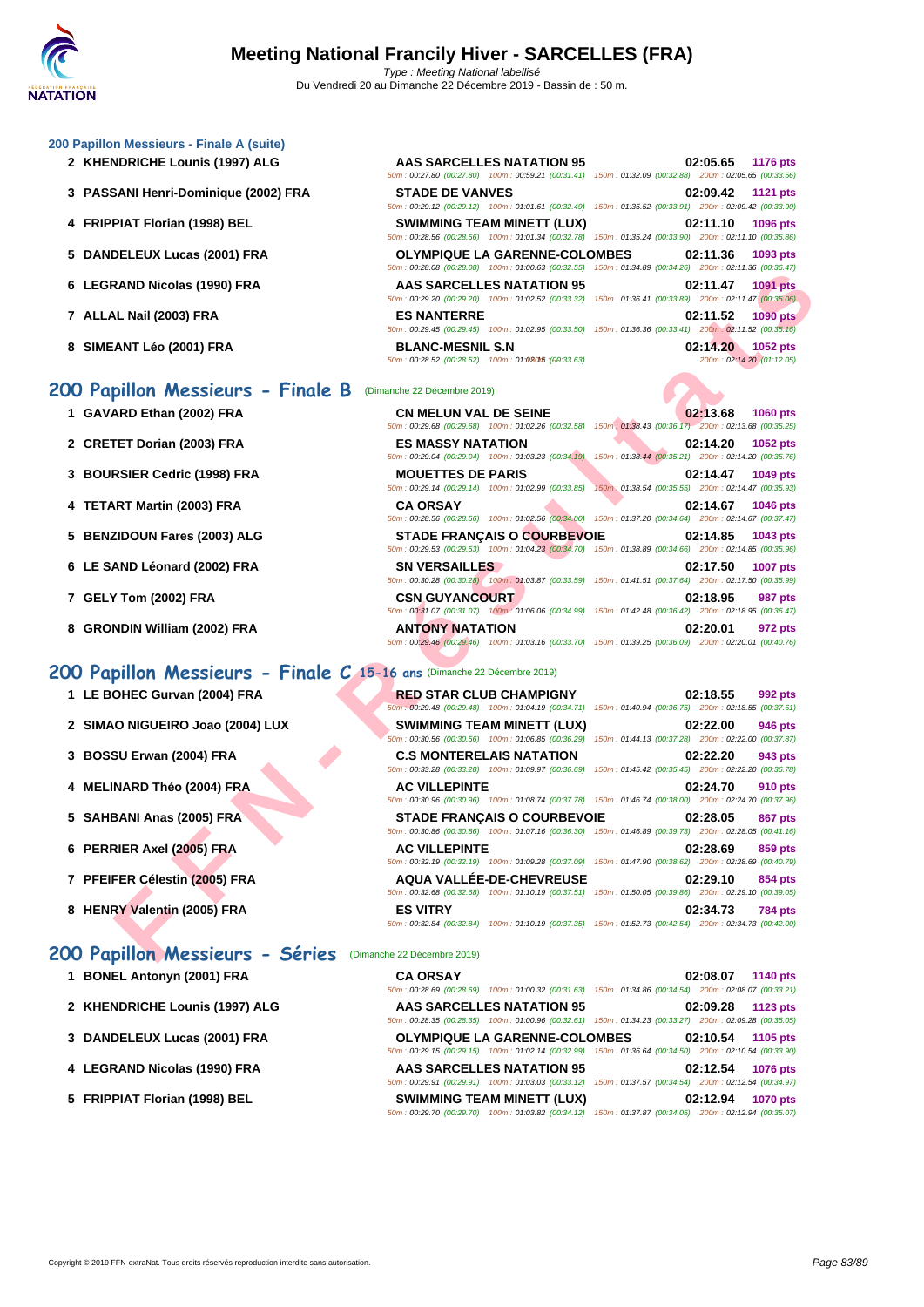### 200 Papillon Messieurs - Finale A (suite)

| Place | Nom | Club | Temps | Points |
|---|---|---|---|---|
| 2 | KHENDRICHE Lounis (1997) ALG | AAS SARCELLES NATATION 95 | 02:05.65 | 1176 pts |
| | | 50m : 00:27.80 (00:27.80) 100m : 00:59.21 (00:31.41) 150m : 01:32.09 (00:32.88) 200m : 02:05.65 (00:33.56) | | |
| 3 | PASSANI Henri-Dominique (2002) FRA | STADE DE VANVES | 02:09.42 | 1121 pts |
| | | 50m : 00:29.12 (00:29.12) 100m : 01:01.61 (00:32.49) 150m : 01:35.52 (00:33.91) 200m : 02:09.42 (00:33.90) | | |
| 4 | FRIPPIAT Florian (1998) BEL | SWIMMING TEAM MINETT (LUX) | 02:11.10 | 1096 pts |
| | | 50m : 00:28.56 (00:28.56) 100m : 01:01.34 (00:32.78) 150m : 01:35.24 (00:33.90) 200m : 02:11.10 (00:35.86) | | |
| 5 | DANDELEUX Lucas (2001) FRA | OLYMPIQUE LA GARENNE-COLOMBES | 02:11.36 | 1093 pts |
| | | 50m : 00:28.08 (00:28.08) 100m : 01:00.63 (00:32.55) 150m : 01:34.89 (00:34.26) 200m : 02:11.36 (00:36.47) | | |
| 6 | LEGRAND Nicolas (1990) FRA | AAS SARCELLES NATATION 95 | 02:11.47 | 1091 pts |
| | | 50m : 00:29.20 (00:29.20) 100m : 01:02.52 (00:33.32) 150m : 01:36.41 (00:33.89) 200m : 02:11.47 (00:35.06) | | |
| 7 | ALLAL Nail (2003) FRA | ES NANTERRE | 02:11.52 | 1090 pts |
| | | 50m : 00:29.45 (00:29.45) 100m : 01:02.95 (00:33.50) 150m : 01:36.36 (00:33.41) 200m : 02:11.52 (00:35.16) | | |
| 8 | SIMEANT Léo (2001) FRA | BLANC-MESNIL S.N | 02:14.20 | 1052 pts |
| | | 50m : 00:28.52 (00:28.52) 100m : 01:02.15 (00:33.63) 200m : 02:14.20 (01:12.05) | | |

## 200 Papillon Messieurs - Finale B (Dimanche 22 Décembre 2019)

| Place | Nom | Club | Temps | Points |
|---|---|---|---|---|
| 1 | GAVARD Ethan (2002) FRA | CN MELUN VAL DE SEINE | 02:13.68 | 1060 pts |
| | | 50m : 00:29.68 (00:29.68) 100m : 01:02.26 (00:32.58) 150m : 01:38.43 (00:36.17) 200m : 02:13.68 (00:35.25) | | |
| 2 | CRETET Dorian (2003) FRA | ES MASSY NATATION | 02:14.20 | 1052 pts |
| | | 50m : 00:29.04 (00:29.04) 100m : 01:03.23 (00:34.19) 150m : 01:38.44 (00:35.21) 200m : 02:14.20 (00:35.76) | | |
| 3 | BOURSIER Cedric (1998) FRA | MOUETTES DE PARIS | 02:14.47 | 1049 pts |
| | | 50m : 00:29.14 (00:29.14) 100m : 01:02.99 (00:33.85) 150m : 01:38.54 (00:35.55) 200m : 02:14.47 (00:35.93) | | |
| 4 | TETART Martin (2003) FRA | CA ORSAY | 02:14.67 | 1046 pts |
| | | 50m : 00:28.56 (00:28.56) 100m : 01:02.56 (00:34.00) 150m : 01:37.20 (00:34.64) 200m : 02:14.67 (00:37.47) | | |
| 5 | BENZIDOUN Fares (2003) ALG | STADE FRANÇAIS O COURBEVOIE | 02:14.85 | 1043 pts |
| | | 50m : 00:29.53 (00:29.53) 100m : 01:04.23 (00:34.70) 150m : 01:38.89 (00:34.66) 200m : 02:14.85 (00:35.96) | | |
| 6 | LE SAND Léonard (2002) FRA | SN VERSAILLES | 02:17.50 | 1007 pts |
| | | 50m : 00:30.28 (00:30.28) 100m : 01:03.87 (00:33.59) 150m : 01:41.51 (00:37.64) 200m : 02:17.50 (00:35.99) | | |
| 7 | GELY Tom (2002) FRA | CSN GUYANCOURT | 02:18.95 | 987 pts |
| | | 50m : 00:31.07 (00:31.07) 100m : 01:06.06 (00:34.99) 150m : 01:42.48 (00:36.42) 200m : 02:18.95 (00:36.47) | | |
| 8 | GRONDIN William (2002) FRA | ANTONY NATATION | 02:20.01 | 972 pts |
| | | 50m : 00:29.46 (00:29.46) 100m : 01:03.16 (00:33.70) 150m : 01:39.25 (00:36.09) 200m : 02:20.01 (00:40.76) | | |

## 200 Papillon Messieurs - Finale C 15-16 ans (Dimanche 22 Décembre 2019)

| Place | Nom | Club | Temps | Points |
|---|---|---|---|---|
| 1 | LE BOHEC Gurvan (2004) FRA | RED STAR CLUB CHAMPIGNY | 02:18.55 | 992 pts |
| | | 50m : 00:29.48 (00:29.48) 100m : 01:04.19 (00:34.71) 150m : 01:40.94 (00:36.75) 200m : 02:18.55 (00:37.61) | | |
| 2 | SIMAO NIGUEIRO Joao (2004) LUX | SWIMMING TEAM MINETT (LUX) | 02:22.00 | 946 pts |
| | | 50m : 00:30.56 (00:30.56) 100m : 01:06.85 (00:36.29) 150m : 01:44.13 (00:37.28) 200m : 02:22.00 (00:37.87) | | |
| 3 | BOSSU Erwan (2004) FRA | C.S MONTERELAIS NATATION | 02:22.20 | 943 pts |
| | | 50m : 00:33.28 (00:33.28) 100m : 01:09.97 (00:36.69) 150m : 01:45.42 (00:35.45) 200m : 02:22.20 (00:36.78) | | |
| 4 | MELINARD Théo (2004) FRA | AC VILLEPINTE | 02:24.70 | 910 pts |
| | | 50m : 00:30.96 (00:30.96) 100m : 01:08.74 (00:37.78) 150m : 01:46.74 (00:38.00) 200m : 02:24.70 (00:37.96) | | |
| 5 | SAHBANI Anas (2005) FRA | STADE FRANÇAIS O COURBEVOIE | 02:28.05 | 867 pts |
| | | 50m : 00:30.86 (00:30.86) 100m : 01:07.16 (00:36.30) 150m : 01:46.89 (00:39.73) 200m : 02:28.05 (00:41.16) | | |
| 6 | PERRIER Axel (2005) FRA | AC VILLEPINTE | 02:28.69 | 859 pts |
| | | 50m : 00:32.19 (00:32.19) 100m : 01:09.28 (00:37.09) 150m : 01:47.90 (00:38.62) 200m : 02:28.69 (00:40.79) | | |
| 7 | PFEIFER Célestin (2005) FRA | AQUA VALLÉE-DE-CHEVREUSE | 02:29.10 | 854 pts |
| | | 50m : 00:32.68 (00:32.68) 100m : 01:10.19 (00:37.51) 150m : 01:50.05 (00:39.86) 200m : 02:29.10 (00:39.05) | | |
| 8 | HENRY Valentin (2005) FRA | ES VITRY | 02:34.73 | 784 pts |
| | | 50m : 00:32.84 (00:32.84) 100m : 01:10.19 (00:37.35) 150m : 01:52.73 (00:42.54) 200m : 02:34.73 (00:42.00) | | |

## 200 Papillon Messieurs - Séries (Dimanche 22 Décembre 2019)

| Place | Nom | Club | Temps | Points |
|---|---|---|---|---|
| 1 | BONEL Antonyn (2001) FRA | CA ORSAY | 02:08.07 | 1140 pts |
| | | 50m : 00:28.69 (00:28.69) 100m : 01:00.32 (00:31.63) 150m : 01:34.86 (00:34.54) 200m : 02:08.07 (00:33.21) | | |
| 2 | KHENDRICHE Lounis (1997) ALG | AAS SARCELLES NATATION 95 | 02:09.28 | 1123 pts |
| | | 50m : 00:28.35 (00:28.35) 100m : 01:00.96 (00:32.61) 150m : 01:34.23 (00:33.27) 200m : 02:09.28 (00:35.05) | | |
| 3 | DANDELEUX Lucas (2001) FRA | OLYMPIQUE LA GARENNE-COLOMBES | 02:10.54 | 1105 pts |
| | | 50m : 00:29.15 (00:29.15) 100m : 01:02.14 (00:32.99) 150m : 01:36.64 (00:34.50) 200m : 02:10.54 (00:33.90) | | |
| 4 | LEGRAND Nicolas (1990) FRA | AAS SARCELLES NATATION 95 | 02:12.54 | 1076 pts |
| | | 50m : 00:29.91 (00:29.91) 100m : 01:03.03 (00:33.12) 150m : 01:37.57 (00:34.54) 200m : 02:12.54 (00:34.97) | | |
| 5 | FRIPPIAT Florian (1998) BEL | SWIMMING TEAM MINETT (LUX) | 02:12.94 | 1070 pts |
| | | 50m : 00:29.70 (00:29.70) 100m : 01:03.82 (00:34.12) 150m : 01:37.87 (00:34.05) 200m : 02:12.94 (00:35.07) | | |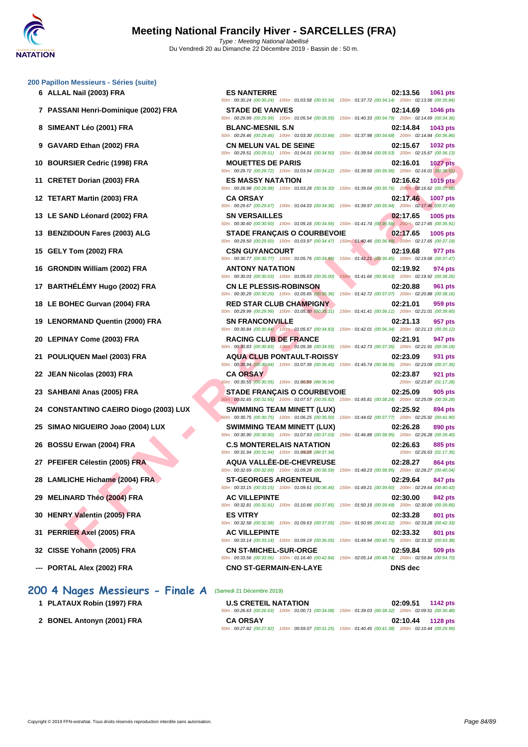# Meeting National Francily Hiver - SARCELLES (FRA)

*Type : Meeting National labellisé*
Du Vendredi 20 au Dimanche 22 Décembre 2019 - Bassin de : 50 m.

## 200 Papillon Messieurs - Séries (suite)

| Rang | Nageur | Club | Temps | Points |
|---|---|---|---|---|
| 6 | ALLAL Nail (2003) FRA | ES NANTERRE | 02:13.56 | 1061 pts |
| | 50m : 00:30.24 (00:30.24) 100m : 01:03.58 (00:33.34) 150m : 01:37.72 (00:34.14) 200m : 02:13.56 (00:35.84) | | | |
| 7 | PASSANI Henri-Dominique (2002) FRA | STADE DE VANVES | 02:14.69 | 1046 pts |
| | 50m : 00:29.99 (00:29.99) 100m : 01:05.54 (00:35.55) 150m : 01:40.33 (00:34.79) 200m : 02:14.69 (00:34.36) | | | |
| 8 | SIMEANT Léo (2001) FRA | BLANC-MESNIL S.N | 02:14.84 | 1043 pts |
| | 50m : 00:29.46 (00:29.46) 100m : 01:03.30 (00:33.84) 150m : 01:37.98 (00:34.68) 200m : 02:14.84 (00:36.86) | | | |
| 9 | GAVARD Ethan (2002) FRA | CN MELUN VAL DE SEINE | 02:15.67 | 1032 pts |
| | 50m : 00:29.51 (00:29.51) 100m : 01:04.01 (00:34.50) 150m : 01:39.54 (00:35.53) 200m : 02:15.67 (00:36.13) | | | |
| 10 | BOURSIER Cedric (1998) FRA | MOUETTES DE PARIS | 02:16.01 | 1027 pts |
| | 50m : 00:29.72 (00:29.72) 100m : 01:03.94 (00:34.22) 150m : 01:39.50 (00:35.56) 200m : 02:16.01 (00:36.51) | | | |
| 11 | CRETET Dorian (2003) FRA | ES MASSY NATATION | 02:16.62 | 1019 pts |
| | 50m : 00:28.98 (00:28.98) 100m : 01:03.28 (00:34.30) 150m : 01:39.04 (00:35.76) 200m : 02:16.62 (00:37.58) | | | |
| 12 | TETART Martin (2003) FRA | CA ORSAY | 02:17.46 | 1007 pts |
| | 50m : 00:29.67 (00:29.67) 100m : 01:04.03 (00:34.36) 150m : 01:39.97 (00:35.94) 200m : 02:17.46 (00:37.49) | | | |
| 13 | LE SAND Léonard (2002) FRA | SN VERSAILLES | 02:17.65 | 1005 pts |
| | 50m : 00:30.60 (00:30.60) 100m : 01:05.16 (00:34.56) 150m : 01:41.74 (00:36.58) 200m : 02:17.65 (00:35.91) | | | |
| 13 | BENZIDOUN Fares (2003) ALG | STADE FRANÇAIS O COURBEVOIE | 02:17.65 | 1005 pts |
| | 50m : 00:29.50 (00:29.50) 100m : 01:03.97 (00:34.47) 150m : 01:40.46 (00:36.49) 200m : 02:17.65 (00:37.19) | | | |
| 15 | GELY Tom (2002) FRA | CSN GUYANCOURT | 02:19.68 | 977 pts |
| | 50m : 00:30.77 (00:30.77) 100m : 01:05.76 (00:34.99) 150m : 01:42.21 (00:36.45) 200m : 02:19.68 (00:37.47) | | | |
| 16 | GRONDIN William (2002) FRA | ANTONY NATATION | 02:19.92 | 974 pts |
| | 50m : 00:30.03 (00:30.03) 100m : 01:05.03 (00:35.00) 150m : 01:41.66 (00:36.63) 200m : 02:19.92 (00:38.26) | | | |
| 17 | BARTHÉLÉMY Hugo (2002) FRA | CN LE PLESSIS-ROBINSON | 02:20.88 | 961 pts |
| | 50m : 00:30.29 (00:30.29) 100m : 01:05.65 (00:35.36) 150m : 01:42.72 (00:37.07) 200m : 02:20.88 (00:38.16) | | | |
| 18 | LE BOHEC Gurvan (2004) FRA | RED STAR CLUB CHAMPIGNY | 02:21.01 | 959 pts |
| | 50m : 00:29.99 (00:29.99) 100m : 01:05.30 (00:35.31) 150m : 01:41.41 (00:36.11) 200m : 02:21.01 (00:39.60) | | | |
| 19 | LENORMAND Quentin (2000) FRA | SN FRANCONVILLE | 02:21.13 | 957 pts |
| | 50m : 00:30.84 (00:30.84) 100m : 01:05.67 (00:34.83) 150m : 01:42.01 (00:36.34) 200m : 02:21.13 (00:39.12) | | | |
| 20 | LEPINAY Come (2003) FRA | RACING CLUB DE FRANCE | 02:21.91 | 947 pts |
| | 50m : 00:30.83 (00:30.83) 100m : 01:05.38 (00:34.55) 150m : 01:42.73 (00:37.35) 200m : 02:21.91 (00:39.18) | | | |
| 21 | POULIQUEN Mael (2003) FRA | AQUA CLUB PONTAULT-ROISSY | 02:23.09 | 931 pts |
| | 50m : 00:30.94 (00:30.94) 100m : 01:07.39 (00:36.45) 150m : 01:45.74 (00:38.35) 200m : 02:23.09 (00:37.35) | | | |
| 22 | JEAN Nicolas (2003) FRA | CA ORSAY | 02:23.87 | 921 pts |
| | 50m : 00:30.55 (00:30.55) 100m : 01:06.59 (00:36.04) 200m : 02:23.87 (01:17.28) | | | |
| 23 | SAHBANI Anas (2005) FRA | STADE FRANÇAIS O COURBEVOIE | 02:25.09 | 905 pts |
| | 50m : 00:31.65 (00:31.65) 100m : 01:07.57 (00:35.92) 150m : 01:45.81 (00:38.24) 200m : 02:25.09 (00:39.28) | | | |
| 24 | CONSTANTINO CAEIRO Diogo (2003) LUX | SWIMMING TEAM MINETT (LUX) | 02:25.92 | 894 pts |
| | 50m : 00:30.75 (00:30.75) 100m : 01:06.25 (00:35.50) 150m : 01:44.02 (00:37.77) 200m : 02:25.92 (00:41.90) | | | |
| 25 | SIMAO NIGUEIRO Joao (2004) LUX | SWIMMING TEAM MINETT (LUX) | 02:26.28 | 890 pts |
| | 50m : 00:30.90 (00:30.90) 100m : 01:07.93 (00:37.03) 150m : 01:46.88 (00:38.95) 200m : 02:26.28 (00:39.40) | | | |
| 26 | BOSSU Erwan (2004) FRA | C.S MONTERELAIS NATATION | 02:26.63 | 885 pts |
| | 50m : 00:31.94 (00:31.94) 100m : 01:09.28 (00:37.34) 200m : 02:26.63 (01:17.35) | | | |
| 27 | PFEIFER Célestin (2005) FRA | AQUA VALLÉE-DE-CHEVREUSE | 02:28.27 | 864 pts |
| | 50m : 00:32.69 (00:32.69) 100m : 01:09.28 (00:36.59) 150m : 01:48.23 (00:38.95) 200m : 02:28.27 (00:40.04) | | | |
| 28 | LAMLICHE Hichame (2004) FRA | ST-GEORGES ARGENTEUIL | 02:29.64 | 847 pts |
| | 50m : 00:33.15 (00:33.15) 100m : 01:09.61 (00:36.46) 150m : 01:49.21 (00:39.60) 200m : 02:29.64 (00:40.43) | | | |
| 29 | MELINARD Théo (2004) FRA | AC VILLEPINTE | 02:30.00 | 842 pts |
| | 50m : 00:32.81 (00:32.81) 100m : 01:10.66 (00:37.85) 150m : 01:50.15 (00:39.49) 200m : 02:30.00 (00:39.85) | | | |
| 30 | HENRY Valentin (2005) FRA | ES VITRY | 02:33.28 | 801 pts |
| | 50m : 00:32.58 (00:32.58) 100m : 01:09.63 (00:37.05) 150m : 01:50.95 (00:41.32) 200m : 02:33.28 (00:42.33) | | | |
| 31 | PERRIER Axel (2005) FRA | AC VILLEPINTE | 02:33.32 | 801 pts |
| | 50m : 00:33.14 (00:33.14) 100m : 01:09.19 (00:36.05) 150m : 01:49.94 (00:40.75) 200m : 02:33.32 (00:43.38) | | | |
| 32 | CISSE Yohann (2005) FRA | CN ST-MICHEL-SUR-ORGE | 02:59.84 | 509 pts |
| | 50m : 00:33.56 (00:33.56) 100m : 01:16.40 (00:42.84) 150m : 02:05.14 (00:48.74) 200m : 02:59.84 (00:54.70) | | | |
| --- | PORTAL Alex (2002) FRA | CNO ST-GERMAIN-EN-LAYE | DNS dec | |

## 200 4 Nages Messieurs - Finale A (Samedi 21 Décembre 2019)

| Rang | Nageur | Club | Temps | Points |
|---|---|---|---|---|
| 1 | PLATAUX Robin (1997) FRA | U.S CRETEIL NATATION | 02:09.51 | 1142 pts |
| | 50m : 00:26.63 (00:26.63) 100m : 01:00.71 (00:34.08) 150m : 01:39.03 (00:38.32) 200m : 02:09.51 (00:30.48) | | | |
| 2 | BONEL Antonyn (2001) FRA | CA ORSAY | 02:10.44 | 1128 pts |
| | 50m : 00:27.82 (00:27.82) 100m : 00:59.07 (00:31.25) 150m : 01:40.45 (00:41.38) 200m : 02:10.44 (00:29.99) | | | |

Copyright © 2019 FFN-extraNat. Tous droits réservés reproduction interdite sans autorisation.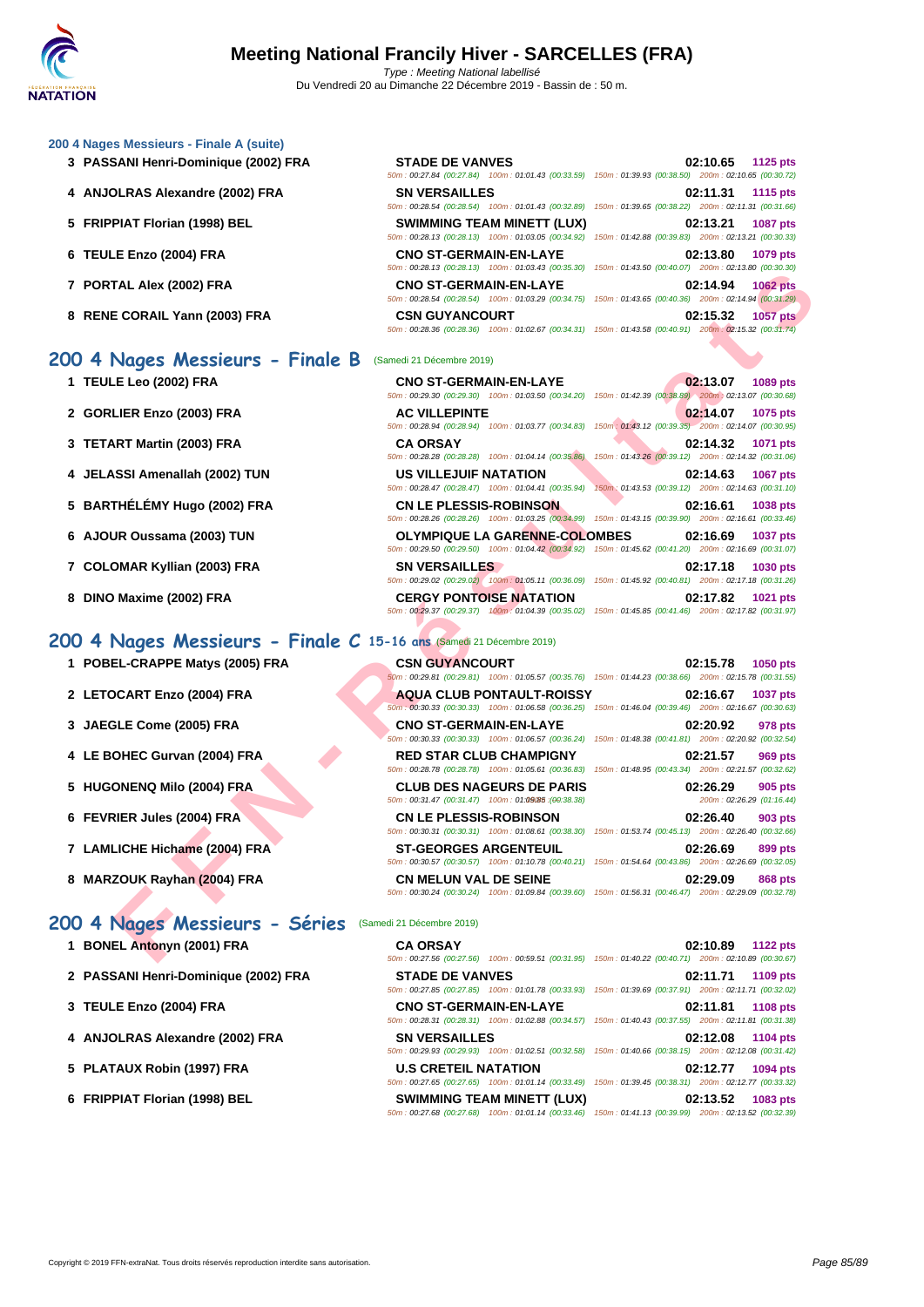**200 4 Nages Messieurs - Finale A (suite)**

| Rang | Nom | Club | Temps | Points |
|---|---|---|---|---|
| 3 | PASSANI Henri-Dominique (2002) FRA | STADE DE VANVES<br>50m : 00:27.84 (00:27.84) 100m : 01:01.43 (00:33.59) 150m : 01:39.93 (00:38.50) 200m : 02:10.65 (00:30.72) | 02:10.65 | 1125 pts |
| 4 | ANJOLRAS Alexandre (2002) FRA | SN VERSAILLES<br>50m : 00:28.54 (00:28.54) 100m : 01:01.43 (00:32.89) 150m : 01:39.65 (00:38.22) 200m : 02:11.31 (00:31.66) | 02:11.31 | 1115 pts |
| 5 | FRIPPIAT Florian (1998) BEL | SWIMMING TEAM MINETT (LUX)<br>50m : 00:28.13 (00:28.13) 100m : 01:03.05 (00:34.92) 150m : 01:42.88 (00:39.83) 200m : 02:13.21 (00:30.33) | 02:13.21 | 1087 pts |
| 6 | TEULE Enzo (2004) FRA | CNO ST-GERMAIN-EN-LAYE<br>50m : 00:28.13 (00:28.13) 100m : 01:03.43 (00:35.30) 150m : 01:43.50 (00:40.07) 200m : 02:13.80 (00:30.30) | 02:13.80 | 1079 pts |
| 7 | PORTAL Alex (2002) FRA | CNO ST-GERMAIN-EN-LAYE<br>50m : 00:28.54 (00:28.54) 100m : 01:03.29 (00:34.75) 150m : 01:43.65 (00:40.36) 200m : 02:14.94 (00:31.29) | 02:14.94 | 1062 pts |
| 8 | RENE CORAIL Yann (2003) FRA | CSN GUYANCOURT<br>50m : 00:28.36 (00:28.36) 100m : 01:02.67 (00:34.31) 150m : 01:43.58 (00:40.91) 200m : 02:15.32 (00:31.74) | 02:15.32 | 1057 pts |

## 200 4 Nages Messieurs - Finale B (Samedi 21 Décembre 2019)

| Rang | Nom | Club | Temps | Points |
|---|---|---|---|---|
| 1 | TEULE Leo (2002) FRA | CNO ST-GERMAIN-EN-LAYE<br>50m : 00:29.30 (00:29.30) 100m : 01:03.50 (00:34.20) 150m : 01:42.39 (00:38.89) 200m : 02:13.07 (00:30.68) | 02:13.07 | 1089 pts |
| 2 | GORLIER Enzo (2003) FRA | AC VILLEPINTE<br>50m : 00:28.94 (00:28.94) 100m : 01:03.77 (00:34.83) 150m : 01:43.12 (00:39.35) 200m : 02:14.07 (00:30.95) | 02:14.07 | 1075 pts |
| 3 | TETART Martin (2003) FRA | CA ORSAY<br>50m : 00:28.28 (00:28.28) 100m : 01:04.14 (00:35.86) 150m : 01:43.26 (00:39.12) 200m : 02:14.32 (00:31.06) | 02:14.32 | 1071 pts |
| 4 | JELASSI Amenallah (2002) TUN | US VILLEJUIF NATATION<br>50m : 00:28.47 (00:28.47) 100m : 01:04.41 (00:35.94) 150m : 01:43.53 (00:39.12) 200m : 02:14.63 (00:31.10) | 02:14.63 | 1067 pts |
| 5 | BARTHÉLÉMY Hugo (2002) FRA | CN LE PLESSIS-ROBINSON<br>50m : 00:28.26 (00:28.26) 100m : 01:03.25 (00:34.99) 150m : 01:43.15 (00:39.90) 200m : 02:16.61 (00:33.46) | 02:16.61 | 1038 pts |
| 6 | AJOUR Oussama (2003) TUN | OLYMPIQUE LA GARENNE-COLOMBES<br>50m : 00:29.50 (00:29.50) 100m : 01:04.42 (00:34.92) 150m : 01:45.62 (00:41.20) 200m : 02:16.69 (00:31.07) | 02:16.69 | 1037 pts |
| 7 | COLOMAR Kyllian (2003) FRA | SN VERSAILLES<br>50m : 00:29.02 (00:29.02) 100m : 01:05.11 (00:36.09) 150m : 01:45.92 (00:40.81) 200m : 02:17.18 (00:31.26) | 02:17.18 | 1030 pts |
| 8 | DINO Maxime (2002) FRA | CERGY PONTOISE NATATION<br>50m : 00:29.37 (00:29.37) 100m : 01:04.39 (00:35.02) 150m : 01:45.85 (00:41.46) 200m : 02:17.82 (00:31.97) | 02:17.82 | 1021 pts |

## 200 4 Nages Messieurs - Finale C 15-16 ans (Samedi 21 Décembre 2019)

| Rang | Nom | Club | Temps | Points |
|---|---|---|---|---|
| 1 | POBEL-CRAPPE Matys (2005) FRA | CSN GUYANCOURT<br>50m : 00:29.81 (00:29.81) 100m : 01:05.57 (00:35.76) 150m : 01:44.23 (00:38.66) 200m : 02:15.78 (00:31.55) | 02:15.78 | 1050 pts |
| 2 | LETOCART Enzo (2004) FRA | AQUA CLUB PONTAULT-ROISSY<br>50m : 00:30.33 (00:30.33) 100m : 01:06.58 (00:36.25) 150m : 01:46.04 (00:39.46) 200m : 02:16.67 (00:30.63) | 02:16.67 | 1037 pts |
| 3 | JAEGLE Come (2005) FRA | CNO ST-GERMAIN-EN-LAYE<br>50m : 00:30.33 (00:30.33) 100m : 01:06.57 (00:36.24) 150m : 01:48.38 (00:41.81) 200m : 02:20.92 (00:32.54) | 02:20.92 | 978 pts |
| 4 | LE BOHEC Gurvan (2004) FRA | RED STAR CLUB CHAMPIGNY<br>50m : 00:28.78 (00:28.78) 100m : 01:05.61 (00:36.83) 150m : 01:48.95 (00:43.34) 200m : 02:21.57 (00:32.62) | 02:21.57 | 969 pts |
| 5 | HUGONENQ Milo (2004) FRA | CLUB DES NAGEURS DE PARIS<br>50m : 00:31.47 (00:31.47) 100m : 01:09.85 (00:38.38) 200m : 02:26.29 (01:16.44) | 02:26.29 | 905 pts |
| 6 | FEVRIER Jules (2004) FRA | CN LE PLESSIS-ROBINSON<br>50m : 00:30.31 (00:30.31) 100m : 01:08.61 (00:38.30) 150m : 01:53.74 (00:45.13) 200m : 02:26.40 (00:32.66) | 02:26.40 | 903 pts |
| 7 | LAMLICHE Hichame (2004) FRA | ST-GEORGES ARGENTEUIL<br>50m : 00:30.57 (00:30.57) 100m : 01:10.78 (00:40.21) 150m : 01:54.64 (00:43.86) 200m : 02:26.69 (00:32.05) | 02:26.69 | 899 pts |
| 8 | MARZOUK Rayhan (2004) FRA | CN MELUN VAL DE SEINE<br>50m : 00:30.24 (00:30.24) 100m : 01:09.84 (00:39.60) 150m : 01:56.31 (00:46.47) 200m : 02:29.09 (00:32.78) | 02:29.09 | 868 pts |

## 200 4 Nages Messieurs - Séries (Samedi 21 Décembre 2019)

| Rang | Nom | Club | Temps | Points |
|---|---|---|---|---|
| 1 | BONEL Antonyn (2001) FRA | CA ORSAY<br>50m : 00:27.56 (00:27.56) 100m : 00:59.51 (00:31.95) 150m : 01:40.22 (00:40.71) 200m : 02:10.89 (00:30.67) | 02:10.89 | 1122 pts |
| 2 | PASSANI Henri-Dominique (2002) FRA | STADE DE VANVES<br>50m : 00:27.85 (00:27.85) 100m : 01:01.78 (00:33.93) 150m : 01:39.69 (00:37.91) 200m : 02:11.71 (00:32.02) | 02:11.71 | 1109 pts |
| 3 | TEULE Enzo (2004) FRA | CNO ST-GERMAIN-EN-LAYE<br>50m : 00:28.31 (00:28.31) 100m : 01:02.88 (00:34.57) 150m : 01:40.43 (00:37.55) 200m : 02:11.81 (00:31.38) | 02:11.81 | 1108 pts |
| 4 | ANJOLRAS Alexandre (2002) FRA | SN VERSAILLES<br>50m : 00:29.93 (00:29.93) 100m : 01:02.51 (00:32.58) 150m : 01:40.66 (00:38.15) 200m : 02:12.08 (00:31.42) | 02:12.08 | 1104 pts |
| 5 | PLATAUX Robin (1997) FRA | U.S CRETEIL NATATION<br>50m : 00:27.65 (00:27.65) 100m : 01:01.14 (00:33.49) 150m : 01:39.45 (00:38.31) 200m : 02:12.77 (00:33.32) | 02:12.77 | 1094 pts |
| 6 | FRIPPIAT Florian (1998) BEL | SWIMMING TEAM MINETT (LUX)<br>50m : 00:27.68 (00:27.68) 100m : 01:01.14 (00:33.46) 150m : 01:41.13 (00:39.99) 200m : 02:13.52 (00:32.39) | 02:13.52 | 1083 pts |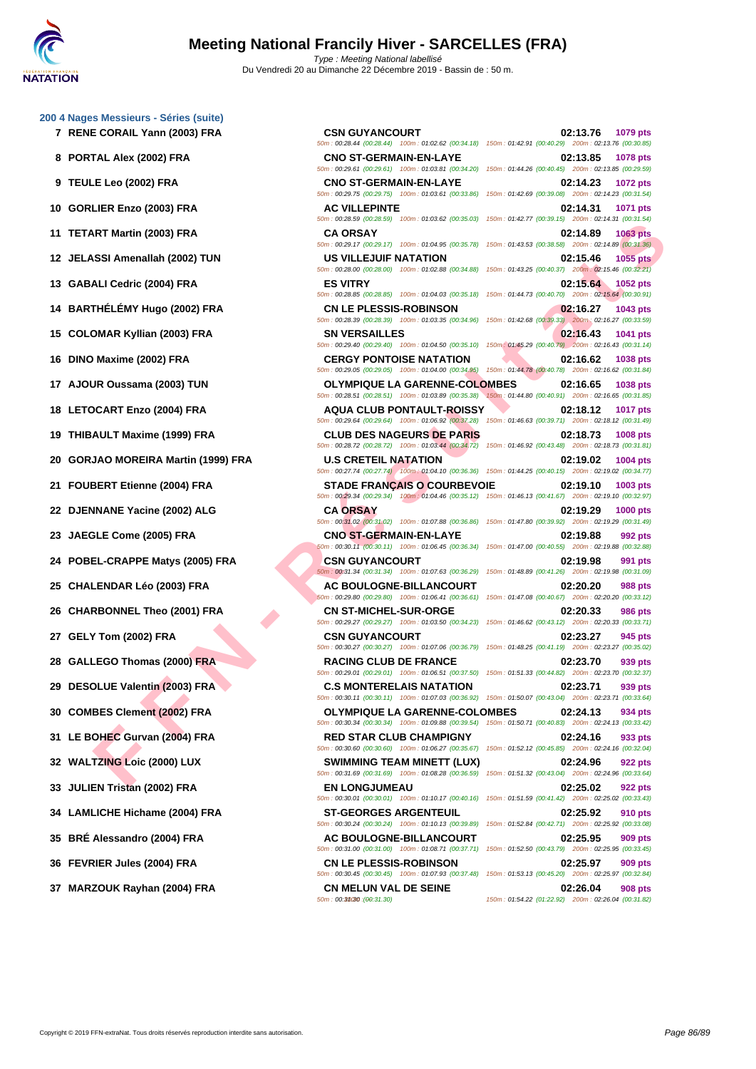# Meeting National Francily Hiver - SARCELLES (FRA)

*Type : Meeting National labellisé*

Du Vendredi 20 au Dimanche 22 Décembre 2019 - Bassin de : 50 m.

## 200 4 Nages Messieurs - Séries (suite)

| Rang | Nom | Club | Temps | Points | Splits |
|---|---|---|---|---|---|
| 7 | RENE CORAIL Yann (2003) FRA | CSN GUYANCOURT | 02:13.76 | 1079 pts | 50m : 00:28.44 (00:28.44) 100m : 01:02.62 (00:34.18) 150m : 01:42.91 (00:40.29) 200m : 02:13.76 (00:30.85) |
| 8 | PORTAL Alex (2002) FRA | CNO ST-GERMAIN-EN-LAYE | 02:13.85 | 1078 pts | 50m : 00:29.61 (00:29.61) 100m : 01:03.81 (00:34.20) 150m : 01:44.26 (00:40.45) 200m : 02:13.85 (00:29.59) |
| 9 | TEULE Leo (2002) FRA | CNO ST-GERMAIN-EN-LAYE | 02:14.23 | 1072 pts | 50m : 00:29.75 (00:29.75) 100m : 01:03.61 (00:33.86) 150m : 01:42.69 (00:39.08) 200m : 02:14.23 (00:31.54) |
| 10 | GORLIER Enzo (2003) FRA | AC VILLEPINTE | 02:14.31 | 1071 pts | 50m : 00:28.59 (00:28.59) 100m : 01:03.62 (00:35.03) 150m : 01:42.77 (00:39.15) 200m : 02:14.31 (00:31.54) |
| 11 | TETART Martin (2003) FRA | CA ORSAY | 02:14.89 | 1063 pts | 50m : 00:29.17 (00:29.17) 100m : 01:04.95 (00:35.78) 150m : 01:43.53 (00:38.58) 200m : 02:14.89 (00:31.36) |
| 12 | JELASSI Amenallah (2002) TUN | US VILLEJUIF NATATION | 02:15.46 | 1055 pts | 50m : 00:28.00 (00:28.00) 100m : 01:02.88 (00:34.88) 150m : 01:43.25 (00:40.37) 200m : 02:15.46 (00:32.21) |
| 13 | GABALI Cedric (2004) FRA | ES VITRY | 02:15.64 | 1052 pts | 50m : 00:28.85 (00:28.85) 100m : 01:04.03 (00:35.18) 150m : 01:44.73 (00:40.70) 200m : 02:15.64 (00:30.91) |
| 14 | BARTHÉLÉMY Hugo (2002) FRA | CN LE PLESSIS-ROBINSON | 02:16.27 | 1043 pts | 50m : 00:28.39 (00:28.39) 100m : 01:03.35 (00:34.96) 150m : 01:42.68 (00:39.33) 200m : 02:16.27 (00:33.59) |
| 15 | COLOMAR Kyllian (2003) FRA | SN VERSAILLES | 02:16.43 | 1041 pts | 50m : 00:29.40 (00:29.40) 100m : 01:04.50 (00:35.10) 150m : 01:45.29 (00:40.79) 200m : 02:16.43 (00:31.14) |
| 16 | DINO Maxime (2002) FRA | CERGY PONTOISE NATATION | 02:16.62 | 1038 pts | 50m : 00:29.05 (00:29.05) 100m : 01:04.00 (00:34.95) 150m : 01:44.78 (00:40.78) 200m : 02:16.62 (00:31.84) |
| 17 | AJOUR Oussama (2003) TUN | OLYMPIQUE LA GARENNE-COLOMBES | 02:16.65 | 1038 pts | 50m : 00:28.51 (00:28.51) 100m : 01:03.89 (00:35.38) 150m : 01:44.80 (00:40.91) 200m : 02:16.65 (00:31.85) |
| 18 | LETOCART Enzo (2004) FRA | AQUA CLUB PONTAULT-ROISSY | 02:18.12 | 1017 pts | 50m : 00:29.64 (00:29.64) 100m : 01:06.92 (00:37.28) 150m : 01:46.63 (00:39.71) 200m : 02:18.12 (00:31.49) |
| 19 | THIBAULT Maxime (1999) FRA | CLUB DES NAGEURS DE PARIS | 02:18.73 | 1008 pts | 50m : 00:28.72 (00:28.72) 100m : 01:03.44 (00:34.72) 150m : 01:46.92 (00:43.48) 200m : 02:18.73 (00:31.81) |
| 20 | GORJAO MOREIRA Martin (1999) FRA | U.S CRETEIL NATATION | 02:19.02 | 1004 pts | 50m : 00:27.74 (00:27.74) 100m : 01:04.10 (00:36.36) 150m : 01:44.25 (00:40.15) 200m : 02:19.02 (00:34.77) |
| 21 | FOUBERT Etienne (2004) FRA | STADE FRANÇAIS O COURBEVOIE | 02:19.10 | 1003 pts | 50m : 00:29.34 (00:29.34) 100m : 01:04.46 (00:35.12) 150m : 01:46.13 (00:41.67) 200m : 02:19.10 (00:32.97) |
| 22 | DJENNANE Yacine (2002) ALG | CA ORSAY | 02:19.29 | 1000 pts | 50m : 00:31.02 (00:31.02) 100m : 01:07.88 (00:36.86) 150m : 01:47.80 (00:39.92) 200m : 02:19.29 (00:31.49) |
| 23 | JAEGLE Come (2005) FRA | CNO ST-GERMAIN-EN-LAYE | 02:19.88 | 992 pts | 50m : 00:30.11 (00:30.11) 100m : 01:06.45 (00:36.34) 150m : 01:47.00 (00:40.55) 200m : 02:19.88 (00:32.88) |
| 24 | POBEL-CRAPPE Matys (2005) FRA | CSN GUYANCOURT | 02:19.98 | 991 pts | 50m : 00:31.34 (00:31.34) 100m : 01:07.63 (00:36.29) 150m : 01:48.89 (00:41.26) 200m : 02:19.98 (00:31.09) |
| 25 | CHALENDAR Léo (2003) FRA | AC BOULOGNE-BILLANCOURT | 02:20.20 | 988 pts | 50m : 00:29.80 (00:29.80) 100m : 01:06.41 (00:36.61) 150m : 01:47.08 (00:40.67) 200m : 02:20.20 (00:33.12) |
| 26 | CHARBONNEL Theo (2001) FRA | CN ST-MICHEL-SUR-ORGE | 02:20.33 | 986 pts | 50m : 00:29.27 (00:29.27) 100m : 01:03.50 (00:34.23) 150m : 01:46.62 (00:43.12) 200m : 02:20.33 (00:33.71) |
| 27 | GELY Tom (2002) FRA | CSN GUYANCOURT | 02:23.27 | 945 pts | 50m : 00:30.27 (00:30.27) 100m : 01:07.06 (00:36.79) 150m : 01:48.25 (00:41.19) 200m : 02:23.27 (00:35.02) |
| 28 | GALLEGO Thomas (2000) FRA | RACING CLUB DE FRANCE | 02:23.70 | 939 pts | 50m : 00:29.01 (00:29.01) 100m : 01:06.51 (00:37.50) 150m : 01:51.33 (00:44.82) 200m : 02:23.70 (00:32.37) |
| 29 | DESOLUE Valentin (2003) FRA | C.S MONTERELAIS NATATION | 02:23.71 | 939 pts | 50m : 00:30.11 (00:30.11) 100m : 01:07.03 (00:36.92) 150m : 01:50.07 (00:43.04) 200m : 02:23.71 (00:33.64) |
| 30 | COMBES Clement (2002) FRA | OLYMPIQUE LA GARENNE-COLOMBES | 02:24.13 | 934 pts | 50m : 00:30.34 (00:30.34) 100m : 01:09.88 (00:39.54) 150m : 01:50.71 (00:40.83) 200m : 02:24.13 (00:33.42) |
| 31 | LE BOHEC Gurvan (2004) FRA | RED STAR CLUB CHAMPIGNY | 02:24.16 | 933 pts | 50m : 00:30.60 (00:30.60) 100m : 01:06.27 (00:35.67) 150m : 01:52.12 (00:45.85) 200m : 02:24.16 (00:32.04) |
| 32 | WALTZING Loic (2000) LUX | SWIMMING TEAM MINETT (LUX) | 02:24.96 | 922 pts | 50m : 00:31.69 (00:31.69) 100m : 01:08.28 (00:36.59) 150m : 01:51.32 (00:43.04) 200m : 02:24.96 (00:33.64) |
| 33 | JULIEN Tristan (2002) FRA | EN LONGJUMEAU | 02:25.02 | 922 pts | 50m : 00:30.01 (00:30.01) 100m : 01:10.17 (00:40.16) 150m : 01:51.59 (00:41.42) 200m : 02:25.02 (00:33.43) |
| 34 | LAMLICHE Hichame (2004) FRA | ST-GEORGES ARGENTEUIL | 02:25.92 | 910 pts | 50m : 00:30.24 (00:30.24) 100m : 01:10.13 (00:39.89) 150m : 01:52.84 (00:42.71) 200m : 02:25.92 (00:33.08) |
| 35 | BRÉ Alessandro (2004) FRA | AC BOULOGNE-BILLANCOURT | 02:25.95 | 909 pts | 50m : 00:31.00 (00:31.00) 100m : 01:08.71 (00:37.71) 150m : 01:52.50 (00:43.79) 200m : 02:25.95 (00:33.45) |
| 36 | FEVRIER Jules (2004) FRA | CN LE PLESSIS-ROBINSON | 02:25.97 | 909 pts | 50m : 00:30.45 (00:30.45) 100m : 01:07.93 (00:37.48) 150m : 01:53.13 (00:45.20) 200m : 02:25.97 (00:32.84) |
| 37 | MARZOUK Rayhan (2004) FRA | CN MELUN VAL DE SEINE | 02:26.04 | 908 pts | 50m : 00:31.30 (00:31.30) 150m : 01:54.22 (01:22.92) 200m : 02:26.04 (00:31.82) |

Copyright © 2019 FFN-extraNat. Tous droits réservés reproduction interdite sans autorisation.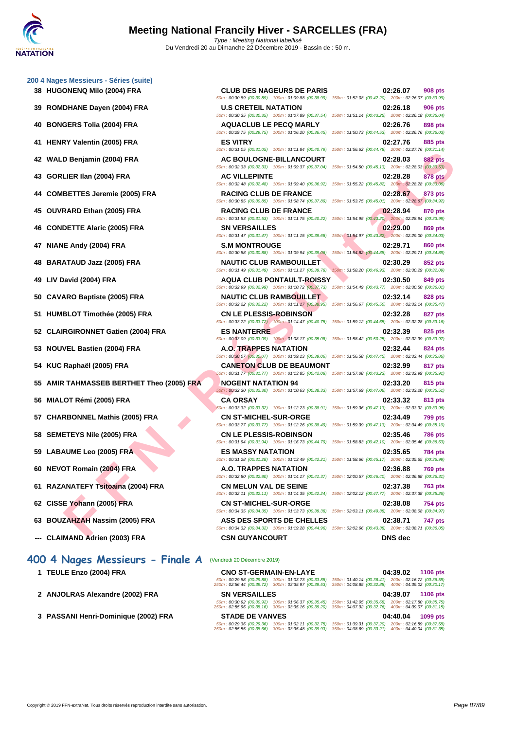## 200 4 Nages Messieurs - Séries (suite)

| Rang | Nageur | Club | Temps | Points |
|---|---|---|---|---|
| 38 | HUGONENQ Milo (2004) FRA | CLUB DES NAGEURS DE PARIS | 02:26.07 | 908 pts |
| | | 50m : 00:30.89 (00:30.89) 100m : 01:09.88 (00:38.99) 150m : 01:52.08 (00:42.20) 200m : 02:26.07 (00:33.99) | | |
| 39 | ROMDHANE Dayen (2004) FRA | U.S CRETEIL NATATION | 02:26.18 | 906 pts |
| | | 50m : 00:30.35 (00:30.35) 100m : 01:07.89 (00:37.54) 150m : 01:51.14 (00:43.25) 200m : 02:26.18 (00:35.04) | | |
| 40 | BONGERS Tolia (2004) FRA | AQUACLUB LE PECQ MARLY | 02:26.76 | 898 pts |
| | | 50m : 00:29.75 (00:29.75) 100m : 01:06.20 (00:36.45) 150m : 01:50.73 (00:44.53) 200m : 02:26.76 (00:36.03) | | |
| 41 | HENRY Valentin (2005) FRA | ES VITRY | 02:27.76 | 885 pts |
| | | 50m : 00:31.05 (00:31.05) 100m : 01:11.84 (00:40.79) 150m : 01:56.62 (00:44.78) 200m : 02:27.76 (00:31.14) | | |
| 42 | WALD Benjamin (2004) FRA | AC BOULOGNE-BILLANCOURT | 02:28.03 | 882 pts |
| | | 50m : 00:32.33 (00:32.33) 100m : 01:09.37 (00:37.04) 150m : 01:54.50 (00:45.13) 200m : 02:28.03 (00:33.53) | | |
| 43 | GORLIER Ilan (2004) FRA | AC VILLEPINTE | 02:28.28 | 878 pts |
| | | 50m : 00:32.48 (00:32.48) 100m : 01:09.40 (00:36.92) 150m : 01:55.22 (00:45.82) 200m : 02:28.28 (00:33.06) | | |
| 44 | COMBETTES Jeremie (2005) FRA | RACING CLUB DE FRANCE | 02:28.67 | 873 pts |
| | | 50m : 00:30.85 (00:30.85) 100m : 01:08.74 (00:37.89) 150m : 01:53.75 (00:45.01) 200m : 02:28.67 (00:34.92) | | |
| 45 | OUVRARD Ethan (2005) FRA | RACING CLUB DE FRANCE | 02:28.94 | 870 pts |
| | | 50m : 00:31.53 (00:31.53) 100m : 01:11.75 (00:40.22) 150m : 01:54.95 (00:43.20) 200m : 02:28.94 (00:33.99) | | |
| 46 | CONDETTE Alaric (2005) FRA | SN VERSAILLES | 02:29.00 | 869 pts |
| | | 50m : 00:31.47 (00:31.47) 100m : 01:11.15 (00:39.68) 150m : 01:54.97 (00:43.82) 200m : 02:29.00 (00:34.03) | | |
| 47 | NIANE Andy (2004) FRA | S.M MONTROUGE | 02:29.71 | 860 pts |
| | | 50m : 00:30.88 (00:30.88) 100m : 01:09.94 (00:39.06) 150m : 01:54.82 (00:44.88) 200m : 02:29.71 (00:34.89) | | |
| 48 | BARATAUD Jazz (2005) FRA | NAUTIC CLUB RAMBOUILLET | 02:30.29 | 852 pts |
| | | 50m : 00:31.49 (00:31.49) 100m : 01:11.27 (00:39.78) 150m : 01:58.20 (00:46.93) 200m : 02:30.29 (00:32.09) | | |
| 49 | LIV David (2004) FRA | AQUA CLUB PONTAULT-ROISSY | 02:30.50 | 849 pts |
| | | 50m : 00:32.99 (00:32.99) 100m : 01:10.72 (00:37.73) 150m : 01:54.49 (00:43.77) 200m : 02:30.50 (00:36.01) | | |
| 50 | CAVARO Baptiste (2005) FRA | NAUTIC CLUB RAMBOUILLET | 02:32.14 | 828 pts |
| | | 50m : 00:32.22 (00:32.22) 100m : 01:11.17 (00:38.95) 150m : 01:56.67 (00:45.50) 200m : 02:32.14 (00:35.47) | | |
| 51 | HUMBLOT Timothée (2005) FRA | CN LE PLESSIS-ROBINSON | 02:32.28 | 827 pts |
| | | 50m : 00:33.72 (00:33.72) 100m : 01:14.47 (00:40.75) 150m : 01:59.12 (00:44.65) 200m : 02:32.28 (00:33.16) | | |
| 52 | CLAIRGIRONNET Gatien (2004) FRA | ES NANTERRE | 02:32.39 | 825 pts |
| | | 50m : 00:33.09 (00:33.09) 100m : 01:08.17 (00:35.08) 150m : 01:58.42 (00:50.25) 200m : 02:32.39 (00:33.97) | | |
| 53 | NOUVEL Bastien (2004) FRA | A.O. TRAPPES NATATION | 02:32.44 | 824 pts |
| | | 50m : 00:30.07 (00:30.07) 100m : 01:09.13 (00:39.06) 150m : 01:56.58 (00:47.45) 200m : 02:32.44 (00:35.86) | | |
| 54 | KUC Raphaël (2005) FRA | CANETON CLUB DE BEAUMONT | 02:32.99 | 817 pts |
| | | 50m : 00:31.77 (00:31.77) 100m : 01:13.85 (00:42.08) 150m : 01:57.08 (00:43.23) 200m : 02:32.99 (00:35.91) | | |
| 55 | AMIR TAHMASSEB BERTHET Theo (2005) FRA | NOGENT NATATION 94 | 02:33.20 | 815 pts |
| | | 50m : 00:32.30 (00:32.30) 100m : 01:10.63 (00:38.33) 150m : 01:57.69 (00:47.06) 200m : 02:33.20 (00:35.51) | | |
| 56 | MIALOT Rémi (2005) FRA | CA ORSAY | 02:33.32 | 813 pts |
| | | 50m : 00:33.32 (00:33.32) 100m : 01:12.23 (00:38.91) 150m : 01:59.36 (00:47.13) 200m : 02:33.32 (00:33.96) | | |
| 57 | CHARBONNEL Mathis (2005) FRA | CN ST-MICHEL-SUR-ORGE | 02:34.49 | 799 pts |
| | | 50m : 00:33.77 (00:33.77) 100m : 01:12.26 (00:38.49) 150m : 01:59.39 (00:47.13) 200m : 02:34.49 (00:35.10) | | |
| 58 | SEMETEYS Nile (2005) FRA | CN LE PLESSIS-ROBINSON | 02:35.46 | 786 pts |
| | | 50m : 00:31.94 (00:31.94) 100m : 01:16.73 (00:44.79) 150m : 01:58.83 (00:42.10) 200m : 02:35.46 (00:36.63) | | |
| 59 | LABAUME Leo (2005) FRA | ES MASSY NATATION | 02:35.65 | 784 pts |
| | | 50m : 00:31.28 (00:31.28) 100m : 01:13.49 (00:42.21) 150m : 01:58.66 (00:45.17) 200m : 02:35.65 (00:36.99) | | |
| 60 | NEVOT Romain (2004) FRA | A.O. TRAPPES NATATION | 02:36.88 | 769 pts |
| | | 50m : 00:32.80 (00:32.80) 100m : 01:14.17 (00:41.37) 150m : 02:00.57 (00:46.40) 200m : 02:36.88 (00:36.31) | | |
| 61 | RAZANATEFY Tsitoaina (2004) FRA | CN MELUN VAL DE SEINE | 02:37.38 | 763 pts |
| | | 50m : 00:32.11 (00:32.11) 100m : 01:14.35 (00:42.24) 150m : 02:02.12 (00:47.77) 200m : 02:37.38 (00:35.26) | | |
| 62 | CISSE Yohann (2005) FRA | CN ST-MICHEL-SUR-ORGE | 02:38.08 | 754 pts |
| | | 50m : 00:34.35 (00:34.35) 100m : 01:13.73 (00:39.38) 150m : 02:03.11 (00:49.38) 200m : 02:38.08 (00:34.97) | | |
| 63 | BOUZAHZAH Nassim (2005) FRA | ASS DES SPORTS DE CHELLES | 02:38.71 | 747 pts |
| | | 50m : 00:34.32 (00:34.32) 100m : 01:19.28 (00:44.96) 150m : 02:02.66 (00:43.38) 200m : 02:38.71 (00:36.05) | | |
| --- | CLAIMAND Adrien (2003) FRA | CSN GUYANCOURT | DNS dec | |

## 400 4 Nages Messieurs - Finale A (Vendredi 20 Décembre 2019)

| Rang | Nageur | Club | Temps | Points |
|---|---|---|---|---|
| 1 | TEULE Enzo (2004) FRA | CNO ST-GERMAIN-EN-LAYE | 04:39.02 | 1106 pts |
| | | 50m : 00:29.88 (00:29.88) 100m : 01:03.73 (00:33.85) 150m : 01:40.14 (00:36.41) 200m : 02:16.72 (00:36.58) 250m : 02:56.44 (00:39.72) 300m : 03:35.97 (00:39.53) 350m : 04:08.85 (00:32.88) 400m : 04:39.02 (00:30.17) | | |
| 2 | ANJOLRAS Alexandre (2002) FRA | SN VERSAILLES | 04:39.07 | 1106 pts |
| | | 50m : 00:30.92 (00:30.92) 100m : 01:06.37 (00:35.45) 150m : 01:42.05 (00:35.68) 200m : 02:17.80 (00:35.75) 250m : 02:55.96 (00:38.16) 300m : 03:35.16 (00:39.20) 350m : 04:07.92 (00:32.76) 400m : 04:39.07 (00:31.15) | | |
| 3 | PASSANI Henri-Dominique (2002) FRA | STADE DE VANVES | 04:40.04 | 1099 pts |
| | | 50m : 00:29.36 (00:29.36) 100m : 01:02.11 (00:32.75) 150m : 01:39.31 (00:37.20) 200m : 02:16.89 (00:37.58) 250m : 02:55.55 (00:38.66) 300m : 03:35.48 (00:39.93) 350m : 04:08.69 (00:33.21) 400m : 04:40.04 (00:31.35) | | |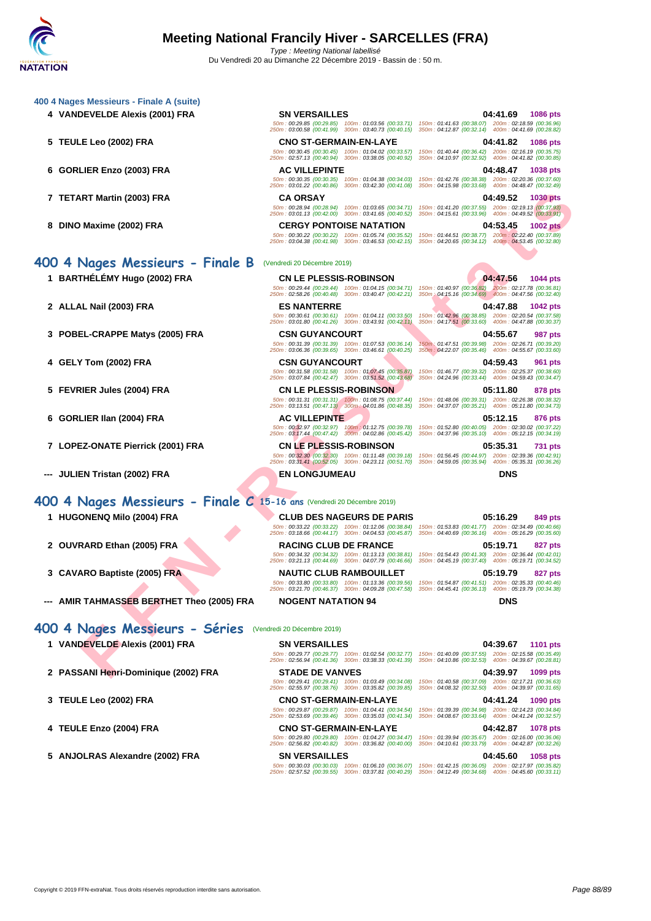### 400 4 Nages Messieurs - Finale A (suite)

| Place | Nom | Club | Temps | Points |
|---|---|---|---|---|
| 4 | VANDEVELDE Alexis (2001) FRA | SN VERSAILLES | 04:41.69 | 1086 pts |
| | | 50m : 00:29.85 (00:29.85) 100m : 01:03.56 (00:33.71) 150m : 01:41.63 (00:38.07) 200m : 02:18.59 (00:36.96) 250m : 03:00.58 (00:41.99) 300m : 03:40.73 (00:40.15) 350m : 04:12.87 (00:32.14) 400m : 04:41.69 (00:28.82) | | |
| 5 | TEULE Leo (2002) FRA | CNO ST-GERMAIN-EN-LAYE | 04:41.82 | 1086 pts |
| | | 50m : 00:30.45 (00:30.45) 100m : 01:04.02 (00:33.57) 150m : 01:40.44 (00:36.42) 200m : 02:16.19 (00:35.75) 250m : 02:57.13 (00:40.94) 300m : 03:38.05 (00:40.92) 350m : 04:10.97 (00:32.92) 400m : 04:41.82 (00:30.85) | | |
| 6 | GORLIER Enzo (2003) FRA | AC VILLEPINTE | 04:48.47 | 1038 pts |
| | | 50m : 00:30.35 (00:30.35) 100m : 01:04.38 (00:34.03) 150m : 01:42.76 (00:38.38) 200m : 02:20.36 (00:37.60) 250m : 03:01.22 (00:40.86) 300m : 03:42.30 (00:41.08) 350m : 04:15.98 (00:33.68) 400m : 04:48.47 (00:32.49) | | |
| 7 | TETART Martin (2003) FRA | CA ORSAY | 04:49.52 | 1030 pts |
| | | 50m : 00:28.94 (00:28.94) 100m : 01:03.65 (00:34.71) 150m : 01:41.20 (00:37.55) 200m : 02:19.13 (00:37.93) 250m : 03:01.13 (00:42.00) 300m : 03:41.65 (00:40.52) 350m : 04:15.61 (00:33.96) 400m : 04:49.52 (00:33.91) | | |
| 8 | DINO Maxime (2002) FRA | CERGY PONTOISE NATATION | 04:53.45 | 1002 pts |
| | | 50m : 00:30.22 (00:30.22) 100m : 01:05.74 (00:35.52) 150m : 01:44.51 (00:38.77) 200m : 02:22.40 (00:37.89) 250m : 03:04.38 (00:41.98) 300m : 03:46.53 (00:42.15) 350m : 04:20.65 (00:34.12) 400m : 04:53.45 (00:32.80) | | |

## 400 4 Nages Messieurs - Finale B (Vendredi 20 Décembre 2019)

| Place | Nom | Club | Temps | Points |
|---|---|---|---|---|
| 1 | BARTHÉLÉMY Hugo (2002) FRA | CN LE PLESSIS-ROBINSON | 04:47.56 | 1044 pts |
| | | 50m : 00:29.44 (00:29.44) 100m : 01:04.15 (00:34.71) 150m : 01:40.97 (00:36.82) 200m : 02:17.78 (00:36.81) 250m : 02:58.26 (00:40.48) 300m : 03:40.47 (00:42.21) 350m : 04:15.16 (00:34.69) 400m : 04:47.56 (00:32.40) | | |
| 2 | ALLAL Nail (2003) FRA | ES NANTERRE | 04:47.88 | 1042 pts |
| | | 50m : 00:30.61 (00:30.61) 100m : 01:04.11 (00:33.50) 150m : 01:42.96 (00:38.85) 200m : 02:20.54 (00:37.58) 250m : 03:01.80 (00:41.26) 300m : 03:43.91 (00:42.11) 350m : 04:17.51 (00:33.60) 400m : 04:47.88 (00:30.37) | | |
| 3 | POBEL-CRAPPE Matys (2005) FRA | CSN GUYANCOURT | 04:55.67 | 987 pts |
| | | 50m : 00:31.39 (00:31.39) 100m : 01:07.53 (00:36.14) 150m : 01:47.51 (00:39.98) 200m : 02:26.71 (00:39.20) 250m : 03:06.36 (00:39.65) 300m : 03:46.61 (00:40.25) 350m : 04:22.07 (00:35.46) 400m : 04:55.67 (00:33.60) | | |
| 4 | GELY Tom (2002) FRA | CSN GUYANCOURT | 04:59.43 | 961 pts |
| | | 50m : 00:31.58 (00:31.58) 100m : 01:07.45 (00:35.87) 150m : 01:46.77 (00:39.32) 200m : 02:25.37 (00:38.60) 250m : 03:07.84 (00:42.47) 300m : 03:51.52 (00:43.68) 350m : 04:24.96 (00:33.44) 400m : 04:59.43 (00:34.47) | | |
| 5 | FEVRIER Jules (2004) FRA | CN LE PLESSIS-ROBINSON | 05:11.80 | 878 pts |
| | | 50m : 00:31.31 (00:31.31) 100m : 01:08.75 (00:37.44) 150m : 01:48.06 (00:39.31) 200m : 02:26.38 (00:38.32) 250m : 03:13.51 (00:47.13) 300m : 04:01.86 (00:48.35) 350m : 04:37.07 (00:35.21) 400m : 05:11.80 (00:34.73) | | |
| 6 | GORLIER Ilan (2004) FRA | AC VILLEPINTE | 05:12.15 | 876 pts |
| | | 50m : 00:32.97 (00:32.97) 100m : 01:12.75 (00:39.78) 150m : 01:52.80 (00:40.05) 200m : 02:30.02 (00:37.22) 250m : 03:17.44 (00:47.42) 300m : 04:02.86 (00:45.42) 350m : 04:37.96 (00:35.10) 400m : 05:12.15 (00:34.19) | | |
| 7 | LOPEZ-ONATE Pierrick (2001) FRA | CN LE PLESSIS-ROBINSON | 05:35.31 | 731 pts |
| | | 50m : 00:32.30 (00:32.30) 100m : 01:11.48 (00:39.18) 150m : 01:56.45 (00:44.97) 200m : 02:39.36 (00:42.91) 250m : 03:31.41 (00:52.05) 300m : 04:23.11 (00:51.70) 350m : 04:59.05 (00:35.94) 400m : 05:35.31 (00:36.26) | | |
| --- | JULIEN Tristan (2002) FRA | EN LONGJUMEAU | DNS | |

## 400 4 Nages Messieurs - Finale C 15-16 ans (Vendredi 20 Décembre 2019)

| Place | Nom | Club | Temps | Points |
|---|---|---|---|---|
| 1 | HUGONENQ Milo (2004) FRA | CLUB DES NAGEURS DE PARIS | 05:16.29 | 849 pts |
| | | 50m : 00:33.22 (00:33.22) 100m : 01:12.06 (00:38.84) 150m : 01:53.83 (00:41.77) 200m : 02:34.49 (00:40.66) 250m : 03:18.66 (00:44.17) 300m : 04:04.53 (00:45.87) 350m : 04:40.69 (00:36.16) 400m : 05:16.29 (00:35.60) | | |
| 2 | OUVRARD Ethan (2005) FRA | RACING CLUB DE FRANCE | 05:19.71 | 827 pts |
| | | 50m : 00:34.32 (00:34.32) 100m : 01:13.13 (00:38.81) 150m : 01:54.43 (00:41.30) 200m : 02:36.44 (00:42.01) 250m : 03:21.13 (00:44.69) 300m : 04:07.79 (00:46.66) 350m : 04:45.19 (00:37.40) 400m : 05:19.71 (00:34.52) | | |
| 3 | CAVARO Baptiste (2005) FRA | NAUTIC CLUB RAMBOUILLET | 05:19.79 | 827 pts |
| | | 50m : 00:33.80 (00:33.80) 100m : 01:13.36 (00:39.56) 150m : 01:54.87 (00:41.51) 200m : 02:35.33 (00:40.46) 250m : 03:21.70 (00:46.37) 300m : 04:09.28 (00:47.58) 350m : 04:45.41 (00:36.13) 400m : 05:19.79 (00:34.38) | | |
| --- | AMIR TAHMASSEB BERTHET Theo (2005) FRA | NOGENT NATATION 94 | DNS | |

## 400 4 Nages Messieurs - Séries (Vendredi 20 Décembre 2019)

| Place | Nom | Club | Temps | Points |
|---|---|---|---|---|
| 1 | VANDEVELDE Alexis (2001) FRA | SN VERSAILLES | 04:39.67 | 1101 pts |
| | | 50m : 00:29.77 (00:29.77) 100m : 01:02.54 (00:32.77) 150m : 01:40.09 (00:37.55) 200m : 02:15.58 (00:35.49) 250m : 02:56.94 (00:41.36) 300m : 03:38.33 (00:41.39) 350m : 04:10.86 (00:32.53) 400m : 04:39.67 (00:28.81) | | |
| 2 | PASSANI Henri-Dominique (2002) FRA | STADE DE VANVES | 04:39.97 | 1099 pts |
| | | 50m : 00:29.41 (00:29.41) 100m : 01:03.49 (00:34.08) 150m : 01:40.58 (00:37.09) 200m : 02:17.21 (00:36.63) 250m : 02:55.97 (00:38.76) 300m : 03:35.82 (00:39.85) 350m : 04:08.32 (00:32.50) 400m : 04:39.97 (00:31.65) | | |
| 3 | TEULE Leo (2002) FRA | CNO ST-GERMAIN-EN-LAYE | 04:41.24 | 1090 pts |
| | | 50m : 00:29.87 (00:29.87) 100m : 01:04.41 (00:34.54) 150m : 01:39.39 (00:34.98) 200m : 02:14.23 (00:34.84) 250m : 02:53.69 (00:39.46) 300m : 03:35.03 (00:41.34) 350m : 04:08.67 (00:33.64) 400m : 04:41.24 (00:32.57) | | |
| 4 | TEULE Enzo (2004) FRA | CNO ST-GERMAIN-EN-LAYE | 04:42.87 | 1078 pts |
| | | 50m : 00:29.80 (00:29.80) 100m : 01:04.27 (00:34.47) 150m : 01:39.94 (00:35.67) 200m : 02:16.00 (00:36.06) 250m : 02:56.82 (00:40.82) 300m : 03:36.82 (00:40.00) 350m : 04:10.61 (00:33.79) 400m : 04:42.87 (00:32.26) | | |
| 5 | ANJOLRAS Alexandre (2002) FRA | SN VERSAILLES | 04:45.60 | 1058 pts |
| | | 50m : 00:30.03 (00:30.03) 100m : 01:06.10 (00:36.07) 150m : 01:42.15 (00:36.05) 200m : 02:17.97 (00:35.82) 250m : 02:57.52 (00:39.55) 300m : 03:37.81 (00:40.29) 350m : 04:12.49 (00:34.68) 400m : 04:45.60 (00:33.11) | | |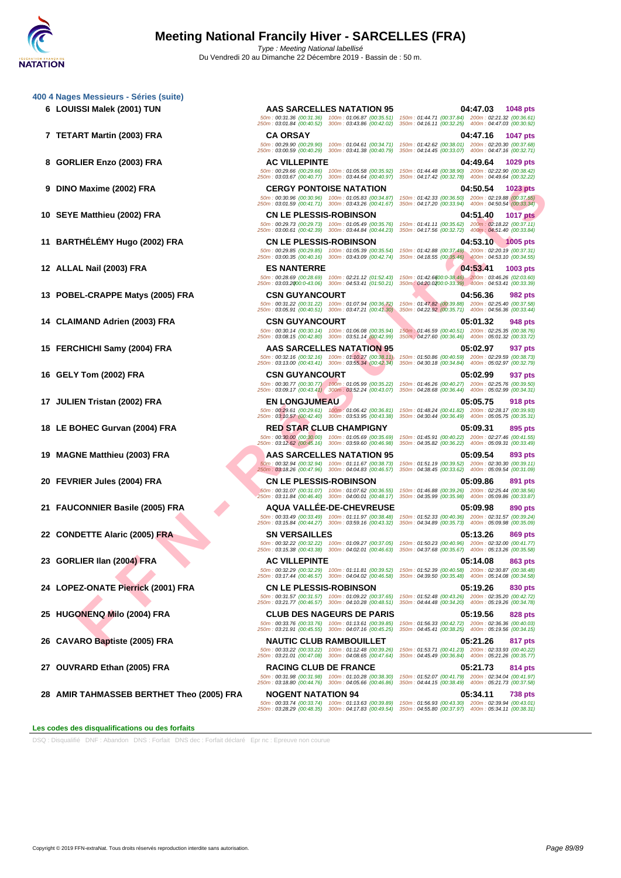# Meeting National Francily Hiver - SARCELLES (FRA)

Type : Meeting National labellisé

Du Vendredi 20 au Dimanche 22 Décembre 2019 - Bassin de : 50 m.

## 400 4 Nages Messieurs - Séries (suite)

| | | | | |
|---|---|---|---|---|
| 6 | LOUISSI Malek (2001) TUN | AAS SARCELLES NATATION 95 | 04:47.03 | 1048 pts |
| | | 50m : 00:31.36 (00:31.36) 100m : 01:06.87 (00:35.51) 150m : 01:44.71 (00:37.84) 200m : 02:21.32 (00:36.61) 250m : 03:01.84 (00:40.52) 300m : 03:43.86 (00:42.02) 350m : 04:16.11 (00:32.25) 400m : 04:47.03 (00:30.92) | | |
| 7 | TETART Martin (2003) FRA | CA ORSAY | 04:47.16 | 1047 pts |
| | | 50m : 00:29.90 (00:29.90) 100m : 01:04.61 (00:34.71) 150m : 01:42.62 (00:38.01) 200m : 02:20.30 (00:37.68) 250m : 03:00.59 (00:40.29) 300m : 03:41.38 (00:40.79) 350m : 04:14.45 (00:33.07) 400m : 04:47.16 (00:32.71) | | |
| 8 | GORLIER Enzo (2003) FRA | AC VILLEPINTE | 04:49.64 | 1029 pts |
| | | 50m : 00:29.66 (00:29.66) 100m : 01:05.58 (00:35.92) 150m : 01:44.48 (00:38.90) 200m : 02:22.90 (00:38.42) 250m : 03:03.67 (00:40.77) 300m : 03:44.64 (00:40.97) 350m : 04:17.42 (00:32.78) 400m : 04:49.64 (00:32.22) | | |
| 9 | DINO Maxime (2002) FRA | CERGY PONTOISE NATATION | 04:50.54 | 1023 pts |
| | | 50m : 00:30.96 (00:30.96) 100m : 01:05.83 (00:34.87) 150m : 01:42.33 (00:36.50) 200m : 02:19.88 (00:37.55) 250m : 03:01.59 (00:41.71) 300m : 03:43.26 (00:41.67) 350m : 04:17.20 (00:33.94) 400m : 04:50.54 (00:33.34) | | |
| 10 | SEYE Matthieu (2002) FRA | CN LE PLESSIS-ROBINSON | 04:51.40 | 1017 pts |
| | | 50m : 00:29.73 (00:29.73) 100m : 01:05.49 (00:35.76) 150m : 01:41.11 (00:35.62) 200m : 02:18.22 (00:37.11) 250m : 03:00.61 (00:42.39) 300m : 03:44.84 (00:44.23) 350m : 04:17.56 (00:32.72) 400m : 04:51.40 (00:33.84) | | |
| 11 | BARTHÉLÉMY Hugo (2002) FRA | CN LE PLESSIS-ROBINSON | 04:53.10 | 1005 pts |
| | | 50m : 00:29.85 (00:29.85) 100m : 01:05.39 (00:35.54) 150m : 01:42.88 (00:37.49) 200m : 02:20.19 (00:37.31) 250m : 03:00.35 (00:40.16) 300m : 03:43.09 (00:42.74) 350m : 04:18.55 (00:35.46) 400m : 04:53.10 (00:34.55) | | |
| 12 | ALLAL Nail (2003) FRA | ES NANTERRE | 04:53.41 | 1003 pts |
| | | 50m : 00:28.69 (00:28.69) 100m : 02:21.12 (01:52.43) 150m : 01:42.6600:0-38.46) 200m : 03:46.26 (02:03.60) 250m : 03:03.2000:0-43.06) 300m : 04:53.41 (01:50.21) 350m : 04:20.0200:0-33.39) 400m : 04:53.41 (00:33.39) | | |
| 13 | POBEL-CRAPPE Matys (2005) FRA | CSN GUYANCOURT | 04:56.36 | 982 pts |
| | | 50m : 00:31.22 (00:31.22) 100m : 01:07.94 (00:36.72) 150m : 01:47.82 (00:39.88) 200m : 02:25.40 (00:37.58) 250m : 03:05.91 (00:40.51) 300m : 03:47.21 (00:41.30) 350m : 04:22.92 (00:35.71) 400m : 04:56.36 (00:33.44) | | |
| 14 | CLAIMAND Adrien (2003) FRA | CSN GUYANCOURT | 05:01.32 | 948 pts |
| | | 50m : 00:30.14 (00:30.14) 100m : 01:06.08 (00:35.94) 150m : 01:46.59 (00:40.51) 200m : 02:25.35 (00:38.76) 250m : 03:08.15 (00:42.80) 300m : 03:51.14 (00:42.99) 350m : 04:27.60 (00:36.46) 400m : 05:01.32 (00:33.72) | | |
| 15 | FERCHICHI Samy (2004) FRA | AAS SARCELLES NATATION 95 | 05:02.97 | 937 pts |
| | | 50m : 00:32.16 (00:32.16) 100m : 01:10.27 (00:38.11) 150m : 01:50.86 (00:40.59) 200m : 02:29.59 (00:38.73) 250m : 03:13.00 (00:43.41) 300m : 03:55.34 (00:42.34) 350m : 04:30.18 (00:34.84) 400m : 05:02.97 (00:32.79) | | |
| 16 | GELY Tom (2002) FRA | CSN GUYANCOURT | 05:02.99 | 937 pts |
| | | 50m : 00:30.77 (00:30.77) 100m : 01:05.99 (00:35.22) 150m : 01:46.26 (00:40.27) 200m : 02:25.76 (00:39.50) 250m : 03:09.17 (00:43.41) 300m : 03:52.24 (00:43.07) 350m : 04:28.68 (00:36.44) 400m : 05:02.99 (00:34.31) | | |
| 17 | JULIEN Tristan (2002) FRA | EN LONGJUMEAU | 05:05.75 | 918 pts |
| | | 50m : 00:29.61 (00:29.61) 100m : 01:06.42 (00:36.81) 150m : 01:48.24 (00:41.82) 200m : 02:28.17 (00:39.93) 250m : 03:10.57 (00:42.40) 300m : 03:53.95 (00:43.38) 350m : 04:30.44 (00:36.49) 400m : 05:05.75 (00:35.31) | | |
| 18 | LE BOHEC Gurvan (2004) FRA | RED STAR CLUB CHAMPIGNY | 05:09.31 | 895 pts |
| | | 50m : 00:30.00 (00:30.00) 100m : 01:05.69 (00:35.69) 150m : 01:45.91 (00:40.22) 200m : 02:27.46 (00:41.55) 250m : 03:12.62 (00:45.16) 300m : 03:59.60 (00:46.98) 350m : 04:35.82 (00:36.22) 400m : 05:09.31 (00:33.49) | | |
| 19 | MAGNE Matthieu (2003) FRA | AAS SARCELLES NATATION 95 | 05:09.54 | 893 pts |
| | | 50m : 00:32.94 (00:32.94) 100m : 01:11.67 (00:38.73) 150m : 01:51.19 (00:39.52) 200m : 02:30.30 (00:39.11) 250m : 03:18.26 (00:47.96) 300m : 04:04.83 (00:46.57) 350m : 04:38.45 (00:33.62) 400m : 05:09.54 (00:31.09) | | |
| 20 | FEVRIER Jules (2004) FRA | CN LE PLESSIS-ROBINSON | 05:09.86 | 891 pts |
| | | 50m : 00:31.07 (00:31.07) 100m : 01:07.62 (00:36.55) 150m : 01:46.88 (00:39.26) 200m : 02:25.44 (00:38.56) 250m : 03:11.84 (00:46.40) 300m : 04:00.01 (00:48.17) 350m : 04:35.99 (00:35.98) 400m : 05:09.86 (00:33.87) | | |
| 21 | FAUCONNIER Basile (2005) FRA | AQUA VALLÉE-DE-CHEVREUSE | 05:09.98 | 890 pts |
| | | 50m : 00:33.49 (00:33.49) 100m : 01:11.97 (00:38.48) 150m : 01:52.33 (00:40.36) 200m : 02:31.57 (00:39.24) 250m : 03:15.84 (00:44.27) 300m : 03:59.16 (00:43.32) 350m : 04:34.89 (00:35.73) 400m : 05:09.98 (00:35.09) | | |
| 22 | CONDETTE Alaric (2005) FRA | SN VERSAILLES | 05:13.26 | 869 pts |
| | | 50m : 00:32.22 (00:32.22) 100m : 01:09.27 (00:37.05) 150m : 01:50.23 (00:40.96) 200m : 02:32.00 (00:41.77) 250m : 03:15.38 (00:43.38) 300m : 04:02.01 (00:46.63) 350m : 04:37.68 (00:35.67) 400m : 05:13.26 (00:35.58) | | |
| 23 | GORLIER Ilan (2004) FRA | AC VILLEPINTE | 05:14.08 | 863 pts |
| | | 50m : 00:32.29 (00:32.29) 100m : 01:11.81 (00:39.52) 150m : 01:52.39 (00:40.58) 200m : 02:30.87 (00:38.48) 250m : 03:17.44 (00:46.57) 300m : 04:04.02 (00:46.58) 350m : 04:39.50 (00:35.48) 400m : 05:14.08 (00:34.58) | | |
| 24 | LOPEZ-ONATE Pierrick (2001) FRA | CN LE PLESSIS-ROBINSON | 05:19.26 | 830 pts |
| | | 50m : 00:31.57 (00:31.57) 100m : 01:09.22 (00:37.65) 150m : 01:52.48 (00:43.26) 200m : 02:35.20 (00:42.72) 250m : 03:21.77 (00:46.57) 300m : 04:10.28 (00:48.51) 350m : 04:44.48 (00:34.20) 400m : 05:19.26 (00:34.78) | | |
| 25 | HUGONENQ Milo (2004) FRA | CLUB DES NAGEURS DE PARIS | 05:19.56 | 828 pts |
| | | 50m : 00:33.76 (00:33.76) 100m : 01:13.61 (00:39.85) 150m : 01:56.33 (00:42.72) 200m : 02:36.36 (00:40.03) 250m : 03:21.91 (00:45.55) 300m : 04:07.16 (00:45.25) 350m : 04:45.41 (00:38.25) 400m : 05:19.56 (00:34.15) | | |
| 26 | CAVARO Baptiste (2005) FRA | NAUTIC CLUB RAMBOUILLET | 05:21.26 | 817 pts |
| | | 50m : 00:33.22 (00:33.22) 100m : 01:12.48 (00:39.26) 150m : 01:53.71 (00:41.23) 200m : 02:33.93 (00:40.22) 250m : 03:21.01 (00:47.08) 300m : 04:08.65 (00:47.64) 350m : 04:45.49 (00:36.84) 400m : 05:21.26 (00:35.77) | | |
| 27 | OUVRARD Ethan (2005) FRA | RACING CLUB DE FRANCE | 05:21.73 | 814 pts |
| | | 50m : 00:31.98 (00:31.98) 100m : 01:10.28 (00:38.30) 150m : 01:52.07 (00:41.79) 200m : 02:34.04 (00:41.97) 250m : 03:18.80 (00:44.76) 300m : 04:05.66 (00:46.86) 350m : 04:44.15 (00:38.49) 400m : 05:21.73 (00:37.58) | | |
| 28 | AMIR TAHMASSEB BERTHET Theo (2005) FRA | NOGENT NATATION 94 | 05:34.11 | 738 pts |
| | | 50m : 00:33.74 (00:33.74) 100m : 01:13.63 (00:39.89) 150m : 01:56.93 (00:43.30) 200m : 02:39.94 (00:43.01) 250m : 03:28.29 (00:48.35) 300m : 04:17.83 (00:49.54) 350m : 04:55.80 (00:37.97) 400m : 05:34.11 (00:38.31) | | |

### Les codes des disqualifications ou des forfaits

DSQ : Disqualifié DNF : Abandon DNS : Forfait DNS dec : Forfait déclaré Epr nc : Epreuve non courue

Copyright © 2019 FFN-extraNat. Tous droits réservés reproduction interdite sans autorisation.